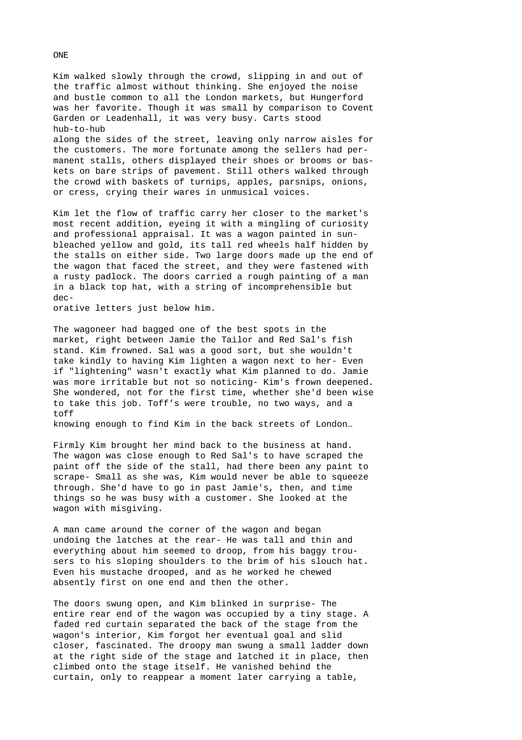# ONE

Kim walked slowly through the crowd, slipping in and out of the traffic almost without thinking. She enjoyed the noise and bustle common to all the London markets, but Hungerford was her favorite. Though it was small by comparison to Covent Garden or Leadenhall, it was very busy. Carts stood hub-to-hub along the sides of the street, leaving only narrow aisles for the customers. The more fortunate among the sellers had permanent stalls, others displayed their shoes or brooms or baskets on bare strips of pavement. Still others walked through the crowd with baskets of turnips, apples, parsnips, onions, or cress, crying their wares in unmusical voices.

Kim let the flow of traffic carry her closer to the market's most recent addition, eyeing it with a mingling of curiosity and professional appraisal. It was a wagon painted in sun-bleached yellow and gold, its tall red wheels half hidden by the stalls on either side. Two large doors made up the end of the wagon that faced the street, and they were fastened with a rusty padlock. The doors carried a rough painting of a man in a black top hat, with a string of incomprehensible but decorative letters just below him.

The wagoneer had bagged one of the best spots in the market, right between Jamie the Tailor and Red Sal's fish stand. Kim frowned. Sal was a good sort, but she wouldn't take kindly to having Kim lighten a wagon next to her- Even if "lightening" wasn't exactly what Kim planned to do. Jamie was more irritable but not so noticing- Kim's frown deepened. She wondered, not for the first time, whether she'd been wise to take this job. Toff's were trouble, no two ways, and a toff knowing enough to find Kim in the back streets of London…

Firmly Kim brought her mind back to the business at hand. The wagon was close enough to Red Sal's to have scraped the paint off the side of the stall, had there been any paint to scrape- Small as she was, Kim would never be able to squeeze through. She'd have to go in past Jamie's, then, and time things so he was busy with a customer. She looked at the wagon with misgiving.

A man came around the corner of the wagon and began undoing the latches at the rear- He was tall and thin and everything about him seemed to droop, from his baggy trousers to his sloping shoulders to the brim of his slouch hat. Even his mustache drooped, and as he worked he chewed absently first on one end and then the other.

The doors swung open, and Kim blinked in surprise- The entire rear end of the wagon was occupied by a tiny stage. A faded red curtain separated the back of the stage from the wagon's interior, Kim forgot her eventual goal and slid closer, fascinated. The droopy man swung a small ladder down at the right side of the stage and latched it in place, then climbed onto the stage itself. He vanished behind the curtain, only to reappear a moment later carrying a table,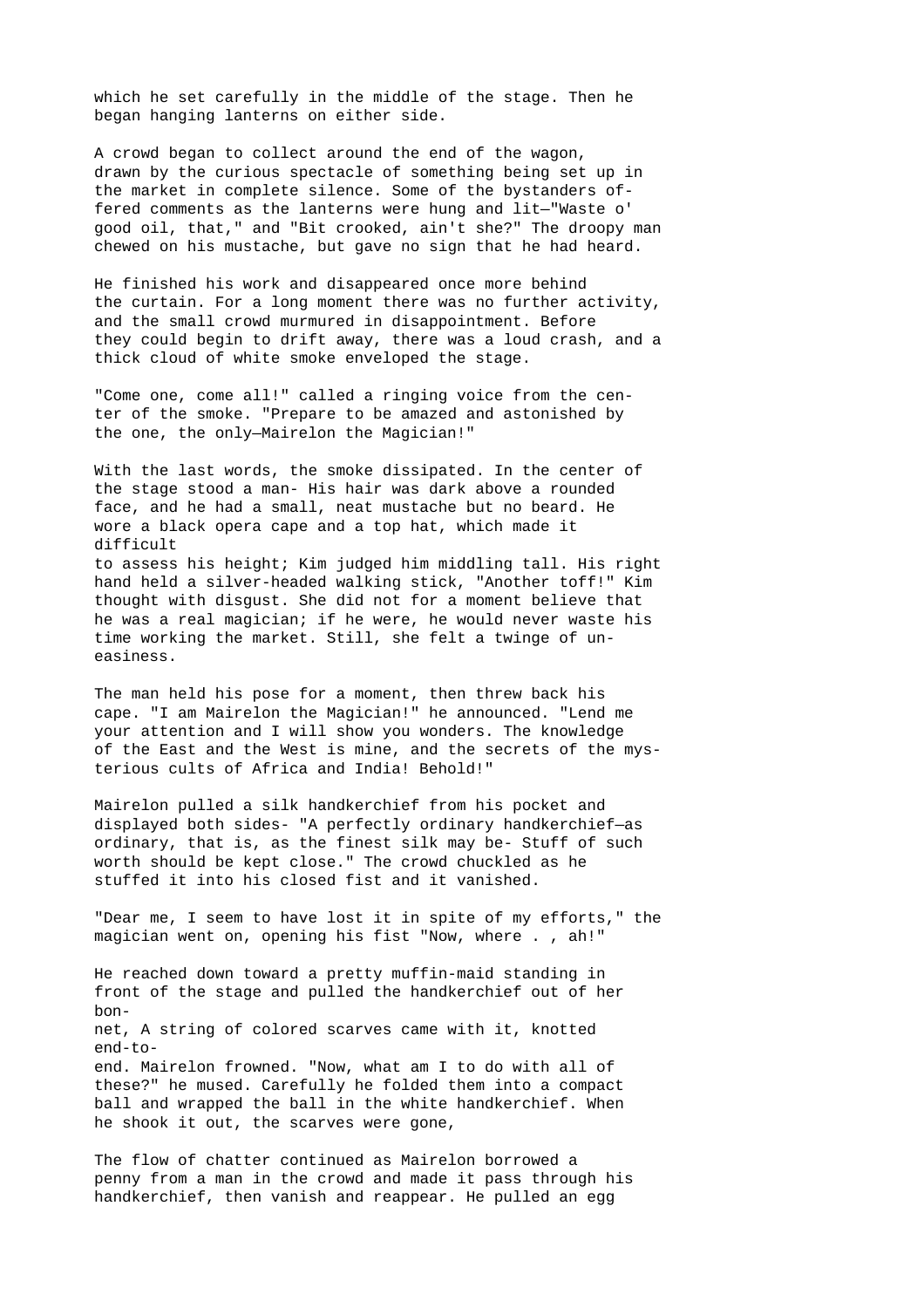which he set carefully in the middle of the stage. Then he began hanging lanterns on either side.

A crowd began to collect around the end of the wagon, drawn by the curious spectacle of something being set up in the market in complete silence. Some of the bystanders offered comments as the lanterns were hung and lit—"Waste o' good oil, that," and "Bit crooked, ain't she?" The droopy man chewed on his mustache, but gave no sign that he had heard.

He finished his work and disappeared once more behind the curtain. For a long moment there was no further activity, and the small crowd murmured in disappointment. Before they could begin to drift away, there was a loud crash, and a thick cloud of white smoke enveloped the stage.

"Come one, come all!" called a ringing voice from the center of the smoke. "Prepare to be amazed and astonished by the one, the only—Mairelon the Magician!"

With the last words, the smoke dissipated. In the center of the stage stood a man- His hair was dark above a rounded face, and he had a small, neat mustache but no beard. He wore a black opera cape and a top hat, which made it difficult to assess his height; Kim judged him middling tall. His right hand held a silver-headed walking stick, "Another toff!" Kim thought with disgust. She did not for a moment believe that he was a real magician; if he were, he would never waste his time working the market. Still, she felt a twinge of uneasiness.

The man held his pose for a moment, then threw back his cape. "I am Mairelon the Magician!" he announced. "Lend me your attention and I will show you wonders. The knowledge of the East and the West is mine, and the secrets of the mysterious cults of Africa and India! Behold!"

Mairelon pulled a silk handkerchief from his pocket and displayed both sides- "A perfectly ordinary handkerchief—as ordinary, that is, as the finest silk may be- Stuff of such worth should be kept close." The crowd chuckled as he stuffed it into his closed fist and it vanished.

"Dear me, I seem to have lost it in spite of my efforts," the magician went on, opening his fist "Now, where . , ah!"

He reached down toward a pretty muffin-maid standing in front of the stage and pulled the handkerchief out of her bonnet, A string of colored scarves came with it, knotted end-to-end. Mairelon frowned. "Now, what am I to do with all of these?" he mused. Carefully he folded them into a compact ball and wrapped the ball in the white handkerchief. When he shook it out, the scarves were gone,

The flow of chatter continued as Mairelon borrowed a penny from a man in the crowd and made it pass through his handkerchief, then vanish and reappear. He pulled an egg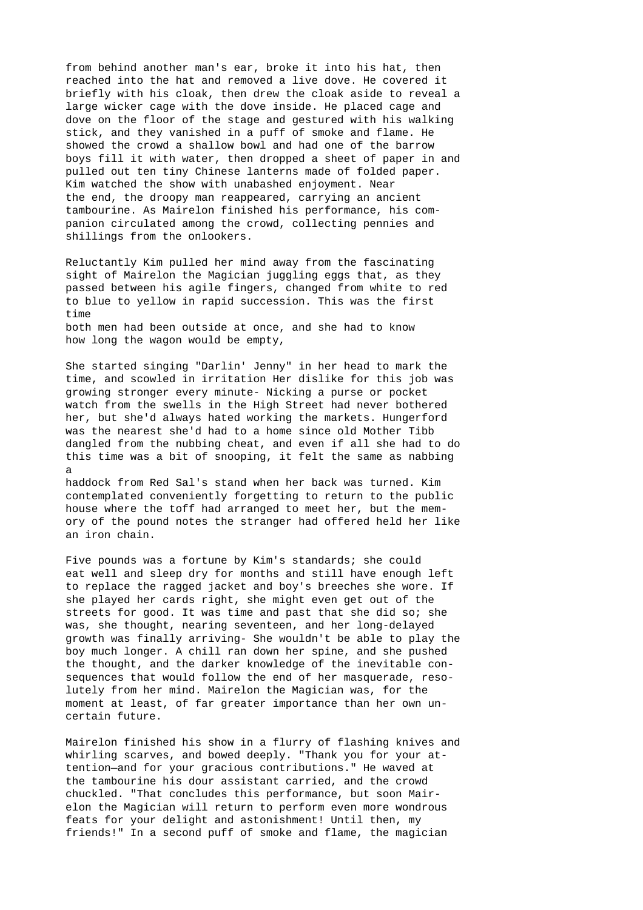from behind another man's ear, broke it into his hat, then reached into the hat and removed a live dove. He covered it briefly with his cloak, then drew the cloak aside to reveal a large wicker cage with the dove inside. He placed cage and dove on the floor of the stage and gestured with his walking stick, and they vanished in a puff of smoke and flame. He showed the crowd a shallow bowl and had one of the barrow boys fill it with water, then dropped a sheet of paper in and pulled out ten tiny Chinese lanterns made of folded paper. Kim watched the show with unabashed enjoyment. Near the end, the droopy man reappeared, carrying an ancient tambourine. As Mairelon finished his performance, his companion circulated among the crowd, collecting pennies and shillings from the onlookers.

Reluctantly Kim pulled her mind away from the fascinating sight of Mairelon the Magician juggling eggs that, as they passed between his agile fingers, changed from white to red to blue to yellow in rapid succession. This was the first time both men had been outside at once, and she had to know how long the wagon would be empty,

She started singing "Darlin' Jenny" in her head to mark the time, and scowled in irritation Her dislike for this job was growing stronger every minute- Nicking a purse or pocket watch from the swells in the High Street had never bothered her, but she'd always hated working the markets. Hungerford was the nearest she'd had to a home since old Mother Tibb dangled from the nubbing cheat, and even if all she had to do this time was a bit of snooping, it felt the same as nabbing a haddock from Red Sal's stand when her back was turned. Kim contemplated conveniently forgetting to return to the public house where the toff had arranged to meet her, but the memory of the pound notes the stranger had offered held her like an iron chain.

Five pounds was a fortune by Kim's standards; she could eat well and sleep dry for months and still have enough left to replace the ragged jacket and boy's breeches she wore. If she played her cards right, she might even get out of the streets for good. It was time and past that she did so; she was, she thought, nearing seventeen, and her long-delayed growth was finally arriving- She wouldn't be able to play the boy much longer. A chill ran down her spine, and she pushed the thought, and the darker knowledge of the inevitable consequences that would follow the end of her masquerade, resolutely from her mind. Mairelon the Magician was, for the moment at least, of far greater importance than her own uncertain future.

Mairelon finished his show in a flurry of flashing knives and whirling scarves, and bowed deeply. "Thank you for your attention—and for your gracious contributions." He waved at the tambourine his dour assistant carried, and the crowd chuckled. "That concludes this performance, but soon Mairelon the Magician will return to perform even more wondrous feats for your delight and astonishment! Until then, my friends!" In a second puff of smoke and flame, the magician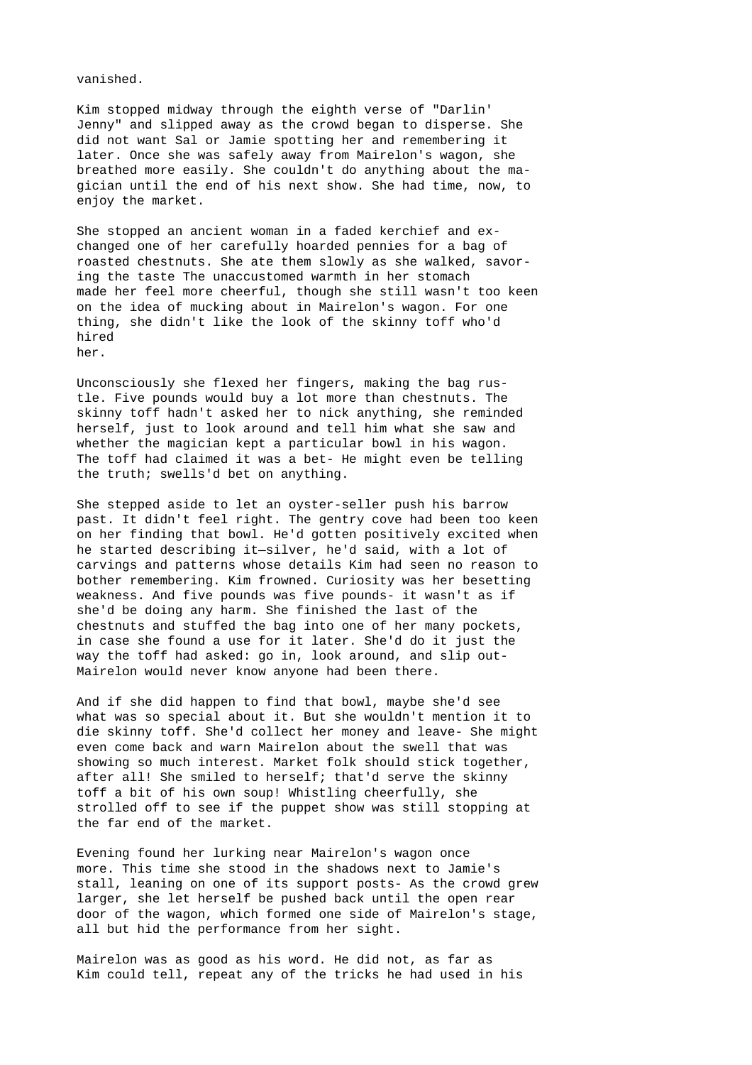vanished.

Kim stopped midway through the eighth verse of "Darlin' Jenny" and slipped away as the crowd began to disperse. She did not want Sal or Jamie spotting her and remembering it later. Once she was safely away from Mairelon's wagon, she breathed more easily. She couldn't do anything about the magician until the end of his next show. She had time, now, to enjoy the market.

She stopped an ancient woman in a faded kerchief and exchanged one of her carefully hoarded pennies for a bag of roasted chestnuts. She ate them slowly as she walked, savoring the taste The unaccustomed warmth in her stomach made her feel more cheerful, though she still wasn't too keen on the idea of mucking about in Mairelon's wagon. For one thing, she didn't like the look of the skinny toff who'd hired her.

Unconsciously she flexed her fingers, making the bag rustle. Five pounds would buy a lot more than chestnuts. The skinny toff hadn't asked her to nick anything, she reminded herself, just to look around and tell him what she saw and whether the magician kept a particular bowl in his wagon. The toff had claimed it was a bet- He might even be telling the truth; swells'd bet on anything.

She stepped aside to let an oyster-seller push his barrow past. It didn't feel right. The gentry cove had been too keen on her finding that bowl. He'd gotten positively excited when he started describing it—silver, he'd said, with a lot of carvings and patterns whose details Kim had seen no reason to bother remembering. Kim frowned. Curiosity was her besetting weakness. And five pounds was five pounds- it wasn't as if she'd be doing any harm. She finished the last of the chestnuts and stuffed the bag into one of her many pockets, in case she found a use for it later. She'd do it just the way the toff had asked: go in, look around, and slip out- Mairelon would never know anyone had been there.

And if she did happen to find that bowl, maybe she'd see what was so special about it. But she wouldn't mention it to die skinny toff. She'd collect her money and leave- She might even come back and warn Mairelon about the swell that was showing so much interest. Market folk should stick together, after all! She smiled to herself; that'd serve the skinny toff a bit of his own soup! Whistling cheerfully, she strolled off to see if the puppet show was still stopping at the far end of the market.

Evening found her lurking near Mairelon's wagon once more. This time she stood in the shadows next to Jamie's stall, leaning on one of its support posts- As the crowd grew larger, she let herself be pushed back until the open rear door of the wagon, which formed one side of Mairelon's stage, all but hid the performance from her sight.

Mairelon was as good as his word. He did not, as far as Kim could tell, repeat any of the tricks he had used in his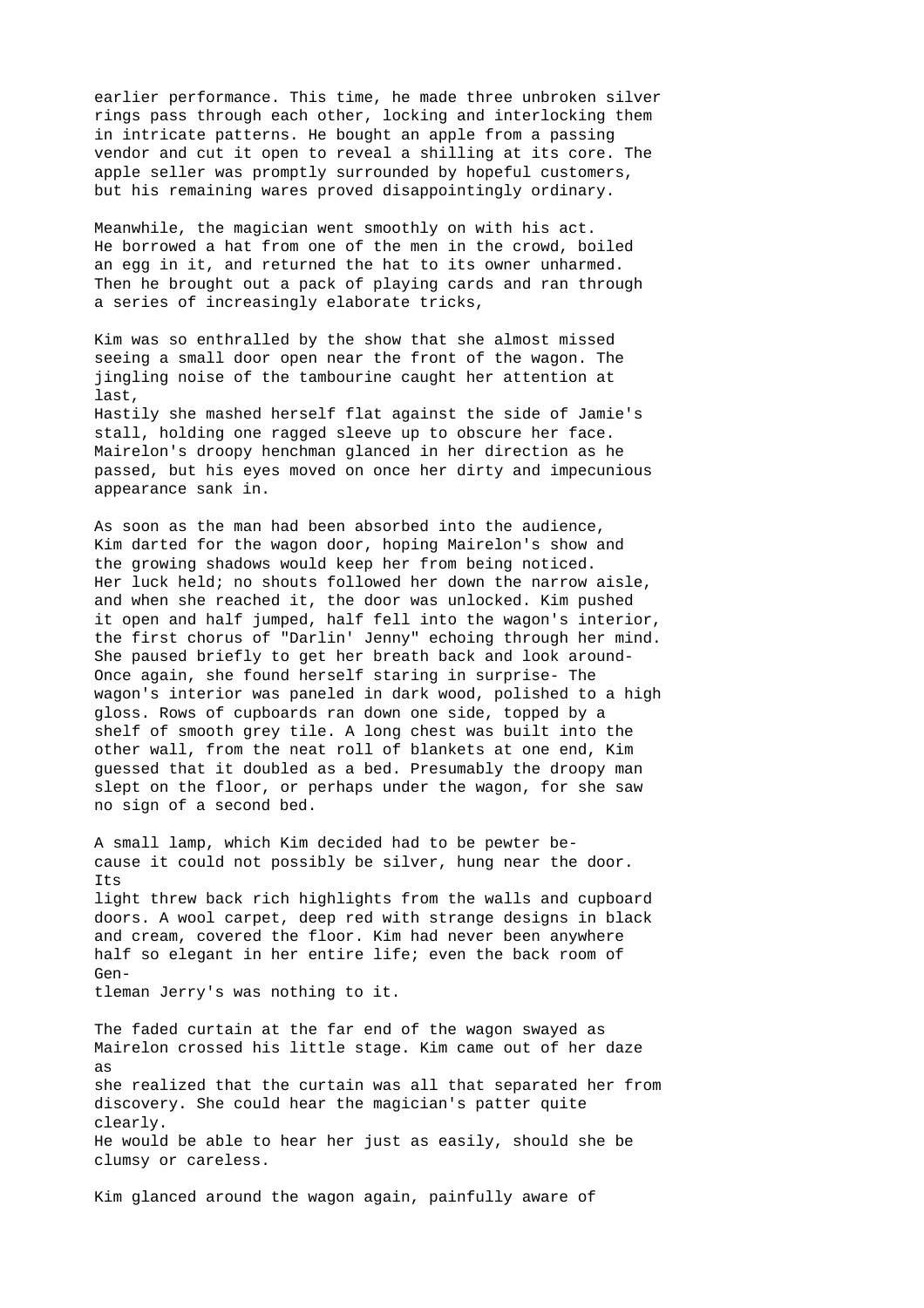earlier performance. This time, he made three unbroken silver rings pass through each other, locking and interlocking them in intricate patterns. He bought an apple from a passing vendor and cut it open to reveal a shilling at its core. The apple seller was promptly surrounded by hopeful customers, but his remaining wares proved disappointingly ordinary.

Meanwhile, the magician went smoothly on with his act. He borrowed a hat from one of the men in the crowd, boiled an egg in it, and returned the hat to its owner unharmed. Then he brought out a pack of playing cards and ran through a series of increasingly elaborate tricks,

Kim was so enthralled by the show that she almost missed seeing a small door open near the front of the wagon. The jingling noise of the tambourine caught her attention at last,
Hastily she mashed herself flat against the side of Jamie's stall, holding one ragged sleeve up to obscure her face. Mairelon's droopy henchman glanced in her direction as he passed, but his eyes moved on once her dirty and impecunious appearance sank in.

As soon as the man had been absorbed into the audience, Kim darted for the wagon door, hoping Mairelon's show and the growing shadows would keep her from being noticed. Her luck held; no shouts followed her down the narrow aisle, and when she reached it, the door was unlocked. Kim pushed it open and half jumped, half fell into the wagon's interior, the first chorus of "Darlin' Jenny" echoing through her mind. She paused briefly to get her breath back and look around- Once again, she found herself staring in surprise- The wagon's interior was paneled in dark wood, polished to a high gloss. Rows of cupboards ran down one side, topped by a shelf of smooth grey tile. A long chest was built into the other wall, from the neat roll of blankets at one end, Kim guessed that it doubled as a bed. Presumably the droopy man slept on the floor, or perhaps under the wagon, for she saw no sign of a second bed.

A small lamp, which Kim decided had to be pewter because it could not possibly be silver, hung near the door. Its light threw back rich highlights from the walls and cupboard doors. A wool carpet, deep red with strange designs in black and cream, covered the floor. Kim had never been anywhere half so elegant in her entire life; even the back room of Gentleman Jerry's was nothing to it.

The faded curtain at the far end of the wagon swayed as Mairelon crossed his little stage. Kim came out of her daze as she realized that the curtain was all that separated her from discovery. She could hear the magician's patter quite clearly.
He would be able to hear her just as easily, should she be clumsy or careless.

Kim glanced around the wagon again, painfully aware of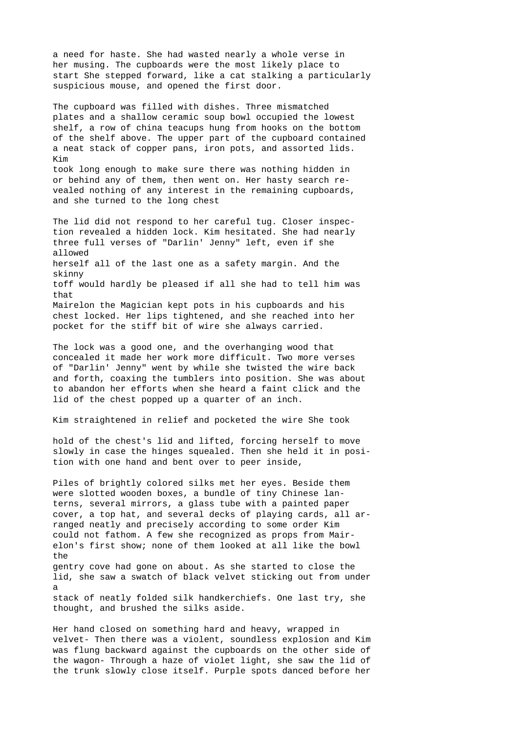a need for haste. She had wasted nearly a whole verse in her musing. The cupboards were the most likely place to start She stepped forward, like a cat stalking a particularly suspicious mouse, and opened the first door.

The cupboard was filled with dishes. Three mismatched plates and a shallow ceramic soup bowl occupied the lowest shelf, a row of china teacups hung from hooks on the bottom of the shelf above. The upper part of the cupboard contained a neat stack of copper pans, iron pots, and assorted lids. Kim took long enough to make sure there was nothing hidden in or behind any of them, then went on. Her hasty search revealed nothing of any interest in the remaining cupboards, and she turned to the long chest

The lid did not respond to her careful tug. Closer inspection revealed a hidden lock. Kim hesitated. She had nearly three full verses of "Darlin' Jenny" left, even if she allowed herself all of the last one as a safety margin. And the skinny toff would hardly be pleased if all she had to tell him was that Mairelon the Magician kept pots in his cupboards and his chest locked. Her lips tightened, and she reached into her pocket for the stiff bit of wire she always carried.

The lock was a good one, and the overhanging wood that concealed it made her work more difficult. Two more verses of "Darlin' Jenny" went by while she twisted the wire back and forth, coaxing the tumblers into position. She was about to abandon her efforts when she heard a faint click and the lid of the chest popped up a quarter of an inch.

Kim straightened in relief and pocketed the wire She took hold of the chest's lid and lifted, forcing herself to move slowly in case the hinges squealed. Then she held it in position with one hand and bent over to peer inside,

Piles of brightly colored silks met her eyes. Beside them were slotted wooden boxes, a bundle of tiny Chinese lanterns, several mirrors, a glass tube with a painted paper cover, a top hat, and several decks of playing cards, all arranged neatly and precisely according to some order Kim could not fathom. A few she recognized as props from Mairelon's first show; none of them looked at all like the bowl the gentry cove had gone on about. As she started to close the lid, she saw a swatch of black velvet sticking out from under a stack of neatly folded silk handkerchiefs. One last try, she thought, and brushed the silks aside.

Her hand closed on something hard and heavy, wrapped in velvet- Then there was a violent, soundless explosion and Kim was flung backward against the cupboards on the other side of the wagon- Through a haze of violet light, she saw the lid of the trunk slowly close itself. Purple spots danced before her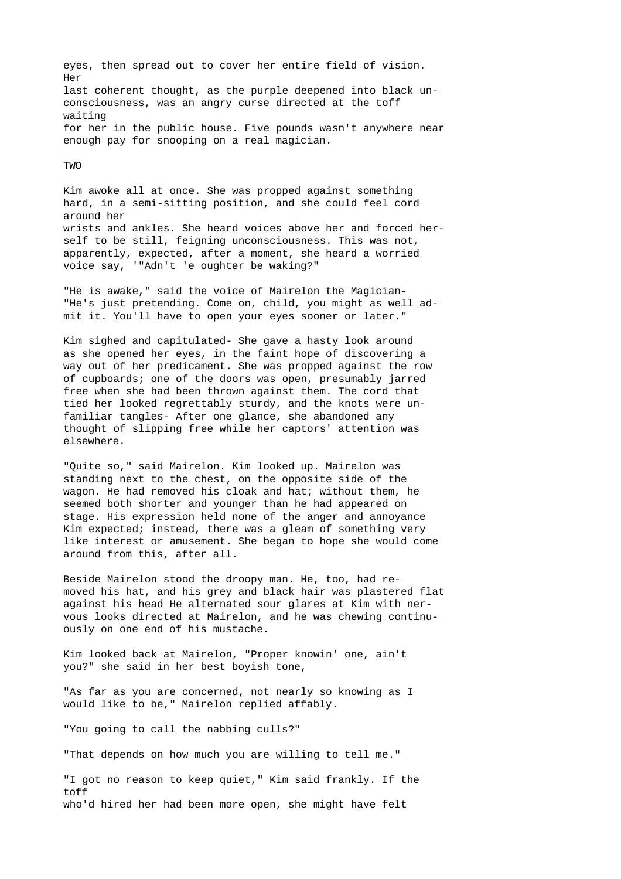eyes, then spread out to cover her entire field of vision. Her last coherent thought, as the purple deepened into black unconsciousness, was an angry curse directed at the toff waiting for her in the public house. Five pounds wasn't anywhere near enough pay for snooping on a real magician.

## TWO

Kim awoke all at once. She was propped against something hard, in a semi-sitting position, and she could feel cord around her wrists and ankles. She heard voices above her and forced herself to be still, feigning unconsciousness. This was not, apparently, expected, after a moment, she heard a worried voice say, '"Adn't 'e oughter be waking?"

"He is awake," said the voice of Mairelon the Magician- "He's just pretending. Come on, child, you might as well admit it. You'll have to open your eyes sooner or later."

Kim sighed and capitulated- She gave a hasty look around as she opened her eyes, in the faint hope of discovering a way out of her predicament. She was propped against the row of cupboards; one of the doors was open, presumably jarred free when she had been thrown against them. The cord that tied her looked regrettably sturdy, and the knots were unfamiliar tangles- After one glance, she abandoned any thought of slipping free while her captors' attention was elsewhere.

"Quite so," said Mairelon. Kim looked up. Mairelon was standing next to the chest, on the opposite side of the wagon. He had removed his cloak and hat; without them, he seemed both shorter and younger than he had appeared on stage. His expression held none of the anger and annoyance Kim expected; instead, there was a gleam of something very like interest or amusement. She began to hope she would come around from this, after all.

Beside Mairelon stood the droopy man. He, too, had removed his hat, and his grey and black hair was plastered flat against his head He alternated sour glares at Kim with nervous looks directed at Mairelon, and he was chewing continuously on one end of his mustache.

Kim looked back at Mairelon, "Proper knowin' one, ain't you?" she said in her best boyish tone,

"As far as you are concerned, not nearly so knowing as I would like to be," Mairelon replied affably.

"You going to call the nabbing culls?"

"That depends on how much you are willing to tell me."

"I got no reason to keep quiet," Kim said frankly. If the toff who'd hired her had been more open, she might have felt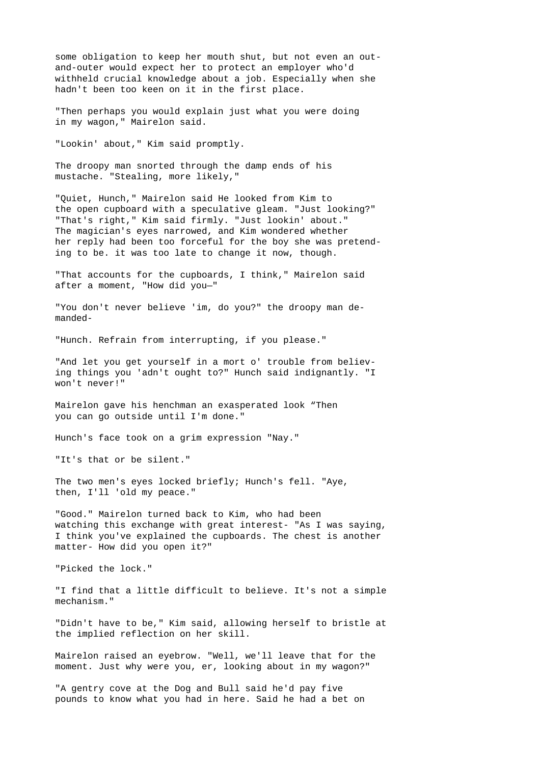some obligation to keep her mouth shut, but not even an out-and-outer would expect her to protect an employer who'd withheld crucial knowledge about a job. Especially when she hadn't been too keen on it in the first place.

"Then perhaps you would explain just what you were doing in my wagon," Mairelon said.

"Lookin' about," Kim said promptly.

The droopy man snorted through the damp ends of his mustache. "Stealing, more likely,"

"Quiet, Hunch," Mairelon said He looked from Kim to the open cupboard with a speculative gleam. "Just looking?"
"That's right," Kim said firmly. "Just lookin' about."
The magician's eyes narrowed, and Kim wondered whether her reply had been too forceful for the boy she was pretending to be. it was too late to change it now, though.

"That accounts for the cupboards, I think," Mairelon said after a moment, "How did you—"

"You don't never believe 'im, do you?" the droopy man demanded-

"Hunch. Refrain from interrupting, if you please."

"And let you get yourself in a mort o' trouble from believing things you 'adn't ought to?" Hunch said indignantly. "I won't never!"

Mairelon gave his henchman an exasperated look "Then you can go outside until I'm done."

Hunch's face took on a grim expression "Nay."

"It's that or be silent."

The two men's eyes locked briefly; Hunch's fell. "Aye, then, I'll 'old my peace."

"Good." Mairelon turned back to Kim, who had been watching this exchange with great interest- "As I was saying, I think you've explained the cupboards. The chest is another matter- How did you open it?"

"Picked the lock."

"I find that a little difficult to believe. It's not a simple mechanism."

"Didn't have to be," Kim said, allowing herself to bristle at the implied reflection on her skill.

Mairelon raised an eyebrow. "Well, we'll leave that for the moment. Just why were you, er, looking about in my wagon?"

"A gentry cove at the Dog and Bull said he'd pay five pounds to know what you had in here. Said he had a bet on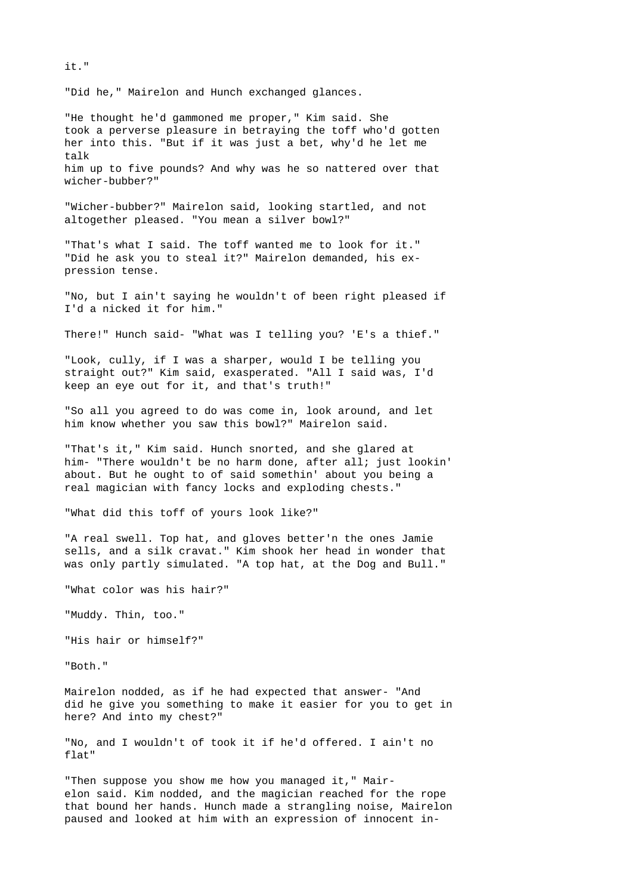it."

"Did he," Mairelon and Hunch exchanged glances.

"He thought he'd gammoned me proper," Kim said. She took a perverse pleasure in betraying the toff who'd gotten her into this. "But if it was just a bet, why'd he let me talk him up to five pounds? And why was he so nattered over that wicher-bubber?"

"Wicher-bubber?" Mairelon said, looking startled, and not altogether pleased. "You mean a silver bowl?"

"That's what I said. The toff wanted me to look for it."

"Did he ask you to steal it?" Mairelon demanded, his expression tense.

"No, but I ain't saying he wouldn't of been right pleased if I'd a nicked it for him."

There!" Hunch said- "What was I telling you? 'E's a thief."

"Look, cully, if I was a sharper, would I be telling you straight out?" Kim said, exasperated. "All I said was, I'd keep an eye out for it, and that's truth!"

"So all you agreed to do was come in, look around, and let him know whether you saw this bowl?" Mairelon said.

"That's it," Kim said. Hunch snorted, and she glared at him- "There wouldn't be no harm done, after all; just lookin' about. But he ought to of said somethin' about you being a real magician with fancy locks and exploding chests."

"What did this toff of yours look like?"

"A real swell. Top hat, and gloves better'n the ones Jamie sells, and a silk cravat." Kim shook her head in wonder that was only partly simulated. "A top hat, at the Dog and Bull."

"What color was his hair?"

"Muddy. Thin, too."

"His hair or himself?"

"Both."

Mairelon nodded, as if he had expected that answer- "And did he give you something to make it easier for you to get in here? And into my chest?"

"No, and I wouldn't of took it if he'd offered. I ain't no flat"

"Then suppose you show me how you managed it," Mairelon said. Kim nodded, and the magician reached for the rope that bound her hands. Hunch made a strangling noise, Mairelon paused and looked at him with an expression of innocent in-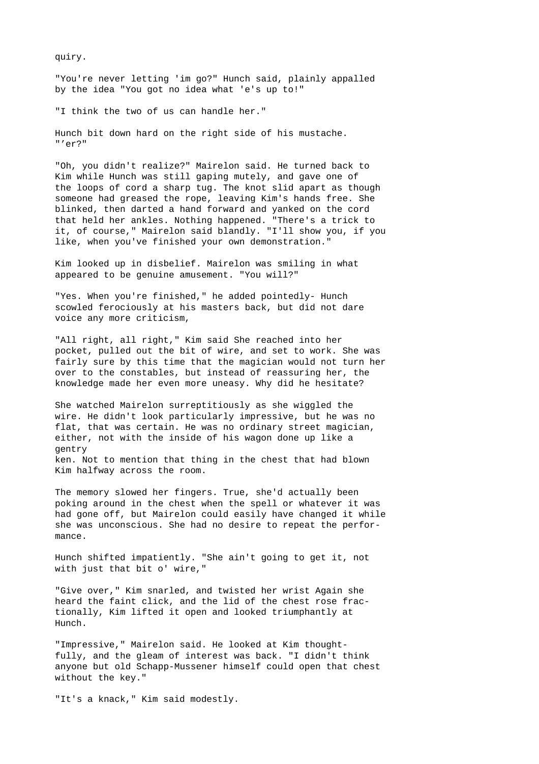quiry.

"You're never letting 'im go?" Hunch said, plainly appalled by the idea "You got no idea what 'e's up to!"

"I think the two of us can handle her."

Hunch bit down hard on the right side of his mustache. "'er?"

"Oh, you didn't realize?" Mairelon said. He turned back to Kim while Hunch was still gaping mutely, and gave one of the loops of cord a sharp tug. The knot slid apart as though someone had greased the rope, leaving Kim's hands free. She blinked, then darted a hand forward and yanked on the cord that held her ankles. Nothing happened. "There's a trick to it, of course," Mairelon said blandly. "I'll show you, if you like, when you've finished your own demonstration."

Kim looked up in disbelief. Mairelon was smiling in what appeared to be genuine amusement. "You will?"

"Yes. When you're finished," he added pointedly- Hunch scowled ferociously at his masters back, but did not dare voice any more criticism,

"All right, all right," Kim said She reached into her pocket, pulled out the bit of wire, and set to work. She was fairly sure by this time that the magician would not turn her over to the constables, but instead of reassuring her, the knowledge made her even more uneasy. Why did he hesitate?

She watched Mairelon surreptitiously as she wiggled the wire. He didn't look particularly impressive, but he was no flat, that was certain. He was no ordinary street magician, either, not with the inside of his wagon done up like a gentry ken. Not to mention that thing in the chest that had blown Kim halfway across the room.

The memory slowed her fingers. True, she'd actually been poking around in the chest when the spell or whatever it was had gone off, but Mairelon could easily have changed it while she was unconscious. She had no desire to repeat the performance.

Hunch shifted impatiently. "She ain't going to get it, not with just that bit o' wire,"

"Give over," Kim snarled, and twisted her wrist Again she heard the faint click, and the lid of the chest rose fractionally, Kim lifted it open and looked triumphantly at Hunch.

"Impressive," Mairelon said. He looked at Kim thoughtfully, and the gleam of interest was back. "I didn't think anyone but old Schapp-Mussener himself could open that chest without the key."

"It's a knack," Kim said modestly.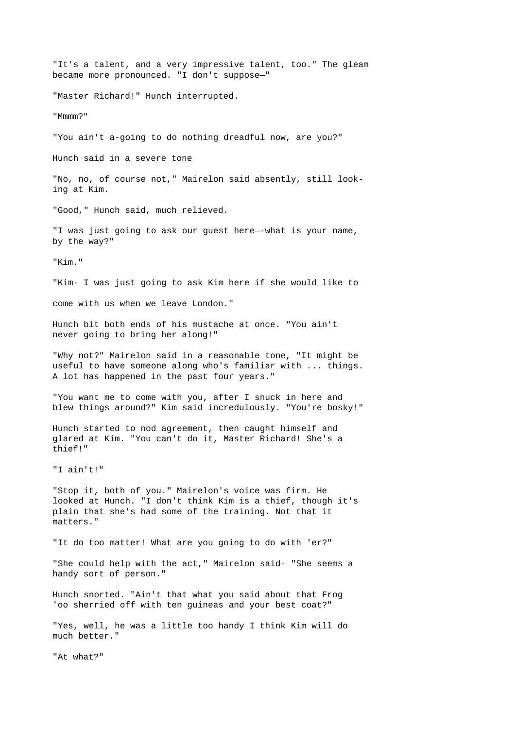"It's a talent, and a very impressive talent, too." The gleam became more pronounced. "I don't suppose—"

"Master Richard!" Hunch interrupted.

"Mmmm?"

"You ain't a-going to do nothing dreadful now, are you?"

Hunch said in a severe tone

"No, no, of course not," Mairelon said absently, still looking at Kim.

"Good," Hunch said, much relieved.

"I was just going to ask our guest here—-what is your name, by the way?"

"Kim."

"Kim- I was just going to ask Kim here if she would like to

come with us when we leave London."

Hunch bit both ends of his mustache at once. "You ain't never going to bring her along!"

"Why not?" Mairelon said in a reasonable tone, "It might be useful to have someone along who's familiar with ... things. A lot has happened in the past four years."

"You want me to come with you, after I snuck in here and blew things around?" Kim said incredulously. "You're bosky!"

Hunch started to nod agreement, then caught himself and glared at Kim. "You can't do it, Master Richard! She's a thief!"

"I ain't!"

"Stop it, both of you." Mairelon's voice was firm. He looked at Hunch. "I don't think Kim is a thief, though it's plain that she's had some of the training. Not that it matters."

"It do too matter! What are you going to do with 'er?"

"She could help with the act," Mairelon said- "She seems a handy sort of person."

Hunch snorted. "Ain't that what you said about that Frog 'oo sherried off with ten guineas and your best coat?"

"Yes, well, he was a little too handy I think Kim will do much better."

"At what?"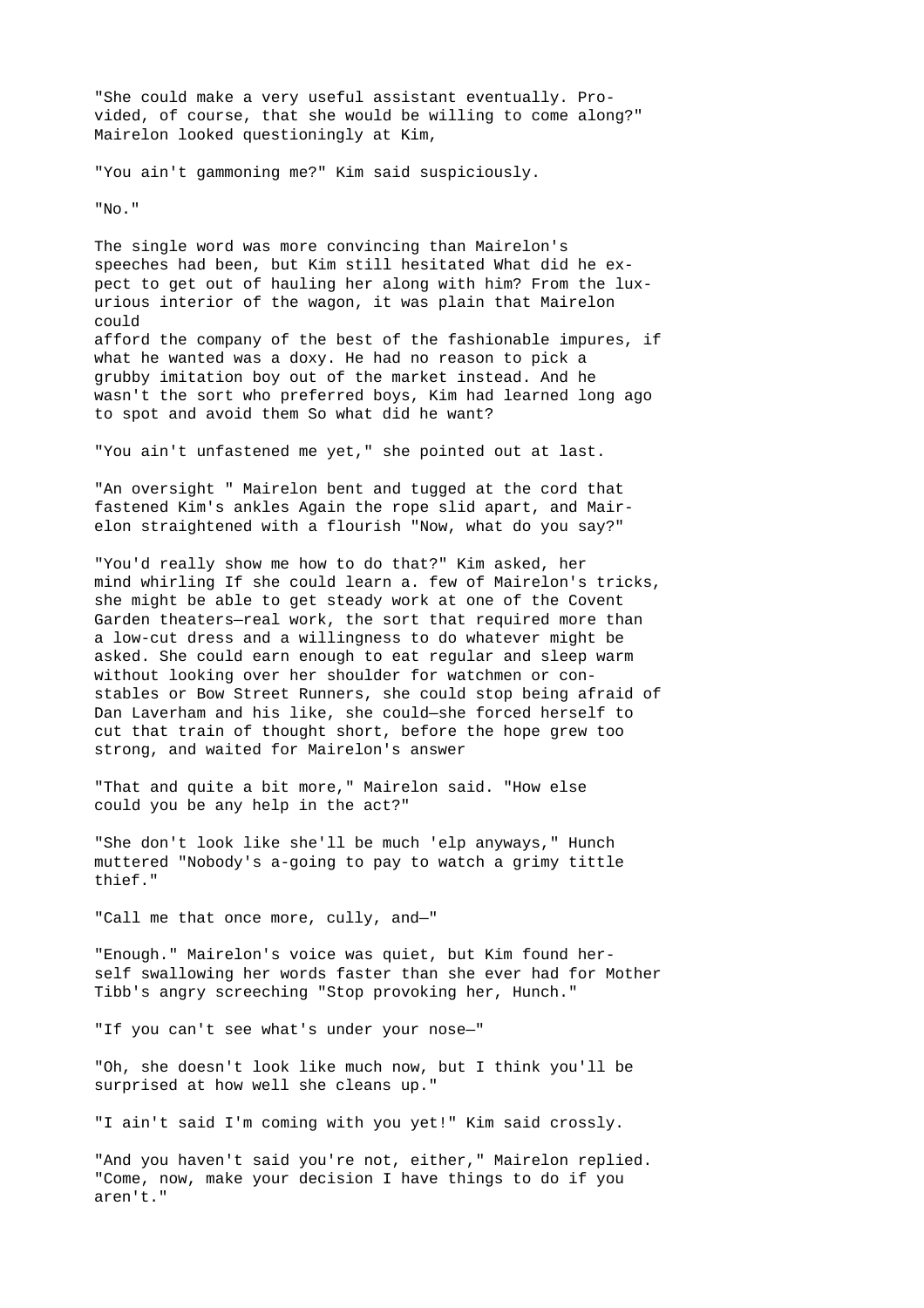"She could make a very useful assistant eventually. Provided, of course, that she would be willing to come along?" Mairelon looked questioningly at Kim,

"You ain't gammoning me?" Kim said suspiciously.

"No."

The single word was more convincing than Mairelon's speeches had been, but Kim still hesitated What did he expect to get out of hauling her along with him? From the luxurious interior of the wagon, it was plain that Mairelon could afford the company of the best of the fashionable impures, if what he wanted was a doxy. He had no reason to pick a grubby imitation boy out of the market instead. And he wasn't the sort who preferred boys, Kim had learned long ago to spot and avoid them So what did he want?

"You ain't unfastened me yet," she pointed out at last.

"An oversight " Mairelon bent and tugged at the cord that fastened Kim's ankles Again the rope slid apart, and Mairelon straightened with a flourish "Now, what do you say?"

"You'd really show me how to do that?" Kim asked, her mind whirling If she could learn a. few of Mairelon's tricks, she might be able to get steady work at one of the Covent Garden theaters—real work, the sort that required more than a low-cut dress and a willingness to do whatever might be asked. She could earn enough to eat regular and sleep warm without looking over her shoulder for watchmen or constables or Bow Street Runners, she could stop being afraid of Dan Laverham and his like, she could—she forced herself to cut that train of thought short, before the hope grew too strong, and waited for Mairelon's answer

"That and quite a bit more," Mairelon said. "How else could you be any help in the act?"

"She don't look like she'll be much 'elp anyways," Hunch muttered "Nobody's a-going to pay to watch a grimy tittle thief."

"Call me that once more, cully, and—"

"Enough." Mairelon's voice was quiet, but Kim found herself swallowing her words faster than she ever had for Mother Tibb's angry screeching "Stop provoking her, Hunch."

"If you can't see what's under your nose—"

"Oh, she doesn't look like much now, but I think you'll be surprised at how well she cleans up."

"I ain't said I'm coming with you yet!" Kim said crossly.

"And you haven't said you're not, either," Mairelon replied. "Come, now, make your decision I have things to do if you aren't."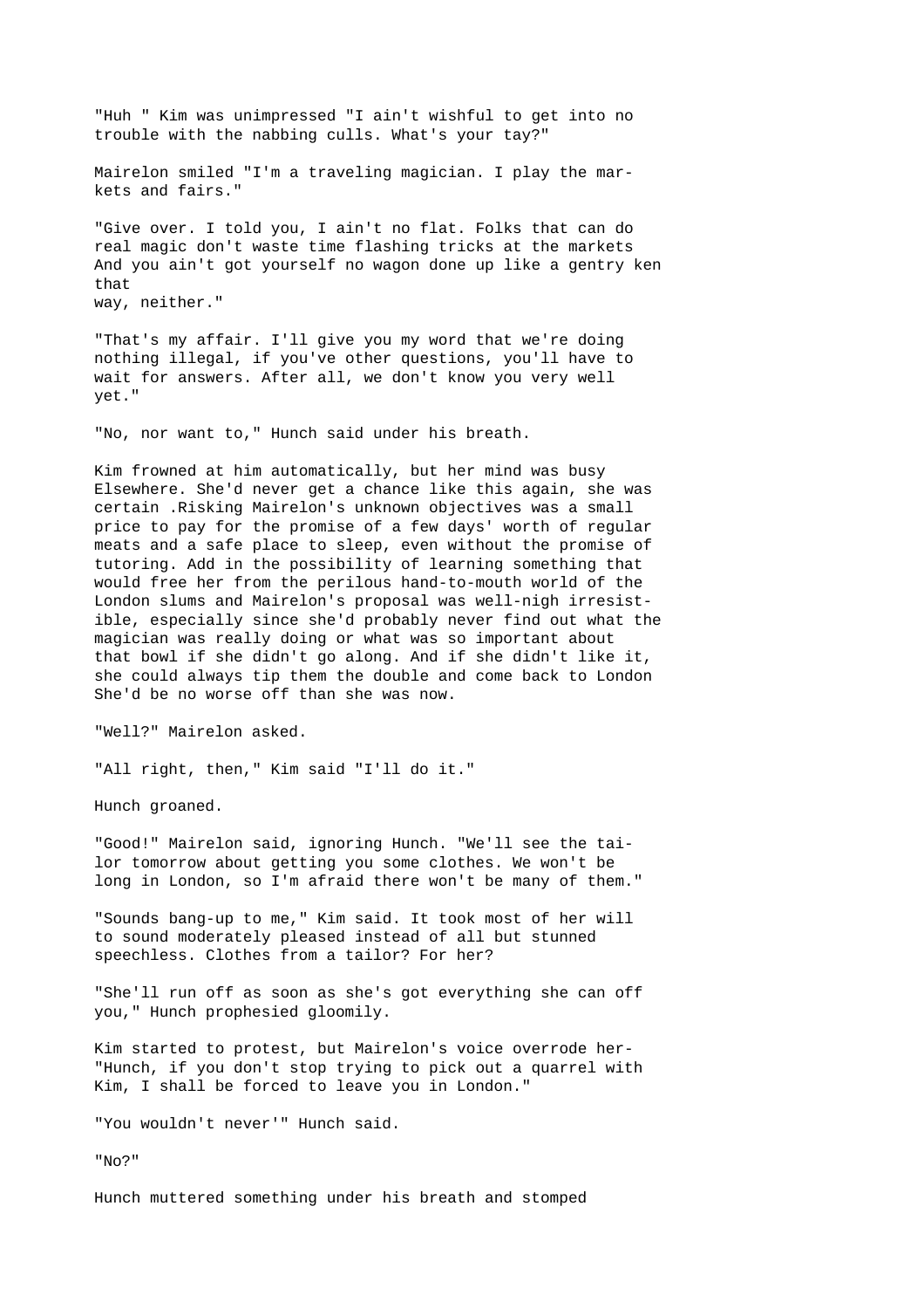"Huh " Kim was unimpressed "I ain't wishful to get into no trouble with the nabbing culls. What's your tay?"

Mairelon smiled "I'm a traveling magician. I play the markets and fairs."

"Give over. I told you, I ain't no flat. Folks that can do real magic don't waste time flashing tricks at the markets And you ain't got yourself no wagon done up like a gentry ken that way, neither."

"That's my affair. I'll give you my word that we're doing nothing illegal, if you've other questions, you'll have to wait for answers. After all, we don't know you very well yet."

"No, nor want to," Hunch said under his breath.

Kim frowned at him automatically, but her mind was busy Elsewhere. She'd never get a chance like this again, she was certain .Risking Mairelon's unknown objectives was a small price to pay for the promise of a few days' worth of regular meats and a safe place to sleep, even without the promise of tutoring. Add in the possibility of learning something that would free her from the perilous hand-to-mouth world of the London slums and Mairelon's proposal was well-nigh irresistible, especially since she'd probably never find out what the magician was really doing or what was so important about that bowl if she didn't go along. And if she didn't like it, she could always tip them the double and come back to London She'd be no worse off than she was now.

"Well?" Mairelon asked.

"All right, then," Kim said "I'll do it."

Hunch groaned.

"Good!" Mairelon said, ignoring Hunch. "We'll see the tailor tomorrow about getting you some clothes. We won't be long in London, so I'm afraid there won't be many of them."

"Sounds bang-up to me," Kim said. It took most of her will to sound moderately pleased instead of all but stunned speechless. Clothes from a tailor? For her?

"She'll run off as soon as she's got everything she can off you," Hunch prophesied gloomily.

Kim started to protest, but Mairelon's voice overrode her- "Hunch, if you don't stop trying to pick out a quarrel with Kim, I shall be forced to leave you in London."

"You wouldn't never'" Hunch said.

"No?"

Hunch muttered something under his breath and stomped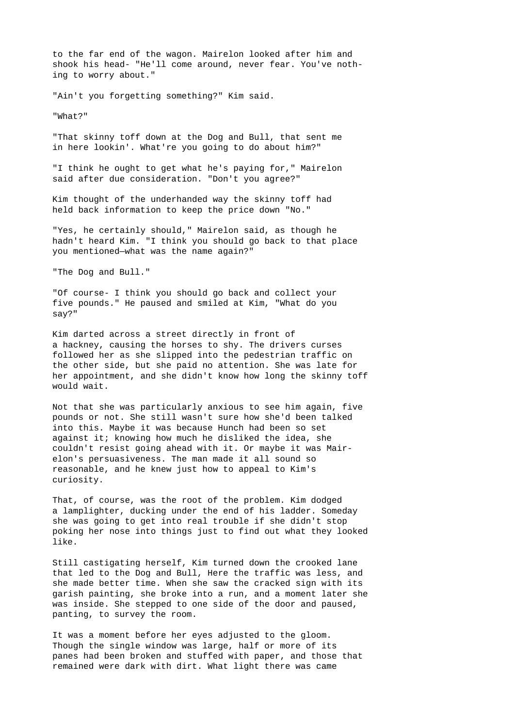to the far end of the wagon. Mairelon looked after him and shook his head- "He'll come around, never fear. You've nothing to worry about."

"Ain't you forgetting something?" Kim said.

"What?"

"That skinny toff down at the Dog and Bull, that sent me in here lookin'. What're you going to do about him?"

"I think he ought to get what he's paying for," Mairelon said after due consideration. "Don't you agree?"

Kim thought of the underhanded way the skinny toff had held back information to keep the price down "No."

"Yes, he certainly should," Mairelon said, as though he hadn't heard Kim. "I think you should go back to that place you mentioned—what was the name again?"

"The Dog and Bull."

"Of course- I think you should go back and collect your five pounds." He paused and smiled at Kim, "What do you say?"

Kim darted across a street directly in front of a hackney, causing the horses to shy. The drivers curses followed her as she slipped into the pedestrian traffic on the other side, but she paid no attention. She was late for her appointment, and she didn't know how long the skinny toff would wait.

Not that she was particularly anxious to see him again, five pounds or not. She still wasn't sure how she'd been talked into this. Maybe it was because Hunch had been so set against it; knowing how much he disliked the idea, she couldn't resist going ahead with it. Or maybe it was Mairelon's persuasiveness. The man made it all sound so reasonable, and he knew just how to appeal to Kim's curiosity.

That, of course, was the root of the problem. Kim dodged a lamplighter, ducking under the end of his ladder. Someday she was going to get into real trouble if she didn't stop poking her nose into things just to find out what they looked like.

Still castigating herself, Kim turned down the crooked lane that led to the Dog and Bull, Here the traffic was less, and she made better time. When she saw the cracked sign with its garish painting, she broke into a run, and a moment later she was inside. She stepped to one side of the door and paused, panting, to survey the room.

It was a moment before her eyes adjusted to the gloom. Though the single window was large, half or more of its panes had been broken and stuffed with paper, and those that remained were dark with dirt. What light there was came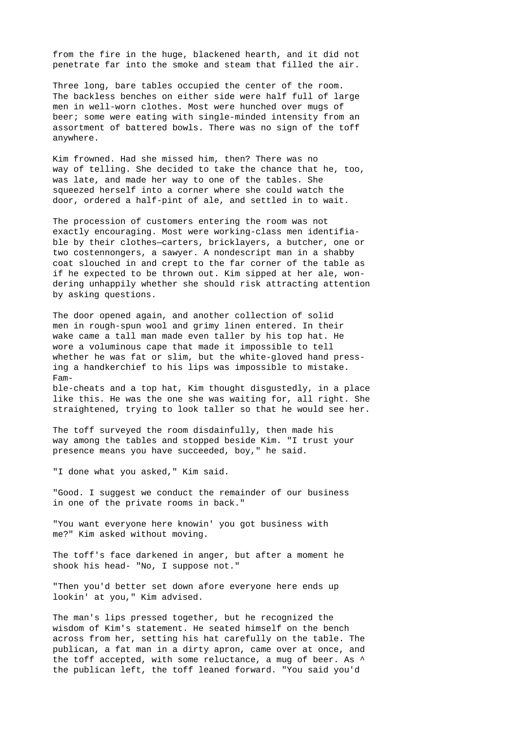from the fire in the huge, blackened hearth, and it did not penetrate far into the smoke and steam that filled the air.

Three long, bare tables occupied the center of the room. The backless benches on either side were half full of large men in well-worn clothes. Most were hunched over mugs of beer; some were eating with single-minded intensity from an assortment of battered bowls. There was no sign of the toff anywhere.

Kim frowned. Had she missed him, then? There was no way of telling. She decided to take the chance that he, too, was late, and made her way to one of the tables. She squeezed herself into a corner where she could watch the door, ordered a half-pint of ale, and settled in to wait.

The procession of customers entering the room was not exactly encouraging. Most were working-class men identifiable by their clothes—carters, bricklayers, a butcher, one or two costennongers, a sawyer. A nondescript man in a shabby coat slouched in and crept to the far corner of the table as if he expected to be thrown out. Kim sipped at her ale, wondering unhappily whether she should risk attracting attention by asking questions.

The door opened again, and another collection of solid men in rough-spun wool and grimy linen entered. In their wake came a tall man made even taller by his top hat. He wore a voluminous cape that made it impossible to tell whether he was fat or slim, but the white-gloved hand pressing a handkerchief to his lips was impossible to mistake. Famble-cheats and a top hat, Kim thought disgustedly, in a place like this. He was the one she was waiting for, all right. She straightened, trying to look taller so that he would see her.

The toff surveyed the room disdainfully, then made his way among the tables and stopped beside Kim. "I trust your presence means you have succeeded, boy," he said.

"I done what you asked," Kim said.

"Good. I suggest we conduct the remainder of our business in one of the private rooms in back."

"You want everyone here knowin' you got business with me?" Kim asked without moving.

The toff's face darkened in anger, but after a moment he shook his head- "No, I suppose not."

"Then you'd better set down afore everyone here ends up lookin' at you," Kim advised.

The man's lips pressed together, but he recognized the wisdom of Kim's statement. He seated himself on the bench across from her, setting his hat carefully on the table. The publican, a fat man in a dirty apron, came over at once, and the toff accepted, with some reluctance, a mug of beer. As ^ the publican left, the toff leaned forward. "You said you'd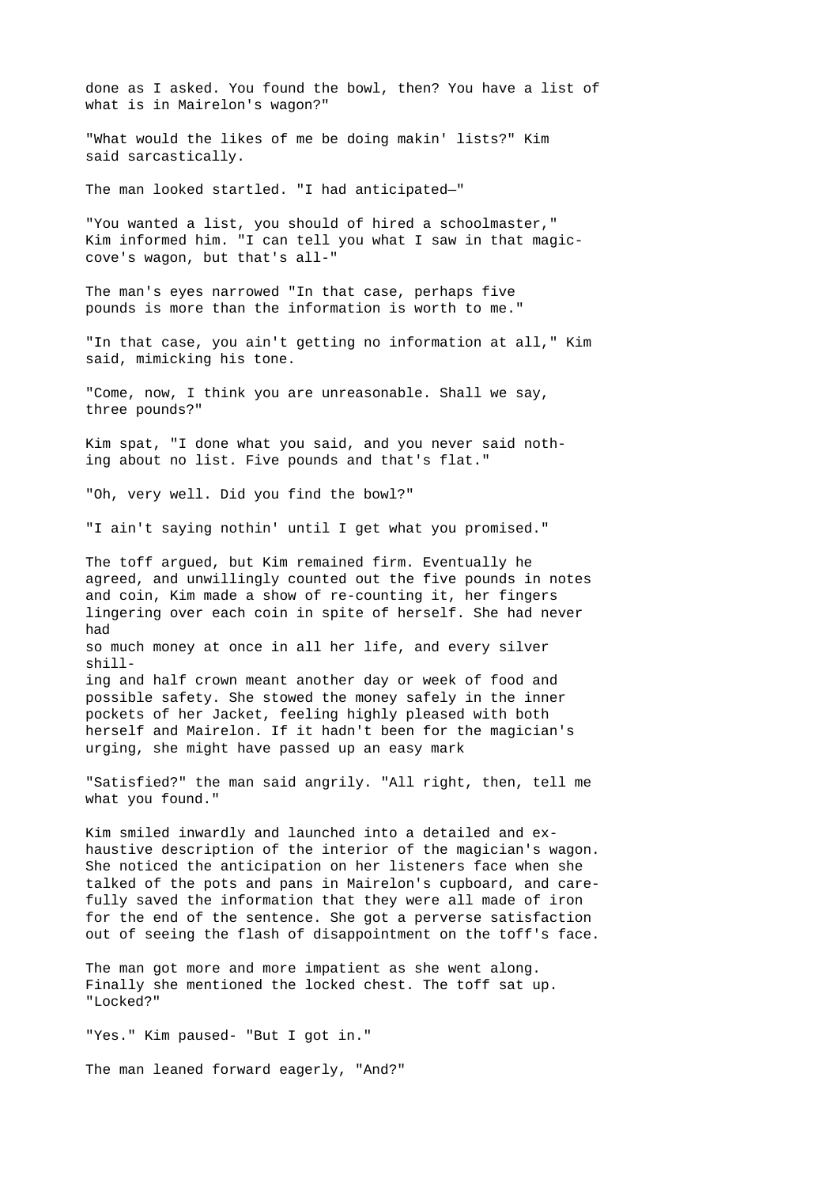done as I asked. You found the bowl, then? You have a list of what is in Mairelon's wagon?"

"What would the likes of me be doing makin' lists?" Kim said sarcastically.

The man looked startled. "I had anticipated—"

"You wanted a list, you should of hired a schoolmaster," Kim informed him. "I can tell you what I saw in that magic-cove's wagon, but that's all-"

The man's eyes narrowed "In that case, perhaps five pounds is more than the information is worth to me."

"In that case, you ain't getting no information at all," Kim said, mimicking his tone.

"Come, now, I think you are unreasonable. Shall we say, three pounds?"

Kim spat, "I done what you said, and you never said nothing about no list. Five pounds and that's flat."

"Oh, very well. Did you find the bowl?"

"I ain't saying nothin' until I get what you promised."

The toff argued, but Kim remained firm. Eventually he agreed, and unwillingly counted out the five pounds in notes and coin, Kim made a show of re-counting it, her fingers lingering over each coin in spite of herself. She had never had so much money at once in all her life, and every silver shilling and half crown meant another day or week of food and possible safety. She stowed the money safely in the inner pockets of her Jacket, feeling highly pleased with both herself and Mairelon. If it hadn't been for the magician's urging, she might have passed up an easy mark

"Satisfied?" the man said angrily. "All right, then, tell me what you found."

Kim smiled inwardly and launched into a detailed and exhaustive description of the interior of the magician's wagon. She noticed the anticipation on her listeners face when she talked of the pots and pans in Mairelon's cupboard, and carefully saved the information that they were all made of iron for the end of the sentence. She got a perverse satisfaction out of seeing the flash of disappointment on the toff's face.

The man got more and more impatient as she went along. Finally she mentioned the locked chest. The toff sat up. "Locked?"

"Yes." Kim paused- "But I got in."

The man leaned forward eagerly, "And?"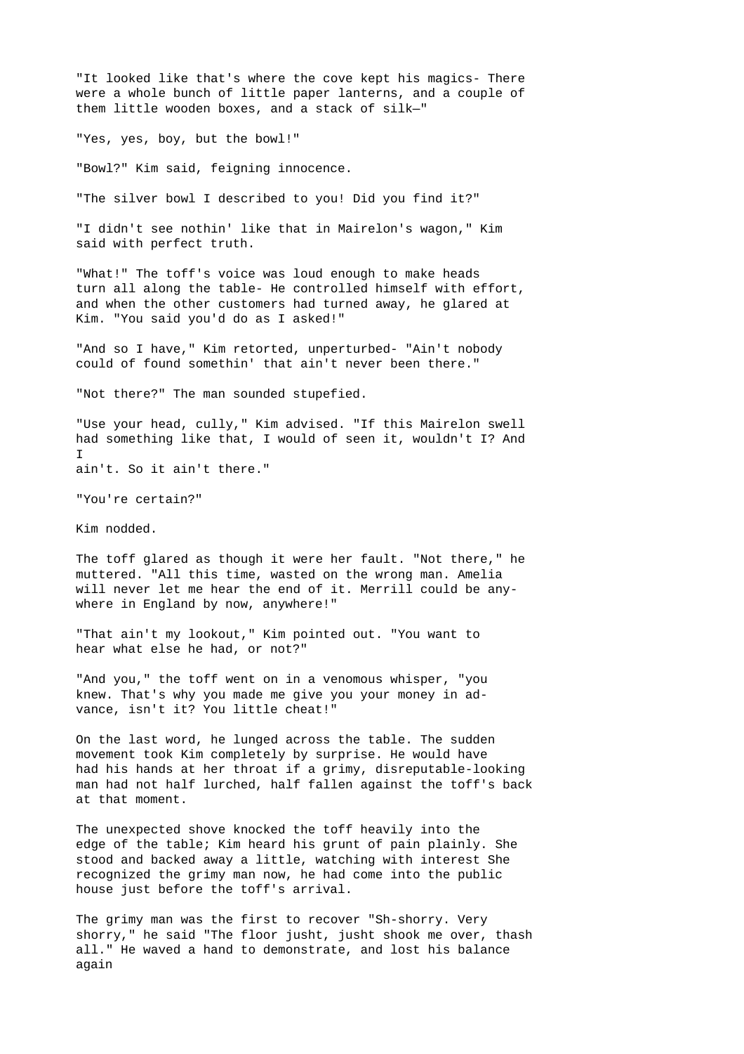"It looked like that's where the cove kept his magics- There were a whole bunch of little paper lanterns, and a couple of them little wooden boxes, and a stack of silk—"

"Yes, yes, boy, but the bowl!"

"Bowl?" Kim said, feigning innocence.

"The silver bowl I described to you! Did you find it?"

"I didn't see nothin' like that in Mairelon's wagon," Kim said with perfect truth.

"What!" The toff's voice was loud enough to make heads turn all along the table- He controlled himself with effort, and when the other customers had turned away, he glared at Kim. "You said you'd do as I asked!"

"And so I have," Kim retorted, unperturbed- "Ain't nobody could of found somethin' that ain't never been there."

"Not there?" The man sounded stupefied.

"Use your head, cully," Kim advised. "If this Mairelon swell had something like that, I would of seen it, wouldn't I? And I ain't. So it ain't there."

"You're certain?"

Kim nodded.

The toff glared as though it were her fault. "Not there," he muttered. "All this time, wasted on the wrong man. Amelia will never let me hear the end of it. Merrill could be anywhere in England by now, anywhere!"

"That ain't my lookout," Kim pointed out. "You want to hear what else he had, or not?"

"And you," the toff went on in a venomous whisper, "you knew. That's why you made me give you your money in advance, isn't it? You little cheat!"

On the last word, he lunged across the table. The sudden movement took Kim completely by surprise. He would have had his hands at her throat if a grimy, disreputable-looking man had not half lurched, half fallen against the toff's back at that moment.

The unexpected shove knocked the toff heavily into the edge of the table; Kim heard his grunt of pain plainly. She stood and backed away a little, watching with interest She recognized the grimy man now, he had come into the public house just before the toff's arrival.

The grimy man was the first to recover "Sh-shorry. Very shorry," he said "The floor jusht, jusht shook me over, thash all." He waved a hand to demonstrate, and lost his balance again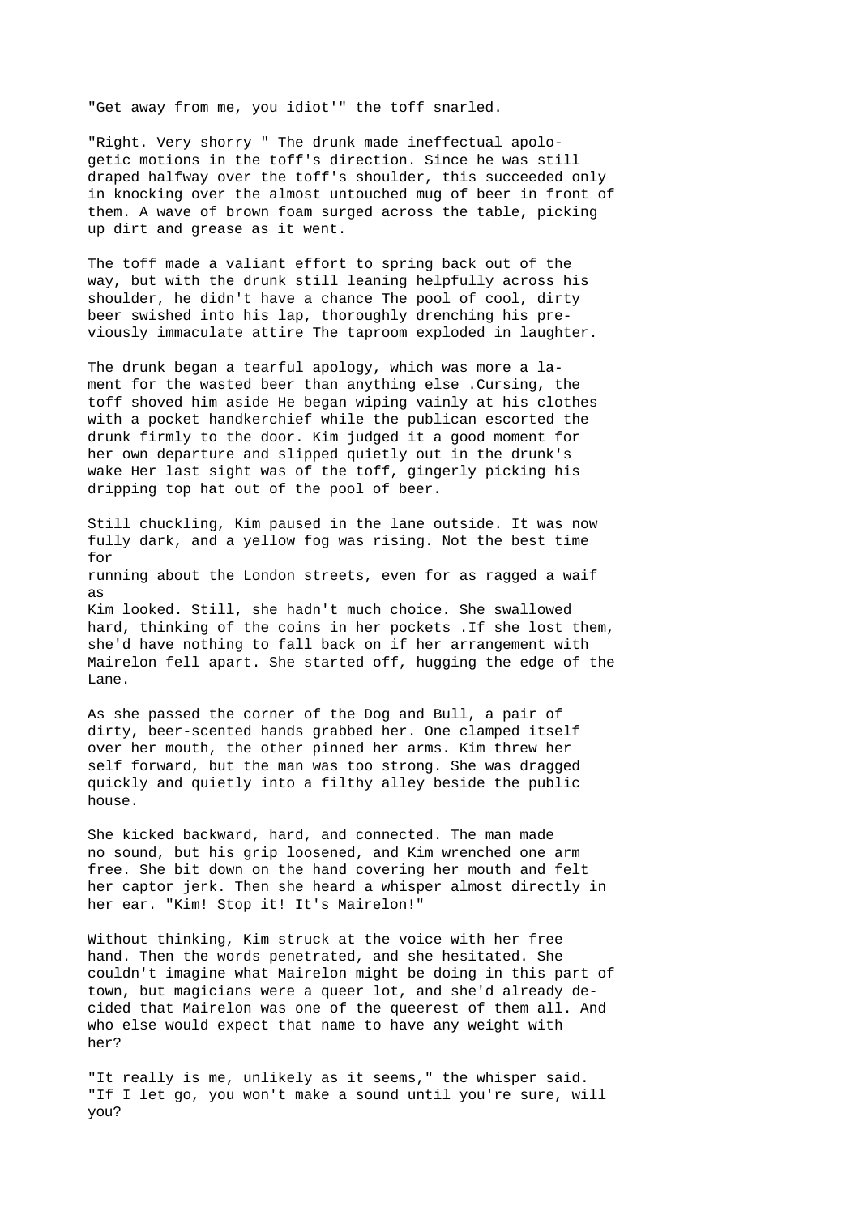"Get away from me, you idiot'" the toff snarled.

"Right. Very shorry " The drunk made ineffectual apologetic motions in the toff's direction. Since he was still draped halfway over the toff's shoulder, this succeeded only in knocking over the almost untouched mug of beer in front of them. A wave of brown foam surged across the table, picking up dirt and grease as it went.

The toff made a valiant effort to spring back out of the way, but with the drunk still leaning helpfully across his shoulder, he didn't have a chance The pool of cool, dirty beer swished into his lap, thoroughly drenching his previously immaculate attire The taproom exploded in laughter.

The drunk began a tearful apology, which was more a lament for the wasted beer than anything else .Cursing, the toff shoved him aside He began wiping vainly at his clothes with a pocket handkerchief while the publican escorted the drunk firmly to the door. Kim judged it a good moment for her own departure and slipped quietly out in the drunk's wake Her last sight was of the toff, gingerly picking his dripping top hat out of the pool of beer.

Still chuckling, Kim paused in the lane outside. It was now fully dark, and a yellow fog was rising. Not the best time for running about the London streets, even for as ragged a waif as Kim looked. Still, she hadn't much choice. She swallowed hard, thinking of the coins in her pockets .If she lost them, she'd have nothing to fall back on if her arrangement with Mairelon fell apart. She started off, hugging the edge of the Lane.

As she passed the corner of the Dog and Bull, a pair of dirty, beer-scented hands grabbed her. One clamped itself over her mouth, the other pinned her arms. Kim threw her self forward, but the man was too strong. She was dragged quickly and quietly into a filthy alley beside the public house.

She kicked backward, hard, and connected. The man made no sound, but his grip loosened, and Kim wrenched one arm free. She bit down on the hand covering her mouth and felt her captor jerk. Then she heard a whisper almost directly in her ear. "Kim! Stop it! It's Mairelon!"

Without thinking, Kim struck at the voice with her free hand. Then the words penetrated, and she hesitated. She couldn't imagine what Mairelon might be doing in this part of town, but magicians were a queer lot, and she'd already decided that Mairelon was one of the queerest of them all. And who else would expect that name to have any weight with her?

"It really is me, unlikely as it seems," the whisper said. "If I let go, you won't make a sound until you're sure, will you?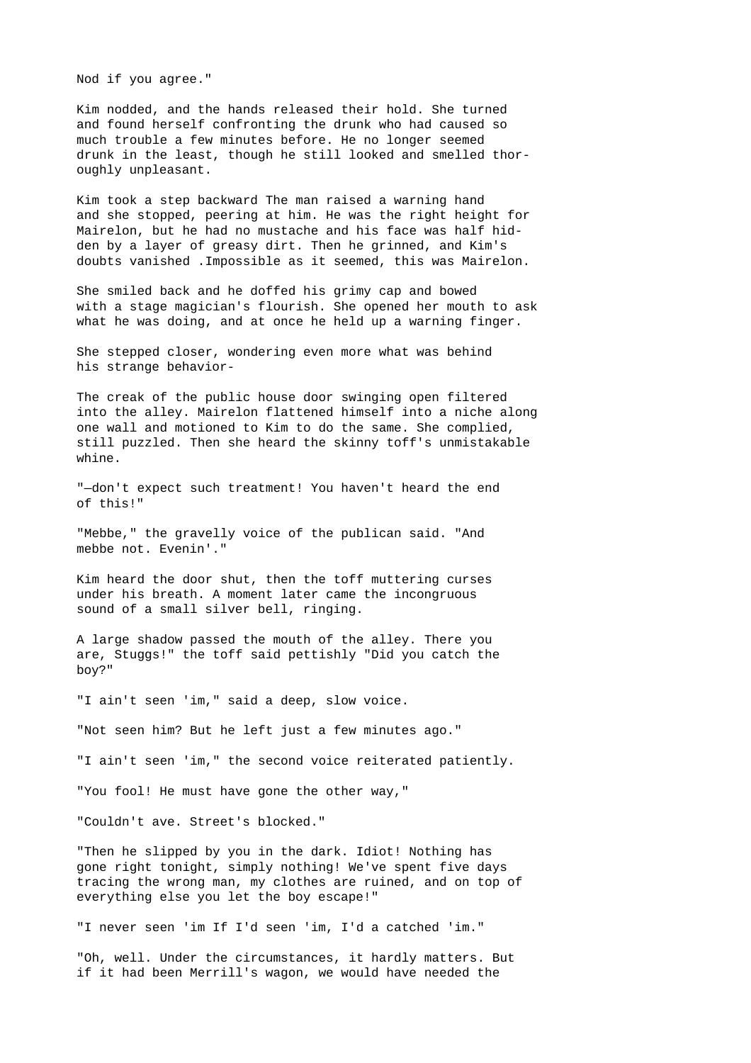Nod if you agree."

Kim nodded, and the hands released their hold. She turned and found herself confronting the drunk who had caused so much trouble a few minutes before. He no longer seemed drunk in the least, though he still looked and smelled thoroughly unpleasant.

Kim took a step backward The man raised a warning hand and she stopped, peering at him. He was the right height for Mairelon, but he had no mustache and his face was half hidden by a layer of greasy dirt. Then he grinned, and Kim's doubts vanished .Impossible as it seemed, this was Mairelon.

She smiled back and he doffed his grimy cap and bowed with a stage magician's flourish. She opened her mouth to ask what he was doing, and at once he held up a warning finger.

She stepped closer, wondering even more what was behind his strange behavior-

The creak of the public house door swinging open filtered into the alley. Mairelon flattened himself into a niche along one wall and motioned to Kim to do the same. She complied, still puzzled. Then she heard the skinny toff's unmistakable whine.

"—don't expect such treatment! You haven't heard the end of this!"

"Mebbe," the gravelly voice of the publican said. "And mebbe not. Evenin'."

Kim heard the door shut, then the toff muttering curses under his breath. A moment later came the incongruous sound of a small silver bell, ringing.

A large shadow passed the mouth of the alley. There you are, Stuggs!" the toff said pettishly "Did you catch the boy?"

"I ain't seen 'im," said a deep, slow voice.

"Not seen him? But he left just a few minutes ago."

"I ain't seen 'im," the second voice reiterated patiently.

"You fool! He must have gone the other way,"

"Couldn't ave. Street's blocked."

"Then he slipped by you in the dark. Idiot! Nothing has gone right tonight, simply nothing! We've spent five days tracing the wrong man, my clothes are ruined, and on top of everything else you let the boy escape!"

"I never seen 'im If I'd seen 'im, I'd a catched 'im."

"Oh, well. Under the circumstances, it hardly matters. But if it had been Merrill's wagon, we would have needed the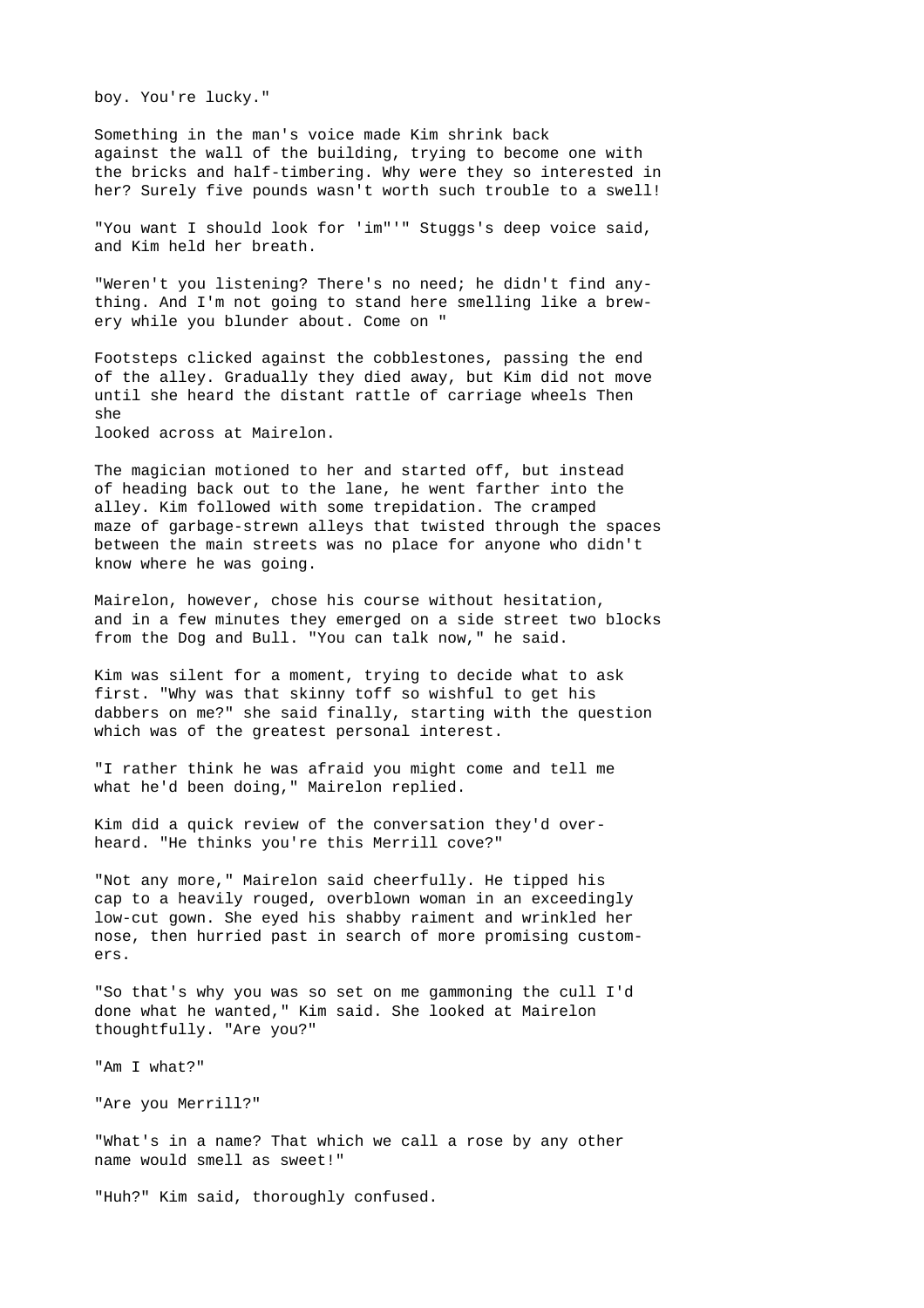boy. You're lucky."

Something in the man's voice made Kim shrink back against the wall of the building, trying to become one with the bricks and half-timbering. Why were they so interested in her? Surely five pounds wasn't worth such trouble to a swell!

"You want I should look for 'im"'" Stuggs's deep voice said, and Kim held her breath.

"Weren't you listening? There's no need; he didn't find anything. And I'm not going to stand here smelling like a brewery while you blunder about. Come on "

Footsteps clicked against the cobblestones, passing the end of the alley. Gradually they died away, but Kim did not move until she heard the distant rattle of carriage wheels Then she
looked across at Mairelon.

The magician motioned to her and started off, but instead of heading back out to the lane, he went farther into the alley. Kim followed with some trepidation. The cramped maze of garbage-strewn alleys that twisted through the spaces between the main streets was no place for anyone who didn't know where he was going.

Mairelon, however, chose his course without hesitation, and in a few minutes they emerged on a side street two blocks from the Dog and Bull. "You can talk now," he said.

Kim was silent for a moment, trying to decide what to ask first. "Why was that skinny toff so wishful to get his dabbers on me?" she said finally, starting with the question which was of the greatest personal interest.

"I rather think he was afraid you might come and tell me what he'd been doing," Mairelon replied.

Kim did a quick review of the conversation they'd overheard. "He thinks you're this Merrill cove?"

"Not any more," Mairelon said cheerfully. He tipped his cap to a heavily rouged, overblown woman in an exceedingly low-cut gown. She eyed his shabby raiment and wrinkled her nose, then hurried past in search of more promising customers.

"So that's why you was so set on me gammoning the cull I'd done what he wanted," Kim said. She looked at Mairelon thoughtfully. "Are you?"

"Am I what?"

"Are you Merrill?"

"What's in a name? That which we call a rose by any other name would smell as sweet!"

"Huh?" Kim said, thoroughly confused.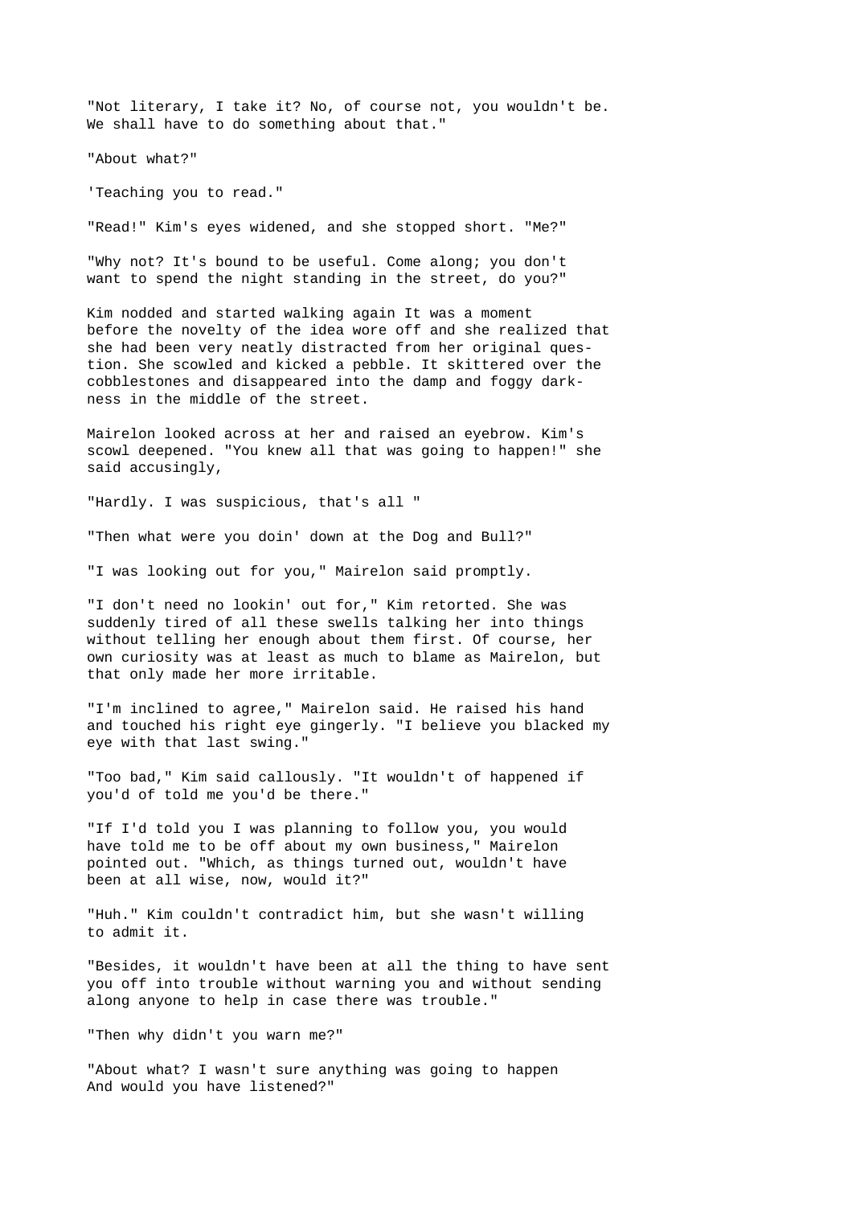"Not literary, I take it? No, of course not, you wouldn't be. We shall have to do something about that."

"About what?"

'Teaching you to read."

"Read!" Kim's eyes widened, and she stopped short. "Me?"

"Why not? It's bound to be useful. Come along; you don't want to spend the night standing in the street, do you?"

Kim nodded and started walking again It was a moment before the novelty of the idea wore off and she realized that she had been very neatly distracted from her original question. She scowled and kicked a pebble. It skittered over the cobblestones and disappeared into the damp and foggy darkness in the middle of the street.

Mairelon looked across at her and raised an eyebrow. Kim's scowl deepened. "You knew all that was going to happen!" she said accusingly,

"Hardly. I was suspicious, that's all "

"Then what were you doin' down at the Dog and Bull?"

"I was looking out for you," Mairelon said promptly.

"I don't need no lookin' out for," Kim retorted. She was suddenly tired of all these swells talking her into things without telling her enough about them first. Of course, her own curiosity was at least as much to blame as Mairelon, but that only made her more irritable.

"I'm inclined to agree," Mairelon said. He raised his hand and touched his right eye gingerly. "I believe you blacked my eye with that last swing."

"Too bad," Kim said callously. "It wouldn't of happened if you'd of told me you'd be there."

"If I'd told you I was planning to follow you, you would have told me to be off about my own business," Mairelon pointed out. "Which, as things turned out, wouldn't have been at all wise, now, would it?"

"Huh." Kim couldn't contradict him, but she wasn't willing to admit it.

"Besides, it wouldn't have been at all the thing to have sent you off into trouble without warning you and without sending along anyone to help in case there was trouble."

"Then why didn't you warn me?"

"About what? I wasn't sure anything was going to happen And would you have listened?"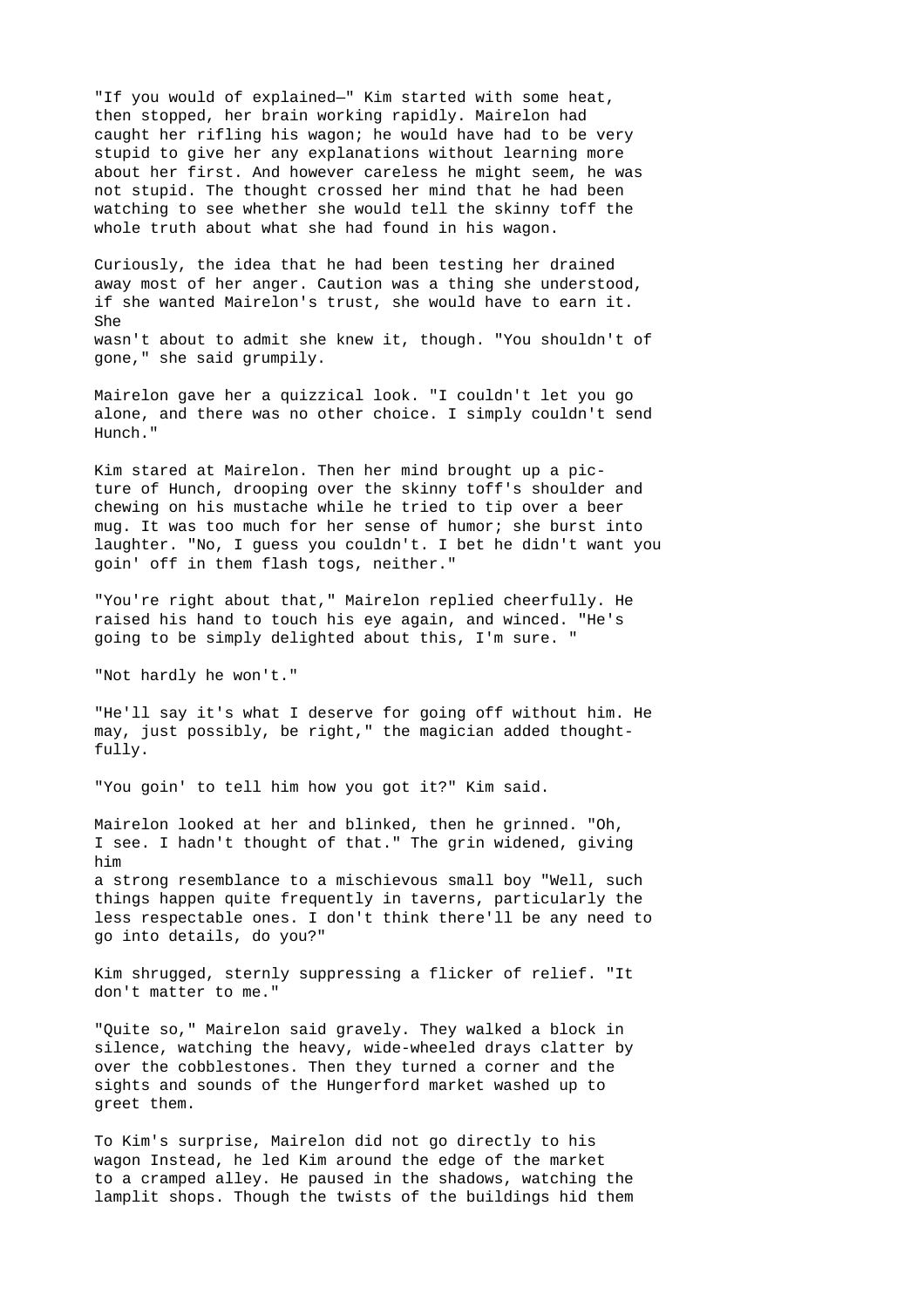"If you would of explained—" Kim started with some heat, then stopped, her brain working rapidly. Mairelon had caught her rifling his wagon; he would have had to be very stupid to give her any explanations without learning more about her first. And however careless he might seem, he was not stupid. The thought crossed her mind that he had been watching to see whether she would tell the skinny toff the whole truth about what she had found in his wagon.

Curiously, the idea that he had been testing her drained away most of her anger. Caution was a thing she understood, if she wanted Mairelon's trust, she would have to earn it. She wasn't about to admit she knew it, though. "You shouldn't of gone," she said grumpily.

Mairelon gave her a quizzical look. "I couldn't let you go alone, and there was no other choice. I simply couldn't send Hunch."

Kim stared at Mairelon. Then her mind brought up a picture of Hunch, drooping over the skinny toff's shoulder and chewing on his mustache while he tried to tip over a beer mug. It was too much for her sense of humor; she burst into laughter. "No, I guess you couldn't. I bet he didn't want you goin' off in them flash togs, neither."

"You're right about that," Mairelon replied cheerfully. He raised his hand to touch his eye again, and winced. "He's going to be simply delighted about this, I'm sure. "

"Not hardly he won't."

"He'll say it's what I deserve for going off without him. He may, just possibly, be right," the magician added thoughtfully.

"You goin' to tell him how you got it?" Kim said.

Mairelon looked at her and blinked, then he grinned. "Oh, I see. I hadn't thought of that." The grin widened, giving him a strong resemblance to a mischievous small boy "Well, such things happen quite frequently in taverns, particularly the less respectable ones. I don't think there'll be any need to go into details, do you?"

Kim shrugged, sternly suppressing a flicker of relief. "It don't matter to me."

"Quite so," Mairelon said gravely. They walked a block in silence, watching the heavy, wide-wheeled drays clatter by over the cobblestones. Then they turned a corner and the sights and sounds of the Hungerford market washed up to greet them.

To Kim's surprise, Mairelon did not go directly to his wagon Instead, he led Kim around the edge of the market to a cramped alley. He paused in the shadows, watching the lamplit shops. Though the twists of the buildings hid them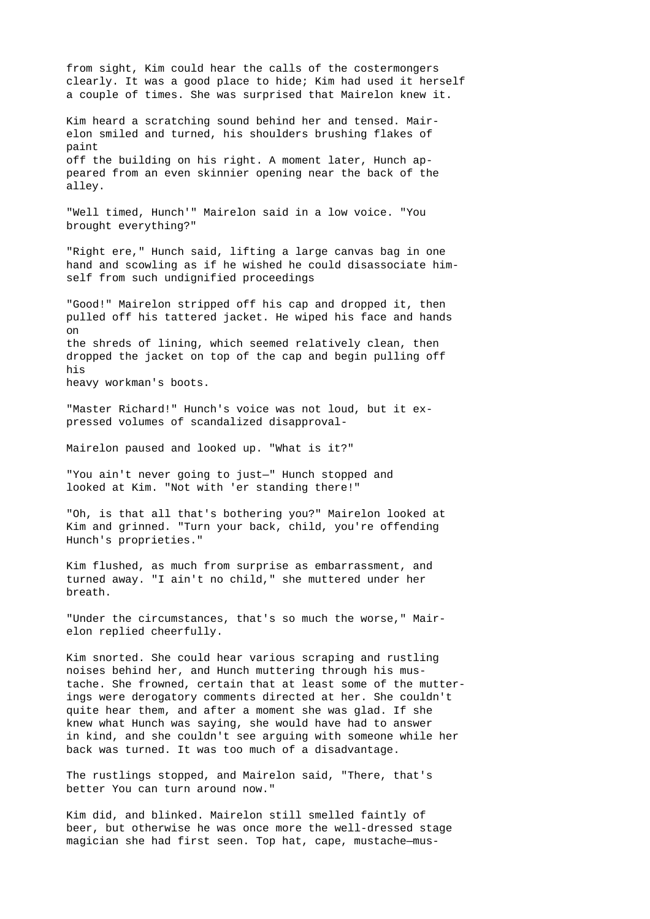from sight, Kim could hear the calls of the costermongers clearly. It was a good place to hide; Kim had used it herself a couple of times. She was surprised that Mairelon knew it.

Kim heard a scratching sound behind her and tensed. Mairelon smiled and turned, his shoulders brushing flakes of paint off the building on his right. A moment later, Hunch appeared from an even skinnier opening near the back of the alley.

"Well timed, Hunch'" Mairelon said in a low voice. "You brought everything?"

"Right ere," Hunch said, lifting a large canvas bag in one hand and scowling as if he wished he could disassociate himself from such undignified proceedings

"Good!" Mairelon stripped off his cap and dropped it, then pulled off his tattered jacket. He wiped his face and hands on the shreds of lining, which seemed relatively clean, then dropped the jacket on top of the cap and begin pulling off his heavy workman's boots.

"Master Richard!" Hunch's voice was not loud, but it expressed volumes of scandalized disapproval-

Mairelon paused and looked up. "What is it?"

"You ain't never going to just—" Hunch stopped and looked at Kim. "Not with 'er standing there!"

"Oh, is that all that's bothering you?" Mairelon looked at Kim and grinned. "Turn your back, child, you're offending Hunch's proprieties."

Kim flushed, as much from surprise as embarrassment, and turned away. "I ain't no child," she muttered under her breath.

"Under the circumstances, that's so much the worse," Mairelon replied cheerfully.

Kim snorted. She could hear various scraping and rustling noises behind her, and Hunch muttering through his mustache. She frowned, certain that at least some of the mutterings were derogatory comments directed at her. She couldn't quite hear them, and after a moment she was glad. If she knew what Hunch was saying, she would have had to answer in kind, and she couldn't see arguing with someone while her back was turned. It was too much of a disadvantage.

The rustlings stopped, and Mairelon said, "There, that's better You can turn around now."

Kim did, and blinked. Mairelon still smelled faintly of beer, but otherwise he was once more the well-dressed stage magician she had first seen. Top hat, cape, mustache—mus-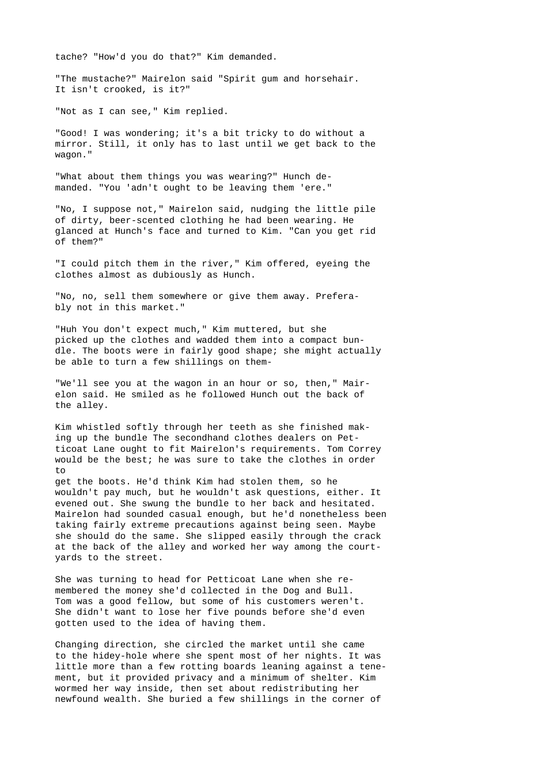tache? "How'd you do that?" Kim demanded.

"The mustache?" Mairelon said "Spirit gum and horsehair. It isn't crooked, is it?"

"Not as I can see," Kim replied.

"Good! I was wondering; it's a bit tricky to do without a mirror. Still, it only has to last until we get back to the wagon."

"What about them things you was wearing?" Hunch demanded. "You 'adn't ought to be leaving them 'ere."

"No, I suppose not," Mairelon said, nudging the little pile of dirty, beer-scented clothing he had been wearing. He glanced at Hunch's face and turned to Kim. "Can you get rid of them?"

"I could pitch them in the river," Kim offered, eyeing the clothes almost as dubiously as Hunch.

"No, no, sell them somewhere or give them away. Preferably not in this market."

"Huh You don't expect much," Kim muttered, but she picked up the clothes and wadded them into a compact bundle. The boots were in fairly good shape; she might actually be able to turn a few shillings on them-

"We'll see you at the wagon in an hour or so, then," Mairelon said. He smiled as he followed Hunch out the back of the alley.

Kim whistled softly through her teeth as she finished making up the bundle The secondhand clothes dealers on Petticoat Lane ought to fit Mairelon's requirements. Tom Correy would be the best; he was sure to take the clothes in order to get the boots. He'd think Kim had stolen them, so he wouldn't pay much, but he wouldn't ask questions, either. It evened out. She swung the bundle to her back and hesitated. Mairelon had sounded casual enough, but he'd nonetheless been taking fairly extreme precautions against being seen. Maybe she should do the same. She slipped easily through the crack at the back of the alley and worked her way among the courtyards to the street.

She was turning to head for Petticoat Lane when she remembered the money she'd collected in the Dog and Bull. Tom was a good fellow, but some of his customers weren't. She didn't want to lose her five pounds before she'd even gotten used to the idea of having them.

Changing direction, she circled the market until she came to the hidey-hole where she spent most of her nights. It was little more than a few rotting boards leaning against a tenement, but it provided privacy and a minimum of shelter. Kim wormed her way inside, then set about redistributing her newfound wealth. She buried a few shillings in the corner of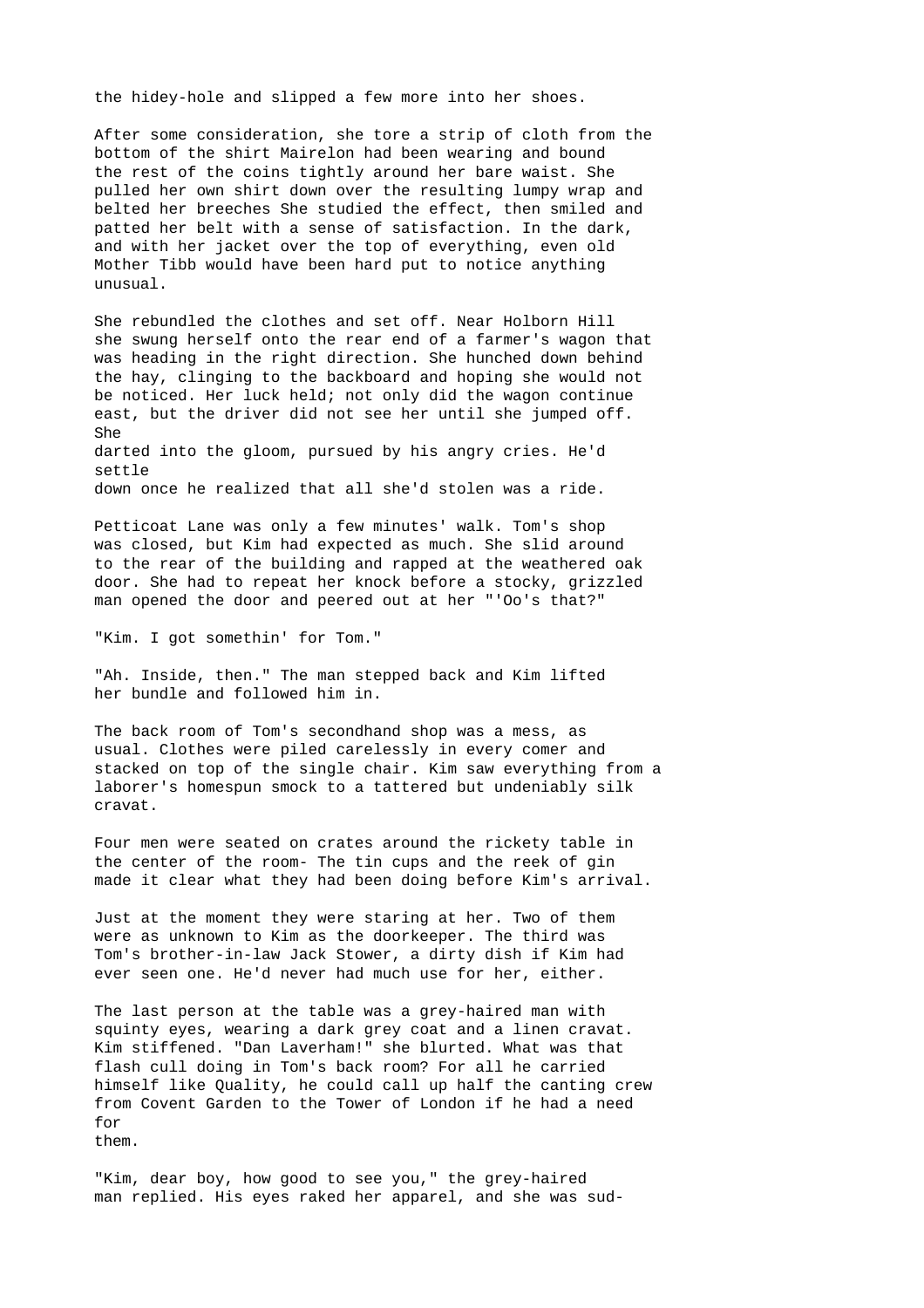the hidey-hole and slipped a few more into her shoes.

After some consideration, she tore a strip of cloth from the bottom of the shirt Mairelon had been wearing and bound the rest of the coins tightly around her bare waist. She pulled her own shirt down over the resulting lumpy wrap and belted her breeches She studied the effect, then smiled and patted her belt with a sense of satisfaction. In the dark, and with her jacket over the top of everything, even old Mother Tibb would have been hard put to notice anything unusual.

She rebundled the clothes and set off. Near Holborn Hill she swung herself onto the rear end of a farmer's wagon that was heading in the right direction. She hunched down behind the hay, clinging to the backboard and hoping she would not be noticed. Her luck held; not only did the wagon continue east, but the driver did not see her until she jumped off. She darted into the gloom, pursued by his angry cries. He'd settle down once he realized that all she'd stolen was a ride.

Petticoat Lane was only a few minutes' walk. Tom's shop was closed, but Kim had expected as much. She slid around to the rear of the building and rapped at the weathered oak door. She had to repeat her knock before a stocky, grizzled man opened the door and peered out at her "'Oo's that?"

"Kim. I got somethin' for Tom."

"Ah. Inside, then." The man stepped back and Kim lifted her bundle and followed him in.

The back room of Tom's secondhand shop was a mess, as usual. Clothes were piled carelessly in every comer and stacked on top of the single chair. Kim saw everything from a laborer's homespun smock to a tattered but undeniably silk cravat.

Four men were seated on crates around the rickety table in the center of the room- The tin cups and the reek of gin made it clear what they had been doing before Kim's arrival.

Just at the moment they were staring at her. Two of them were as unknown to Kim as the doorkeeper. The third was Tom's brother-in-law Jack Stower, a dirty dish if Kim had ever seen one. He'd never had much use for her, either.

The last person at the table was a grey-haired man with squinty eyes, wearing a dark grey coat and a linen cravat. Kim stiffened. "Dan Laverham!" she blurted. What was that flash cull doing in Tom's back room? For all he carried himself like Quality, he could call up half the canting crew from Covent Garden to the Tower of London if he had a need for them.

"Kim, dear boy, how good to see you," the grey-haired man replied. His eyes raked her apparel, and she was sud-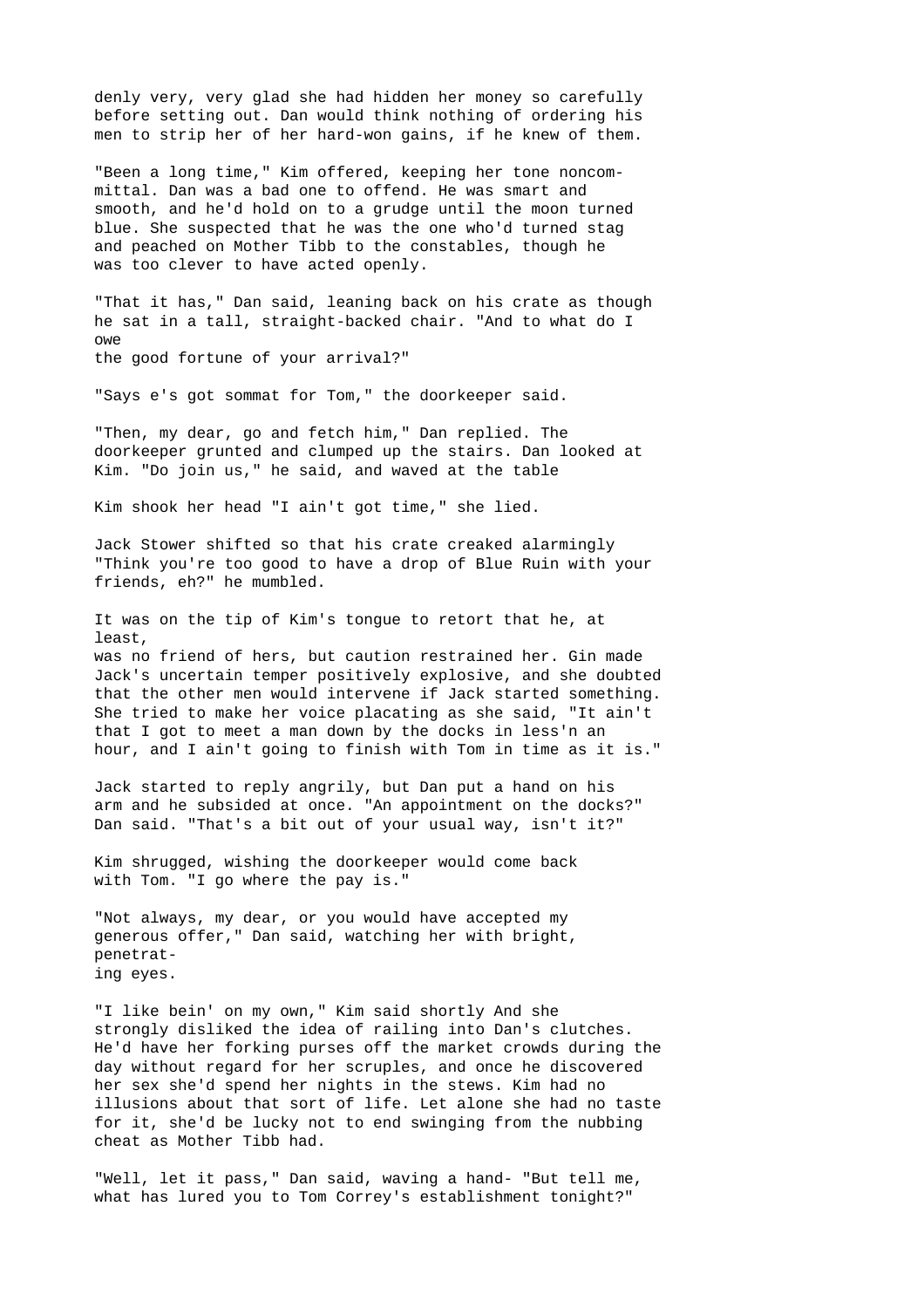denly very, very glad she had hidden her money so carefully before setting out. Dan would think nothing of ordering his men to strip her of her hard-won gains, if he knew of them.

"Been a long time," Kim offered, keeping her tone noncommittal. Dan was a bad one to offend. He was smart and smooth, and he'd hold on to a grudge until the moon turned blue. She suspected that he was the one who'd turned stag and peached on Mother Tibb to the constables, though he was too clever to have acted openly.

"That it has," Dan said, leaning back on his crate as though he sat in a tall, straight-backed chair. "And to what do I owe the good fortune of your arrival?"

"Says e's got sommat for Tom," the doorkeeper said.

"Then, my dear, go and fetch him," Dan replied. The doorkeeper grunted and clumped up the stairs. Dan looked at Kim. "Do join us," he said, and waved at the table

Kim shook her head "I ain't got time," she lied.

Jack Stower shifted so that his crate creaked alarmingly "Think you're too good to have a drop of Blue Ruin with your friends, eh?" he mumbled.

It was on the tip of Kim's tongue to retort that he, at least, was no friend of hers, but caution restrained her. Gin made Jack's uncertain temper positively explosive, and she doubted that the other men would intervene if Jack started something. She tried to make her voice placating as she said, "It ain't that I got to meet a man down by the docks in less'n an hour, and I ain't going to finish with Tom in time as it is."

Jack started to reply angrily, but Dan put a hand on his arm and he subsided at once. "An appointment on the docks?" Dan said. "That's a bit out of your usual way, isn't it?"

Kim shrugged, wishing the doorkeeper would come back with Tom. "I go where the pay is."

"Not always, my dear, or you would have accepted my generous offer," Dan said, watching her with bright, penetrating eyes.

"I like bein' on my own," Kim said shortly And she strongly disliked the idea of railing into Dan's clutches. He'd have her forking purses off the market crowds during the day without regard for her scruples, and once he discovered her sex she'd spend her nights in the stews. Kim had no illusions about that sort of life. Let alone she had no taste for it, she'd be lucky not to end swinging from the nubbing cheat as Mother Tibb had.

"Well, let it pass," Dan said, waving a hand- "But tell me, what has lured you to Tom Correy's establishment tonight?"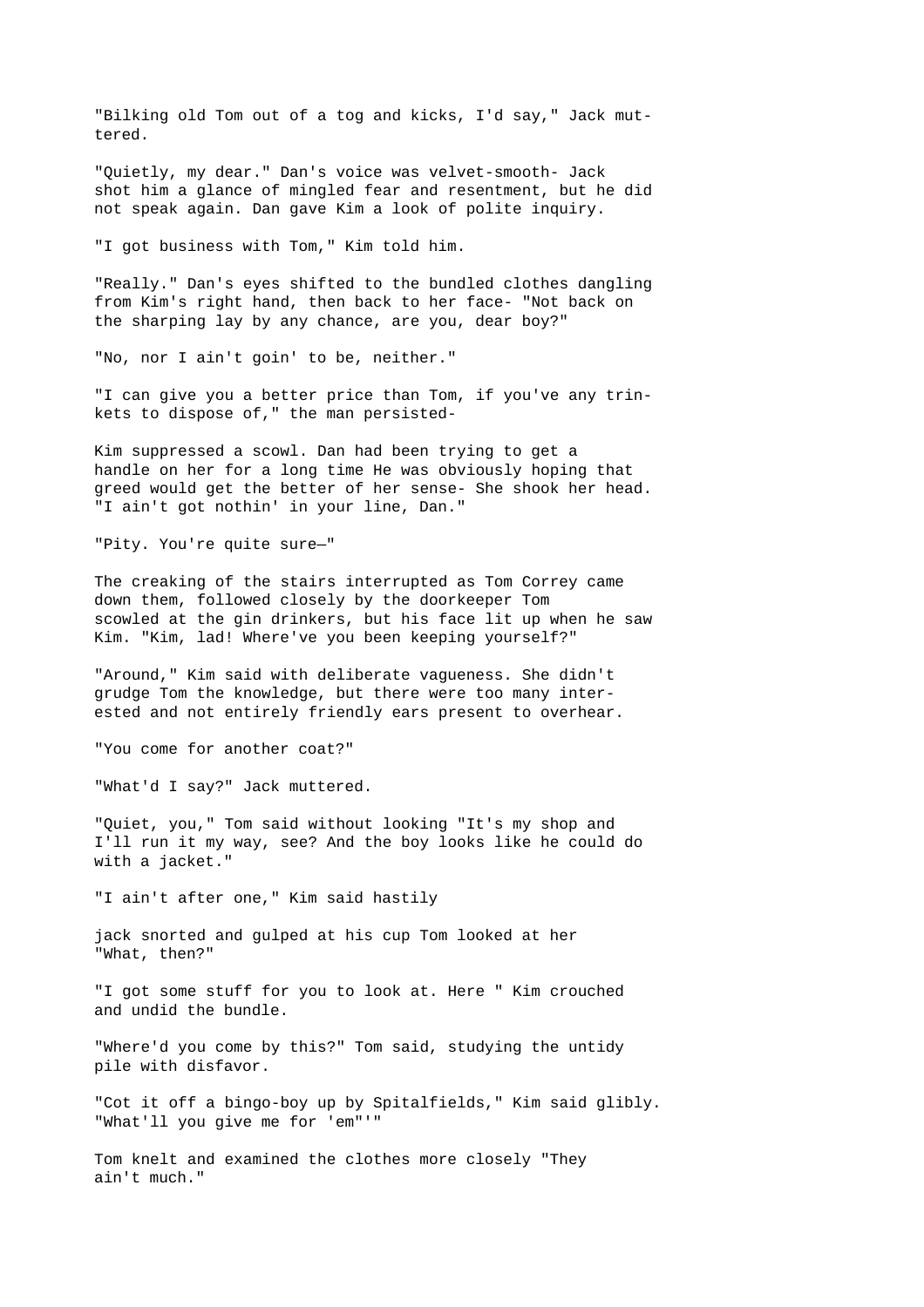"Bilking old Tom out of a tog and kicks, I'd say," Jack muttered.

"Quietly, my dear." Dan's voice was velvet-smooth- Jack shot him a glance of mingled fear and resentment, but he did not speak again. Dan gave Kim a look of polite inquiry.

"I got business with Tom," Kim told him.

"Really." Dan's eyes shifted to the bundled clothes dangling from Kim's right hand, then back to her face- "Not back on the sharping lay by any chance, are you, dear boy?"

"No, nor I ain't goin' to be, neither."

"I can give you a better price than Tom, if you've any trinkets to dispose of," the man persisted-

Kim suppressed a scowl. Dan had been trying to get a handle on her for a long time He was obviously hoping that greed would get the better of her sense- She shook her head. "I ain't got nothin' in your line, Dan."

"Pity. You're quite sure—"

The creaking of the stairs interrupted as Tom Correy came down them, followed closely by the doorkeeper Tom scowled at the gin drinkers, but his face lit up when he saw Kim. "Kim, lad! Where've you been keeping yourself?"

"Around," Kim said with deliberate vagueness. She didn't grudge Tom the knowledge, but there were too many interested and not entirely friendly ears present to overhear.

"You come for another coat?"

"What'd I say?" Jack muttered.

"Quiet, you," Tom said without looking "It's my shop and I'll run it my way, see? And the boy looks like he could do with a jacket."

"I ain't after one," Kim said hastily

jack snorted and gulped at his cup Tom looked at her "What, then?"

"I got some stuff for you to look at. Here " Kim crouched and undid the bundle.

"Where'd you come by this?" Tom said, studying the untidy pile with disfavor.

"Cot it off a bingo-boy up by Spitalfields," Kim said glibly. "What'll you give me for 'em"'"

Tom knelt and examined the clothes more closely "They ain't much."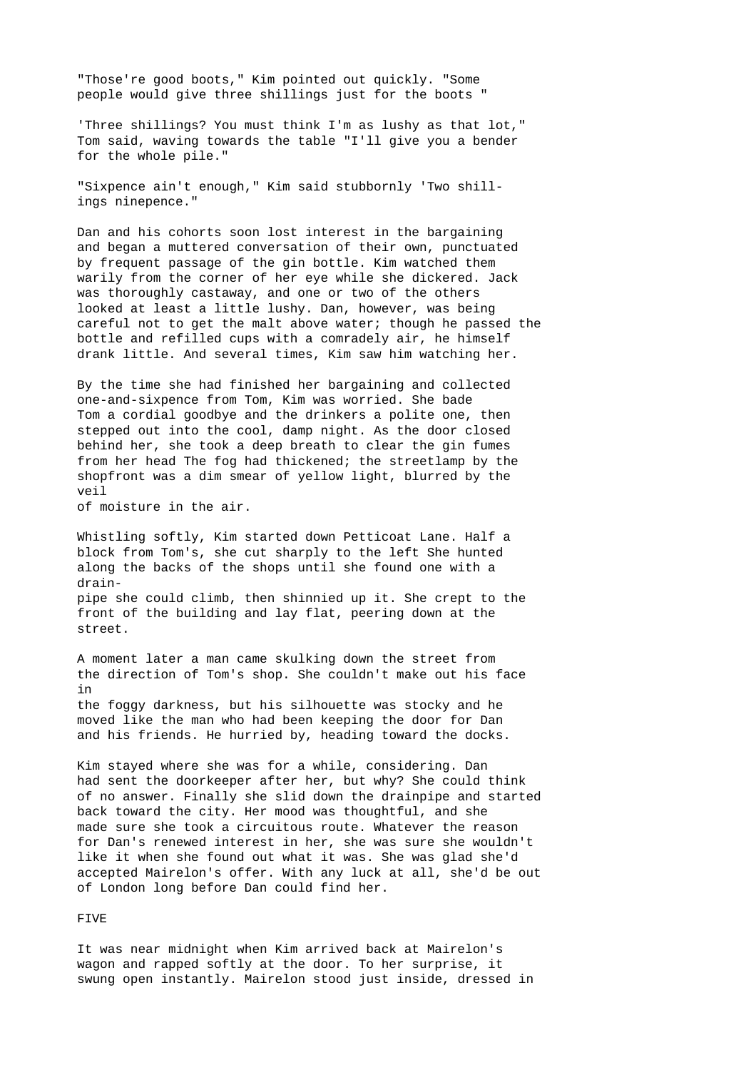"Those're good boots," Kim pointed out quickly. "Some people would give three shillings just for the boots "

'Three shillings? You must think I'm as lushy as that lot," Tom said, waving towards the table "I'll give you a bender for the whole pile."

"Sixpence ain't enough," Kim said stubbornly 'Two shillings ninepence."

Dan and his cohorts soon lost interest in the bargaining and began a muttered conversation of their own, punctuated by frequent passage of the gin bottle. Kim watched them warily from the corner of her eye while she dickered. Jack was thoroughly castaway, and one or two of the others looked at least a little lushy. Dan, however, was being careful not to get the malt above water; though he passed the bottle and refilled cups with a comradely air, he himself drank little. And several times, Kim saw him watching her.

By the time she had finished her bargaining and collected one-and-sixpence from Tom, Kim was worried. She bade Tom a cordial goodbye and the drinkers a polite one, then stepped out into the cool, damp night. As the door closed behind her, she took a deep breath to clear the gin fumes from her head The fog had thickened; the streetlamp by the shopfront was a dim smear of yellow light, blurred by the veil of moisture in the air.

Whistling softly, Kim started down Petticoat Lane. Half a block from Tom's, she cut sharply to the left She hunted along the backs of the shops until she found one with a drainpipe she could climb, then shinnied up it. She crept to the front of the building and lay flat, peering down at the street.

A moment later a man came skulking down the street from the direction of Tom's shop. She couldn't make out his face in the foggy darkness, but his silhouette was stocky and he moved like the man who had been keeping the door for Dan and his friends. He hurried by, heading toward the docks.

Kim stayed where she was for a while, considering. Dan had sent the doorkeeper after her, but why? She could think of no answer. Finally she slid down the drainpipe and started back toward the city. Her mood was thoughtful, and she made sure she took a circuitous route. Whatever the reason for Dan's renewed interest in her, she was sure she wouldn't like it when she found out what it was. She was glad she'd accepted Mairelon's offer. With any luck at all, she'd be out of London long before Dan could find her.

## FIVE

It was near midnight when Kim arrived back at Mairelon's wagon and rapped softly at the door. To her surprise, it swung open instantly. Mairelon stood just inside, dressed in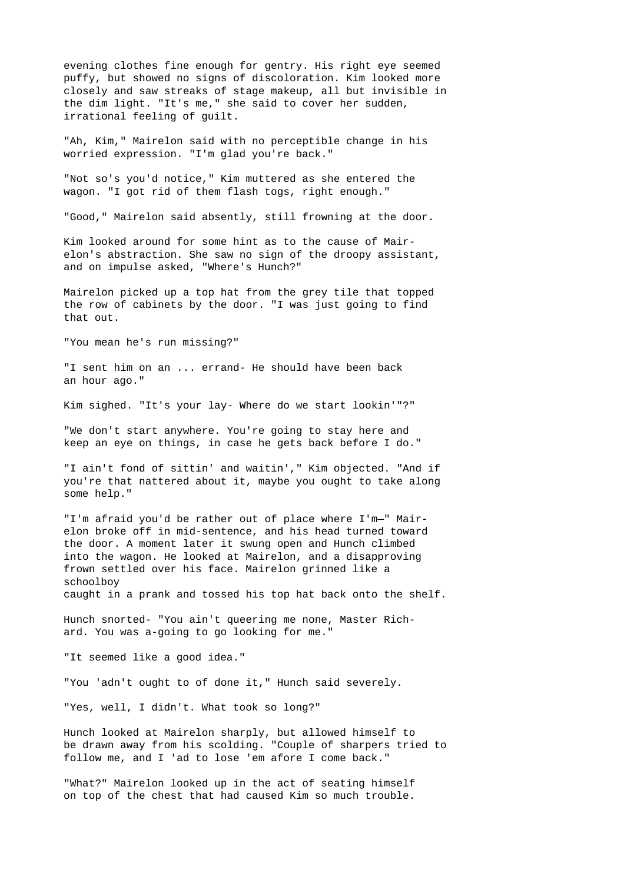evening clothes fine enough for gentry. His right eye seemed puffy, but showed no signs of discoloration. Kim looked more closely and saw streaks of stage makeup, all but invisible in the dim light. "It's me," she said to cover her sudden, irrational feeling of guilt.

"Ah, Kim," Mairelon said with no perceptible change in his worried expression. "I'm glad you're back."

"Not so's you'd notice," Kim muttered as she entered the wagon. "I got rid of them flash togs, right enough."

"Good," Mairelon said absently, still frowning at the door.

Kim looked around for some hint as to the cause of Mairelon's abstraction. She saw no sign of the droopy assistant, and on impulse asked, "Where's Hunch?"

Mairelon picked up a top hat from the grey tile that topped the row of cabinets by the door. "I was just going to find that out.

"You mean he's run missing?"

"I sent him on an ... errand- He should have been back an hour ago."

Kim sighed. "It's your lay- Where do we start lookin'"?"

"We don't start anywhere. You're going to stay here and keep an eye on things, in case he gets back before I do."

"I ain't fond of sittin' and waitin'," Kim objected. "And if you're that nattered about it, maybe you ought to take along some help."

"I'm afraid you'd be rather out of place where I'm—" Mairelon broke off in mid-sentence, and his head turned toward the door. A moment later it swung open and Hunch climbed into the wagon. He looked at Mairelon, and a disapproving frown settled over his face. Mairelon grinned like a schoolboy caught in a prank and tossed his top hat back onto the shelf.

Hunch snorted- "You ain't queering me none, Master Richard. You was a-going to go looking for me."

"It seemed like a good idea."

"You 'adn't ought to of done it," Hunch said severely.

"Yes, well, I didn't. What took so long?"

Hunch looked at Mairelon sharply, but allowed himself to be drawn away from his scolding. "Couple of sharpers tried to follow me, and I 'ad to lose 'em afore I come back."

"What?" Mairelon looked up in the act of seating himself on top of the chest that had caused Kim so much trouble.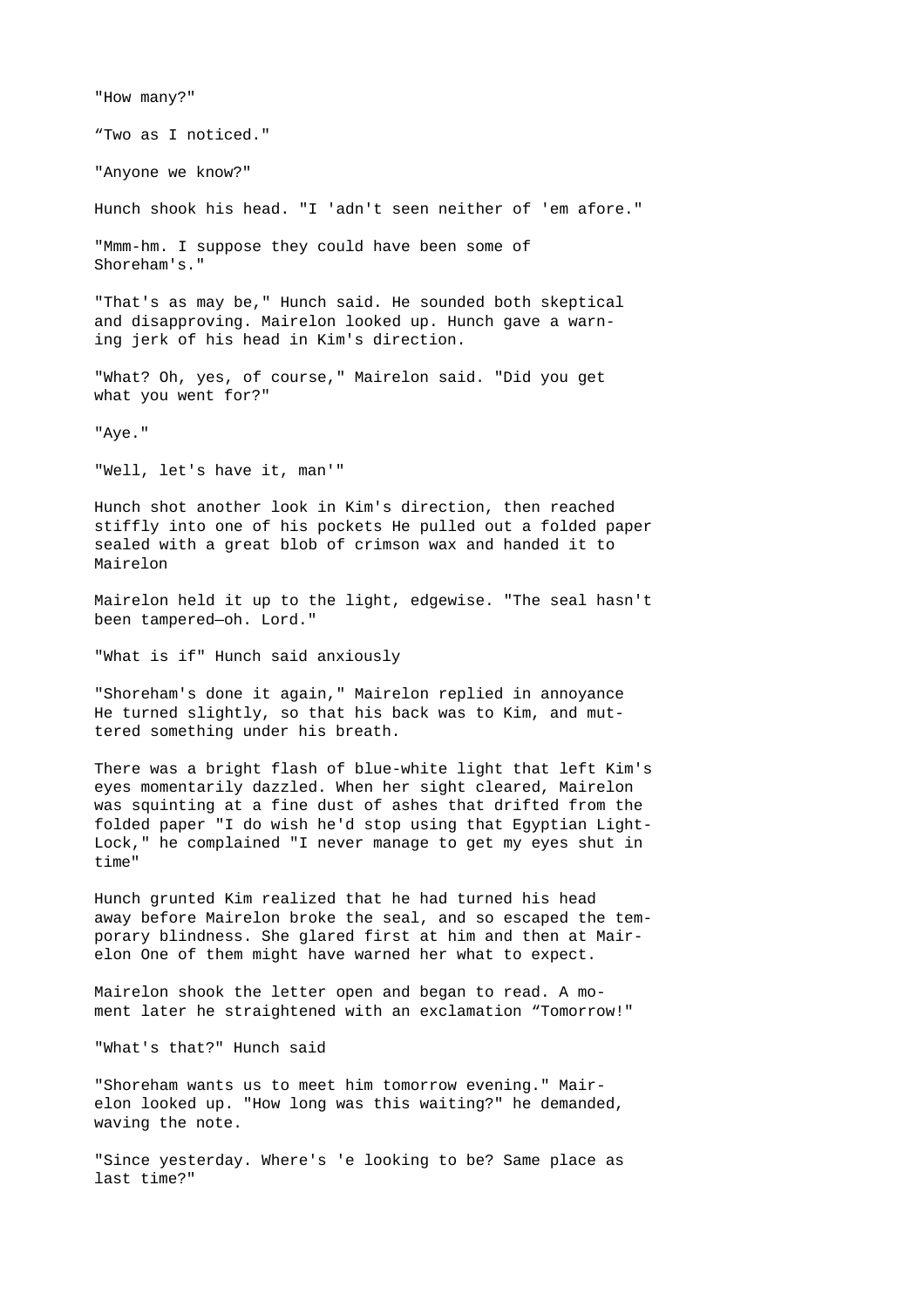"How many?"

“Two as I noticed."

"Anyone we know?"

Hunch shook his head. "I 'adn't seen neither of 'em afore."

"Mmm-hm. I suppose they could have been some of Shoreham's."

"That's as may be," Hunch said. He sounded both skeptical and disapproving. Mairelon looked up. Hunch gave a warning jerk of his head in Kim's direction.

"What? Oh, yes, of course," Mairelon said. "Did you get what you went for?"

"Aye."

"Well, let's have it, man'"

Hunch shot another look in Kim's direction, then reached stiffly into one of his pockets He pulled out a folded paper sealed with a great blob of crimson wax and handed it to Mairelon

Mairelon held it up to the light, edgewise. "The seal hasn't been tampered—oh. Lord."

"What is if" Hunch said anxiously

"Shoreham's done it again," Mairelon replied in annoyance He turned slightly, so that his back was to Kim, and muttered something under his breath.

There was a bright flash of blue-white light that left Kim's eyes momentarily dazzled. When her sight cleared, Mairelon was squinting at a fine dust of ashes that drifted from the folded paper "I do wish he'd stop using that Egyptian Light-Lock," he complained "I never manage to get my eyes shut in time"

Hunch grunted Kim realized that he had turned his head away before Mairelon broke the seal, and so escaped the temporary blindness. She glared first at him and then at Mairelon One of them might have warned her what to expect.

Mairelon shook the letter open and began to read. A moment later he straightened with an exclamation “Tomorrow!"

"What's that?" Hunch said

"Shoreham wants us to meet him tomorrow evening." Mairelon looked up. "How long was this waiting?" he demanded, waving the note.

"Since yesterday. Where's 'e looking to be? Same place as last time?"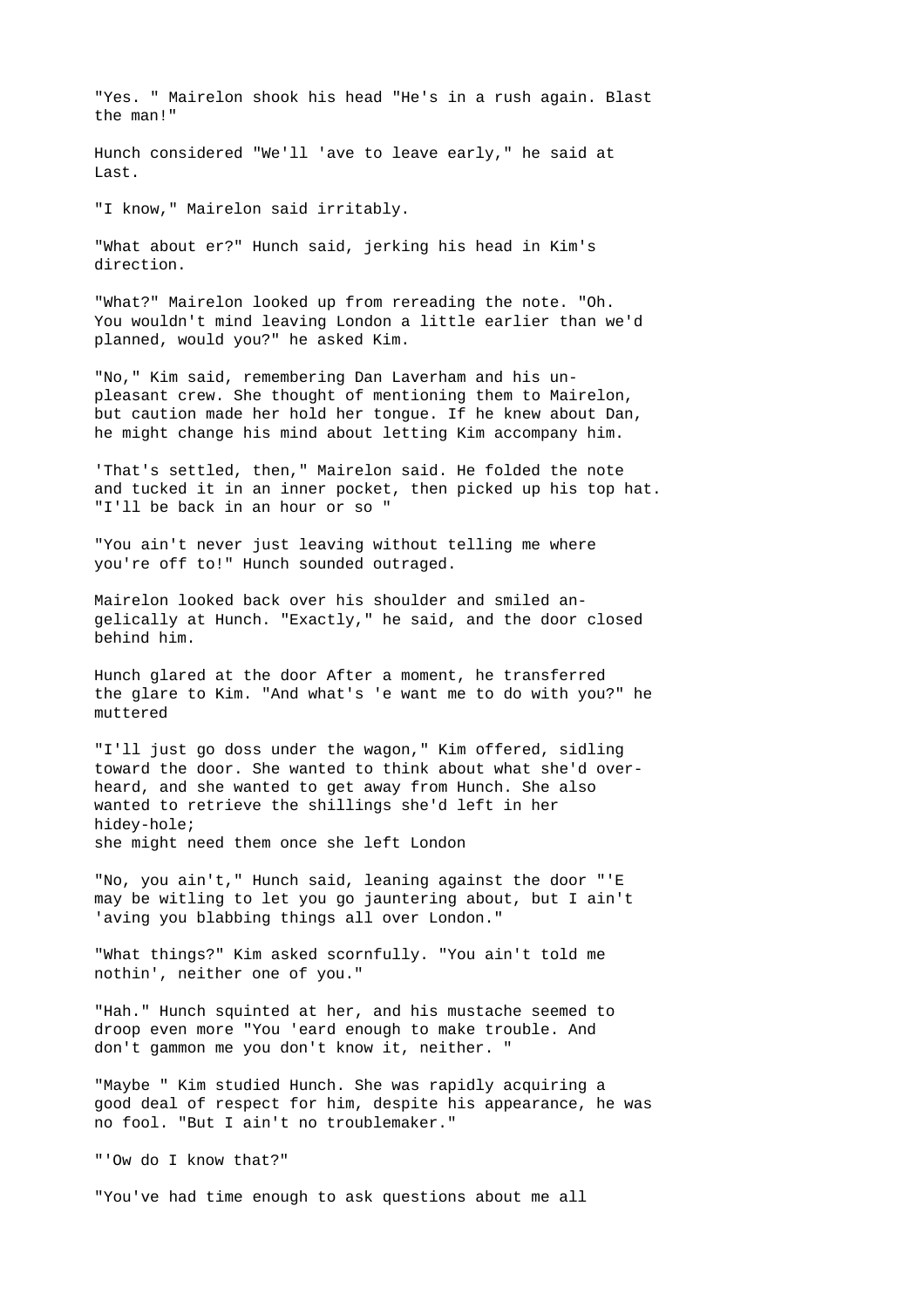"Yes. " Mairelon shook his head "He's in a rush again. Blast the man!"

Hunch considered "We'll 'ave to leave early," he said at Last.

"I know," Mairelon said irritably.

"What about er?" Hunch said, jerking his head in Kim's direction.

"What?" Mairelon looked up from rereading the note. "Oh. You wouldn't mind leaving London a little earlier than we'd planned, would you?" he asked Kim.

"No," Kim said, remembering Dan Laverham and his unpleasant crew. She thought of mentioning them to Mairelon, but caution made her hold her tongue. If he knew about Dan, he might change his mind about letting Kim accompany him.

'That's settled, then," Mairelon said. He folded the note and tucked it in an inner pocket, then picked up his top hat. "I'll be back in an hour or so "

"You ain't never just leaving without telling me where you're off to!" Hunch sounded outraged.

Mairelon looked back over his shoulder and smiled angelically at Hunch. "Exactly," he said, and the door closed behind him.

Hunch glared at the door After a moment, he transferred the glare to Kim. "And what's 'e want me to do with you?" he muttered

"I'll just go doss under the wagon," Kim offered, sidling toward the door. She wanted to think about what she'd overheard, and she wanted to get away from Hunch. She also wanted to retrieve the shillings she'd left in her hidey-hole;
she might need them once she left London

"No, you ain't," Hunch said, leaning against the door "'E may be witling to let you go jauntering about, but I ain't 'aving you blabbing things all over London."

"What things?" Kim asked scornfully. "You ain't told me nothin', neither one of you."

"Hah." Hunch squinted at her, and his mustache seemed to droop even more "You 'eard enough to make trouble. And don't gammon me you don't know it, neither. "

"Maybe " Kim studied Hunch. She was rapidly acquiring a good deal of respect for him, despite his appearance, he was no fool. "But I ain't no troublemaker."

"'Ow do I know that?"

"You've had time enough to ask questions about me all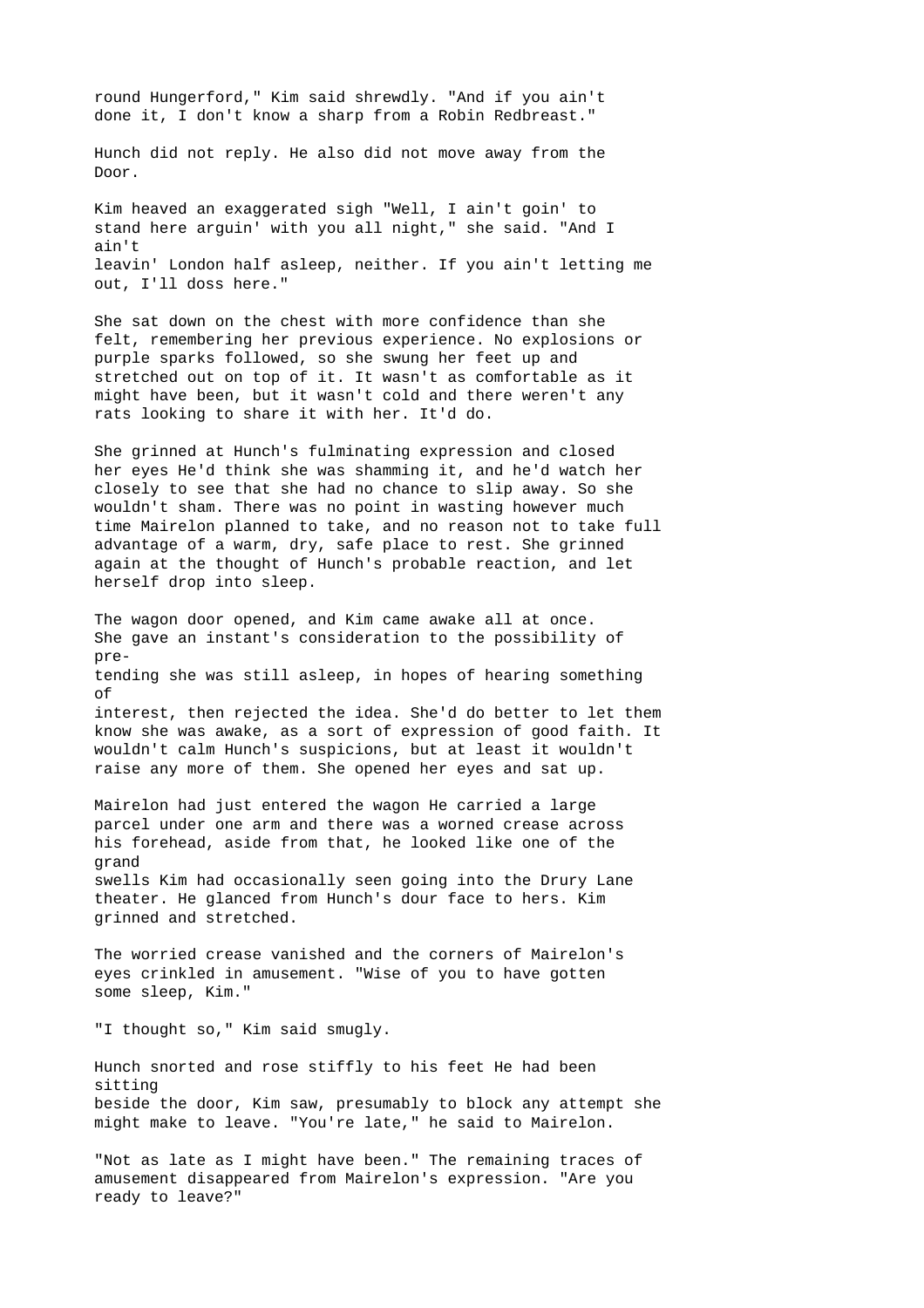round Hungerford," Kim said shrewdly. "And if you ain't done it, I don't know a sharp from a Robin Redbreast."

Hunch did not reply. He also did not move away from the Door.

Kim heaved an exaggerated sigh "Well, I ain't goin' to stand here arguin' with you all night," she said. "And I ain't leavin' London half asleep, neither. If you ain't letting me out, I'll doss here."

She sat down on the chest with more confidence than she felt, remembering her previous experience. No explosions or purple sparks followed, so she swung her feet up and stretched out on top of it. It wasn't as comfortable as it might have been, but it wasn't cold and there weren't any rats looking to share it with her. It'd do.

She grinned at Hunch's fulminating expression and closed her eyes He'd think she was shamming it, and he'd watch her closely to see that she had no chance to slip away. So she wouldn't sham. There was no point in wasting however much time Mairelon planned to take, and no reason not to take full advantage of a warm, dry, safe place to rest. She grinned again at the thought of Hunch's probable reaction, and let herself drop into sleep.

The wagon door opened, and Kim came awake all at once. She gave an instant's consideration to the possibility of pretending she was still asleep, in hopes of hearing something of interest, then rejected the idea. She'd do better to let them know she was awake, as a sort of expression of good faith. It wouldn't calm Hunch's suspicions, but at least it wouldn't raise any more of them. She opened her eyes and sat up.

Mairelon had just entered the wagon He carried a large parcel under one arm and there was a worned crease across his forehead, aside from that, he looked like one of the grand swells Kim had occasionally seen going into the Drury Lane theater. He glanced from Hunch's dour face to hers. Kim grinned and stretched.

The worried crease vanished and the corners of Mairelon's eyes crinkled in amusement. "Wise of you to have gotten some sleep, Kim."

"I thought so," Kim said smugly.

Hunch snorted and rose stiffly to his feet He had been sitting beside the door, Kim saw, presumably to block any attempt she might make to leave. "You're late," he said to Mairelon.

"Not as late as I might have been." The remaining traces of amusement disappeared from Mairelon's expression. "Are you ready to leave?"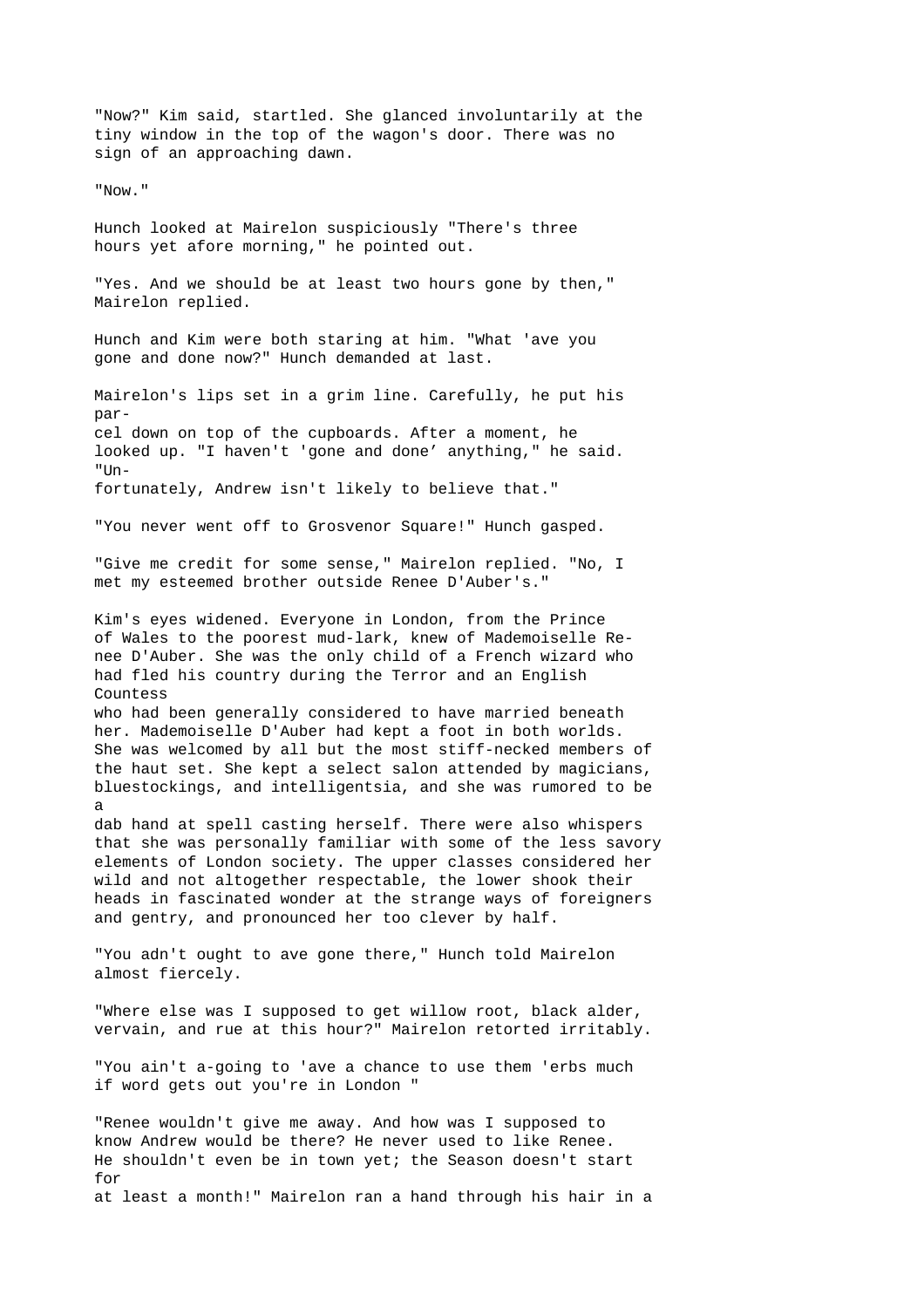"Now?" Kim said, startled. She glanced involuntarily at the tiny window in the top of the wagon's door. There was no sign of an approaching dawn.

"Now."

Hunch looked at Mairelon suspiciously "There's three hours yet afore morning," he pointed out.

"Yes. And we should be at least two hours gone by then," Mairelon replied.

Hunch and Kim were both staring at him. "What 'ave you gone and done now?" Hunch demanded at last.

Mairelon's lips set in a grim line. Carefully, he put his parcel down on top of the cupboards. After a moment, he looked up. "I haven't 'gone and done’ anything," he said. "Unfortunately, Andrew isn't likely to believe that."

"You never went off to Grosvenor Square!" Hunch gasped.

"Give me credit for some sense," Mairelon replied. "No, I met my esteemed brother outside Renee D'Auber's."

Kim's eyes widened. Everyone in London, from the Prince of Wales to the poorest mud-lark, knew of Mademoiselle Renee D'Auber. She was the only child of a French wizard who had fled his country during the Terror and an English Countess who had been generally considered to have married beneath her. Mademoiselle D'Auber had kept a foot in both worlds. She was welcomed by all but the most stiff-necked members of the haut set. She kept a select salon attended by magicians, bluestockings, and intelligentsia, and she was rumored to be a dab hand at spell casting herself. There were also whispers that she was personally familiar with some of the less savory elements of London society. The upper classes considered her wild and not altogether respectable, the lower shook their heads in fascinated wonder at the strange ways of foreigners and gentry, and pronounced her too clever by half.

"You adn't ought to ave gone there," Hunch told Mairelon almost fiercely.

"Where else was I supposed to get willow root, black alder, vervain, and rue at this hour?" Mairelon retorted irritably.

"You ain't a-going to 'ave a chance to use them 'erbs much if word gets out you're in London "

"Renee wouldn't give me away. And how was I supposed to know Andrew would be there? He never used to like Renee. He shouldn't even be in town yet; the Season doesn't start for at least a month!" Mairelon ran a hand through his hair in a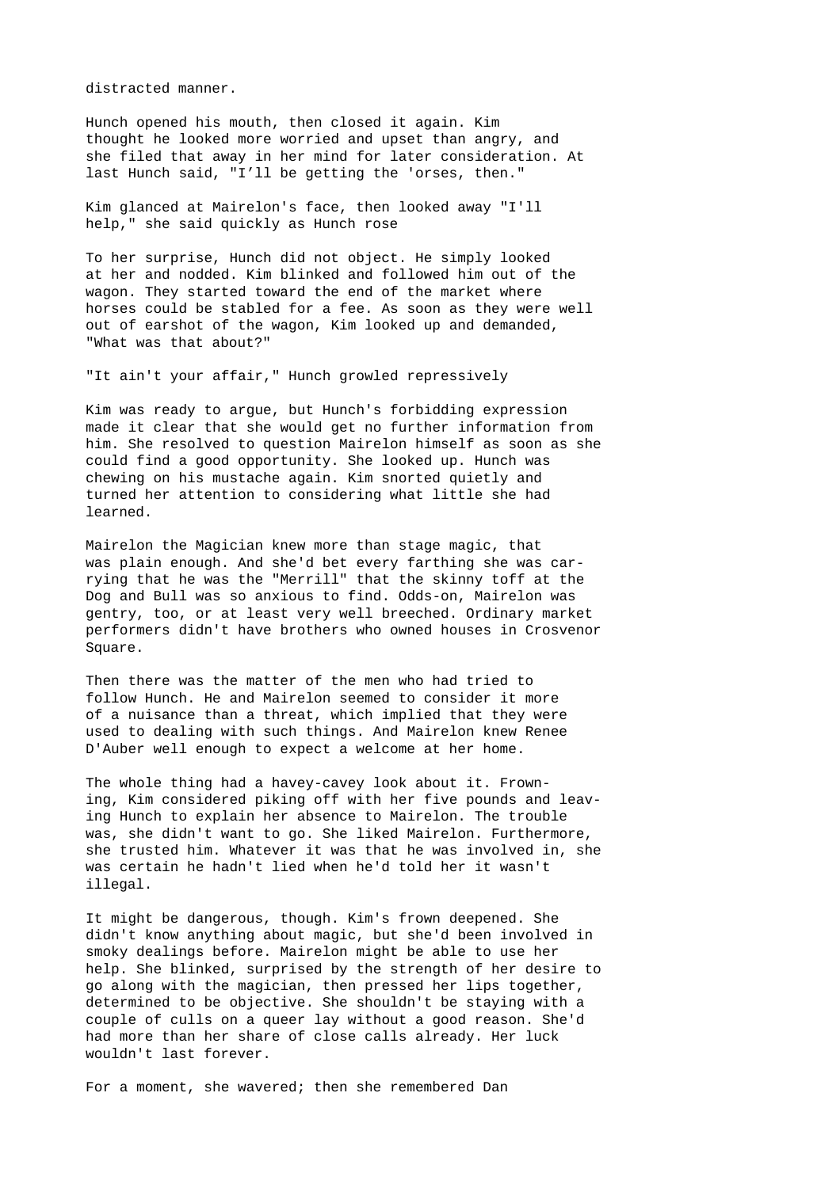distracted manner.

Hunch opened his mouth, then closed it again. Kim thought he looked more worried and upset than angry, and she filed that away in her mind for later consideration. At last Hunch said, "I'll be getting the 'orses, then."

Kim glanced at Mairelon's face, then looked away "I'll help," she said quickly as Hunch rose

To her surprise, Hunch did not object. He simply looked at her and nodded. Kim blinked and followed him out of the wagon. They started toward the end of the market where horses could be stabled for a fee. As soon as they were well out of earshot of the wagon, Kim looked up and demanded, "What was that about?"

"It ain't your affair," Hunch growled repressively

Kim was ready to argue, but Hunch's forbidding expression made it clear that she would get no further information from him. She resolved to question Mairelon himself as soon as she could find a good opportunity. She looked up. Hunch was chewing on his mustache again. Kim snorted quietly and turned her attention to considering what little she had learned.

Mairelon the Magician knew more than stage magic, that was plain enough. And she'd bet every farthing she was carrying that he was the "Merrill" that the skinny toff at the Dog and Bull was so anxious to find. Odds-on, Mairelon was gentry, too, or at least very well breeched. Ordinary market performers didn't have brothers who owned houses in Crosvenor Square.

Then there was the matter of the men who had tried to follow Hunch. He and Mairelon seemed to consider it more of a nuisance than a threat, which implied that they were used to dealing with such things. And Mairelon knew Renee D'Auber well enough to expect a welcome at her home.

The whole thing had a havey-cavey look about it. Frowning, Kim considered piking off with her five pounds and leaving Hunch to explain her absence to Mairelon. The trouble was, she didn't want to go. She liked Mairelon. Furthermore, she trusted him. Whatever it was that he was involved in, she was certain he hadn't lied when he'd told her it wasn't illegal.

It might be dangerous, though. Kim's frown deepened. She didn't know anything about magic, but she'd been involved in smoky dealings before. Mairelon might be able to use her help. She blinked, surprised by the strength of her desire to go along with the magician, then pressed her lips together, determined to be objective. She shouldn't be staying with a couple of culls on a queer lay without a good reason. She'd had more than her share of close calls already. Her luck wouldn't last forever.

For a moment, she wavered; then she remembered Dan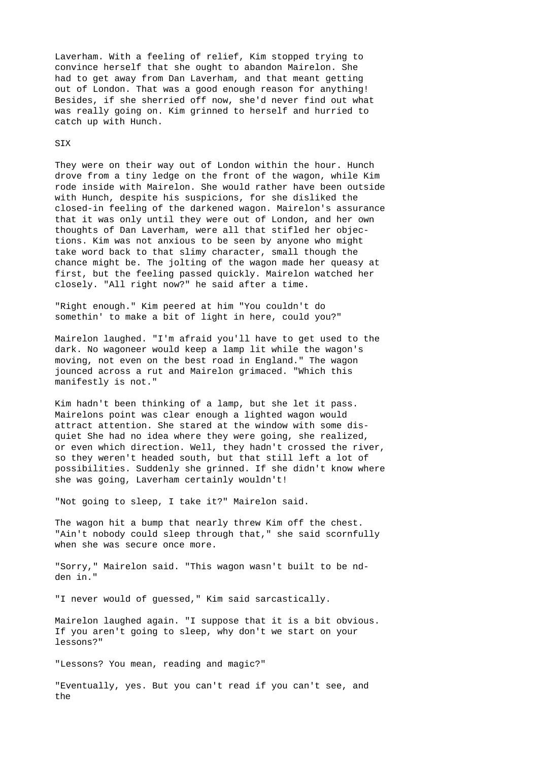Laverham. With a feeling of relief, Kim stopped trying to convince herself that she ought to abandon Mairelon. She had to get away from Dan Laverham, and that meant getting out of London. That was a good enough reason for anything! Besides, if she sherried off now, she'd never find out what was really going on. Kim grinned to herself and hurried to catch up with Hunch.

## SIX

They were on their way out of London within the hour. Hunch drove from a tiny ledge on the front of the wagon, while Kim rode inside with Mairelon. She would rather have been outside with Hunch, despite his suspicions, for she disliked the closed-in feeling of the darkened wagon. Mairelon's assurance that it was only until they were out of London, and her own thoughts of Dan Laverham, were all that stifled her objections. Kim was not anxious to be seen by anyone who might take word back to that slimy character, small though the chance might be. The jolting of the wagon made her queasy at first, but the feeling passed quickly. Mairelon watched her closely. "All right now?" he said after a time.

"Right enough." Kim peered at him "You couldn't do somethin' to make a bit of light in here, could you?"

Mairelon laughed. "I'm afraid you'll have to get used to the dark. No wagoneer would keep a lamp lit while the wagon's moving, not even on the best road in England." The wagon jounced across a rut and Mairelon grimaced. "Which this manifestly is not."

Kim hadn't been thinking of a lamp, but she let it pass. Mairelons point was clear enough a lighted wagon would attract attention. She stared at the window with some disquiet She had no idea where they were going, she realized, or even which direction. Well, they hadn't crossed the river, so they weren't headed south, but that still left a lot of possibilities. Suddenly she grinned. If she didn't know where she was going, Laverham certainly wouldn't!

"Not going to sleep, I take it?" Mairelon said.

The wagon hit a bump that nearly threw Kim off the chest. "Ain't nobody could sleep through that," she said scornfully when she was secure once more.

"Sorry," Mairelon said. "This wagon wasn't built to be ndden in."

"I never would of guessed," Kim said sarcastically.

Mairelon laughed again. "I suppose that it is a bit obvious. If you aren't going to sleep, why don't we start on your lessons?"

"Lessons? You mean, reading and magic?"

"Eventually, yes. But you can't read if you can't see, and the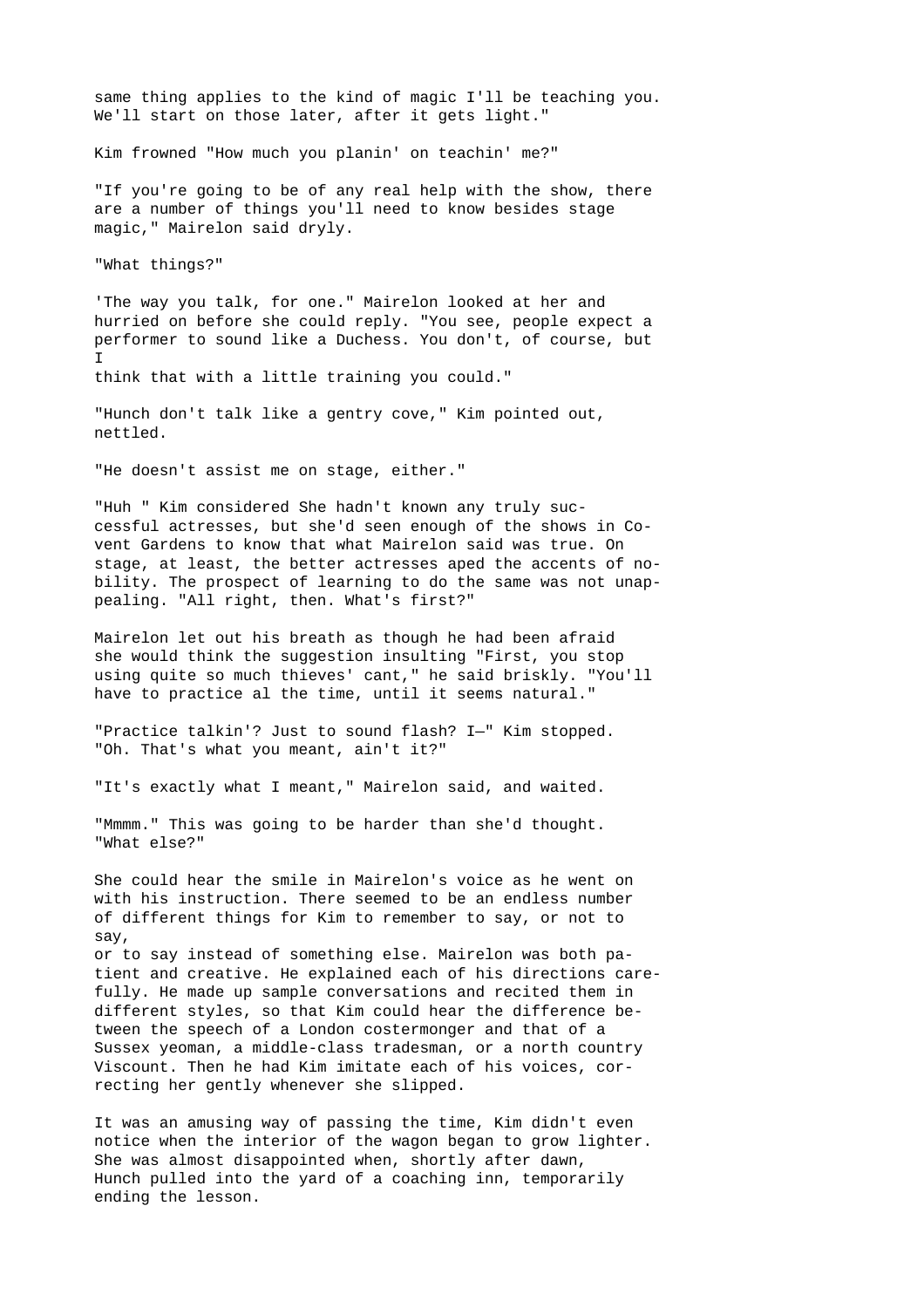same thing applies to the kind of magic I'll be teaching you. We'll start on those later, after it gets light."

Kim frowned "How much you planin' on teachin' me?"

"If you're going to be of any real help with the show, there are a number of things you'll need to know besides stage magic," Mairelon said dryly.

"What things?"

'The way you talk, for one." Mairelon looked at her and hurried on before she could reply. "You see, people expect a performer to sound like a Duchess. You don't, of course, but I think that with a little training you could."

"Hunch don't talk like a gentry cove," Kim pointed out, nettled.

"He doesn't assist me on stage, either."

"Huh " Kim considered She hadn't known any truly successful actresses, but she'd seen enough of the shows in Covent Gardens to know that what Mairelon said was true. On stage, at least, the better actresses aped the accents of nobility. The prospect of learning to do the same was not unappealing. "All right, then. What's first?"

Mairelon let out his breath as though he had been afraid she would think the suggestion insulting "First, you stop using quite so much thieves' cant," he said briskly. "You'll have to practice al the time, until it seems natural."

"Practice talkin'? Just to sound flash? I—" Kim stopped. "Oh. That's what you meant, ain't it?"

"It's exactly what I meant," Mairelon said, and waited.

"Mmmm." This was going to be harder than she'd thought. "What else?"

She could hear the smile in Mairelon's voice as he went on with his instruction. There seemed to be an endless number of different things for Kim to remember to say, or not to say, or to say instead of something else. Mairelon was both patient and creative. He explained each of his directions carefully. He made up sample conversations and recited them in different styles, so that Kim could hear the difference between the speech of a London costermonger and that of a Sussex yeoman, a middle-class tradesman, or a north country Viscount. Then he had Kim imitate each of his voices, correcting her gently whenever she slipped.

It was an amusing way of passing the time, Kim didn't even notice when the interior of the wagon began to grow lighter. She was almost disappointed when, shortly after dawn, Hunch pulled into the yard of a coaching inn, temporarily ending the lesson.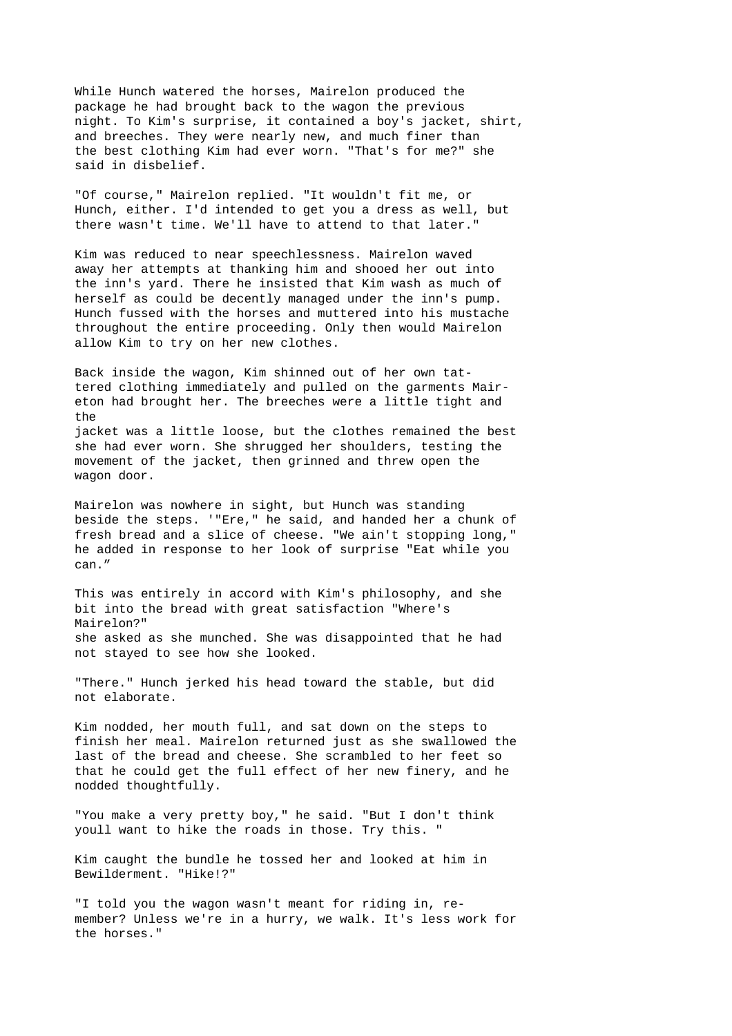While Hunch watered the horses, Mairelon produced the package he had brought back to the wagon the previous night. To Kim's surprise, it contained a boy's jacket, shirt, and breeches. They were nearly new, and much finer than the best clothing Kim had ever worn. "That's for me?" she said in disbelief.

"Of course," Mairelon replied. "It wouldn't fit me, or Hunch, either. I'd intended to get you a dress as well, but there wasn't time. We'll have to attend to that later."

Kim was reduced to near speechlessness. Mairelon waved away her attempts at thanking him and shooed her out into the inn's yard. There he insisted that Kim wash as much of herself as could be decently managed under the inn's pump. Hunch fussed with the horses and muttered into his mustache throughout the entire proceeding. Only then would Mairelon allow Kim to try on her new clothes.

Back inside the wagon, Kim shinned out of her own tattered clothing immediately and pulled on the garments Maireton had brought her. The breeches were a little tight and the jacket was a little loose, but the clothes remained the best she had ever worn. She shrugged her shoulders, testing the movement of the jacket, then grinned and threw open the wagon door.

Mairelon was nowhere in sight, but Hunch was standing beside the steps. '"Ere," he said, and handed her a chunk of fresh bread and a slice of cheese. "We ain't stopping long," he added in response to her look of surprise "Eat while you can."

This was entirely in accord with Kim's philosophy, and she bit into the bread with great satisfaction "Where's Mairelon?" she asked as she munched. She was disappointed that he had not stayed to see how she looked.

"There." Hunch jerked his head toward the stable, but did not elaborate.

Kim nodded, her mouth full, and sat down on the steps to finish her meal. Mairelon returned just as she swallowed the last of the bread and cheese. She scrambled to her feet so that he could get the full effect of her new finery, and he nodded thoughtfully.

"You make a very pretty boy," he said. "But I don't think youll want to hike the roads in those. Try this. "

Kim caught the bundle he tossed her and looked at him in Bewilderment. "Hike!?"

"I told you the wagon wasn't meant for riding in, remember? Unless we're in a hurry, we walk. It's less work for the horses."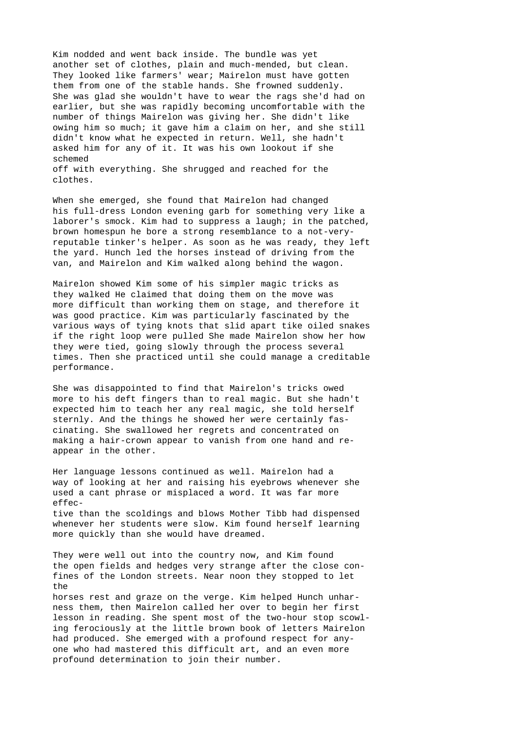Kim nodded and went back inside. The bundle was yet another set of clothes, plain and much-mended, but clean. They looked like farmers' wear; Mairelon must have gotten them from one of the stable hands. She frowned suddenly. She was glad she wouldn't have to wear the rags she'd had on earlier, but she was rapidly becoming uncomfortable with the number of things Mairelon was giving her. She didn't like owing him so much; it gave him a claim on her, and she still didn't know what he expected in return. Well, she hadn't asked him for any of it. It was his own lookout if she schemed off with everything. She shrugged and reached for the clothes.

When she emerged, she found that Mairelon had changed his full-dress London evening garb for something very like a laborer's smock. Kim had to suppress a laugh; in the patched, brown homespun he bore a strong resemblance to a not-very-reputable tinker's helper. As soon as he was ready, they left the yard. Hunch led the horses instead of driving from the van, and Mairelon and Kim walked along behind the wagon.

Mairelon showed Kim some of his simpler magic tricks as they walked He claimed that doing them on the move was more difficult than working them on stage, and therefore it was good practice. Kim was particularly fascinated by the various ways of tying knots that slid apart tike oiled snakes if the right loop were pulled She made Mairelon show her how they were tied, going slowly through the process several times. Then she practiced until she could manage a creditable performance.

She was disappointed to find that Mairelon's tricks owed more to his deft fingers than to real magic. But she hadn't expected him to teach her any real magic, she told herself sternly. And the things he showed her were certainly fascinating. She swallowed her regrets and concentrated on making a hair-crown appear to vanish from one hand and reappear in the other.

Her language lessons continued as well. Mairelon had a way of looking at her and raising his eyebrows whenever she used a cant phrase or misplaced a word. It was far more effective than the scoldings and blows Mother Tibb had dispensed whenever her students were slow. Kim found herself learning more quickly than she would have dreamed.

They were well out into the country now, and Kim found the open fields and hedges very strange after the close confines of the London streets. Near noon they stopped to let the horses rest and graze on the verge. Kim helped Hunch unharness them, then Mairelon called her over to begin her first lesson in reading. She spent most of the two-hour stop scowling ferociously at the little brown book of letters Mairelon had produced. She emerged with a profound respect for anyone who had mastered this difficult art, and an even more profound determination to join their number.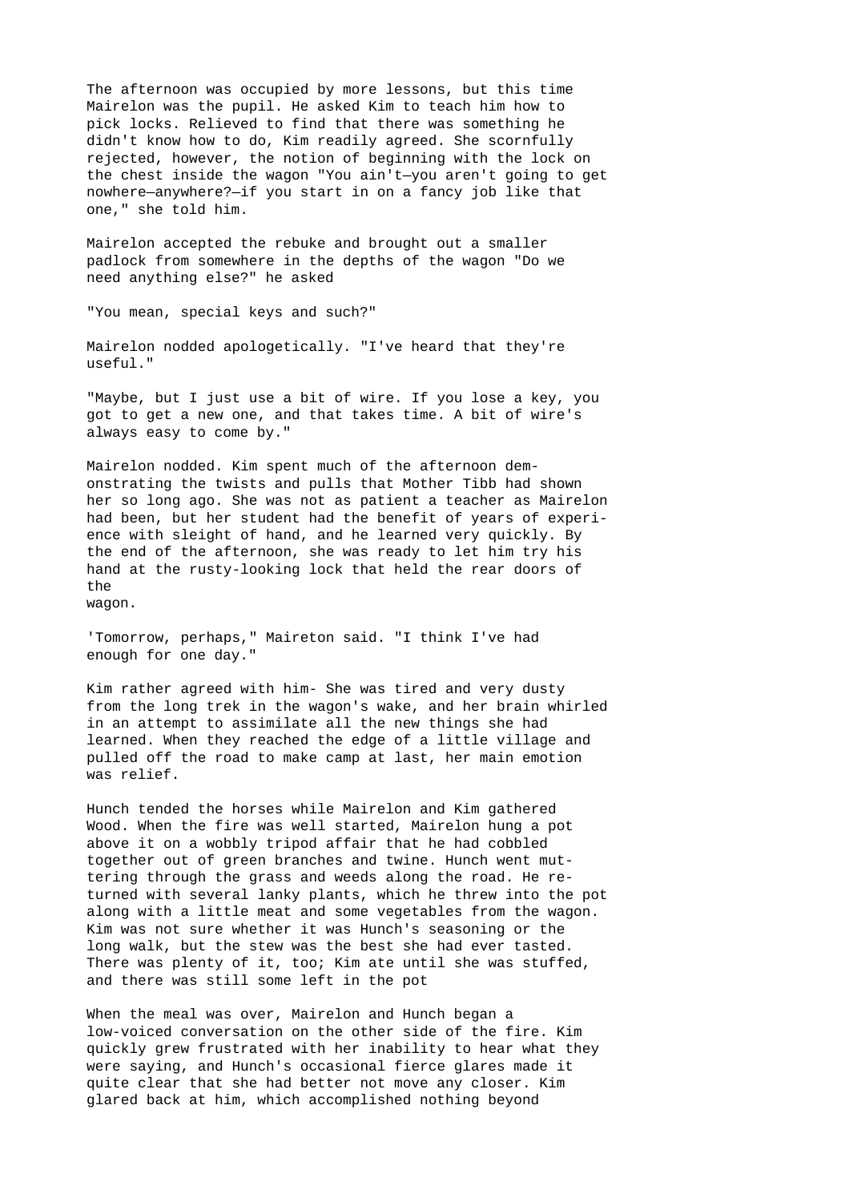The afternoon was occupied by more lessons, but this time Mairelon was the pupil. He asked Kim to teach him how to pick locks. Relieved to find that there was something he didn't know how to do, Kim readily agreed. She scornfully rejected, however, the notion of beginning with the lock on the chest inside the wagon "You ain't—you aren't going to get nowhere—anywhere?—if you start in on a fancy job like that one," she told him.

Mairelon accepted the rebuke and brought out a smaller padlock from somewhere in the depths of the wagon "Do we need anything else?" he asked

"You mean, special keys and such?"

Mairelon nodded apologetically. "I've heard that they're useful."

"Maybe, but I just use a bit of wire. If you lose a key, you got to get a new one, and that takes time. A bit of wire's always easy to come by."

Mairelon nodded. Kim spent much of the afternoon demonstrating the twists and pulls that Mother Tibb had shown her so long ago. She was not as patient a teacher as Mairelon had been, but her student had the benefit of years of experience with sleight of hand, and he learned very quickly. By the end of the afternoon, she was ready to let him try his hand at the rusty-looking lock that held the rear doors of the wagon.

'Tomorrow, perhaps," Maireton said. "I think I've had enough for one day."

Kim rather agreed with him- She was tired and very dusty from the long trek in the wagon's wake, and her brain whirled in an attempt to assimilate all the new things she had learned. When they reached the edge of a little village and pulled off the road to make camp at last, her main emotion was relief.

Hunch tended the horses while Mairelon and Kim gathered Wood. When the fire was well started, Mairelon hung a pot above it on a wobbly tripod affair that he had cobbled together out of green branches and twine. Hunch went muttering through the grass and weeds along the road. He returned with several lanky plants, which he threw into the pot along with a little meat and some vegetables from the wagon. Kim was not sure whether it was Hunch's seasoning or the long walk, but the stew was the best she had ever tasted. There was plenty of it, too; Kim ate until she was stuffed, and there was still some left in the pot

When the meal was over, Mairelon and Hunch began a low-voiced conversation on the other side of the fire. Kim quickly grew frustrated with her inability to hear what they were saying, and Hunch's occasional fierce glares made it quite clear that she had better not move any closer. Kim glared back at him, which accomplished nothing beyond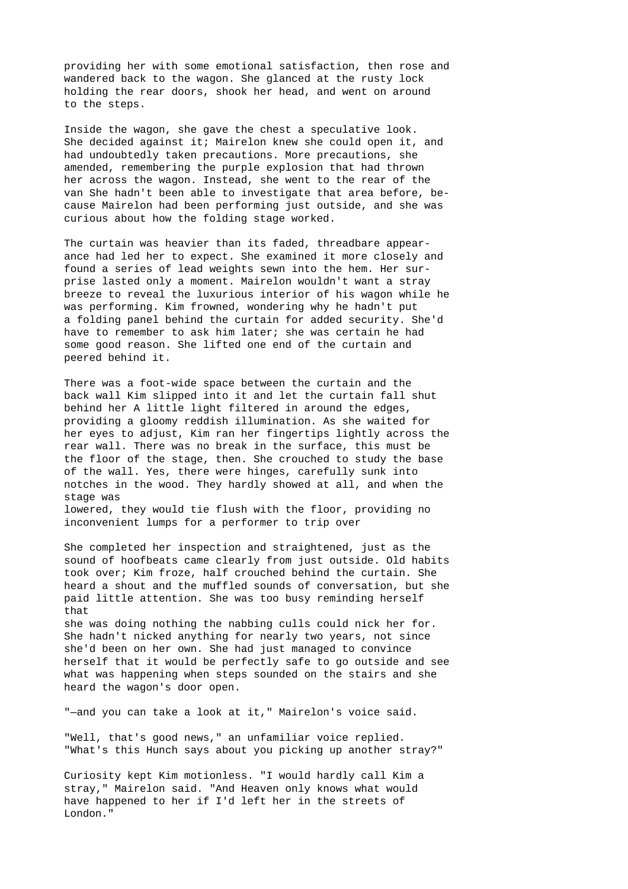providing her with some emotional satisfaction, then rose and wandered back to the wagon. She glanced at the rusty lock holding the rear doors, shook her head, and went on around to the steps.

Inside the wagon, she gave the chest a speculative look. She decided against it; Mairelon knew she could open it, and had undoubtedly taken precautions. More precautions, she amended, remembering the purple explosion that had thrown her across the wagon. Instead, she went to the rear of the van She hadn't been able to investigate that area before, because Mairelon had been performing just outside, and she was curious about how the folding stage worked.

The curtain was heavier than its faded, threadbare appearance had led her to expect. She examined it more closely and found a series of lead weights sewn into the hem. Her surprise lasted only a moment. Mairelon wouldn't want a stray breeze to reveal the luxurious interior of his wagon while he was performing. Kim frowned, wondering why he hadn't put a folding panel behind the curtain for added security. She'd have to remember to ask him later; she was certain he had some good reason. She lifted one end of the curtain and peered behind it.

There was a foot-wide space between the curtain and the back wall Kim slipped into it and let the curtain fall shut behind her A little light filtered in around the edges, providing a gloomy reddish illumination. As she waited for her eyes to adjust, Kim ran her fingertips lightly across the rear wall. There was no break in the surface, this must be the floor of the stage, then. She crouched to study the base of the wall. Yes, there were hinges, carefully sunk into notches in the wood. They hardly showed at all, and when the stage was lowered, they would tie flush with the floor, providing no inconvenient lumps for a performer to trip over

She completed her inspection and straightened, just as the sound of hoofbeats came clearly from just outside. Old habits took over; Kim froze, half crouched behind the curtain. She heard a shout and the muffled sounds of conversation, but she paid little attention. She was too busy reminding herself that she was doing nothing the nabbing culls could nick her for. She hadn't nicked anything for nearly two years, not since she'd been on her own. She had just managed to convince herself that it would be perfectly safe to go outside and see what was happening when steps sounded on the stairs and she heard the wagon's door open.

"—and you can take a look at it," Mairelon's voice said.

"Well, that's good news," an unfamiliar voice replied. "What's this Hunch says about you picking up another stray?"

Curiosity kept Kim motionless. "I would hardly call Kim a stray," Mairelon said. "And Heaven only knows what would have happened to her if I'd left her in the streets of London."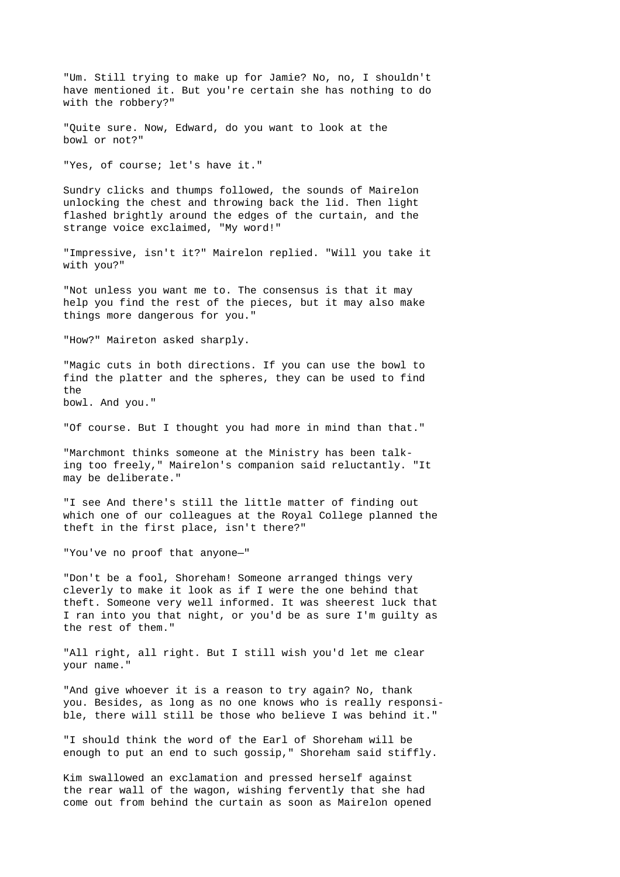"Um. Still trying to make up for Jamie? No, no, I shouldn't have mentioned it. But you're certain she has nothing to do with the robbery?"

"Quite sure. Now, Edward, do you want to look at the bowl or not?"

"Yes, of course; let's have it."

Sundry clicks and thumps followed, the sounds of Mairelon unlocking the chest and throwing back the lid. Then light flashed brightly around the edges of the curtain, and the strange voice exclaimed, "My word!"

"Impressive, isn't it?" Mairelon replied. "Will you take it with you?"

"Not unless you want me to. The consensus is that it may help you find the rest of the pieces, but it may also make things more dangerous for you."

"How?" Maireton asked sharply.

"Magic cuts in both directions. If you can use the bowl to find the platter and the spheres, they can be used to find the bowl. And you."

"Of course. But I thought you had more in mind than that."

"Marchmont thinks someone at the Ministry has been talking too freely," Mairelon's companion said reluctantly. "It may be deliberate."

"I see And there's still the little matter of finding out which one of our colleagues at the Royal College planned the theft in the first place, isn't there?"

"You've no proof that anyone—"

"Don't be a fool, Shoreham! Someone arranged things very cleverly to make it look as if I were the one behind that theft. Someone very well informed. It was sheerest luck that I ran into you that night, or you'd be as sure I'm guilty as the rest of them."

"All right, all right. But I still wish you'd let me clear your name."

"And give whoever it is a reason to try again? No, thank you. Besides, as long as no one knows who is really responsible, there will still be those who believe I was behind it."

"I should think the word of the Earl of Shoreham will be enough to put an end to such gossip," Shoreham said stiffly.

Kim swallowed an exclamation and pressed herself against the rear wall of the wagon, wishing fervently that she had come out from behind the curtain as soon as Mairelon opened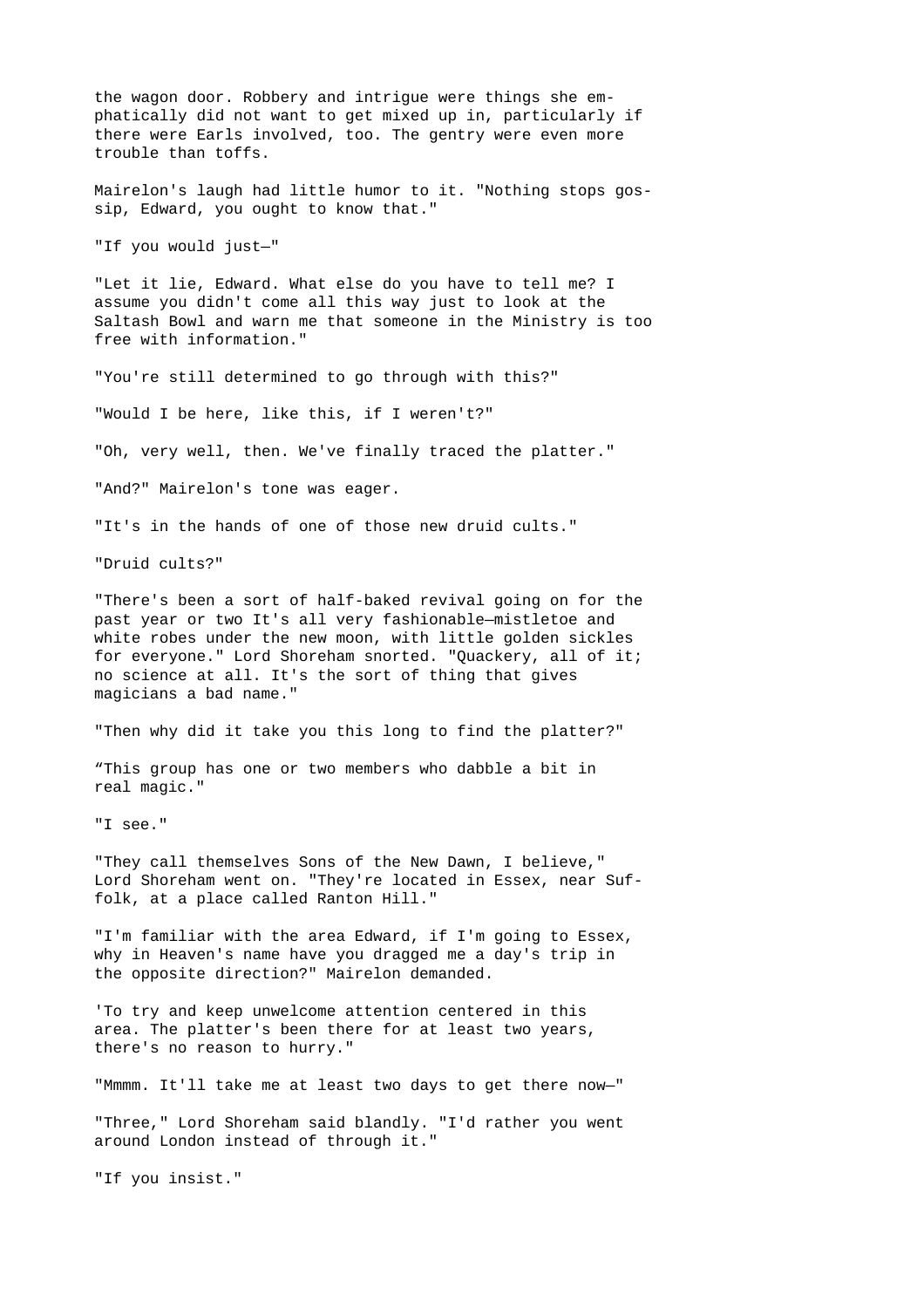the wagon door. Robbery and intrigue were things she emphatically did not want to get mixed up in, particularly if there were Earls involved, too. The gentry were even more trouble than toffs.

Mairelon's laugh had little humor to it. "Nothing stops gossip, Edward, you ought to know that."

"If you would just—"

"Let it lie, Edward. What else do you have to tell me? I assume you didn't come all this way just to look at the Saltash Bowl and warn me that someone in the Ministry is too free with information."

"You're still determined to go through with this?"

"Would I be here, like this, if I weren't?"

"Oh, very well, then. We've finally traced the platter."

"And?" Mairelon's tone was eager.

"It's in the hands of one of those new druid cults."

"Druid cults?"

"There's been a sort of half-baked revival going on for the past year or two It's all very fashionable—mistletoe and white robes under the new moon, with little golden sickles for everyone." Lord Shoreham snorted. "Quackery, all of it; no science at all. It's the sort of thing that gives magicians a bad name."

"Then why did it take you this long to find the platter?"

“This group has one or two members who dabble a bit in real magic."

"I see."

"They call themselves Sons of the New Dawn, I believe," Lord Shoreham went on. "They're located in Essex, near Suffolk, at a place called Ranton Hill."

"I'm familiar with the area Edward, if I'm going to Essex, why in Heaven's name have you dragged me a day's trip in the opposite direction?" Mairelon demanded.

'To try and keep unwelcome attention centered in this area. The platter's been there for at least two years, there's no reason to hurry."

"Mmmm. It'll take me at least two days to get there now—"

"Three," Lord Shoreham said blandly. "I'd rather you went around London instead of through it."

"If you insist."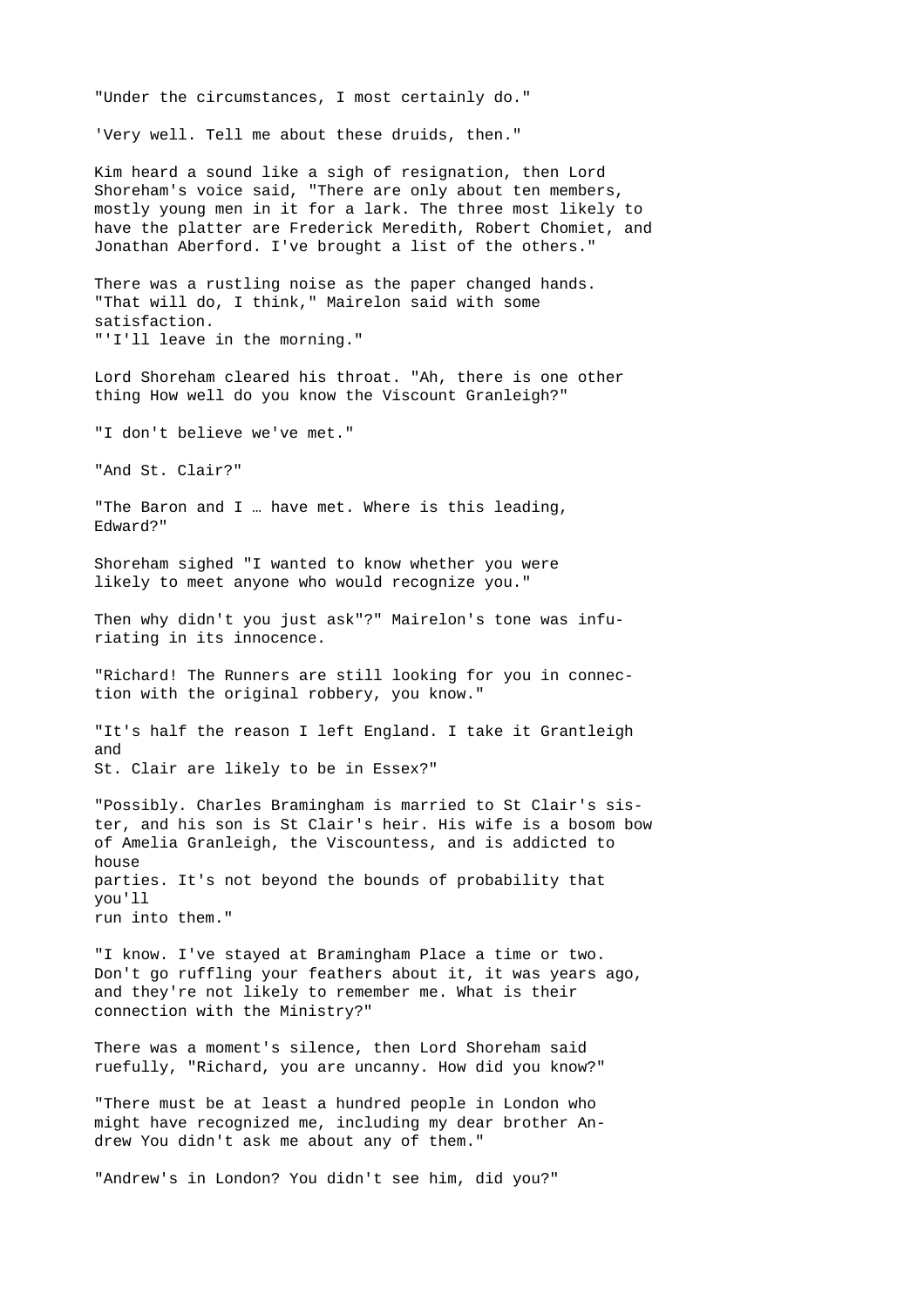"Under the circumstances, I most certainly do."

'Very well. Tell me about these druids, then."

Kim heard a sound like a sigh of resignation, then Lord Shoreham's voice said, "There are only about ten members, mostly young men in it for a lark. The three most likely to have the platter are Frederick Meredith, Robert Chomiet, and Jonathan Aberford. I've brought a list of the others."

There was a rustling noise as the paper changed hands. "That will do, I think," Mairelon said with some satisfaction.
"'I'll leave in the morning."

Lord Shoreham cleared his throat. "Ah, there is one other thing How well do you know the Viscount Granleigh?"

"I don't believe we've met."

"And St. Clair?"

"The Baron and I … have met. Where is this leading, Edward?"

Shoreham sighed "I wanted to know whether you were likely to meet anyone who would recognize you."

Then why didn't you just ask"?" Mairelon's tone was infuriating in its innocence.

"Richard! The Runners are still looking for you in connection with the original robbery, you know."

"It's half the reason I left England. I take it Grantleigh and
St. Clair are likely to be in Essex?"

"Possibly. Charles Bramingham is married to St Clair's sister, and his son is St Clair's heir. His wife is a bosom bow of Amelia Granleigh, the Viscountess, and is addicted to house
parties. It's not beyond the bounds of probability that you'll
run into them."

"I know. I've stayed at Bramingham Place a time or two. Don't go ruffling your feathers about it, it was years ago, and they're not likely to remember me. What is their connection with the Ministry?"

There was a moment's silence, then Lord Shoreham said ruefully, "Richard, you are uncanny. How did you know?"

"There must be at least a hundred people in London who might have recognized me, including my dear brother Andrew You didn't ask me about any of them."

"Andrew's in London? You didn't see him, did you?"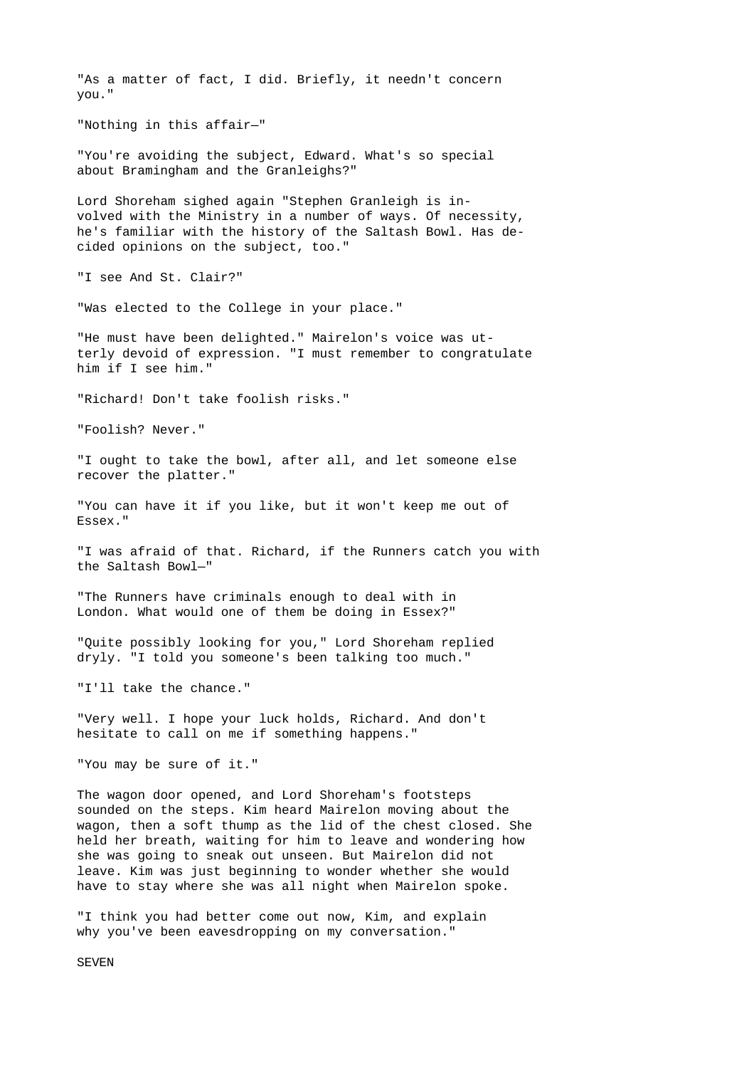"As a matter of fact, I did. Briefly, it needn't concern you."

"Nothing in this affair—"

"You're avoiding the subject, Edward. What's so special about Bramingham and the Granleighs?"

Lord Shoreham sighed again "Stephen Granleigh is involved with the Ministry in a number of ways. Of necessity, he's familiar with the history of the Saltash Bowl. Has decided opinions on the subject, too."

"I see And St. Clair?"

"Was elected to the College in your place."

"He must have been delighted." Mairelon's voice was utterly devoid of expression. "I must remember to congratulate him if I see him."

"Richard! Don't take foolish risks."

"Foolish? Never."

"I ought to take the bowl, after all, and let someone else recover the platter."

"You can have it if you like, but it won't keep me out of Essex."

"I was afraid of that. Richard, if the Runners catch you with the Saltash Bowl—"

"The Runners have criminals enough to deal with in London. What would one of them be doing in Essex?"

"Quite possibly looking for you," Lord Shoreham replied dryly. "I told you someone's been talking too much."

"I'll take the chance."

"Very well. I hope your luck holds, Richard. And don't hesitate to call on me if something happens."

"You may be sure of it."

The wagon door opened, and Lord Shoreham's footsteps sounded on the steps. Kim heard Mairelon moving about the wagon, then a soft thump as the lid of the chest closed. She held her breath, waiting for him to leave and wondering how she was going to sneak out unseen. But Mairelon did not leave. Kim was just beginning to wonder whether she would have to stay where she was all night when Mairelon spoke.

"I think you had better come out now, Kim, and explain why you've been eavesdropping on my conversation."

## SEVEN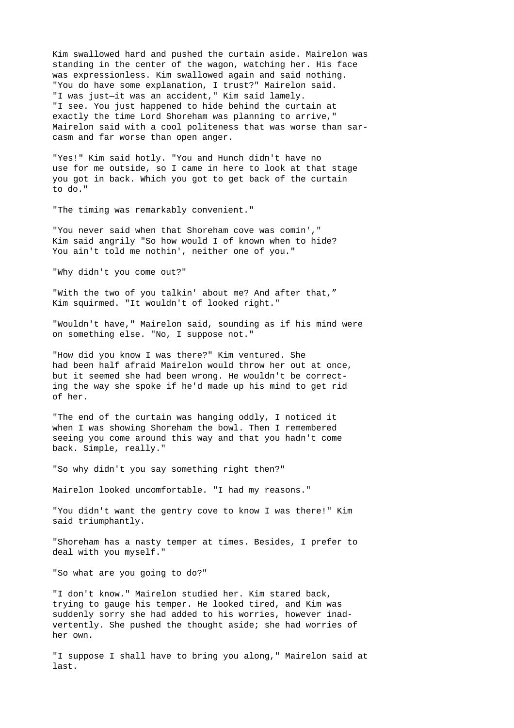Kim swallowed hard and pushed the curtain aside. Mairelon was standing in the center of the wagon, watching her. His face was expressionless. Kim swallowed again and said nothing. "You do have some explanation, I trust?" Mairelon said. "I was just—it was an accident," Kim said lamely. "I see. You just happened to hide behind the curtain at exactly the time Lord Shoreham was planning to arrive," Mairelon said with a cool politeness that was worse than sarcasm and far worse than open anger.

"Yes!" Kim said hotly. "You and Hunch didn't have no use for me outside, so I came in here to look at that stage you got in back. Which you got to get back of the curtain to do."

"The timing was remarkably convenient."

"You never said when that Shoreham cove was comin'," Kim said angrily "So how would I of known when to hide? You ain't told me nothin', neither one of you."

"Why didn't you come out?"

"With the two of you talkin' about me? And after that," Kim squirmed. "It wouldn't of looked right."

"Wouldn't have," Mairelon said, sounding as if his mind were on something else. "No, I suppose not."

"How did you know I was there?" Kim ventured. She had been half afraid Mairelon would throw her out at once, but it seemed she had been wrong. He wouldn't be correcting the way she spoke if he'd made up his mind to get rid of her.

"The end of the curtain was hanging oddly, I noticed it when I was showing Shoreham the bowl. Then I remembered seeing you come around this way and that you hadn't come back. Simple, really."

"So why didn't you say something right then?"

Mairelon looked uncomfortable. "I had my reasons."

"You didn't want the gentry cove to know I was there!" Kim said triumphantly.

"Shoreham has a nasty temper at times. Besides, I prefer to deal with you myself."

"So what are you going to do?"

"I don't know." Mairelon studied her. Kim stared back, trying to gauge his temper. He looked tired, and Kim was suddenly sorry she had added to his worries, however inadvertently. She pushed the thought aside; she had worries of her own.

"I suppose I shall have to bring you along," Mairelon said at last.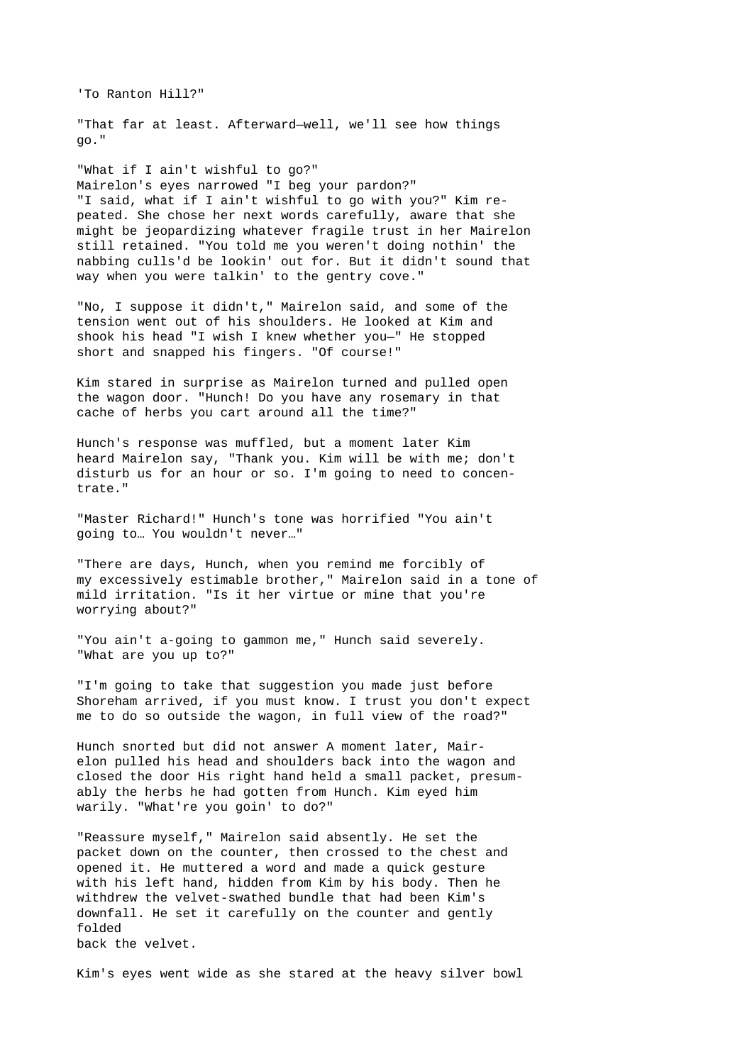'To Ranton Hill?"

"That far at least. Afterward—well, we'll see how things go."

"What if I ain't wishful to go?"
Mairelon's eyes narrowed "I beg your pardon?"
"I said, what if I ain't wishful to go with you?" Kim repeated. She chose her next words carefully, aware that she might be jeopardizing whatever fragile trust in her Mairelon still retained. "You told me you weren't doing nothin' the nabbing culls'd be lookin' out for. But it didn't sound that way when you were talkin' to the gentry cove."

"No, I suppose it didn't," Mairelon said, and some of the tension went out of his shoulders. He looked at Kim and shook his head "I wish I knew whether you—" He stopped short and snapped his fingers. "Of course!"

Kim stared in surprise as Mairelon turned and pulled open the wagon door. "Hunch! Do you have any rosemary in that cache of herbs you cart around all the time?"

Hunch's response was muffled, but a moment later Kim heard Mairelon say, "Thank you. Kim will be with me; don't disturb us for an hour or so. I'm going to need to concentrate."

"Master Richard!" Hunch's tone was horrified "You ain't going to… You wouldn't never…"

"There are days, Hunch, when you remind me forcibly of my excessively estimable brother," Mairelon said in a tone of mild irritation. "Is it her virtue or mine that you're worrying about?"

"You ain't a-going to gammon me," Hunch said severely. "What are you up to?"

"I'm going to take that suggestion you made just before Shoreham arrived, if you must know. I trust you don't expect me to do so outside the wagon, in full view of the road?"

Hunch snorted but did not answer A moment later, Mairelon pulled his head and shoulders back into the wagon and closed the door His right hand held a small packet, presumably the herbs he had gotten from Hunch. Kim eyed him warily. "What're you goin' to do?"

"Reassure myself," Mairelon said absently. He set the packet down on the counter, then crossed to the chest and opened it. He muttered a word and made a quick gesture with his left hand, hidden from Kim by his body. Then he withdrew the velvet-swathed bundle that had been Kim's downfall. He set it carefully on the counter and gently folded back the velvet.

Kim's eyes went wide as she stared at the heavy silver bowl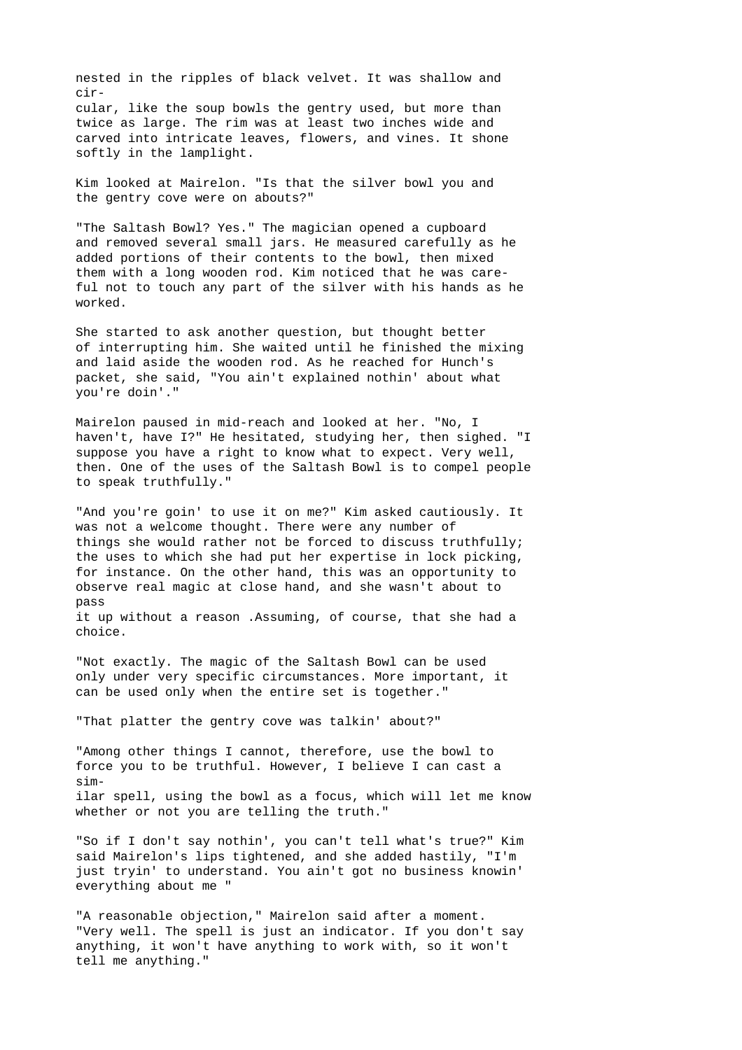nested in the ripples of black velvet. It was shallow and circular, like the soup bowls the gentry used, but more than twice as large. The rim was at least two inches wide and carved into intricate leaves, flowers, and vines. It shone softly in the lamplight.

Kim looked at Mairelon. "Is that the silver bowl you and the gentry cove were on abouts?"

"The Saltash Bowl? Yes." The magician opened a cupboard and removed several small jars. He measured carefully as he added portions of their contents to the bowl, then mixed them with a long wooden rod. Kim noticed that he was careful not to touch any part of the silver with his hands as he worked.

She started to ask another question, but thought better of interrupting him. She waited until he finished the mixing and laid aside the wooden rod. As he reached for Hunch's packet, she said, "You ain't explained nothin' about what you're doin'."

Mairelon paused in mid-reach and looked at her. "No, I haven't, have I?" He hesitated, studying her, then sighed. "I suppose you have a right to know what to expect. Very well, then. One of the uses of the Saltash Bowl is to compel people to speak truthfully."

"And you're goin' to use it on me?" Kim asked cautiously. It was not a welcome thought. There were any number of things she would rather not be forced to discuss truthfully; the uses to which she had put her expertise in lock picking, for instance. On the other hand, this was an opportunity to observe real magic at close hand, and she wasn't about to pass it up without a reason .Assuming, of course, that she had a choice.

"Not exactly. The magic of the Saltash Bowl can be used only under very specific circumstances. More important, it can be used only when the entire set is together."

"That platter the gentry cove was talkin' about?"

"Among other things I cannot, therefore, use the bowl to force you to be truthful. However, I believe I can cast a similar spell, using the bowl as a focus, which will let me know whether or not you are telling the truth."

"So if I don't say nothin', you can't tell what's true?" Kim said Mairelon's lips tightened, and she added hastily, "I'm just tryin' to understand. You ain't got no business knowin' everything about me "

"A reasonable objection," Mairelon said after a moment. "Very well. The spell is just an indicator. If you don't say anything, it won't have anything to work with, so it won't tell me anything."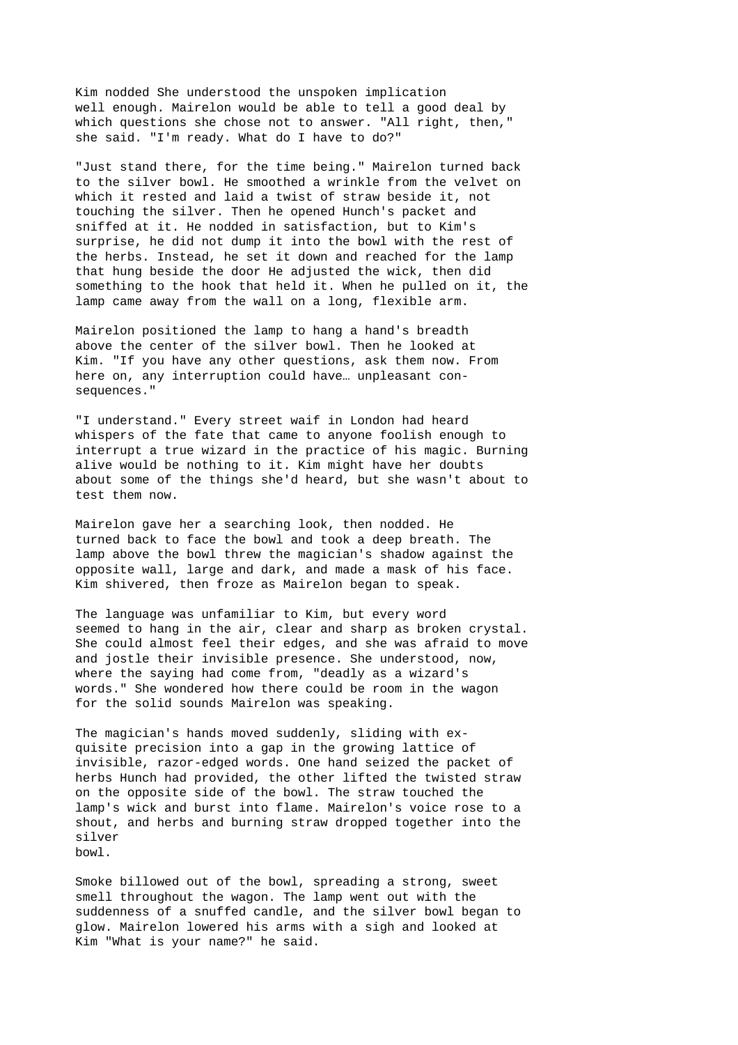Kim nodded She understood the unspoken implication well enough. Mairelon would be able to tell a good deal by which questions she chose not to answer. "All right, then," she said. "I'm ready. What do I have to do?"

"Just stand there, for the time being." Mairelon turned back to the silver bowl. He smoothed a wrinkle from the velvet on which it rested and laid a twist of straw beside it, not touching the silver. Then he opened Hunch's packet and sniffed at it. He nodded in satisfaction, but to Kim's surprise, he did not dump it into the bowl with the rest of the herbs. Instead, he set it down and reached for the lamp that hung beside the door He adjusted the wick, then did something to the hook that held it. When he pulled on it, the lamp came away from the wall on a long, flexible arm.

Mairelon positioned the lamp to hang a hand's breadth above the center of the silver bowl. Then he looked at Kim. "If you have any other questions, ask them now. From here on, any interruption could have… unpleasant consequences."

"I understand." Every street waif in London had heard whispers of the fate that came to anyone foolish enough to interrupt a true wizard in the practice of his magic. Burning alive would be nothing to it. Kim might have her doubts about some of the things she'd heard, but she wasn't about to test them now.

Mairelon gave her a searching look, then nodded. He turned back to face the bowl and took a deep breath. The lamp above the bowl threw the magician's shadow against the opposite wall, large and dark, and made a mask of his face. Kim shivered, then froze as Mairelon began to speak.

The language was unfamiliar to Kim, but every word seemed to hang in the air, clear and sharp as broken crystal. She could almost feel their edges, and she was afraid to move and jostle their invisible presence. She understood, now, where the saying had come from, "deadly as a wizard's words." She wondered how there could be room in the wagon for the solid sounds Mairelon was speaking.

The magician's hands moved suddenly, sliding with exquisite precision into a gap in the growing lattice of invisible, razor-edged words. One hand seized the packet of herbs Hunch had provided, the other lifted the twisted straw on the opposite side of the bowl. The straw touched the lamp's wick and burst into flame. Mairelon's voice rose to a shout, and herbs and burning straw dropped together into the silver bowl.

Smoke billowed out of the bowl, spreading a strong, sweet smell throughout the wagon. The lamp went out with the suddenness of a snuffed candle, and the silver bowl began to glow. Mairelon lowered his arms with a sigh and looked at Kim "What is your name?" he said.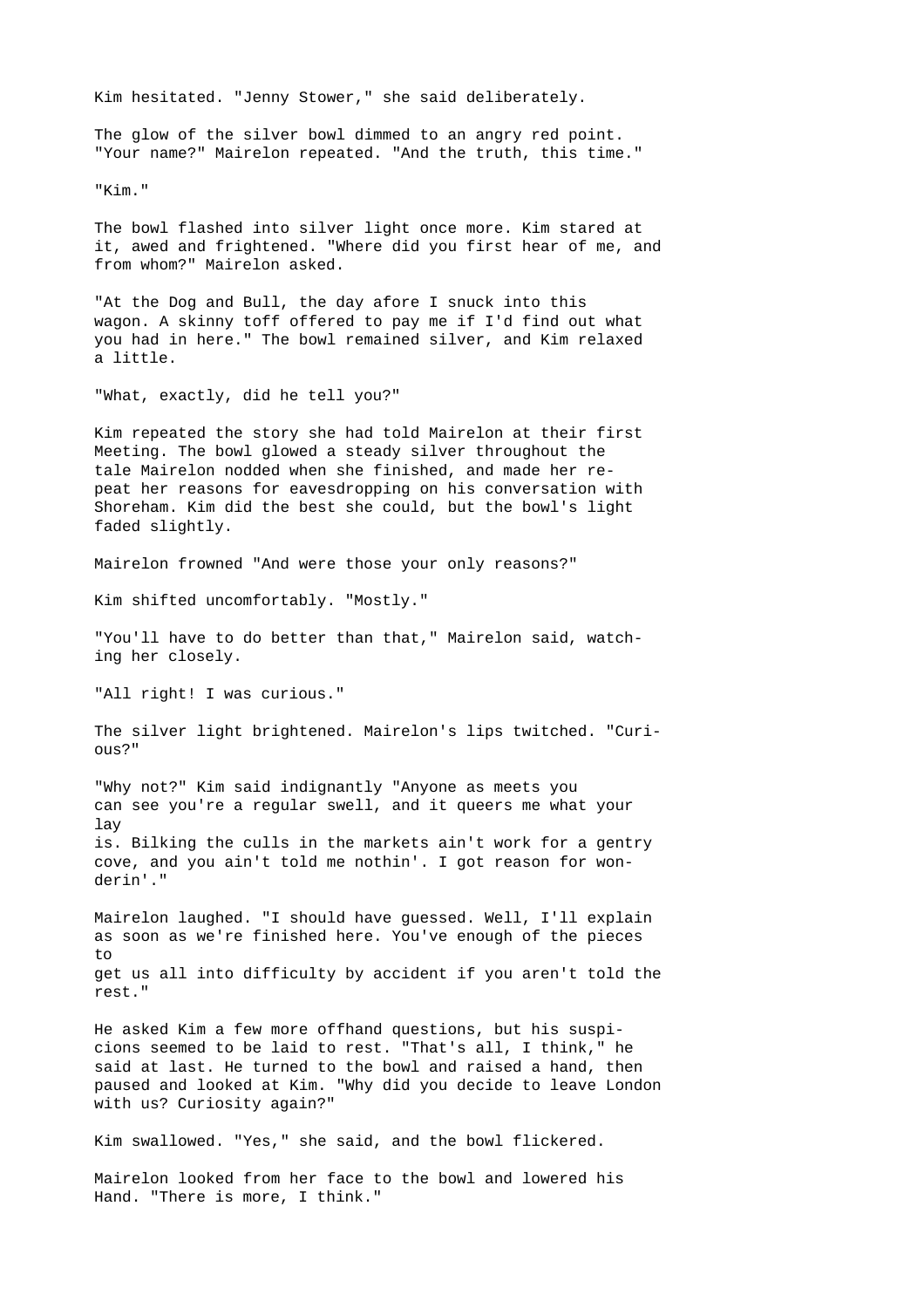Kim hesitated. "Jenny Stower," she said deliberately.

The glow of the silver bowl dimmed to an angry red point. "Your name?" Mairelon repeated. "And the truth, this time."

"Kim."

The bowl flashed into silver light once more. Kim stared at it, awed and frightened. "Where did you first hear of me, and from whom?" Mairelon asked.

"At the Dog and Bull, the day afore I snuck into this wagon. A skinny toff offered to pay me if I'd find out what you had in here." The bowl remained silver, and Kim relaxed a little.

"What, exactly, did he tell you?"

Kim repeated the story she had told Mairelon at their first Meeting. The bowl glowed a steady silver throughout the tale Mairelon nodded when she finished, and made her repeat her reasons for eavesdropping on his conversation with Shoreham. Kim did the best she could, but the bowl's light faded slightly.

Mairelon frowned "And were those your only reasons?"

Kim shifted uncomfortably. "Mostly."

"You'll have to do better than that," Mairelon said, watching her closely.

"All right! I was curious."

The silver light brightened. Mairelon's lips twitched. "Curious?"

"Why not?" Kim said indignantly "Anyone as meets you can see you're a regular swell, and it queers me what your lay is. Bilking the culls in the markets ain't work for a gentry cove, and you ain't told me nothin'. I got reason for wonderin'."

Mairelon laughed. "I should have guessed. Well, I'll explain as soon as we're finished here. You've enough of the pieces to get us all into difficulty by accident if you aren't told the rest."

He asked Kim a few more offhand questions, but his suspicions seemed to be laid to rest. "That's all, I think," he said at last. He turned to the bowl and raised a hand, then paused and looked at Kim. "Why did you decide to leave London with us? Curiosity again?"

Kim swallowed. "Yes," she said, and the bowl flickered.

Mairelon looked from her face to the bowl and lowered his Hand. "There is more, I think."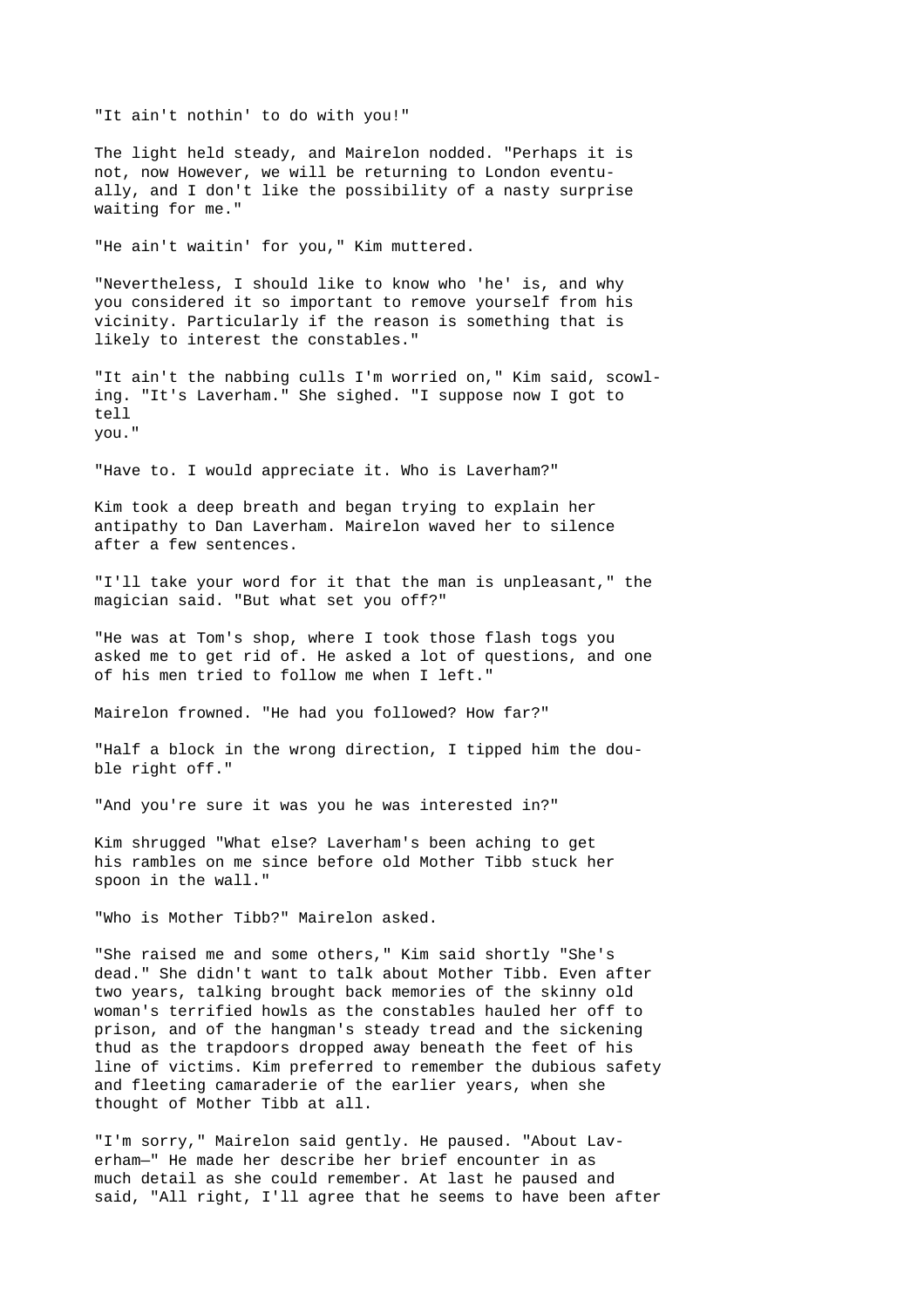"It ain't nothin' to do with you!"

The light held steady, and Mairelon nodded. "Perhaps it is not, now However, we will be returning to London eventually, and I don't like the possibility of a nasty surprise waiting for me."

"He ain't waitin' for you," Kim muttered.

"Nevertheless, I should like to know who 'he' is, and why you considered it so important to remove yourself from his vicinity. Particularly if the reason is something that is likely to interest the constables."

"It ain't the nabbing culls I'm worried on," Kim said, scowling. "It's Laverham." She sighed. "I suppose now I got to tell you."

"Have to. I would appreciate it. Who is Laverham?"

Kim took a deep breath and began trying to explain her antipathy to Dan Laverham. Mairelon waved her to silence after a few sentences.

"I'll take your word for it that the man is unpleasant," the magician said. "But what set you off?"

"He was at Tom's shop, where I took those flash togs you asked me to get rid of. He asked a lot of questions, and one of his men tried to follow me when I left."

Mairelon frowned. "He had you followed? How far?"

"Half a block in the wrong direction, I tipped him the double right off."

"And you're sure it was you he was interested in?"

Kim shrugged "What else? Laverham's been aching to get his rambles on me since before old Mother Tibb stuck her spoon in the wall."

"Who is Mother Tibb?" Mairelon asked.

"She raised me and some others," Kim said shortly "She's dead." She didn't want to talk about Mother Tibb. Even after two years, talking brought back memories of the skinny old woman's terrified howls as the constables hauled her off to prison, and of the hangman's steady tread and the sickening thud as the trapdoors dropped away beneath the feet of his line of victims. Kim preferred to remember the dubious safety and fleeting camaraderie of the earlier years, when she thought of Mother Tibb at all.

"I'm sorry," Mairelon said gently. He paused. "About Laverham—" He made her describe her brief encounter in as much detail as she could remember. At last he paused and said, "All right, I'll agree that he seems to have been after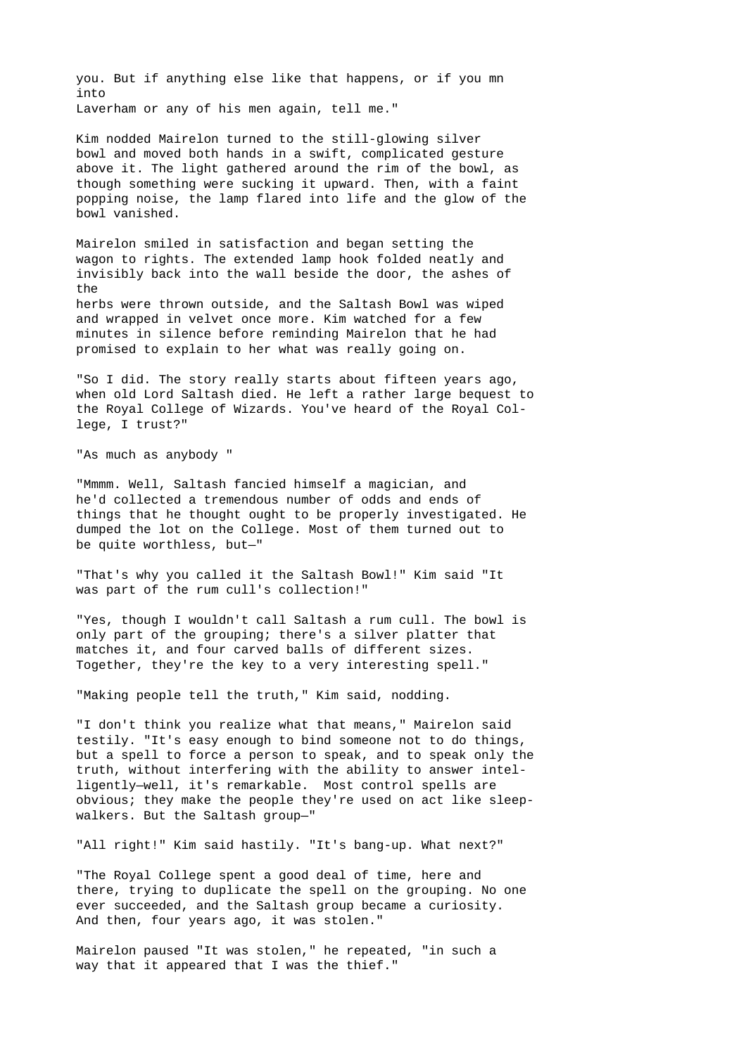you. But if anything else like that happens, or if you mn into Laverham or any of his men again, tell me."

Kim nodded Mairelon turned to the still-glowing silver bowl and moved both hands in a swift, complicated gesture above it. The light gathered around the rim of the bowl, as though something were sucking it upward. Then, with a faint popping noise, the lamp flared into life and the glow of the bowl vanished.

Mairelon smiled in satisfaction and began setting the wagon to rights. The extended lamp hook folded neatly and invisibly back into the wall beside the door, the ashes of the herbs were thrown outside, and the Saltash Bowl was wiped and wrapped in velvet once more. Kim watched for a few minutes in silence before reminding Mairelon that he had promised to explain to her what was really going on.

"So I did. The story really starts about fifteen years ago, when old Lord Saltash died. He left a rather large bequest to the Royal College of Wizards. You've heard of the Royal College, I trust?"

"As much as anybody "

"Mmmm. Well, Saltash fancied himself a magician, and he'd collected a tremendous number of odds and ends of things that he thought ought to be properly investigated. He dumped the lot on the College. Most of them turned out to be quite worthless, but—"

"That's why you called it the Saltash Bowl!" Kim said "It was part of the rum cull's collection!"

"Yes, though I wouldn't call Saltash a rum cull. The bowl is only part of the grouping; there's a silver platter that matches it, and four carved balls of different sizes. Together, they're the key to a very interesting spell."

"Making people tell the truth," Kim said, nodding.

"I don't think you realize what that means," Mairelon said testily. "It's easy enough to bind someone not to do things, but a spell to force a person to speak, and to speak only the truth, without interfering with the ability to answer intelligently—well, it's remarkable. Most control spells are obvious; they make the people they're used on act like sleepwalkers. But the Saltash group—"

"All right!" Kim said hastily. "It's bang-up. What next?"

"The Royal College spent a good deal of time, here and there, trying to duplicate the spell on the grouping. No one ever succeeded, and the Saltash group became a curiosity. And then, four years ago, it was stolen."

Mairelon paused "It was stolen," he repeated, "in such a way that it appeared that I was the thief."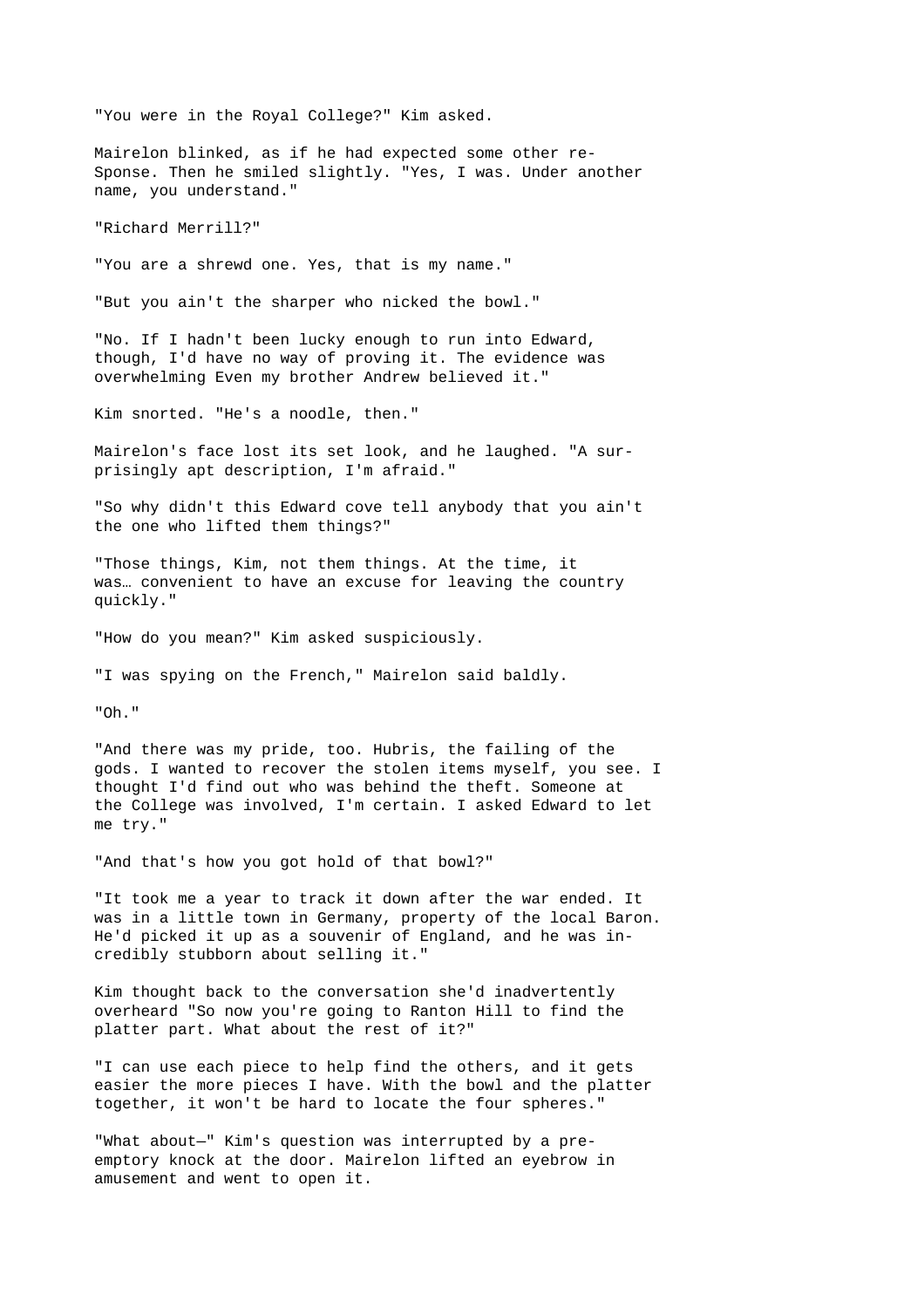"You were in the Royal College?" Kim asked.

Mairelon blinked, as if he had expected some other response. Then he smiled slightly. "Yes, I was. Under another name, you understand."

"Richard Merrill?"

"You are a shrewd one. Yes, that is my name."

"But you ain't the sharper who nicked the bowl."

"No. If I hadn't been lucky enough to run into Edward, though, I'd have no way of proving it. The evidence was overwhelming Even my brother Andrew believed it."

Kim snorted. "He's a noodle, then."

Mairelon's face lost its set look, and he laughed. "A surprisingly apt description, I'm afraid."

"So why didn't this Edward cove tell anybody that you ain't the one who lifted them things?"

"Those things, Kim, not them things. At the time, it was… convenient to have an excuse for leaving the country quickly."

"How do you mean?" Kim asked suspiciously.

"I was spying on the French," Mairelon said baldly.

"Oh."

"And there was my pride, too. Hubris, the failing of the gods. I wanted to recover the stolen items myself, you see. I thought I'd find out who was behind the theft. Someone at the College was involved, I'm certain. I asked Edward to let me try."

"And that's how you got hold of that bowl?"

"It took me a year to track it down after the war ended. It was in a little town in Germany, property of the local Baron. He'd picked it up as a souvenir of England, and he was incredibly stubborn about selling it."

Kim thought back to the conversation she'd inadvertently overheard "So now you're going to Ranton Hill to find the platter part. What about the rest of it?"

"I can use each piece to help find the others, and it gets easier the more pieces I have. With the bowl and the platter together, it won't be hard to locate the four spheres."

"What about—" Kim's question was interrupted by a peremptory knock at the door. Mairelon lifted an eyebrow in amusement and went to open it.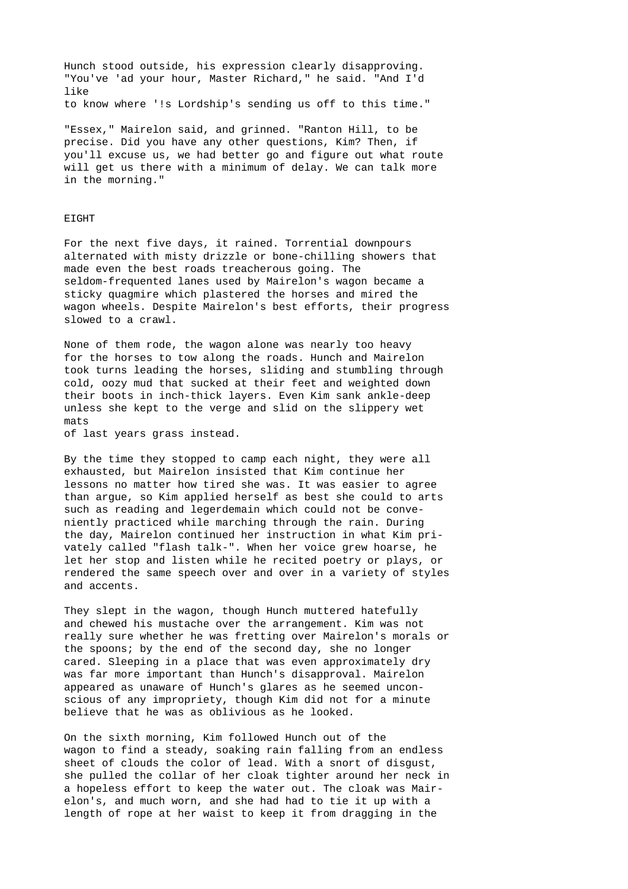Hunch stood outside, his expression clearly disapproving. "You've 'ad your hour, Master Richard," he said. "And I'd like to know where '!s Lordship's sending us off to this time."

"Essex," Mairelon said, and grinned. "Ranton Hill, to be precise. Did you have any other questions, Kim? Then, if you'll excuse us, we had better go and figure out what route will get us there with a minimum of delay. We can talk more in the morning."

## EIGHT

For the next five days, it rained. Torrential downpours alternated with misty drizzle or bone-chilling showers that made even the best roads treacherous going. The seldom-frequented lanes used by Mairelon's wagon became a sticky quagmire which plastered the horses and mired the wagon wheels. Despite Mairelon's best efforts, their progress slowed to a crawl.

None of them rode, the wagon alone was nearly too heavy for the horses to tow along the roads. Hunch and Mairelon took turns leading the horses, sliding and stumbling through cold, oozy mud that sucked at their feet and weighted down their boots in inch-thick layers. Even Kim sank ankle-deep unless she kept to the verge and slid on the slippery wet mats of last years grass instead.

By the time they stopped to camp each night, they were all exhausted, but Mairelon insisted that Kim continue her lessons no matter how tired she was. It was easier to agree than argue, so Kim applied herself as best she could to arts such as reading and legerdemain which could not be conveniently practiced while marching through the rain. During the day, Mairelon continued her instruction in what Kim privately called "flash talk-". When her voice grew hoarse, he let her stop and listen while he recited poetry or plays, or rendered the same speech over and over in a variety of styles and accents.

They slept in the wagon, though Hunch muttered hatefully and chewed his mustache over the arrangement. Kim was not really sure whether he was fretting over Mairelon's morals or the spoons; by the end of the second day, she no longer cared. Sleeping in a place that was even approximately dry was far more important than Hunch's disapproval. Mairelon appeared as unaware of Hunch's glares as he seemed unconscious of any impropriety, though Kim did not for a minute believe that he was as oblivious as he looked.

On the sixth morning, Kim followed Hunch out of the wagon to find a steady, soaking rain falling from an endless sheet of clouds the color of lead. With a snort of disgust, she pulled the collar of her cloak tighter around her neck in a hopeless effort to keep the water out. The cloak was Mairelon's, and much worn, and she had had to tie it up with a length of rope at her waist to keep it from dragging in the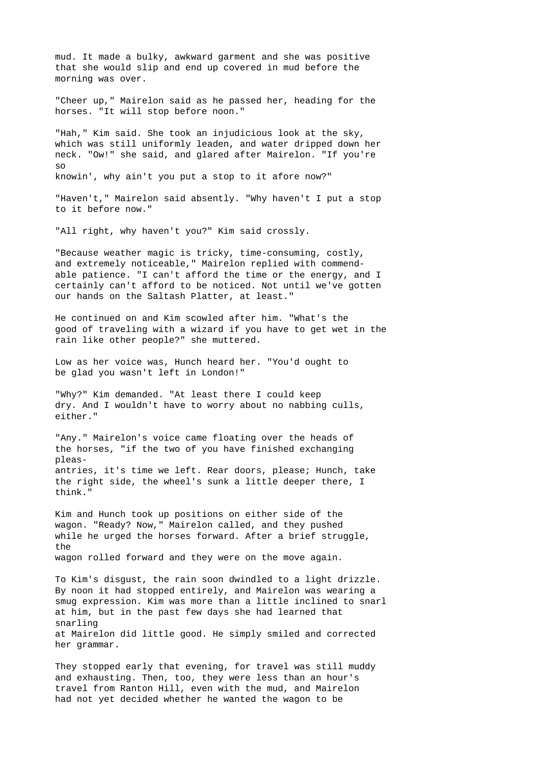mud. It made a bulky, awkward garment and she was positive that she would slip and end up covered in mud before the morning was over.

"Cheer up," Mairelon said as he passed her, heading for the horses. "It will stop before noon."

"Hah," Kim said. She took an injudicious look at the sky, which was still uniformly leaden, and water dripped down her neck. "Ow!" she said, and glared after Mairelon. "If you're so knowin', why ain't you put a stop to it afore now?"

"Haven't," Mairelon said absently. "Why haven't I put a stop to it before now."

"All right, why haven't you?" Kim said crossly.

"Because weather magic is tricky, time-consuming, costly, and extremely noticeable," Mairelon replied with commendable patience. "I can't afford the time or the energy, and I certainly can't afford to be noticed. Not until we've gotten our hands on the Saltash Platter, at least."

He continued on and Kim scowled after him. "What's the good of traveling with a wizard if you have to get wet in the rain like other people?" she muttered.

Low as her voice was, Hunch heard her. "You'd ought to be glad you wasn't left in London!"

"Why?" Kim demanded. "At least there I could keep dry. And I wouldn't have to worry about no nabbing culls, either."

"Any." Mairelon's voice came floating over the heads of the horses, "if the two of you have finished exchanging pleasantries, it's time we left. Rear doors, please; Hunch, take the right side, the wheel's sunk a little deeper there, I think."

Kim and Hunch took up positions on either side of the wagon. "Ready? Now," Mairelon called, and they pushed while he urged the horses forward. After a brief struggle, the wagon rolled forward and they were on the move again.

To Kim's disgust, the rain soon dwindled to a light drizzle. By noon it had stopped entirely, and Mairelon was wearing a smug expression. Kim was more than a little inclined to snarl at him, but in the past few days she had learned that snarling at Mairelon did little good. He simply smiled and corrected her grammar.

They stopped early that evening, for travel was still muddy and exhausting. Then, too, they were less than an hour's travel from Ranton Hill, even with the mud, and Mairelon had not yet decided whether he wanted the wagon to be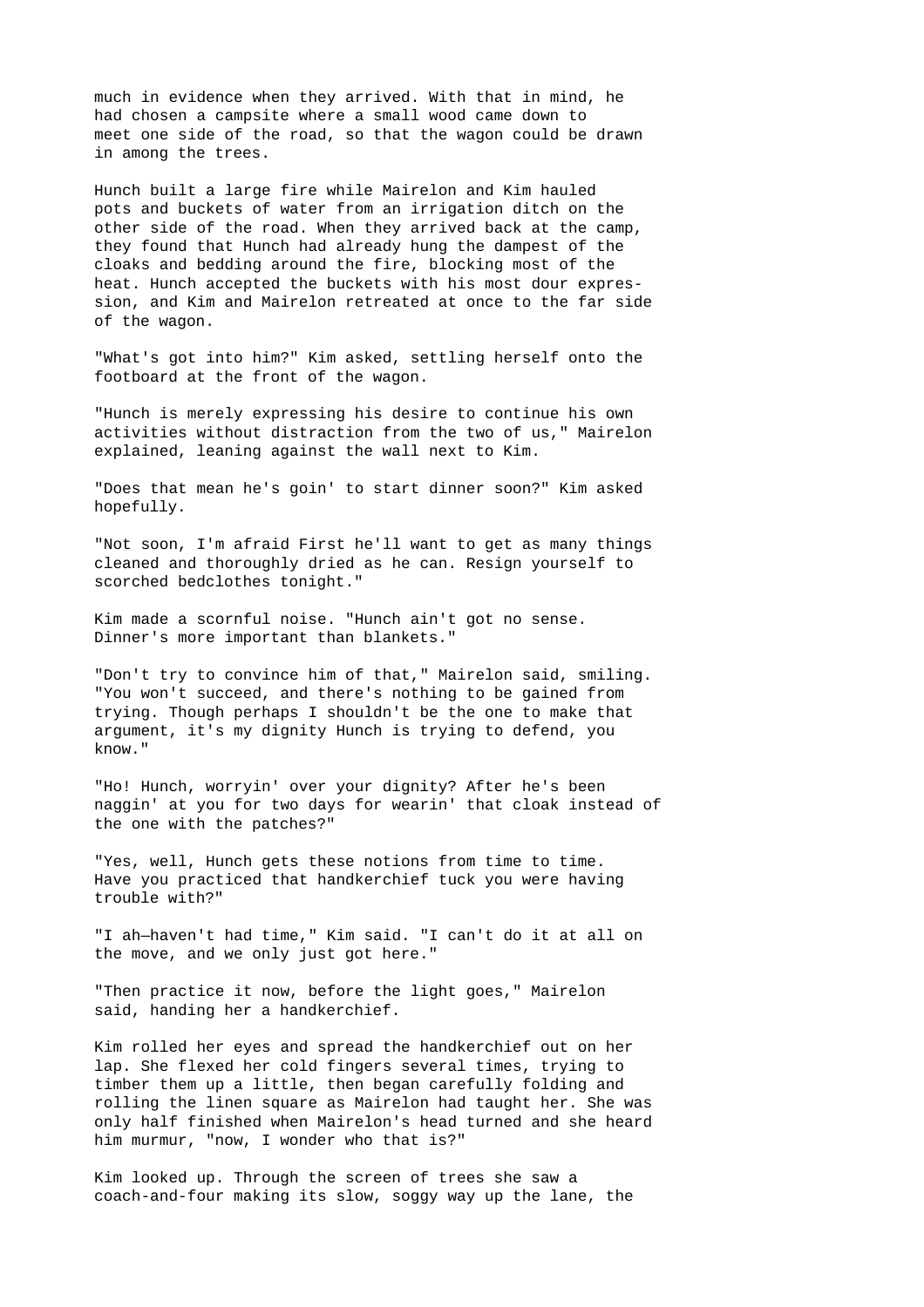much in evidence when they arrived. With that in mind, he had chosen a campsite where a small wood came down to meet one side of the road, so that the wagon could be drawn in among the trees.

Hunch built a large fire while Mairelon and Kim hauled pots and buckets of water from an irrigation ditch on the other side of the road. When they arrived back at the camp, they found that Hunch had already hung the dampest of the cloaks and bedding around the fire, blocking most of the heat. Hunch accepted the buckets with his most dour expression, and Kim and Mairelon retreated at once to the far side of the wagon.

"What's got into him?" Kim asked, settling herself onto the footboard at the front of the wagon.

"Hunch is merely expressing his desire to continue his own activities without distraction from the two of us," Mairelon explained, leaning against the wall next to Kim.

"Does that mean he's goin' to start dinner soon?" Kim asked hopefully.

"Not soon, I'm afraid First he'll want to get as many things cleaned and thoroughly dried as he can. Resign yourself to scorched bedclothes tonight."

Kim made a scornful noise. "Hunch ain't got no sense. Dinner's more important than blankets."

"Don't try to convince him of that," Mairelon said, smiling. "You won't succeed, and there's nothing to be gained from trying. Though perhaps I shouldn't be the one to make that argument, it's my dignity Hunch is trying to defend, you know."

"Ho! Hunch, worryin' over your dignity? After he's been naggin' at you for two days for wearin' that cloak instead of the one with the patches?"

"Yes, well, Hunch gets these notions from time to time. Have you practiced that handkerchief tuck you were having trouble with?"

"I ah—haven't had time," Kim said. "I can't do it at all on the move, and we only just got here."

"Then practice it now, before the light goes," Mairelon said, handing her a handkerchief.

Kim rolled her eyes and spread the handkerchief out on her lap. She flexed her cold fingers several times, trying to timber them up a little, then began carefully folding and rolling the linen square as Mairelon had taught her. She was only half finished when Mairelon's head turned and she heard him murmur, "now, I wonder who that is?"

Kim looked up. Through the screen of trees she saw a coach-and-four making its slow, soggy way up the lane, the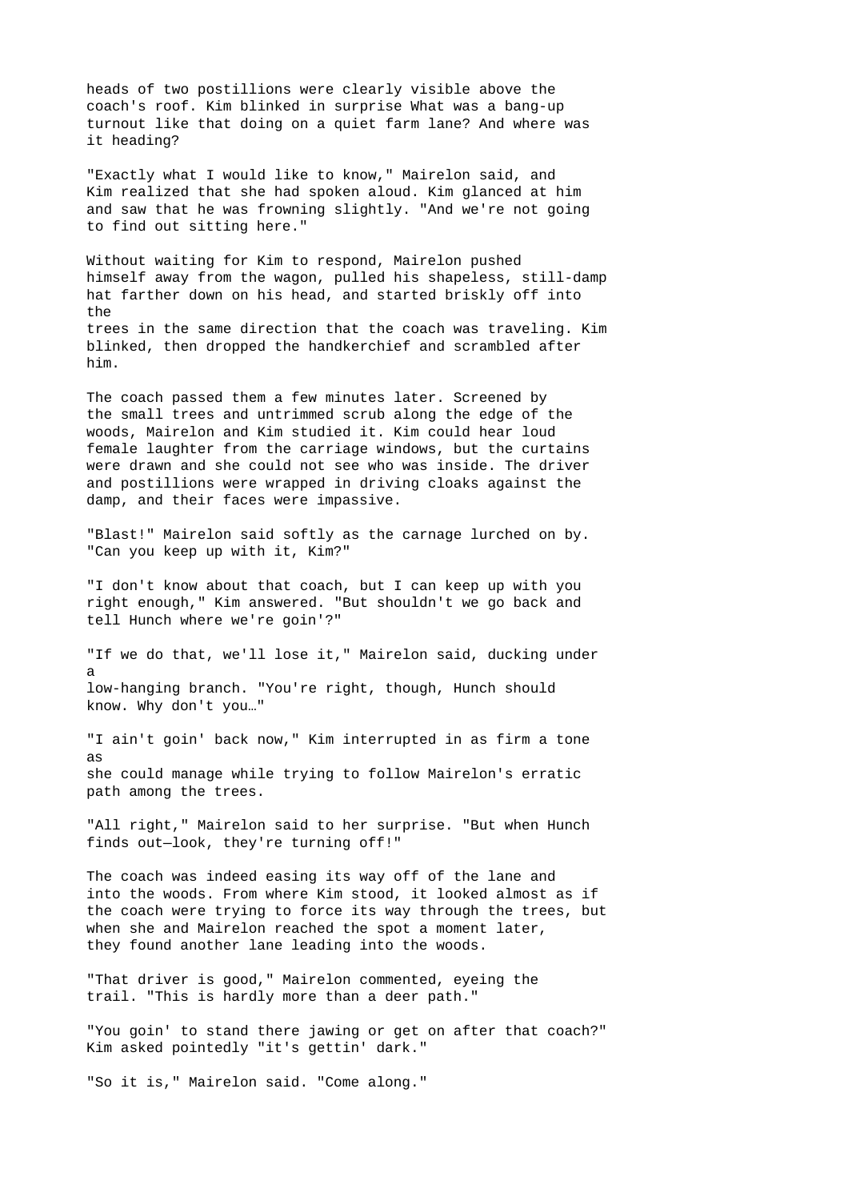heads of two postillions were clearly visible above the coach's roof. Kim blinked in surprise What was a bang-up turnout like that doing on a quiet farm lane? And where was it heading?

"Exactly what I would like to know," Mairelon said, and Kim realized that she had spoken aloud. Kim glanced at him and saw that he was frowning slightly. "And we're not going to find out sitting here."

Without waiting for Kim to respond, Mairelon pushed himself away from the wagon, pulled his shapeless, still-damp hat farther down on his head, and started briskly off into the trees in the same direction that the coach was traveling. Kim blinked, then dropped the handkerchief and scrambled after him.

The coach passed them a few minutes later. Screened by the small trees and untrimmed scrub along the edge of the woods, Mairelon and Kim studied it. Kim could hear loud female laughter from the carriage windows, but the curtains were drawn and she could not see who was inside. The driver and postillions were wrapped in driving cloaks against the damp, and their faces were impassive.

"Blast!" Mairelon said softly as the carnage lurched on by. "Can you keep up with it, Kim?"

"I don't know about that coach, but I can keep up with you right enough," Kim answered. "But shouldn't we go back and tell Hunch where we're goin'?"

"If we do that, we'll lose it," Mairelon said, ducking under a low-hanging branch. "You're right, though, Hunch should know. Why don't you…"

"I ain't goin' back now," Kim interrupted in as firm a tone as she could manage while trying to follow Mairelon's erratic path among the trees.

"All right," Mairelon said to her surprise. "But when Hunch finds out—look, they're turning off!"

The coach was indeed easing its way off of the lane and into the woods. From where Kim stood, it looked almost as if the coach were trying to force its way through the trees, but when she and Mairelon reached the spot a moment later, they found another lane leading into the woods.

"That driver is good," Mairelon commented, eyeing the trail. "This is hardly more than a deer path."

"You goin' to stand there jawing or get on after that coach?" Kim asked pointedly "it's gettin' dark."

"So it is," Mairelon said. "Come along."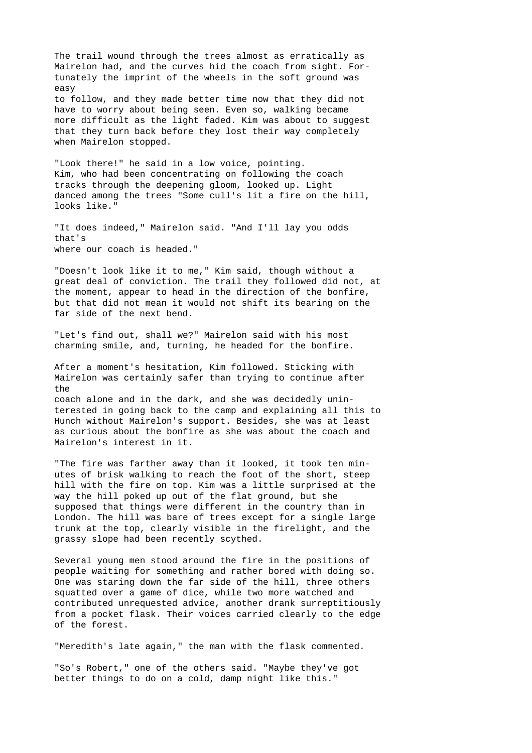The trail wound through the trees almost as erratically as Mairelon had, and the curves hid the coach from sight. Fortunately the imprint of the wheels in the soft ground was easy to follow, and they made better time now that they did not have to worry about being seen. Even so, walking became more difficult as the light faded. Kim was about to suggest that they turn back before they lost their way completely when Mairelon stopped.

"Look there!" he said in a low voice, pointing.
Kim, who had been concentrating on following the coach tracks through the deepening gloom, looked up. Light danced among the trees "Some cull's lit a fire on the hill, looks like."

"It does indeed," Mairelon said. "And I'll lay you odds that's where our coach is headed."

"Doesn't look like it to me," Kim said, though without a great deal of conviction. The trail they followed did not, at the moment, appear to head in the direction of the bonfire, but that did not mean it would not shift its bearing on the far side of the next bend.

"Let's find out, shall we?" Mairelon said with his most charming smile, and, turning, he headed for the bonfire.

After a moment's hesitation, Kim followed. Sticking with Mairelon was certainly safer than trying to continue after the coach alone and in the dark, and she was decidedly uninterested in going back to the camp and explaining all this to Hunch without Mairelon's support. Besides, she was at least as curious about the bonfire as she was about the coach and Mairelon's interest in it.

"The fire was farther away than it looked, it took ten minutes of brisk walking to reach the foot of the short, steep hill with the fire on top. Kim was a little surprised at the way the hill poked up out of the flat ground, but she supposed that things were different in the country than in London. The hill was bare of trees except for a single large trunk at the top, clearly visible in the firelight, and the grassy slope had been recently scythed.

Several young men stood around the fire in the positions of people waiting for something and rather bored with doing so. One was staring down the far side of the hill, three others squatted over a game of dice, while two more watched and contributed unrequested advice, another drank surreptitiously from a pocket flask. Their voices carried clearly to the edge of the forest.

"Meredith's late again," the man with the flask commented.

"So's Robert," one of the others said. "Maybe they've got better things to do on a cold, damp night like this."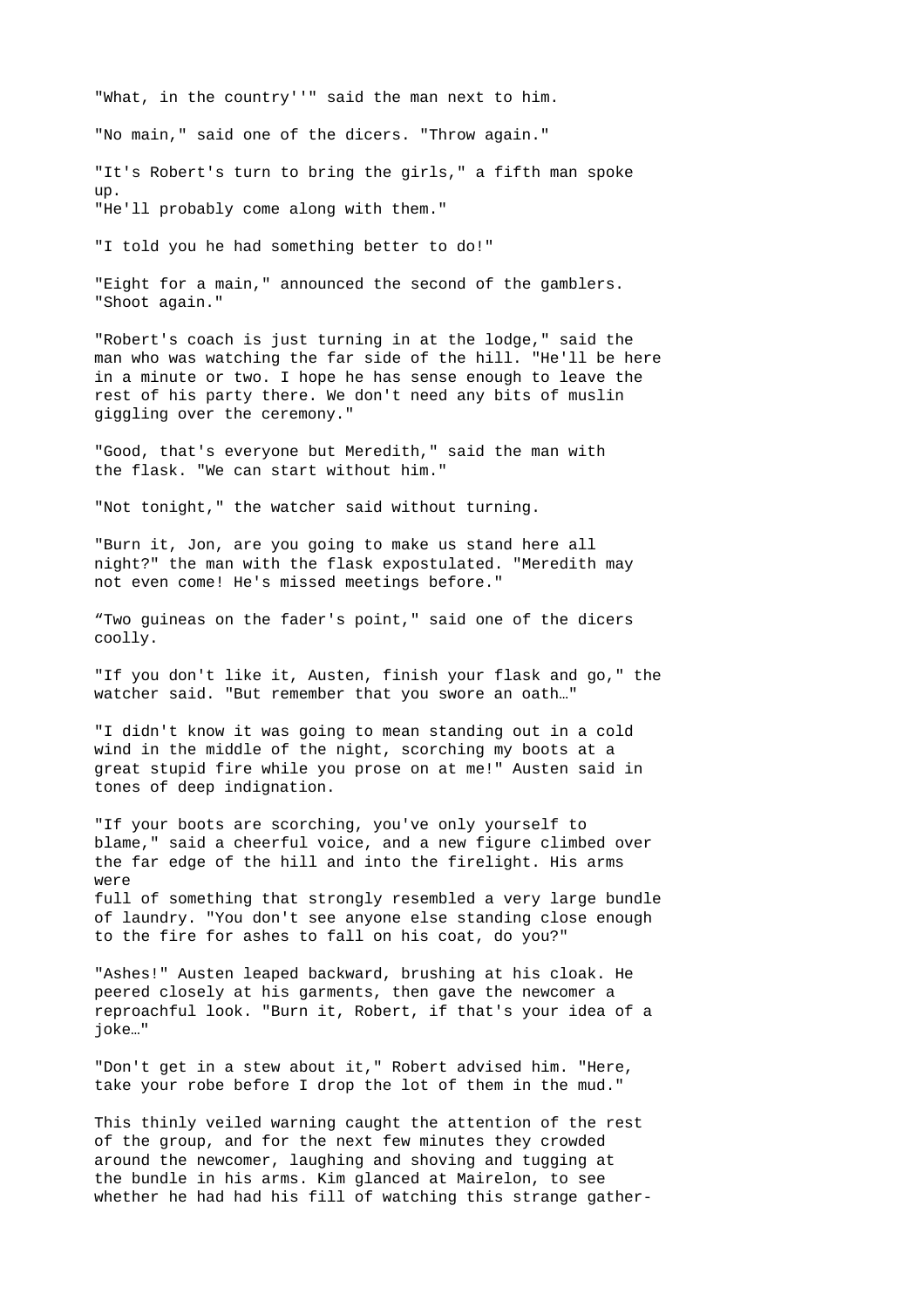"What, in the country''" said the man next to him.

"No main," said one of the dicers. "Throw again."

"It's Robert's turn to bring the girls," a fifth man spoke up.
"He'll probably come along with them."

"I told you he had something better to do!"

"Eight for a main," announced the second of the gamblers. "Shoot again."

"Robert's coach is just turning in at the lodge," said the man who was watching the far side of the hill. "He'll be here in a minute or two. I hope he has sense enough to leave the rest of his party there. We don't need any bits of muslin giggling over the ceremony."

"Good, that's everyone but Meredith," said the man with the flask. "We can start without him."

"Not tonight," the watcher said without turning.

"Burn it, Jon, are you going to make us stand here all night?" the man with the flask expostulated. "Meredith may not even come! He's missed meetings before."

"Two guineas on the fader's point," said one of the dicers coolly.

"If you don't like it, Austen, finish your flask and go," the watcher said. "But remember that you swore an oath…"

"I didn't know it was going to mean standing out in a cold wind in the middle of the night, scorching my boots at a great stupid fire while you prose on at me!" Austen said in tones of deep indignation.

"If your boots are scorching, you've only yourself to blame," said a cheerful voice, and a new figure climbed over the far edge of the hill and into the firelight. His arms were full of something that strongly resembled a very large bundle of laundry. "You don't see anyone else standing close enough to the fire for ashes to fall on his coat, do you?"

"Ashes!" Austen leaped backward, brushing at his cloak. He peered closely at his garments, then gave the newcomer a reproachful look. "Burn it, Robert, if that's your idea of a joke…"

"Don't get in a stew about it," Robert advised him. "Here, take your robe before I drop the lot of them in the mud."

This thinly veiled warning caught the attention of the rest of the group, and for the next few minutes they crowded around the newcomer, laughing and shoving and tugging at the bundle in his arms. Kim glanced at Mairelon, to see whether he had had his fill of watching this strange gather-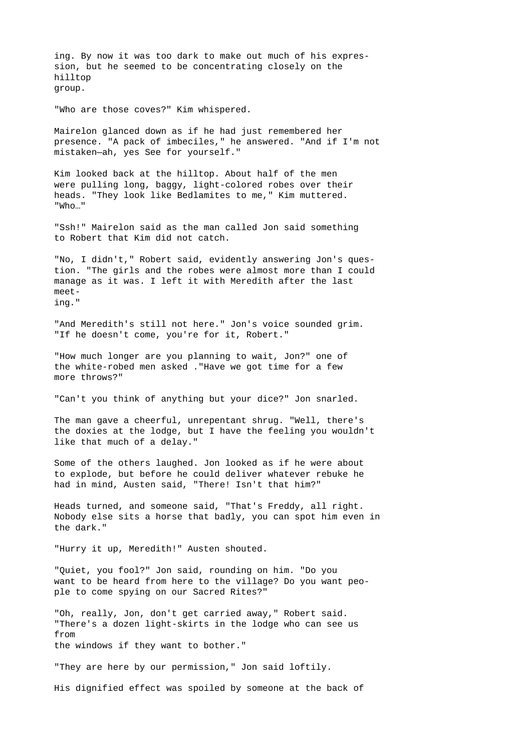ing. By now it was too dark to make out much of his expression, but he seemed to be concentrating closely on the hilltop group.

"Who are those coves?" Kim whispered.

Mairelon glanced down as if he had just remembered her presence. "A pack of imbeciles," he answered. "And if I'm not mistaken—ah, yes See for yourself."

Kim looked back at the hilltop. About half of the men were pulling long, baggy, light-colored robes over their heads. "They look like Bedlamites to me," Kim muttered. "Who…"

"Ssh!" Mairelon said as the man called Jon said something to Robert that Kim did not catch.

"No, I didn't," Robert said, evidently answering Jon's question. "The girls and the robes were almost more than I could manage as it was. I left it with Meredith after the last meeting."

"And Meredith's still not here." Jon's voice sounded grim. "If he doesn't come, you're for it, Robert."

"How much longer are you planning to wait, Jon?" one of the white-robed men asked ."Have we got time for a few more throws?"

"Can't you think of anything but your dice?" Jon snarled.

The man gave a cheerful, unrepentant shrug. "Well, there's the doxies at the lodge, but I have the feeling you wouldn't like that much of a delay."

Some of the others laughed. Jon looked as if he were about to explode, but before he could deliver whatever rebuke he had in mind, Austen said, "There! Isn't that him?"

Heads turned, and someone said, "That's Freddy, all right. Nobody else sits a horse that badly, you can spot him even in the dark."

"Hurry it up, Meredith!" Austen shouted.

"Quiet, you fool?" Jon said, rounding on him. "Do you want to be heard from here to the village? Do you want people to come spying on our Sacred Rites?"

"Oh, really, Jon, don't get carried away," Robert said. "There's a dozen light-skirts in the lodge who can see us from the windows if they want to bother."

"They are here by our permission," Jon said loftily.

His dignified effect was spoiled by someone at the back of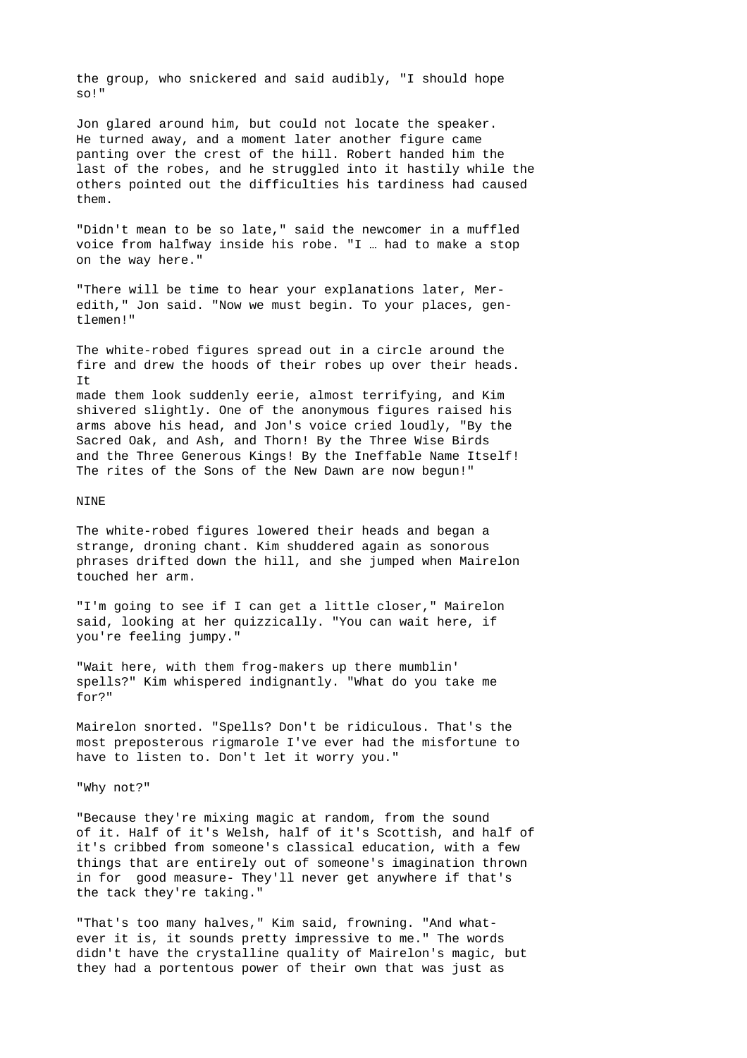the group, who snickered and said audibly, "I should hope so!"

Jon glared around him, but could not locate the speaker. He turned away, and a moment later another figure came panting over the crest of the hill. Robert handed him the last of the robes, and he struggled into it hastily while the others pointed out the difficulties his tardiness had caused them.

"Didn't mean to be so late," said the newcomer in a muffled voice from halfway inside his robe. "I … had to make a stop on the way here."

"There will be time to hear your explanations later, Meredith," Jon said. "Now we must begin. To your places, gentlemen!"

The white-robed figures spread out in a circle around the fire and drew the hoods of their robes up over their heads. It made them look suddenly eerie, almost terrifying, and Kim shivered slightly. One of the anonymous figures raised his arms above his head, and Jon's voice cried loudly, "By the Sacred Oak, and Ash, and Thorn! By the Three Wise Birds and the Three Generous Kings! By the Ineffable Name Itself! The rites of the Sons of the New Dawn are now begun!"

## NINE

The white-robed figures lowered their heads and began a strange, droning chant. Kim shuddered again as sonorous phrases drifted down the hill, and she jumped when Mairelon touched her arm.

"I'm going to see if I can get a little closer," Mairelon said, looking at her quizzically. "You can wait here, if you're feeling jumpy."

"Wait here, with them frog-makers up there mumblin' spells?" Kim whispered indignantly. "What do you take me for?"

Mairelon snorted. "Spells? Don't be ridiculous. That's the most preposterous rigmarole I've ever had the misfortune to have to listen to. Don't let it worry you."

"Why not?"

"Because they're mixing magic at random, from the sound of it. Half of it's Welsh, half of it's Scottish, and half of it's cribbed from someone's classical education, with a few things that are entirely out of someone's imagination thrown in for good measure- They'll never get anywhere if that's the tack they're taking."

"That's too many halves," Kim said, frowning. "And whatever it is, it sounds pretty impressive to me." The words didn't have the crystalline quality of Mairelon's magic, but they had a portentous power of their own that was just as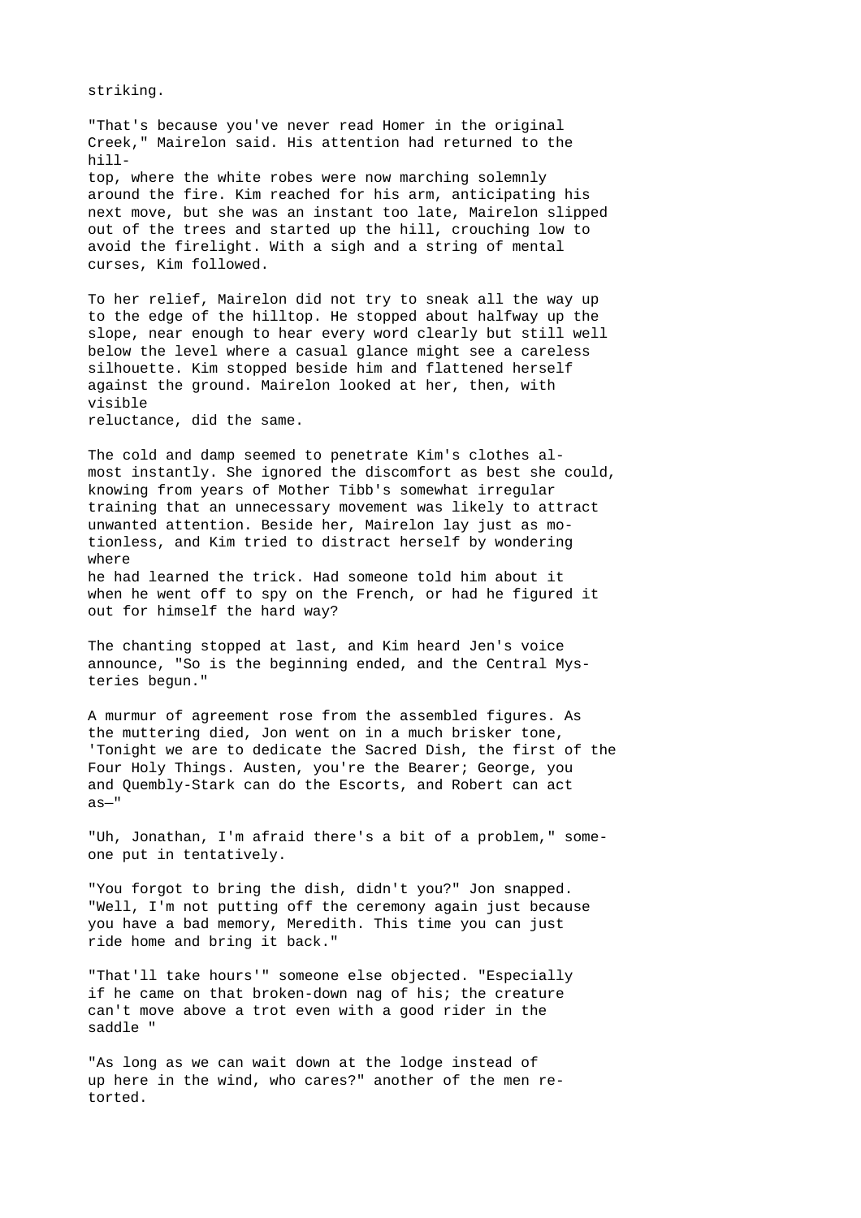striking.

"That's because you've never read Homer in the original Creek," Mairelon said. His attention had returned to the hilltop, where the white robes were now marching solemnly around the fire. Kim reached for his arm, anticipating his next move, but she was an instant too late, Mairelon slipped out of the trees and started up the hill, crouching low to avoid the firelight. With a sigh and a string of mental curses, Kim followed.

To her relief, Mairelon did not try to sneak all the way up to the edge of the hilltop. He stopped about halfway up the slope, near enough to hear every word clearly but still well below the level where a casual glance might see a careless silhouette. Kim stopped beside him and flattened herself against the ground. Mairelon looked at her, then, with visible reluctance, did the same.

The cold and damp seemed to penetrate Kim's clothes almost instantly. She ignored the discomfort as best she could, knowing from years of Mother Tibb's somewhat irregular training that an unnecessary movement was likely to attract unwanted attention. Beside her, Mairelon lay just as motionless, and Kim tried to distract herself by wondering where he had learned the trick. Had someone told him about it when he went off to spy on the French, or had he figured it out for himself the hard way?

The chanting stopped at last, and Kim heard Jen's voice announce, "So is the beginning ended, and the Central Mysteries begun."

A murmur of agreement rose from the assembled figures. As the muttering died, Jon went on in a much brisker tone, 'Tonight we are to dedicate the Sacred Dish, the first of the Four Holy Things. Austen, you're the Bearer; George, you and Quembly-Stark can do the Escorts, and Robert can act as—"

"Uh, Jonathan, I'm afraid there's a bit of a problem," someone put in tentatively.

"You forgot to bring the dish, didn't you?" Jon snapped. "Well, I'm not putting off the ceremony again just because you have a bad memory, Meredith. This time you can just ride home and bring it back."

"That'll take hours'" someone else objected. "Especially if he came on that broken-down nag of his; the creature can't move above a trot even with a good rider in the saddle "

"As long as we can wait down at the lodge instead of up here in the wind, who cares?" another of the men retorted.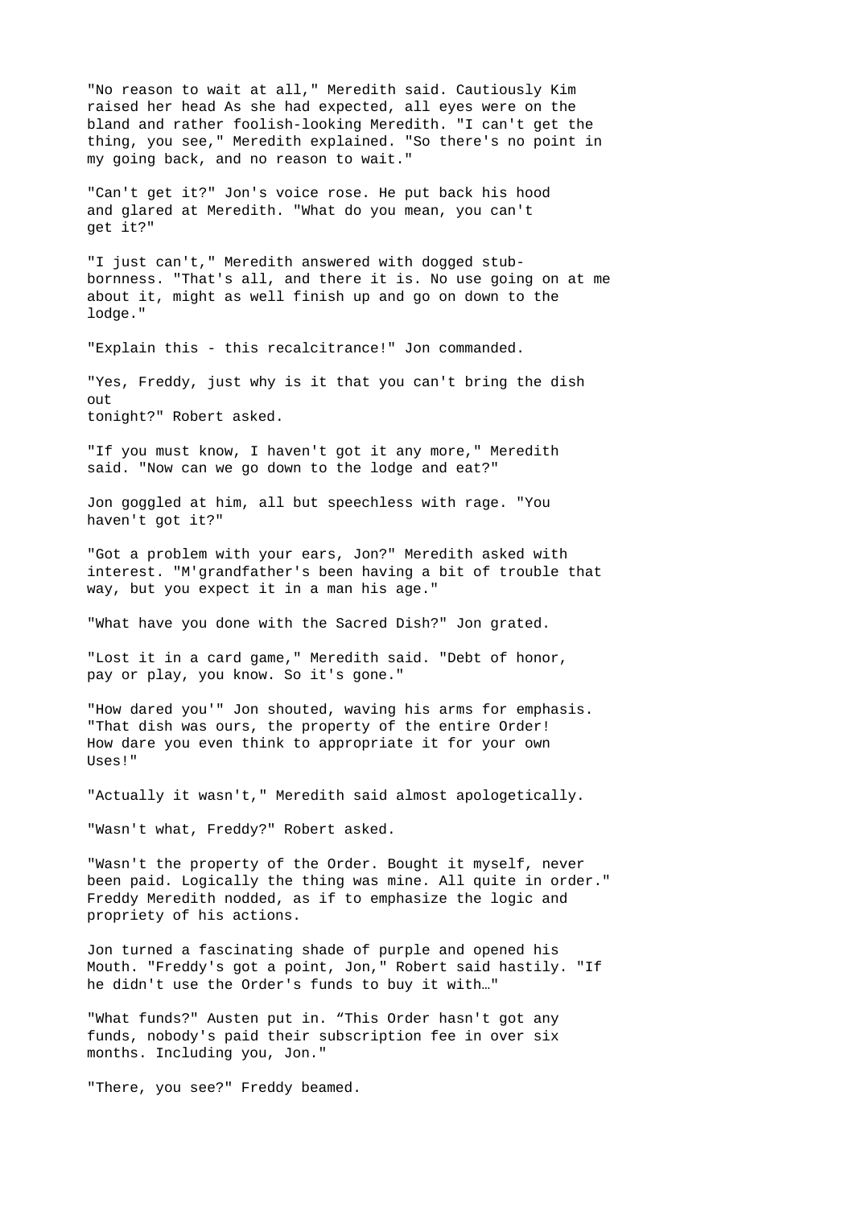"No reason to wait at all," Meredith said. Cautiously Kim raised her head As she had expected, all eyes were on the bland and rather foolish-looking Meredith. "I can't get the thing, you see," Meredith explained. "So there's no point in my going back, and no reason to wait."

"Can't get it?" Jon's voice rose. He put back his hood and glared at Meredith. "What do you mean, you can't get it?"

"I just can't," Meredith answered with dogged stubbornness. "That's all, and there it is. No use going on at me about it, might as well finish up and go on down to the lodge."

"Explain this - this recalcitrance!" Jon commanded.

"Yes, Freddy, just why is it that you can't bring the dish out
tonight?" Robert asked.

"If you must know, I haven't got it any more," Meredith said. "Now can we go down to the lodge and eat?"

Jon goggled at him, all but speechless with rage. "You haven't got it?"

"Got a problem with your ears, Jon?" Meredith asked with interest. "M'grandfather's been having a bit of trouble that way, but you expect it in a man his age."

"What have you done with the Sacred Dish?" Jon grated.

"Lost it in a card game," Meredith said. "Debt of honor, pay or play, you know. So it's gone."

"How dared you'" Jon shouted, waving his arms for emphasis. "That dish was ours, the property of the entire Order! How dare you even think to appropriate it for your own Uses!"

"Actually it wasn't," Meredith said almost apologetically.

"Wasn't what, Freddy?" Robert asked.

"Wasn't the property of the Order. Bought it myself, never been paid. Logically the thing was mine. All quite in order." Freddy Meredith nodded, as if to emphasize the logic and propriety of his actions.

Jon turned a fascinating shade of purple and opened his Mouth. "Freddy's got a point, Jon," Robert said hastily. "If he didn't use the Order's funds to buy it with…"

"What funds?" Austen put in. "This Order hasn't got any funds, nobody's paid their subscription fee in over six months. Including you, Jon."

"There, you see?" Freddy beamed.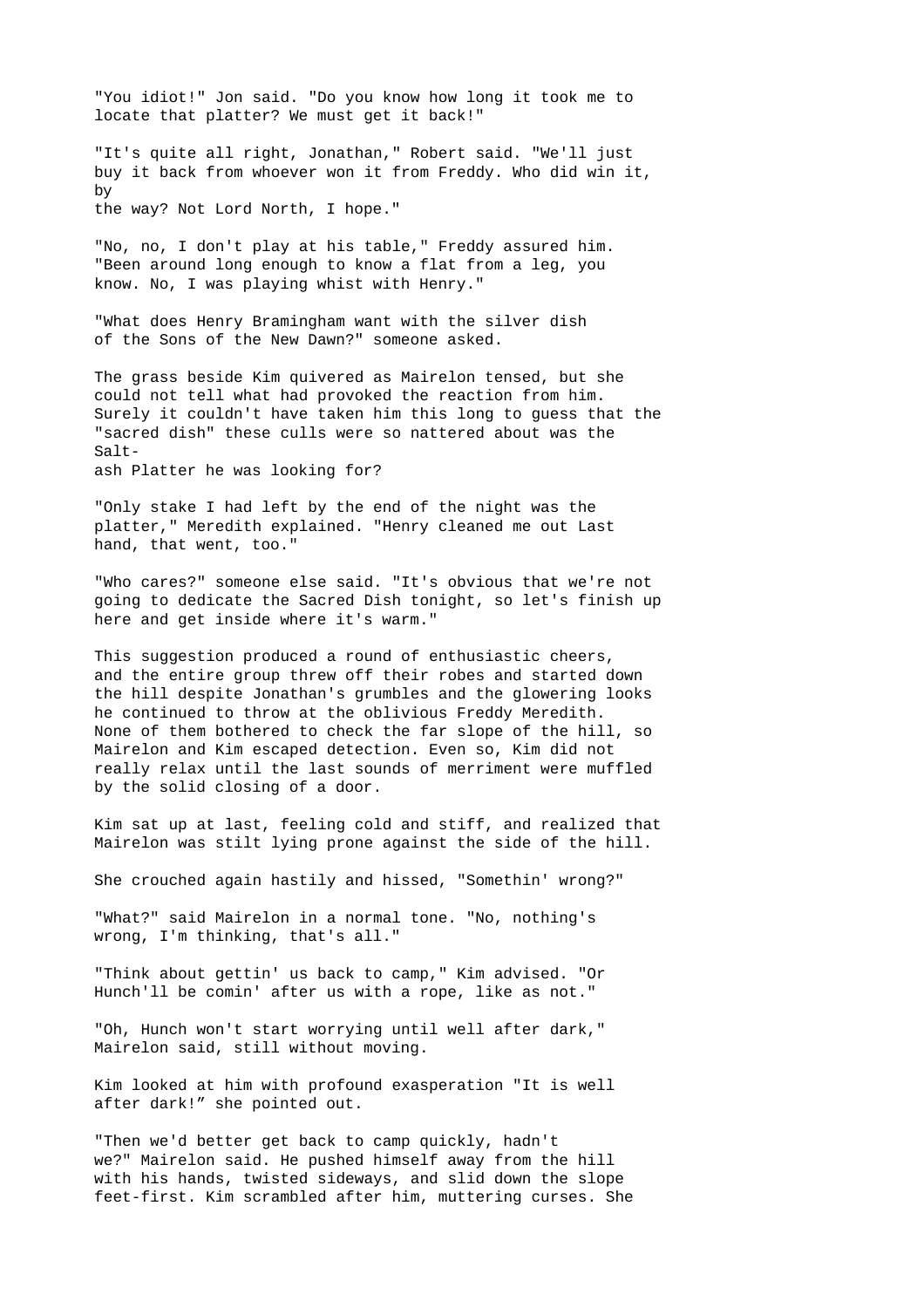"You idiot!" Jon said. "Do you know how long it took me to locate that platter? We must get it back!"

"It's quite all right, Jonathan," Robert said. "We'll just buy it back from whoever won it from Freddy. Who did win it, by the way? Not Lord North, I hope."

"No, no, I don't play at his table," Freddy assured him. "Been around long enough to know a flat from a leg, you know. No, I was playing whist with Henry."

"What does Henry Bramingham want with the silver dish of the Sons of the New Dawn?" someone asked.

The grass beside Kim quivered as Mairelon tensed, but she could not tell what had provoked the reaction from him. Surely it couldn't have taken him this long to guess that the "sacred dish" these culls were so nattered about was the Saltash Platter he was looking for?

"Only stake I had left by the end of the night was the platter," Meredith explained. "Henry cleaned me out Last hand, that went, too."

"Who cares?" someone else said. "It's obvious that we're not going to dedicate the Sacred Dish tonight, so let's finish up here and get inside where it's warm."

This suggestion produced a round of enthusiastic cheers, and the entire group threw off their robes and started down the hill despite Jonathan's grumbles and the glowering looks he continued to throw at the oblivious Freddy Meredith. None of them bothered to check the far slope of the hill, so Mairelon and Kim escaped detection. Even so, Kim did not really relax until the last sounds of merriment were muffled by the solid closing of a door.

Kim sat up at last, feeling cold and stiff, and realized that Mairelon was stilt lying prone against the side of the hill.

She crouched again hastily and hissed, "Somethin' wrong?"

"What?" said Mairelon in a normal tone. "No, nothing's wrong, I'm thinking, that's all."

"Think about gettin' us back to camp," Kim advised. "Or Hunch'll be comin' after us with a rope, like as not."

"Oh, Hunch won't start worrying until well after dark," Mairelon said, still without moving.

Kim looked at him with profound exasperation "It is well after dark!" she pointed out.

"Then we'd better get back to camp quickly, hadn't we?" Mairelon said. He pushed himself away from the hill with his hands, twisted sideways, and slid down the slope feet-first. Kim scrambled after him, muttering curses. She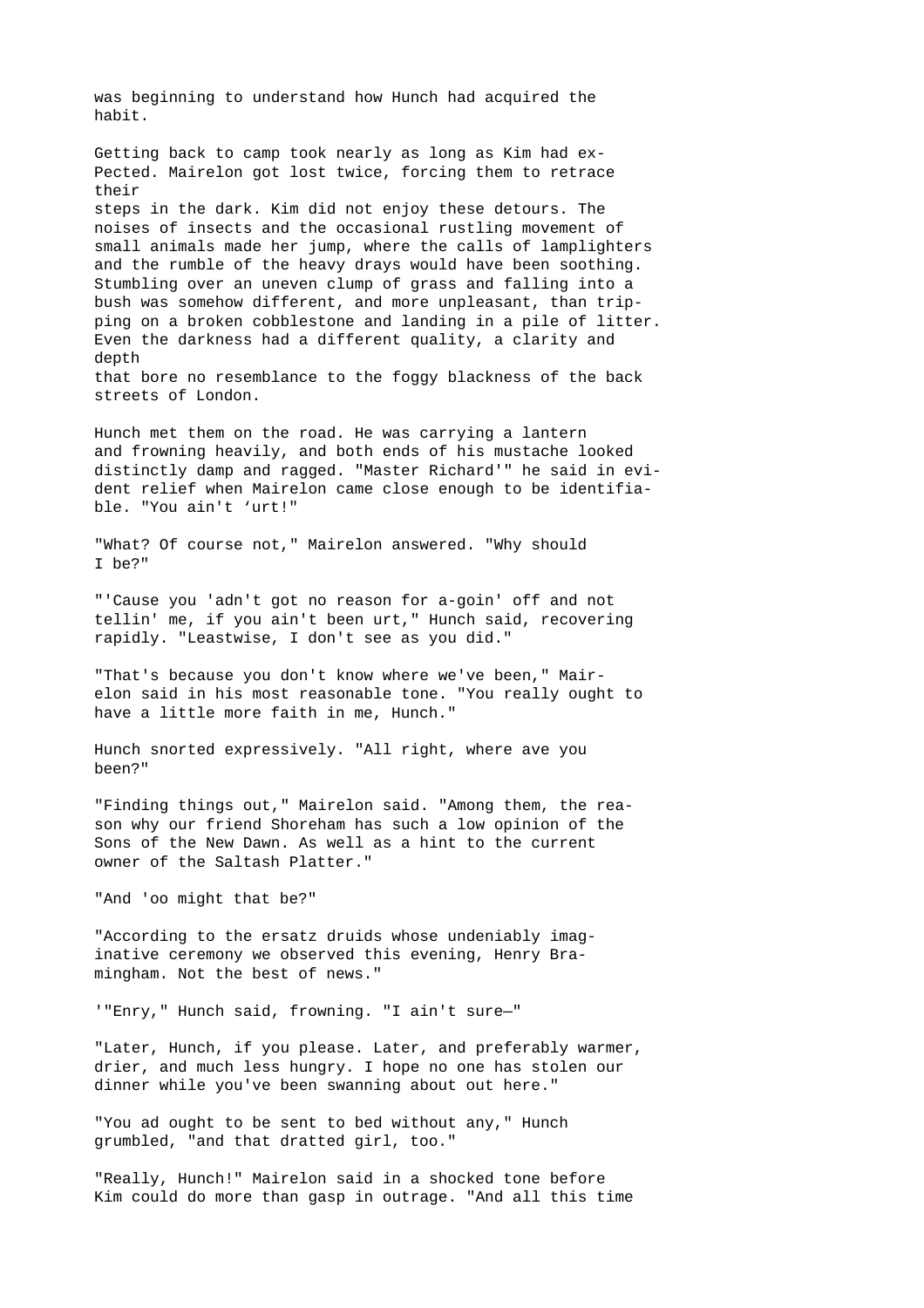was beginning to understand how Hunch had acquired the habit.

Getting back to camp took nearly as long as Kim had ex-Pected. Mairelon got lost twice, forcing them to retrace their steps in the dark. Kim did not enjoy these detours. The noises of insects and the occasional rustling movement of small animals made her jump, where the calls of lamplighters and the rumble of the heavy drays would have been soothing. Stumbling over an uneven clump of grass and falling into a bush was somehow different, and more unpleasant, than tripping on a broken cobblestone and landing in a pile of litter. Even the darkness had a different quality, a clarity and depth that bore no resemblance to the foggy blackness of the back streets of London.

Hunch met them on the road. He was carrying a lantern and frowning heavily, and both ends of his mustache looked distinctly damp and ragged. "Master Richard'" he said in evident relief when Mairelon came close enough to be identifiable. "You ain't 'urt!"

"What? Of course not," Mairelon answered. "Why should I be?"

"'Cause you 'adn't got no reason for a-goin' off and not tellin' me, if you ain't been urt," Hunch said, recovering rapidly. "Leastwise, I don't see as you did."

"That's because you don't know where we've been," Mairelon said in his most reasonable tone. "You really ought to have a little more faith in me, Hunch."

Hunch snorted expressively. "All right, where ave you been?"

"Finding things out," Mairelon said. "Among them, the reason why our friend Shoreham has such a low opinion of the Sons of the New Dawn. As well as a hint to the current owner of the Saltash Platter."

"And 'oo might that be?"

"According to the ersatz druids whose undeniably imaginative ceremony we observed this evening, Henry Bramingham. Not the best of news."

'"Enry," Hunch said, frowning. "I ain't sure—"

"Later, Hunch, if you please. Later, and preferably warmer, drier, and much less hungry. I hope no one has stolen our dinner while you've been swanning about out here."

"You ad ought to be sent to bed without any," Hunch grumbled, "and that dratted girl, too."

"Really, Hunch!" Mairelon said in a shocked tone before Kim could do more than gasp in outrage. "And all this time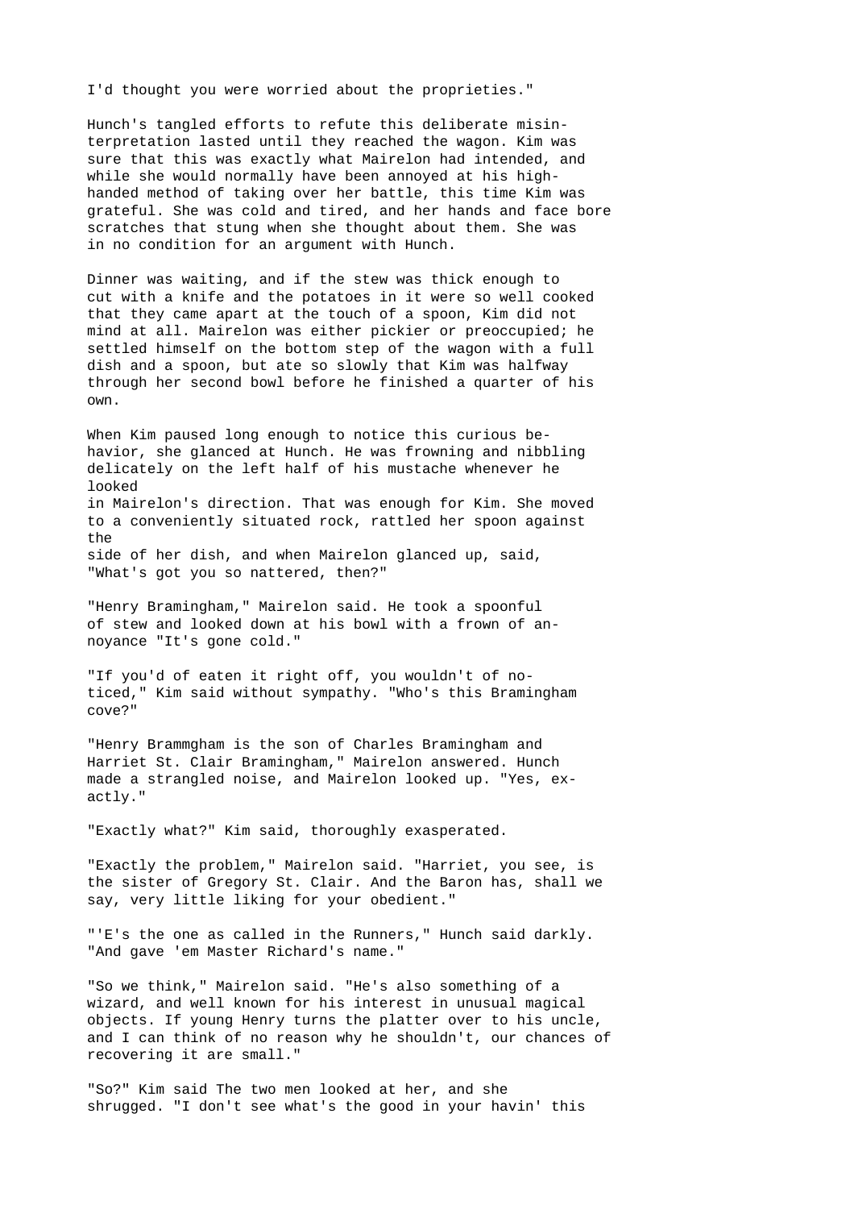I'd thought you were worried about the proprieties."

Hunch's tangled efforts to refute this deliberate misinterpretation lasted until they reached the wagon. Kim was sure that this was exactly what Mairelon had intended, and while she would normally have been annoyed at his high-handed method of taking over her battle, this time Kim was grateful. She was cold and tired, and her hands and face bore scratches that stung when she thought about them. She was in no condition for an argument with Hunch.

Dinner was waiting, and if the stew was thick enough to cut with a knife and the potatoes in it were so well cooked that they came apart at the touch of a spoon, Kim did not mind at all. Mairelon was either pickier or preoccupied; he settled himself on the bottom step of the wagon with a full dish and a spoon, but ate so slowly that Kim was halfway through her second bowl before he finished a quarter of his own.

When Kim paused long enough to notice this curious behavior, she glanced at Hunch. He was frowning and nibbling delicately on the left half of his mustache whenever he looked in Mairelon's direction. That was enough for Kim. She moved to a conveniently situated rock, rattled her spoon against the side of her dish, and when Mairelon glanced up, said, "What's got you so nattered, then?"

"Henry Bramingham," Mairelon said. He took a spoonful of stew and looked down at his bowl with a frown of annoyance "It's gone cold."

"If you'd of eaten it right off, you wouldn't of noticed," Kim said without sympathy. "Who's this Bramingham cove?"

"Henry Brammgham is the son of Charles Bramingham and Harriet St. Clair Bramingham," Mairelon answered. Hunch made a strangled noise, and Mairelon looked up. "Yes, exactly."

"Exactly what?" Kim said, thoroughly exasperated.

"Exactly the problem," Mairelon said. "Harriet, you see, is the sister of Gregory St. Clair. And the Baron has, shall we say, very little liking for your obedient."

"'E's the one as called in the Runners," Hunch said darkly. "And gave 'em Master Richard's name."

"So we think," Mairelon said. "He's also something of a wizard, and well known for his interest in unusual magical objects. If young Henry turns the platter over to his uncle, and I can think of no reason why he shouldn't, our chances of recovering it are small."

"So?" Kim said The two men looked at her, and she shrugged. "I don't see what's the good in your havin' this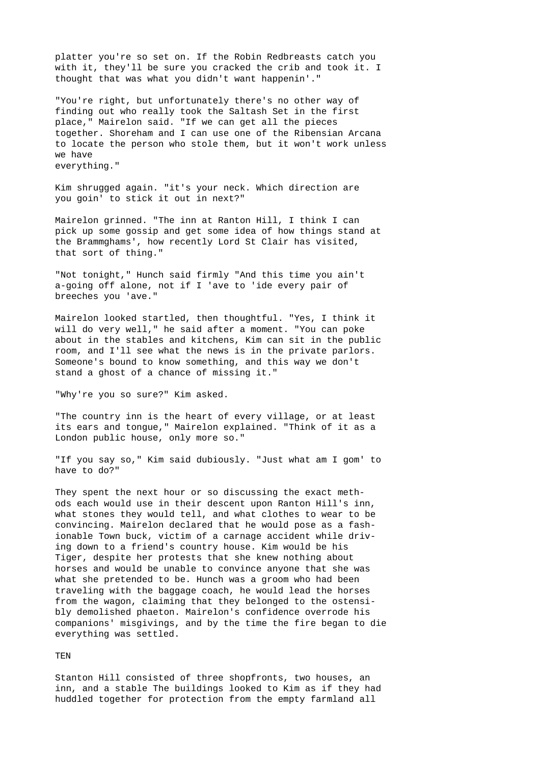platter you're so set on. If the Robin Redbreasts catch you with it, they'll be sure you cracked the crib and took it. I thought that was what you didn't want happenin'."

"You're right, but unfortunately there's no other way of finding out who really took the Saltash Set in the first place," Mairelon said. "If we can get all the pieces together. Shoreham and I can use one of the Ribensian Arcana to locate the person who stole them, but it won't work unless we have everything."

Kim shrugged again. "it's your neck. Which direction are you goin' to stick it out in next?"

Mairelon grinned. "The inn at Ranton Hill, I think I can pick up some gossip and get some idea of how things stand at the Brammghams', how recently Lord St Clair has visited, that sort of thing."

"Not tonight," Hunch said firmly "And this time you ain't a-going off alone, not if I 'ave to 'ide every pair of breeches you 'ave."

Mairelon looked startled, then thoughtful. "Yes, I think it will do very well," he said after a moment. "You can poke about in the stables and kitchens, Kim can sit in the public room, and I'll see what the news is in the private parlors. Someone's bound to know something, and this way we don't stand a ghost of a chance of missing it."

"Why're you so sure?" Kim asked.

"The country inn is the heart of every village, or at least its ears and tongue," Mairelon explained. "Think of it as a London public house, only more so."

"If you say so," Kim said dubiously. "Just what am I gom' to have to do?"

They spent the next hour or so discussing the exact methods each would use in their descent upon Ranton Hill's inn, what stones they would tell, and what clothes to wear to be convincing. Mairelon declared that he would pose as a fashionable Town buck, victim of a carnage accident while driving down to a friend's country house. Kim would be his Tiger, despite her protests that she knew nothing about horses and would be unable to convince anyone that she was what she pretended to be. Hunch was a groom who had been traveling with the baggage coach, he would lead the horses from the wagon, claiming that they belonged to the ostensibly demolished phaeton. Mairelon's confidence overrode his companions' misgivings, and by the time the fire began to die everything was settled.

## TEN

Stanton Hill consisted of three shopfronts, two houses, an inn, and a stable The buildings looked to Kim as if they had huddled together for protection from the empty farmland all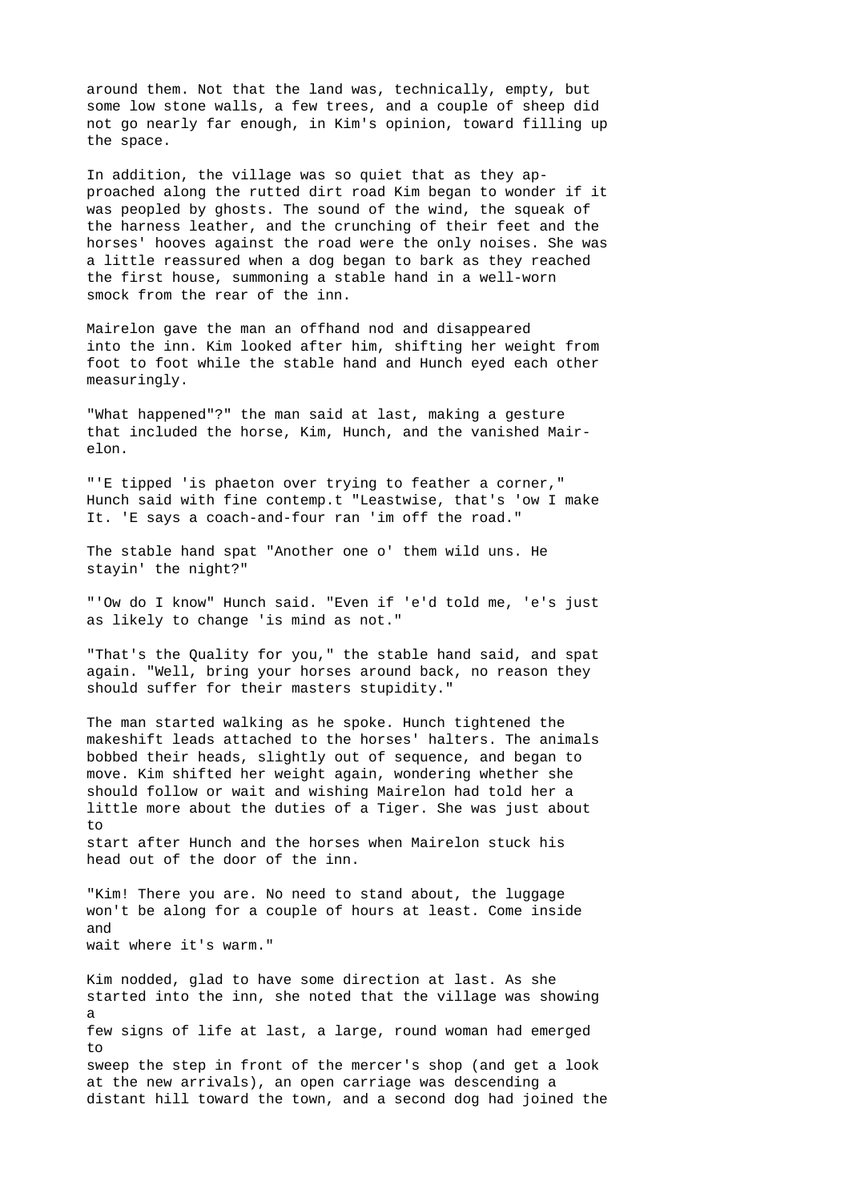around them. Not that the land was, technically, empty, but some low stone walls, a few trees, and a couple of sheep did not go nearly far enough, in Kim's opinion, toward filling up the space.

In addition, the village was so quiet that as they approached along the rutted dirt road Kim began to wonder if it was peopled by ghosts. The sound of the wind, the squeak of the harness leather, and the crunching of their feet and the horses' hooves against the road were the only noises. She was a little reassured when a dog began to bark as they reached the first house, summoning a stable hand in a well-worn smock from the rear of the inn.

Mairelon gave the man an offhand nod and disappeared into the inn. Kim looked after him, shifting her weight from foot to foot while the stable hand and Hunch eyed each other measuringly.

"What happened"?" the man said at last, making a gesture that included the horse, Kim, Hunch, and the vanished Mairelon.

"'E tipped 'is phaeton over trying to feather a corner," Hunch said with fine contemp.t "Leastwise, that's 'ow I make It. 'E says a coach-and-four ran 'im off the road."

The stable hand spat "Another one o' them wild uns. He stayin' the night?"

"'Ow do I know" Hunch said. "Even if 'e'd told me, 'e's just as likely to change 'is mind as not."

"That's the Quality for you," the stable hand said, and spat again. "Well, bring your horses around back, no reason they should suffer for their masters stupidity."

The man started walking as he spoke. Hunch tightened the makeshift leads attached to the horses' halters. The animals bobbed their heads, slightly out of sequence, and began to move. Kim shifted her weight again, wondering whether she should follow or wait and wishing Mairelon had told her a little more about the duties of a Tiger. She was just about to start after Hunch and the horses when Mairelon stuck his head out of the door of the inn.

"Kim! There you are. No need to stand about, the luggage won't be along for a couple of hours at least. Come inside and wait where it's warm."

Kim nodded, glad to have some direction at last. As she started into the inn, she noted that the village was showing a few signs of life at last, a large, round woman had emerged to sweep the step in front of the mercer's shop (and get a look at the new arrivals), an open carriage was descending a distant hill toward the town, and a second dog had joined the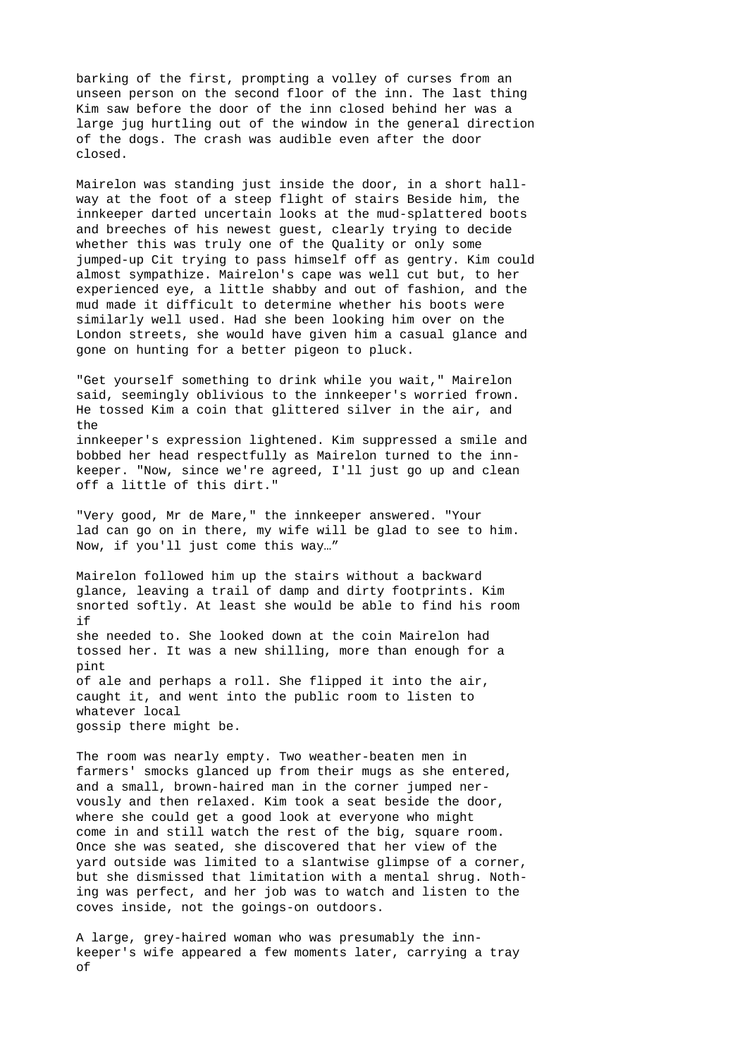barking of the first, prompting a volley of curses from an unseen person on the second floor of the inn. The last thing Kim saw before the door of the inn closed behind her was a large jug hurtling out of the window in the general direction of the dogs. The crash was audible even after the door closed.

Mairelon was standing just inside the door, in a short hallway at the foot of a steep flight of stairs Beside him, the innkeeper darted uncertain looks at the mud-splattered boots and breeches of his newest guest, clearly trying to decide whether this was truly one of the Quality or only some jumped-up Cit trying to pass himself off as gentry. Kim could almost sympathize. Mairelon's cape was well cut but, to her experienced eye, a little shabby and out of fashion, and the mud made it difficult to determine whether his boots were similarly well used. Had she been looking him over on the London streets, she would have given him a casual glance and gone on hunting for a better pigeon to pluck.

"Get yourself something to drink while you wait," Mairelon said, seemingly oblivious to the innkeeper's worried frown. He tossed Kim a coin that glittered silver in the air, and the innkeeper's expression lightened. Kim suppressed a smile and bobbed her head respectfully as Mairelon turned to the innkeeper. "Now, since we're agreed, I'll just go up and clean off a little of this dirt."

"Very good, Mr de Mare," the innkeeper answered. "Your lad can go on in there, my wife will be glad to see to him. Now, if you'll just come this way…"

Mairelon followed him up the stairs without a backward glance, leaving a trail of damp and dirty footprints. Kim snorted softly. At least she would be able to find his room if she needed to. She looked down at the coin Mairelon had tossed her. It was a new shilling, more than enough for a pint of ale and perhaps a roll. She flipped it into the air, caught it, and went into the public room to listen to whatever local gossip there might be.

The room was nearly empty. Two weather-beaten men in farmers' smocks glanced up from their mugs as she entered, and a small, brown-haired man in the corner jumped nervously and then relaxed. Kim took a seat beside the door, where she could get a good look at everyone who might come in and still watch the rest of the big, square room. Once she was seated, she discovered that her view of the yard outside was limited to a slantwise glimpse of a corner, but she dismissed that limitation with a mental shrug. Nothing was perfect, and her job was to watch and listen to the coves inside, not the goings-on outdoors.

A large, grey-haired woman who was presumably the innkeeper's wife appeared a few moments later, carrying a tray of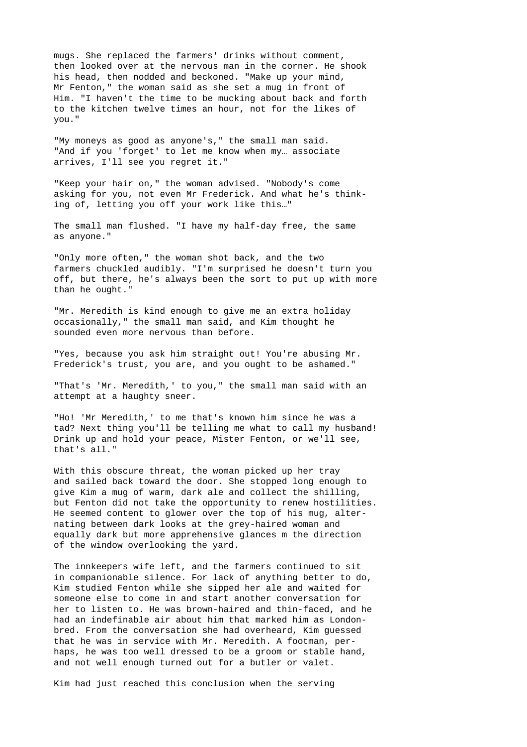mugs. She replaced the farmers' drinks without comment, then looked over at the nervous man in the corner. He shook his head, then nodded and beckoned. "Make up your mind, Mr Fenton," the woman said as she set a mug in front of Him. "I haven't the time to be mucking about back and forth to the kitchen twelve times an hour, not for the likes of you."

"My moneys as good as anyone's," the small man said. "And if you 'forget' to let me know when my… associate arrives, I'll see you regret it."

"Keep your hair on," the woman advised. "Nobody's come asking for you, not even Mr Frederick. And what he's thinking of, letting you off your work like this…"

The small man flushed. "I have my half-day free, the same as anyone."

"Only more often," the woman shot back, and the two farmers chuckled audibly. "I'm surprised he doesn't turn you off, but there, he's always been the sort to put up with more than he ought."

"Mr. Meredith is kind enough to give me an extra holiday occasionally," the small man said, and Kim thought he sounded even more nervous than before.

"Yes, because you ask him straight out! You're abusing Mr. Frederick's trust, you are, and you ought to be ashamed."

"That's 'Mr. Meredith,' to you," the small man said with an attempt at a haughty sneer.

"Ho! 'Mr Meredith,' to me that's known him since he was a tad? Next thing you'll be telling me what to call my husband! Drink up and hold your peace, Mister Fenton, or we'll see, that's all."

With this obscure threat, the woman picked up her tray and sailed back toward the door. She stopped long enough to give Kim a mug of warm, dark ale and collect the shilling, but Fenton did not take the opportunity to renew hostilities. He seemed content to glower over the top of his mug, alternating between dark looks at the grey-haired woman and equally dark but more apprehensive glances m the direction of the window overlooking the yard.

The innkeepers wife left, and the farmers continued to sit in companionable silence. For lack of anything better to do, Kim studied Fenton while she sipped her ale and waited for someone else to come in and start another conversation for her to listen to. He was brown-haired and thin-faced, and he had an indefinable air about him that marked him as London-bred. From the conversation she had overheard, Kim guessed that he was in service with Mr. Meredith. A footman, perhaps, he was too well dressed to be a groom or stable hand, and not well enough turned out for a butler or valet.

Kim had just reached this conclusion when the serving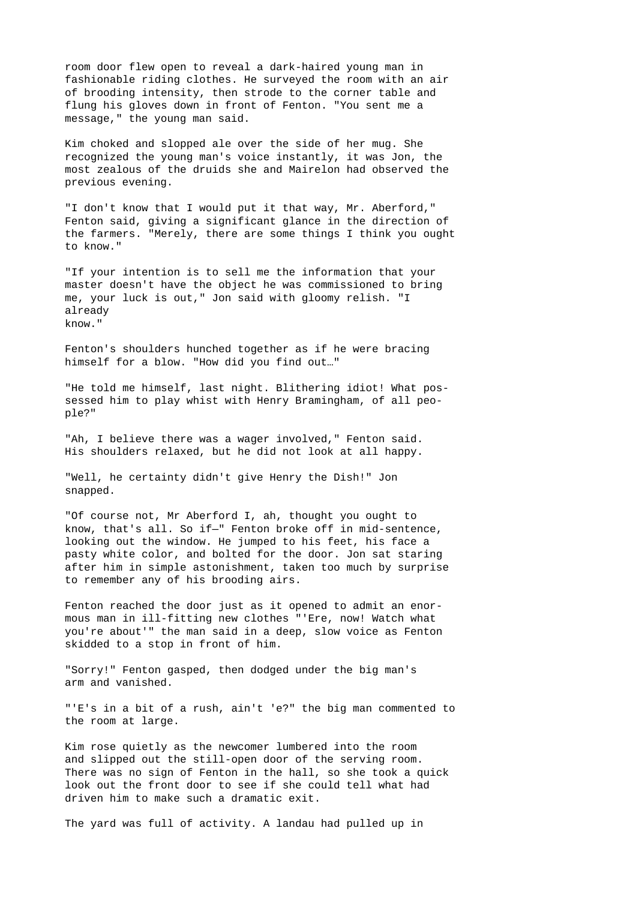room door flew open to reveal a dark-haired young man in fashionable riding clothes. He surveyed the room with an air of brooding intensity, then strode to the corner table and flung his gloves down in front of Fenton. "You sent me a message," the young man said.

Kim choked and slopped ale over the side of her mug. She recognized the young man's voice instantly, it was Jon, the most zealous of the druids she and Mairelon had observed the previous evening.

"I don't know that I would put it that way, Mr. Aberford," Fenton said, giving a significant glance in the direction of the farmers. "Merely, there are some things I think you ought to know."

"If your intention is to sell me the information that your master doesn't have the object he was commissioned to bring me, your luck is out," Jon said with gloomy relish. "I already know."

Fenton's shoulders hunched together as if he were bracing himself for a blow. "How did you find out…"

"He told me himself, last night. Blithering idiot! What possessed him to play whist with Henry Bramingham, of all people?"

"Ah, I believe there was a wager involved," Fenton said. His shoulders relaxed, but he did not look at all happy.

"Well, he certainty didn't give Henry the Dish!" Jon snapped.

"Of course not, Mr Aberford I, ah, thought you ought to know, that's all. So if—" Fenton broke off in mid-sentence, looking out the window. He jumped to his feet, his face a pasty white color, and bolted for the door. Jon sat staring after him in simple astonishment, taken too much by surprise to remember any of his brooding airs.

Fenton reached the door just as it opened to admit an enormous man in ill-fitting new clothes "'Ere, now! Watch what you're about'" the man said in a deep, slow voice as Fenton skidded to a stop in front of him.

"Sorry!" Fenton gasped, then dodged under the big man's arm and vanished.

"'E's in a bit of a rush, ain't 'e?" the big man commented to the room at large.

Kim rose quietly as the newcomer lumbered into the room and slipped out the still-open door of the serving room. There was no sign of Fenton in the hall, so she took a quick look out the front door to see if she could tell what had driven him to make such a dramatic exit.

The yard was full of activity. A landau had pulled up in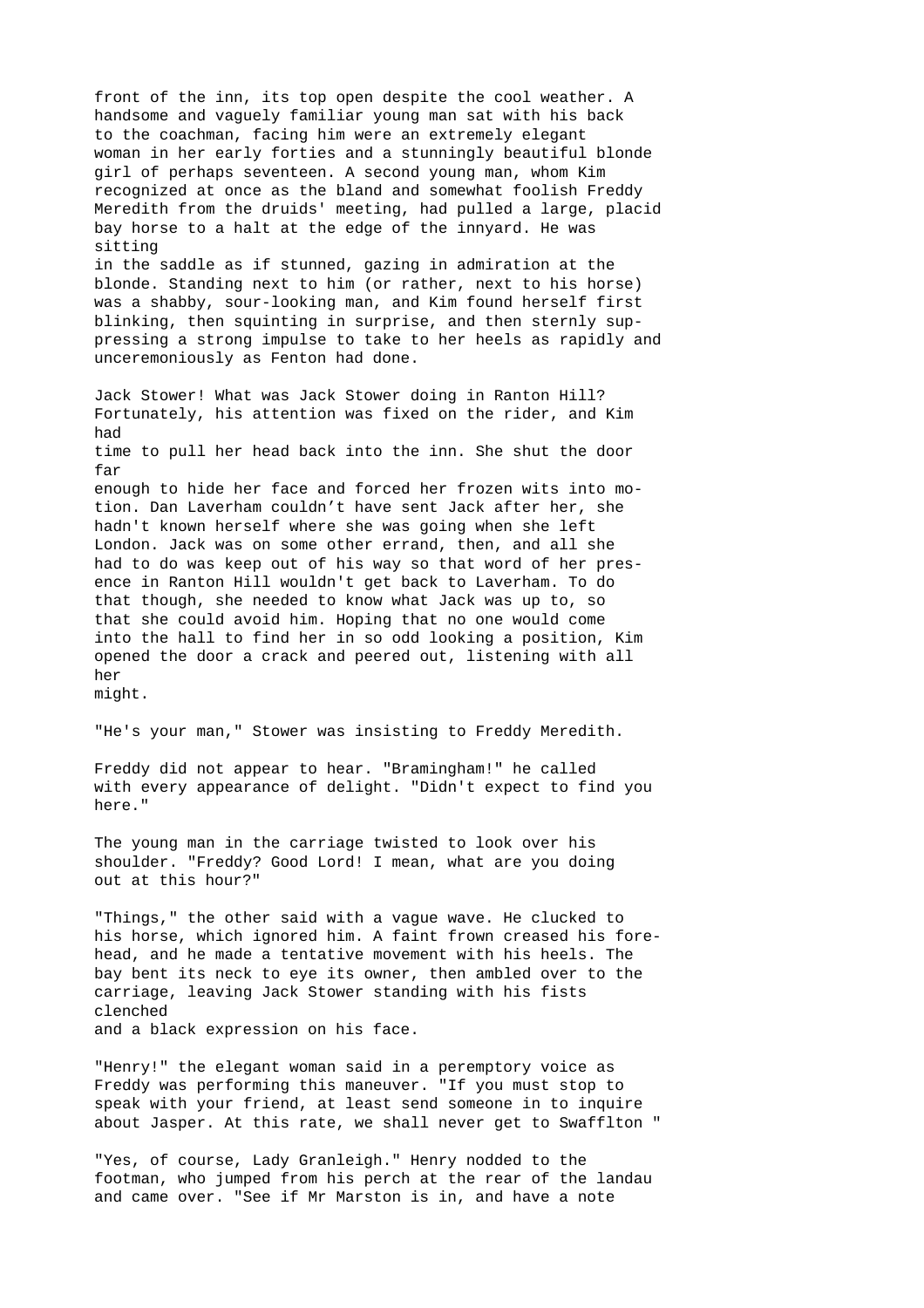front of the inn, its top open despite the cool weather. A handsome and vaguely familiar young man sat with his back to the coachman, facing him were an extremely elegant woman in her early forties and a stunningly beautiful blonde girl of perhaps seventeen. A second young man, whom Kim recognized at once as the bland and somewhat foolish Freddy Meredith from the druids' meeting, had pulled a large, placid bay horse to a halt at the edge of the innyard. He was sitting in the saddle as if stunned, gazing in admiration at the blonde. Standing next to him (or rather, next to his horse) was a shabby, sour-looking man, and Kim found herself first blinking, then squinting in surprise, and then sternly suppressing a strong impulse to take to her heels as rapidly and unceremoniously as Fenton had done.

Jack Stower! What was Jack Stower doing in Ranton Hill? Fortunately, his attention was fixed on the rider, and Kim had time to pull her head back into the inn. She shut the door far enough to hide her face and forced her frozen wits into motion. Dan Laverham couldn't have sent Jack after her, she hadn't known herself where she was going when she left London. Jack was on some other errand, then, and all she had to do was keep out of his way so that word of her presence in Ranton Hill wouldn't get back to Laverham. To do that though, she needed to know what Jack was up to, so that she could avoid him. Hoping that no one would come into the hall to find her in so odd looking a position, Kim opened the door a crack and peered out, listening with all her might.

"He's your man," Stower was insisting to Freddy Meredith.

Freddy did not appear to hear. "Bramingham!" he called with every appearance of delight. "Didn't expect to find you here."

The young man in the carriage twisted to look over his shoulder. "Freddy? Good Lord! I mean, what are you doing out at this hour?"

"Things," the other said with a vague wave. He clucked to his horse, which ignored him. A faint frown creased his forehead, and he made a tentative movement with his heels. The bay bent its neck to eye its owner, then ambled over to the carriage, leaving Jack Stower standing with his fists clenched and a black expression on his face.

"Henry!" the elegant woman said in a peremptory voice as Freddy was performing this maneuver. "If you must stop to speak with your friend, at least send someone in to inquire about Jasper. At this rate, we shall never get to Swafflton "

"Yes, of course, Lady Granleigh." Henry nodded to the footman, who jumped from his perch at the rear of the landau and came over. "See if Mr Marston is in, and have a note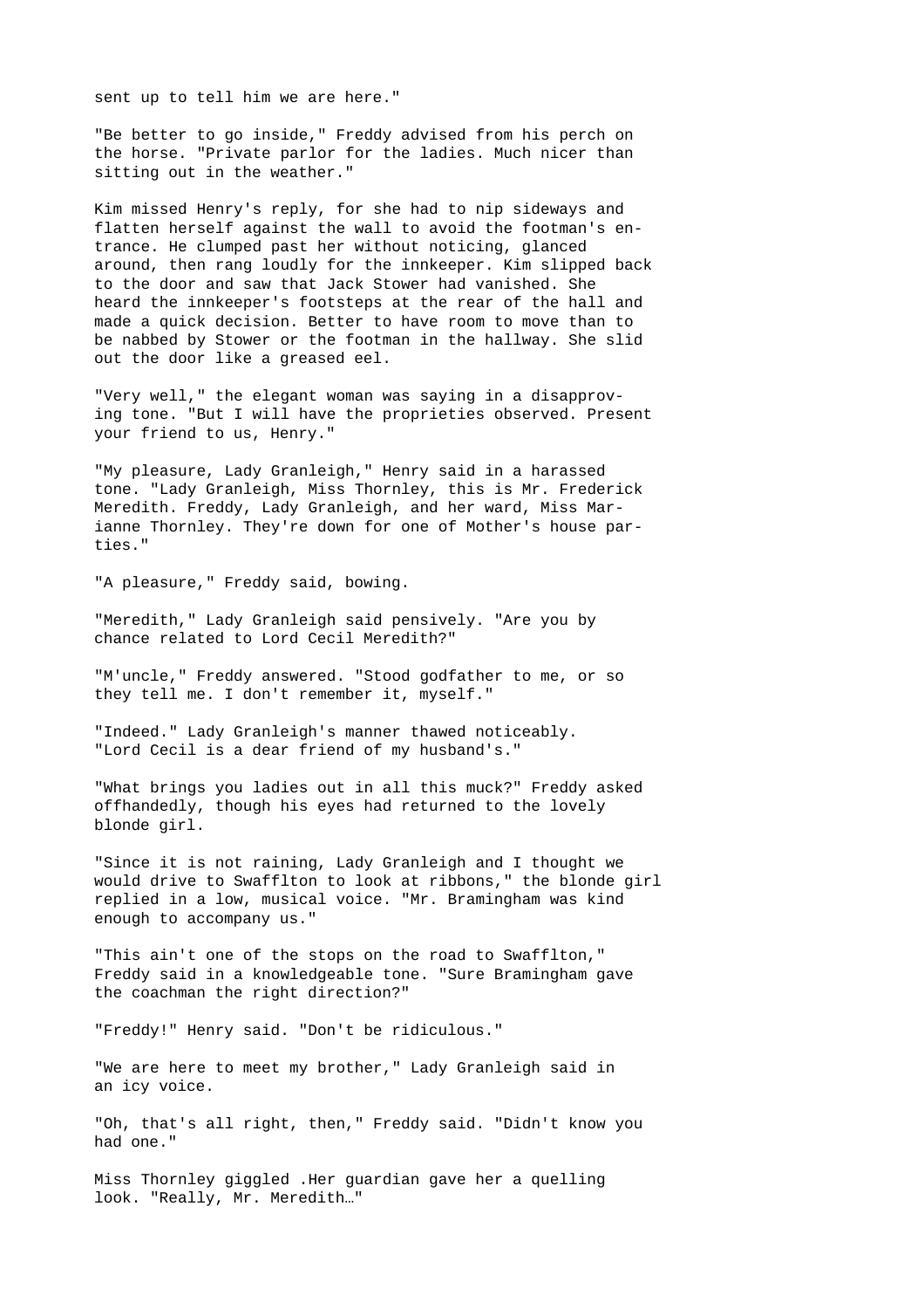sent up to tell him we are here."

"Be better to go inside," Freddy advised from his perch on the horse. "Private parlor for the ladies. Much nicer than sitting out in the weather."

Kim missed Henry's reply, for she had to nip sideways and flatten herself against the wall to avoid the footman's entrance. He clumped past her without noticing, glanced around, then rang loudly for the innkeeper. Kim slipped back to the door and saw that Jack Stower had vanished. She heard the innkeeper's footsteps at the rear of the hall and made a quick decision. Better to have room to move than to be nabbed by Stower or the footman in the hallway. She slid out the door like a greased eel.

"Very well," the elegant woman was saying in a disapproving tone. "But I will have the proprieties observed. Present your friend to us, Henry."

"My pleasure, Lady Granleigh," Henry said in a harassed tone. "Lady Granleigh, Miss Thornley, this is Mr. Frederick Meredith. Freddy, Lady Granleigh, and her ward, Miss Marianne Thornley. They're down for one of Mother's house parties."

"A pleasure," Freddy said, bowing.

"Meredith," Lady Granleigh said pensively. "Are you by chance related to Lord Cecil Meredith?"

"M'uncle," Freddy answered. "Stood godfather to me, or so they tell me. I don't remember it, myself."

"Indeed." Lady Granleigh's manner thawed noticeably. "Lord Cecil is a dear friend of my husband's."

"What brings you ladies out in all this muck?" Freddy asked offhandedly, though his eyes had returned to the lovely blonde girl.

"Since it is not raining, Lady Granleigh and I thought we would drive to Swafflton to look at ribbons," the blonde girl replied in a low, musical voice. "Mr. Bramingham was kind enough to accompany us."

"This ain't one of the stops on the road to Swafflton," Freddy said in a knowledgeable tone. "Sure Bramingham gave the coachman the right direction?"

"Freddy!" Henry said. "Don't be ridiculous."

"We are here to meet my brother," Lady Granleigh said in an icy voice.

"Oh, that's all right, then," Freddy said. "Didn't know you had one."

Miss Thornley giggled .Her guardian gave her a quelling look. "Really, Mr. Meredith…"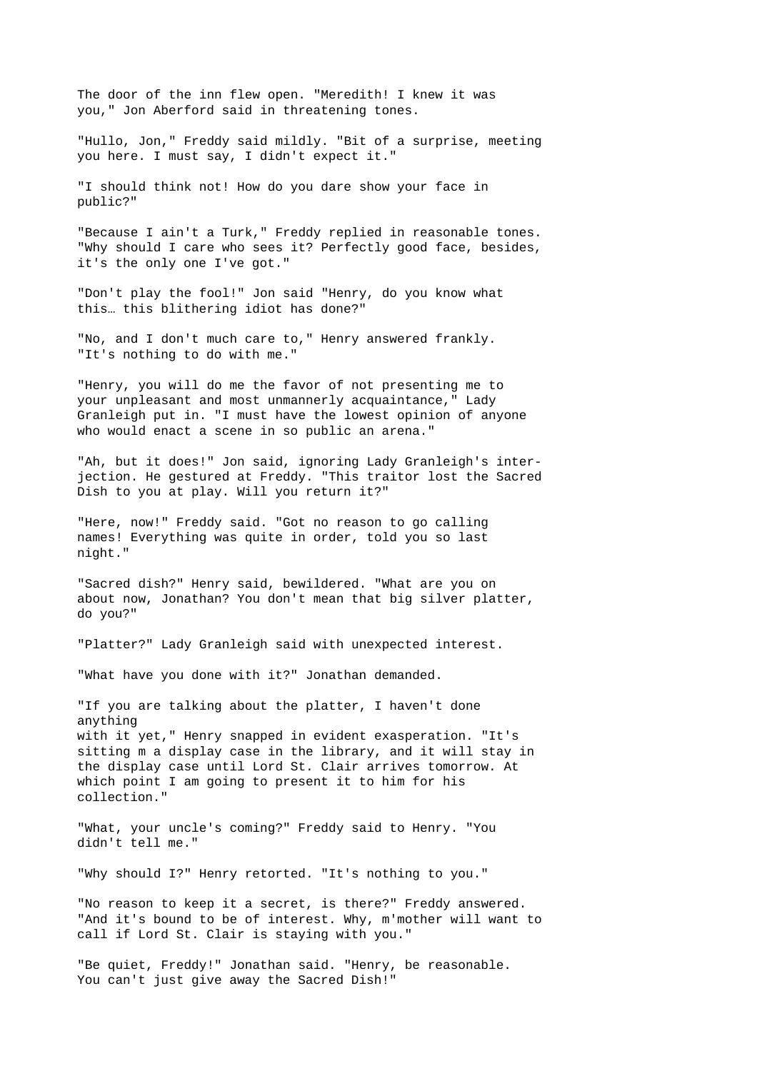The door of the inn flew open. "Meredith! I knew it was you," Jon Aberford said in threatening tones.

"Hullo, Jon," Freddy said mildly. "Bit of a surprise, meeting you here. I must say, I didn't expect it."

"I should think not! How do you dare show your face in public?"

"Because I ain't a Turk," Freddy replied in reasonable tones. "Why should I care who sees it? Perfectly good face, besides, it's the only one I've got."

"Don't play the fool!" Jon said "Henry, do you know what this… this blithering idiot has done?"

"No, and I don't much care to," Henry answered frankly. "It's nothing to do with me."

"Henry, you will do me the favor of not presenting me to your unpleasant and most unmannerly acquaintance," Lady Granleigh put in. "I must have the lowest opinion of anyone who would enact a scene in so public an arena."

"Ah, but it does!" Jon said, ignoring Lady Granleigh's interjection. He gestured at Freddy. "This traitor lost the Sacred Dish to you at play. Will you return it?"

"Here, now!" Freddy said. "Got no reason to go calling names! Everything was quite in order, told you so last night."

"Sacred dish?" Henry said, bewildered. "What are you on about now, Jonathan? You don't mean that big silver platter, do you?"

"Platter?" Lady Granleigh said with unexpected interest.

"What have you done with it?" Jonathan demanded.

"If you are talking about the platter, I haven't done anything with it yet," Henry snapped in evident exasperation. "It's sitting m a display case in the library, and it will stay in the display case until Lord St. Clair arrives tomorrow. At which point I am going to present it to him for his collection."

"What, your uncle's coming?" Freddy said to Henry. "You didn't tell me."

"Why should I?" Henry retorted. "It's nothing to you."

"No reason to keep it a secret, is there?" Freddy answered. "And it's bound to be of interest. Why, m'mother will want to call if Lord St. Clair is staying with you."

"Be quiet, Freddy!" Jonathan said. "Henry, be reasonable. You can't just give away the Sacred Dish!"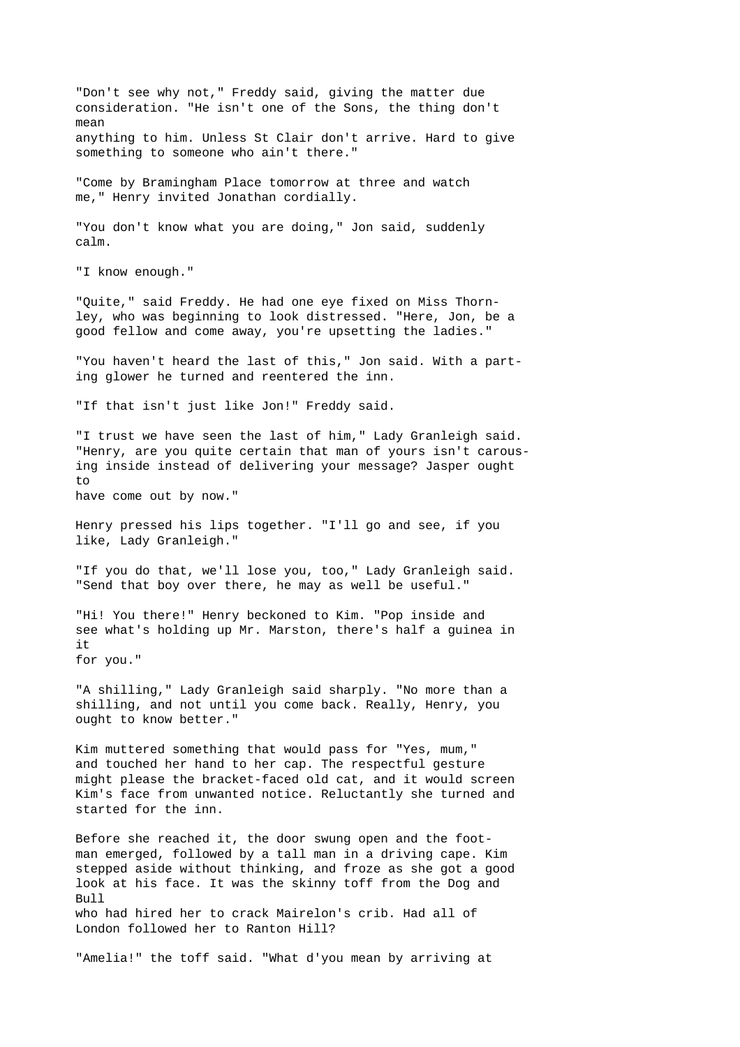"Don't see why not," Freddy said, giving the matter due consideration. "He isn't one of the Sons, the thing don't mean anything to him. Unless St Clair don't arrive. Hard to give something to someone who ain't there."

"Come by Bramingham Place tomorrow at three and watch me," Henry invited Jonathan cordially.

"You don't know what you are doing," Jon said, suddenly calm.

"I know enough."

"Quite," said Freddy. He had one eye fixed on Miss Thornley, who was beginning to look distressed. "Here, Jon, be a good fellow and come away, you're upsetting the ladies."

"You haven't heard the last of this," Jon said. With a parting glower he turned and reentered the inn.

"If that isn't just like Jon!" Freddy said.

"I trust we have seen the last of him," Lady Granleigh said. "Henry, are you quite certain that man of yours isn't carousing inside instead of delivering your message? Jasper ought to have come out by now."

Henry pressed his lips together. "I'll go and see, if you like, Lady Granleigh."

"If you do that, we'll lose you, too," Lady Granleigh said. "Send that boy over there, he may as well be useful."

"Hi! You there!" Henry beckoned to Kim. "Pop inside and see what's holding up Mr. Marston, there's half a guinea in it for you."

"A shilling," Lady Granleigh said sharply. "No more than a shilling, and not until you come back. Really, Henry, you ought to know better."

Kim muttered something that would pass for "Yes, mum," and touched her hand to her cap. The respectful gesture might please the bracket-faced old cat, and it would screen Kim's face from unwanted notice. Reluctantly she turned and started for the inn.

Before she reached it, the door swung open and the footman emerged, followed by a tall man in a driving cape. Kim stepped aside without thinking, and froze as she got a good look at his face. It was the skinny toff from the Dog and Bull who had hired her to crack Mairelon's crib. Had all of London followed her to Ranton Hill?

"Amelia!" the toff said. "What d'you mean by arriving at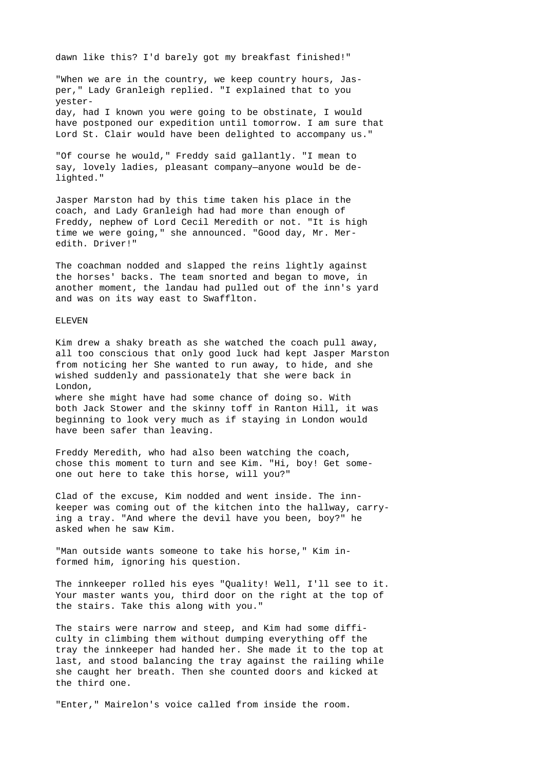dawn like this? I'd barely got my breakfast finished!"

"When we are in the country, we keep country hours, Jasper," Lady Granleigh replied. "I explained that to you yesterday, had I known you were going to be obstinate, I would have postponed our expedition until tomorrow. I am sure that Lord St. Clair would have been delighted to accompany us."

"Of course he would," Freddy said gallantly. "I mean to say, lovely ladies, pleasant company—anyone would be delighted."

Jasper Marston had by this time taken his place in the coach, and Lady Granleigh had had more than enough of Freddy, nephew of Lord Cecil Meredith or not. "It is high time we were going," she announced. "Good day, Mr. Meredith. Driver!"

The coachman nodded and slapped the reins lightly against the horses' backs. The team snorted and began to move, in another moment, the landau had pulled out of the inn's yard and was on its way east to Swafflton.

## ELEVEN

Kim drew a shaky breath as she watched the coach pull away, all too conscious that only good luck had kept Jasper Marston from noticing her She wanted to run away, to hide, and she wished suddenly and passionately that she were back in London, where she might have had some chance of doing so. With both Jack Stower and the skinny toff in Ranton Hill, it was beginning to look very much as if staying in London would have been safer than leaving.

Freddy Meredith, who had also been watching the coach, chose this moment to turn and see Kim. "Hi, boy! Get someone out here to take this horse, will you?"

Clad of the excuse, Kim nodded and went inside. The innkeeper was coming out of the kitchen into the hallway, carrying a tray. "And where the devil have you been, boy?" he asked when he saw Kim.

"Man outside wants someone to take his horse," Kim informed him, ignoring his question.

The innkeeper rolled his eyes "Quality! Well, I'll see to it. Your master wants you, third door on the right at the top of the stairs. Take this along with you."

The stairs were narrow and steep, and Kim had some difficulty in climbing them without dumping everything off the tray the innkeeper had handed her. She made it to the top at last, and stood balancing the tray against the railing while she caught her breath. Then she counted doors and kicked at the third one.

"Enter," Mairelon's voice called from inside the room.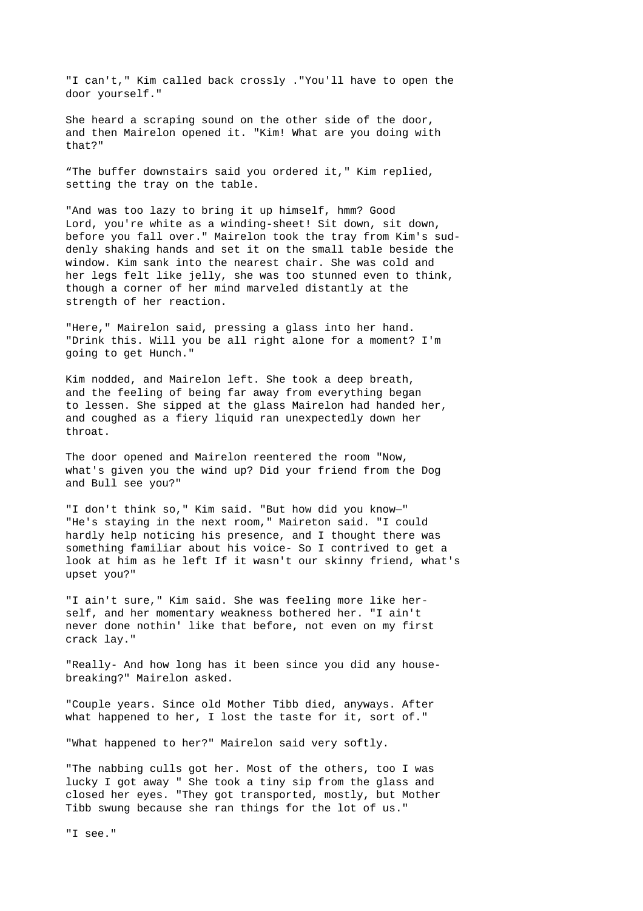"I can't," Kim called back crossly ."You'll have to open the door yourself."

She heard a scraping sound on the other side of the door, and then Mairelon opened it. "Kim! What are you doing with that?"

“The buffer downstairs said you ordered it," Kim replied, setting the tray on the table.

"And was too lazy to bring it up himself, hmm? Good Lord, you're white as a winding-sheet! Sit down, sit down, before you fall over." Mairelon took the tray from Kim's suddenly shaking hands and set it on the small table beside the window. Kim sank into the nearest chair. She was cold and her legs felt like jelly, she was too stunned even to think, though a corner of her mind marveled distantly at the strength of her reaction.

"Here," Mairelon said, pressing a glass into her hand. "Drink this. Will you be all right alone for a moment? I'm going to get Hunch."

Kim nodded, and Mairelon left. She took a deep breath, and the feeling of being far away from everything began to lessen. She sipped at the glass Mairelon had handed her, and coughed as a fiery liquid ran unexpectedly down her throat.

The door opened and Mairelon reentered the room "Now, what's given you the wind up? Did your friend from the Dog and Bull see you?"

"I don't think so," Kim said. "But how did you know—"
"He's staying in the next room," Maireton said. "I could hardly help noticing his presence, and I thought there was something familiar about his voice- So I contrived to get a look at him as he left If it wasn't our skinny friend, what's upset you?"

"I ain't sure," Kim said. She was feeling more like herself, and her momentary weakness bothered her. "I ain't never done nothin' like that before, not even on my first crack lay."

"Really- And how long has it been since you did any housebreaking?" Mairelon asked.

"Couple years. Since old Mother Tibb died, anyways. After what happened to her, I lost the taste for it, sort of."

"What happened to her?" Mairelon said very softly.

"The nabbing culls got her. Most of the others, too I was lucky I got away " She took a tiny sip from the glass and closed her eyes. "They got transported, mostly, but Mother Tibb swung because she ran things for the lot of us."

"I see."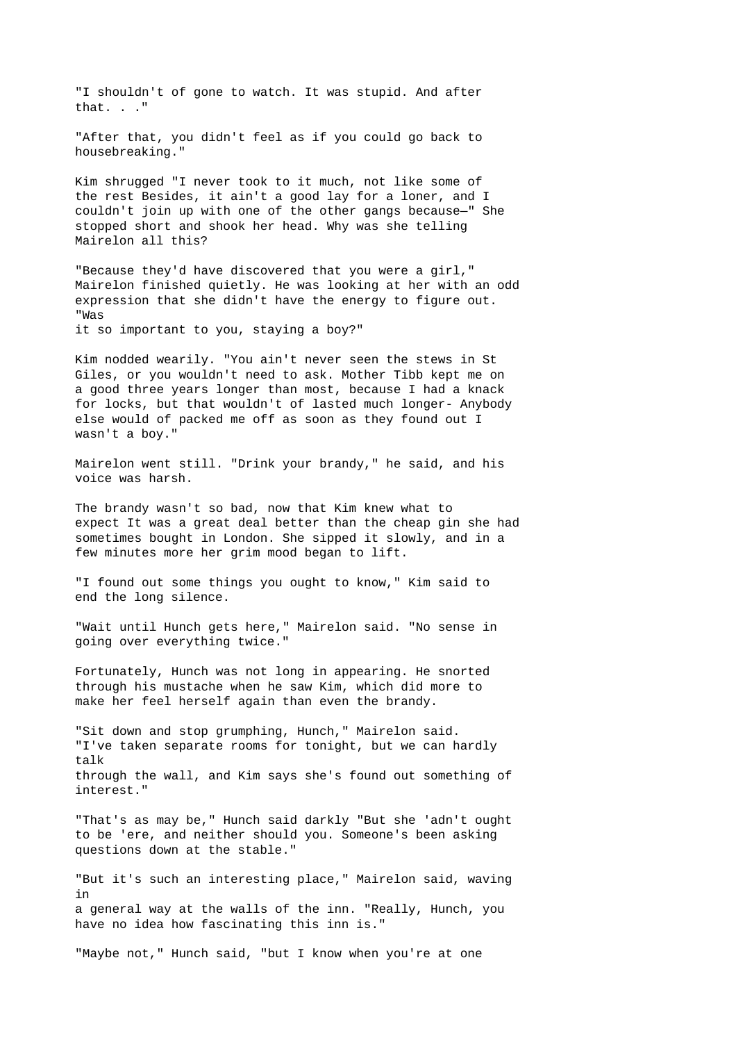"I shouldn't of gone to watch. It was stupid. And after that. . ."

"After that, you didn't feel as if you could go back to housebreaking."

Kim shrugged "I never took to it much, not like some of the rest Besides, it ain't a good lay for a loner, and I couldn't join up with one of the other gangs because—" She stopped short and shook her head. Why was she telling Mairelon all this?

"Because they'd have discovered that you were a girl," Mairelon finished quietly. He was looking at her with an odd expression that she didn't have the energy to figure out. "Was it so important to you, staying a boy?"

Kim nodded wearily. "You ain't never seen the stews in St Giles, or you wouldn't need to ask. Mother Tibb kept me on a good three years longer than most, because I had a knack for locks, but that wouldn't of lasted much longer- Anybody else would of packed me off as soon as they found out I wasn't a boy."

Mairelon went still. "Drink your brandy," he said, and his voice was harsh.

The brandy wasn't so bad, now that Kim knew what to expect It was a great deal better than the cheap gin she had sometimes bought in London. She sipped it slowly, and in a few minutes more her grim mood began to lift.

"I found out some things you ought to know," Kim said to end the long silence.

"Wait until Hunch gets here," Mairelon said. "No sense in going over everything twice."

Fortunately, Hunch was not long in appearing. He snorted through his mustache when he saw Kim, which did more to make her feel herself again than even the brandy.

"Sit down and stop grumphing, Hunch," Mairelon said. "I've taken separate rooms for tonight, but we can hardly talk through the wall, and Kim says she's found out something of interest."

"That's as may be," Hunch said darkly "But she 'adn't ought to be 'ere, and neither should you. Someone's been asking questions down at the stable."

"But it's such an interesting place," Mairelon said, waving in a general way at the walls of the inn. "Really, Hunch, you have no idea how fascinating this inn is."

"Maybe not," Hunch said, "but I know when you're at one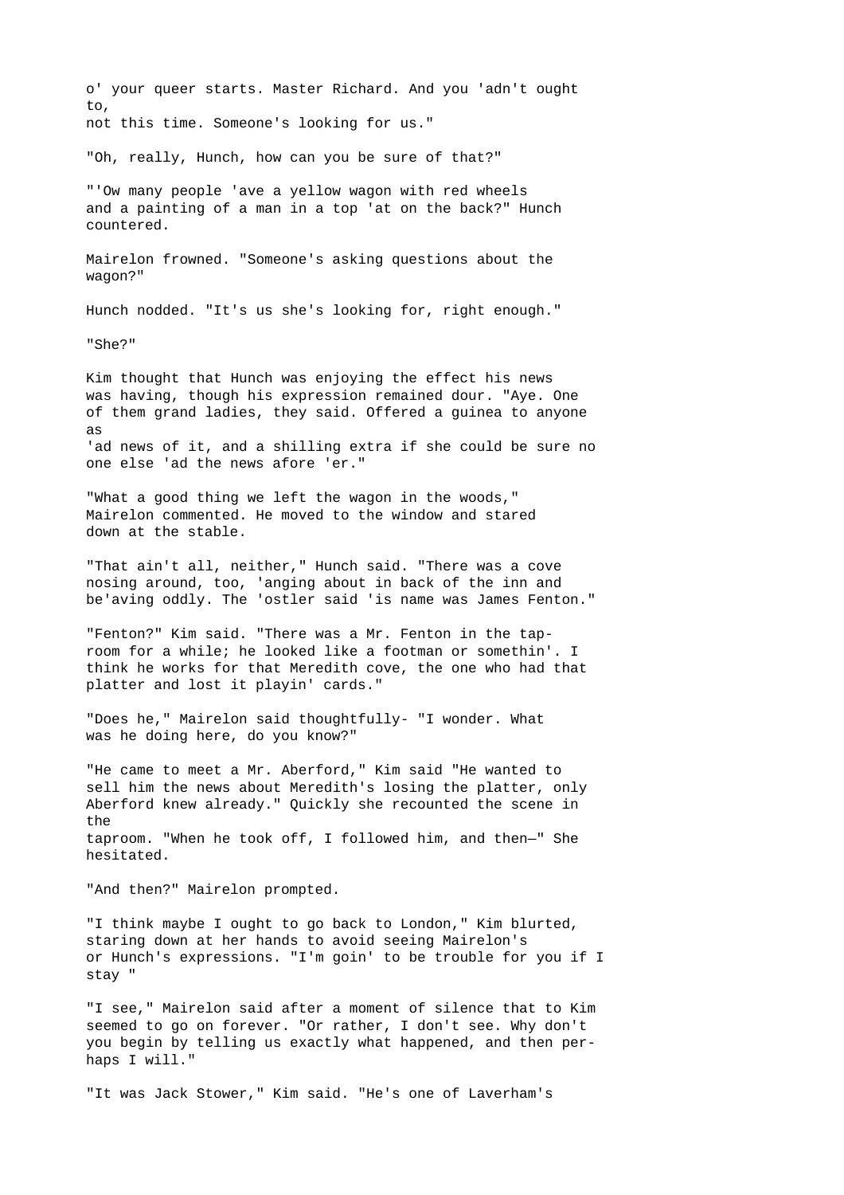o' your queer starts. Master Richard. And you 'adn't ought to, not this time. Someone's looking for us."

"Oh, really, Hunch, how can you be sure of that?"

"'Ow many people 'ave a yellow wagon with red wheels and a painting of a man in a top 'at on the back?" Hunch countered.

Mairelon frowned. "Someone's asking questions about the wagon?"

Hunch nodded. "It's us she's looking for, right enough."

"She?"

Kim thought that Hunch was enjoying the effect his news was having, though his expression remained dour. "Aye. One of them grand ladies, they said. Offered a guinea to anyone as 'ad news of it, and a shilling extra if she could be sure no one else 'ad the news afore 'er."

"What a good thing we left the wagon in the woods," Mairelon commented. He moved to the window and stared down at the stable.

"That ain't all, neither," Hunch said. "There was a cove nosing around, too, 'anging about in back of the inn and be'aving oddly. The 'ostler said 'is name was James Fenton."

"Fenton?" Kim said. "There was a Mr. Fenton in the tap-room for a while; he looked like a footman or somethin'. I think he works for that Meredith cove, the one who had that platter and lost it playin' cards."

"Does he," Mairelon said thoughtfully- "I wonder. What was he doing here, do you know?"

"He came to meet a Mr. Aberford," Kim said "He wanted to sell him the news about Meredith's losing the platter, only Aberford knew already." Quickly she recounted the scene in the taproom. "When he took off, I followed him, and then—" She hesitated.

"And then?" Mairelon prompted.

"I think maybe I ought to go back to London," Kim blurted, staring down at her hands to avoid seeing Mairelon's or Hunch's expressions. "I'm goin' to be trouble for you if I stay "

"I see," Mairelon said after a moment of silence that to Kim seemed to go on forever. "Or rather, I don't see. Why don't you begin by telling us exactly what happened, and then perhaps I will."

"It was Jack Stower," Kim said. "He's one of Laverham's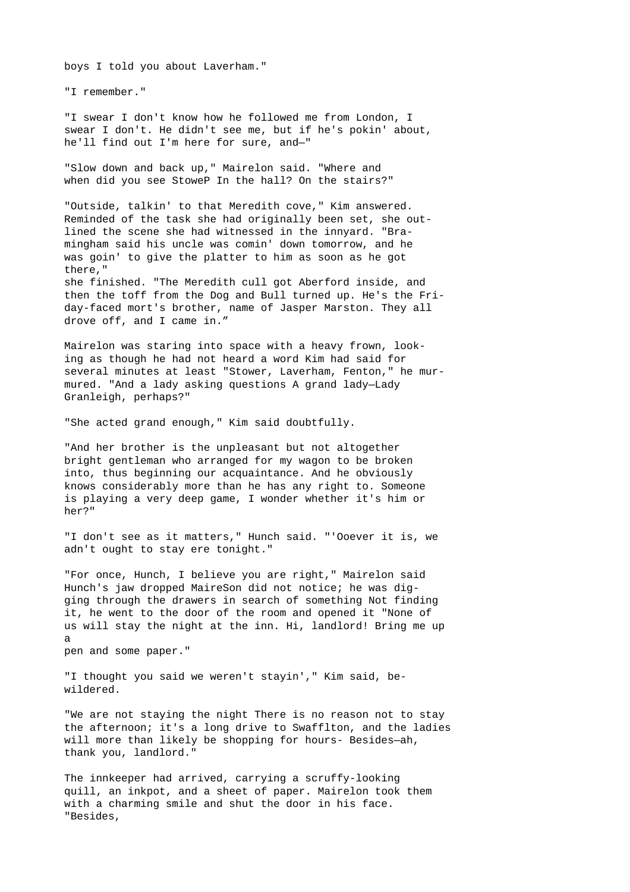boys I told you about Laverham."

"I remember."

"I swear I don't know how he followed me from London, I swear I don't. He didn't see me, but if he's pokin' about, he'll find out I'm here for sure, and—"

"Slow down and back up," Mairelon said. "Where and when did you see StoweP In the hall? On the stairs?"

"Outside, talkin' to that Meredith cove," Kim answered. Reminded of the task she had originally been set, she outlined the scene she had witnessed in the innyard. "Bramingham said his uncle was comin' down tomorrow, and he was goin' to give the platter to him as soon as he got there," she finished. "The Meredith cull got Aberford inside, and then the toff from the Dog and Bull turned up. He's the Friday-faced mort's brother, name of Jasper Marston. They all drove off, and I came in."

Mairelon was staring into space with a heavy frown, looking as though he had not heard a word Kim had said for several minutes at least "Stower, Laverham, Fenton," he murmured. "And a lady asking questions A grand lady—Lady Granleigh, perhaps?"

"She acted grand enough," Kim said doubtfully.

"And her brother is the unpleasant but not altogether bright gentleman who arranged for my wagon to be broken into, thus beginning our acquaintance. And he obviously knows considerably more than he has any right to. Someone is playing a very deep game, I wonder whether it's him or her?"

"I don't see as it matters," Hunch said. "'Ooever it is, we adn't ought to stay ere tonight."

"For once, Hunch, I believe you are right," Mairelon said Hunch's jaw dropped MaireSon did not notice; he was digging through the drawers in search of something Not finding it, he went to the door of the room and opened it "None of us will stay the night at the inn. Hi, landlord! Bring me up a pen and some paper."

"I thought you said we weren't stayin'," Kim said, bewildered.

"We are not staying the night There is no reason not to stay the afternoon; it's a long drive to Swafflton, and the ladies will more than likely be shopping for hours- Besides—ah, thank you, landlord."

The innkeeper had arrived, carrying a scruffy-looking quill, an inkpot, and a sheet of paper. Mairelon took them with a charming smile and shut the door in his face. "Besides,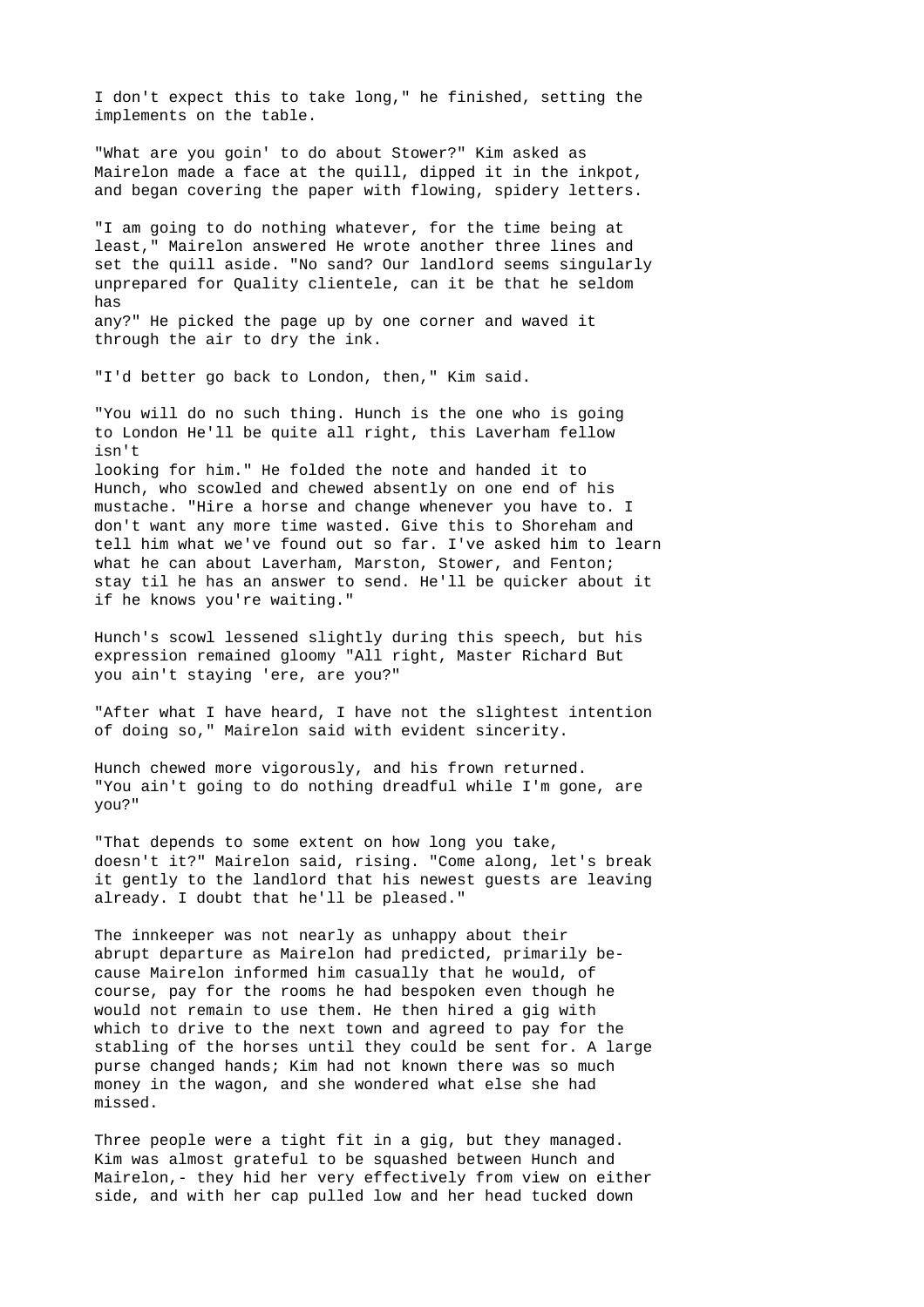I don't expect this to take long," he finished, setting the implements on the table.

"What are you goin' to do about Stower?" Kim asked as Mairelon made a face at the quill, dipped it in the inkpot, and began covering the paper with flowing, spidery letters.

"I am going to do nothing whatever, for the time being at least," Mairelon answered He wrote another three lines and set the quill aside. "No sand? Our landlord seems singularly unprepared for Quality clientele, can it be that he seldom has any?" He picked the page up by one corner and waved it through the air to dry the ink.

"I'd better go back to London, then," Kim said.

"You will do no such thing. Hunch is the one who is going to London He'll be quite all right, this Laverham fellow isn't looking for him." He folded the note and handed it to Hunch, who scowled and chewed absently on one end of his mustache. "Hire a horse and change whenever you have to. I don't want any more time wasted. Give this to Shoreham and tell him what we've found out so far. I've asked him to learn what he can about Laverham, Marston, Stower, and Fenton; stay til he has an answer to send. He'll be quicker about it if he knows you're waiting."

Hunch's scowl lessened slightly during this speech, but his expression remained gloomy "All right, Master Richard But you ain't staying 'ere, are you?"

"After what I have heard, I have not the slightest intention of doing so," Mairelon said with evident sincerity.

Hunch chewed more vigorously, and his frown returned. "You ain't going to do nothing dreadful while I'm gone, are you?"

"That depends to some extent on how long you take, doesn't it?" Mairelon said, rising. "Come along, let's break it gently to the landlord that his newest guests are leaving already. I doubt that he'll be pleased."

The innkeeper was not nearly as unhappy about their abrupt departure as Mairelon had predicted, primarily because Mairelon informed him casually that he would, of course, pay for the rooms he had bespoken even though he would not remain to use them. He then hired a gig with which to drive to the next town and agreed to pay for the stabling of the horses until they could be sent for. A large purse changed hands; Kim had not known there was so much money in the wagon, and she wondered what else she had missed.

Three people were a tight fit in a gig, but they managed. Kim was almost grateful to be squashed between Hunch and Mairelon,- they hid her very effectively from view on either side, and with her cap pulled low and her head tucked down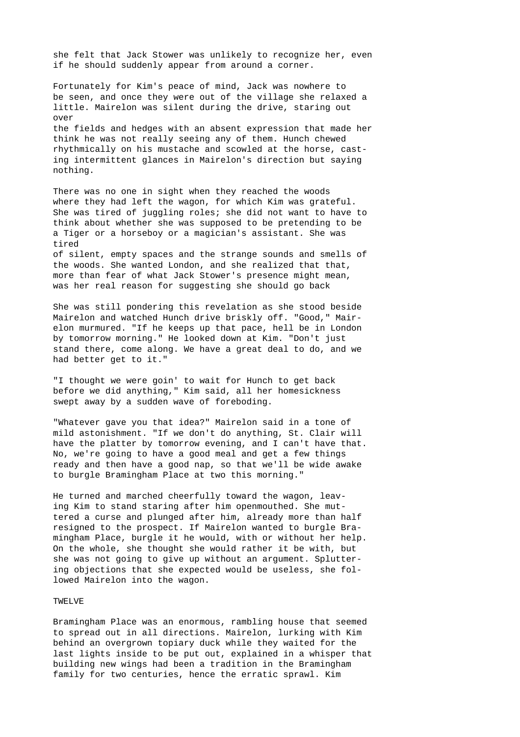she felt that Jack Stower was unlikely to recognize her, even if he should suddenly appear from around a corner.

Fortunately for Kim's peace of mind, Jack was nowhere to be seen, and once they were out of the village she relaxed a little. Mairelon was silent during the drive, staring out over the fields and hedges with an absent expression that made her think he was not really seeing any of them. Hunch chewed rhythmically on his mustache and scowled at the horse, casting intermittent glances in Mairelon's direction but saying nothing.

There was no one in sight when they reached the woods where they had left the wagon, for which Kim was grateful. She was tired of juggling roles; she did not want to have to think about whether she was supposed to be pretending to be a Tiger or a horseboy or a magician's assistant. She was tired of silent, empty spaces and the strange sounds and smells of the woods. She wanted London, and she realized that that, more than fear of what Jack Stower's presence might mean, was her real reason for suggesting she should go back

She was still pondering this revelation as she stood beside Mairelon and watched Hunch drive briskly off. "Good," Mairelon murmured. "If he keeps up that pace, hell be in London by tomorrow morning." He looked down at Kim. "Don't just stand there, come along. We have a great deal to do, and we had better get to it."

"I thought we were goin' to wait for Hunch to get back before we did anything," Kim said, all her homesickness swept away by a sudden wave of foreboding.

"Whatever gave you that idea?" Mairelon said in a tone of mild astonishment. "If we don't do anything, St. Clair will have the platter by tomorrow evening, and I can't have that. No, we're going to have a good meal and get a few things ready and then have a good nap, so that we'll be wide awake to burgle Bramingham Place at two this morning."

He turned and marched cheerfully toward the wagon, leaving Kim to stand staring after him openmouthed. She muttered a curse and plunged after him, already more than half resigned to the prospect. If Mairelon wanted to burgle Bramingham Place, burgle it he would, with or without her help. On the whole, she thought she would rather it be with, but she was not going to give up without an argument. Spluttering objections that she expected would be useless, she followed Mairelon into the wagon.

## TWELVE

Bramingham Place was an enormous, rambling house that seemed to spread out in all directions. Mairelon, lurking with Kim behind an overgrown topiary duck while they waited for the last lights inside to be put out, explained in a whisper that building new wings had been a tradition in the Bramingham family for two centuries, hence the erratic sprawl. Kim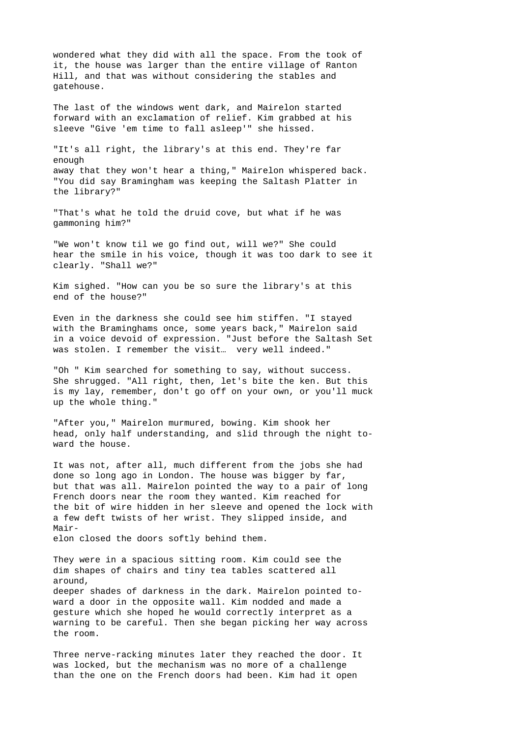wondered what they did with all the space. From the took of it, the house was larger than the entire village of Ranton Hill, and that was without considering the stables and gatehouse.

The last of the windows went dark, and Mairelon started forward with an exclamation of relief. Kim grabbed at his sleeve "Give 'em time to fall asleep'" she hissed.

"It's all right, the library's at this end. They're far enough away that they won't hear a thing," Mairelon whispered back. "You did say Bramingham was keeping the Saltash Platter in the library?"

"That's what he told the druid cove, but what if he was gammoning him?"

"We won't know til we go find out, will we?" She could hear the smile in his voice, though it was too dark to see it clearly. "Shall we?"

Kim sighed. "How can you be so sure the library's at this end of the house?"

Even in the darkness she could see him stiffen. "I stayed with the Braminghams once, some years back," Mairelon said in a voice devoid of expression. "Just before the Saltash Set was stolen. I remember the visit… very well indeed."

"Oh " Kim searched for something to say, without success. She shrugged. "All right, then, let's bite the ken. But this is my lay, remember, don't go off on your own, or you'll muck up the whole thing."

"After you," Mairelon murmured, bowing. Kim shook her head, only half understanding, and slid through the night toward the house.

It was not, after all, much different from the jobs she had done so long ago in London. The house was bigger by far, but that was all. Mairelon pointed the way to a pair of long French doors near the room they wanted. Kim reached for the bit of wire hidden in her sleeve and opened the lock with a few deft twists of her wrist. They slipped inside, and Mairelon closed the doors softly behind them.

They were in a spacious sitting room. Kim could see the dim shapes of chairs and tiny tea tables scattered all around, deeper shades of darkness in the dark. Mairelon pointed toward a door in the opposite wall. Kim nodded and made a gesture which she hoped he would correctly interpret as a warning to be careful. Then she began picking her way across the room.

Three nerve-racking minutes later they reached the door. It was locked, but the mechanism was no more of a challenge than the one on the French doors had been. Kim had it open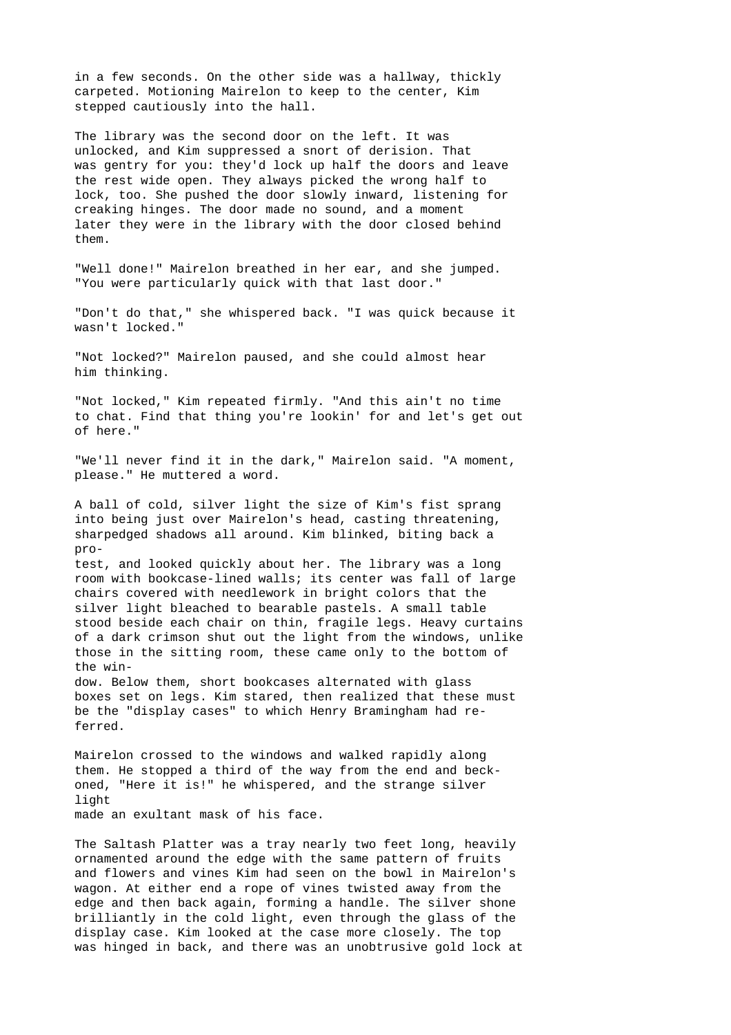in a few seconds. On the other side was a hallway, thickly carpeted. Motioning Mairelon to keep to the center, Kim stepped cautiously into the hall.

The library was the second door on the left. It was unlocked, and Kim suppressed a snort of derision. That was gentry for you: they'd lock up half the doors and leave the rest wide open. They always picked the wrong half to lock, too. She pushed the door slowly inward, listening for creaking hinges. The door made no sound, and a moment later they were in the library with the door closed behind them.

"Well done!" Mairelon breathed in her ear, and she jumped. "You were particularly quick with that last door."

"Don't do that," she whispered back. "I was quick because it wasn't locked."

"Not locked?" Mairelon paused, and she could almost hear him thinking.

"Not locked," Kim repeated firmly. "And this ain't no time to chat. Find that thing you're lookin' for and let's get out of here."

"We'll never find it in the dark," Mairelon said. "A moment, please." He muttered a word.

A ball of cold, silver light the size of Kim's fist sprang into being just over Mairelon's head, casting threatening, sharpedged shadows all around. Kim blinked, biting back a protest, and looked quickly about her. The library was a long room with bookcase-lined walls; its center was fall of large chairs covered with needlework in bright colors that the silver light bleached to bearable pastels. A small table stood beside each chair on thin, fragile legs. Heavy curtains of a dark crimson shut out the light from the windows, unlike those in the sitting room, these came only to the bottom of the window. Below them, short bookcases alternated with glass boxes set on legs. Kim stared, then realized that these must be the "display cases" to which Henry Bramingham had referred.

Mairelon crossed to the windows and walked rapidly along them. He stopped a third of the way from the end and beckoned, "Here it is!" he whispered, and the strange silver light made an exultant mask of his face.

The Saltash Platter was a tray nearly two feet long, heavily ornamented around the edge with the same pattern of fruits and flowers and vines Kim had seen on the bowl in Mairelon's wagon. At either end a rope of vines twisted away from the edge and then back again, forming a handle. The silver shone brilliantly in the cold light, even through the glass of the display case. Kim looked at the case more closely. The top was hinged in back, and there was an unobtrusive gold lock at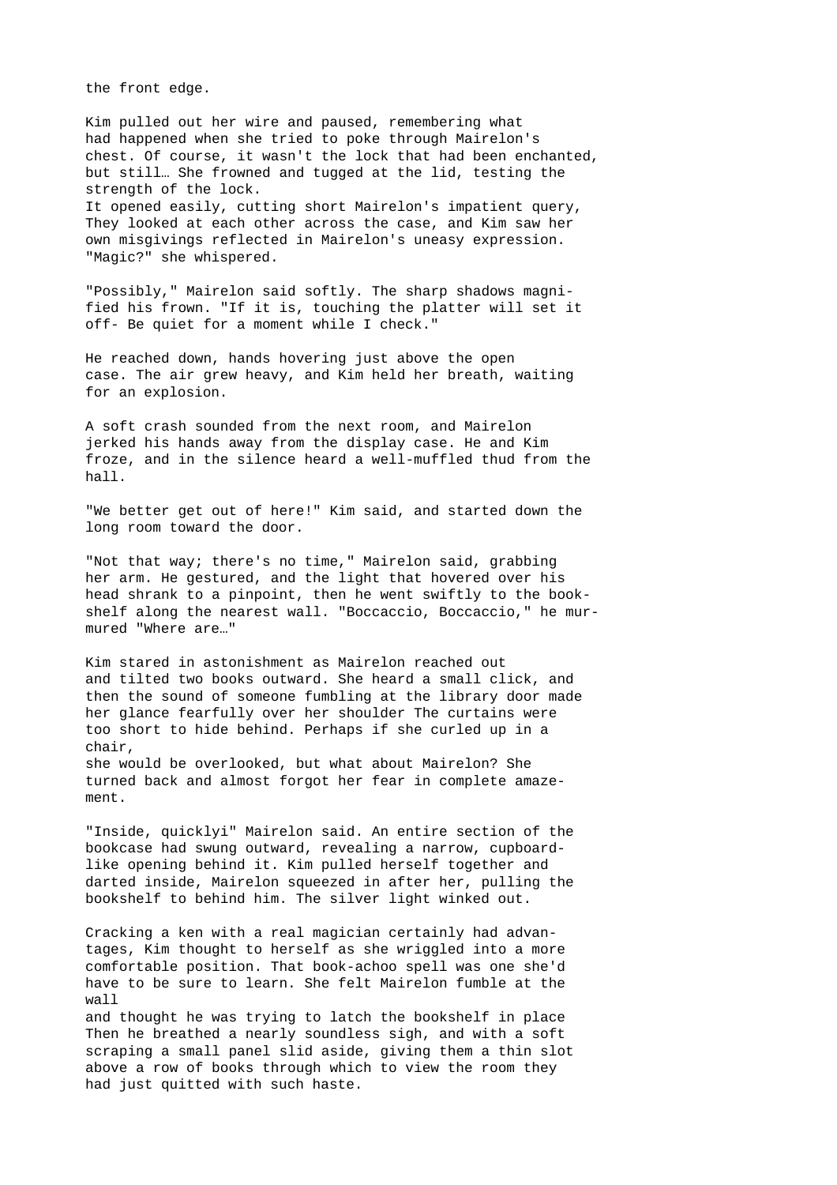the front edge.

Kim pulled out her wire and paused, remembering what had happened when she tried to poke through Mairelon's chest. Of course, it wasn't the lock that had been enchanted, but still… She frowned and tugged at the lid, testing the strength of the lock.
It opened easily, cutting short Mairelon's impatient query, They looked at each other across the case, and Kim saw her own misgivings reflected in Mairelon's uneasy expression. "Magic?" she whispered.

"Possibly," Mairelon said softly. The sharp shadows magnified his frown. "If it is, touching the platter will set it off- Be quiet for a moment while I check."

He reached down, hands hovering just above the open case. The air grew heavy, and Kim held her breath, waiting for an explosion.

A soft crash sounded from the next room, and Mairelon jerked his hands away from the display case. He and Kim froze, and in the silence heard a well-muffled thud from the hall.

"We better get out of here!" Kim said, and started down the long room toward the door.

"Not that way; there's no time," Mairelon said, grabbing her arm. He gestured, and the light that hovered over his head shrank to a pinpoint, then he went swiftly to the bookshelf along the nearest wall. "Boccaccio, Boccaccio," he murmured "Where are…"

Kim stared in astonishment as Mairelon reached out and tilted two books outward. She heard a small click, and then the sound of someone fumbling at the library door made her glance fearfully over her shoulder The curtains were too short to hide behind. Perhaps if she curled up in a chair,
she would be overlooked, but what about Mairelon? She turned back and almost forgot her fear in complete amazement.

"Inside, quicklyi" Mairelon said. An entire section of the bookcase had swung outward, revealing a narrow, cupboard-like opening behind it. Kim pulled herself together and darted inside, Mairelon squeezed in after her, pulling the bookshelf to behind him. The silver light winked out.

Cracking a ken with a real magician certainly had advantages, Kim thought to herself as she wriggled into a more comfortable position. That book-achoo spell was one she'd have to be sure to learn. She felt Mairelon fumble at the wall
and thought he was trying to latch the bookshelf in place Then he breathed a nearly soundless sigh, and with a soft scraping a small panel slid aside, giving them a thin slot above a row of books through which to view the room they had just quitted with such haste.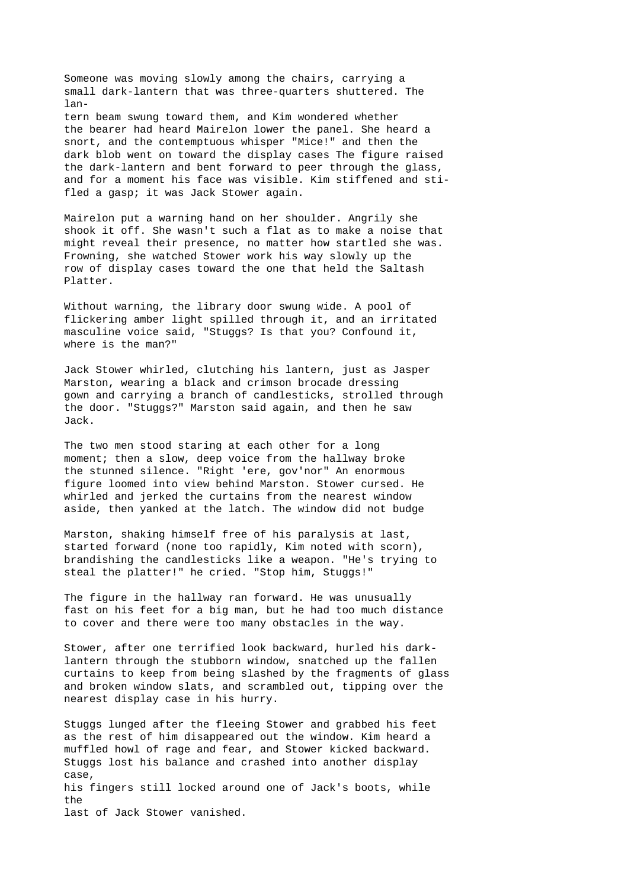Someone was moving slowly among the chairs, carrying a small dark-lantern that was three-quarters shuttered. The lantern beam swung toward them, and Kim wondered whether the bearer had heard Mairelon lower the panel. She heard a snort, and the contemptuous whisper "Mice!" and then the dark blob went on toward the display cases The figure raised the dark-lantern and bent forward to peer through the glass, and for a moment his face was visible. Kim stiffened and stifled a gasp; it was Jack Stower again.

Mairelon put a warning hand on her shoulder. Angrily she shook it off. She wasn't such a flat as to make a noise that might reveal their presence, no matter how startled she was. Frowning, she watched Stower work his way slowly up the row of display cases toward the one that held the Saltash Platter.

Without warning, the library door swung wide. A pool of flickering amber light spilled through it, and an irritated masculine voice said, "Stuggs? Is that you? Confound it, where is the man?"

Jack Stower whirled, clutching his lantern, just as Jasper Marston, wearing a black and crimson brocade dressing gown and carrying a branch of candlesticks, strolled through the door. "Stuggs?" Marston said again, and then he saw Jack.

The two men stood staring at each other for a long moment; then a slow, deep voice from the hallway broke the stunned silence. "Right 'ere, gov'nor" An enormous figure loomed into view behind Marston. Stower cursed. He whirled and jerked the curtains from the nearest window aside, then yanked at the latch. The window did not budge

Marston, shaking himself free of his paralysis at last, started forward (none too rapidly, Kim noted with scorn), brandishing the candlesticks like a weapon. "He's trying to steal the platter!" he cried. "Stop him, Stuggs!"

The figure in the hallway ran forward. He was unusually fast on his feet for a big man, but he had too much distance to cover and there were too many obstacles in the way.

Stower, after one terrified look backward, hurled his dark-lantern through the stubborn window, snatched up the fallen curtains to keep from being slashed by the fragments of glass and broken window slats, and scrambled out, tipping over the nearest display case in his hurry.

Stuggs lunged after the fleeing Stower and grabbed his feet as the rest of him disappeared out the window. Kim heard a muffled howl of rage and fear, and Stower kicked backward. Stuggs lost his balance and crashed into another display case, his fingers still locked around one of Jack's boots, while the last of Jack Stower vanished.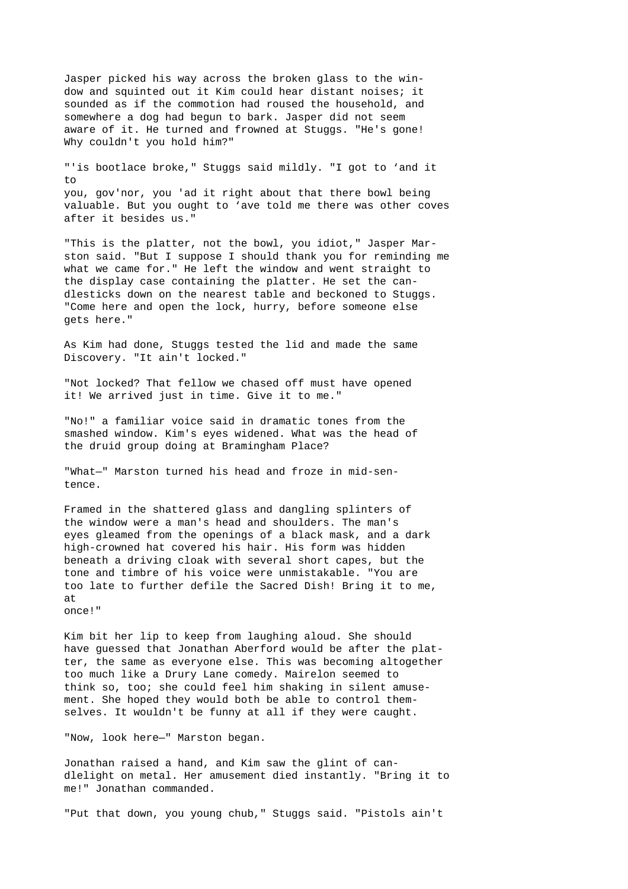Jasper picked his way across the broken glass to the window and squinted out it Kim could hear distant noises; it sounded as if the commotion had roused the household, and somewhere a dog had begun to bark. Jasper did not seem aware of it. He turned and frowned at Stuggs. "He's gone! Why couldn't you hold him?"

"'is bootlace broke," Stuggs said mildly. "I got to 'and it to you, gov'nor, you 'ad it right about that there bowl being valuable. But you ought to 'ave told me there was other coves after it besides us."

"This is the platter, not the bowl, you idiot," Jasper Marston said. "But I suppose I should thank you for reminding me what we came for." He left the window and went straight to the display case containing the platter. He set the candlesticks down on the nearest table and beckoned to Stuggs. "Come here and open the lock, hurry, before someone else gets here."

As Kim had done, Stuggs tested the lid and made the same Discovery. "It ain't locked."

"Not locked? That fellow we chased off must have opened it! We arrived just in time. Give it to me."

"No!" a familiar voice said in dramatic tones from the smashed window. Kim's eyes widened. What was the head of the druid group doing at Bramingham Place?

"What—" Marston turned his head and froze in mid-sentence.

Framed in the shattered glass and dangling splinters of the window were a man's head and shoulders. The man's eyes gleamed from the openings of a black mask, and a dark high-crowned hat covered his hair. His form was hidden beneath a driving cloak with several short capes, but the tone and timbre of his voice were unmistakable. "You are too late to further defile the Sacred Dish! Bring it to me, at once!"

Kim bit her lip to keep from laughing aloud. She should have guessed that Jonathan Aberford would be after the platter, the same as everyone else. This was becoming altogether too much like a Drury Lane comedy. Mairelon seemed to think so, too; she could feel him shaking in silent amusement. She hoped they would both be able to control themselves. It wouldn't be funny at all if they were caught.

"Now, look here—" Marston began.

Jonathan raised a hand, and Kim saw the glint of candlelight on metal. Her amusement died instantly. "Bring it to me!" Jonathan commanded.

"Put that down, you young chub," Stuggs said. "Pistols ain't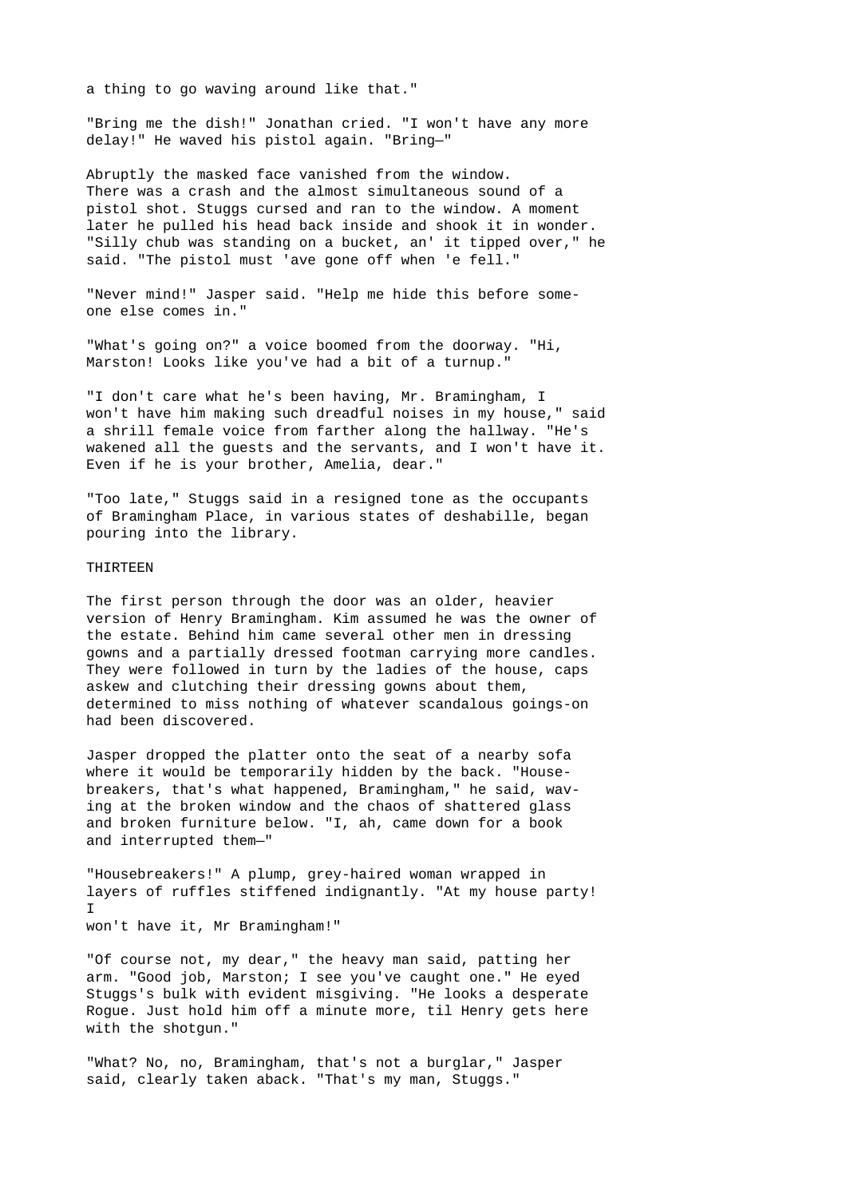a thing to go waving around like that."

"Bring me the dish!" Jonathan cried. "I won't have any more delay!" He waved his pistol again. "Bring—"

Abruptly the masked face vanished from the window. There was a crash and the almost simultaneous sound of a pistol shot. Stuggs cursed and ran to the window. A moment later he pulled his head back inside and shook it in wonder. "Silly chub was standing on a bucket, an' it tipped over," he said. "The pistol must 'ave gone off when 'e fell."

"Never mind!" Jasper said. "Help me hide this before someone else comes in."

"What's going on?" a voice boomed from the doorway. "Hi, Marston! Looks like you've had a bit of a turnup."

"I don't care what he's been having, Mr. Bramingham, I won't have him making such dreadful noises in my house," said a shrill female voice from farther along the hallway. "He's wakened all the guests and the servants, and I won't have it. Even if he is your brother, Amelia, dear."

"Too late," Stuggs said in a resigned tone as the occupants of Bramingham Place, in various states of deshabille, began pouring into the library.

## THIRTEEN

The first person through the door was an older, heavier version of Henry Bramingham. Kim assumed he was the owner of the estate. Behind him came several other men in dressing gowns and a partially dressed footman carrying more candles. They were followed in turn by the ladies of the house, caps askew and clutching their dressing gowns about them, determined to miss nothing of whatever scandalous goings-on had been discovered.

Jasper dropped the platter onto the seat of a nearby sofa where it would be temporarily hidden by the back. "Housebreakers, that's what happened, Bramingham," he said, waving at the broken window and the chaos of shattered glass and broken furniture below. "I, ah, came down for a book and interrupted them—"

"Housebreakers!" A plump, grey-haired woman wrapped in layers of ruffles stiffened indignantly. "At my house party! I won't have it, Mr Bramingham!"

"Of course not, my dear," the heavy man said, patting her arm. "Good job, Marston; I see you've caught one." He eyed Stuggs's bulk with evident misgiving. "He looks a desperate Rogue. Just hold him off a minute more, til Henry gets here with the shotgun."

"What? No, no, Bramingham, that's not a burglar," Jasper said, clearly taken aback. "That's my man, Stuggs."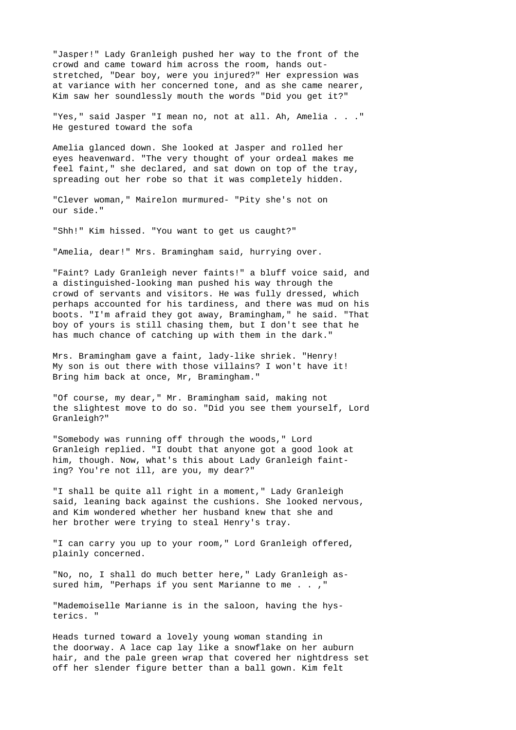"Jasper!" Lady Granleigh pushed her way to the front of the crowd and came toward him across the room, hands outstretched, "Dear boy, were you injured?" Her expression was at variance with her concerned tone, and as she came nearer, Kim saw her soundlessly mouth the words "Did you get it?"

"Yes," said Jasper "I mean no, not at all. Ah, Amelia . . ." He gestured toward the sofa

Amelia glanced down. She looked at Jasper and rolled her eyes heavenward. "The very thought of your ordeal makes me feel faint," she declared, and sat down on top of the tray, spreading out her robe so that it was completely hidden.

"Clever woman," Mairelon murmured- "Pity she's not on our side."

"Shh!" Kim hissed. "You want to get us caught?"

"Amelia, dear!" Mrs. Bramingham said, hurrying over.

"Faint? Lady Granleigh never faints!" a bluff voice said, and a distinguished-looking man pushed his way through the crowd of servants and visitors. He was fully dressed, which perhaps accounted for his tardiness, and there was mud on his boots. "I'm afraid they got away, Bramingham," he said. "That boy of yours is still chasing them, but I don't see that he has much chance of catching up with them in the dark."

Mrs. Bramingham gave a faint, lady-like shriek. "Henry! My son is out there with those villains? I won't have it! Bring him back at once, Mr, Bramingham."

"Of course, my dear," Mr. Bramingham said, making not the slightest move to do so. "Did you see them yourself, Lord Granleigh?"

"Somebody was running off through the woods," Lord Granleigh replied. "I doubt that anyone got a good look at him, though. Now, what's this about Lady Granleigh fainting? You're not ill, are you, my dear?"

"I shall be quite all right in a moment," Lady Granleigh said, leaning back against the cushions. She looked nervous, and Kim wondered whether her husband knew that she and her brother were trying to steal Henry's tray.

"I can carry you up to your room," Lord Granleigh offered, plainly concerned.

"No, no, I shall do much better here," Lady Granleigh assured him, "Perhaps if you sent Marianne to me . . ,"

"Mademoiselle Marianne is in the saloon, having the hysterics. "

Heads turned toward a lovely young woman standing in the doorway. A lace cap lay like a snowflake on her auburn hair, and the pale green wrap that covered her nightdress set off her slender figure better than a ball gown. Kim felt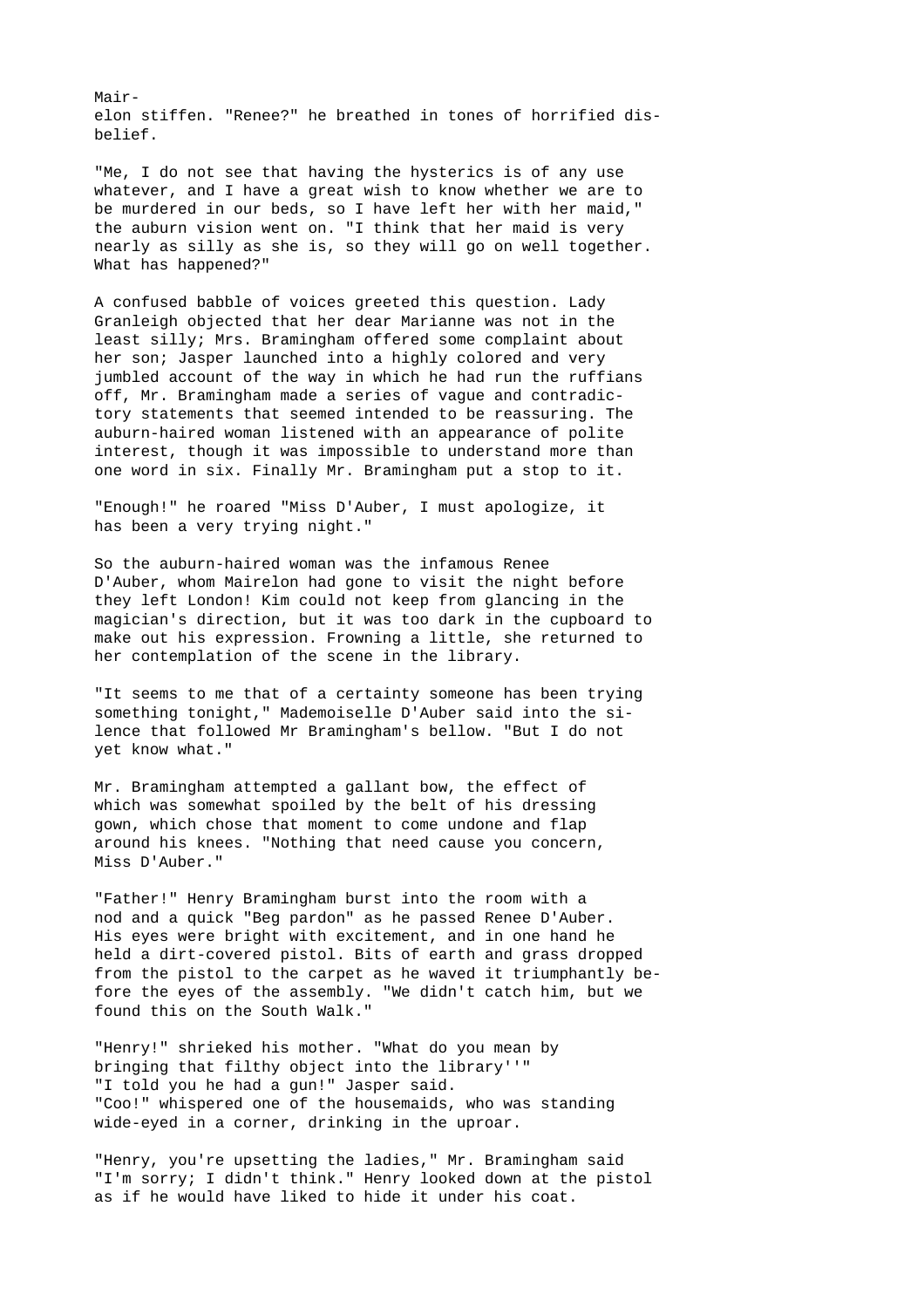Mairelon stiffen. "Renee?" he breathed in tones of horrified disbelief.

"Me, I do not see that having the hysterics is of any use whatever, and I have a great wish to know whether we are to be murdered in our beds, so I have left her with her maid," the auburn vision went on. "I think that her maid is very nearly as silly as she is, so they will go on well together. What has happened?"

A confused babble of voices greeted this question. Lady Granleigh objected that her dear Marianne was not in the least silly; Mrs. Bramingham offered some complaint about her son; Jasper launched into a highly colored and very jumbled account of the way in which he had run the ruffians off, Mr. Bramingham made a series of vague and contradictory statements that seemed intended to be reassuring. The auburn-haired woman listened with an appearance of polite interest, though it was impossible to understand more than one word in six. Finally Mr. Bramingham put a stop to it.

"Enough!" he roared "Miss D'Auber, I must apologize, it has been a very trying night."

So the auburn-haired woman was the infamous Renee D'Auber, whom Mairelon had gone to visit the night before they left London! Kim could not keep from glancing in the magician's direction, but it was too dark in the cupboard to make out his expression. Frowning a little, she returned to her contemplation of the scene in the library.

"It seems to me that of a certainty someone has been trying something tonight," Mademoiselle D'Auber said into the silence that followed Mr Bramingham's bellow. "But I do not yet know what."

Mr. Bramingham attempted a gallant bow, the effect of which was somewhat spoiled by the belt of his dressing gown, which chose that moment to come undone and flap around his knees. "Nothing that need cause you concern, Miss D'Auber."

"Father!" Henry Bramingham burst into the room with a nod and a quick "Beg pardon" as he passed Renee D'Auber. His eyes were bright with excitement, and in one hand he held a dirt-covered pistol. Bits of earth and grass dropped from the pistol to the carpet as he waved it triumphantly before the eyes of the assembly. "We didn't catch him, but we found this on the South Walk."

"Henry!" shrieked his mother. "What do you mean by bringing that filthy object into the library''"
"I told you he had a gun!" Jasper said.
"Coo!" whispered one of the housemaids, who was standing wide-eyed in a corner, drinking in the uproar.

"Henry, you're upsetting the ladies," Mr. Bramingham said "I'm sorry; I didn't think." Henry looked down at the pistol as if he would have liked to hide it under his coat.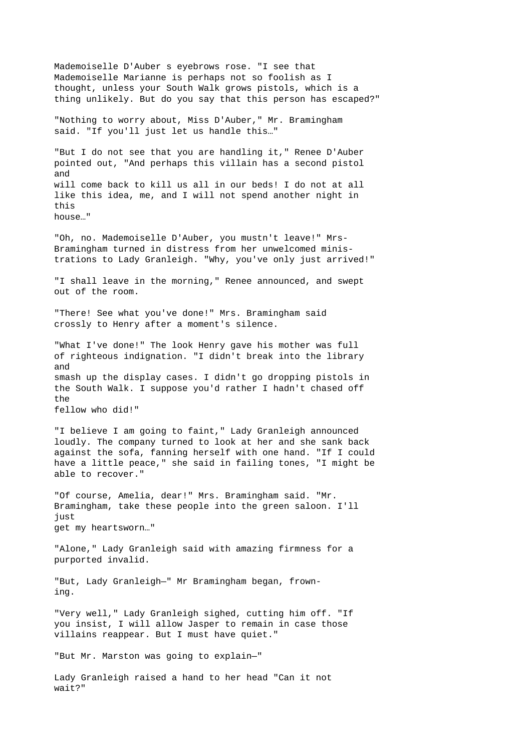Mademoiselle D'Auber s eyebrows rose. "I see that Mademoiselle Marianne is perhaps not so foolish as I thought, unless your South Walk grows pistols, which is a thing unlikely. But do you say that this person has escaped?"

"Nothing to worry about, Miss D'Auber," Mr. Bramingham said. "If you'll just let us handle this…"

"But I do not see that you are handling it," Renee D'Auber pointed out, "And perhaps this villain has a second pistol and will come back to kill us all in our beds! I do not at all like this idea, me, and I will not spend another night in this house…"

"Oh, no. Mademoiselle D'Auber, you mustn't leave!" Mrs-Bramingham turned in distress from her unwelcomed ministrations to Lady Granleigh. "Why, you've only just arrived!"

"I shall leave in the morning," Renee announced, and swept out of the room.

"There! See what you've done!" Mrs. Bramingham said crossly to Henry after a moment's silence.

"What I've done!" The look Henry gave his mother was full of righteous indignation. "I didn't break into the library and smash up the display cases. I didn't go dropping pistols in the South Walk. I suppose you'd rather I hadn't chased off the fellow who did!"

"I believe I am going to faint," Lady Granleigh announced loudly. The company turned to look at her and she sank back against the sofa, fanning herself with one hand. "If I could have a little peace," she said in failing tones, "I might be able to recover."

"Of course, Amelia, dear!" Mrs. Bramingham said. "Mr. Bramingham, take these people into the green saloon. I'll just get my heartsworn…"

"Alone," Lady Granleigh said with amazing firmness for a purported invalid.

"But, Lady Granleigh—" Mr Bramingham began, frowning.

"Very well," Lady Granleigh sighed, cutting him off. "If you insist, I will allow Jasper to remain in case those villains reappear. But I must have quiet."

"But Mr. Marston was going to explain—"

Lady Granleigh raised a hand to her head "Can it not wait?"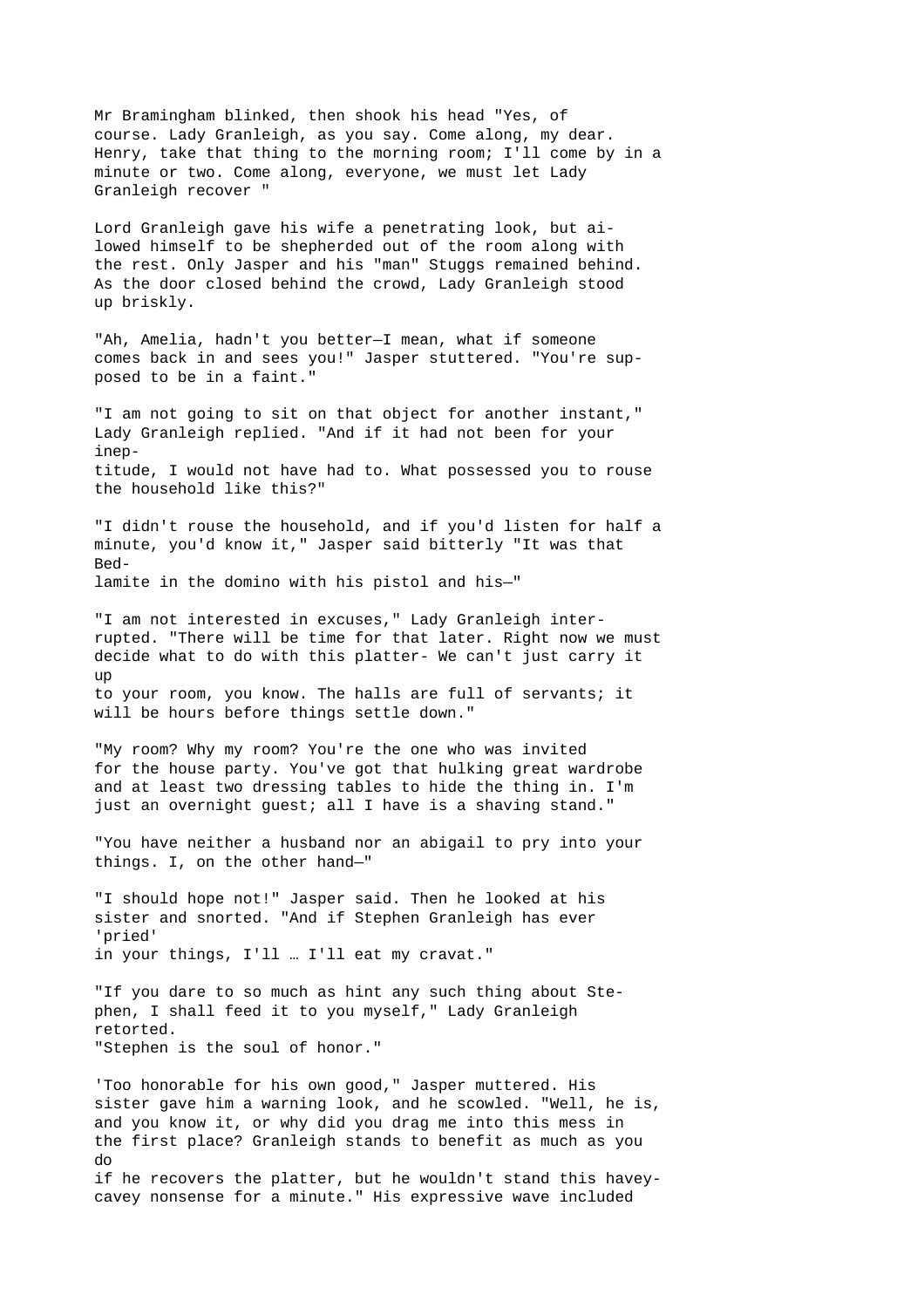Mr Bramingham blinked, then shook his head "Yes, of course. Lady Granleigh, as you say. Come along, my dear. Henry, take that thing to the morning room; I'll come by in a minute or two. Come along, everyone, we must let Lady Granleigh recover "

Lord Granleigh gave his wife a penetrating look, but allowed himself to be shepherded out of the room along with the rest. Only Jasper and his "man" Stuggs remained behind. As the door closed behind the crowd, Lady Granleigh stood up briskly.

"Ah, Amelia, hadn't you better—I mean, what if someone comes back in and sees you!" Jasper stuttered. "You're supposed to be in a faint."

"I am not going to sit on that object for another instant," Lady Granleigh replied. "And if it had not been for your ineptitude, I would not have had to. What possessed you to rouse the household like this?"

"I didn't rouse the household, and if you'd listen for half a minute, you'd know it," Jasper said bitterly "It was that Bedlamite in the domino with his pistol and his—"

"I am not interested in excuses," Lady Granleigh interrupted. "There will be time for that later. Right now we must decide what to do with this platter- We can't just carry it up to your room, you know. The halls are full of servants; it will be hours before things settle down."

"My room? Why my room? You're the one who was invited for the house party. You've got that hulking great wardrobe and at least two dressing tables to hide the thing in. I'm just an overnight guest; all I have is a shaving stand."

"You have neither a husband nor an abigail to pry into your things. I, on the other hand—"

"I should hope not!" Jasper said. Then he looked at his sister and snorted. "And if Stephen Granleigh has ever 'pried' in your things, I'll … I'll eat my cravat."

"If you dare to so much as hint any such thing about Stephen, I shall feed it to you myself," Lady Granleigh retorted. "Stephen is the soul of honor."

'Too honorable for his own good," Jasper muttered. His sister gave him a warning look, and he scowled. "Well, he is, and you know it, or why did you drag me into this mess in the first place? Granleigh stands to benefit as much as you do if he recovers the platter, but he wouldn't stand this havey-cavey nonsense for a minute." His expressive wave included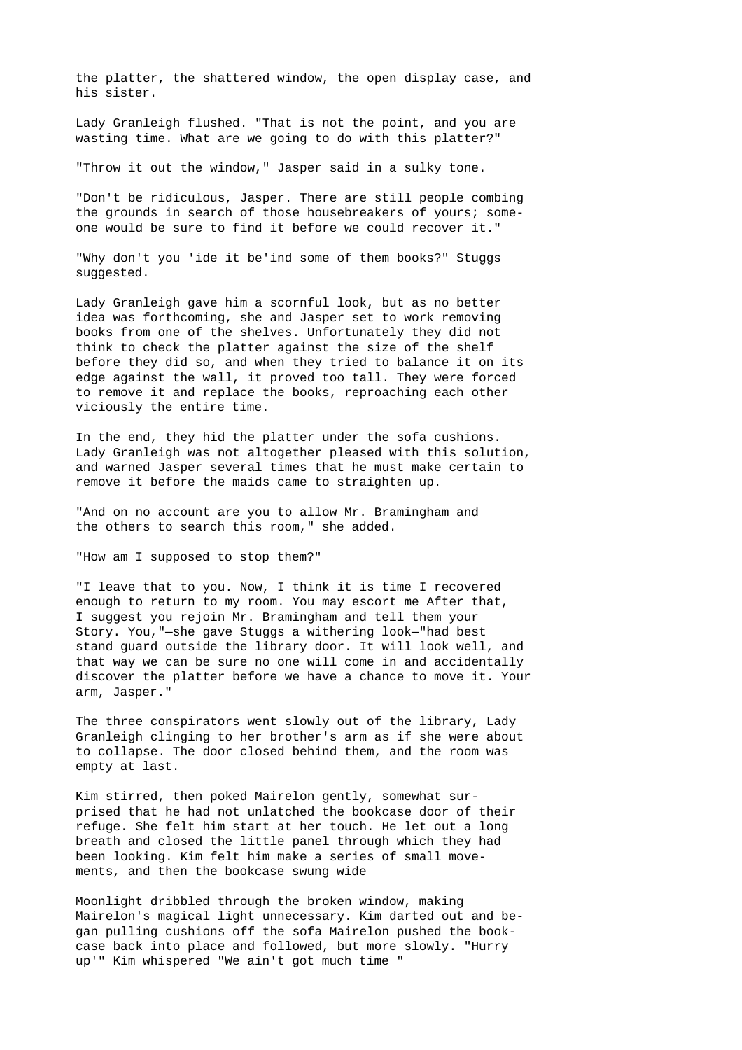the platter, the shattered window, the open display case, and his sister.

Lady Granleigh flushed. "That is not the point, and you are wasting time. What are we going to do with this platter?"

"Throw it out the window," Jasper said in a sulky tone.

"Don't be ridiculous, Jasper. There are still people combing the grounds in search of those housebreakers of yours; someone would be sure to find it before we could recover it."

"Why don't you 'ide it be'ind some of them books?" Stuggs suggested.

Lady Granleigh gave him a scornful look, but as no better idea was forthcoming, she and Jasper set to work removing books from one of the shelves. Unfortunately they did not think to check the platter against the size of the shelf before they did so, and when they tried to balance it on its edge against the wall, it proved too tall. They were forced to remove it and replace the books, reproaching each other viciously the entire time.

In the end, they hid the platter under the sofa cushions. Lady Granleigh was not altogether pleased with this solution, and warned Jasper several times that he must make certain to remove it before the maids came to straighten up.

"And on no account are you to allow Mr. Bramingham and the others to search this room," she added.

"How am I supposed to stop them?"

"I leave that to you. Now, I think it is time I recovered enough to return to my room. You may escort me After that, I suggest you rejoin Mr. Bramingham and tell them your Story. You,"—she gave Stuggs a withering look—"had best stand guard outside the library door. It will look well, and that way we can be sure no one will come in and accidentally discover the platter before we have a chance to move it. Your arm, Jasper."

The three conspirators went slowly out of the library, Lady Granleigh clinging to her brother's arm as if she were about to collapse. The door closed behind them, and the room was empty at last.

Kim stirred, then poked Mairelon gently, somewhat surprised that he had not unlatched the bookcase door of their refuge. She felt him start at her touch. He let out a long breath and closed the little panel through which they had been looking. Kim felt him make a series of small movements, and then the bookcase swung wide

Moonlight dribbled through the broken window, making Mairelon's magical light unnecessary. Kim darted out and began pulling cushions off the sofa Mairelon pushed the bookcase back into place and followed, but more slowly. "Hurry up'" Kim whispered "We ain't got much time "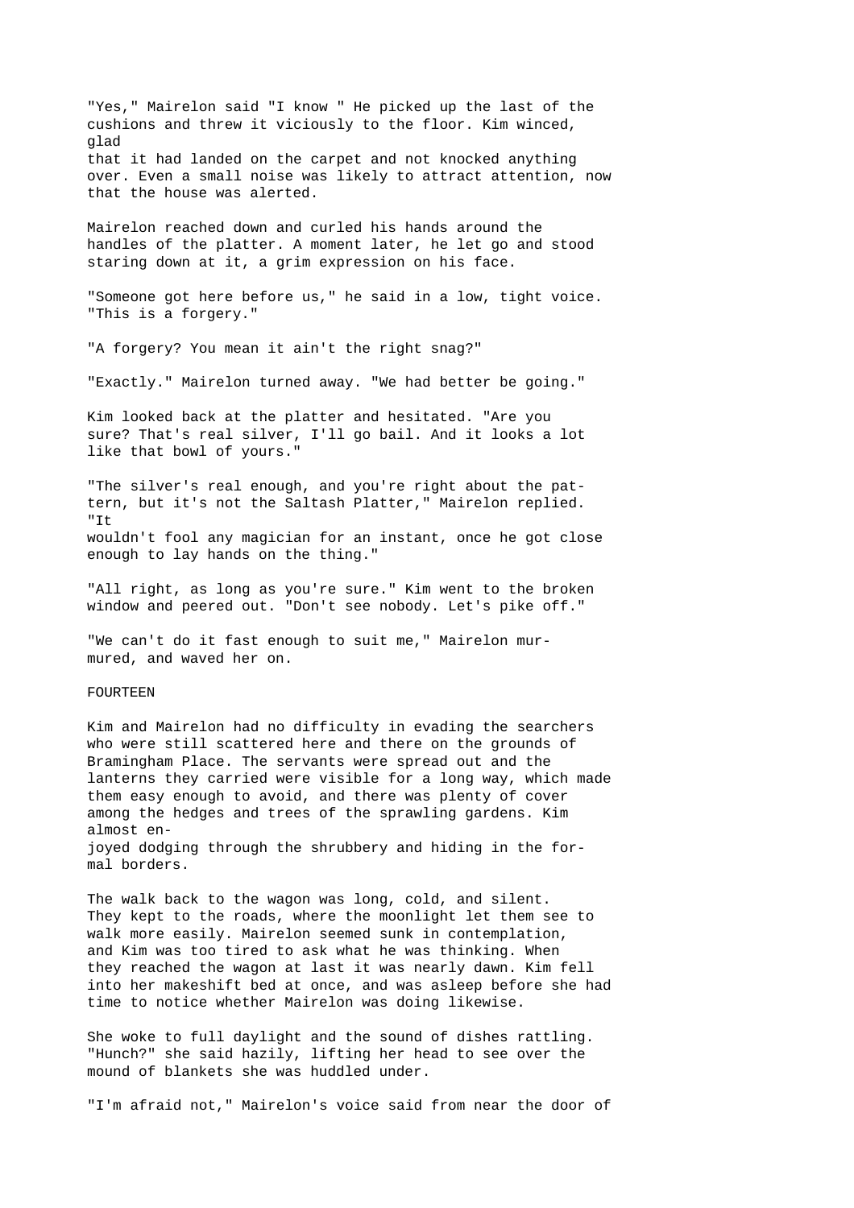"Yes," Mairelon said "I know " He picked up the last of the cushions and threw it viciously to the floor. Kim winced, glad that it had landed on the carpet and not knocked anything over. Even a small noise was likely to attract attention, now that the house was alerted.

Mairelon reached down and curled his hands around the handles of the platter. A moment later, he let go and stood staring down at it, a grim expression on his face.

"Someone got here before us," he said in a low, tight voice. "This is a forgery."

"A forgery? You mean it ain't the right snag?"

"Exactly." Mairelon turned away. "We had better be going."

Kim looked back at the platter and hesitated. "Are you sure? That's real silver, I'll go bail. And it looks a lot like that bowl of yours."

"The silver's real enough, and you're right about the pattern, but it's not the Saltash Platter," Mairelon replied. "It wouldn't fool any magician for an instant, once he got close enough to lay hands on the thing."

"All right, as long as you're sure." Kim went to the broken window and peered out. "Don't see nobody. Let's pike off."

"We can't do it fast enough to suit me," Mairelon murmured, and waved her on.

## FOURTEEN

Kim and Mairelon had no difficulty in evading the searchers who were still scattered here and there on the grounds of Bramingham Place. The servants were spread out and the lanterns they carried were visible for a long way, which made them easy enough to avoid, and there was plenty of cover among the hedges and trees of the sprawling gardens. Kim almost enjoyed dodging through the shrubbery and hiding in the formal borders.

The walk back to the wagon was long, cold, and silent. They kept to the roads, where the moonlight let them see to walk more easily. Mairelon seemed sunk in contemplation, and Kim was too tired to ask what he was thinking. When they reached the wagon at last it was nearly dawn. Kim fell into her makeshift bed at once, and was asleep before she had time to notice whether Mairelon was doing likewise.

She woke to full daylight and the sound of dishes rattling. "Hunch?" she said hazily, lifting her head to see over the mound of blankets she was huddled under.

"I'm afraid not," Mairelon's voice said from near the door of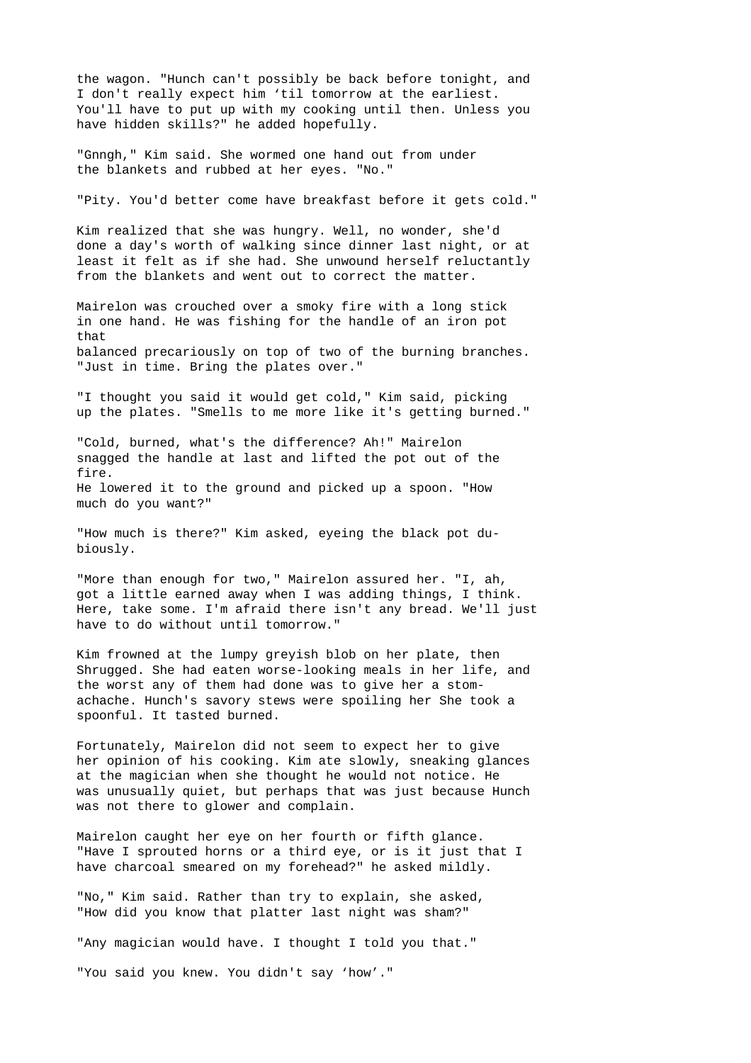the wagon. "Hunch can't possibly be back before tonight, and I don't really expect him 'til tomorrow at the earliest. You'll have to put up with my cooking until then. Unless you have hidden skills?" he added hopefully.

"Gnngh," Kim said. She wormed one hand out from under the blankets and rubbed at her eyes. "No."

"Pity. You'd better come have breakfast before it gets cold."

Kim realized that she was hungry. Well, no wonder, she'd done a day's worth of walking since dinner last night, or at least it felt as if she had. She unwound herself reluctantly from the blankets and went out to correct the matter.

Mairelon was crouched over a smoky fire with a long stick in one hand. He was fishing for the handle of an iron pot that balanced precariously on top of two of the burning branches. "Just in time. Bring the plates over."

"I thought you said it would get cold," Kim said, picking up the plates. "Smells to me more like it's getting burned."

"Cold, burned, what's the difference? Ah!" Mairelon snagged the handle at last and lifted the pot out of the fire. He lowered it to the ground and picked up a spoon. "How much do you want?"

"How much is there?" Kim asked, eyeing the black pot dubiously.

"More than enough for two," Mairelon assured her. "I, ah, got a little earned away when I was adding things, I think. Here, take some. I'm afraid there isn't any bread. We'll just have to do without until tomorrow."

Kim frowned at the lumpy greyish blob on her plate, then Shrugged. She had eaten worse-looking meals in her life, and the worst any of them had done was to give her a stomachache. Hunch's savory stews were spoiling her She took a spoonful. It tasted burned.

Fortunately, Mairelon did not seem to expect her to give her opinion of his cooking. Kim ate slowly, sneaking glances at the magician when she thought he would not notice. He was unusually quiet, but perhaps that was just because Hunch was not there to glower and complain.

Mairelon caught her eye on her fourth or fifth glance. "Have I sprouted horns or a third eye, or is it just that I have charcoal smeared on my forehead?" he asked mildly.

"No," Kim said. Rather than try to explain, she asked, "How did you know that platter last night was sham?"

"Any magician would have. I thought I told you that."

"You said you knew. You didn't say 'how'."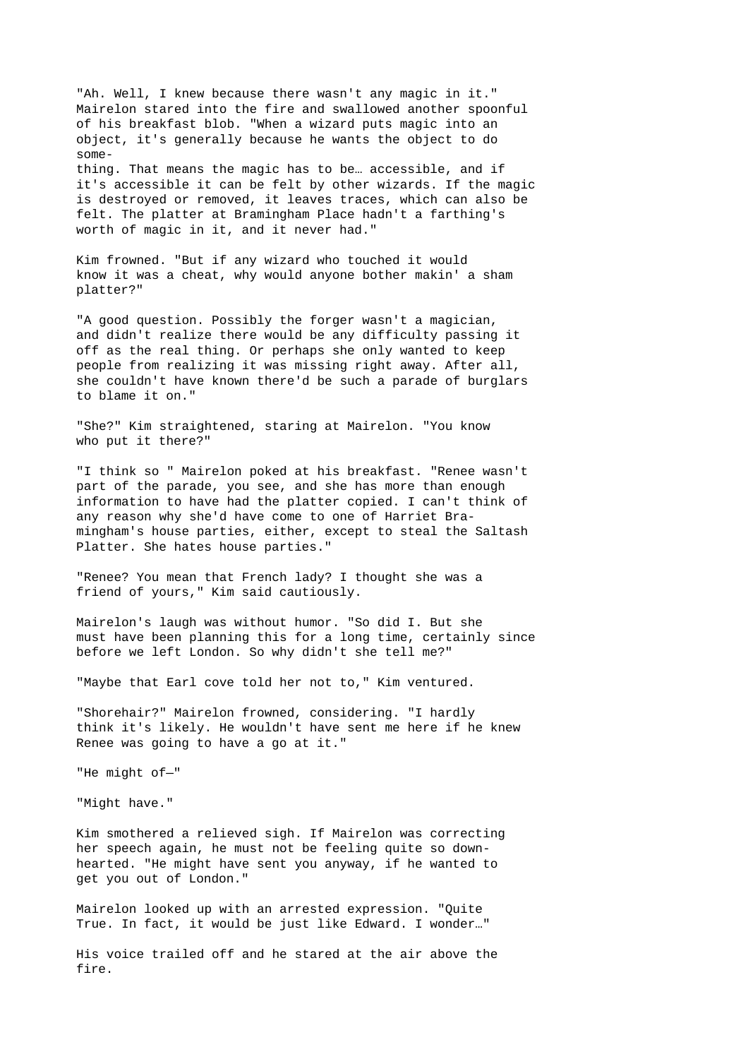"Ah. Well, I knew because there wasn't any magic in it." Mairelon stared into the fire and swallowed another spoonful of his breakfast blob. "When a wizard puts magic into an object, it's generally because he wants the object to do something. That means the magic has to be… accessible, and if it's accessible it can be felt by other wizards. If the magic is destroyed or removed, it leaves traces, which can also be felt. The platter at Bramingham Place hadn't a farthing's worth of magic in it, and it never had."

Kim frowned. "But if any wizard who touched it would know it was a cheat, why would anyone bother makin' a sham platter?"

"A good question. Possibly the forger wasn't a magician, and didn't realize there would be any difficulty passing it off as the real thing. Or perhaps she only wanted to keep people from realizing it was missing right away. After all, she couldn't have known there'd be such a parade of burglars to blame it on."

"She?" Kim straightened, staring at Mairelon. "You know who put it there?"

"I think so " Mairelon poked at his breakfast. "Renee wasn't part of the parade, you see, and she has more than enough information to have had the platter copied. I can't think of any reason why she'd have come to one of Harriet Bramingham's house parties, either, except to steal the Saltash Platter. She hates house parties."

"Renee? You mean that French lady? I thought she was a friend of yours," Kim said cautiously.

Mairelon's laugh was without humor. "So did I. But she must have been planning this for a long time, certainly since before we left London. So why didn't she tell me?"

"Maybe that Earl cove told her not to," Kim ventured.

"Shorehair?" Mairelon frowned, considering. "I hardly think it's likely. He wouldn't have sent me here if he knew Renee was going to have a go at it."

"He might of—"

"Might have."

Kim smothered a relieved sigh. If Mairelon was correcting her speech again, he must not be feeling quite so downhearted. "He might have sent you anyway, if he wanted to get you out of London."

Mairelon looked up with an arrested expression. "Quite True. In fact, it would be just like Edward. I wonder…"

His voice trailed off and he stared at the air above the fire.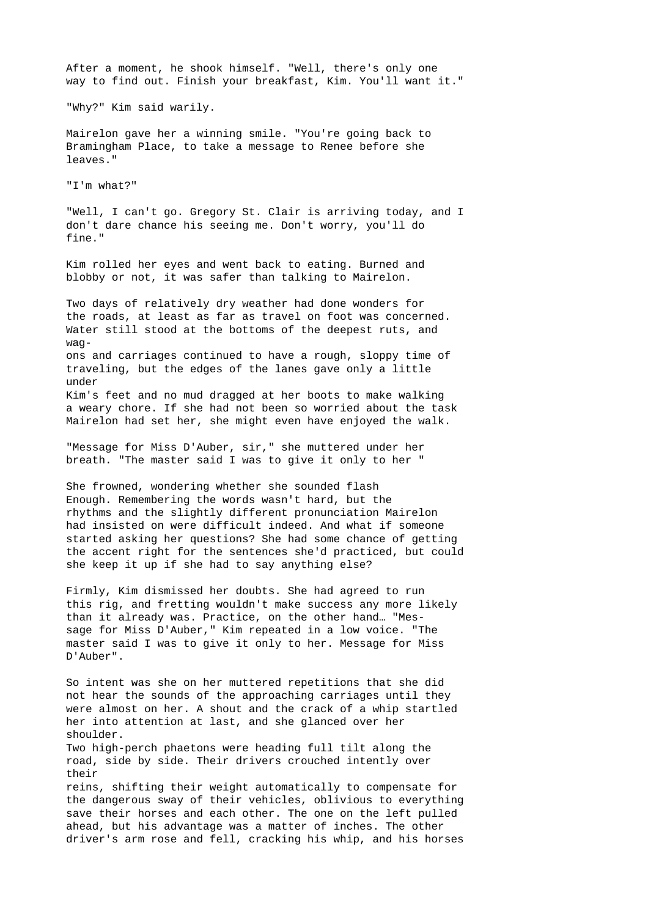After a moment, he shook himself. "Well, there's only one way to find out. Finish your breakfast, Kim. You'll want it."

"Why?" Kim said warily.

Mairelon gave her a winning smile. "You're going back to Bramingham Place, to take a message to Renee before she leaves."

"I'm what?"

"Well, I can't go. Gregory St. Clair is arriving today, and I don't dare chance his seeing me. Don't worry, you'll do fine."

Kim rolled her eyes and went back to eating. Burned and blobby or not, it was safer than talking to Mairelon.

Two days of relatively dry weather had done wonders for the roads, at least as far as travel on foot was concerned. Water still stood at the bottoms of the deepest ruts, and wagons and carriages continued to have a rough, sloppy time of traveling, but the edges of the lanes gave only a little under Kim's feet and no mud dragged at her boots to make walking a weary chore. If she had not been so worried about the task Mairelon had set her, she might even have enjoyed the walk.

"Message for Miss D'Auber, sir," she muttered under her breath. "The master said I was to give it only to her "

She frowned, wondering whether she sounded flash Enough. Remembering the words wasn't hard, but the rhythms and the slightly different pronunciation Mairelon had insisted on were difficult indeed. And what if someone started asking her questions? She had some chance of getting the accent right for the sentences she'd practiced, but could she keep it up if she had to say anything else?

Firmly, Kim dismissed her doubts. She had agreed to run this rig, and fretting wouldn't make success any more likely than it already was. Practice, on the other hand… "Message for Miss D'Auber," Kim repeated in a low voice. "The master said I was to give it only to her. Message for Miss D'Auber".

So intent was she on her muttered repetitions that she did not hear the sounds of the approaching carriages until they were almost on her. A shout and the crack of a whip startled her into attention at last, and she glanced over her shoulder.
Two high-perch phaetons were heading full tilt along the road, side by side. Their drivers crouched intently over their reins, shifting their weight automatically to compensate for the dangerous sway of their vehicles, oblivious to everything save their horses and each other. The one on the left pulled ahead, but his advantage was a matter of inches. The other driver's arm rose and fell, cracking his whip, and his horses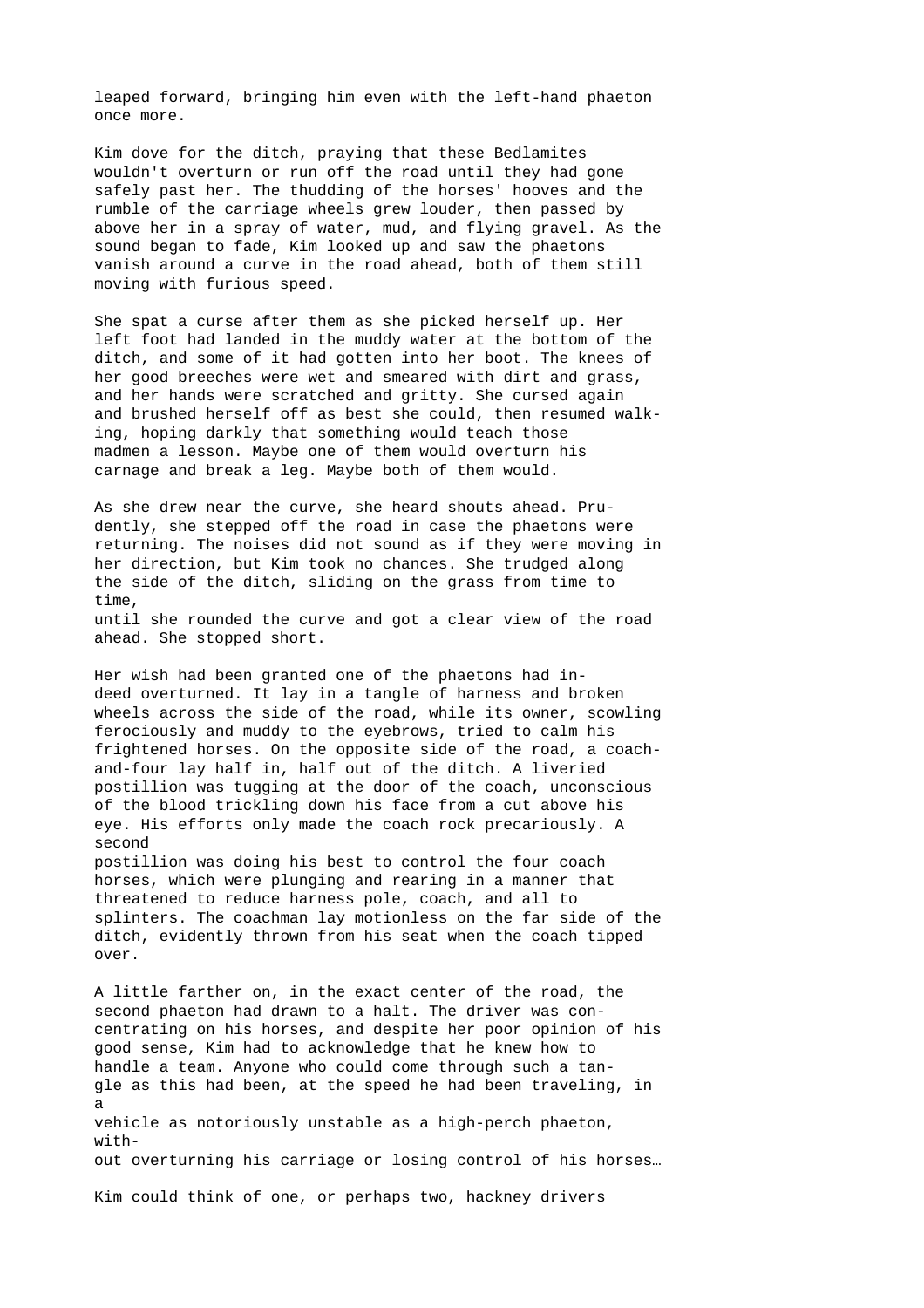leaped forward, bringing him even with the left-hand phaeton once more.

Kim dove for the ditch, praying that these Bedlamites wouldn't overturn or run off the road until they had gone safely past her. The thudding of the horses' hooves and the rumble of the carriage wheels grew louder, then passed by above her in a spray of water, mud, and flying gravel. As the sound began to fade, Kim looked up and saw the phaetons vanish around a curve in the road ahead, both of them still moving with furious speed.

She spat a curse after them as she picked herself up. Her left foot had landed in the muddy water at the bottom of the ditch, and some of it had gotten into her boot. The knees of her good breeches were wet and smeared with dirt and grass, and her hands were scratched and gritty. She cursed again and brushed herself off as best she could, then resumed walking, hoping darkly that something would teach those madmen a lesson. Maybe one of them would overturn his carnage and break a leg. Maybe both of them would.

As she drew near the curve, she heard shouts ahead. Prudently, she stepped off the road in case the phaetons were returning. The noises did not sound as if they were moving in her direction, but Kim took no chances. She trudged along the side of the ditch, sliding on the grass from time to time, until she rounded the curve and got a clear view of the road ahead. She stopped short.

Her wish had been granted one of the phaetons had indeed overturned. It lay in a tangle of harness and broken wheels across the side of the road, while its owner, scowling ferociously and muddy to the eyebrows, tried to calm his frightened horses. On the opposite side of the road, a coach-and-four lay half in, half out of the ditch. A liveried postillion was tugging at the door of the coach, unconscious of the blood trickling down his face from a cut above his eye. His efforts only made the coach rock precariously. A second postillion was doing his best to control the four coach horses, which were plunging and rearing in a manner that threatened to reduce harness pole, coach, and all to splinters. The coachman lay motionless on the far side of the ditch, evidently thrown from his seat when the coach tipped over.

A little farther on, in the exact center of the road, the second phaeton had drawn to a halt. The driver was concentrating on his horses, and despite her poor opinion of his good sense, Kim had to acknowledge that he knew how to handle a team. Anyone who could come through such a tangle as this had been, at the speed he had been traveling, in a vehicle as notoriously unstable as a high-perch phaeton, without overturning his carriage or losing control of his horses…

Kim could think of one, or perhaps two, hackney drivers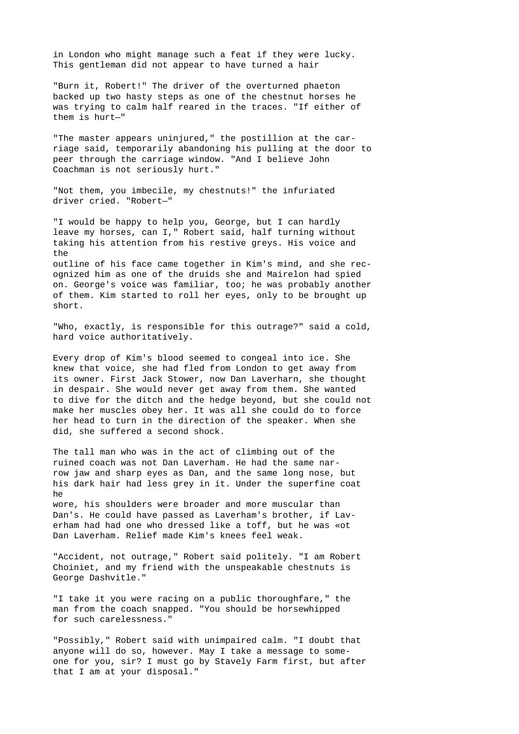in London who might manage such a feat if they were lucky. This gentleman did not appear to have turned a hair

"Burn it, Robert!" The driver of the overturned phaeton backed up two hasty steps as one of the chestnut horses he was trying to calm half reared in the traces. "If either of them is hurt—"

"The master appears uninjured," the postillion at the carriage said, temporarily abandoning his pulling at the door to peer through the carriage window. "And I believe John Coachman is not seriously hurt."

"Not them, you imbecile, my chestnuts!" the infuriated driver cried. "Robert—"

"I would be happy to help you, George, but I can hardly leave my horses, can I," Robert said, half turning without taking his attention from his restive greys. His voice and the outline of his face came together in Kim's mind, and she recognized him as one of the druids she and Mairelon had spied on. George's voice was familiar, too; he was probably another of them. Kim started to roll her eyes, only to be brought up short.

"Who, exactly, is responsible for this outrage?" said a cold, hard voice authoritatively.

Every drop of Kim's blood seemed to congeal into ice. She knew that voice, she had fled from London to get away from its owner. First Jack Stower, now Dan Laverharn, she thought in despair. She would never get away from them. She wanted to dive for the ditch and the hedge beyond, but she could not make her muscles obey her. It was all she could do to force her head to turn in the direction of the speaker. When she did, she suffered a second shock.

The tall man who was in the act of climbing out of the ruined coach was not Dan Laverham. He had the same narrow jaw and sharp eyes as Dan, and the same long nose, but his dark hair had less grey in it. Under the superfine coat he wore, his shoulders were broader and more muscular than Dan's. He could have passed as Laverham's brother, if Laverham had had one who dressed like a toff, but he was «ot Dan Laverham. Relief made Kim's knees feel weak.

"Accident, not outrage," Robert said politely. "I am Robert Choiniet, and my friend with the unspeakable chestnuts is George Dashvitle."

"I take it you were racing on a public thoroughfare," the man from the coach snapped. "You should be horsewhipped for such carelessness."

"Possibly," Robert said with unimpaired calm. "I doubt that anyone will do so, however. May I take a message to someone for you, sir? I must go by Stavely Farm first, but after that I am at your disposal."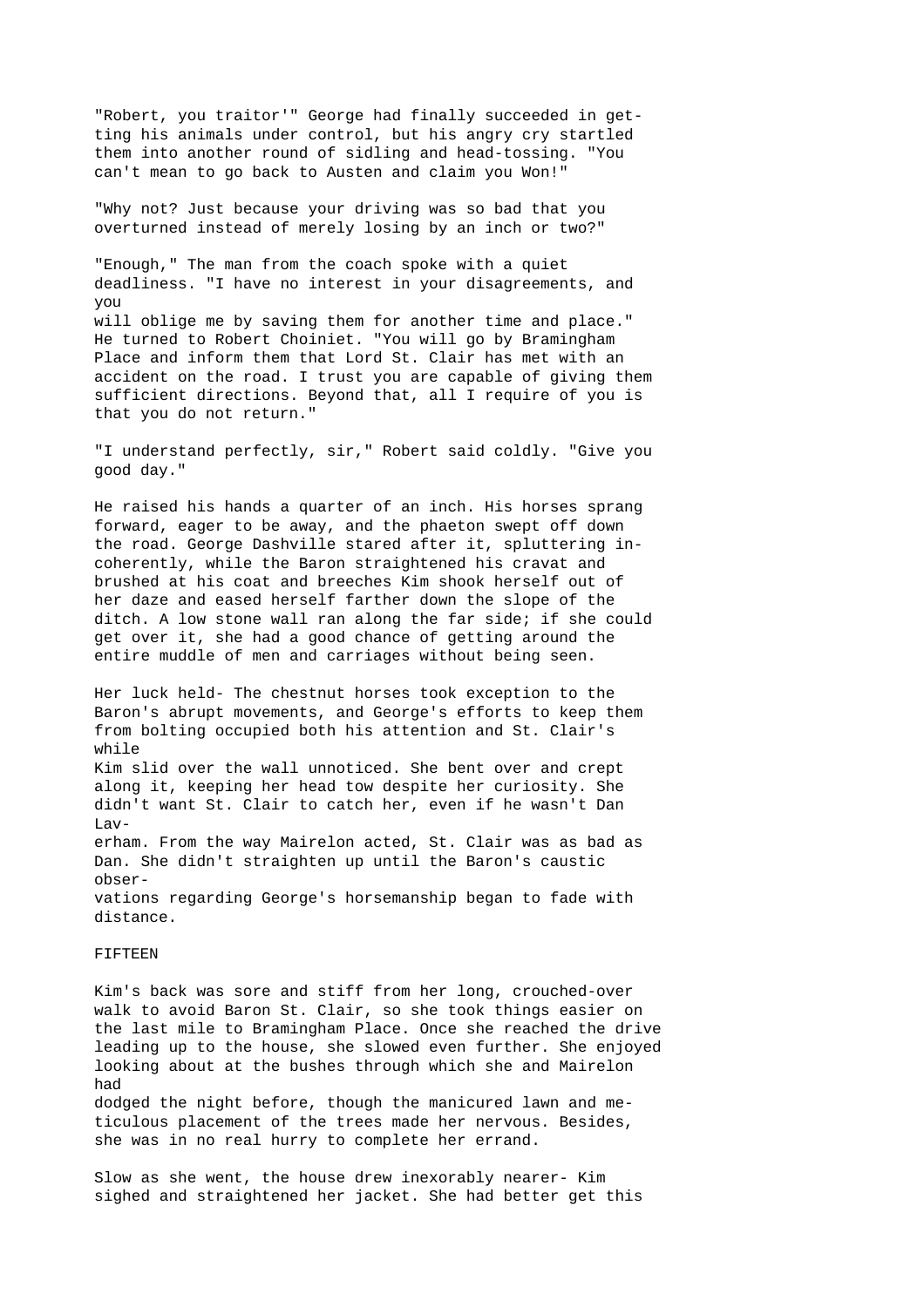"Robert, you traitor'" George had finally succeeded in getting his animals under control, but his angry cry startled them into another round of sidling and head-tossing. "You can't mean to go back to Austen and claim you Won!"

"Why not? Just because your driving was so bad that you overturned instead of merely losing by an inch or two?"

"Enough," The man from the coach spoke with a quiet deadliness. "I have no interest in your disagreements, and you will oblige me by saving them for another time and place." He turned to Robert Choiniet. "You will go by Bramingham Place and inform them that Lord St. Clair has met with an accident on the road. I trust you are capable of giving them sufficient directions. Beyond that, all I require of you is that you do not return."

"I understand perfectly, sir," Robert said coldly. "Give you good day."

He raised his hands a quarter of an inch. His horses sprang forward, eager to be away, and the phaeton swept off down the road. George Dashville stared after it, spluttering incoherently, while the Baron straightened his cravat and brushed at his coat and breeches Kim shook herself out of her daze and eased herself farther down the slope of the ditch. A low stone wall ran along the far side; if she could get over it, she had a good chance of getting around the entire muddle of men and carriages without being seen.

Her luck held- The chestnut horses took exception to the Baron's abrupt movements, and George's efforts to keep them from bolting occupied both his attention and St. Clair's while Kim slid over the wall unnoticed. She bent over and crept along it, keeping her head tow despite her curiosity. She didn't want St. Clair to catch her, even if he wasn't Dan Laverham. From the way Mairelon acted, St. Clair was as bad as Dan. She didn't straighten up until the Baron's caustic observations regarding George's horsemanship began to fade with distance.

## FIFTEEN

Kim's back was sore and stiff from her long, crouched-over walk to avoid Baron St. Clair, so she took things easier on the last mile to Bramingham Place. Once she reached the drive leading up to the house, she slowed even further. She enjoyed looking about at the bushes through which she and Mairelon had dodged the night before, though the manicured lawn and meticulous placement of the trees made her nervous. Besides, she was in no real hurry to complete her errand.

Slow as she went, the house drew inexorably nearer- Kim sighed and straightened her jacket. She had better get this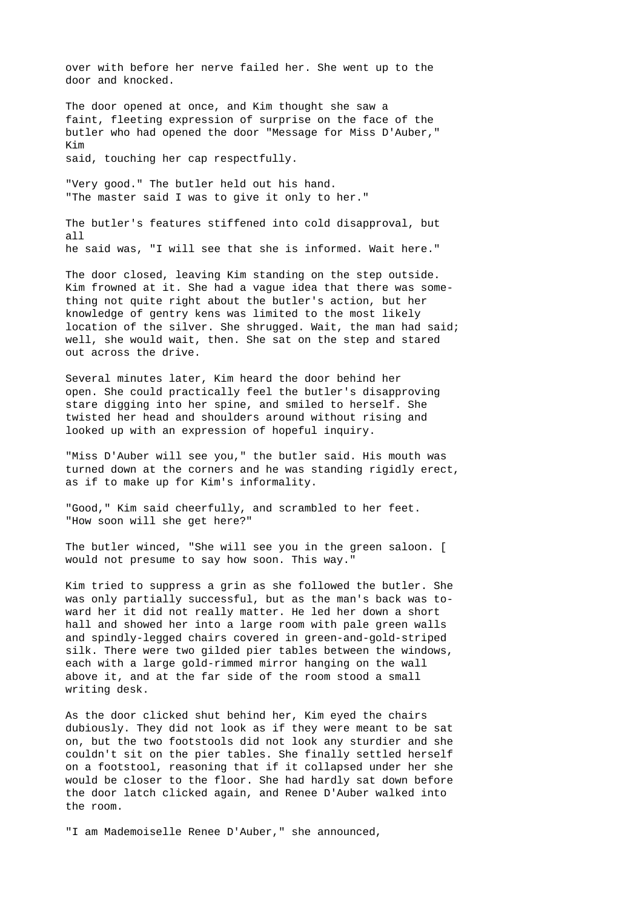over with before her nerve failed her. She went up to the door and knocked.

The door opened at once, and Kim thought she saw a faint, fleeting expression of surprise on the face of the butler who had opened the door "Message for Miss D'Auber," Kim said, touching her cap respectfully.

"Very good." The butler held out his hand.
"The master said I was to give it only to her."

The butler's features stiffened into cold disapproval, but all he said was, "I will see that she is informed. Wait here."

The door closed, leaving Kim standing on the step outside. Kim frowned at it. She had a vague idea that there was something not quite right about the butler's action, but her knowledge of gentry kens was limited to the most likely location of the silver. She shrugged. Wait, the man had said; well, she would wait, then. She sat on the step and stared out across the drive.

Several minutes later, Kim heard the door behind her open. She could practically feel the butler's disapproving stare digging into her spine, and smiled to herself. She twisted her head and shoulders around without rising and looked up with an expression of hopeful inquiry.

"Miss D'Auber will see you," the butler said. His mouth was turned down at the corners and he was standing rigidly erect, as if to make up for Kim's informality.

"Good," Kim said cheerfully, and scrambled to her feet. "How soon will she get here?"

The butler winced, "She will see you in the green saloon. [ would not presume to say how soon. This way."

Kim tried to suppress a grin as she followed the butler. She was only partially successful, but as the man's back was toward her it did not really matter. He led her down a short hall and showed her into a large room with pale green walls and spindly-legged chairs covered in green-and-gold-striped silk. There were two gilded pier tables between the windows, each with a large gold-rimmed mirror hanging on the wall above it, and at the far side of the room stood a small writing desk.

As the door clicked shut behind her, Kim eyed the chairs dubiously. They did not look as if they were meant to be sat on, but the two footstools did not look any sturdier and she couldn't sit on the pier tables. She finally settled herself on a footstool, reasoning that if it collapsed under her she would be closer to the floor. She had hardly sat down before the door latch clicked again, and Renee D'Auber walked into the room.

"I am Mademoiselle Renee D'Auber," she announced,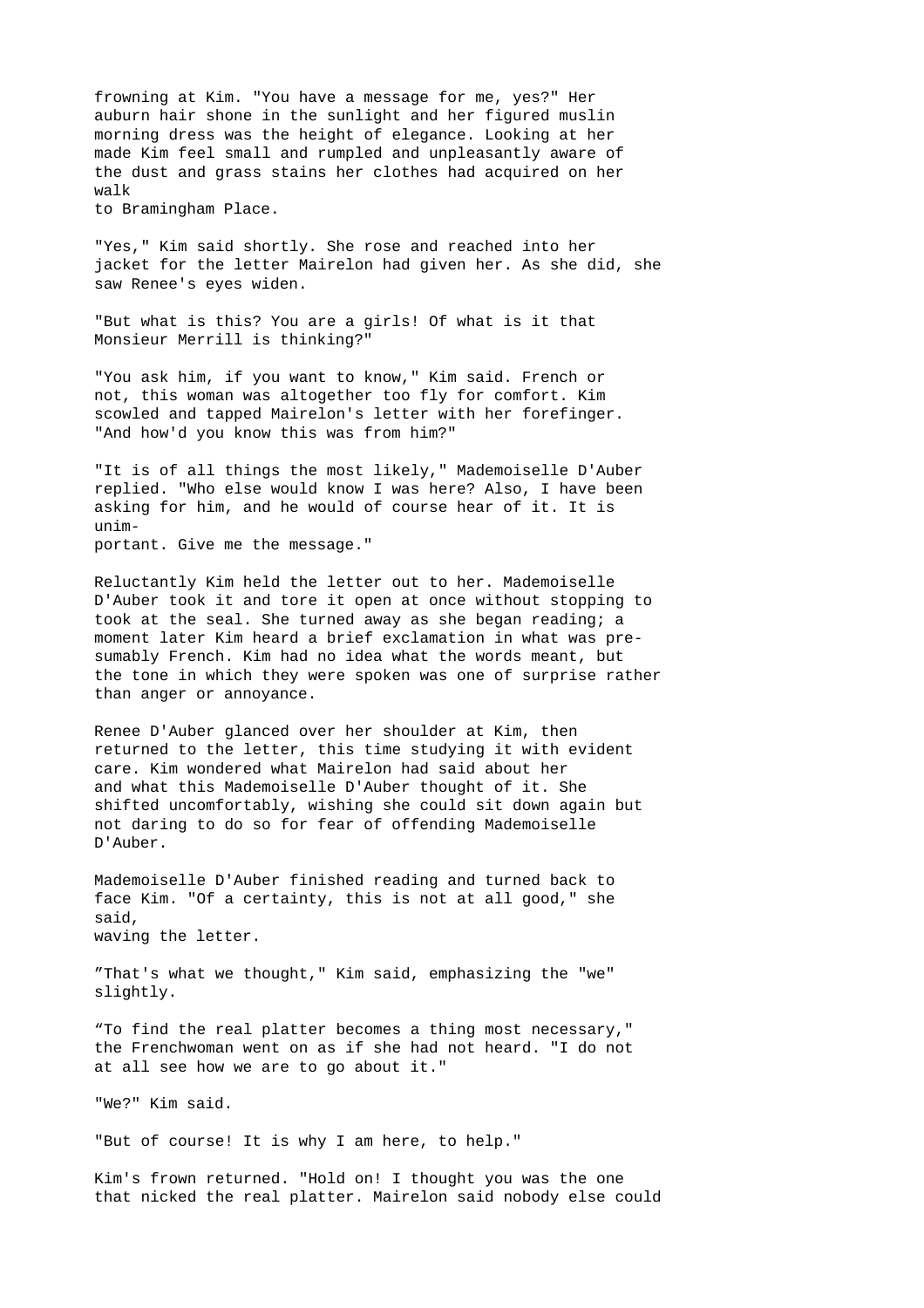frowning at Kim. "You have a message for me, yes?" Her auburn hair shone in the sunlight and her figured muslin morning dress was the height of elegance. Looking at her made Kim feel small and rumpled and unpleasantly aware of the dust and grass stains her clothes had acquired on her walk to Bramingham Place.

"Yes," Kim said shortly. She rose and reached into her jacket for the letter Mairelon had given her. As she did, she saw Renee's eyes widen.

"But what is this? You are a girls! Of what is it that Monsieur Merrill is thinking?"

"You ask him, if you want to know," Kim said. French or not, this woman was altogether too fly for comfort. Kim scowled and tapped Mairelon's letter with her forefinger. "And how'd you know this was from him?"

"It is of all things the most likely," Mademoiselle D'Auber replied. "Who else would know I was here? Also, I have been asking for him, and he would of course hear of it. It is unimportant. Give me the message."

Reluctantly Kim held the letter out to her. Mademoiselle D'Auber took it and tore it open at once without stopping to took at the seal. She turned away as she began reading; a moment later Kim heard a brief exclamation in what was presumably French. Kim had no idea what the words meant, but the tone in which they were spoken was one of surprise rather than anger or annoyance.

Renee D'Auber glanced over her shoulder at Kim, then returned to the letter, this time studying it with evident care. Kim wondered what Mairelon had said about her and what this Mademoiselle D'Auber thought of it. She shifted uncomfortably, wishing she could sit down again but not daring to do so for fear of offending Mademoiselle D'Auber.

Mademoiselle D'Auber finished reading and turned back to face Kim. "Of a certainty, this is not at all good," she said, waving the letter.

"That's what we thought," Kim said, emphasizing the "we" slightly.

"To find the real platter becomes a thing most necessary," the Frenchwoman went on as if she had not heard. "I do not at all see how we are to go about it."

"We?" Kim said.

"But of course! It is why I am here, to help."

Kim's frown returned. "Hold on! I thought you was the one that nicked the real platter. Mairelon said nobody else could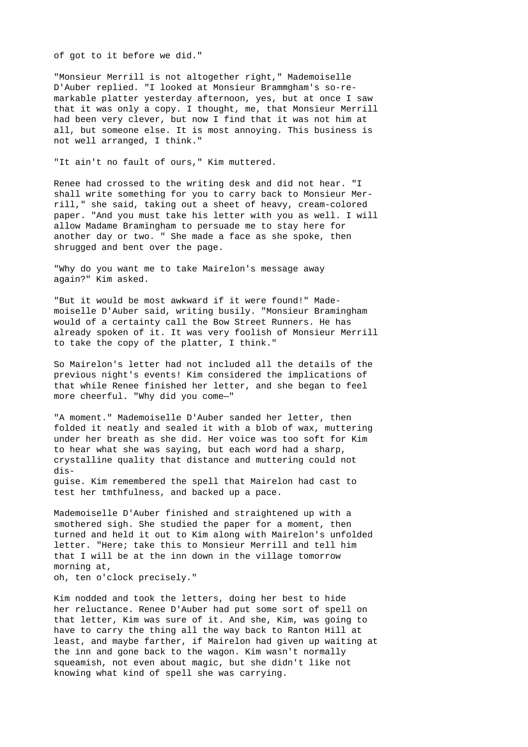of got to it before we did."

"Monsieur Merrill is not altogether right," Mademoiselle D'Auber replied. "I looked at Monsieur Brammgham's so-remarkable platter yesterday afternoon, yes, but at once I saw that it was only a copy. I thought, me, that Monsieur Merrill had been very clever, but now I find that it was not him at all, but someone else. It is most annoying. This business is not well arranged, I think."

"It ain't no fault of ours," Kim muttered.

Renee had crossed to the writing desk and did not hear. "I shall write something for you to carry back to Monsieur Merrill," she said, taking out a sheet of heavy, cream-colored paper. "And you must take his letter with you as well. I will allow Madame Braningham to persuade me to stay here for another day or two. " She made a face as she spoke, then shrugged and bent over the page.

"Why do you want me to take Mairelon's message away again?" Kim asked.

"But it would be most awkward if it were found!" Mademoiselle D'Auber said, writing busily. "Monsieur Braningham would of a certainty call the Bow Street Runners. He has already spoken of it. It was very foolish of Monsieur Merrill to take the copy of the platter, I think."

So Mairelon's letter had not included all the details of the previous night's events! Kim considered the implications of that while Renee finished her letter, and she began to feel more cheerful. "Why did you come—"

"A moment." Mademoiselle D'Auber sanded her letter, then folded it neatly and sealed it with a blob of wax, muttering under her breath as she did. Her voice was too soft for Kim to hear what she was saying, but each word had a sharp, crystalline quality that distance and muttering could not disguise. Kim remembered the spell that Mairelon had cast to test her tmthfulness, and backed up a pace.

Mademoiselle D'Auber finished and straightened up with a smothered sigh. She studied the paper for a moment, then turned and held it out to Kim along with Mairelon's unfolded letter. "Here; take this to Monsieur Merrill and tell him that I will be at the inn down in the village tomorrow morning at, oh, ten o'clock precisely."

Kim nodded and took the letters, doing her best to hide her reluctance. Renee D'Auber had put some sort of spell on that letter, Kim was sure of it. And she, Kim, was going to have to carry the thing all the way back to Ranton Hill at least, and maybe farther, if Mairelon had given up waiting at the inn and gone back to the wagon. Kim wasn't normally squeamish, not even about magic, but she didn't like not knowing what kind of spell she was carrying.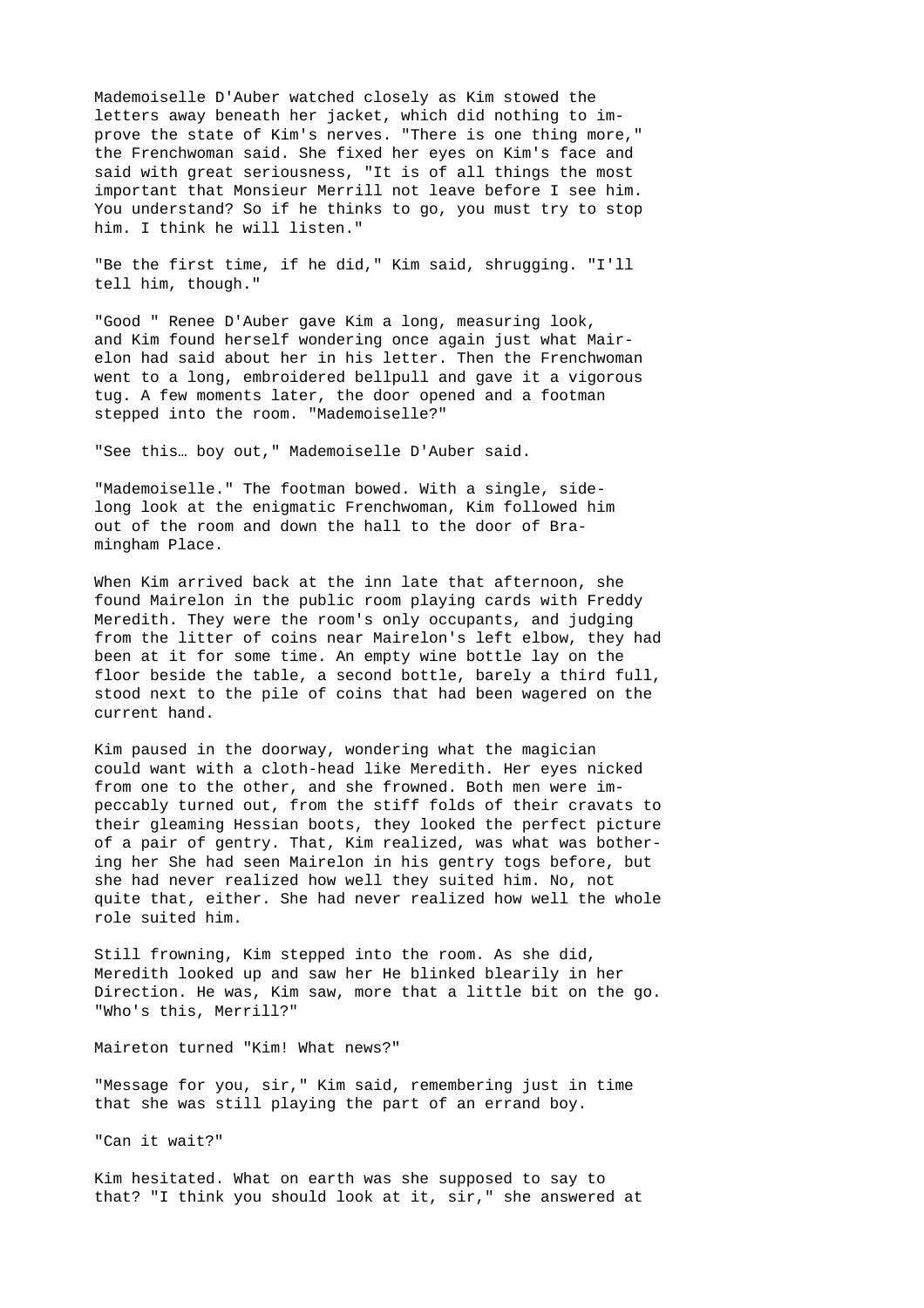Mademoiselle D'Auber watched closely as Kim stowed the letters away beneath her jacket, which did nothing to improve the state of Kim's nerves. "There is one thing more," the Frenchwoman said. She fixed her eyes on Kim's face and said with great seriousness, "It is of all things the most important that Monsieur Merrill not leave before I see him. You understand? So if he thinks to go, you must try to stop him. I think he will listen."

"Be the first time, if he did," Kim said, shrugging. "I'll tell him, though."

"Good " Renee D'Auber gave Kim a long, measuring look, and Kim found herself wondering once again just what Mairelon had said about her in his letter. Then the Frenchwoman went to a long, embroidered bellpull and gave it a vigorous tug. A few moments later, the door opened and a footman stepped into the room. "Mademoiselle?"

"See this… boy out," Mademoiselle D'Auber said.

"Mademoiselle." The footman bowed. With a single, sidelong look at the enigmatic Frenchwoman, Kim followed him out of the room and down the hall to the door of Bramingham Place.

When Kim arrived back at the inn late that afternoon, she found Mairelon in the public room playing cards with Freddy Meredith. They were the room's only occupants, and judging from the litter of coins near Mairelon's left elbow, they had been at it for some time. An empty wine bottle lay on the floor beside the table, a second bottle, barely a third full, stood next to the pile of coins that had been wagered on the current hand.

Kim paused in the doorway, wondering what the magician could want with a cloth-head like Meredith. Her eyes nicked from one to the other, and she frowned. Both men were impeccably turned out, from the stiff folds of their cravats to their gleaming Hessian boots, they looked the perfect picture of a pair of gentry. That, Kim realized, was what was bothering her She had seen Mairelon in his gentry togs before, but she had never realized how well they suited him. No, not quite that, either. She had never realized how well the whole role suited him.

Still frowning, Kim stepped into the room. As she did, Meredith looked up and saw her He blinked blearily in her Direction. He was, Kim saw, more that a little bit on the go. "Who's this, Merrill?"

Maireton turned "Kim! What news?"

"Message for you, sir," Kim said, remembering just in time that she was still playing the part of an errand boy.

"Can it wait?"

Kim hesitated. What on earth was she supposed to say to that? "I think you should look at it, sir," she answered at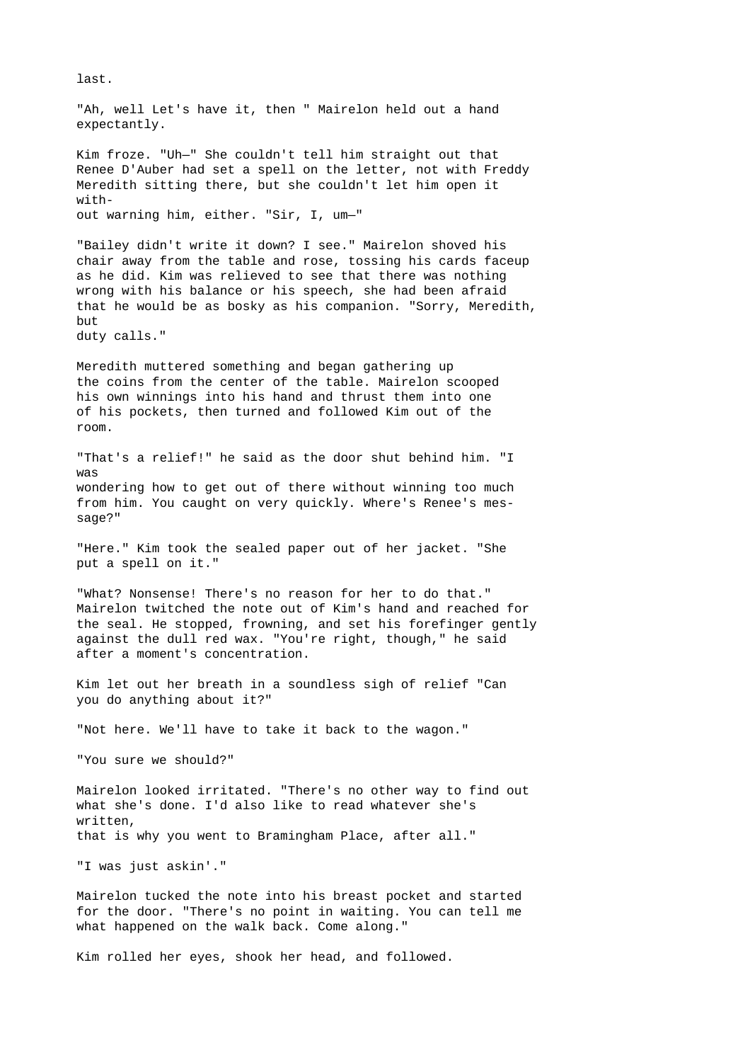last.

"Ah, well Let's have it, then " Mairelon held out a hand expectantly.

Kim froze. "Uh—" She couldn't tell him straight out that Renee D'Auber had set a spell on the letter, not with Freddy Meredith sitting there, but she couldn't let him open it without warning him, either. "Sir, I, um—"

"Bailey didn't write it down? I see." Mairelon shoved his chair away from the table and rose, tossing his cards faceup as he did. Kim was relieved to see that there was nothing wrong with his balance or his speech, she had been afraid that he would be as bosky as his companion. "Sorry, Meredith, but duty calls."

Meredith muttered something and began gathering up the coins from the center of the table. Mairelon scooped his own winnings into his hand and thrust them into one of his pockets, then turned and followed Kim out of the room.

"That's a relief!" he said as the door shut behind him. "I was wondering how to get out of there without winning too much from him. You caught on very quickly. Where's Renee's message?"

"Here." Kim took the sealed paper out of her jacket. "She put a spell on it."

"What? Nonsense! There's no reason for her to do that." Mairelon twitched the note out of Kim's hand and reached for the seal. He stopped, frowning, and set his forefinger gently against the dull red wax. "You're right, though," he said after a moment's concentration.

Kim let out her breath in a soundless sigh of relief "Can you do anything about it?"

"Not here. We'll have to take it back to the wagon."

"You sure we should?"

Mairelon looked irritated. "There's no other way to find out what she's done. I'd also like to read whatever she's written, that is why you went to Bramingham Place, after all."

"I was just askin'."

Mairelon tucked the note into his breast pocket and started for the door. "There's no point in waiting. You can tell me what happened on the walk back. Come along."

Kim rolled her eyes, shook her head, and followed.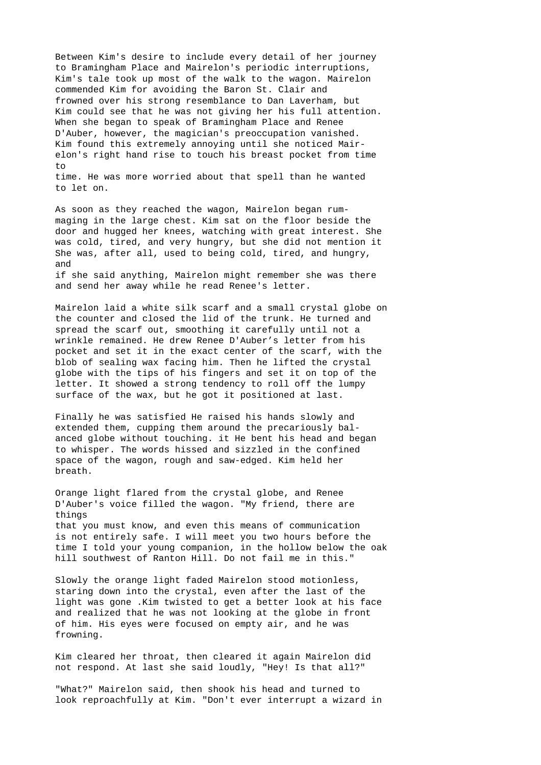Between Kim's desire to include every detail of her journey to Bramingham Place and Mairelon's periodic interruptions, Kim's tale took up most of the walk to the wagon. Mairelon commended Kim for avoiding the Baron St. Clair and frowned over his strong resemblance to Dan Laverham, but Kim could see that he was not giving her his full attention. When she began to speak of Bramingham Place and Renee D'Auber, however, the magician's preoccupation vanished. Kim found this extremely annoying until she noticed Mairelon's right hand rise to touch his breast pocket from time to time. He was more worried about that spell than he wanted to let on.

As soon as they reached the wagon, Mairelon began rummaging in the large chest. Kim sat on the floor beside the door and hugged her knees, watching with great interest. She was cold, tired, and very hungry, but she did not mention it She was, after all, used to being cold, tired, and hungry, and if she said anything, Mairelon might remember she was there and send her away while he read Renee's letter.

Mairelon laid a white silk scarf and a small crystal globe on the counter and closed the lid of the trunk. He turned and spread the scarf out, smoothing it carefully until not a wrinkle remained. He drew Renee D'Auber's letter from his pocket and set it in the exact center of the scarf, with the blob of sealing wax facing him. Then he lifted the crystal globe with the tips of his fingers and set it on top of the letter. It showed a strong tendency to roll off the lumpy surface of the wax, but he got it positioned at last.

Finally he was satisfied He raised his hands slowly and extended them, cupping them around the precariously balanced globe without touching. it He bent his head and began to whisper. The words hissed and sizzled in the confined space of the wagon, rough and saw-edged. Kim held her breath.

Orange light flared from the crystal globe, and Renee D'Auber's voice filled the wagon. "My friend, there are things that you must know, and even this means of communication is not entirely safe. I will meet you two hours before the time I told your young companion, in the hollow below the oak hill southwest of Ranton Hill. Do not fail me in this."

Slowly the orange light faded Mairelon stood motionless, staring down into the crystal, even after the last of the light was gone .Kim twisted to get a better look at his face and realized that he was not looking at the globe in front of him. His eyes were focused on empty air, and he was frowning.

Kim cleared her throat, then cleared it again Mairelon did not respond. At last she said loudly, "Hey! Is that all?"

"What?" Mairelon said, then shook his head and turned to look reproachfully at Kim. "Don't ever interrupt a wizard in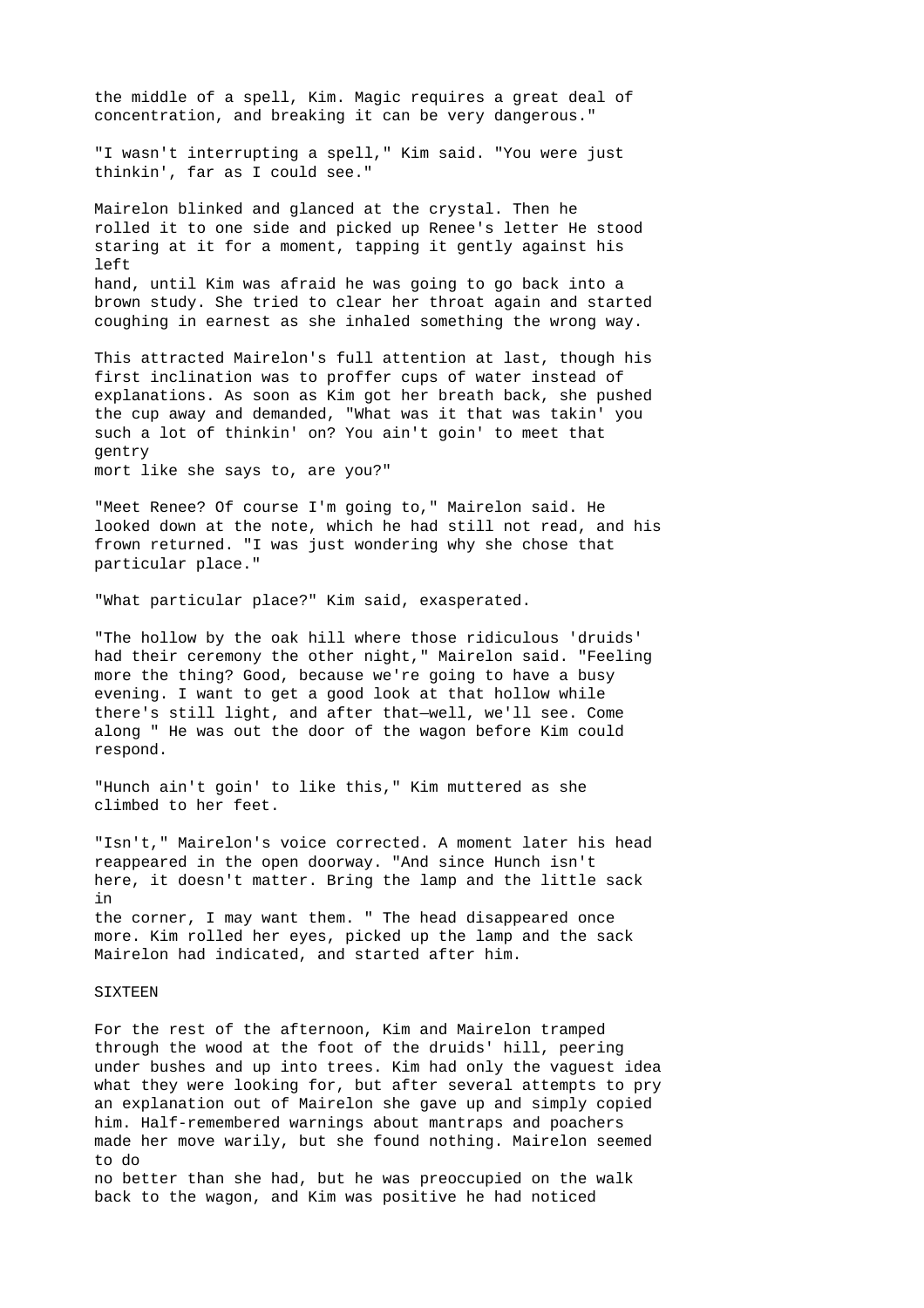the middle of a spell, Kim. Magic requires a great deal of concentration, and breaking it can be very dangerous."

"I wasn't interrupting a spell," Kim said. "You were just thinkin', far as I could see."

Mairelon blinked and glanced at the crystal. Then he rolled it to one side and picked up Renee's letter He stood staring at it for a moment, tapping it gently against his left hand, until Kim was afraid he was going to go back into a brown study. She tried to clear her throat again and started coughing in earnest as she inhaled something the wrong way.

This attracted Mairelon's full attention at last, though his first inclination was to proffer cups of water instead of explanations. As soon as Kim got her breath back, she pushed the cup away and demanded, "What was it that was takin' you such a lot of thinkin' on? You ain't goin' to meet that gentry mort like she says to, are you?"

"Meet Renee? Of course I'm going to," Mairelon said. He looked down at the note, which he had still not read, and his frown returned. "I was just wondering why she chose that particular place."

"What particular place?" Kim said, exasperated.

"The hollow by the oak hill where those ridiculous 'druids' had their ceremony the other night," Mairelon said. "Feeling more the thing? Good, because we're going to have a busy evening. I want to get a good look at that hollow while there's still light, and after that—well, we'll see. Come along " He was out the door of the wagon before Kim could respond.

"Hunch ain't goin' to like this," Kim muttered as she climbed to her feet.

"Isn't," Mairelon's voice corrected. A moment later his head reappeared in the open doorway. "And since Hunch isn't here, it doesn't matter. Bring the lamp and the little sack in the corner, I may want them. " The head disappeared once more. Kim rolled her eyes, picked up the lamp and the sack Mairelon had indicated, and started after him.

## SIXTEEN

For the rest of the afternoon, Kim and Mairelon tramped through the wood at the foot of the druids' hill, peering under bushes and up into trees. Kim had only the vaguest idea what they were looking for, but after several attempts to pry an explanation out of Mairelon she gave up and simply copied him. Half-remembered warnings about mantraps and poachers made her move warily, but she found nothing. Mairelon seemed to do no better than she had, but he was preoccupied on the walk back to the wagon, and Kim was positive he had noticed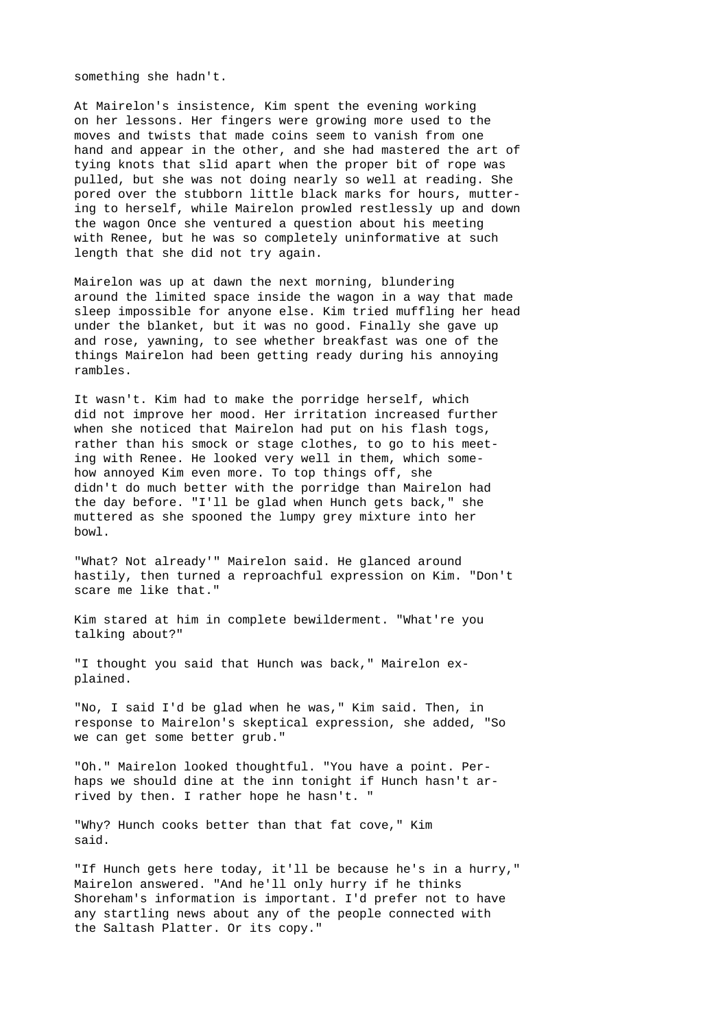something she hadn't.

At Mairelon's insistence, Kim spent the evening working on her lessons. Her fingers were growing more used to the moves and twists that made coins seem to vanish from one hand and appear in the other, and she had mastered the art of tying knots that slid apart when the proper bit of rope was pulled, but she was not doing nearly so well at reading. She pored over the stubborn little black marks for hours, muttering to herself, while Mairelon prowled restlessly up and down the wagon Once she ventured a question about his meeting with Renee, but he was so completely uninformative at such length that she did not try again.

Mairelon was up at dawn the next morning, blundering around the limited space inside the wagon in a way that made sleep impossible for anyone else. Kim tried muffling her head under the blanket, but it was no good. Finally she gave up and rose, yawning, to see whether breakfast was one of the things Mairelon had been getting ready during his annoying rambles.

It wasn't. Kim had to make the porridge herself, which did not improve her mood. Her irritation increased further when she noticed that Mairelon had put on his flash togs, rather than his smock or stage clothes, to go to his meeting with Renee. He looked very well in them, which somehow annoyed Kim even more. To top things off, she didn't do much better with the porridge than Mairelon had the day before. "I'll be glad when Hunch gets back," she muttered as she spooned the lumpy grey mixture into her bowl.

"What? Not already'" Mairelon said. He glanced around hastily, then turned a reproachful expression on Kim. "Don't scare me like that."

Kim stared at him in complete bewilderment. "What're you talking about?"

"I thought you said that Hunch was back," Mairelon explained.

"No, I said I'd be glad when he was," Kim said. Then, in response to Mairelon's skeptical expression, she added, "So we can get some better grub."

"Oh." Mairelon looked thoughtful. "You have a point. Perhaps we should dine at the inn tonight if Hunch hasn't arrived by then. I rather hope he hasn't. "

"Why? Hunch cooks better than that fat cove," Kim said.

"If Hunch gets here today, it'll be because he's in a hurry," Mairelon answered. "And he'll only hurry if he thinks Shoreham's information is important. I'd prefer not to have any startling news about any of the people connected with the Saltash Platter. Or its copy."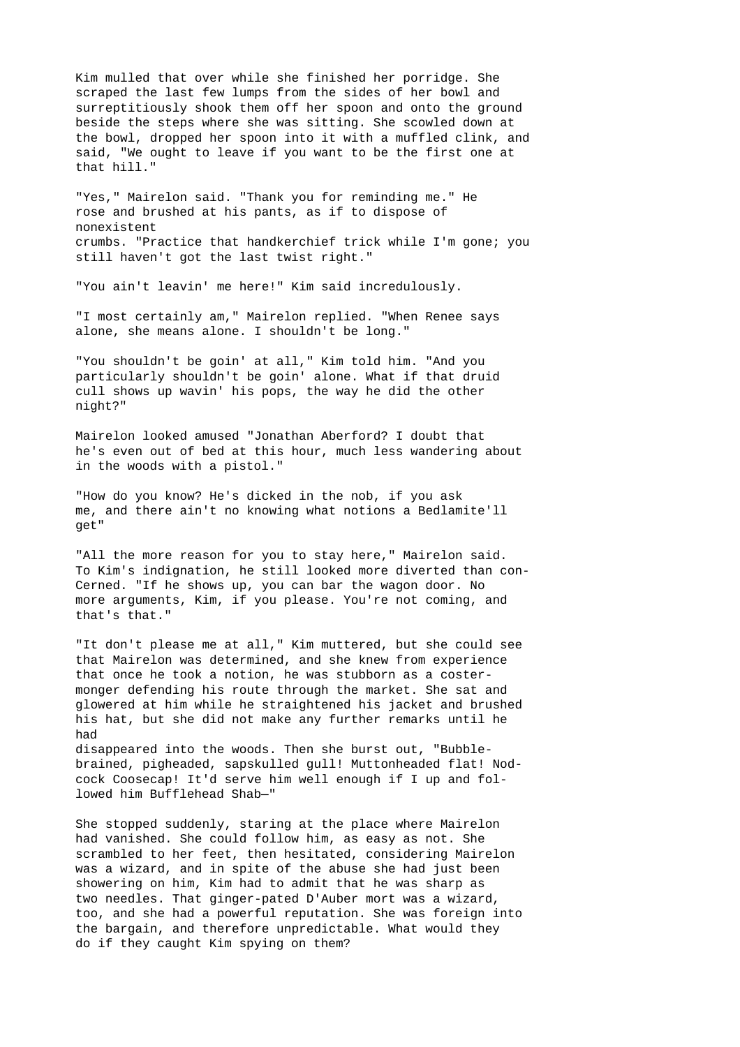Kim mulled that over while she finished her porridge. She scraped the last few lumps from the sides of her bowl and surreptitiously shook them off her spoon and onto the ground beside the steps where she was sitting. She scowled down at the bowl, dropped her spoon into it with a muffled clink, and said, "We ought to leave if you want to be the first one at that hill."

"Yes," Mairelon said. "Thank you for reminding me." He rose and brushed at his pants, as if to dispose of nonexistent crumbs. "Practice that handkerchief trick while I'm gone; you still haven't got the last twist right."

"You ain't leavin' me here!" Kim said incredulously.

"I most certainly am," Mairelon replied. "When Renee says alone, she means alone. I shouldn't be long."

"You shouldn't be goin' at all," Kim told him. "And you particularly shouldn't be goin' alone. What if that druid cull shows up wavin' his pops, the way he did the other night?"

Mairelon looked amused "Jonathan Aberford? I doubt that he's even out of bed at this hour, much less wandering about in the woods with a pistol."

"How do you know? He's dicked in the nob, if you ask me, and there ain't no knowing what notions a Bedlamite'll get"

"All the more reason for you to stay here," Mairelon said. To Kim's indignation, he still looked more diverted than concerned. "If he shows up, you can bar the wagon door. No more arguments, Kim, if you please. You're not coming, and that's that."

"It don't please me at all," Kim muttered, but she could see that Mairelon was determined, and she knew from experience that once he took a notion, he was stubborn as a costermonger defending his route through the market. She sat and glowered at him while he straightened his jacket and brushed his hat, but she did not make any further remarks until he had disappeared into the woods. Then she burst out, "Bubble-brained, pigheaded, sapskulled gull! Muttonheaded flat! Nodcock Coosecap! It'd serve him well enough if I up and followed him Bufflehead Shab—"

She stopped suddenly, staring at the place where Mairelon had vanished. She could follow him, as easy as not. She scrambled to her feet, then hesitated, considering Mairelon was a wizard, and in spite of the abuse she had just been showering on him, Kim had to admit that he was sharp as two needles. That ginger-pated D'Auber mort was a wizard, too, and she had a powerful reputation. She was foreign into the bargain, and therefore unpredictable. What would they do if they caught Kim spying on them?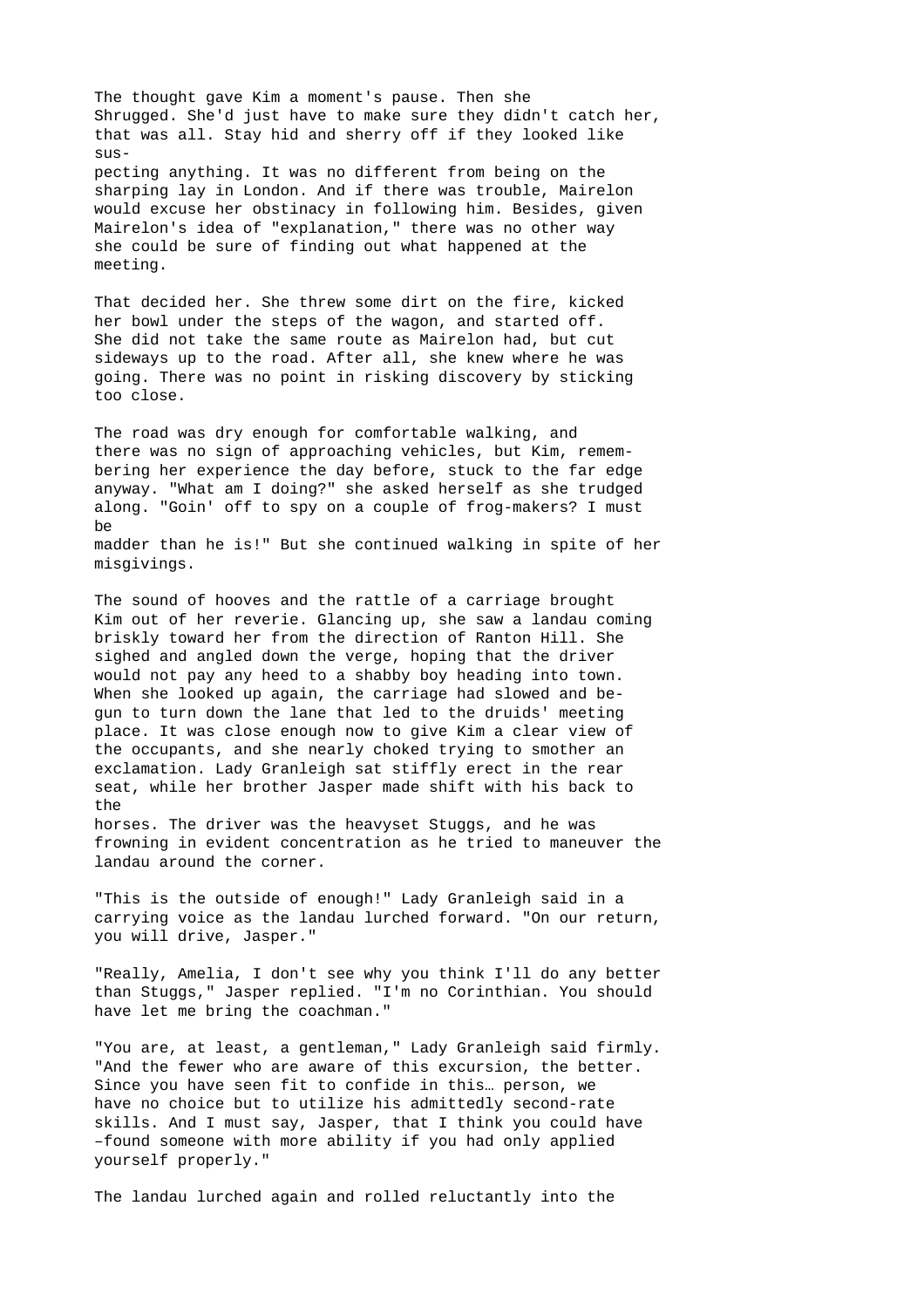The thought gave Kim a moment's pause. Then she Shrugged. She'd just have to make sure they didn't catch her, that was all. Stay hid and sherry off if they looked like suspecting anything. It was no different from being on the sharping lay in London. And if there was trouble, Mairelon would excuse her obstinacy in following him. Besides, given Mairelon's idea of "explanation," there was no other way she could be sure of finding out what happened at the meeting.

That decided her. She threw some dirt on the fire, kicked her bowl under the steps of the wagon, and started off. She did not take the same route as Mairelon had, but cut sideways up to the road. After all, she knew where he was going. There was no point in risking discovery by sticking too close.

The road was dry enough for comfortable walking, and there was no sign of approaching vehicles, but Kim, remembering her experience the day before, stuck to the far edge anyway. "What am I doing?" she asked herself as she trudged along. "Goin' off to spy on a couple of frog-makers? I must be madder than he is!" But she continued walking in spite of her misgivings.

The sound of hooves and the rattle of a carriage brought Kim out of her reverie. Glancing up, she saw a landau coming briskly toward her from the direction of Ranton Hill. She sighed and angled down the verge, hoping that the driver would not pay any heed to a shabby boy heading into town. When she looked up again, the carriage had slowed and begun to turn down the lane that led to the druids' meeting place. It was close enough now to give Kim a clear view of the occupants, and she nearly choked trying to smother an exclamation. Lady Granleigh sat stiffly erect in the rear seat, while her brother Jasper made shift with his back to the horses. The driver was the heavyset Stuggs, and he was frowning in evident concentration as he tried to maneuver the landau around the corner.

"This is the outside of enough!" Lady Granleigh said in a carrying voice as the landau lurched forward. "On our return, you will drive, Jasper."

"Really, Amelia, I don't see why you think I'll do any better than Stuggs," Jasper replied. "I'm no Corinthian. You should have let me bring the coachman."

"You are, at least, a gentleman," Lady Granleigh said firmly. "And the fewer who are aware of this excursion, the better. Since you have seen fit to confide in this… person, we have no choice but to utilize his admittedly second-rate skills. And I must say, Jasper, that I think you could have –found someone with more ability if you had only applied yourself properly."

The landau lurched again and rolled reluctantly into the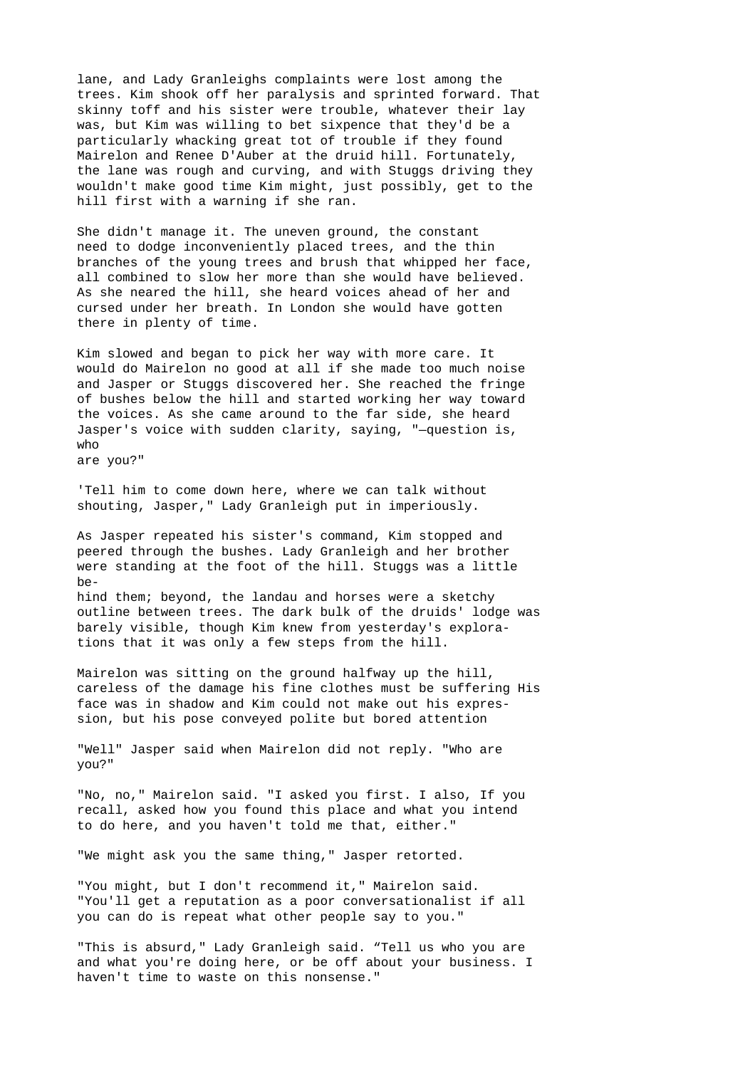lane, and Lady Granleighs complaints were lost among the trees. Kim shook off her paralysis and sprinted forward. That skinny toff and his sister were trouble, whatever their lay was, but Kim was willing to bet sixpence that they'd be a particularly whacking great tot of trouble if they found Mairelon and Renee D'Auber at the druid hill. Fortunately, the lane was rough and curving, and with Stuggs driving they wouldn't make good time Kim might, just possibly, get to the hill first with a warning if she ran.

She didn't manage it. The uneven ground, the constant need to dodge inconveniently placed trees, and the thin branches of the young trees and brush that whipped her face, all combined to slow her more than she would have believed. As she neared the hill, she heard voices ahead of her and cursed under her breath. In London she would have gotten there in plenty of time.

Kim slowed and began to pick her way with more care. It would do Mairelon no good at all if she made too much noise and Jasper or Stuggs discovered her. She reached the fringe of bushes below the hill and started working her way toward the voices. As she came around to the far side, she heard Jasper's voice with sudden clarity, saying, "—question is, who are you?"

'Tell him to come down here, where we can talk without shouting, Jasper," Lady Granleigh put in imperiously.

As Jasper repeated his sister's command, Kim stopped and peered through the bushes. Lady Granleigh and her brother were standing at the foot of the hill. Stuggs was a little behind them; beyond, the landau and horses were a sketchy outline between trees. The dark bulk of the druids' lodge was barely visible, though Kim knew from yesterday's explorations that it was only a few steps from the hill.

Mairelon was sitting on the ground halfway up the hill, careless of the damage his fine clothes must be suffering His face was in shadow and Kim could not make out his expression, but his pose conveyed polite but bored attention

"Well" Jasper said when Mairelon did not reply. "Who are you?"

"No, no," Mairelon said. "I asked you first. I also, If you recall, asked how you found this place and what you intend to do here, and you haven't told me that, either."

"We might ask you the same thing," Jasper retorted.

"You might, but I don't recommend it," Mairelon said. "You'll get a reputation as a poor conversationalist if all you can do is repeat what other people say to you."

"This is absurd," Lady Granleigh said. "Tell us who you are and what you're doing here, or be off about your business. I haven't time to waste on this nonsense."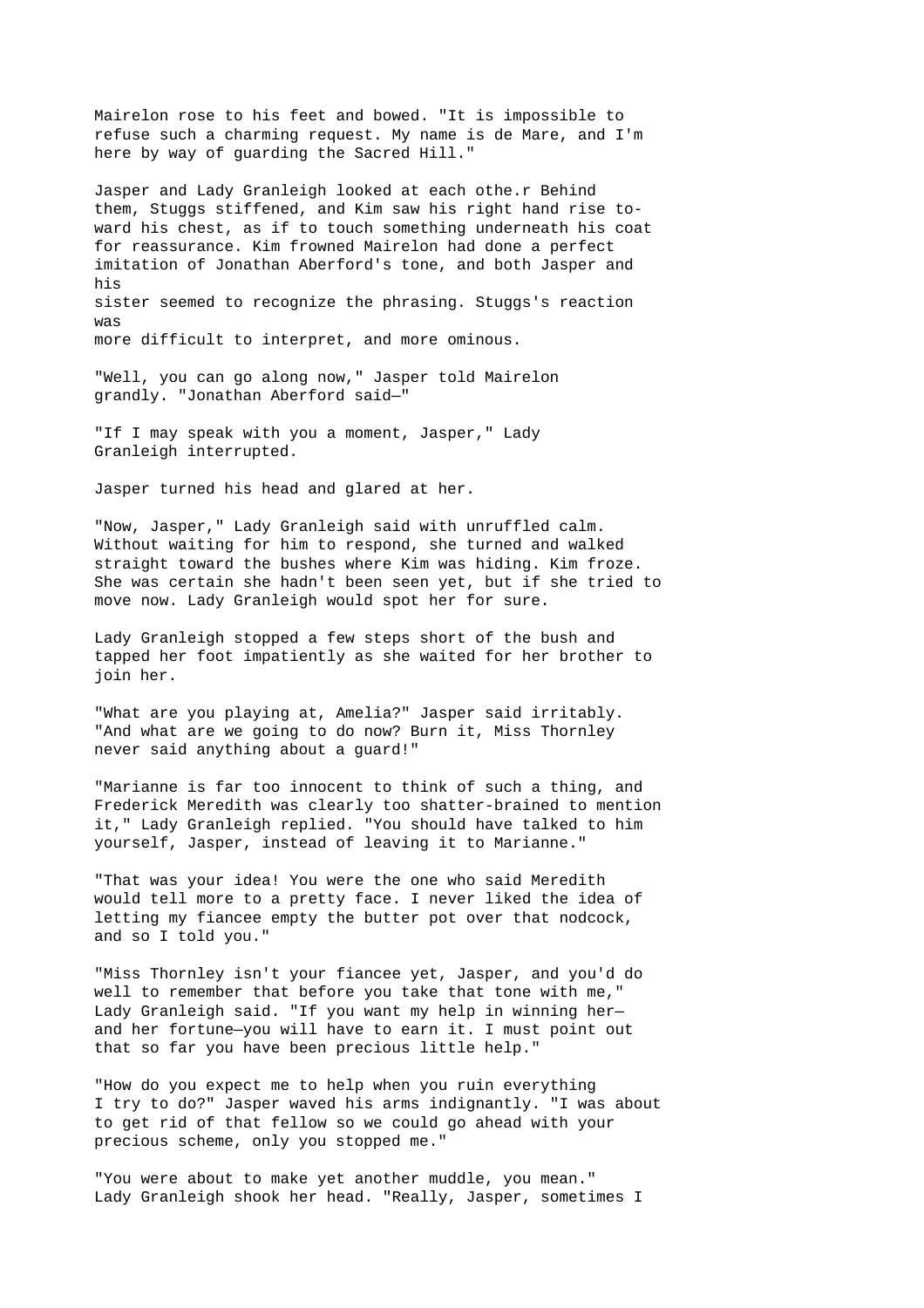Mairelon rose to his feet and bowed. "It is impossible to refuse such a charming request. My name is de Mare, and I'm here by way of guarding the Sacred Hill."

Jasper and Lady Granleigh looked at each othe.r Behind them, Stuggs stiffened, and Kim saw his right hand rise toward his chest, as if to touch something underneath his coat for reassurance. Kim frowned Mairelon had done a perfect imitation of Jonathan Aberford's tone, and both Jasper and his sister seemed to recognize the phrasing. Stuggs's reaction was more difficult to interpret, and more ominous.

"Well, you can go along now," Jasper told Mairelon grandly. "Jonathan Aberford said—"

"If I may speak with you a moment, Jasper," Lady Granleigh interrupted.

Jasper turned his head and glared at her.

"Now, Jasper," Lady Granleigh said with unruffled calm. Without waiting for him to respond, she turned and walked straight toward the bushes where Kim was hiding. Kim froze. She was certain she hadn't been seen yet, but if she tried to move now. Lady Granleigh would spot her for sure.

Lady Granleigh stopped a few steps short of the bush and tapped her foot impatiently as she waited for her brother to join her.

"What are you playing at, Amelia?" Jasper said irritably. "And what are we going to do now? Burn it, Miss Thornley never said anything about a guard!"

"Marianne is far too innocent to think of such a thing, and Frederick Meredith was clearly too shatter-brained to mention it," Lady Granleigh replied. "You should have talked to him yourself, Jasper, instead of leaving it to Marianne."

"That was your idea! You were the one who said Meredith would tell more to a pretty face. I never liked the idea of letting my fiancee empty the butter pot over that nodcock, and so I told you."

"Miss Thornley isn't your fiancee yet, Jasper, and you'd do well to remember that before you take that tone with me," Lady Granleigh said. "If you want my help in winning her—and her fortune—you will have to earn it. I must point out that so far you have been precious little help."

"How do you expect me to help when you ruin everything I try to do?" Jasper waved his arms indignantly. "I was about to get rid of that fellow so we could go ahead with your precious scheme, only you stopped me."

"You were about to make yet another muddle, you mean." Lady Granleigh shook her head. "Really, Jasper, sometimes I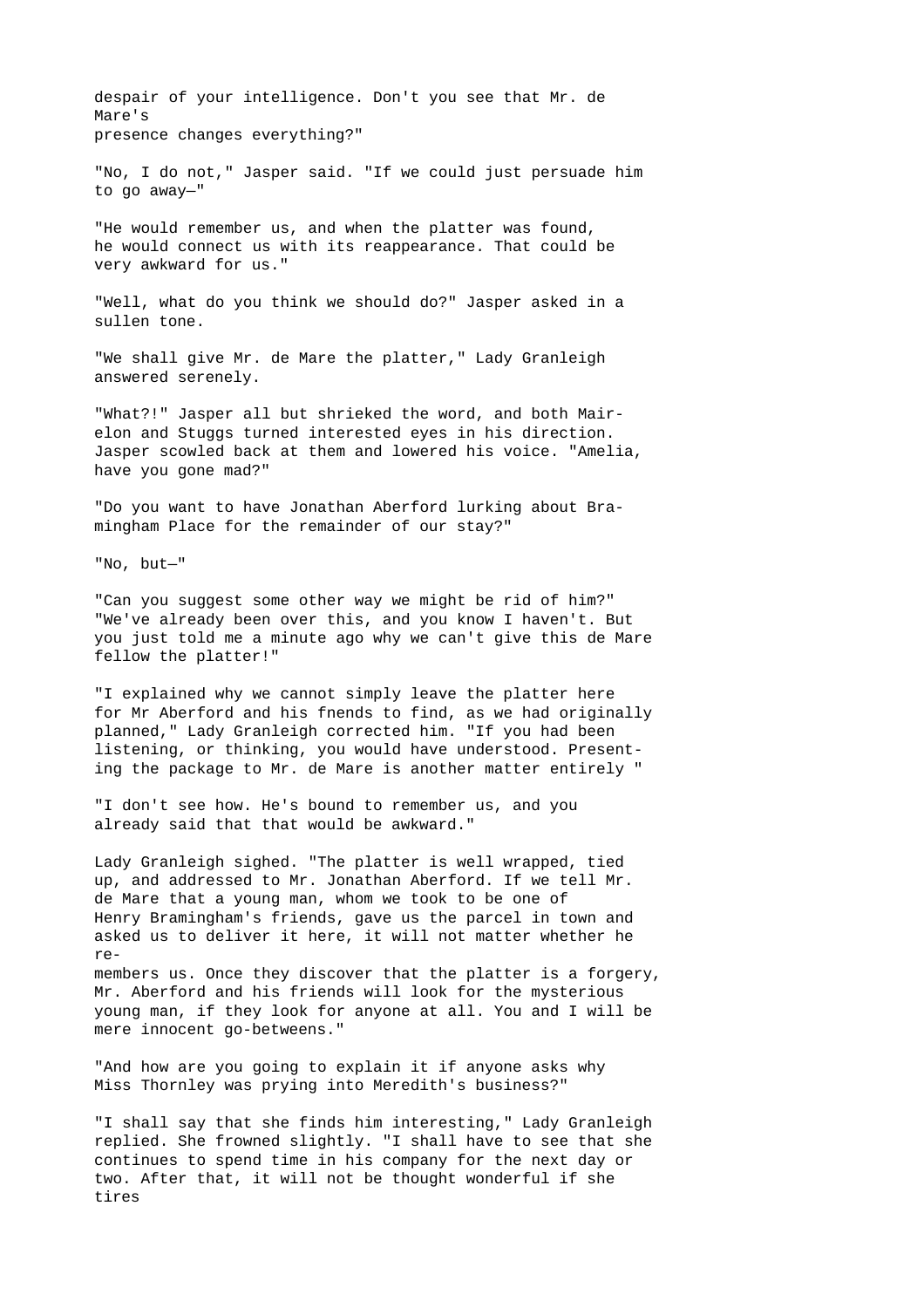despair of your intelligence. Don't you see that Mr. de Mare's presence changes everything?"

"No, I do not," Jasper said. "If we could just persuade him to go away—"

"He would remember us, and when the platter was found, he would connect us with its reappearance. That could be very awkward for us."

"Well, what do you think we should do?" Jasper asked in a sullen tone.

"We shall give Mr. de Mare the platter," Lady Granleigh answered serenely.

"What?!" Jasper all but shrieked the word, and both Mairelon and Stuggs turned interested eyes in his direction. Jasper scowled back at them and lowered his voice. "Amelia, have you gone mad?"

"Do you want to have Jonathan Aberford lurking about Bramingham Place for the remainder of our stay?"

"No, but—"

"Can you suggest some other way we might be rid of him?" "We've already been over this, and you know I haven't. But you just told me a minute ago why we can't give this de Mare fellow the platter!"

"I explained why we cannot simply leave the platter here for Mr Aberford and his fnends to find, as we had originally planned," Lady Granleigh corrected him. "If you had been listening, or thinking, you would have understood. Presenting the package to Mr. de Mare is another matter entirely "

"I don't see how. He's bound to remember us, and you already said that that would be awkward."

Lady Granleigh sighed. "The platter is well wrapped, tied up, and addressed to Mr. Jonathan Aberford. If we tell Mr. de Mare that a young man, whom we took to be one of Henry Bramingham's friends, gave us the parcel in town and asked us to deliver it here, it will not matter whether he remembers us. Once they discover that the platter is a forgery, Mr. Aberford and his friends will look for the mysterious young man, if they look for anyone at all. You and I will be mere innocent go-betweens."

"And how are you going to explain it if anyone asks why Miss Thornley was prying into Meredith's business?"

"I shall say that she finds him interesting," Lady Granleigh replied. She frowned slightly. "I shall have to see that she continues to spend time in his company for the next day or two. After that, it will not be thought wonderful if she tires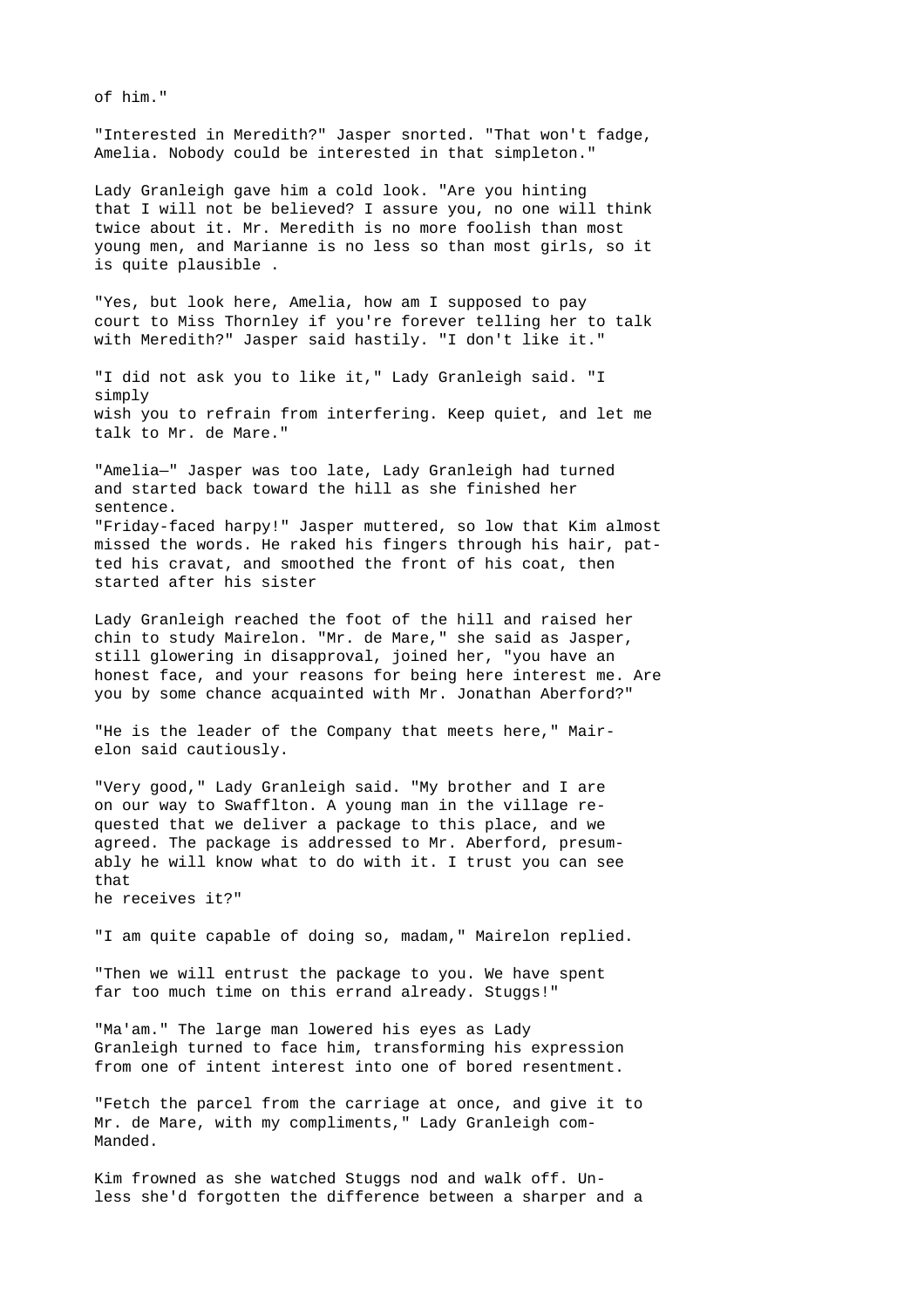of him."

"Interested in Meredith?" Jasper snorted. "That won't fadge, Amelia. Nobody could be interested in that simpleton."

Lady Granleigh gave him a cold look. "Are you hinting that I will not be believed? I assure you, no one will think twice about it. Mr. Meredith is no more foolish than most young men, and Marianne is no less so than most girls, so it is quite plausible .

"Yes, but look here, Amelia, how am I supposed to pay court to Miss Thornley if you're forever telling her to talk with Meredith?" Jasper said hastily. "I don't like it."

"I did not ask you to like it," Lady Granleigh said. "I simply wish you to refrain from interfering. Keep quiet, and let me talk to Mr. de Mare."

"Amelia—" Jasper was too late, Lady Granleigh had turned and started back toward the hill as she finished her sentence.
"Friday-faced harpy!" Jasper muttered, so low that Kim almost missed the words. He raked his fingers through his hair, patted his cravat, and smoothed the front of his coat, then started after his sister

Lady Granleigh reached the foot of the hill and raised her chin to study Mairelon. "Mr. de Mare," she said as Jasper, still glowering in disapproval, joined her, "you have an honest face, and your reasons for being here interest me. Are you by some chance acquainted with Mr. Jonathan Aberford?"

"He is the leader of the Company that meets here," Mairelon said cautiously.

"Very good," Lady Granleigh said. "My brother and I are on our way to Swafflton. A young man in the village requested that we deliver a package to this place, and we agreed. The package is addressed to Mr. Aberford, presumably he will know what to do with it. I trust you can see that he receives it?"

"I am quite capable of doing so, madam," Mairelon replied.

"Then we will entrust the package to you. We have spent far too much time on this errand already. Stuggs!"

"Ma'am." The large man lowered his eyes as Lady Granleigh turned to face him, transforming his expression from one of intent interest into one of bored resentment.

"Fetch the parcel from the carriage at once, and give it to Mr. de Mare, with my compliments," Lady Granleigh commanded.

Kim frowned as she watched Stuggs nod and walk off. Unless she'd forgotten the difference between a sharper and a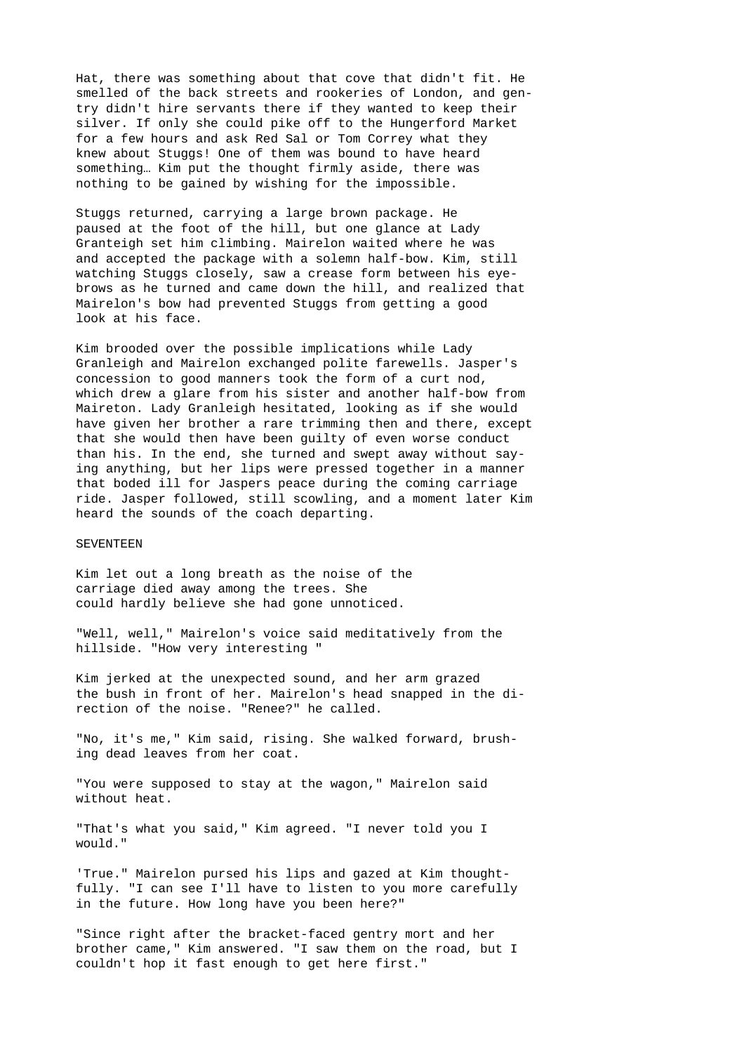Hat, there was something about that cove that didn't fit. He smelled of the back streets and rookeries of London, and gentry didn't hire servants there if they wanted to keep their silver. If only she could pike off to the Hungerford Market for a few hours and ask Red Sal or Tom Correy what they knew about Stuggs! One of them was bound to have heard something… Kim put the thought firmly aside, there was nothing to be gained by wishing for the impossible.

Stuggs returned, carrying a large brown package. He paused at the foot of the hill, but one glance at Lady Granteigh set him climbing. Mairelon waited where he was and accepted the package with a solemn half-bow. Kim, still watching Stuggs closely, saw a crease form between his eyebrows as he turned and came down the hill, and realized that Mairelon's bow had prevented Stuggs from getting a good look at his face.

Kim brooded over the possible implications while Lady Granleigh and Mairelon exchanged polite farewells. Jasper's concession to good manners took the form of a curt nod, which drew a glare from his sister and another half-bow from Maireton. Lady Granleigh hesitated, looking as if she would have given her brother a rare trimming then and there, except that she would then have been guilty of even worse conduct than his. In the end, she turned and swept away without saying anything, but her lips were pressed together in a manner that boded ill for Jaspers peace during the coming carriage ride. Jasper followed, still scowling, and a moment later Kim heard the sounds of the coach departing.

## SEVENTEEN

Kim let out a long breath as the noise of the carriage died away among the trees. She could hardly believe she had gone unnoticed.

"Well, well," Mairelon's voice said meditatively from the hillside. "How very interesting "

Kim jerked at the unexpected sound, and her arm grazed the bush in front of her. Mairelon's head snapped in the direction of the noise. "Renee?" he called.

"No, it's me," Kim said, rising. She walked forward, brushing dead leaves from her coat.

"You were supposed to stay at the wagon," Mairelon said without heat.

"That's what you said," Kim agreed. "I never told you I would."

'True." Mairelon pursed his lips and gazed at Kim thoughtfully. "I can see I'll have to listen to you more carefully in the future. How long have you been here?"

"Since right after the bracket-faced gentry mort and her brother came," Kim answered. "I saw them on the road, but I couldn't hop it fast enough to get here first."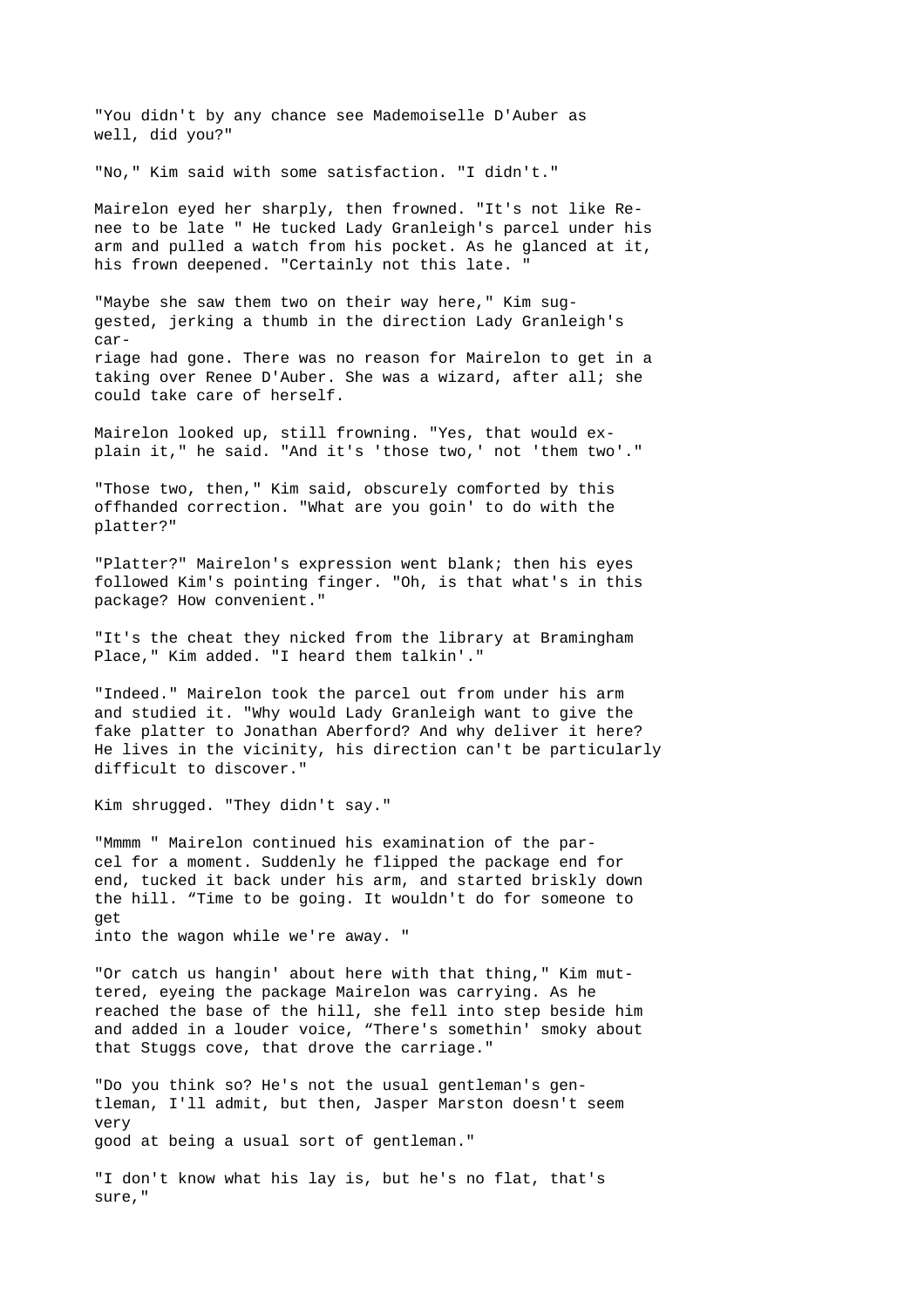"You didn't by any chance see Mademoiselle D'Auber as well, did you?"

"No," Kim said with some satisfaction. "I didn't."

Mairelon eyed her sharply, then frowned. "It's not like Renee to be late " He tucked Lady Granleigh's parcel under his arm and pulled a watch from his pocket. As he glanced at it, his frown deepened. "Certainly not this late. "

"Maybe she saw them two on their way here," Kim suggested, jerking a thumb in the direction Lady Granleigh's carriage had gone. There was no reason for Mairelon to get in a taking over Renee D'Auber. She was a wizard, after all; she could take care of herself.

Mairelon looked up, still frowning. "Yes, that would explain it," he said. "And it's 'those two,' not 'them two'."

"Those two, then," Kim said, obscurely comforted by this offhanded correction. "What are you goin' to do with the platter?"

"Platter?" Mairelon's expression went blank; then his eyes followed Kim's pointing finger. "Oh, is that what's in this package? How convenient."

"It's the cheat they nicked from the library at Bramingham Place," Kim added. "I heard them talkin'."

"Indeed." Mairelon took the parcel out from under his arm and studied it. "Why would Lady Granleigh want to give the fake platter to Jonathan Aberford? And why deliver it here? He lives in the vicinity, his direction can't be particularly difficult to discover."

Kim shrugged. "They didn't say."

"Mmmm " Mairelon continued his examination of the parcel for a moment. Suddenly he flipped the package end for end, tucked it back under his arm, and started briskly down the hill. "Time to be going. It wouldn't do for someone to get into the wagon while we're away. "

"Or catch us hangin' about here with that thing," Kim muttered, eyeing the package Mairelon was carrying. As he reached the base of the hill, she fell into step beside him and added in a louder voice, "There's somethin' smoky about that Stuggs cove, that drove the carriage."

"Do you think so? He's not the usual gentleman's gentleman, I'll admit, but then, Jasper Marston doesn't seem very good at being a usual sort of gentleman."

"I don't know what his lay is, but he's no flat, that's sure,"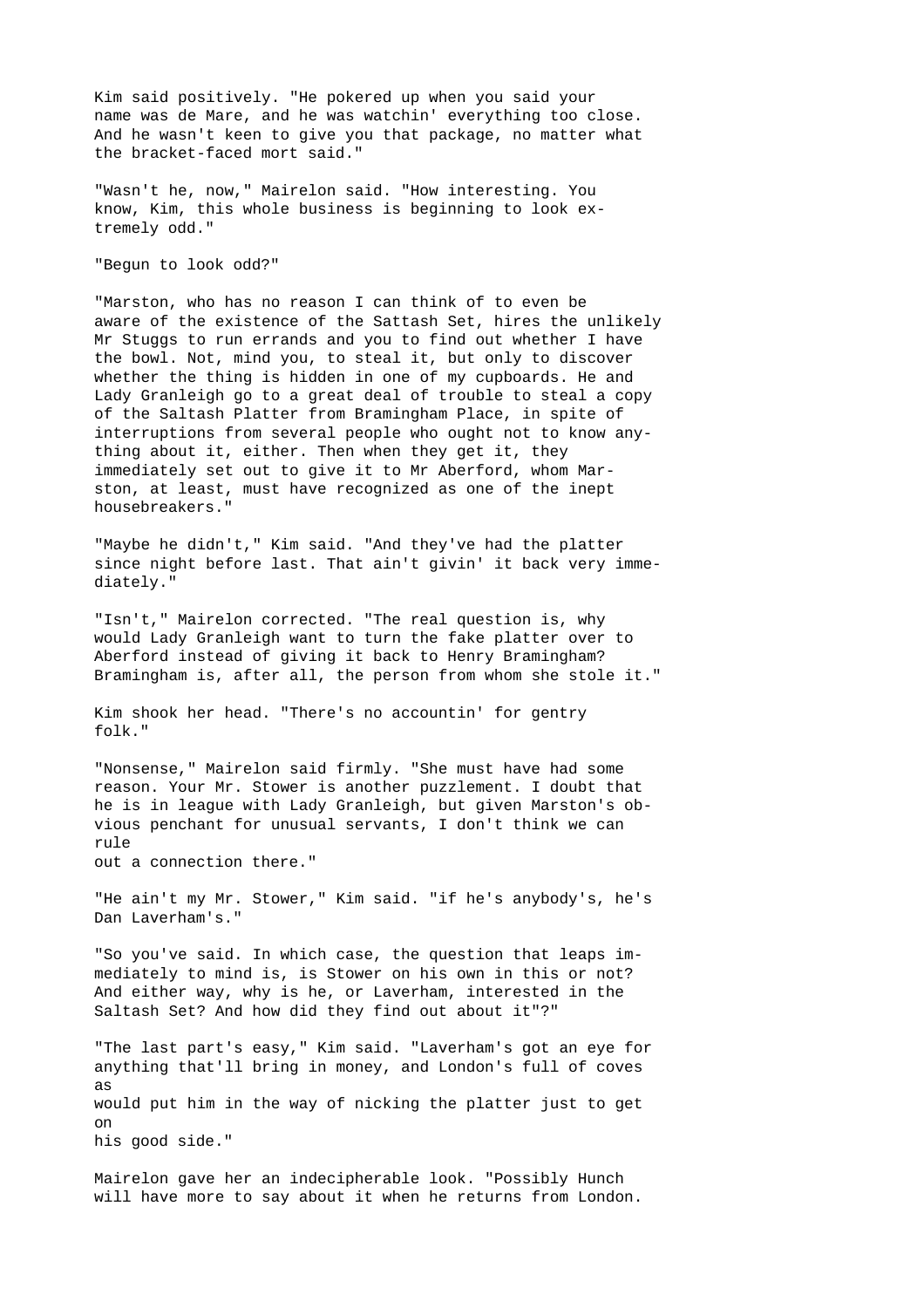Kim said positively. "He pokered up when you said your name was de Mare, and he was watchin' everything too close. And he wasn't keen to give you that package, no matter what the bracket-faced mort said."

"Wasn't he, now," Mairelon said. "How interesting. You know, Kim, this whole business is beginning to look extremely odd."

"Begun to look odd?"

"Marston, who has no reason I can think of to even be aware of the existence of the Sattash Set, hires the unlikely Mr Stuggs to run errands and you to find out whether I have the bowl. Not, mind you, to steal it, but only to discover whether the thing is hidden in one of my cupboards. He and Lady Granleigh go to a great deal of trouble to steal a copy of the Saltash Platter from Bramingham Place, in spite of interruptions from several people who ought not to know anything about it, either. Then when they get it, they immediately set out to give it to Mr Aberford, whom Marston, at least, must have recognized as one of the inept housebreakers."

"Maybe he didn't," Kim said. "And they've had the platter since night before last. That ain't givin' it back very immediately."

"Isn't," Mairelon corrected. "The real question is, why would Lady Granleigh want to turn the fake platter over to Aberford instead of giving it back to Henry Bramingham? Bramingham is, after all, the person from whom she stole it."

Kim shook her head. "There's no accountin' for gentry folk."

"Nonsense," Mairelon said firmly. "She must have had some reason. Your Mr. Stower is another puzzlement. I doubt that he is in league with Lady Granleigh, but given Marston's obvious penchant for unusual servants, I don't think we can rule out a connection there."

"He ain't my Mr. Stower," Kim said. "if he's anybody's, he's Dan Laverham's."

"So you've said. In which case, the question that leaps immediately to mind is, is Stower on his own in this or not? And either way, why is he, or Laverham, interested in the Saltash Set? And how did they find out about it"?"

"The last part's easy," Kim said. "Laverham's got an eye for anything that'll bring in money, and London's full of coves as would put him in the way of nicking the platter just to get on his good side."

Mairelon gave her an indecipherable look. "Possibly Hunch will have more to say about it when he returns from London.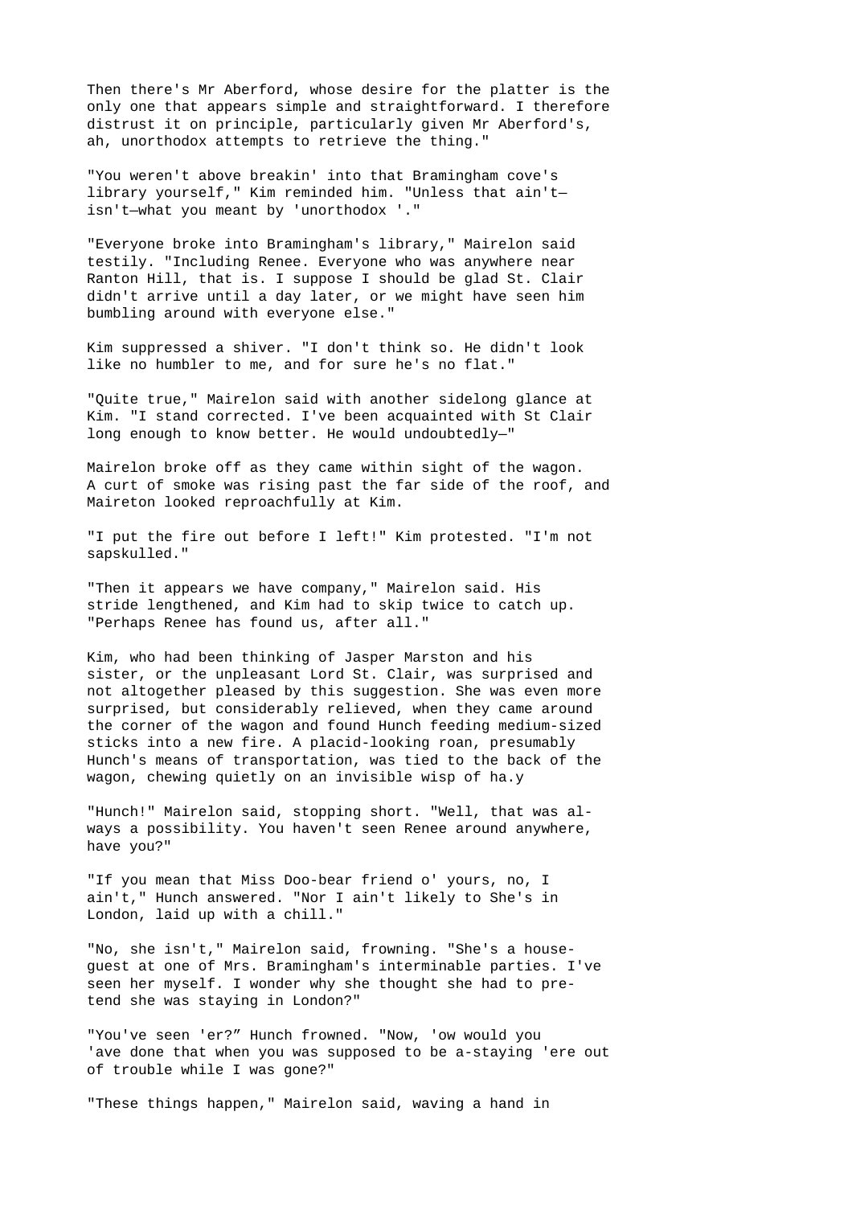Then there's Mr Aberford, whose desire for the platter is the only one that appears simple and straightforward. I therefore distrust it on principle, particularly given Mr Aberford's, ah, unorthodox attempts to retrieve the thing."

"You weren't above breakin' into that Bramingham cove's library yourself," Kim reminded him. "Unless that ain't—isn't—what you meant by 'unorthodox '."

"Everyone broke into Bramingham's library," Mairelon said testily. "Including Renee. Everyone who was anywhere near Ranton Hill, that is. I suppose I should be glad St. Clair didn't arrive until a day later, or we might have seen him bumbling around with everyone else."

Kim suppressed a shiver. "I don't think so. He didn't look like no humbler to me, and for sure he's no flat."

"Quite true," Mairelon said with another sidelong glance at Kim. "I stand corrected. I've been acquainted with St Clair long enough to know better. He would undoubtedly—"

Mairelon broke off as they came within sight of the wagon. A curt of smoke was rising past the far side of the roof, and Maireton looked reproachfully at Kim.

"I put the fire out before I left!" Kim protested. "I'm not sapskulled."

"Then it appears we have company," Mairelon said. His stride lengthened, and Kim had to skip twice to catch up. "Perhaps Renee has found us, after all."

Kim, who had been thinking of Jasper Marston and his sister, or the unpleasant Lord St. Clair, was surprised and not altogether pleased by this suggestion. She was even more surprised, but considerably relieved, when they came around the corner of the wagon and found Hunch feeding medium-sized sticks into a new fire. A placid-looking roan, presumably Hunch's means of transportation, was tied to the back of the wagon, chewing quietly on an invisible wisp of ha.y

"Hunch!" Mairelon said, stopping short. "Well, that was always a possibility. You haven't seen Renee around anywhere, have you?"

"If you mean that Miss Doo-bear friend o' yours, no, I ain't," Hunch answered. "Nor I ain't likely to She's in London, laid up with a chill."

"No, she isn't," Mairelon said, frowning. "She's a houseguest at one of Mrs. Bramingham's interminable parties. I've seen her myself. I wonder why she thought she had to pretend she was staying in London?"

"You've seen 'er?" Hunch frowned. "Now, 'ow would you 'ave done that when you was supposed to be a-staying 'ere out of trouble while I was gone?"

"These things happen," Mairelon said, waving a hand in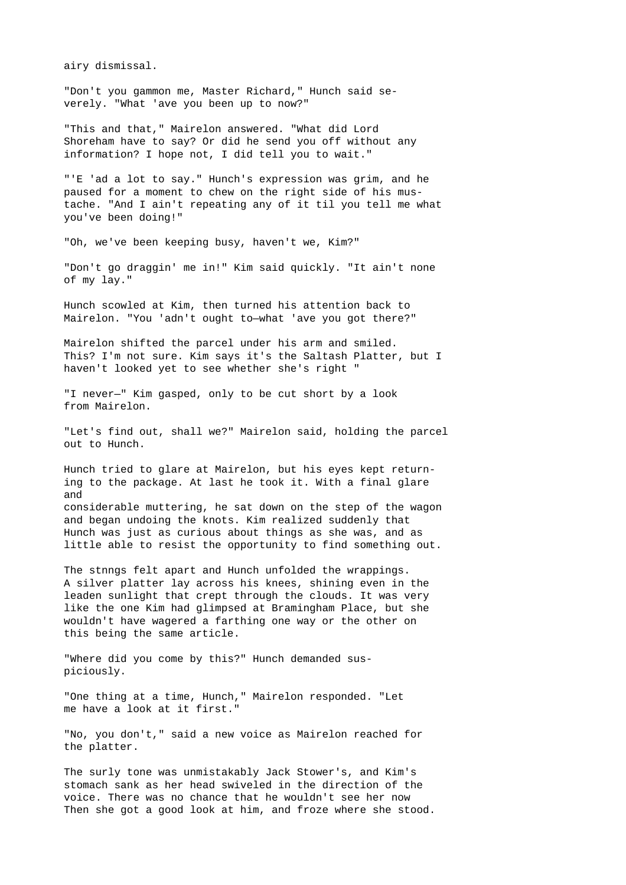airy dismissal.

"Don't you gammon me, Master Richard," Hunch said severely. "What 'ave you been up to now?"

"This and that," Mairelon answered. "What did Lord Shoreham have to say? Or did he send you off without any information? I hope not, I did tell you to wait."

"'E 'ad a lot to say." Hunch's expression was grim, and he paused for a moment to chew on the right side of his mustache. "And I ain't repeating any of it til you tell me what you've been doing!"

"Oh, we've been keeping busy, haven't we, Kim?"

"Don't go draggin' me in!" Kim said quickly. "It ain't none of my lay."

Hunch scowled at Kim, then turned his attention back to Mairelon. "You 'adn't ought to—what 'ave you got there?"

Mairelon shifted the parcel under his arm and smiled. This? I'm not sure. Kim says it's the Saltash Platter, but I haven't looked yet to see whether she's right "

"I never—" Kim gasped, only to be cut short by a look from Mairelon.

"Let's find out, shall we?" Mairelon said, holding the parcel out to Hunch.

Hunch tried to glare at Mairelon, but his eyes kept returning to the package. At last he took it. With a final glare and considerable muttering, he sat down on the step of the wagon and began undoing the knots. Kim realized suddenly that Hunch was just as curious about things as she was, and as little able to resist the opportunity to find something out.

The stnngs felt apart and Hunch unfolded the wrappings. A silver platter lay across his knees, shining even in the leaden sunlight that crept through the clouds. It was very like the one Kim had glimpsed at Bramingham Place, but she wouldn't have wagered a farthing one way or the other on this being the same article.

"Where did you come by this?" Hunch demanded suspiciously.

"One thing at a time, Hunch," Mairelon responded. "Let me have a look at it first."

"No, you don't," said a new voice as Mairelon reached for the platter.

The surly tone was unmistakably Jack Stower's, and Kim's stomach sank as her head swiveled in the direction of the voice. There was no chance that he wouldn't see her now Then she got a good look at him, and froze where she stood.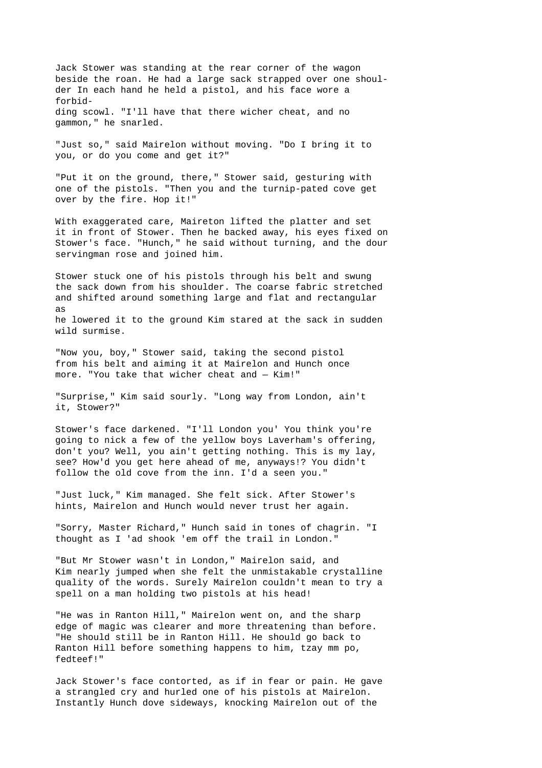Jack Stower was standing at the rear corner of the wagon beside the roan. He had a large sack strapped over one shoulder In each hand he held a pistol, and his face wore a forbidding scowl. "I'll have that there wicher cheat, and no gammon," he snarled.

"Just so," said Mairelon without moving. "Do I bring it to you, or do you come and get it?"

"Put it on the ground, there," Stower said, gesturing with one of the pistols. "Then you and the turnip-pated cove get over by the fire. Hop it!"

With exaggerated care, Maireton lifted the platter and set it in front of Stower. Then he backed away, his eyes fixed on Stower's face. "Hunch," he said without turning, and the dour servingman rose and joined him.

Stower stuck one of his pistols through his belt and swung the sack down from his shoulder. The coarse fabric stretched and shifted around something large and flat and rectangular as he lowered it to the ground Kim stared at the sack in sudden wild surmise.

"Now you, boy," Stower said, taking the second pistol from his belt and aiming it at Mairelon and Hunch once more. "You take that wicher cheat and — Kim!"

"Surprise," Kim said sourly. "Long way from London, ain't it, Stower?"

Stower's face darkened. "I'll London you' You think you're going to nick a few of the yellow boys Laverham's offering, don't you? Well, you ain't getting nothing. This is my lay, see? How'd you get here ahead of me, anyways!? You didn't follow the old cove from the inn. I'd a seen you."

"Just luck," Kim managed. She felt sick. After Stower's hints, Mairelon and Hunch would never trust her again.

"Sorry, Master Richard," Hunch said in tones of chagrin. "I thought as I 'ad shook 'em off the trail in London."

"But Mr Stower wasn't in London," Mairelon said, and Kim nearly jumped when she felt the unmistakable crystalline quality of the words. Surely Mairelon couldn't mean to try a spell on a man holding two pistols at his head!

"He was in Ranton Hill," Mairelon went on, and the sharp edge of magic was clearer and more threatening than before. "He should still be in Ranton Hill. He should go back to Ranton Hill before something happens to him, tzay mm po, fedteef!"

Jack Stower's face contorted, as if in fear or pain. He gave a strangled cry and hurled one of his pistols at Mairelon. Instantly Hunch dove sideways, knocking Mairelon out of the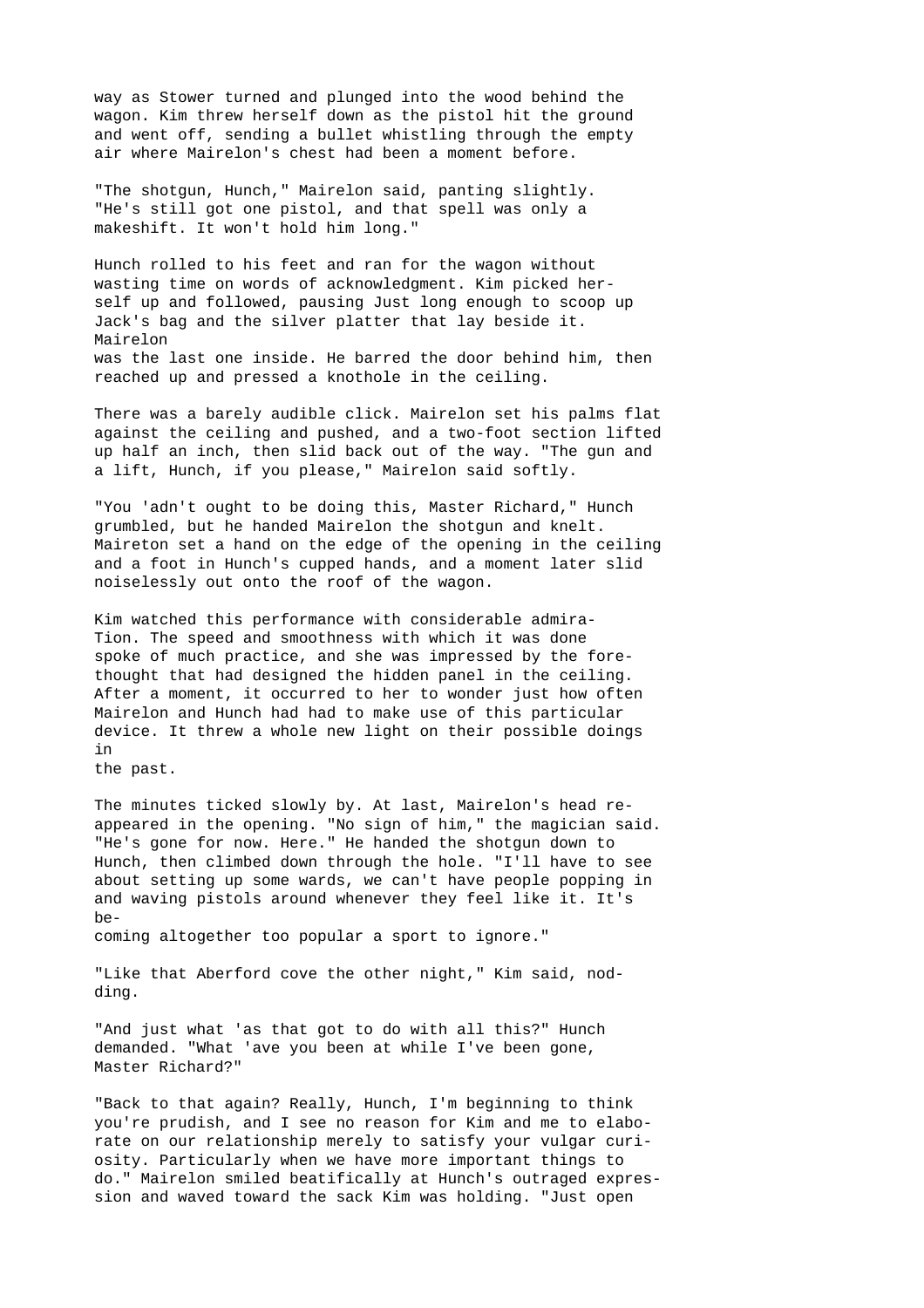way as Stower turned and plunged into the wood behind the wagon. Kim threw herself down as the pistol hit the ground and went off, sending a bullet whistling through the empty air where Mairelon's chest had been a moment before.

"The shotgun, Hunch," Mairelon said, panting slightly. "He's still got one pistol, and that spell was only a makeshift. It won't hold him long."

Hunch rolled to his feet and ran for the wagon without wasting time on words of acknowledgment. Kim picked herself up and followed, pausing Just long enough to scoop up Jack's bag and the silver platter that lay beside it. Mairelon was the last one inside. He barred the door behind him, then reached up and pressed a knothole in the ceiling.

There was a barely audible click. Mairelon set his palms flat against the ceiling and pushed, and a two-foot section lifted up half an inch, then slid back out of the way. "The gun and a lift, Hunch, if you please," Mairelon said softly.

"You 'adn't ought to be doing this, Master Richard," Hunch grumbled, but he handed Mairelon the shotgun and knelt. Maireton set a hand on the edge of the opening in the ceiling and a foot in Hunch's cupped hands, and a moment later slid noiselessly out onto the roof of the wagon.

Kim watched this performance with considerable admiration. The speed and smoothness with which it was done spoke of much practice, and she was impressed by the forethought that had designed the hidden panel in the ceiling. After a moment, it occurred to her to wonder just how often Mairelon and Hunch had had to make use of this particular device. It threw a whole new light on their possible doings in the past.

The minutes ticked slowly by. At last, Mairelon's head reappeared in the opening. "No sign of him," the magician said. "He's gone for now. Here." He handed the shotgun down to Hunch, then climbed down through the hole. "I'll have to see about setting up some wards, we can't have people popping in and waving pistols around whenever they feel like it. It's becoming altogether too popular a sport to ignore."

"Like that Aberford cove the other night," Kim said, nodding.

"And just what 'as that got to do with all this?" Hunch demanded. "What 'ave you been at while I've been gone, Master Richard?"

"Back to that again? Really, Hunch, I'm beginning to think you're prudish, and I see no reason for Kim and me to elaborate on our relationship merely to satisfy your vulgar curiosity. Particularly when we have more important things to do." Mairelon smiled beatifically at Hunch's outraged expression and waved toward the sack Kim was holding. "Just open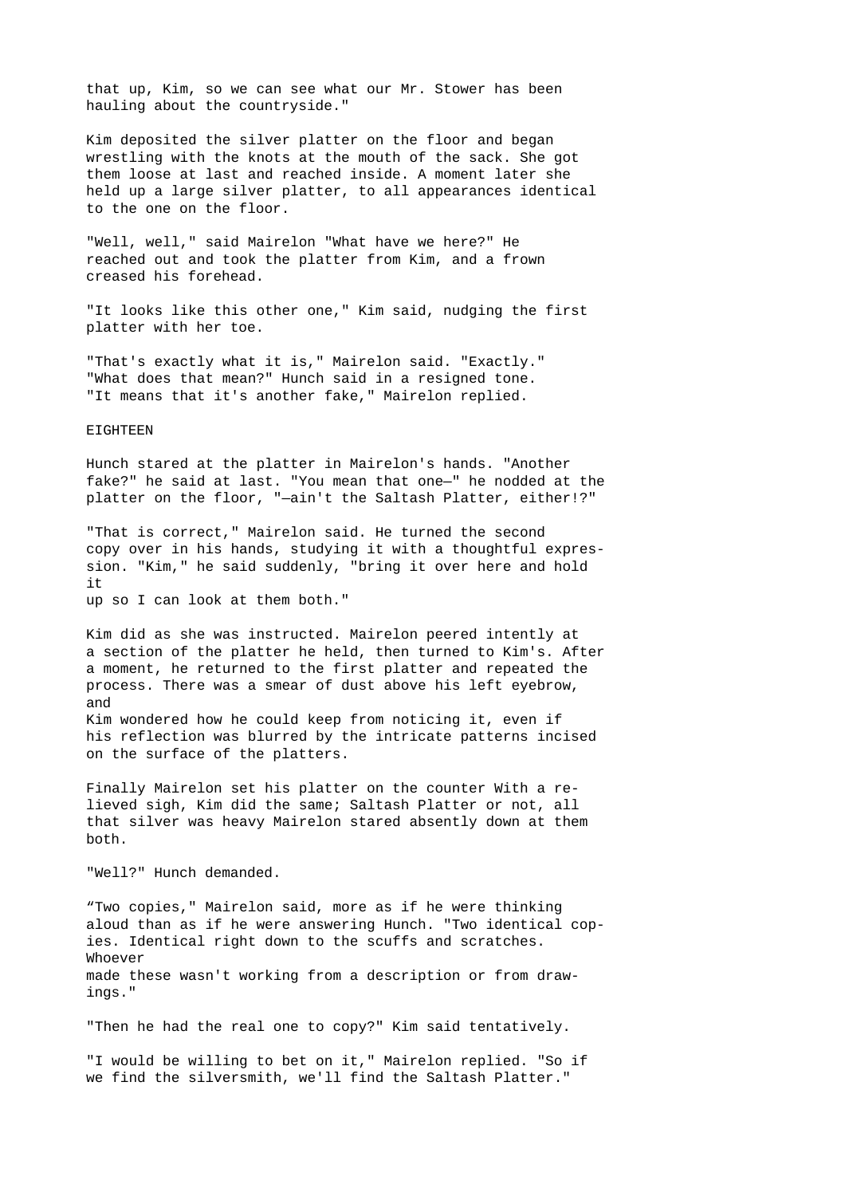that up, Kim, so we can see what our Mr. Stower has been hauling about the countryside."

Kim deposited the silver platter on the floor and began wrestling with the knots at the mouth of the sack. She got them loose at last and reached inside. A moment later she held up a large silver platter, to all appearances identical to the one on the floor.

"Well, well," said Mairelon "What have we here?" He reached out and took the platter from Kim, and a frown creased his forehead.

"It looks like this other one," Kim said, nudging the first platter with her toe.

"That's exactly what it is," Mairelon said. "Exactly."
"What does that mean?" Hunch said in a resigned tone.
"It means that it's another fake," Mairelon replied.

## EIGHTEEN

Hunch stared at the platter in Mairelon's hands. "Another fake?" he said at last. "You mean that one—" he nodded at the platter on the floor, "—ain't the Saltash Platter, either!?"

"That is correct," Mairelon said. He turned the second copy over in his hands, studying it with a thoughtful expression. "Kim," he said suddenly, "bring it over here and hold it up so I can look at them both."

Kim did as she was instructed. Mairelon peered intently at a section of the platter he held, then turned to Kim's. After a moment, he returned to the first platter and repeated the process. There was a smear of dust above his left eyebrow, and Kim wondered how he could keep from noticing it, even if his reflection was blurred by the intricate patterns incised on the surface of the platters.

Finally Mairelon set his platter on the counter With a relieved sigh, Kim did the same; Saltash Platter or not, all that silver was heavy Mairelon stared absently down at them both.

"Well?" Hunch demanded.

"Two copies," Mairelon said, more as if he were thinking aloud than as if he were answering Hunch. "Two identical copies. Identical right down to the scuffs and scratches. Whoever made these wasn't working from a description or from drawings."

"Then he had the real one to copy?" Kim said tentatively.

"I would be willing to bet on it," Mairelon replied. "So if we find the silversmith, we'll find the Saltash Platter."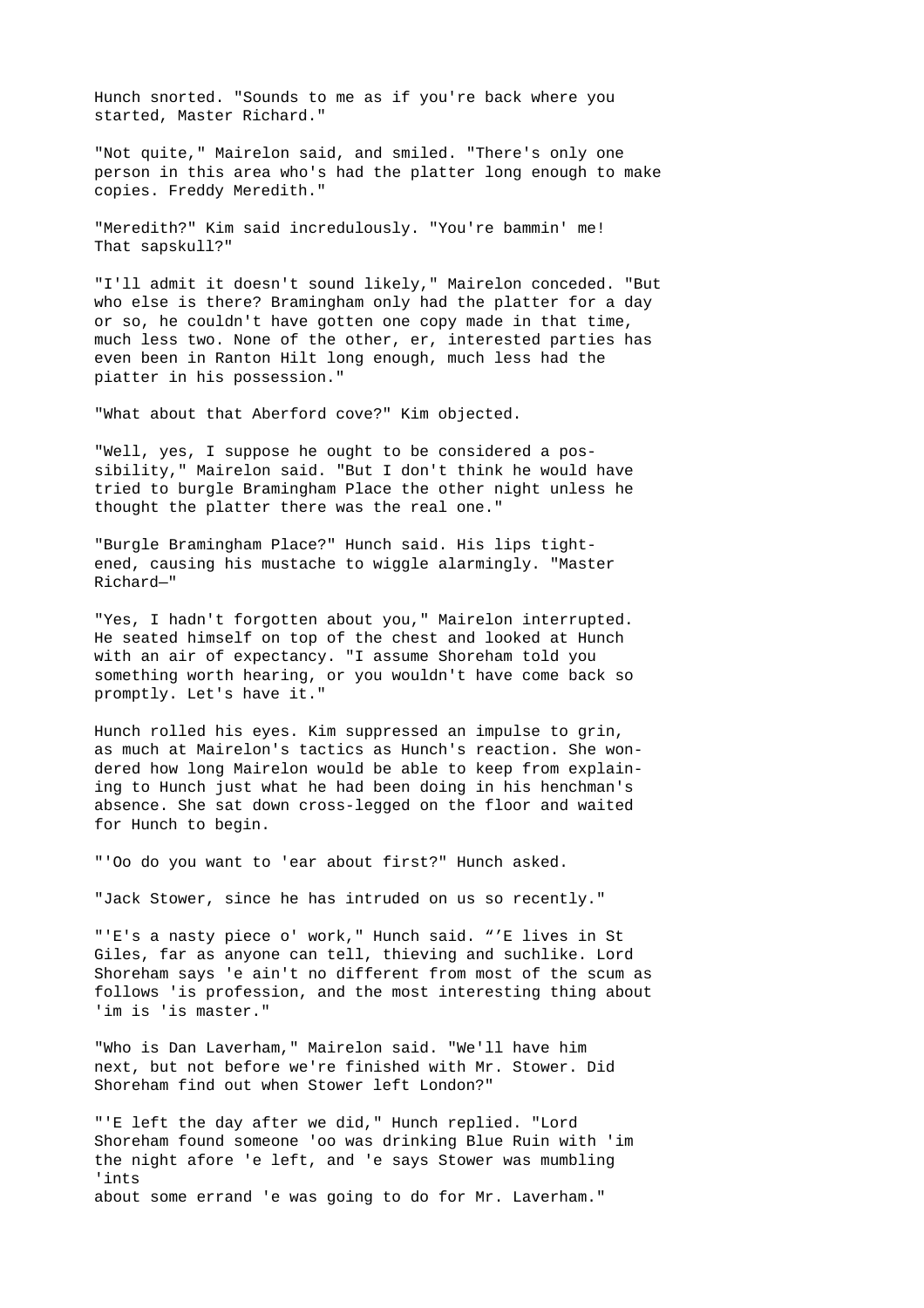Hunch snorted. "Sounds to me as if you're back where you started, Master Richard."

"Not quite," Mairelon said, and smiled. "There's only one person in this area who's had the platter long enough to make copies. Freddy Meredith."

"Meredith?" Kim said incredulously. "You're bammin' me! That sapskull?"

"I'll admit it doesn't sound likely," Mairelon conceded. "But who else is there? Bramingham only had the platter for a day or so, he couldn't have gotten one copy made in that time, much less two. None of the other, er, interested parties has even been in Ranton Hilt long enough, much less had the piatter in his possession."

"What about that Aberford cove?" Kim objected.

"Well, yes, I suppose he ought to be considered a possibility," Mairelon said. "But I don't think he would have tried to burgle Bramingham Place the other night unless he thought the platter there was the real one."

"Burgle Bramingham Place?" Hunch said. His lips tightened, causing his mustache to wiggle alarmingly. "Master Richard—"

"Yes, I hadn't forgotten about you," Mairelon interrupted. He seated himself on top of the chest and looked at Hunch with an air of expectancy. "I assume Shoreham told you something worth hearing, or you wouldn't have come back so promptly. Let's have it."

Hunch rolled his eyes. Kim suppressed an impulse to grin, as much at Mairelon's tactics as Hunch's reaction. She wondered how long Mairelon would be able to keep from explaining to Hunch just what he had been doing in his henchman's absence. She sat down cross-legged on the floor and waited for Hunch to begin.

"'Oo do you want to 'ear about first?" Hunch asked.

"Jack Stower, since he has intruded on us so recently."

"'E's a nasty piece o' work," Hunch said. "'E lives in St Giles, far as anyone can tell, thieving and suchlike. Lord Shoreham says 'e ain't no different from most of the scum as follows 'is profession, and the most interesting thing about 'im is 'is master."

"Who is Dan Laverham," Mairelon said. "We'll have him next, but not before we're finished with Mr. Stower. Did Shoreham find out when Stower left London?"

"'E left the day after we did," Hunch replied. "Lord Shoreham found someone 'oo was drinking Blue Ruin with 'im the night afore 'e left, and 'e says Stower was mumbling 'ints about some errand 'e was going to do for Mr. Laverham."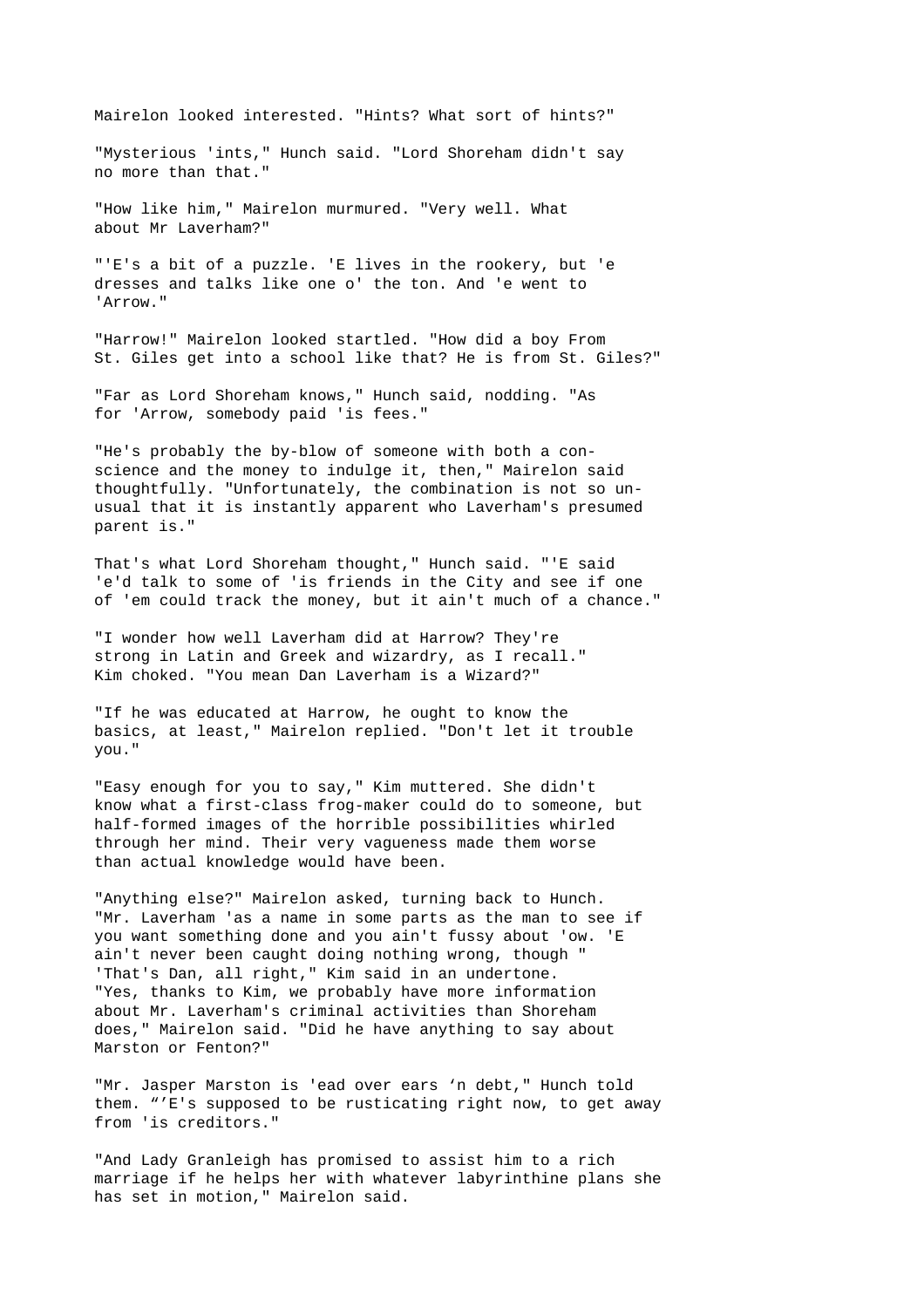Mairelon looked interested. "Hints? What sort of hints?"

"Mysterious 'ints," Hunch said. "Lord Shoreham didn't say no more than that."

"How like him," Mairelon murmured. "Very well. What about Mr Laverham?"

"'E's a bit of a puzzle. 'E lives in the rookery, but 'e dresses and talks like one o' the ton. And 'e went to 'Arrow."

"Harrow!" Mairelon looked startled. "How did a boy From St. Giles get into a school like that? He is from St. Giles?"

"Far as Lord Shoreham knows," Hunch said, nodding. "As for 'Arrow, somebody paid 'is fees."

"He's probably the by-blow of someone with both a conscience and the money to indulge it, then," Mairelon said thoughtfully. "Unfortunately, the combination is not so unusual that it is instantly apparent who Laverham's presumed parent is."

That's what Lord Shoreham thought," Hunch said. "'E said 'e'd talk to some of 'is friends in the City and see if one of 'em could track the money, but it ain't much of a chance."

"I wonder how well Laverham did at Harrow? They're strong in Latin and Greek and wizardry, as I recall."
Kim choked. "You mean Dan Laverham is a Wizard?"

"If he was educated at Harrow, he ought to know the basics, at least," Mairelon replied. "Don't let it trouble you."

"Easy enough for you to say," Kim muttered. She didn't know what a first-class frog-maker could do to someone, but half-formed images of the horrible possibilities whirled through her mind. Their very vagueness made them worse than actual knowledge would have been.

"Anything else?" Mairelon asked, turning back to Hunch.
"Mr. Laverham 'as a name in some parts as the man to see if you want something done and you ain't fussy about 'ow. 'E ain't never been caught doing nothing wrong, though "
'That's Dan, all right," Kim said in an undertone.
"Yes, thanks to Kim, we probably have more information about Mr. Laverham's criminal activities than Shoreham does," Mairelon said. "Did he have anything to say about Marston or Fenton?"

"Mr. Jasper Marston is 'ead over ears 'n debt," Hunch told them. "'E's supposed to be rusticating right now, to get away from 'is creditors."

"And Lady Granleigh has promised to assist him to a rich marriage if he helps her with whatever labyrinthine plans she has set in motion," Mairelon said.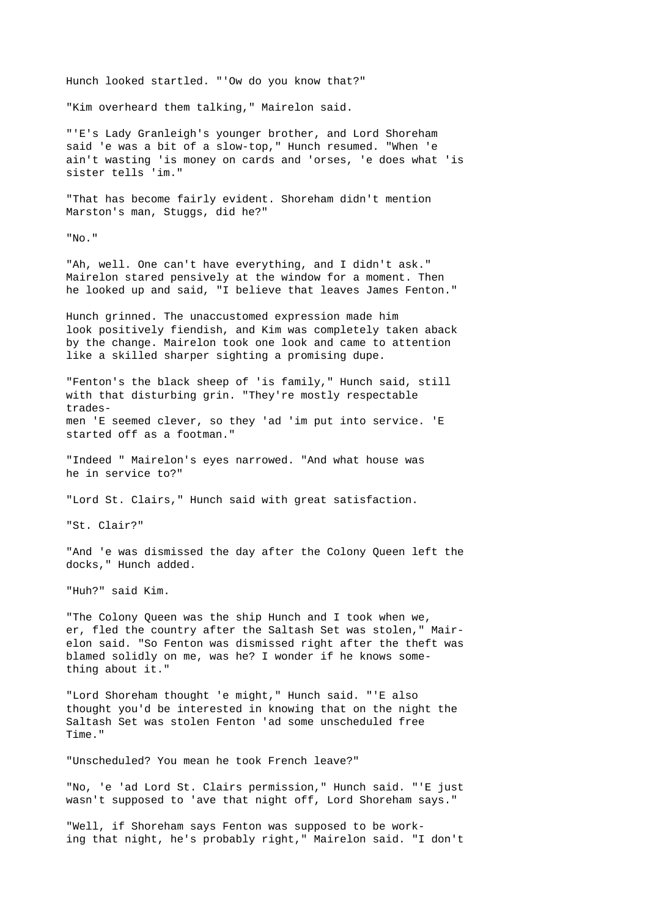Hunch looked startled. "'Ow do you know that?"

"Kim overheard them talking," Mairelon said.

"'E's Lady Granleigh's younger brother, and Lord Shoreham said 'e was a bit of a slow-top," Hunch resumed. "When 'e ain't wasting 'is money on cards and 'orses, 'e does what 'is sister tells 'im."

"That has become fairly evident. Shoreham didn't mention Marston's man, Stuggs, did he?"

"No."

"Ah, well. One can't have everything, and I didn't ask." Mairelon stared pensively at the window for a moment. Then he looked up and said, "I believe that leaves James Fenton."

Hunch grinned. The unaccustomed expression made him look positively fiendish, and Kim was completely taken aback by the change. Mairelon took one look and came to attention like a skilled sharper sighting a promising dupe.

"Fenton's the black sheep of 'is family," Hunch said, still with that disturbing grin. "They're mostly respectable tradesmen 'E seemed clever, so they 'ad 'im put into service. 'E started off as a footman."

"Indeed " Mairelon's eyes narrowed. "And what house was he in service to?"

"Lord St. Clairs," Hunch said with great satisfaction.

"St. Clair?"

"And 'e was dismissed the day after the Colony Queen left the docks," Hunch added.

"Huh?" said Kim.

"The Colony Queen was the ship Hunch and I took when we, er, fled the country after the Saltash Set was stolen," Mairelon said. "So Fenton was dismissed right after the theft was blamed solidly on me, was he? I wonder if he knows something about it."

"Lord Shoreham thought 'e might," Hunch said. "'E also thought you'd be interested in knowing that on the night the Saltash Set was stolen Fenton 'ad some unscheduled free Time."

"Unscheduled? You mean he took French leave?"

"No, 'e 'ad Lord St. Clairs permission," Hunch said. "'E just wasn't supposed to 'ave that night off, Lord Shoreham says."

"Well, if Shoreham says Fenton was supposed to be working that night, he's probably right," Mairelon said. "I don't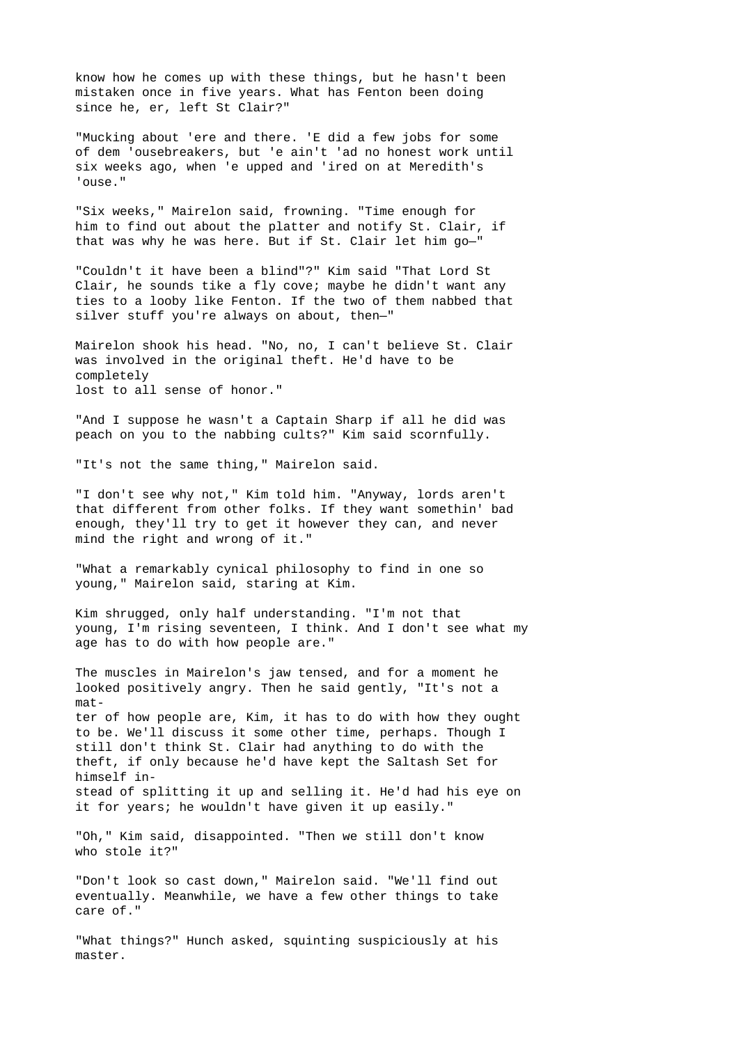know how he comes up with these things, but he hasn't been mistaken once in five years. What has Fenton been doing since he, er, left St Clair?"

"Mucking about 'ere and there. 'E did a few jobs for some of dem 'ousebreakers, but 'e ain't 'ad no honest work until six weeks ago, when 'e upped and 'ired on at Meredith's 'ouse."

"Six weeks," Mairelon said, frowning. "Time enough for him to find out about the platter and notify St. Clair, if that was why he was here. But if St. Clair let him go—"

"Couldn't it have been a blind"?" Kim said "That Lord St Clair, he sounds tike a fly cove; maybe he didn't want any ties to a looby like Fenton. If the two of them nabbed that silver stuff you're always on about, then—"

Mairelon shook his head. "No, no, I can't believe St. Clair was involved in the original theft. He'd have to be completely lost to all sense of honor."

"And I suppose he wasn't a Captain Sharp if all he did was peach on you to the nabbing cults?" Kim said scornfully.

"It's not the same thing," Mairelon said.

"I don't see why not," Kim told him. "Anyway, lords aren't that different from other folks. If they want somethin' bad enough, they'll try to get it however they can, and never mind the right and wrong of it."

"What a remarkably cynical philosophy to find in one so young," Mairelon said, staring at Kim.

Kim shrugged, only half understanding. "I'm not that young, I'm rising seventeen, I think. And I don't see what my age has to do with how people are."

The muscles in Mairelon's jaw tensed, and for a moment he looked positively angry. Then he said gently, "It's not a matter of how people are, Kim, it has to do with how they ought to be. We'll discuss it some other time, perhaps. Though I still don't think St. Clair had anything to do with the theft, if only because he'd have kept the Saltash Set for himself instead of splitting it up and selling it. He'd had his eye on it for years; he wouldn't have given it up easily."

"Oh," Kim said, disappointed. "Then we still don't know who stole it?"

"Don't look so cast down," Mairelon said. "We'll find out eventually. Meanwhile, we have a few other things to take care of."

"What things?" Hunch asked, squinting suspiciously at his master.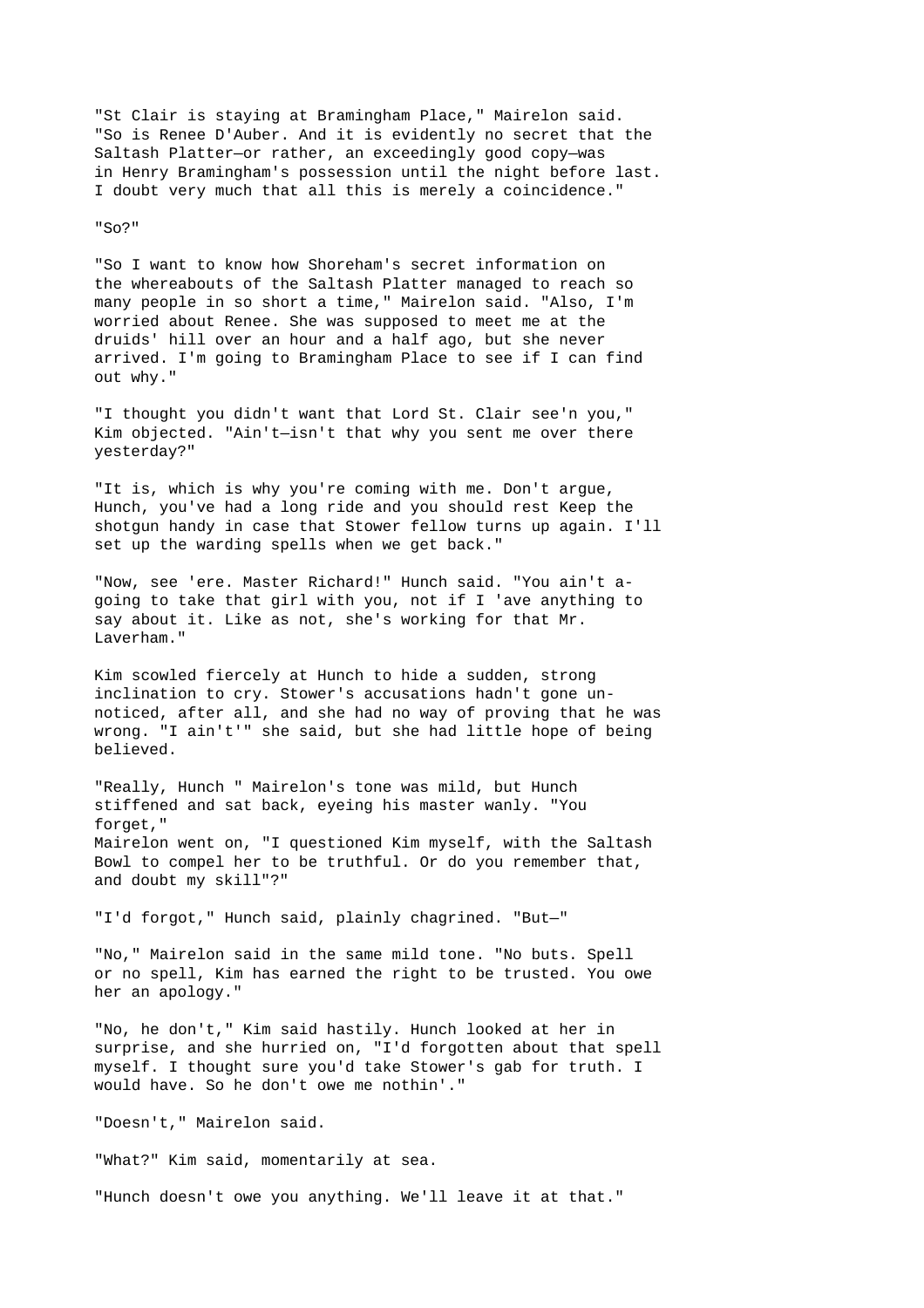"St Clair is staying at Bramingham Place," Mairelon said. "So is Renee D'Auber. And it is evidently no secret that the Saltash Platter—or rather, an exceedingly good copy—was in Henry Bramingham's possession until the night before last. I doubt very much that all this is merely a coincidence."

"So?"

"So I want to know how Shoreham's secret information on the whereabouts of the Saltash Platter managed to reach so many people in so short a time," Mairelon said. "Also, I'm worried about Renee. She was supposed to meet me at the druids' hill over an hour and a half ago, but she never arrived. I'm going to Bramingham Place to see if I can find out why."

"I thought you didn't want that Lord St. Clair see'n you," Kim objected. "Ain't—isn't that why you sent me over there yesterday?"

"It is, which is why you're coming with me. Don't argue, Hunch, you've had a long ride and you should rest Keep the shotgun handy in case that Stower fellow turns up again. I'll set up the warding spells when we get back."

"Now, see 'ere. Master Richard!" Hunch said. "You ain't a-going to take that girl with you, not if I 'ave anything to say about it. Like as not, she's working for that Mr. Laverham."

Kim scowled fiercely at Hunch to hide a sudden, strong inclination to cry. Stower's accusations hadn't gone un-noticed, after all, and she had no way of proving that he was wrong. "I ain't'" she said, but she had little hope of being believed.

"Really, Hunch " Mairelon's tone was mild, but Hunch stiffened and sat back, eyeing his master wanly. "You forget," Mairelon went on, "I questioned Kim myself, with the Saltash Bowl to compel her to be truthful. Or do you remember that, and doubt my skill"?"

"I'd forgot," Hunch said, plainly chagrined. "But—"

"No," Mairelon said in the same mild tone. "No buts. Spell or no spell, Kim has earned the right to be trusted. You owe her an apology."

"No, he don't," Kim said hastily. Hunch looked at her in surprise, and she hurried on, "I'd forgotten about that spell myself. I thought sure you'd take Stower's gab for truth. I would have. So he don't owe me nothin'."

"Doesn't," Mairelon said.

"What?" Kim said, momentarily at sea.

"Hunch doesn't owe you anything. We'll leave it at that."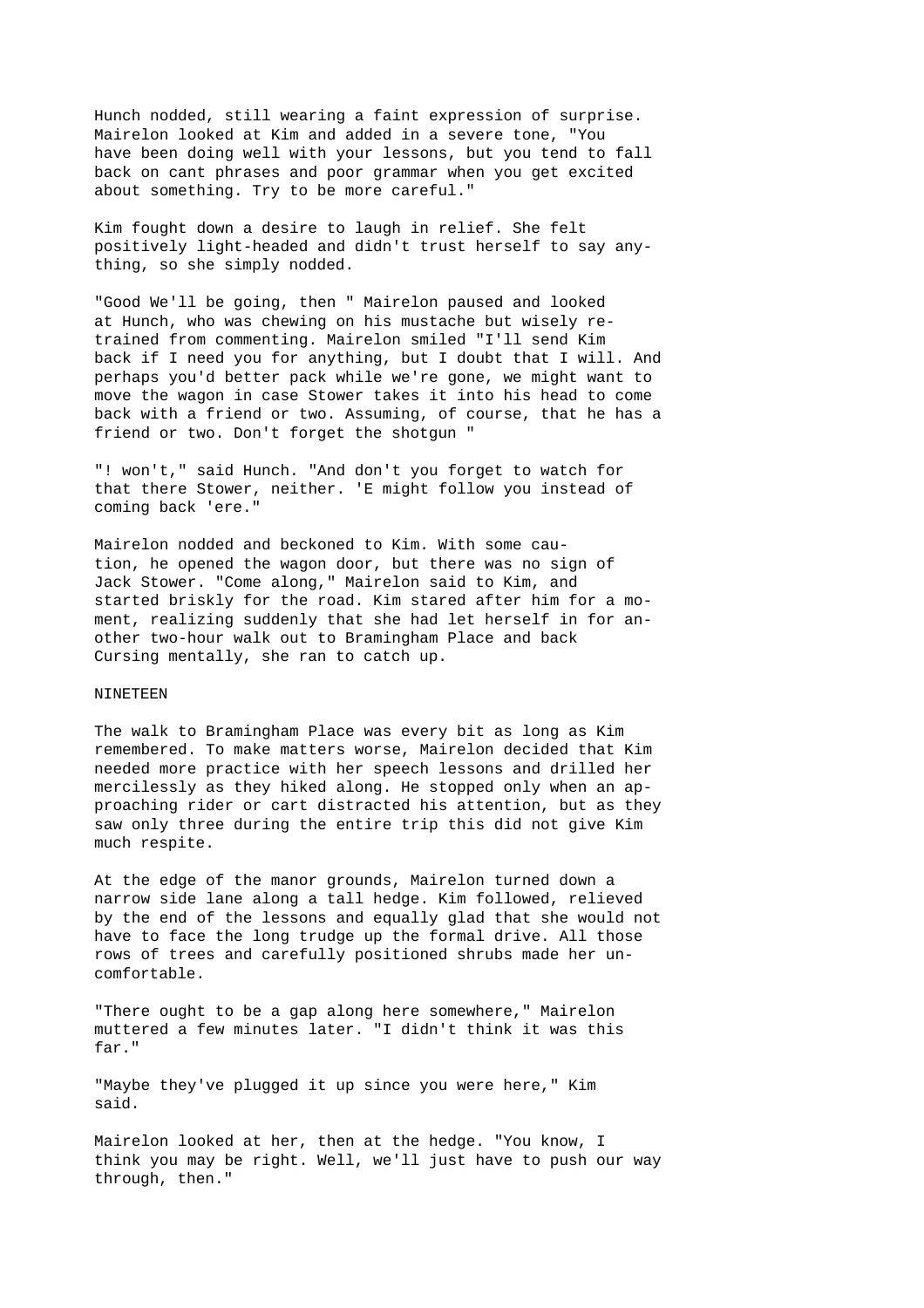Hunch nodded, still wearing a faint expression of surprise. Mairelon looked at Kim and added in a severe tone, "You have been doing well with your lessons, but you tend to fall back on cant phrases and poor grammar when you get excited about something. Try to be more careful."

Kim fought down a desire to laugh in relief. She felt positively light-headed and didn't trust herself to say anything, so she simply nodded.

"Good We'll be going, then " Mairelon paused and looked at Hunch, who was chewing on his mustache but wisely retrained from commenting. Mairelon smiled "I'll send Kim back if I need you for anything, but I doubt that I will. And perhaps you'd better pack while we're gone, we might want to move the wagon in case Stower takes it into his head to come back with a friend or two. Assuming, of course, that he has a friend or two. Don't forget the shotgun "

"! won't," said Hunch. "And don't you forget to watch for that there Stower, neither. 'E might follow you instead of coming back 'ere."

Mairelon nodded and beckoned to Kim. With some caution, he opened the wagon door, but there was no sign of Jack Stower. "Come along," Mairelon said to Kim, and started briskly for the road. Kim stared after him for a moment, realizing suddenly that she had let herself in for another two-hour walk out to Bramingham Place and back Cursing mentally, she ran to catch up.

## NINETEEN

The walk to Bramingham Place was every bit as long as Kim remembered. To make matters worse, Mairelon decided that Kim needed more practice with her speech lessons and drilled her mercilessly as they hiked along. He stopped only when an approaching rider or cart distracted his attention, but as they saw only three during the entire trip this did not give Kim much respite.

At the edge of the manor grounds, Mairelon turned down a narrow side lane along a tall hedge. Kim followed, relieved by the end of the lessons and equally glad that she would not have to face the long trudge up the formal drive. All those rows of trees and carefully positioned shrubs made her uncomfortable.

"There ought to be a gap along here somewhere," Mairelon muttered a few minutes later. "I didn't think it was this far."

"Maybe they've plugged it up since you were here," Kim said.

Mairelon looked at her, then at the hedge. "You know, I think you may be right. Well, we'll just have to push our way through, then."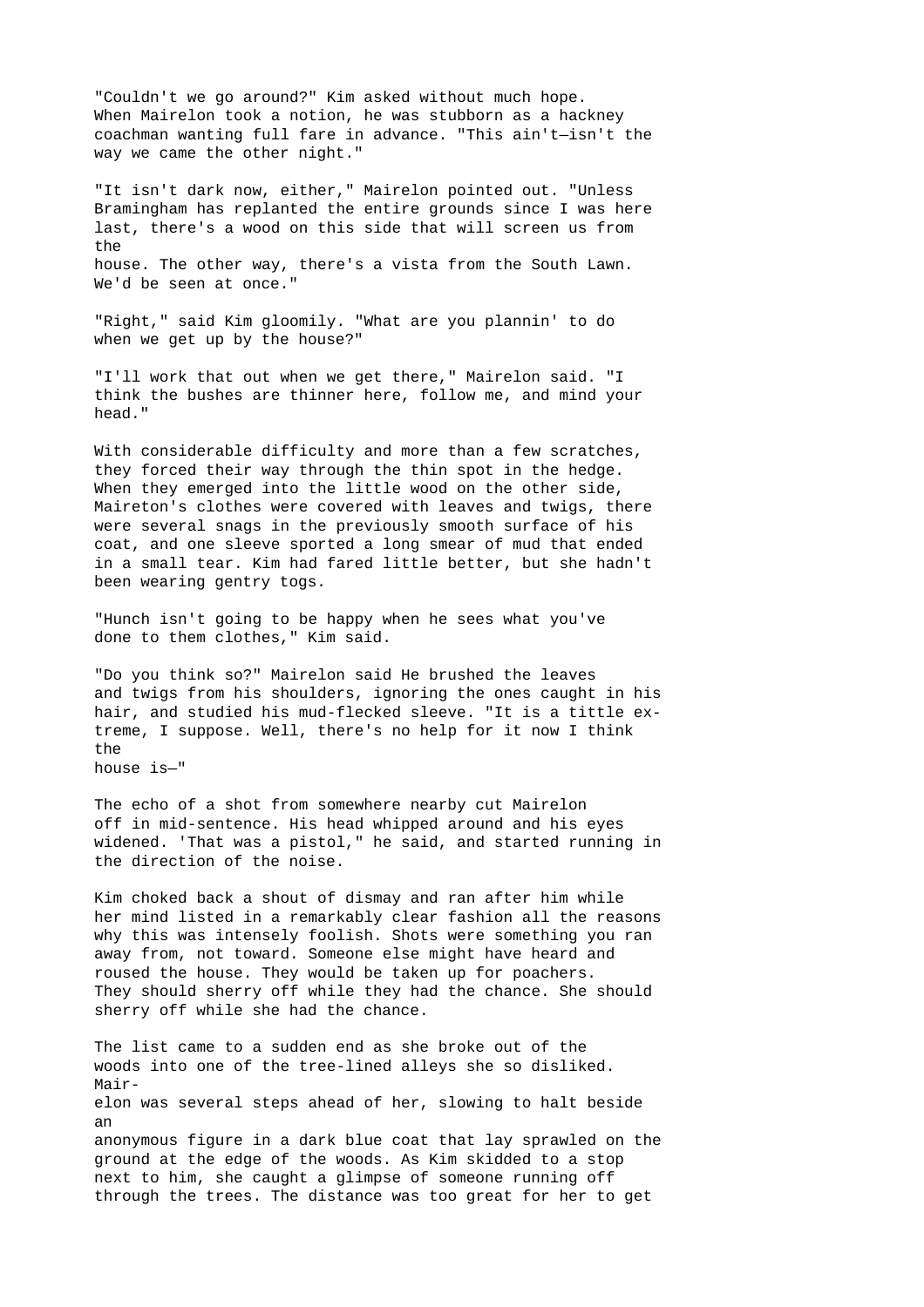"Couldn't we go around?" Kim asked without much hope. When Mairelon took a notion, he was stubborn as a hackney coachman wanting full fare in advance. "This ain't—isn't the way we came the other night."

"It isn't dark now, either," Mairelon pointed out. "Unless Bramingham has replanted the entire grounds since I was here last, there's a wood on this side that will screen us from the house. The other way, there's a vista from the South Lawn. We'd be seen at once."

"Right," said Kim gloomily. "What are you plannin' to do when we get up by the house?"

"I'll work that out when we get there," Mairelon said. "I think the bushes are thinner here, follow me, and mind your head."

With considerable difficulty and more than a few scratches, they forced their way through the thin spot in the hedge. When they emerged into the little wood on the other side, Maireton's clothes were covered with leaves and twigs, there were several snags in the previously smooth surface of his coat, and one sleeve sported a long smear of mud that ended in a small tear. Kim had fared little better, but she hadn't been wearing gentry togs.

"Hunch isn't going to be happy when he sees what you've done to them clothes," Kim said.

"Do you think so?" Mairelon said He brushed the leaves and twigs from his shoulders, ignoring the ones caught in his hair, and studied his mud-flecked sleeve. "It is a tittle extreme, I suppose. Well, there's no help for it now I think the house is—"

The echo of a shot from somewhere nearby cut Mairelon off in mid-sentence. His head whipped around and his eyes widened. 'That was a pistol," he said, and started running in the direction of the noise.

Kim choked back a shout of dismay and ran after him while her mind listed in a remarkably clear fashion all the reasons why this was intensely foolish. Shots were something you ran away from, not toward. Someone else might have heard and roused the house. They would be taken up for poachers. They should sherry off while they had the chance. She should sherry off while she had the chance.

The list came to a sudden end as she broke out of the woods into one of the tree-lined alleys she so disliked. Mairelon was several steps ahead of her, slowing to halt beside an anonymous figure in a dark blue coat that lay sprawled on the ground at the edge of the woods. As Kim skidded to a stop next to him, she caught a glimpse of someone running off through the trees. The distance was too great for her to get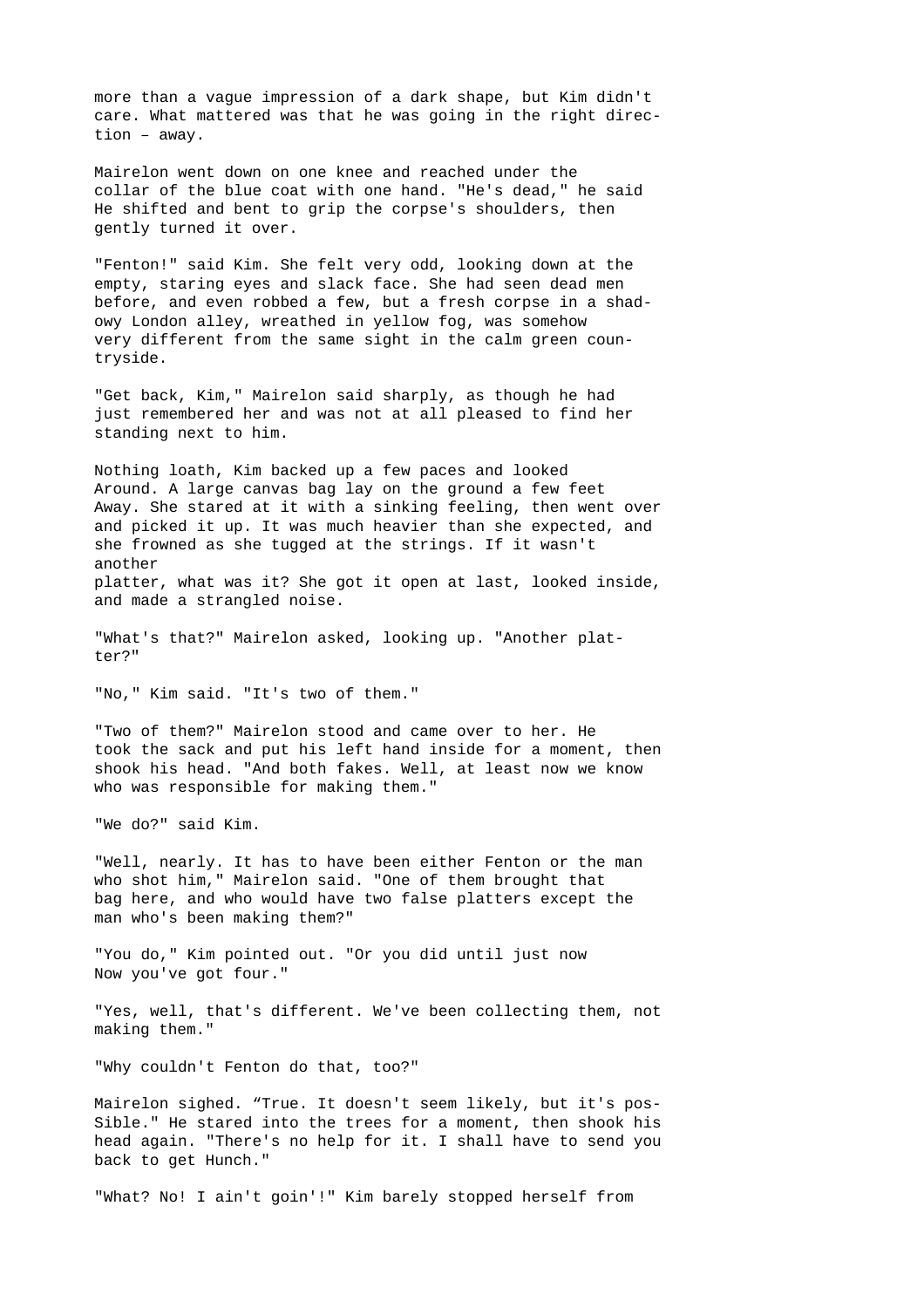more than a vague impression of a dark shape, but Kim didn't care. What mattered was that he was going in the right direction – away.

Mairelon went down on one knee and reached under the collar of the blue coat with one hand. "He's dead," he said He shifted and bent to grip the corpse's shoulders, then gently turned it over.

"Fenton!" said Kim. She felt very odd, looking down at the empty, staring eyes and slack face. She had seen dead men before, and even robbed a few, but a fresh corpse in a shadowy London alley, wreathed in yellow fog, was somehow very different from the same sight in the calm green countryside.

"Get back, Kim," Mairelon said sharply, as though he had just remembered her and was not at all pleased to find her standing next to him.

Nothing loath, Kim backed up a few paces and looked Around. A large canvas bag lay on the ground a few feet Away. She stared at it with a sinking feeling, then went over and picked it up. It was much heavier than she expected, and she frowned as she tugged at the strings. If it wasn't another platter, what was it? She got it open at last, looked inside, and made a strangled noise.

"What's that?" Mairelon asked, looking up. "Another platter?"

"No," Kim said. "It's two of them."

"Two of them?" Mairelon stood and came over to her. He took the sack and put his left hand inside for a moment, then shook his head. "And both fakes. Well, at least now we know who was responsible for making them."

"We do?" said Kim.

"Well, nearly. It has to have been either Fenton or the man who shot him," Mairelon said. "One of them brought that bag here, and who would have two false platters except the man who's been making them?"

"You do," Kim pointed out. "Or you did until just now Now you've got four."

"Yes, well, that's different. We've been collecting them, not making them."

"Why couldn't Fenton do that, too?"

Mairelon sighed. "True. It doesn't seem likely, but it's posSible." He stared into the trees for a moment, then shook his head again. "There's no help for it. I shall have to send you back to get Hunch."

"What? No! I ain't goin'!" Kim barely stopped herself from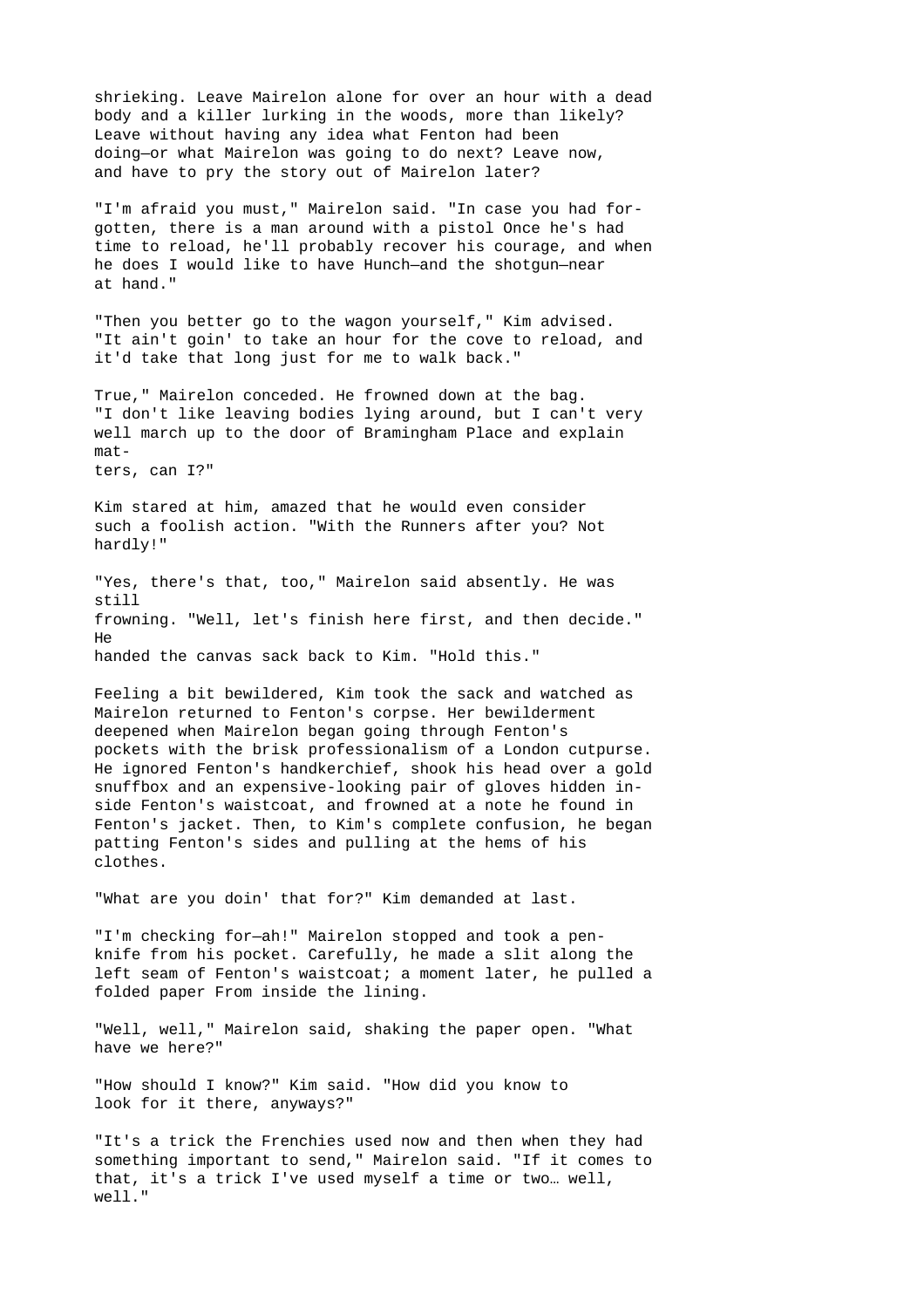shrieking. Leave Mairelon alone for over an hour with a dead body and a killer lurking in the woods, more than likely? Leave without having any idea what Fenton had been doing—or what Mairelon was going to do next? Leave now, and have to pry the story out of Mairelon later?

"I'm afraid you must," Mairelon said. "In case you had forgotten, there is a man around with a pistol Once he's had time to reload, he'll probably recover his courage, and when he does I would like to have Hunch—and the shotgun—near at hand."

"Then you better go to the wagon yourself," Kim advised. "It ain't goin' to take an hour for the cove to reload, and it'd take that long just for me to walk back."

True," Mairelon conceded. He frowned down at the bag. "I don't like leaving bodies lying around, but I can't very well march up to the door of Bramingham Place and explain matters, can I?"

Kim stared at him, amazed that he would even consider such a foolish action. "With the Runners after you? Not hardly!"

"Yes, there's that, too," Mairelon said absently. He was still frowning. "Well, let's finish here first, and then decide." He handed the canvas sack back to Kim. "Hold this."

Feeling a bit bewildered, Kim took the sack and watched as Mairelon returned to Fenton's corpse. Her bewilderment deepened when Mairelon began going through Fenton's pockets with the brisk professionalism of a London cutpurse. He ignored Fenton's handkerchief, shook his head over a gold snuffbox and an expensive-looking pair of gloves hidden inside Fenton's waistcoat, and frowned at a note he found in Fenton's jacket. Then, to Kim's complete confusion, he began patting Fenton's sides and pulling at the hems of his clothes.

"What are you doin' that for?" Kim demanded at last.

"I'm checking for—ah!" Mairelon stopped and took a penknife from his pocket. Carefully, he made a slit along the left seam of Fenton's waistcoat; a moment later, he pulled a folded paper From inside the lining.

"Well, well," Mairelon said, shaking the paper open. "What have we here?"

"How should I know?" Kim said. "How did you know to look for it there, anyways?"

"It's a trick the Frenchies used now and then when they had something important to send," Mairelon said. "If it comes to that, it's a trick I've used myself a time or two… well, well."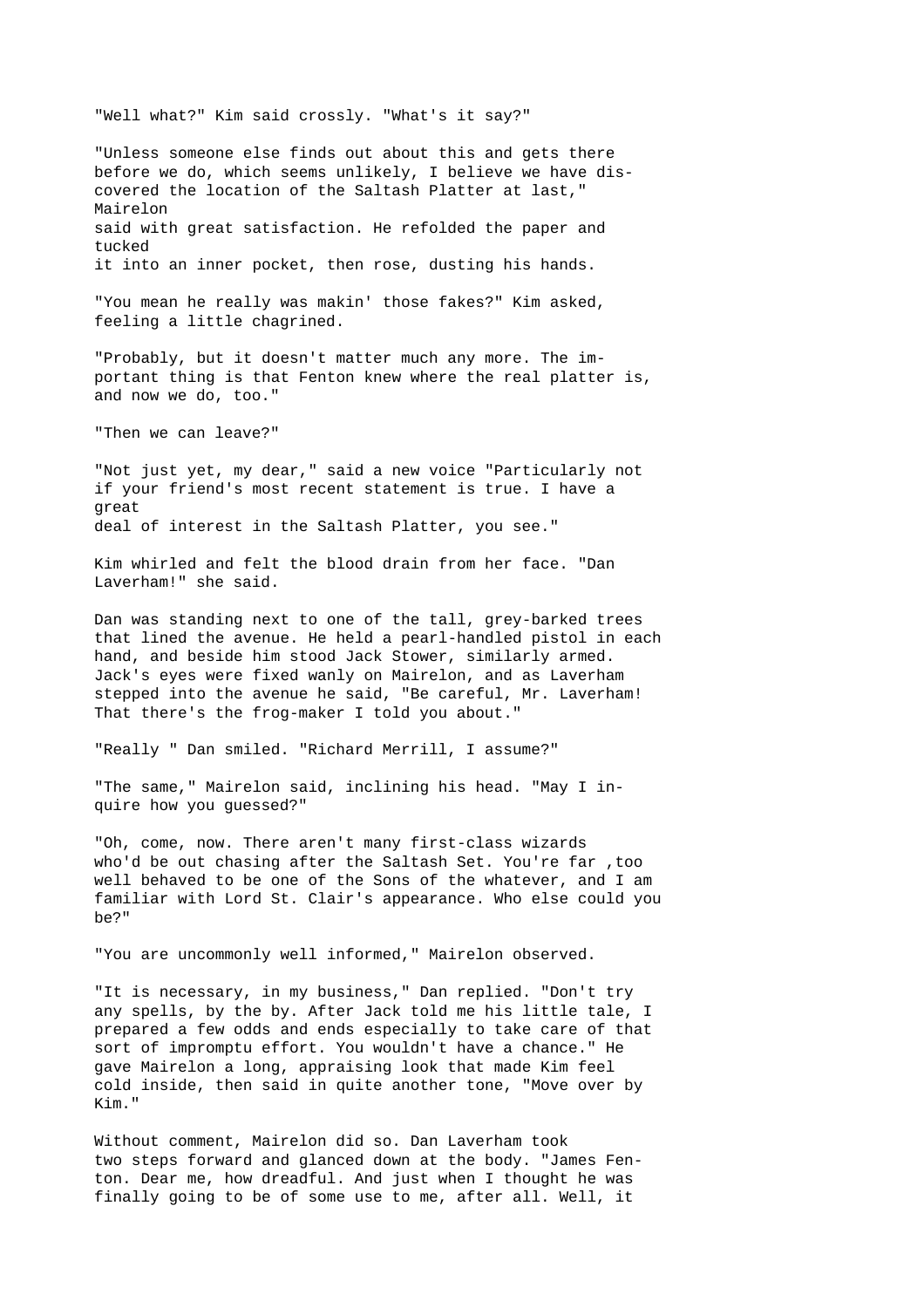"Well what?" Kim said crossly. "What's it say?"

"Unless someone else finds out about this and gets there before we do, which seems unlikely, I believe we have discovered the location of the Saltash Platter at last," Mairelon said with great satisfaction. He refolded the paper and tucked it into an inner pocket, then rose, dusting his hands.

"You mean he really was makin' those fakes?" Kim asked, feeling a little chagrined.

"Probably, but it doesn't matter much any more. The important thing is that Fenton knew where the real platter is, and now we do, too."

"Then we can leave?"

"Not just yet, my dear," said a new voice "Particularly not if your friend's most recent statement is true. I have a great deal of interest in the Saltash Platter, you see."

Kim whirled and felt the blood drain from her face. "Dan Laverham!" she said.

Dan was standing next to one of the tall, grey-barked trees that lined the avenue. He held a pearl-handled pistol in each hand, and beside him stood Jack Stower, similarly armed. Jack's eyes were fixed wanly on Mairelon, and as Laverham stepped into the avenue he said, "Be careful, Mr. Laverham! That there's the frog-maker I told you about."

"Really " Dan smiled. "Richard Merrill, I assume?"

"The same," Mairelon said, inclining his head. "May I inquire how you guessed?"

"Oh, come, now. There aren't many first-class wizards who'd be out chasing after the Saltash Set. You're far ,too well behaved to be one of the Sons of the whatever, and I am familiar with Lord St. Clair's appearance. Who else could you be?"

"You are uncommonly well informed," Mairelon observed.

"It is necessary, in my business," Dan replied. "Don't try any spells, by the by. After Jack told me his little tale, I prepared a few odds and ends especially to take care of that sort of impromptu effort. You wouldn't have a chance." He gave Mairelon a long, appraising look that made Kim feel cold inside, then said in quite another tone, "Move over by Kim."

Without comment, Mairelon did so. Dan Laverham took two steps forward and glanced down at the body. "James Fenton. Dear me, how dreadful. And just when I thought he was finally going to be of some use to me, after all. Well, it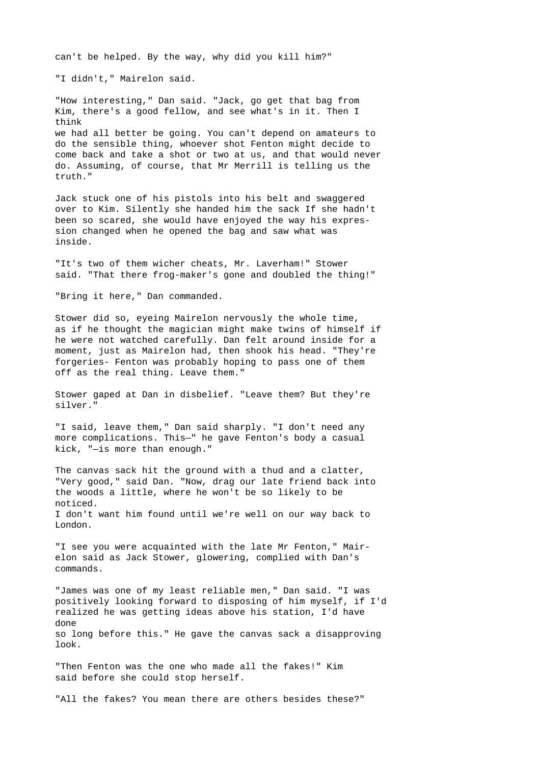can't be helped. By the way, why did you kill him?"

"I didn't," Mairelon said.

"How interesting," Dan said. "Jack, go get that bag from Kim, there's a good fellow, and see what's in it. Then I think we had all better be going. You can't depend on amateurs to do the sensible thing, whoever shot Fenton might decide to come back and take a shot or two at us, and that would never do. Assuming, of course, that Mr Merrill is telling us the truth."

Jack stuck one of his pistols into his belt and swaggered over to Kim. Silently she handed him the sack If she hadn't been so scared, she would have enjoyed the way his expression changed when he opened the bag and saw what was inside.

"It's two of them wicher cheats, Mr. Laverham!" Stower said. "That there frog-maker's gone and doubled the thing!"

"Bring it here," Dan commanded.

Stower did so, eyeing Mairelon nervously the whole time, as if he thought the magician might make twins of himself if he were not watched carefully. Dan felt around inside for a moment, just as Mairelon had, then shook his head. "They're forgeries- Fenton was probably hoping to pass one of them off as the real thing. Leave them."

Stower gaped at Dan in disbelief. "Leave them? But they're silver."

"I said, leave them," Dan said sharply. "I don't need any more complications. This—" he gave Fenton's body a casual kick, "—is more than enough."

The canvas sack hit the ground with a thud and a clatter, "Very good," said Dan. "Now, drag our late friend back into the woods a little, where he won't be so likely to be noticed. I don't want him found until we're well on our way back to London.

"I see you were acquainted with the late Mr Fenton," Mairelon said as Jack Stower, glowering, complied with Dan's commands.

"James was one of my least reliable men," Dan said. "I was positively looking forward to disposing of him myself, if I'd realized he was getting ideas above his station, I'd have done so long before this." He gave the canvas sack a disapproving look.

"Then Fenton was the one who made all the fakes!" Kim said before she could stop herself.

"All the fakes? You mean there are others besides these?"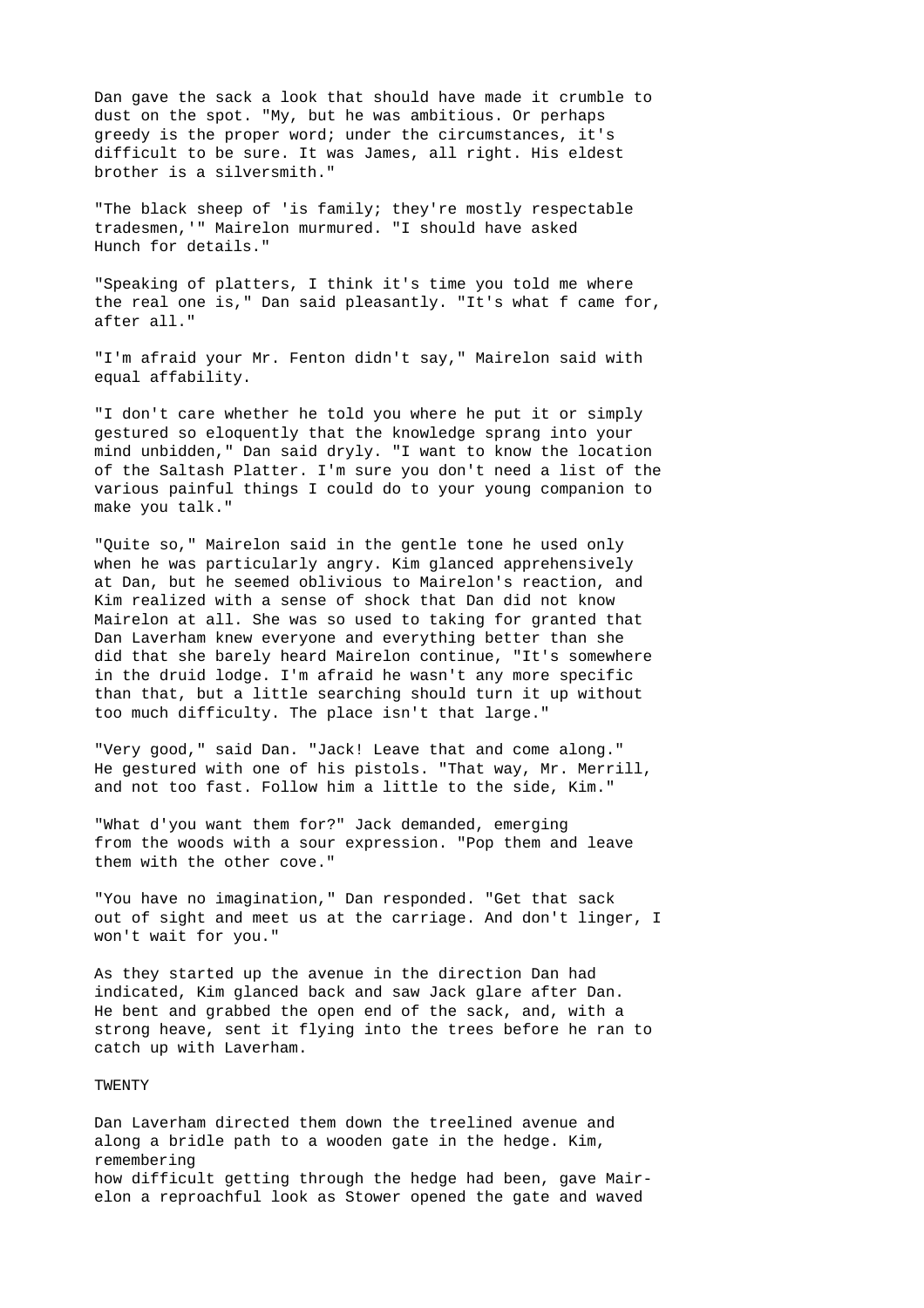Dan gave the sack a look that should have made it crumble to dust on the spot. "My, but he was ambitious. Or perhaps greedy is the proper word; under the circumstances, it's difficult to be sure. It was James, all right. His eldest brother is a silversmith."

"The black sheep of 'is family; they're mostly respectable tradesmen,'" Mairelon murmured. "I should have asked Hunch for details."

"Speaking of platters, I think it's time you told me where the real one is," Dan said pleasantly. "It's what f came for, after all."

"I'm afraid your Mr. Fenton didn't say," Mairelon said with equal affability.

"I don't care whether he told you where he put it or simply gestured so eloquently that the knowledge sprang into your mind unbidden," Dan said dryly. "I want to know the location of the Saltash Platter. I'm sure you don't need a list of the various painful things I could do to your young companion to make you talk."

"Quite so," Mairelon said in the gentle tone he used only when he was particularly angry. Kim glanced apprehensively at Dan, but he seemed oblivious to Mairelon's reaction, and Kim realized with a sense of shock that Dan did not know Mairelon at all. She was so used to taking for granted that Dan Laverham knew everyone and everything better than she did that she barely heard Mairelon continue, "It's somewhere in the druid lodge. I'm afraid he wasn't any more specific than that, but a little searching should turn it up without too much difficulty. The place isn't that large."

"Very good," said Dan. "Jack! Leave that and come along." He gestured with one of his pistols. "That way, Mr. Merrill, and not too fast. Follow him a little to the side, Kim."

"What d'you want them for?" Jack demanded, emerging from the woods with a sour expression. "Pop them and leave them with the other cove."

"You have no imagination," Dan responded. "Get that sack out of sight and meet us at the carriage. And don't linger, I won't wait for you."

As they started up the avenue in the direction Dan had indicated, Kim glanced back and saw Jack glare after Dan. He bent and grabbed the open end of the sack, and, with a strong heave, sent it flying into the trees before he ran to catch up with Laverham.

## TWENTY

Dan Laverham directed them down the treelined avenue and along a bridle path to a wooden gate in the hedge. Kim, remembering how difficult getting through the hedge had been, gave Mairelon a reproachful look as Stower opened the gate and waved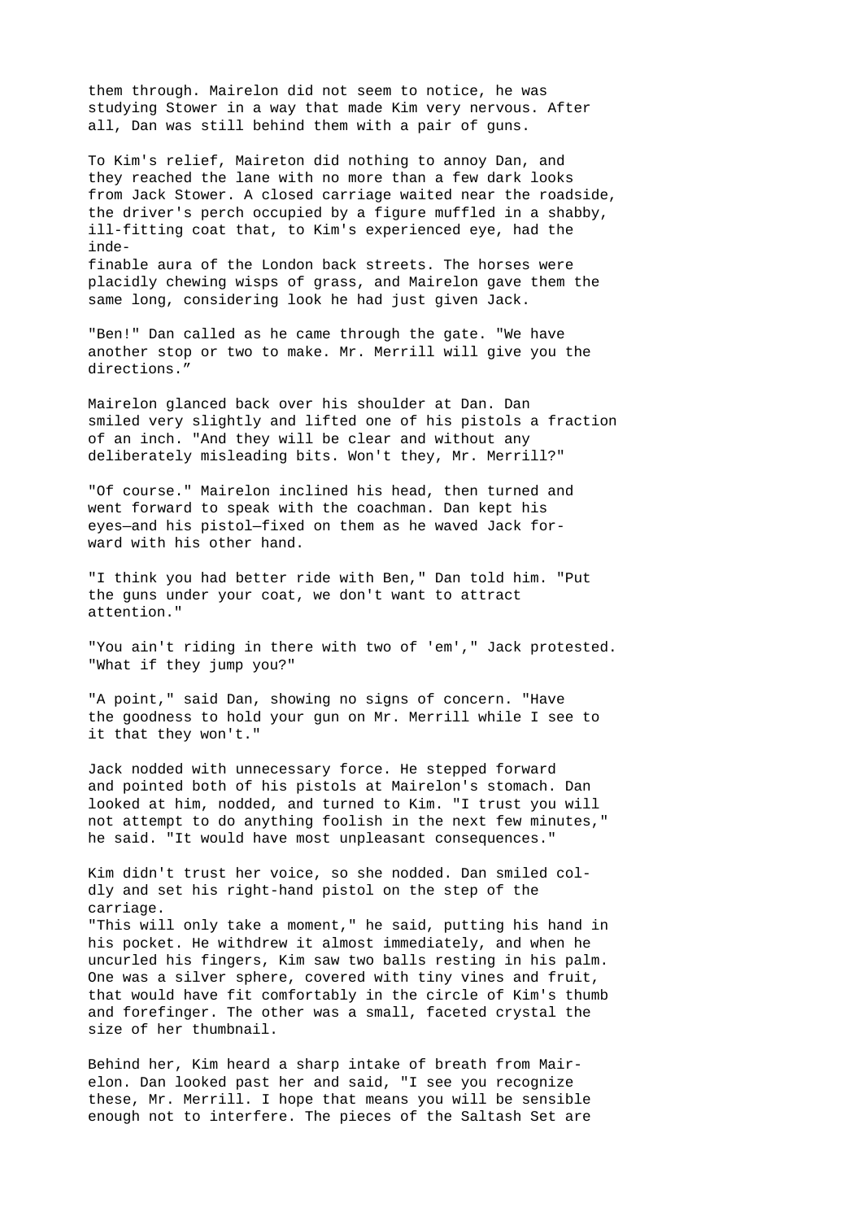them through. Mairelon did not seem to notice, he was studying Stower in a way that made Kim very nervous. After all, Dan was still behind them with a pair of guns.

To Kim's relief, Maireton did nothing to annoy Dan, and they reached the lane with no more than a few dark looks from Jack Stower. A closed carriage waited near the roadside, the driver's perch occupied by a figure muffled in a shabby, ill-fitting coat that, to Kim's experienced eye, had the indefinable aura of the London back streets. The horses were placidly chewing wisps of grass, and Mairelon gave them the same long, considering look he had just given Jack.

"Ben!" Dan called as he came through the gate. "We have another stop or two to make. Mr. Merrill will give you the directions."

Mairelon glanced back over his shoulder at Dan. Dan smiled very slightly and lifted one of his pistols a fraction of an inch. "And they will be clear and without any deliberately misleading bits. Won't they, Mr. Merrill?"

"Of course." Mairelon inclined his head, then turned and went forward to speak with the coachman. Dan kept his eyes—and his pistol—fixed on them as he waved Jack forward with his other hand.

"I think you had better ride with Ben," Dan told him. "Put the guns under your coat, we don't want to attract attention."

"You ain't riding in there with two of 'em'," Jack protested. "What if they jump you?"

"A point," said Dan, showing no signs of concern. "Have the goodness to hold your gun on Mr. Merrill while I see to it that they won't."

Jack nodded with unnecessary force. He stepped forward and pointed both of his pistols at Mairelon's stomach. Dan looked at him, nodded, and turned to Kim. "I trust you will not attempt to do anything foolish in the next few minutes," he said. "It would have most unpleasant consequences."

Kim didn't trust her voice, so she nodded. Dan smiled coldly and set his right-hand pistol on the step of the carriage.

"This will only take a moment," he said, putting his hand in his pocket. He withdrew it almost immediately, and when he uncurled his fingers, Kim saw two balls resting in his palm. One was a silver sphere, covered with tiny vines and fruit, that would have fit comfortably in the circle of Kim's thumb and forefinger. The other was a small, faceted crystal the size of her thumbnail.

Behind her, Kim heard a sharp intake of breath from Mairelon. Dan looked past her and said, "I see you recognize these, Mr. Merrill. I hope that means you will be sensible enough not to interfere. The pieces of the Saltash Set are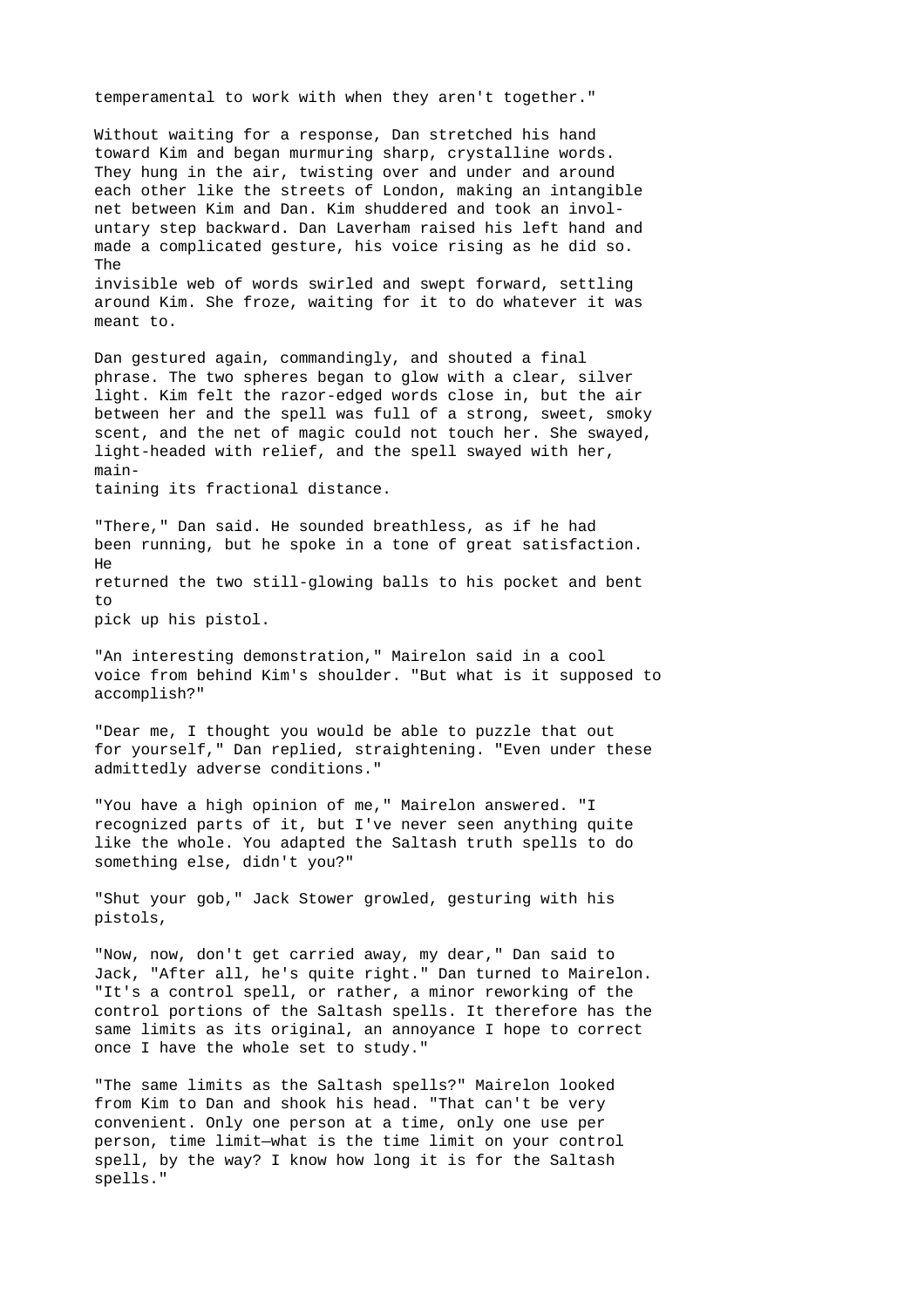temperamental to work with when they aren't together."

Without waiting for a response, Dan stretched his hand toward Kim and began murmuring sharp, crystalline words. They hung in the air, twisting over and under and around each other like the streets of London, making an intangible net between Kim and Dan. Kim shuddered and took an involuntary step backward. Dan Laverham raised his left hand and made a complicated gesture, his voice rising as he did so. The invisible web of words swirled and swept forward, settling around Kim. She froze, waiting for it to do whatever it was meant to.

Dan gestured again, commandingly, and shouted a final phrase. The two spheres began to glow with a clear, silver light. Kim felt the razor-edged words close in, but the air between her and the spell was full of a strong, sweet, smoky scent, and the net of magic could not touch her. She swayed, light-headed with relief, and the spell swayed with her, maintaining its fractional distance.

"There," Dan said. He sounded breathless, as if he had been running, but he spoke in a tone of great satisfaction. He returned the two still-glowing balls to his pocket and bent to pick up his pistol.

"An interesting demonstration," Mairelon said in a cool voice from behind Kim's shoulder. "But what is it supposed to accomplish?"

"Dear me, I thought you would be able to puzzle that out for yourself," Dan replied, straightening. "Even under these admittedly adverse conditions."

"You have a high opinion of me," Mairelon answered. "I recognized parts of it, but I've never seen anything quite like the whole. You adapted the Saltash truth spells to do something else, didn't you?"

"Shut your gob," Jack Stower growled, gesturing with his pistols,

"Now, now, don't get carried away, my dear," Dan said to Jack, "After all, he's quite right." Dan turned to Mairelon. "It's a control spell, or rather, a minor reworking of the control portions of the Saltash spells. It therefore has the same limits as its original, an annoyance I hope to correct once I have the whole set to study."

"The same limits as the Saltash spells?" Mairelon looked from Kim to Dan and shook his head. "That can't be very convenient. Only one person at a time, only one use per person, time limit—what is the time limit on your control spell, by the way? I know how long it is for the Saltash spells."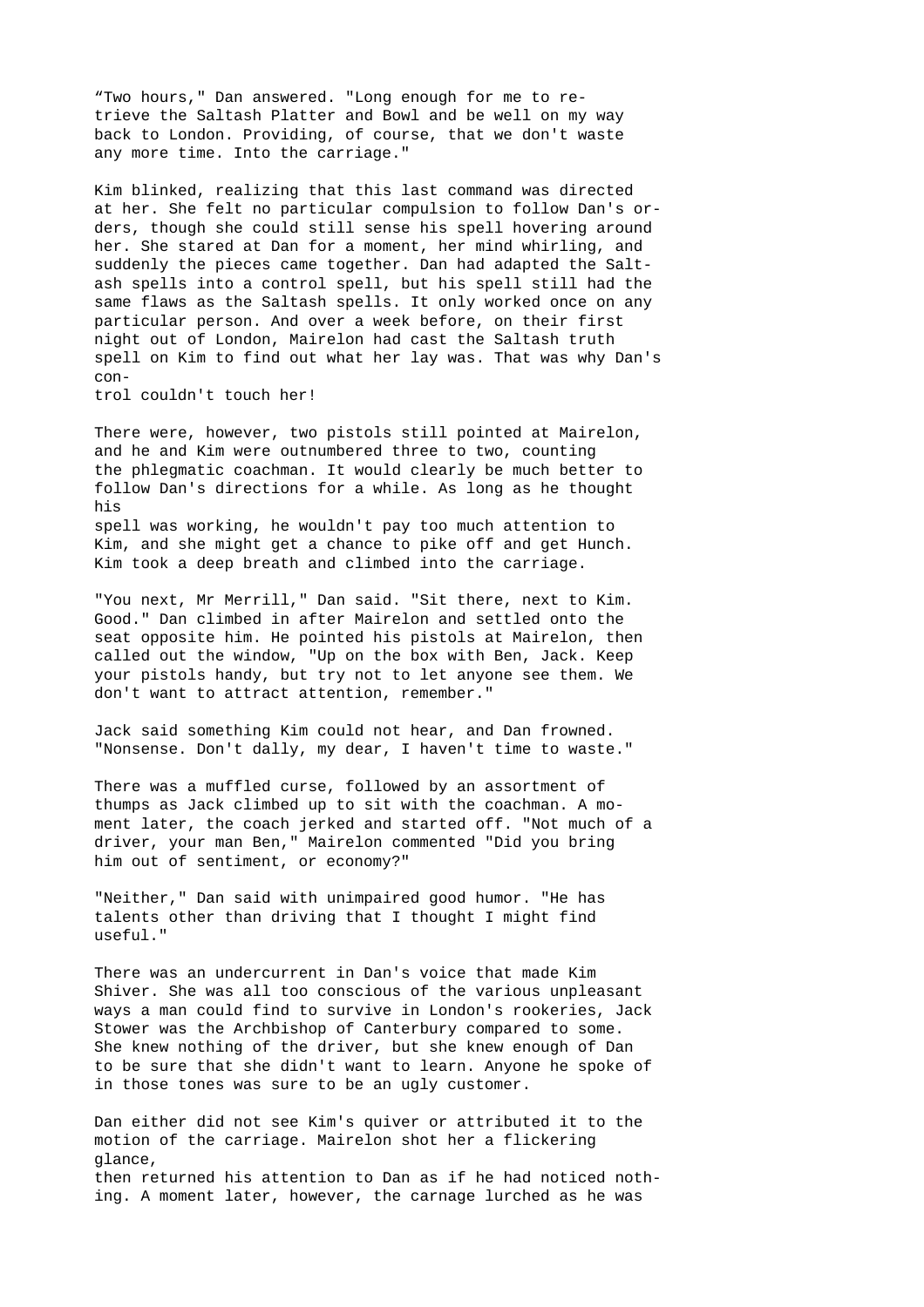"Two hours," Dan answered. "Long enough for me to retrieve the Saltash Platter and Bowl and be well on my way back to London. Providing, of course, that we don't waste any more time. Into the carriage."

Kim blinked, realizing that this last command was directed at her. She felt no particular compulsion to follow Dan's orders, though she could still sense his spell hovering around her. She stared at Dan for a moment, her mind whirling, and suddenly the pieces came together. Dan had adapted the Saltash spells into a control spell, but his spell still had the same flaws as the Saltash spells. It only worked once on any particular person. And over a week before, on their first night out of London, Mairelon had cast the Saltash truth spell on Kim to find out what her lay was. That was why Dan's control couldn't touch her!

There were, however, two pistols still pointed at Mairelon, and he and Kim were outnumbered three to two, counting the phlegmatic coachman. It would clearly be much better to follow Dan's directions for a while. As long as he thought his spell was working, he wouldn't pay too much attention to Kim, and she might get a chance to pike off and get Hunch. Kim took a deep breath and climbed into the carriage.

"You next, Mr Merrill," Dan said. "Sit there, next to Kim. Good." Dan climbed in after Mairelon and settled onto the seat opposite him. He pointed his pistols at Mairelon, then called out the window, "Up on the box with Ben, Jack. Keep your pistols handy, but try not to let anyone see them. We don't want to attract attention, remember."

Jack said something Kim could not hear, and Dan frowned. "Nonsense. Don't dally, my dear, I haven't time to waste."

There was a muffled curse, followed by an assortment of thumps as Jack climbed up to sit with the coachman. A moment later, the coach jerked and started off. "Not much of a driver, your man Ben," Mairelon commented "Did you bring him out of sentiment, or economy?"

"Neither," Dan said with unimpaired good humor. "He has talents other than driving that I thought I might find useful."

There was an undercurrent in Dan's voice that made Kim Shiver. She was all too conscious of the various unpleasant ways a man could find to survive in London's rookeries, Jack Stower was the Archbishop of Canterbury compared to some. She knew nothing of the driver, but she knew enough of Dan to be sure that she didn't want to learn. Anyone he spoke of in those tones was sure to be an ugly customer.

Dan either did not see Kim's quiver or attributed it to the motion of the carriage. Mairelon shot her a flickering glance, then returned his attention to Dan as if he had noticed nothing. A moment later, however, the carnage lurched as he was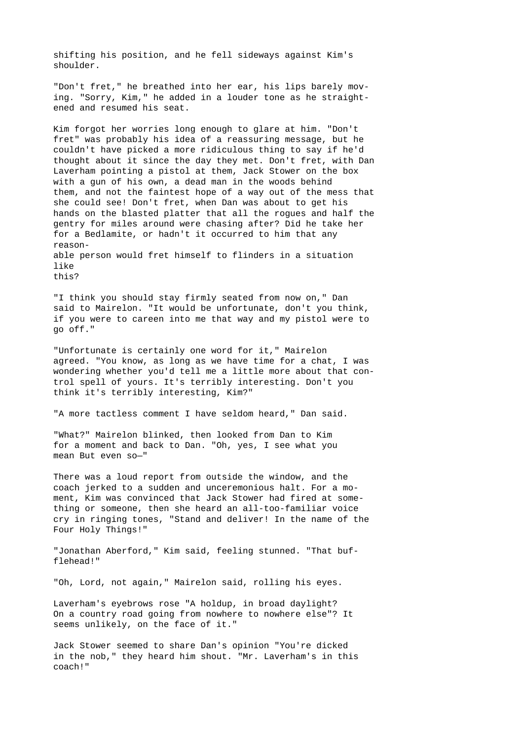shifting his position, and he fell sideways against Kim's shoulder.

"Don't fret," he breathed into her ear, his lips barely moving. "Sorry, Kim," he added in a louder tone as he straightened and resumed his seat.

Kim forgot her worries long enough to glare at him. "Don't fret" was probably his idea of a reassuring message, but he couldn't have picked a more ridiculous thing to say if he'd thought about it since the day they met. Don't fret, with Dan Laverham pointing a pistol at them, Jack Stower on the box with a gun of his own, a dead man in the woods behind them, and not the faintest hope of a way out of the mess that she could see! Don't fret, when Dan was about to get his hands on the blasted platter that all the rogues and half the gentry for miles around were chasing after? Did he take her for a Bedlamite, or hadn't it occurred to him that any reasonable person would fret himself to flinders in a situation like this?

"I think you should stay firmly seated from now on," Dan said to Mairelon. "It would be unfortunate, don't you think, if you were to careen into me that way and my pistol were to go off."

"Unfortunate is certainly one word for it," Mairelon agreed. "You know, as long as we have time for a chat, I was wondering whether you'd tell me a little more about that control spell of yours. It's terribly interesting. Don't you think it's terribly interesting, Kim?"

"A more tactless comment I have seldom heard," Dan said.

"What?" Mairelon blinked, then looked from Dan to Kim for a moment and back to Dan. "Oh, yes, I see what you mean But even so—"

There was a loud report from outside the window, and the coach jerked to a sudden and unceremonious halt. For a moment, Kim was convinced that Jack Stower had fired at something or someone, then she heard an all-too-familiar voice cry in ringing tones, "Stand and deliver! In the name of the Four Holy Things!"

"Jonathan Aberford," Kim said, feeling stunned. "That bufflehead!"

"Oh, Lord, not again," Mairelon said, rolling his eyes.

Laverham's eyebrows rose "A holdup, in broad daylight? On a country road going from nowhere to nowhere else"? It seems unlikely, on the face of it."

Jack Stower seemed to share Dan's opinion "You're dicked in the nob," they heard him shout. "Mr. Laverham's in this coach!"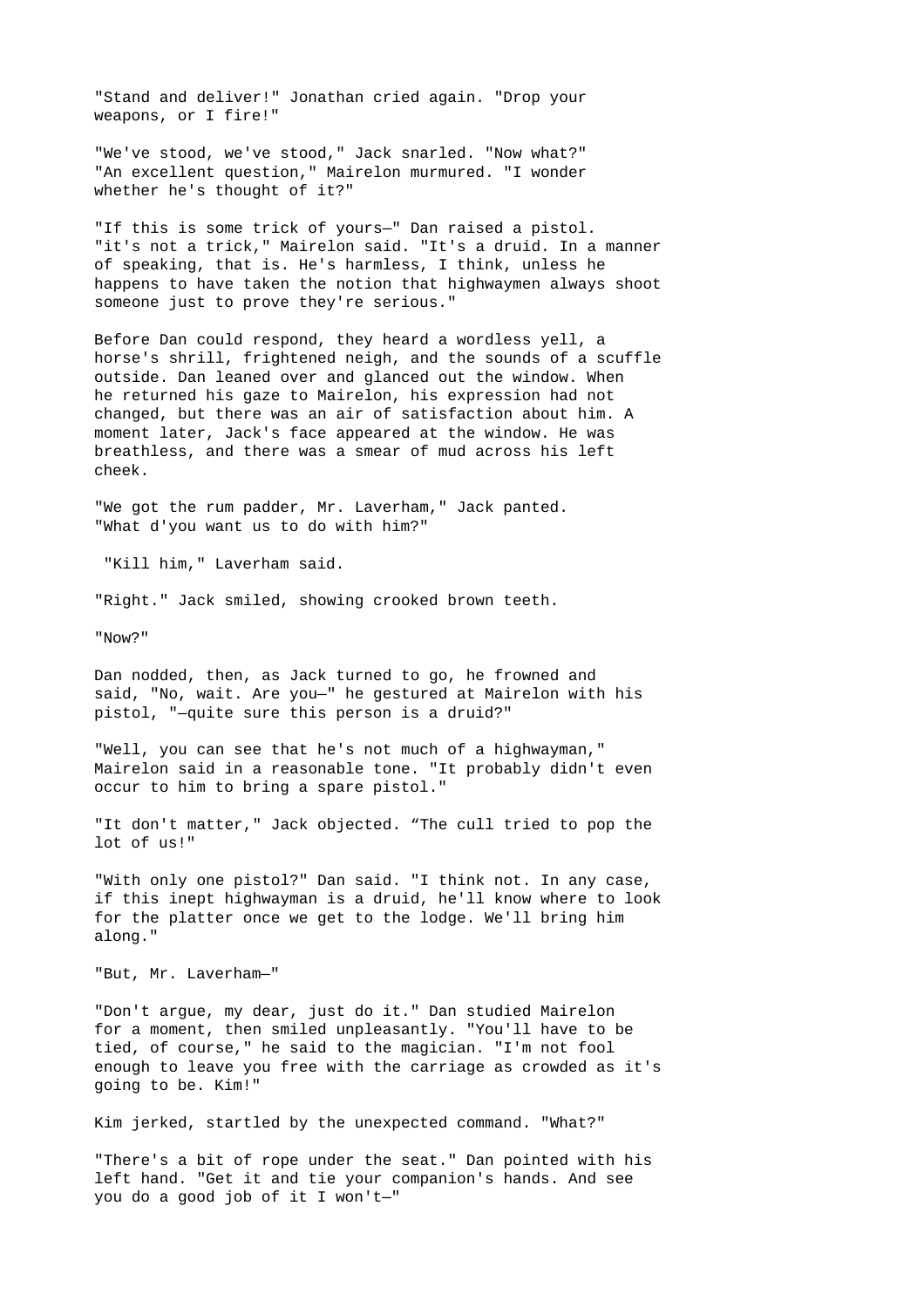"Stand and deliver!" Jonathan cried again. "Drop your weapons, or I fire!"

"We've stood, we've stood," Jack snarled. "Now what?"
"An excellent question," Mairelon murmured. "I wonder whether he's thought of it?"

"If this is some trick of yours—" Dan raised a pistol.
"it's not a trick," Mairelon said. "It's a druid. In a manner of speaking, that is. He's harmless, I think, unless he happens to have taken the notion that highwaymen always shoot someone just to prove they're serious."

Before Dan could respond, they heard a wordless yell, a horse's shrill, frightened neigh, and the sounds of a scuffle outside. Dan leaned over and glanced out the window. When he returned his gaze to Mairelon, his expression had not changed, but there was an air of satisfaction about him. A moment later, Jack's face appeared at the window. He was breathless, and there was a smear of mud across his left cheek.

"We got the rum padder, Mr. Laverham," Jack panted. "What d'you want us to do with him?"

"Kill him," Laverham said.

"Right." Jack smiled, showing crooked brown teeth.

"Now?"

Dan nodded, then, as Jack turned to go, he frowned and said, "No, wait. Are you—" he gestured at Mairelon with his pistol, "—quite sure this person is a druid?"

"Well, you can see that he's not much of a highwayman," Mairelon said in a reasonable tone. "It probably didn't even occur to him to bring a spare pistol."

"It don't matter," Jack objected. "The cull tried to pop the lot of us!"

"With only one pistol?" Dan said. "I think not. In any case, if this inept highwayman is a druid, he'll know where to look for the platter once we get to the lodge. We'll bring him along."

"But, Mr. Laverham—"

"Don't argue, my dear, just do it." Dan studied Mairelon for a moment, then smiled unpleasantly. "You'll have to be tied, of course," he said to the magician. "I'm not fool enough to leave you free with the carriage as crowded as it's going to be. Kim!"

Kim jerked, startled by the unexpected command. "What?"

"There's a bit of rope under the seat." Dan pointed with his left hand. "Get it and tie your companion's hands. And see you do a good job of it I won't—"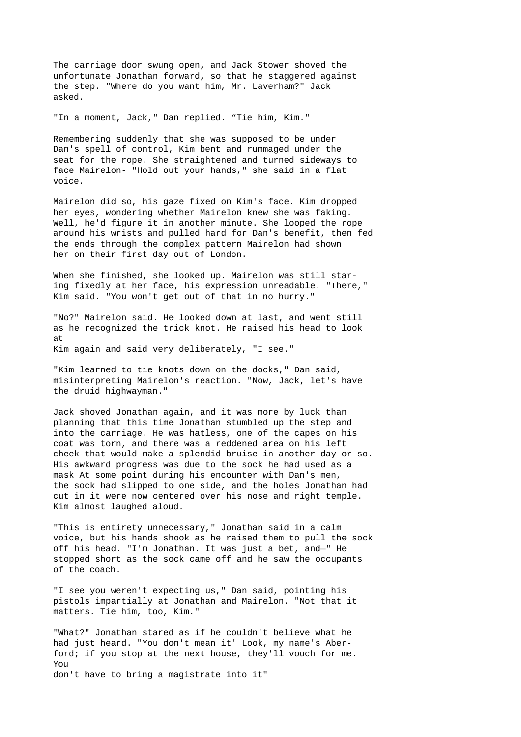The carriage door swung open, and Jack Stower shoved the unfortunate Jonathan forward, so that he staggered against the step. "Where do you want him, Mr. Laverham?" Jack asked.

"In a moment, Jack," Dan replied. "Tie him, Kim."

Remembering suddenly that she was supposed to be under Dan's spell of control, Kim bent and rummaged under the seat for the rope. She straightened and turned sideways to face Mairelon- "Hold out your hands," she said in a flat voice.

Mairelon did so, his gaze fixed on Kim's face. Kim dropped her eyes, wondering whether Mairelon knew she was faking. Well, he'd figure it in another minute. She looped the rope around his wrists and pulled hard for Dan's benefit, then fed the ends through the complex pattern Mairelon had shown her on their first day out of London.

When she finished, she looked up. Mairelon was still staring fixedly at her face, his expression unreadable. "There," Kim said. "You won't get out of that in no hurry."

"No?" Mairelon said. He looked down at last, and went still as he recognized the trick knot. He raised his head to look at Kim again and said very deliberately, "I see."

"Kim learned to tie knots down on the docks," Dan said, misinterpreting Mairelon's reaction. "Now, Jack, let's have the druid highwayman."

Jack shoved Jonathan again, and it was more by luck than planning that this time Jonathan stumbled up the step and into the carriage. He was hatless, one of the capes on his coat was torn, and there was a reddened area on his left cheek that would make a splendid bruise in another day or so. His awkward progress was due to the sock he had used as a mask At some point during his encounter with Dan's men, the sock had slipped to one side, and the holes Jonathan had cut in it were now centered over his nose and right temple. Kim almost laughed aloud.

"This is entirety unnecessary," Jonathan said in a calm voice, but his hands shook as he raised them to pull the sock off his head. "I'm Jonathan. It was just a bet, and—" He stopped short as the sock came off and he saw the occupants of the coach.

"I see you weren't expecting us," Dan said, pointing his pistols impartially at Jonathan and Mairelon. "Not that it matters. Tie him, too, Kim."

"What?" Jonathan stared as if he couldn't believe what he had just heard. "You don't mean it' Look, my name's Aberford; if you stop at the next house, they'll vouch for me. You don't have to bring a magistrate into it"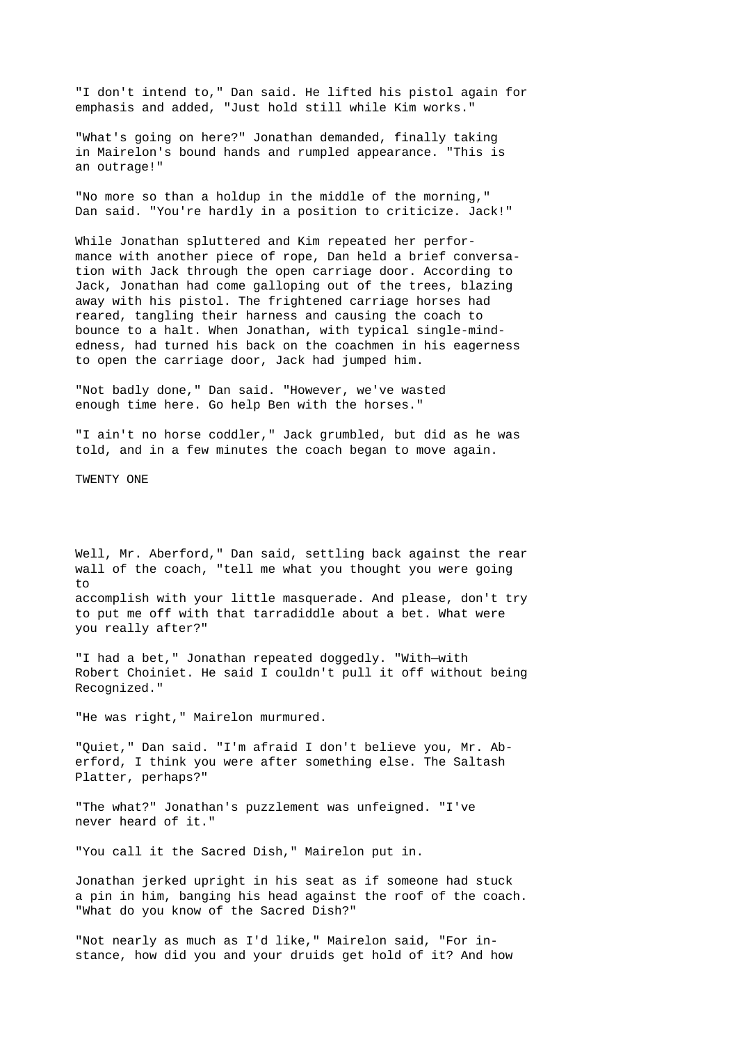"I don't intend to," Dan said. He lifted his pistol again for emphasis and added, "Just hold still while Kim works."

"What's going on here?" Jonathan demanded, finally taking in Mairelon's bound hands and rumpled appearance. "This is an outrage!"

"No more so than a holdup in the middle of the morning," Dan said. "You're hardly in a position to criticize. Jack!"

While Jonathan spluttered and Kim repeated her performance with another piece of rope, Dan held a brief conversation with Jack through the open carriage door. According to Jack, Jonathan had come galloping out of the trees, blazing away with his pistol. The frightened carriage horses had reared, tangling their harness and causing the coach to bounce to a halt. When Jonathan, with typical single-mindedness, had turned his back on the coachmen in his eagerness to open the carriage door, Jack had jumped him.

"Not badly done," Dan said. "However, we've wasted enough time here. Go help Ben with the horses."

"I ain't no horse coddler," Jack grumbled, but did as he was told, and in a few minutes the coach began to move again.

# TWENTY ONE

Well, Mr. Aberford," Dan said, settling back against the rear wall of the coach, "tell me what you thought you were going to accomplish with your little masquerade. And please, don't try to put me off with that tarradiddle about a bet. What were you really after?"

"I had a bet," Jonathan repeated doggedly. "With—with Robert Choiniet. He said I couldn't pull it off without being Recognized."

"He was right," Mairelon murmured.

"Quiet," Dan said. "I'm afraid I don't believe you, Mr. Aberford, I think you were after something else. The Saltash Platter, perhaps?"

"The what?" Jonathan's puzzlement was unfeigned. "I've never heard of it."

"You call it the Sacred Dish," Mairelon put in.

Jonathan jerked upright in his seat as if someone had stuck a pin in him, banging his head against the roof of the coach. "What do you know of the Sacred Dish?"

"Not nearly as much as I'd like," Mairelon said, "For instance, how did you and your druids get hold of it? And how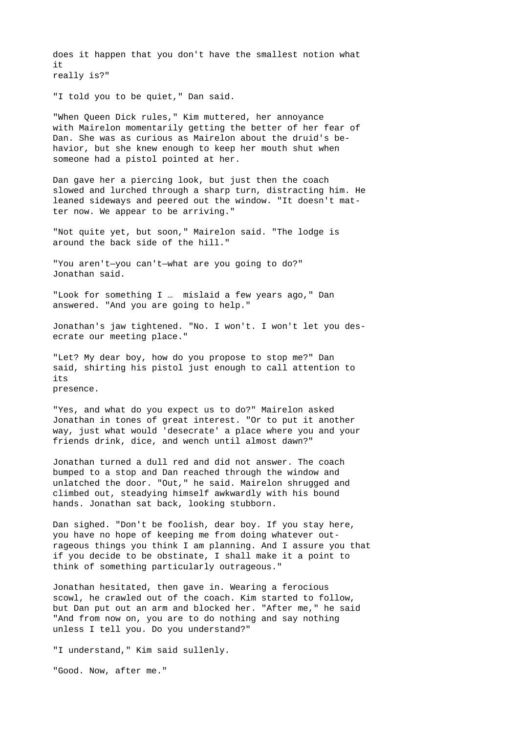does it happen that you don't have the smallest notion what it really is?"

"I told you to be quiet," Dan said.

"When Queen Dick rules," Kim muttered, her annoyance with Mairelon momentarily getting the better of her fear of Dan. She was as curious as Mairelon about the druid's behavior, but she knew enough to keep her mouth shut when someone had a pistol pointed at her.

Dan gave her a piercing look, but just then the coach slowed and lurched through a sharp turn, distracting him. He leaned sideways and peered out the window. "It doesn't matter now. We appear to be arriving."

"Not quite yet, but soon," Mairelon said. "The lodge is around the back side of the hill."

"You aren't—you can't—what are you going to do?" Jonathan said.

"Look for something I … mislaid a few years ago," Dan answered. "And you are going to help."

Jonathan's jaw tightened. "No. I won't. I won't let you desecrate our meeting place."

"Let? My dear boy, how do you propose to stop me?" Dan said, shirting his pistol just enough to call attention to its presence.

"Yes, and what do you expect us to do?" Mairelon asked Jonathan in tones of great interest. "Or to put it another way, just what would 'desecrate' a place where you and your friends drink, dice, and wench until almost dawn?"

Jonathan turned a dull red and did not answer. The coach bumped to a stop and Dan reached through the window and unlatched the door. "Out," he said. Mairelon shrugged and climbed out, steadying himself awkwardly with his bound hands. Jonathan sat back, looking stubborn.

Dan sighed. "Don't be foolish, dear boy. If you stay here, you have no hope of keeping me from doing whatever outrageous things you think I am planning. And I assure you that if you decide to be obstinate, I shall make it a point to think of something particularly outrageous."

Jonathan hesitated, then gave in. Wearing a ferocious scowl, he crawled out of the coach. Kim started to follow, but Dan put out an arm and blocked her. "After me," he said "And from now on, you are to do nothing and say nothing unless I tell you. Do you understand?"

"I understand," Kim said sullenly.

"Good. Now, after me."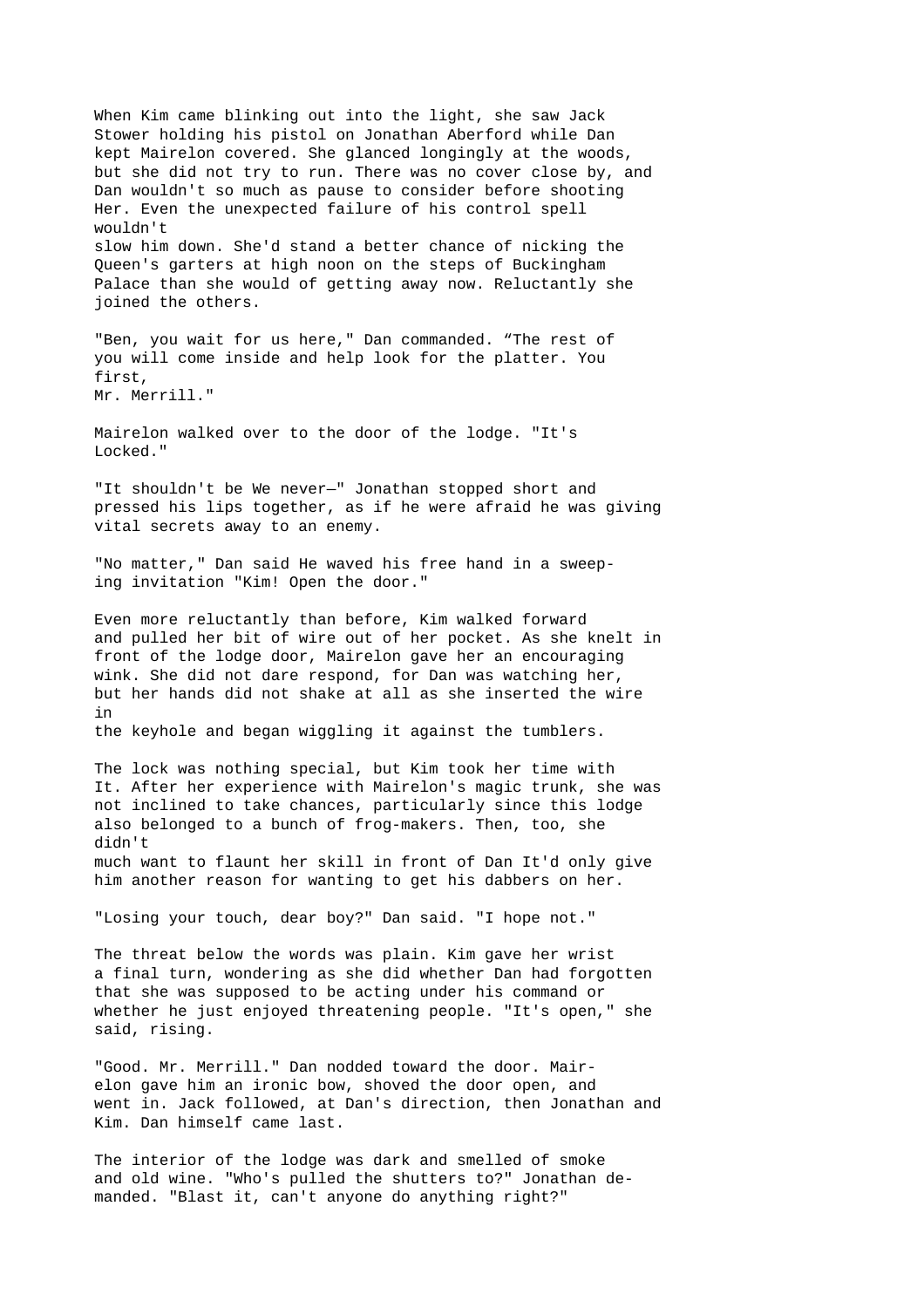When Kim came blinking out into the light, she saw Jack Stower holding his pistol on Jonathan Aberford while Dan kept Mairelon covered. She glanced longingly at the woods, but she did not try to run. There was no cover close by, and Dan wouldn't so much as pause to consider before shooting Her. Even the unexpected failure of his control spell wouldn't slow him down. She'd stand a better chance of nicking the Queen's garters at high noon on the steps of Buckingham Palace than she would of getting away now. Reluctantly she joined the others.

"Ben, you wait for us here," Dan commanded. "The rest of you will come inside and help look for the platter. You first, Mr. Merrill."

Mairelon walked over to the door of the lodge. "It's Locked."

"It shouldn't be We never—" Jonathan stopped short and pressed his lips together, as if he were afraid he was giving vital secrets away to an enemy.

"No matter," Dan said He waved his free hand in a sweeping invitation "Kim! Open the door."

Even more reluctantly than before, Kim walked forward and pulled her bit of wire out of her pocket. As she knelt in front of the lodge door, Mairelon gave her an encouraging wink. She did not dare respond, for Dan was watching her, but her hands did not shake at all as she inserted the wire in the keyhole and began wiggling it against the tumblers.

The lock was nothing special, but Kim took her time with It. After her experience with Mairelon's magic trunk, she was not inclined to take chances, particularly since this lodge also belonged to a bunch of frog-makers. Then, too, she didn't much want to flaunt her skill in front of Dan It'd only give him another reason for wanting to get his dabbers on her.

"Losing your touch, dear boy?" Dan said. "I hope not."

The threat below the words was plain. Kim gave her wrist a final turn, wondering as she did whether Dan had forgotten that she was supposed to be acting under his command or whether he just enjoyed threatening people. "It's open," she said, rising.

"Good. Mr. Merrill." Dan nodded toward the door. Mairelon gave him an ironic bow, shoved the door open, and went in. Jack followed, at Dan's direction, then Jonathan and Kim. Dan himself came last.

The interior of the lodge was dark and smelled of smoke and old wine. "Who's pulled the shutters to?" Jonathan demanded. "Blast it, can't anyone do anything right?"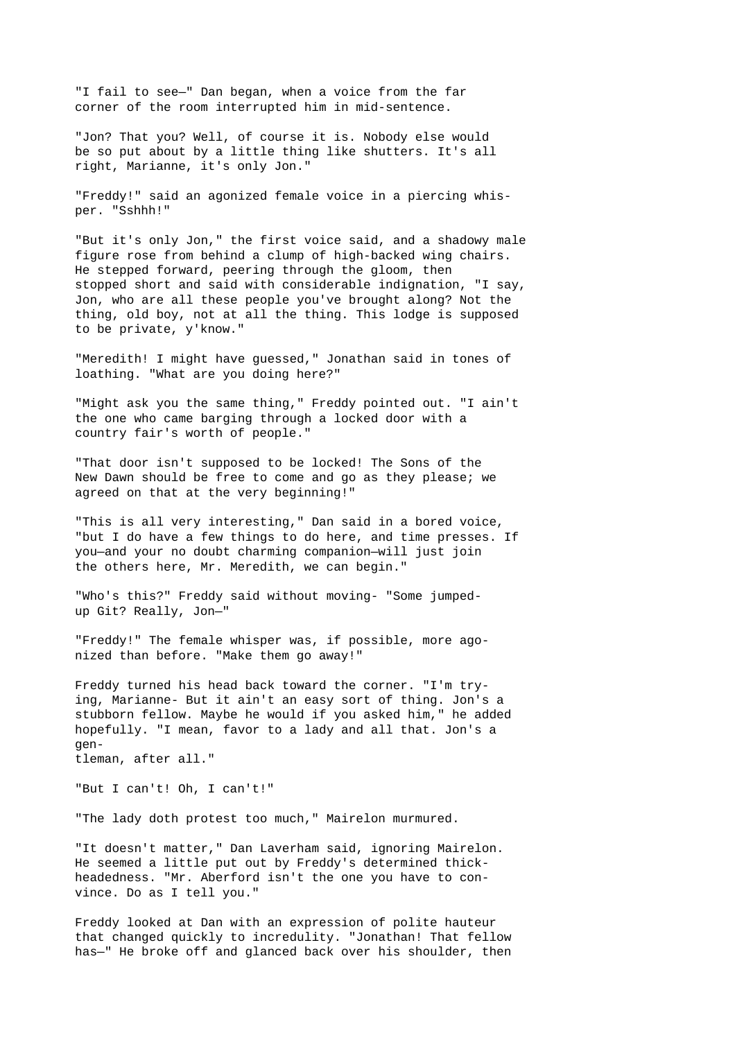"I fail to see—" Dan began, when a voice from the far corner of the room interrupted him in mid-sentence.

"Jon? That you? Well, of course it is. Nobody else would be so put about by a little thing like shutters. It's all right, Marianne, it's only Jon."

"Freddy!" said an agonized female voice in a piercing whisper. "Sshhh!"

"But it's only Jon," the first voice said, and a shadowy male figure rose from behind a clump of high-backed wing chairs. He stepped forward, peering through the gloom, then stopped short and said with considerable indignation, "I say, Jon, who are all these people you've brought along? Not the thing, old boy, not at all the thing. This lodge is supposed to be private, y'know."

"Meredith! I might have guessed," Jonathan said in tones of loathing. "What are you doing here?"

"Might ask you the same thing," Freddy pointed out. "I ain't the one who came barging through a locked door with a country fair's worth of people."

"That door isn't supposed to be locked! The Sons of the New Dawn should be free to come and go as they please; we agreed on that at the very beginning!"

"This is all very interesting," Dan said in a bored voice, "but I do have a few things to do here, and time presses. If you—and your no doubt charming companion—will just join the others here, Mr. Meredith, we can begin."

"Who's this?" Freddy said without moving- "Some jumped-up Git? Really, Jon—"

"Freddy!" The female whisper was, if possible, more agonized than before. "Make them go away!"

Freddy turned his head back toward the corner. "I'm trying, Marianne- But it ain't an easy sort of thing. Jon's a stubborn fellow. Maybe he would if you asked him," he added hopefully. "I mean, favor to a lady and all that. Jon's a gentleman, after all."

"But I can't! Oh, I can't!"

"The lady doth protest too much," Mairelon murmured.

"It doesn't matter," Dan Laverham said, ignoring Mairelon. He seemed a little put out by Freddy's determined thick-headedness. "Mr. Aberford isn't the one you have to convince. Do as I tell you."

Freddy looked at Dan with an expression of polite hauteur that changed quickly to incredulity. "Jonathan! That fellow has—" He broke off and glanced back over his shoulder, then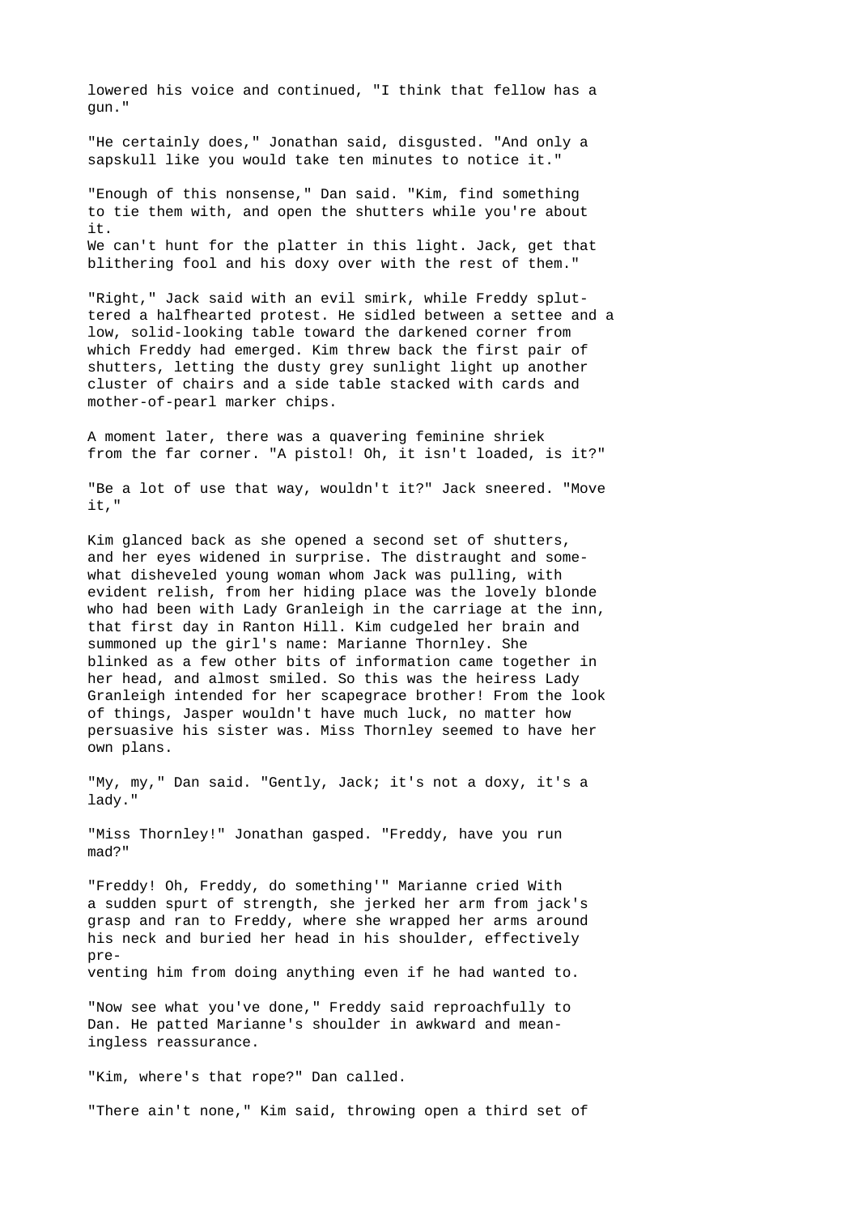lowered his voice and continued, "I think that fellow has a gun."

"He certainly does," Jonathan said, disgusted. "And only a sapskull like you would take ten minutes to notice it."

"Enough of this nonsense," Dan said. "Kim, find something to tie them with, and open the shutters while you're about it.
We can't hunt for the platter in this light. Jack, get that blithering fool and his doxy over with the rest of them."

"Right," Jack said with an evil smirk, while Freddy spluttered a halfhearted protest. He sidled between a settee and a low, solid-looking table toward the darkened corner from which Freddy had emerged. Kim threw back the first pair of shutters, letting the dusty grey sunlight light up another cluster of chairs and a side table stacked with cards and mother-of-pearl marker chips.

A moment later, there was a quavering feminine shriek from the far corner. "A pistol! Oh, it isn't loaded, is it?"

"Be a lot of use that way, wouldn't it?" Jack sneered. "Move it,"

Kim glanced back as she opened a second set of shutters, and her eyes widened in surprise. The distraught and somewhat disheveled young woman whom Jack was pulling, with evident relish, from her hiding place was the lovely blonde who had been with Lady Granleigh in the carriage at the inn, that first day in Ranton Hill. Kim cudgeled her brain and summoned up the girl's name: Marianne Thornley. She blinked as a few other bits of information came together in her head, and almost smiled. So this was the heiress Lady Granleigh intended for her scapegrace brother! From the look of things, Jasper wouldn't have much luck, no matter how persuasive his sister was. Miss Thornley seemed to have her own plans.

"My, my," Dan said. "Gently, Jack; it's not a doxy, it's a lady."

"Miss Thornley!" Jonathan gasped. "Freddy, have you run mad?"

"Freddy! Oh, Freddy, do something'" Marianne cried With a sudden spurt of strength, she jerked her arm from jack's grasp and ran to Freddy, where she wrapped her arms around his neck and buried her head in his shoulder, effectively preventing him from doing anything even if he had wanted to.

"Now see what you've done," Freddy said reproachfully to Dan. He patted Marianne's shoulder in awkward and meaningless reassurance.

"Kim, where's that rope?" Dan called.

"There ain't none," Kim said, throwing open a third set of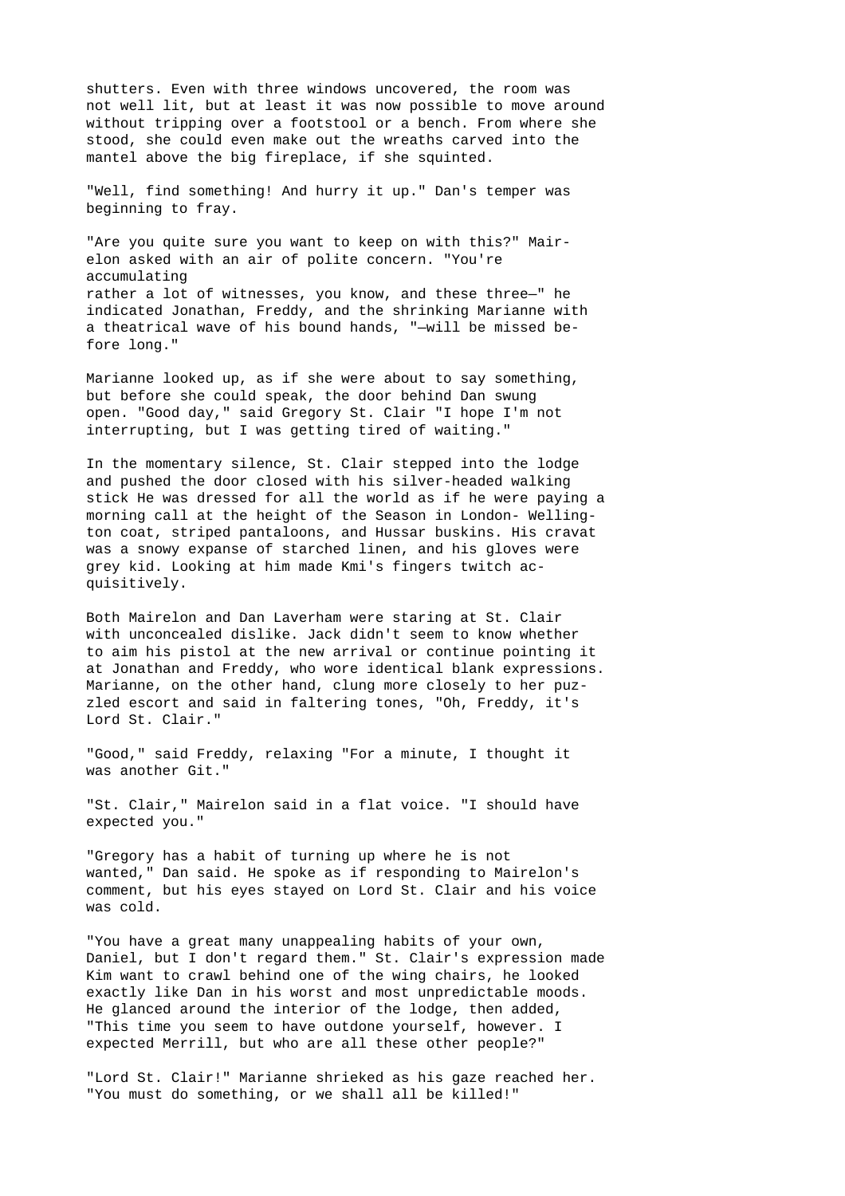shutters. Even with three windows uncovered, the room was not well lit, but at least it was now possible to move around without tripping over a footstool or a bench. From where she stood, she could even make out the wreaths carved into the mantel above the big fireplace, if she squinted.

"Well, find something! And hurry it up." Dan's temper was beginning to fray.

"Are you quite sure you want to keep on with this?" Mairelon asked with an air of polite concern. "You're accumulating rather a lot of witnesses, you know, and these three—" he indicated Jonathan, Freddy, and the shrinking Marianne with a theatrical wave of his bound hands, "—will be missed before long."

Marianne looked up, as if she were about to say something, but before she could speak, the door behind Dan swung open. "Good day," said Gregory St. Clair "I hope I'm not interrupting, but I was getting tired of waiting."

In the momentary silence, St. Clair stepped into the lodge and pushed the door closed with his silver-headed walking stick He was dressed for all the world as if he were paying a morning call at the height of the Season in London- Wellington coat, striped pantaloons, and Hussar buskins. His cravat was a snowy expanse of starched linen, and his gloves were grey kid. Looking at him made Kmi's fingers twitch acquisitively.

Both Mairelon and Dan Laverham were staring at St. Clair with unconcealed dislike. Jack didn't seem to know whether to aim his pistol at the new arrival or continue pointing it at Jonathan and Freddy, who wore identical blank expressions. Marianne, on the other hand, clung more closely to her puzzled escort and said in faltering tones, "Oh, Freddy, it's Lord St. Clair."

"Good," said Freddy, relaxing "For a minute, I thought it was another Git."

"St. Clair," Mairelon said in a flat voice. "I should have expected you."

"Gregory has a habit of turning up where he is not wanted," Dan said. He spoke as if responding to Mairelon's comment, but his eyes stayed on Lord St. Clair and his voice was cold.

"You have a great many unappealing habits of your own, Daniel, but I don't regard them." St. Clair's expression made Kim want to crawl behind one of the wing chairs, he looked exactly like Dan in his worst and most unpredictable moods. He glanced around the interior of the lodge, then added, "This time you seem to have outdone yourself, however. I expected Merrill, but who are all these other people?"

"Lord St. Clair!" Marianne shrieked as his gaze reached her. "You must do something, or we shall all be killed!"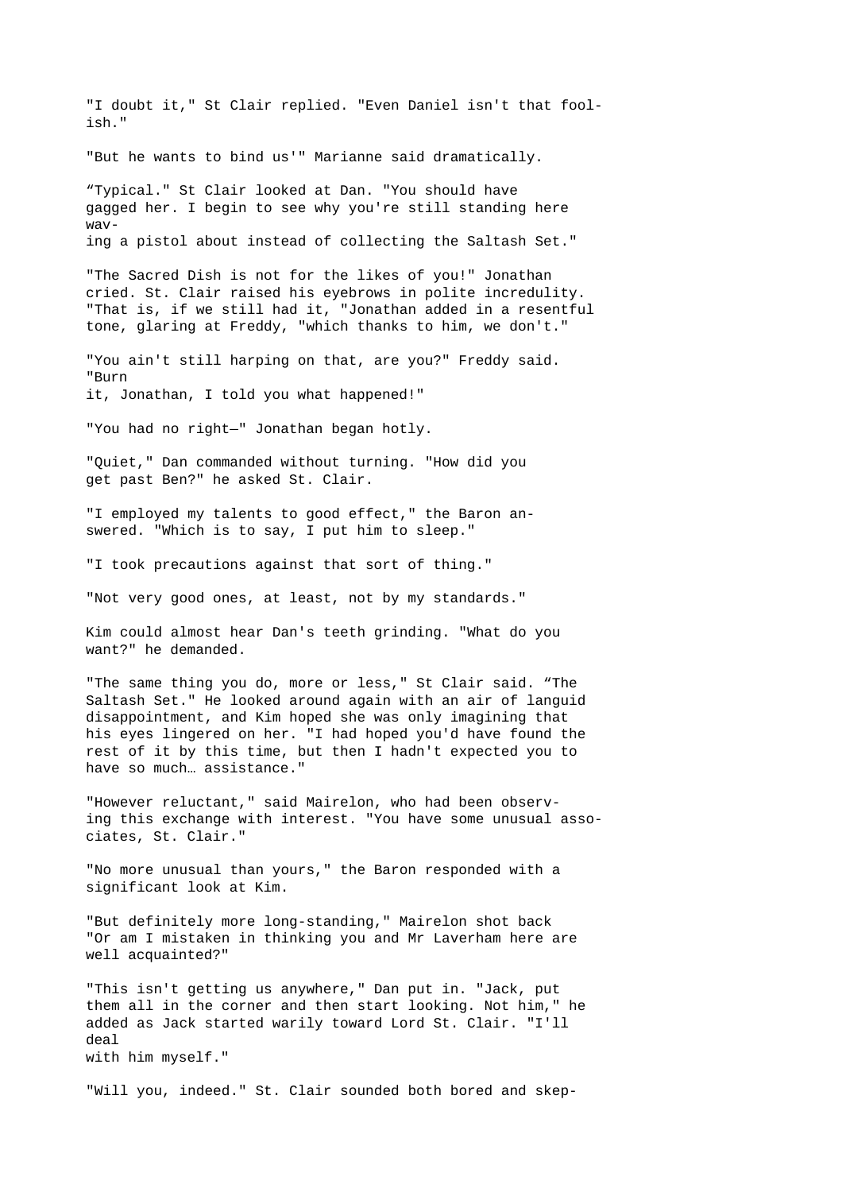"I doubt it," St Clair replied. "Even Daniel isn't that foolish."

"But he wants to bind us'" Marianne said dramatically.

"Typical." St Clair looked at Dan. "You should have gagged her. I begin to see why you're still standing here waving a pistol about instead of collecting the Saltash Set."

"The Sacred Dish is not for the likes of you!" Jonathan cried. St. Clair raised his eyebrows in polite incredulity. "That is, if we still had it, "Jonathan added in a resentful tone, glaring at Freddy, "which thanks to him, we don't."

"You ain't still harping on that, are you?" Freddy said. "Burn it, Jonathan, I told you what happened!"

"You had no right—" Jonathan began hotly.

"Quiet," Dan commanded without turning. "How did you get past Ben?" he asked St. Clair.

"I employed my talents to good effect," the Baron answered. "Which is to say, I put him to sleep."

"I took precautions against that sort of thing."

"Not very good ones, at least, not by my standards."

Kim could almost hear Dan's teeth grinding. "What do you want?" he demanded.

"The same thing you do, more or less," St Clair said. "The Saltash Set." He looked around again with an air of languid disappointment, and Kim hoped she was only imagining that his eyes lingered on her. "I had hoped you'd have found the rest of it by this time, but then I hadn't expected you to have so much… assistance."

"However reluctant," said Mairelon, who had been observing this exchange with interest. "You have some unusual associates, St. Clair."

"No more unusual than yours," the Baron responded with a significant look at Kim.

"But definitely more long-standing," Mairelon shot back "Or am I mistaken in thinking you and Mr Laverham here are well acquainted?"

"This isn't getting us anywhere," Dan put in. "Jack, put them all in the corner and then start looking. Not him," he added as Jack started warily toward Lord St. Clair. "I'll deal with him myself."

"Will you, indeed." St. Clair sounded both bored and skep-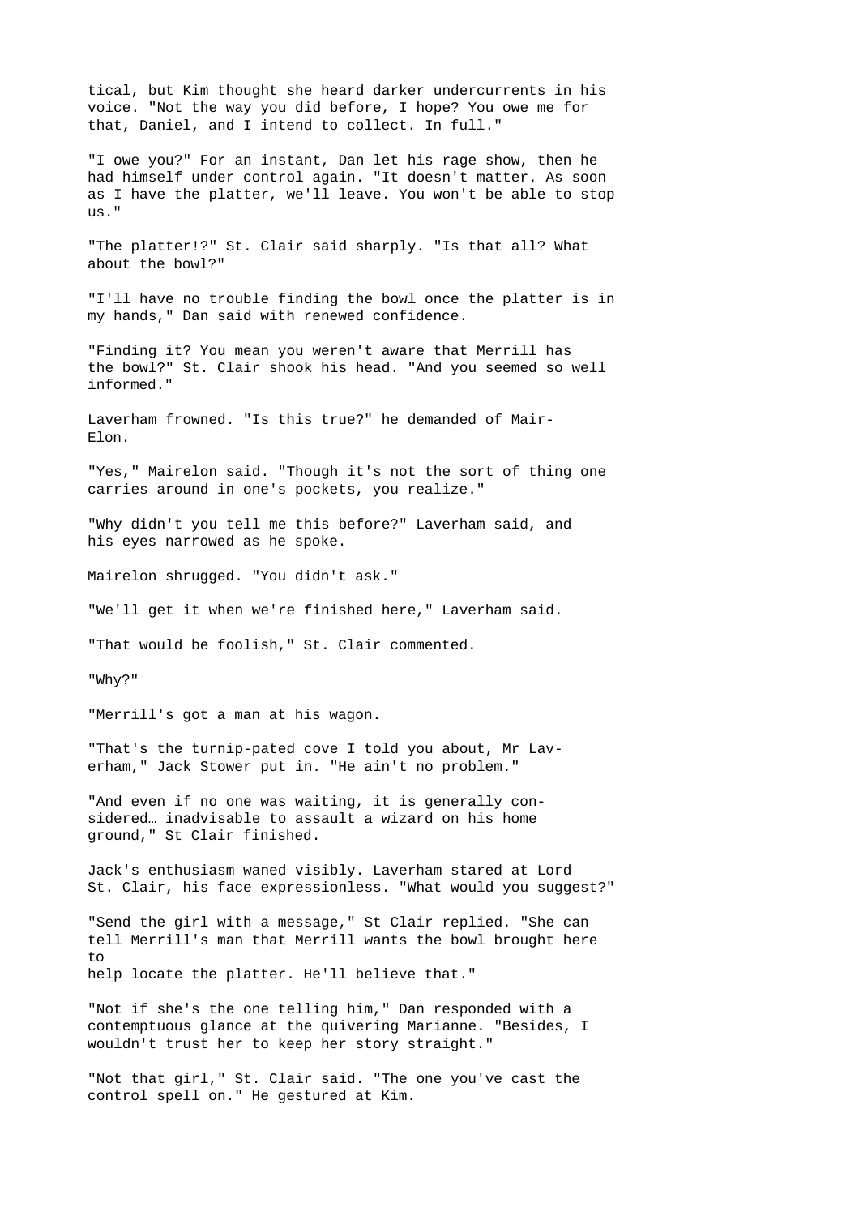tical, but Kim thought she heard darker undercurrents in his voice. "Not the way you did before, I hope? You owe me for that, Daniel, and I intend to collect. In full."

"I owe you?" For an instant, Dan let his rage show, then he had himself under control again. "It doesn't matter. As soon as I have the platter, we'll leave. You won't be able to stop us."

"The platter!?" St. Clair said sharply. "Is that all? What about the bowl?"

"I'll have no trouble finding the bowl once the platter is in my hands," Dan said with renewed confidence.

"Finding it? You mean you weren't aware that Merrill has the bowl?" St. Clair shook his head. "And you seemed so well informed."

Laverham frowned. "Is this true?" he demanded of Mairelon.

"Yes," Mairelon said. "Though it's not the sort of thing one carries around in one's pockets, you realize."

"Why didn't you tell me this before?" Laverham said, and his eyes narrowed as he spoke.

Mairelon shrugged. "You didn't ask."

"We'll get it when we're finished here," Laverham said.

"That would be foolish," St. Clair commented.

"Why?"

"Merrill's got a man at his wagon.

"That's the turnip-pated cove I told you about, Mr Laverham," Jack Stower put in. "He ain't no problem."

"And even if no one was waiting, it is generally considered… inadvisable to assault a wizard on his home ground," St Clair finished.

Jack's enthusiasm waned visibly. Laverham stared at Lord St. Clair, his face expressionless. "What would you suggest?"

"Send the girl with a message," St Clair replied. "She can tell Merrill's man that Merrill wants the bowl brought here to help locate the platter. He'll believe that."

"Not if she's the one telling him," Dan responded with a contemptuous glance at the quivering Marianne. "Besides, I wouldn't trust her to keep her story straight."

"Not that girl," St. Clair said. "The one you've cast the control spell on." He gestured at Kim.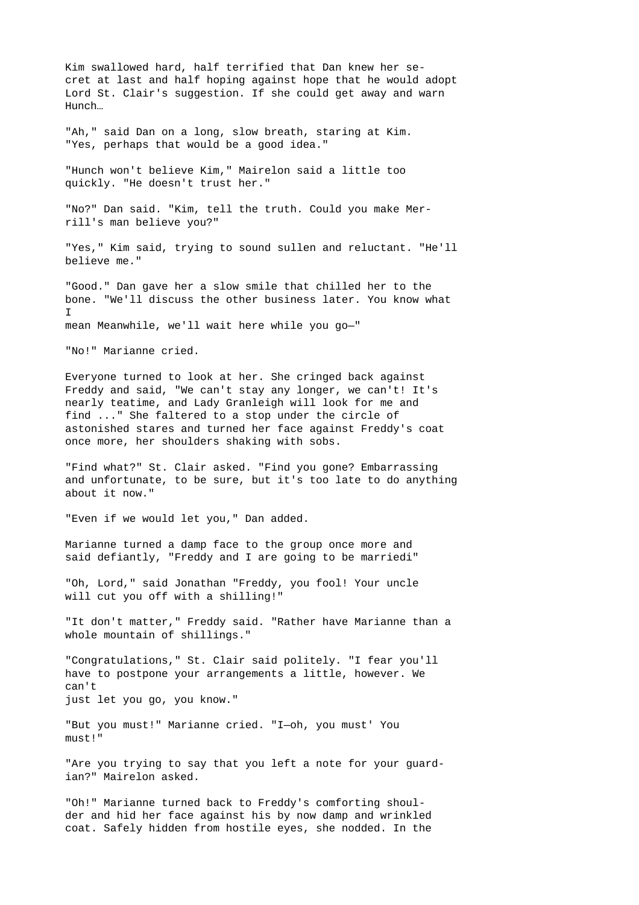Kim swallowed hard, half terrified that Dan knew her secret at last and half hoping against hope that he would adopt Lord St. Clair's suggestion. If she could get away and warn Hunch…

"Ah," said Dan on a long, slow breath, staring at Kim. "Yes, perhaps that would be a good idea."

"Hunch won't believe Kim," Mairelon said a little too quickly. "He doesn't trust her."

"No?" Dan said. "Kim, tell the truth. Could you make Merrill's man believe you?"

"Yes," Kim said, trying to sound sullen and reluctant. "He'll believe me."

"Good." Dan gave her a slow smile that chilled her to the bone. "We'll discuss the other business later. You know what I mean Meanwhile, we'll wait here while you go—"

"No!" Marianne cried.

Everyone turned to look at her. She cringed back against Freddy and said, "We can't stay any longer, we can't! It's nearly teatime, and Lady Granleigh will look for me and find ..." She faltered to a stop under the circle of astonished stares and turned her face against Freddy's coat once more, her shoulders shaking with sobs.

"Find what?" St. Clair asked. "Find you gone? Embarrassing and unfortunate, to be sure, but it's too late to do anything about it now."

"Even if we would let you," Dan added.

Marianne turned a damp face to the group once more and said defiantly, "Freddy and I are going to be marriedi"

"Oh, Lord," said Jonathan "Freddy, you fool! Your uncle will cut you off with a shilling!"

"It don't matter," Freddy said. "Rather have Marianne than a whole mountain of shillings."

"Congratulations," St. Clair said politely. "I fear you'll have to postpone your arrangements a little, however. We can't just let you go, you know."

"But you must!" Marianne cried. "I—oh, you must' You must!"

"Are you trying to say that you left a note for your guardian?" Mairelon asked.

"Oh!" Marianne turned back to Freddy's comforting shoulder and hid her face against his by now damp and wrinkled coat. Safely hidden from hostile eyes, she nodded. In the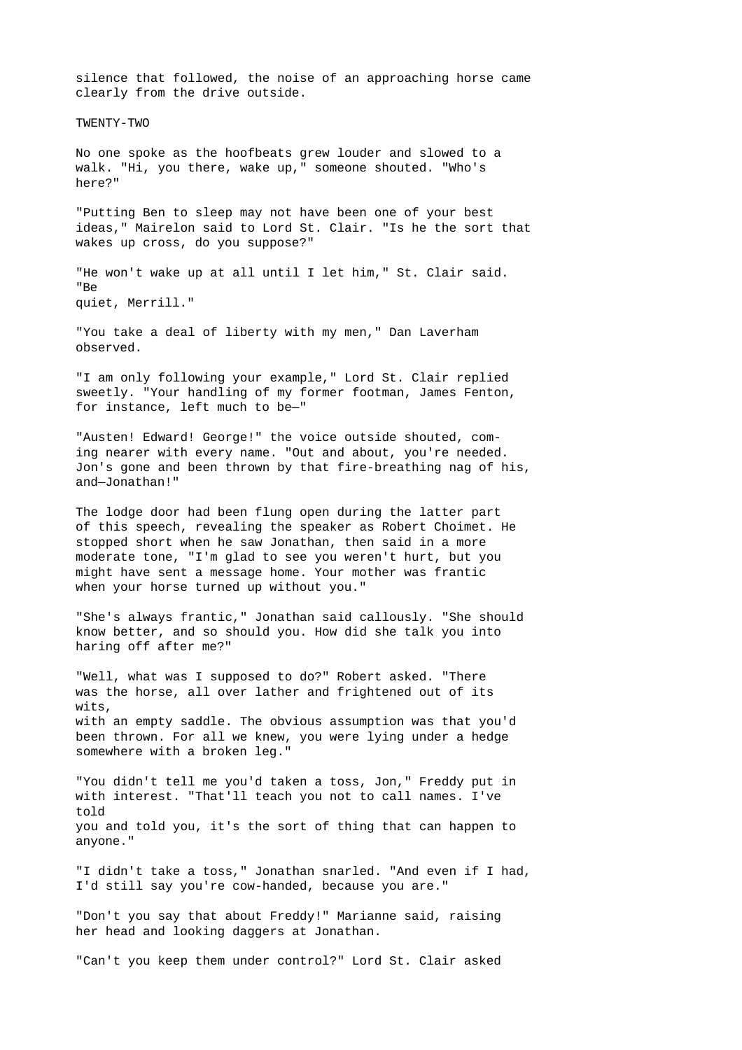silence that followed, the noise of an approaching horse came clearly from the drive outside.

## TWENTY-TWO

No one spoke as the hoofbeats grew louder and slowed to a walk. "Hi, you there, wake up," someone shouted. "Who's here?"

"Putting Ben to sleep may not have been one of your best ideas," Mairelon said to Lord St. Clair. "Is he the sort that wakes up cross, do you suppose?"

"He won't wake up at all until I let him," St. Clair said. "Be quiet, Merrill."

"You take a deal of liberty with my men," Dan Laverham observed.

"I am only following your example," Lord St. Clair replied sweetly. "Your handling of my former footman, James Fenton, for instance, left much to be—"

"Austen! Edward! George!" the voice outside shouted, coming nearer with every name. "Out and about, you're needed. Jon's gone and been thrown by that fire-breathing nag of his, and—Jonathan!"

The lodge door had been flung open during the latter part of this speech, revealing the speaker as Robert Choimet. He stopped short when he saw Jonathan, then said in a more moderate tone, "I'm glad to see you weren't hurt, but you might have sent a message home. Your mother was frantic when your horse turned up without you."

"She's always frantic," Jonathan said callously. "She should know better, and so should you. How did she talk you into haring off after me?"

"Well, what was I supposed to do?" Robert asked. "There was the horse, all over lather and frightened out of its wits, with an empty saddle. The obvious assumption was that you'd been thrown. For all we knew, you were lying under a hedge somewhere with a broken leg."

"You didn't tell me you'd taken a toss, Jon," Freddy put in with interest. "That'll teach you not to call names. I've told you and told you, it's the sort of thing that can happen to anyone."

"I didn't take a toss," Jonathan snarled. "And even if I had, I'd still say you're cow-handed, because you are."

"Don't you say that about Freddy!" Marianne said, raising her head and looking daggers at Jonathan.

"Can't you keep them under control?" Lord St. Clair asked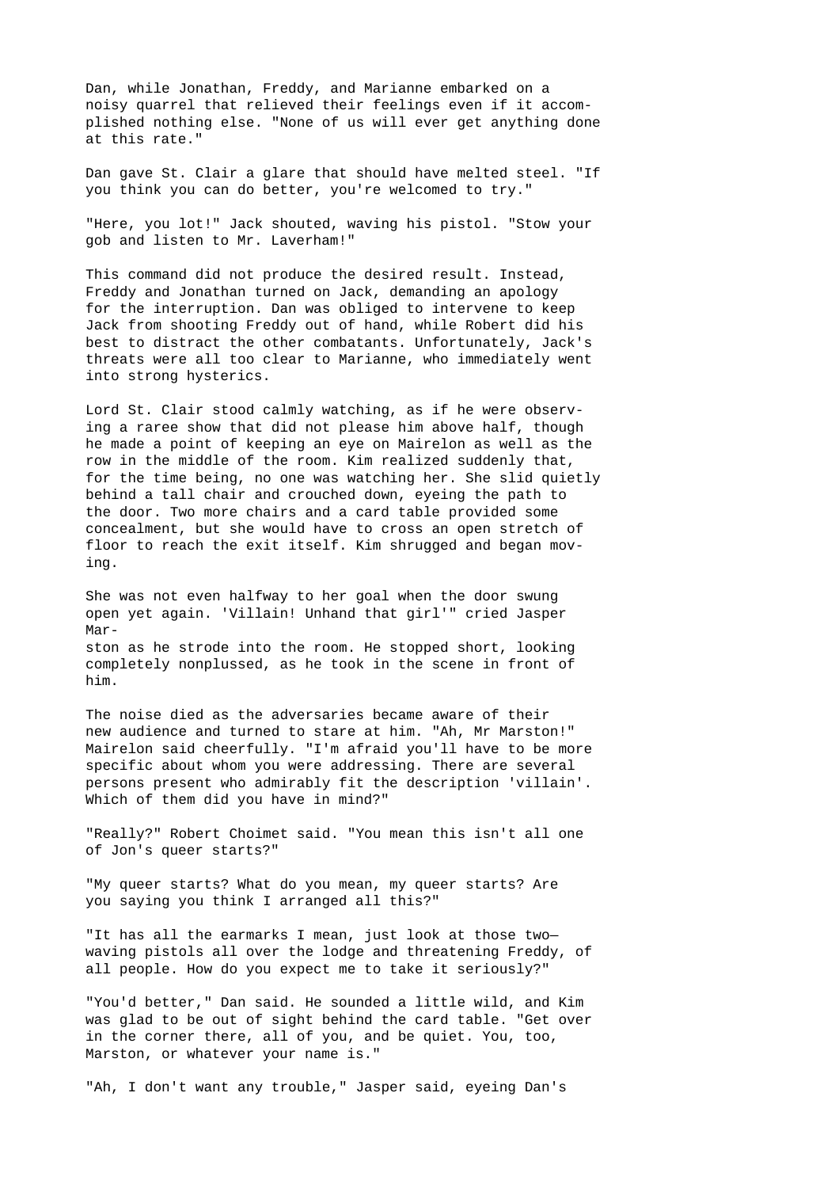Dan, while Jonathan, Freddy, and Marianne embarked on a noisy quarrel that relieved their feelings even if it accomplished nothing else. "None of us will ever get anything done at this rate."

Dan gave St. Clair a glare that should have melted steel. "If you think you can do better, you're welcomed to try."

"Here, you lot!" Jack shouted, waving his pistol. "Stow your gob and listen to Mr. Laverham!"

This command did not produce the desired result. Instead, Freddy and Jonathan turned on Jack, demanding an apology for the interruption. Dan was obliged to intervene to keep Jack from shooting Freddy out of hand, while Robert did his best to distract the other combatants. Unfortunately, Jack's threats were all too clear to Marianne, who immediately went into strong hysterics.

Lord St. Clair stood calmly watching, as if he were observing a raree show that did not please him above half, though he made a point of keeping an eye on Mairelon as well as the row in the middle of the room. Kim realized suddenly that, for the time being, no one was watching her. She slid quietly behind a tall chair and crouched down, eyeing the path to the door. Two more chairs and a card table provided some concealment, but she would have to cross an open stretch of floor to reach the exit itself. Kim shrugged and began moving.

She was not even halfway to her goal when the door swung open yet again. 'Villain! Unhand that girl'" cried Jasper Marston as he strode into the room. He stopped short, looking completely nonplussed, as he took in the scene in front of him.

The noise died as the adversaries became aware of their new audience and turned to stare at him. "Ah, Mr Marston!" Mairelon said cheerfully. "I'm afraid you'll have to be more specific about whom you were addressing. There are several persons present who admirably fit the description 'villain'. Which of them did you have in mind?"

"Really?" Robert Choimet said. "You mean this isn't all one of Jon's queer starts?"

"My queer starts? What do you mean, my queer starts? Are you saying you think I arranged all this?"

"It has all the earmarks I mean, just look at those two—waving pistols all over the lodge and threatening Freddy, of all people. How do you expect me to take it seriously?"

"You'd better," Dan said. He sounded a little wild, and Kim was glad to be out of sight behind the card table. "Get over in the corner there, all of you, and be quiet. You, too, Marston, or whatever your name is."

"Ah, I don't want any trouble," Jasper said, eyeing Dan's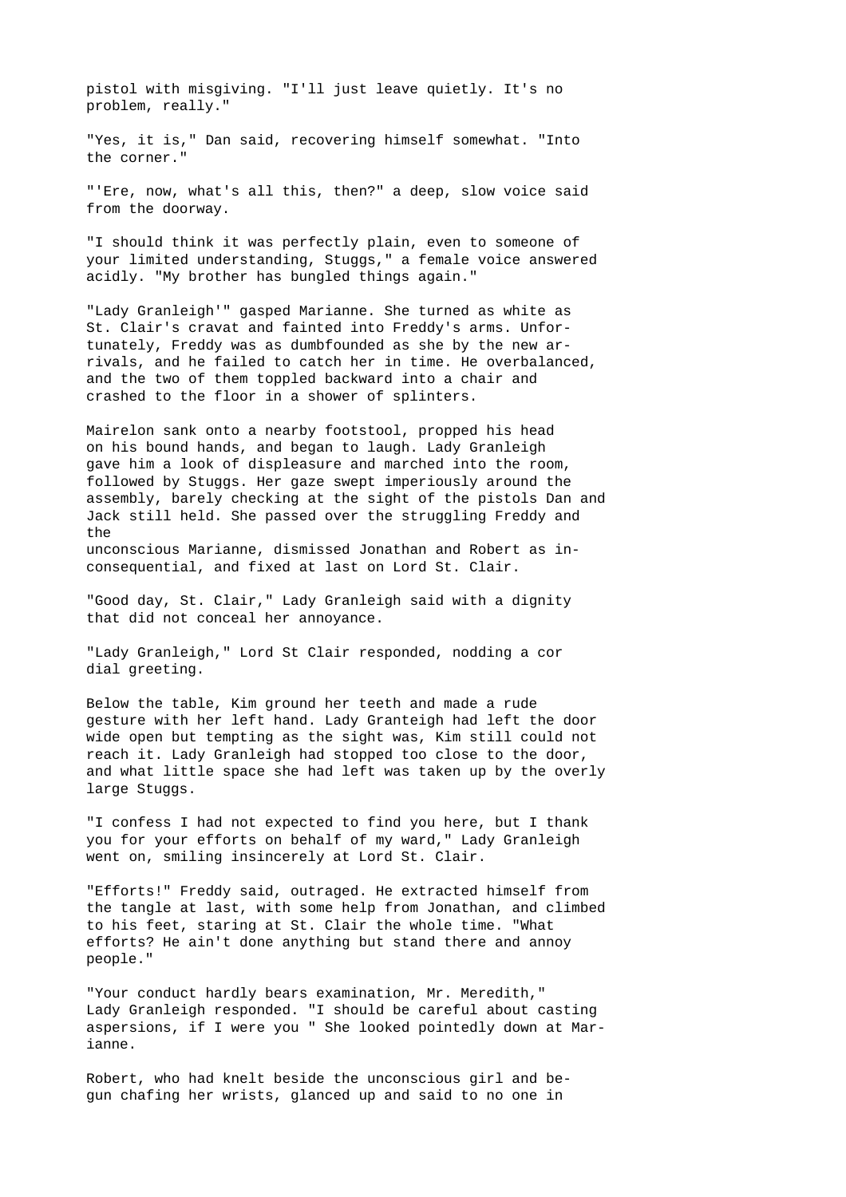pistol with misgiving. "I'll just leave quietly. It's no problem, really."

"Yes, it is," Dan said, recovering himself somewhat. "Into the corner."

"'Ere, now, what's all this, then?" a deep, slow voice said from the doorway.

"I should think it was perfectly plain, even to someone of your limited understanding, Stuggs," a female voice answered acidly. "My brother has bungled things again."

"Lady Granleigh'" gasped Marianne. She turned as white as St. Clair's cravat and fainted into Freddy's arms. Unfortunately, Freddy was as dumbfounded as she by the new arrivals, and he failed to catch her in time. He overbalanced, and the two of them toppled backward into a chair and crashed to the floor in a shower of splinters.

Mairelon sank onto a nearby footstool, propped his head on his bound hands, and began to laugh. Lady Granleigh gave him a look of displeasure and marched into the room, followed by Stuggs. Her gaze swept imperiously around the assembly, barely checking at the sight of the pistols Dan and Jack still held. She passed over the struggling Freddy and the unconscious Marianne, dismissed Jonathan and Robert as inconsequential, and fixed at last on Lord St. Clair.

"Good day, St. Clair," Lady Granleigh said with a dignity that did not conceal her annoyance.

"Lady Granleigh," Lord St Clair responded, nodding a cor dial greeting.

Below the table, Kim ground her teeth and made a rude gesture with her left hand. Lady Granteigh had left the door wide open but tempting as the sight was, Kim still could not reach it. Lady Granleigh had stopped too close to the door, and what little space she had left was taken up by the overly large Stuggs.

"I confess I had not expected to find you here, but I thank you for your efforts on behalf of my ward," Lady Granleigh went on, smiling insincerely at Lord St. Clair.

"Efforts!" Freddy said, outraged. He extracted himself from the tangle at last, with some help from Jonathan, and climbed to his feet, staring at St. Clair the whole time. "What efforts? He ain't done anything but stand there and annoy people."

"Your conduct hardly bears examination, Mr. Meredith," Lady Granleigh responded. "I should be careful about casting aspersions, if I were you " She looked pointedly down at Marianne.

Robert, who had knelt beside the unconscious girl and begun chafing her wrists, glanced up and said to no one in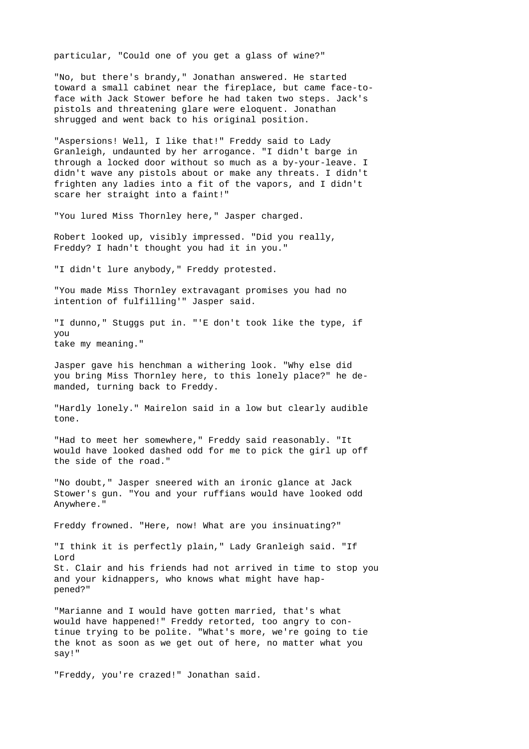particular, "Could one of you get a glass of wine?"

"No, but there's brandy," Jonathan answered. He started toward a small cabinet near the fireplace, but came face-to-face with Jack Stower before he had taken two steps. Jack's pistols and threatening glare were eloquent. Jonathan shrugged and went back to his original position.

"Aspersions! Well, I like that!" Freddy said to Lady Granleigh, undaunted by her arrogance. "I didn't barge in through a locked door without so much as a by-your-leave. I didn't wave any pistols about or make any threats. I didn't frighten any ladies into a fit of the vapors, and I didn't scare her straight into a faint!"

"You lured Miss Thornley here," Jasper charged.

Robert looked up, visibly impressed. "Did you really, Freddy? I hadn't thought you had it in you."

"I didn't lure anybody," Freddy protested.

"You made Miss Thornley extravagant promises you had no intention of fulfilling'" Jasper said.

"I dunno," Stuggs put in. "'E don't took like the type, if you take my meaning."

Jasper gave his henchman a withering look. "Why else did you bring Miss Thornley here, to this lonely place?" he demanded, turning back to Freddy.

"Hardly lonely." Mairelon said in a low but clearly audible tone.

"Had to meet her somewhere," Freddy said reasonably. "It would have looked dashed odd for me to pick the girl up off the side of the road."

"No doubt," Jasper sneered with an ironic glance at Jack Stower's gun. "You and your ruffians would have looked odd Anywhere."

Freddy frowned. "Here, now! What are you insinuating?"

"I think it is perfectly plain," Lady Granleigh said. "If Lord St. Clair and his friends had not arrived in time to stop you and your kidnappers, who knows what might have happened?"

"Marianne and I would have gotten married, that's what would have happened!" Freddy retorted, too angry to continue trying to be polite. "What's more, we're going to tie the knot as soon as we get out of here, no matter what you say!"

"Freddy, you're crazed!" Jonathan said.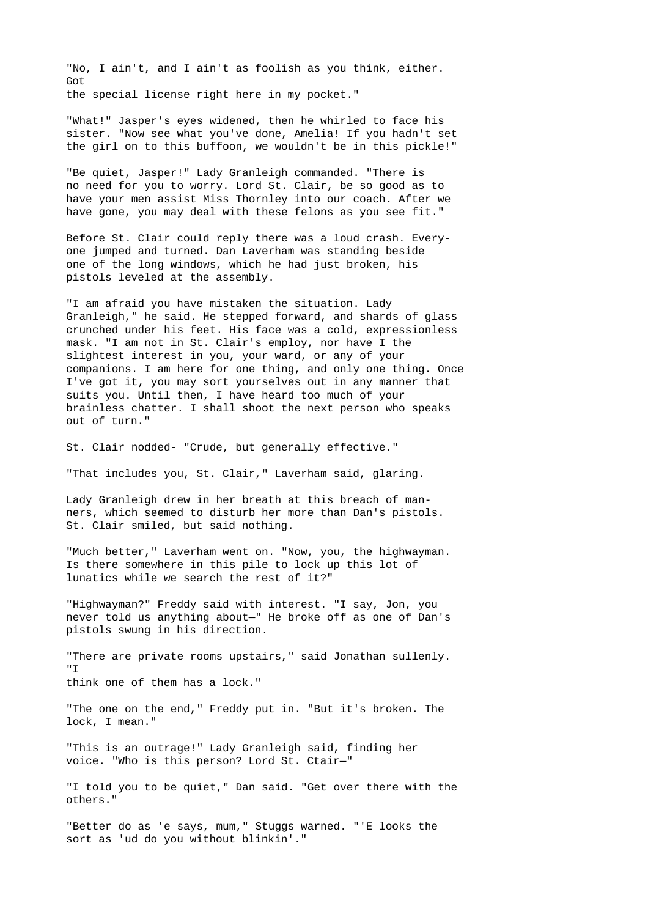"No, I ain't, and I ain't as foolish as you think, either. Got the special license right here in my pocket."

"What!" Jasper's eyes widened, then he whirled to face his sister. "Now see what you've done, Amelia! If you hadn't set the girl on to this buffoon, we wouldn't be in this pickle!"

"Be quiet, Jasper!" Lady Granleigh commanded. "There is no need for you to worry. Lord St. Clair, be so good as to have your men assist Miss Thornley into our coach. After we have gone, you may deal with these felons as you see fit."

Before St. Clair could reply there was a loud crash. Everyone jumped and turned. Dan Laverham was standing beside one of the long windows, which he had just broken, his pistols leveled at the assembly.

"I am afraid you have mistaken the situation. Lady Granleigh," he said. He stepped forward, and shards of glass crunched under his feet. His face was a cold, expressionless mask. "I am not in St. Clair's employ, nor have I the slightest interest in you, your ward, or any of your companions. I am here for one thing, and only one thing. Once I've got it, you may sort yourselves out in any manner that suits you. Until then, I have heard too much of your brainless chatter. I shall shoot the next person who speaks out of turn."

St. Clair nodded- "Crude, but generally effective."

"That includes you, St. Clair," Laverham said, glaring.

Lady Granleigh drew in her breath at this breach of manners, which seemed to disturb her more than Dan's pistols. St. Clair smiled, but said nothing.

"Much better," Laverham went on. "Now, you, the highwayman. Is there somewhere in this pile to lock up this lot of lunatics while we search the rest of it?"

"Highwayman?" Freddy said with interest. "I say, Jon, you never told us anything about—" He broke off as one of Dan's pistols swung in his direction.

"There are private rooms upstairs," said Jonathan sullenly. "I think one of them has a lock."

"The one on the end," Freddy put in. "But it's broken. The lock, I mean."

"This is an outrage!" Lady Granleigh said, finding her voice. "Who is this person? Lord St. Ctair—"

"I told you to be quiet," Dan said. "Get over there with the others."

"Better do as 'e says, mum," Stuggs warned. "'E looks the sort as 'ud do you without blinkin'."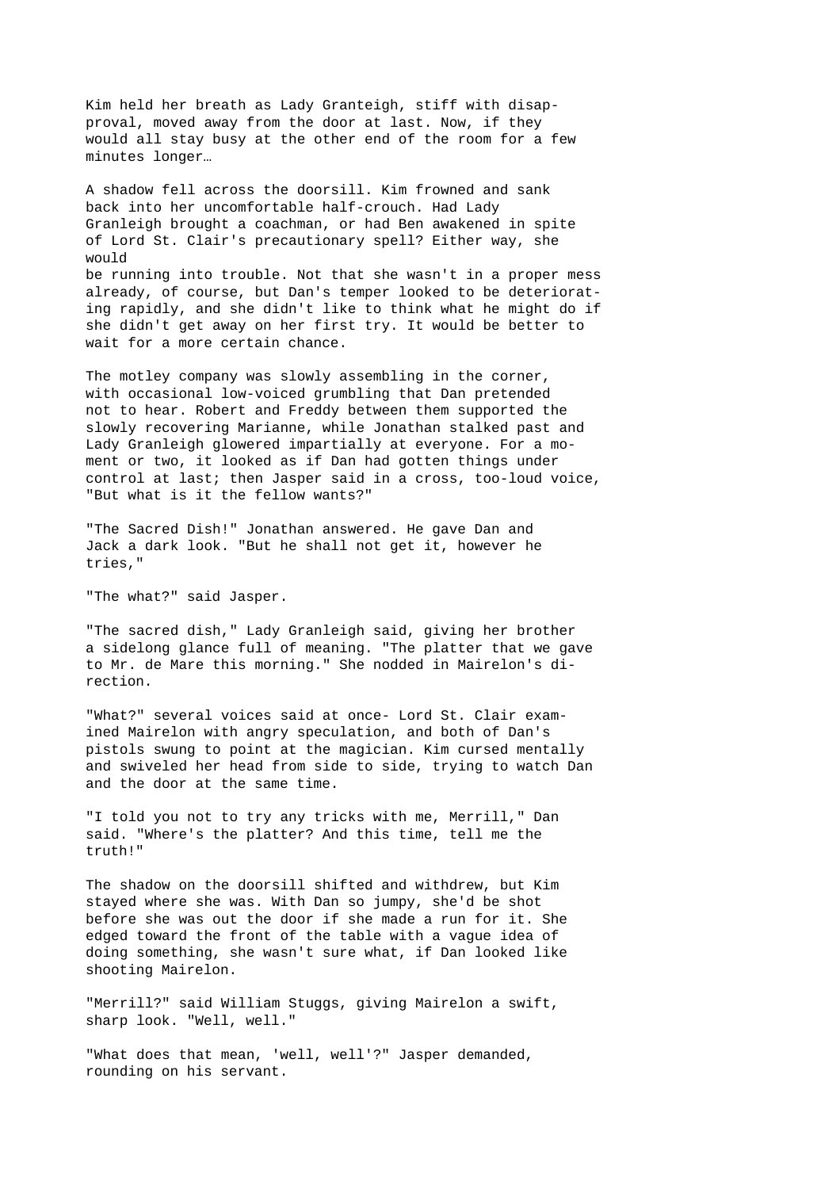Kim held her breath as Lady Granteigh, stiff with disapproval, moved away from the door at last. Now, if they would all stay busy at the other end of the room for a few minutes longer…

A shadow fell across the doorsill. Kim frowned and sank back into her uncomfortable half-crouch. Had Lady Granleigh brought a coachman, or had Ben awakened in spite of Lord St. Clair's precautionary spell? Either way, she would be running into trouble. Not that she wasn't in a proper mess already, of course, but Dan's temper looked to be deteriorating rapidly, and she didn't like to think what he might do if she didn't get away on her first try. It would be better to wait for a more certain chance.

The motley company was slowly assembling in the corner, with occasional low-voiced grumbling that Dan pretended not to hear. Robert and Freddy between them supported the slowly recovering Marianne, while Jonathan stalked past and Lady Granleigh glowered impartially at everyone. For a moment or two, it looked as if Dan had gotten things under control at last; then Jasper said in a cross, too-loud voice, "But what is it the fellow wants?"

"The Sacred Dish!" Jonathan answered. He gave Dan and Jack a dark look. "But he shall not get it, however he tries,"

"The what?" said Jasper.

"The sacred dish," Lady Granleigh said, giving her brother a sidelong glance full of meaning. "The platter that we gave to Mr. de Mare this morning." She nodded in Mairelon's direction.

"What?" several voices said at once- Lord St. Clair examined Mairelon with angry speculation, and both of Dan's pistols swung to point at the magician. Kim cursed mentally and swiveled her head from side to side, trying to watch Dan and the door at the same time.

"I told you not to try any tricks with me, Merrill," Dan said. "Where's the platter? And this time, tell me the truth!"

The shadow on the doorsill shifted and withdrew, but Kim stayed where she was. With Dan so jumpy, she'd be shot before she was out the door if she made a run for it. She edged toward the front of the table with a vague idea of doing something, she wasn't sure what, if Dan looked like shooting Mairelon.

"Merrill?" said William Stuggs, giving Mairelon a swift, sharp look. "Well, well."

"What does that mean, 'well, well'?" Jasper demanded, rounding on his servant.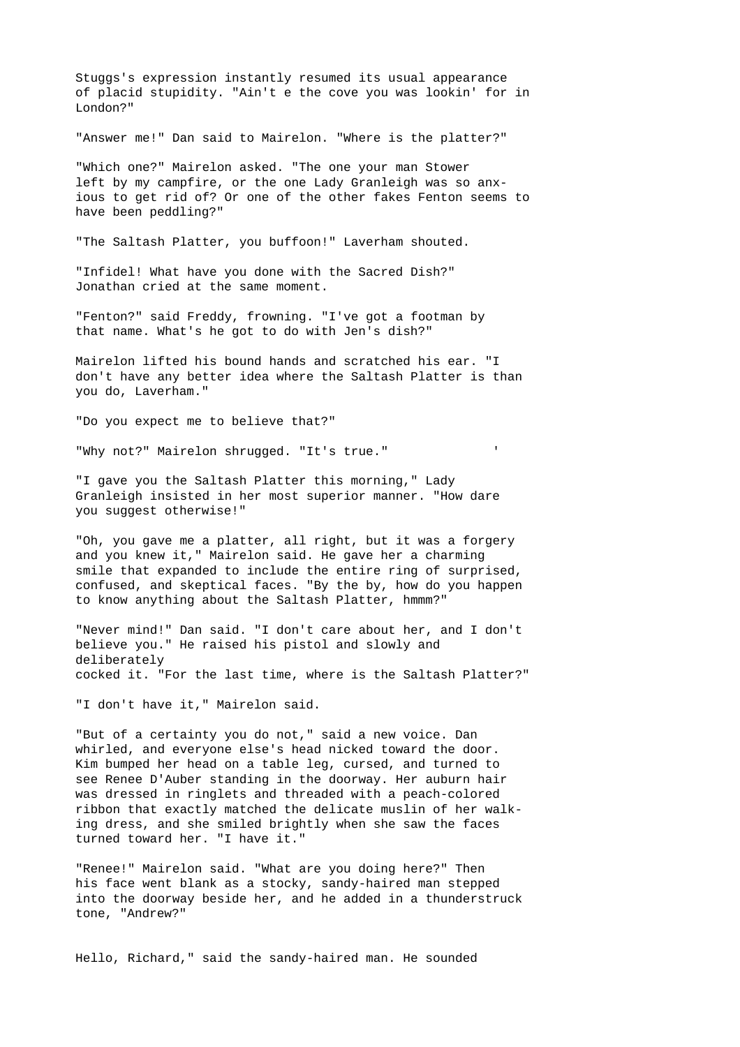Stuggs's expression instantly resumed its usual appearance of placid stupidity. "Ain't e the cove you was lookin' for in London?"

"Answer me!" Dan said to Mairelon. "Where is the platter?"

"Which one?" Mairelon asked. "The one your man Stower left by my campfire, or the one Lady Granleigh was so anxious to get rid of? Or one of the other fakes Fenton seems to have been peddling?"

"The Saltash Platter, you buffoon!" Laverham shouted.

"Infidel! What have you done with the Sacred Dish?" Jonathan cried at the same moment.

"Fenton?" said Freddy, frowning. "I've got a footman by that name. What's he got to do with Jen's dish?"

Mairelon lifted his bound hands and scratched his ear. "I don't have any better idea where the Saltash Platter is than you do, Laverham."

"Do you expect me to believe that?"

"Why not?" Mairelon shrugged. "It's true."

"I gave you the Saltash Platter this morning," Lady Granleigh insisted in her most superior manner. "How dare you suggest otherwise!"

"Oh, you gave me a platter, all right, but it was a forgery and you knew it," Mairelon said. He gave her a charming smile that expanded to include the entire ring of surprised, confused, and skeptical faces. "By the by, how do you happen to know anything about the Saltash Platter, hmmm?"

"Never mind!" Dan said. "I don't care about her, and I don't believe you." He raised his pistol and slowly and deliberately cocked it. "For the last time, where is the Saltash Platter?"

"I don't have it," Mairelon said.

"But of a certainty you do not," said a new voice. Dan whirled, and everyone else's head nicked toward the door. Kim bumped her head on a table leg, cursed, and turned to see Renee D'Auber standing in the doorway. Her auburn hair was dressed in ringlets and threaded with a peach-colored ribbon that exactly matched the delicate muslin of her walking dress, and she smiled brightly when she saw the faces turned toward her. "I have it."

"Renee!" Mairelon said. "What are you doing here?" Then his face went blank as a stocky, sandy-haired man stepped into the doorway beside her, and he added in a thunderstruck tone, "Andrew?"

Hello, Richard," said the sandy-haired man. He sounded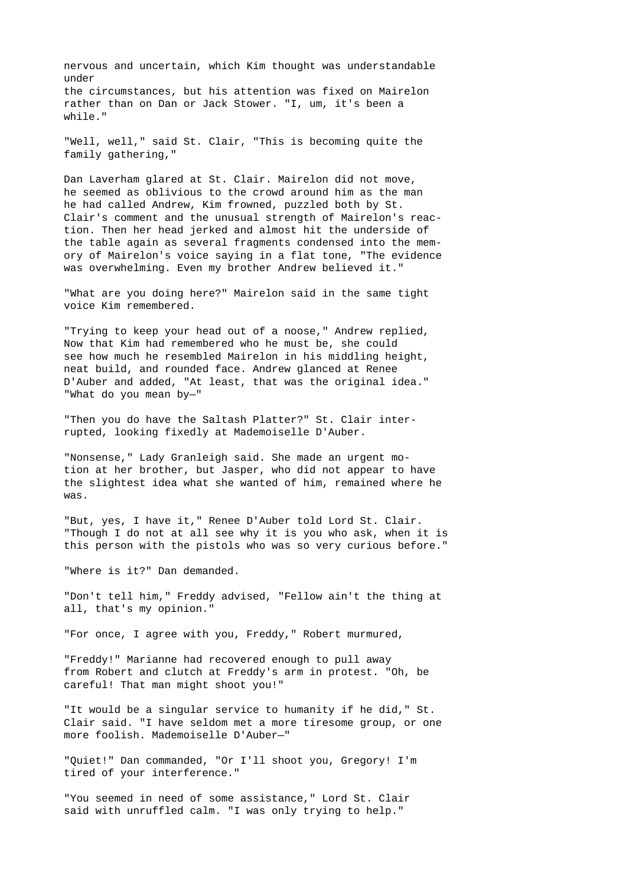nervous and uncertain, which Kim thought was understandable under the circumstances, but his attention was fixed on Mairelon rather than on Dan or Jack Stower. "I, um, it's been a while."

"Well, well," said St. Clair, "This is becoming quite the family gathering,"

Dan Laverham glared at St. Clair. Mairelon did not move, he seemed as oblivious to the crowd around him as the man he had called Andrew, Kim frowned, puzzled both by St. Clair's comment and the unusual strength of Mairelon's reaction. Then her head jerked and almost hit the underside of the table again as several fragments condensed into the memory of Mairelon's voice saying in a flat tone, "The evidence was overwhelming. Even my brother Andrew believed it."

"What are you doing here?" Mairelon said in the same tight voice Kim remembered.

"Trying to keep your head out of a noose," Andrew replied, Now that Kim had remembered who he must be, she could see how much he resembled Mairelon in his middling height, neat build, and rounded face. Andrew glanced at Renee D'Auber and added, "At least, that was the original idea." "What do you mean by—"

"Then you do have the Saltash Platter?" St. Clair interrupted, looking fixedly at Mademoiselle D'Auber.

"Nonsense," Lady Granleigh said. She made an urgent motion at her brother, but Jasper, who did not appear to have the slightest idea what she wanted of him, remained where he was.

"But, yes, I have it," Renee D'Auber told Lord St. Clair. "Though I do not at all see why it is you who ask, when it is this person with the pistols who was so very curious before."

"Where is it?" Dan demanded.

"Don't tell him," Freddy advised, "Fellow ain't the thing at all, that's my opinion."

"For once, I agree with you, Freddy," Robert murmured,

"Freddy!" Marianne had recovered enough to pull away from Robert and clutch at Freddy's arm in protest. "Oh, be careful! That man might shoot you!"

"It would be a singular service to humanity if he did," St. Clair said. "I have seldom met a more tiresome group, or one more foolish. Mademoiselle D'Auber—"

"Quiet!" Dan commanded, "Or I'll shoot you, Gregory! I'm tired of your interference."

"You seemed in need of some assistance," Lord St. Clair said with unruffled calm. "I was only trying to help."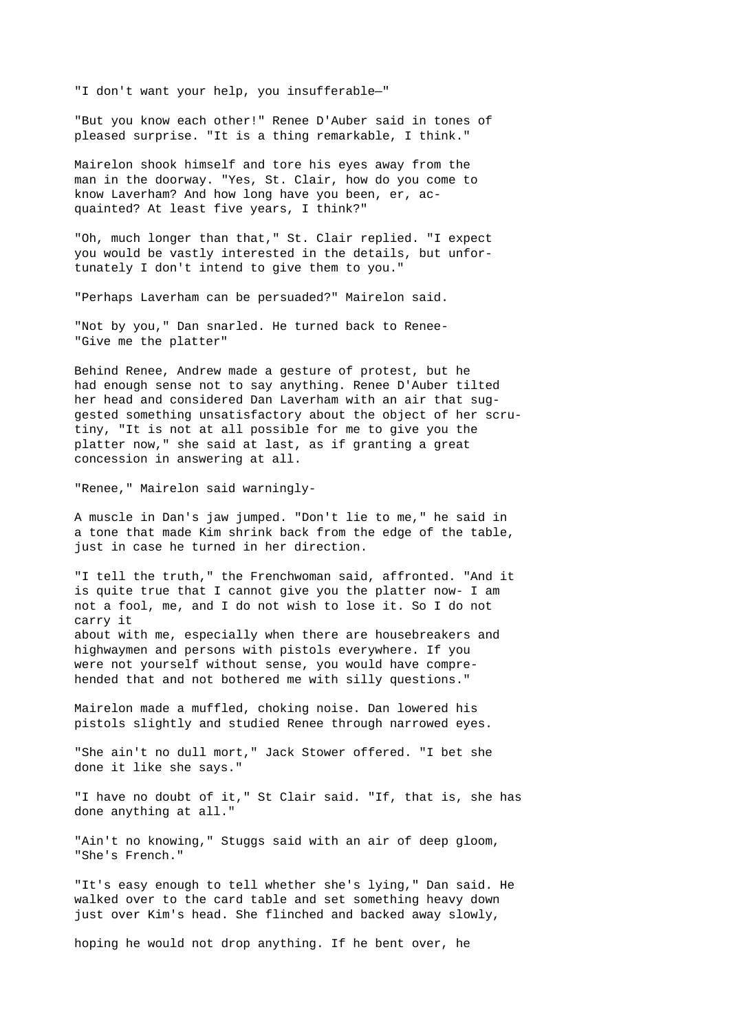"I don't want your help, you insufferable—"

"But you know each other!" Renee D'Auber said in tones of pleased surprise. "It is a thing remarkable, I think."

Mairelon shook himself and tore his eyes away from the man in the doorway. "Yes, St. Clair, how do you come to know Laverham? And how long have you been, er, acquainted? At least five years, I think?"

"Oh, much longer than that," St. Clair replied. "I expect you would be vastly interested in the details, but unfortunately I don't intend to give them to you."

"Perhaps Laverham can be persuaded?" Mairelon said.

"Not by you," Dan snarled. He turned back to Renee- "Give me the platter"

Behind Renee, Andrew made a gesture of protest, but he had enough sense not to say anything. Renee D'Auber tilted her head and considered Dan Laverham with an air that suggested something unsatisfactory about the object of her scrutiny, "It is not at all possible for me to give you the platter now," she said at last, as if granting a great concession in answering at all.

"Renee," Mairelon said warningly-

A muscle in Dan's jaw jumped. "Don't lie to me," he said in a tone that made Kim shrink back from the edge of the table, just in case he turned in her direction.

"I tell the truth," the Frenchwoman said, affronted. "And it is quite true that I cannot give you the platter now- I am not a fool, me, and I do not wish to lose it. So I do not carry it about with me, especially when there are housebreakers and highwaymen and persons with pistols everywhere. If you were not yourself without sense, you would have comprehended that and not bothered me with silly questions."

Mairelon made a muffled, choking noise. Dan lowered his pistols slightly and studied Renee through narrowed eyes.

"She ain't no dull mort," Jack Stower offered. "I bet she done it like she says."

"I have no doubt of it," St Clair said. "If, that is, she has done anything at all."

"Ain't no knowing," Stuggs said with an air of deep gloom, "She's French."

"It's easy enough to tell whether she's lying," Dan said. He walked over to the card table and set something heavy down just over Kim's head. She flinched and backed away slowly, hoping he would not drop anything. If he bent over, he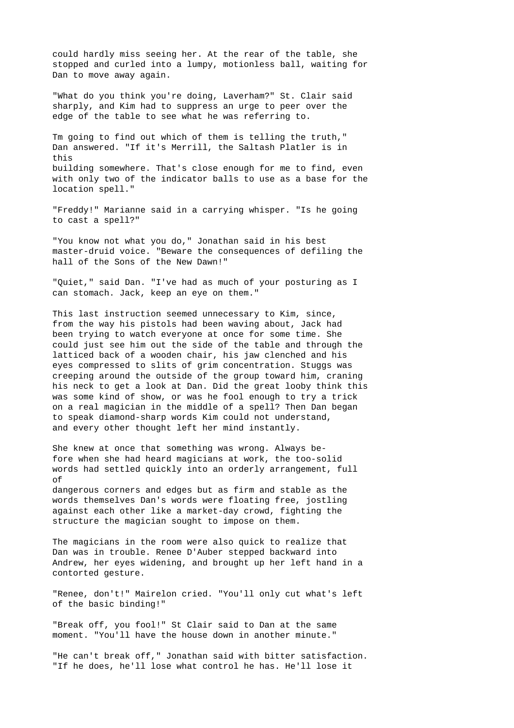could hardly miss seeing her. At the rear of the table, she stopped and curled into a lumpy, motionless ball, waiting for Dan to move away again.

"What do you think you're doing, Laverham?" St. Clair said sharply, and Kim had to suppress an urge to peer over the edge of the table to see what he was referring to.

Tm going to find out which of them is telling the truth," Dan answered. "If it's Merrill, the Saltash Platler is in this building somewhere. That's close enough for me to find, even with only two of the indicator balls to use as a base for the location spell."

"Freddy!" Marianne said in a carrying whisper. "Is he going to cast a spell?"

"You know not what you do," Jonathan said in his best master-druid voice. "Beware the consequences of defiling the hall of the Sons of the New Dawn!"

"Quiet," said Dan. "I've had as much of your posturing as I can stomach. Jack, keep an eye on them."

This last instruction seemed unnecessary to Kim, since, from the way his pistols had been waving about, Jack had been trying to watch everyone at once for some time. She could just see him out the side of the table and through the latticed back of a wooden chair, his jaw clenched and his eyes compressed to slits of grim concentration. Stuggs was creeping around the outside of the group toward him, craning his neck to get a look at Dan. Did the great looby think this was some kind of show, or was he fool enough to try a trick on a real magician in the middle of a spell? Then Dan began to speak diamond-sharp words Kim could not understand, and every other thought left her mind instantly.

She knew at once that something was wrong. Always before when she had heard magicians at work, the too-solid words had settled quickly into an orderly arrangement, full of dangerous corners and edges but as firm and stable as the words themselves Dan's words were floating free, jostling against each other like a market-day crowd, fighting the structure the magician sought to impose on them.

The magicians in the room were also quick to realize that Dan was in trouble. Renee D'Auber stepped backward into Andrew, her eyes widening, and brought up her left hand in a contorted gesture.

"Renee, don't!" Mairelon cried. "You'll only cut what's left of the basic binding!"

"Break off, you fool!" St Clair said to Dan at the same moment. "You'll have the house down in another minute."

"He can't break off," Jonathan said with bitter satisfaction. "If he does, he'll lose what control he has. He'll lose it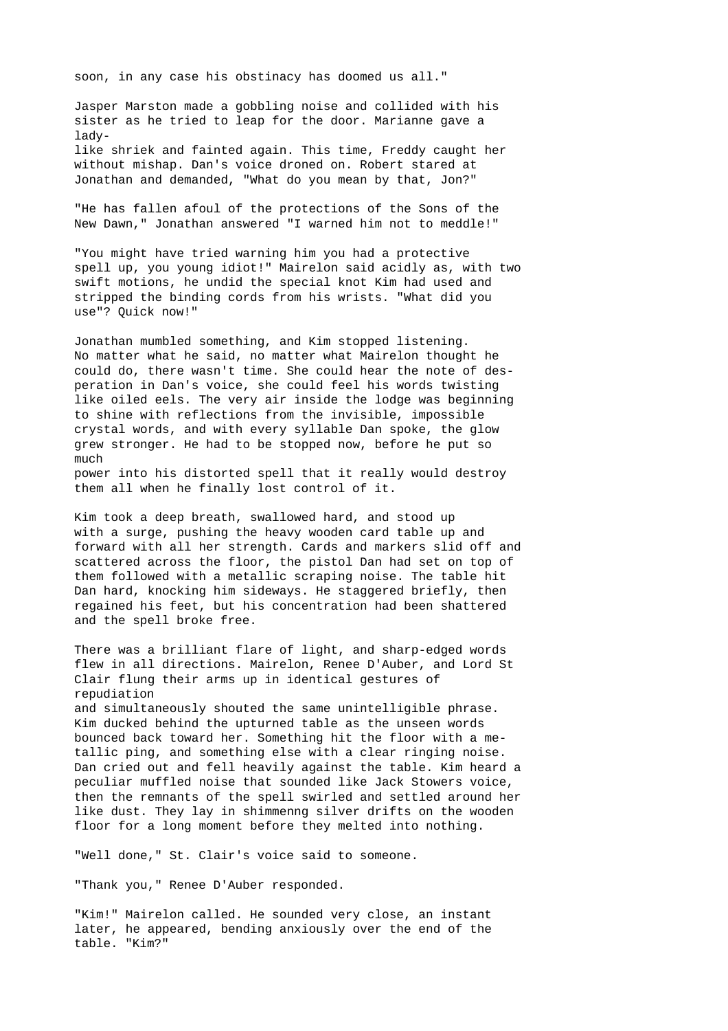soon, in any case his obstinacy has doomed us all."

Jasper Marston made a gobbling noise and collided with his sister as he tried to leap for the door. Marianne gave a lady-like shriek and fainted again. This time, Freddy caught her without mishap. Dan's voice droned on. Robert stared at Jonathan and demanded, "What do you mean by that, Jon?"

"He has fallen afoul of the protections of the Sons of the New Dawn," Jonathan answered "I warned him not to meddle!"

"You might have tried warning him you had a protective spell up, you young idiot!" Mairelon said acidly as, with two swift motions, he undid the special knot Kim had used and stripped the binding cords from his wrists. "What did you use"? Quick now!"

Jonathan mumbled something, and Kim stopped listening. No matter what he said, no matter what Mairelon thought he could do, there wasn't time. She could hear the note of desperation in Dan's voice, she could feel his words twisting like oiled eels. The very air inside the lodge was beginning to shine with reflections from the invisible, impossible crystal words, and with every syllable Dan spoke, the glow grew stronger. He had to be stopped now, before he put so much power into his distorted spell that it really would destroy them all when he finally lost control of it.

Kim took a deep breath, swallowed hard, and stood up with a surge, pushing the heavy wooden card table up and forward with all her strength. Cards and markers slid off and scattered across the floor, the pistol Dan had set on top of them followed with a metallic scraping noise. The table hit Dan hard, knocking him sideways. He staggered briefly, then regained his feet, but his concentration had been shattered and the spell broke free.

There was a brilliant flare of light, and sharp-edged words flew in all directions. Mairelon, Renee D'Auber, and Lord St Clair flung their arms up in identical gestures of repudiation and simultaneously shouted the same unintelligible phrase. Kim ducked behind the upturned table as the unseen words bounced back toward her. Something hit the floor with a metallic ping, and something else with a clear ringing noise. Dan cried out and fell heavily against the table. Kim heard a peculiar muffled noise that sounded like Jack Stowers voice, then the remnants of the spell swirled and settled around her like dust. They lay in shimmenng silver drifts on the wooden floor for a long moment before they melted into nothing.

"Well done," St. Clair's voice said to someone.

"Thank you," Renee D'Auber responded.

"Kim!" Mairelon called. He sounded very close, an instant later, he appeared, bending anxiously over the end of the table. "Kim?"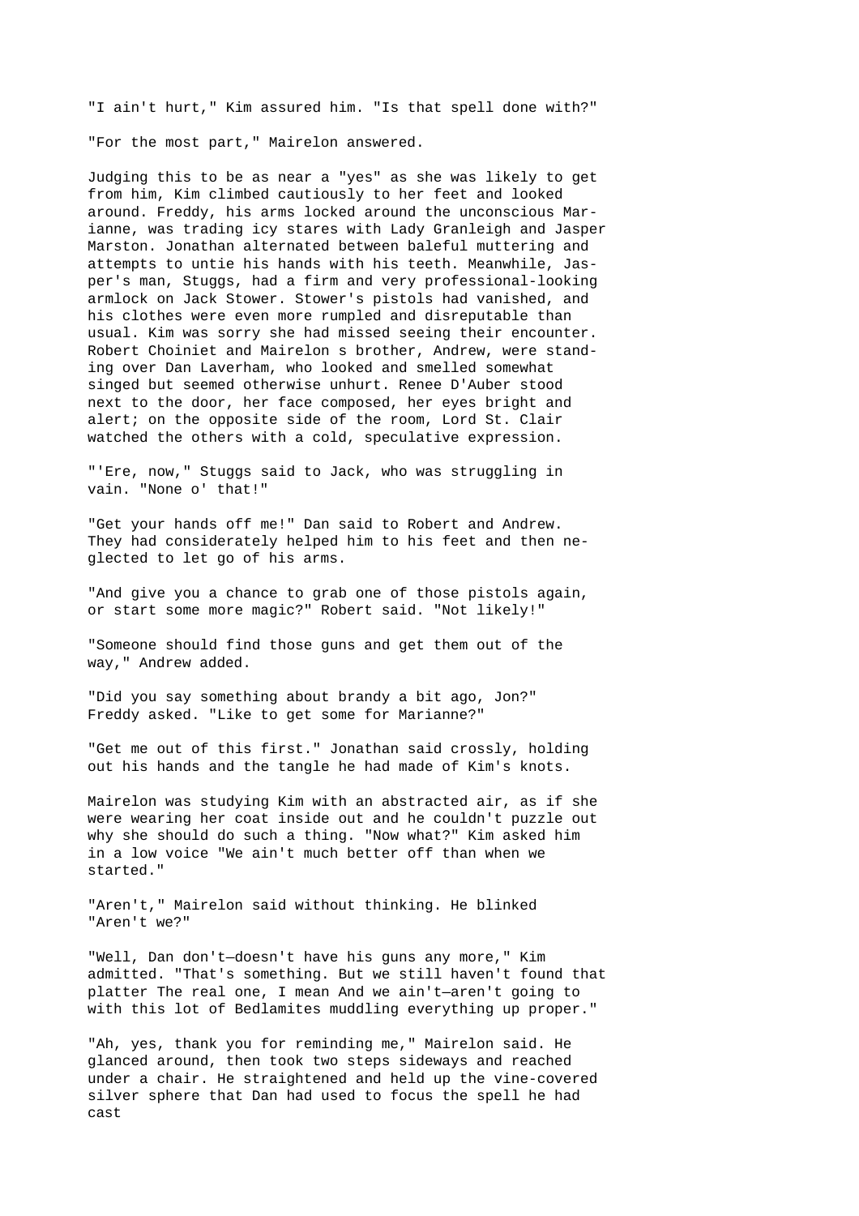"I ain't hurt," Kim assured him. "Is that spell done with?"

"For the most part," Mairelon answered.

Judging this to be as near a "yes" as she was likely to get from him, Kim climbed cautiously to her feet and looked around. Freddy, his arms locked around the unconscious Marianne, was trading icy stares with Lady Granleigh and Jasper Marston. Jonathan alternated between baleful muttering and attempts to untie his hands with his teeth. Meanwhile, Jasper's man, Stuggs, had a firm and very professional-looking armlock on Jack Stower. Stower's pistols had vanished, and his clothes were even more rumpled and disreputable than usual. Kim was sorry she had missed seeing their encounter. Robert Choiniet and Mairelon s brother, Andrew, were standing over Dan Laverham, who looked and smelled somewhat singed but seemed otherwise unhurt. Renee D'Auber stood next to the door, her face composed, her eyes bright and alert; on the opposite side of the room, Lord St. Clair watched the others with a cold, speculative expression.

"'Ere, now," Stuggs said to Jack, who was struggling in vain. "None o' that!"

"Get your hands off me!" Dan said to Robert and Andrew. They had considerately helped him to his feet and then neglected to let go of his arms.

"And give you a chance to grab one of those pistols again, or start some more magic?" Robert said. "Not likely!"

"Someone should find those guns and get them out of the way," Andrew added.

"Did you say something about brandy a bit ago, Jon?" Freddy asked. "Like to get some for Marianne?"

"Get me out of this first." Jonathan said crossly, holding out his hands and the tangle he had made of Kim's knots.

Mairelon was studying Kim with an abstracted air, as if she were wearing her coat inside out and he couldn't puzzle out why she should do such a thing. "Now what?" Kim asked him in a low voice "We ain't much better off than when we started."

"Aren't," Mairelon said without thinking. He blinked "Aren't we?"

"Well, Dan don't—doesn't have his guns any more," Kim admitted. "That's something. But we still haven't found that platter The real one, I mean And we ain't—aren't going to with this lot of Bedlamites muddling everything up proper."

"Ah, yes, thank you for reminding me," Mairelon said. He glanced around, then took two steps sideways and reached under a chair. He straightened and held up the vine-covered silver sphere that Dan had used to focus the spell he had cast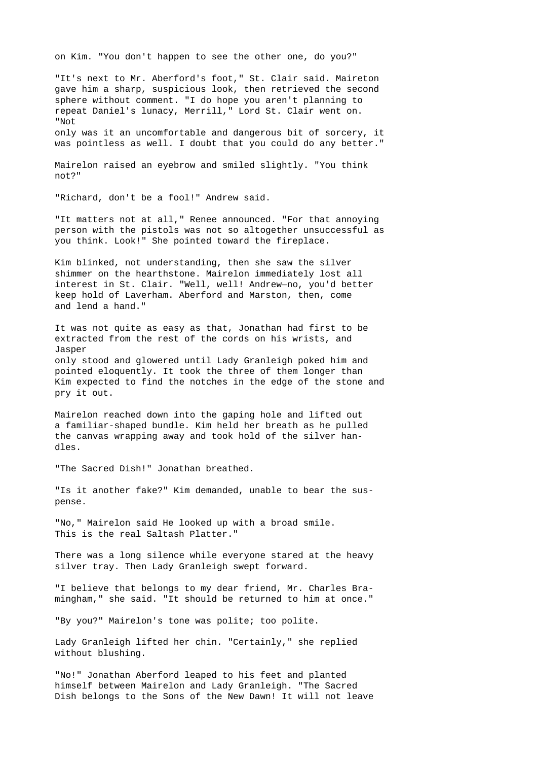on Kim. "You don't happen to see the other one, do you?"

"It's next to Mr. Aberford's foot," St. Clair said. Maireton gave him a sharp, suspicious look, then retrieved the second sphere without comment. "I do hope you aren't planning to repeat Daniel's lunacy, Merrill," Lord St. Clair went on. "Not only was it an uncomfortable and dangerous bit of sorcery, it was pointless as well. I doubt that you could do any better."

Mairelon raised an eyebrow and smiled slightly. "You think not?"

"Richard, don't be a fool!" Andrew said.

"It matters not at all," Renee announced. "For that annoying person with the pistols was not so altogether unsuccessful as you think. Look!" She pointed toward the fireplace.

Kim blinked, not understanding, then she saw the silver shimmer on the hearthstone. Mairelon immediately lost all interest in St. Clair. "Well, well! Andrew—no, you'd better keep hold of Laverham. Aberford and Marston, then, come and lend a hand."

It was not quite as easy as that, Jonathan had first to be extracted from the rest of the cords on his wrists, and Jasper only stood and glowered until Lady Granleigh poked him and pointed eloquently. It took the three of them longer than Kim expected to find the notches in the edge of the stone and pry it out.

Mairelon reached down into the gaping hole and lifted out a familiar-shaped bundle. Kim held her breath as he pulled the canvas wrapping away and took hold of the silver handles.

"The Sacred Dish!" Jonathan breathed.

"Is it another fake?" Kim demanded, unable to bear the suspense.

"No," Mairelon said He looked up with a broad smile. This is the real Saltash Platter."

There was a long silence while everyone stared at the heavy silver tray. Then Lady Granleigh swept forward.

"I believe that belongs to my dear friend, Mr. Charles Bramingham," she said. "It should be returned to him at once."

"By you?" Mairelon's tone was polite; too polite.

Lady Granleigh lifted her chin. "Certainly," she replied without blushing.

"No!" Jonathan Aberford leaped to his feet and planted himself between Mairelon and Lady Granleigh. "The Sacred Dish belongs to the Sons of the New Dawn! It will not leave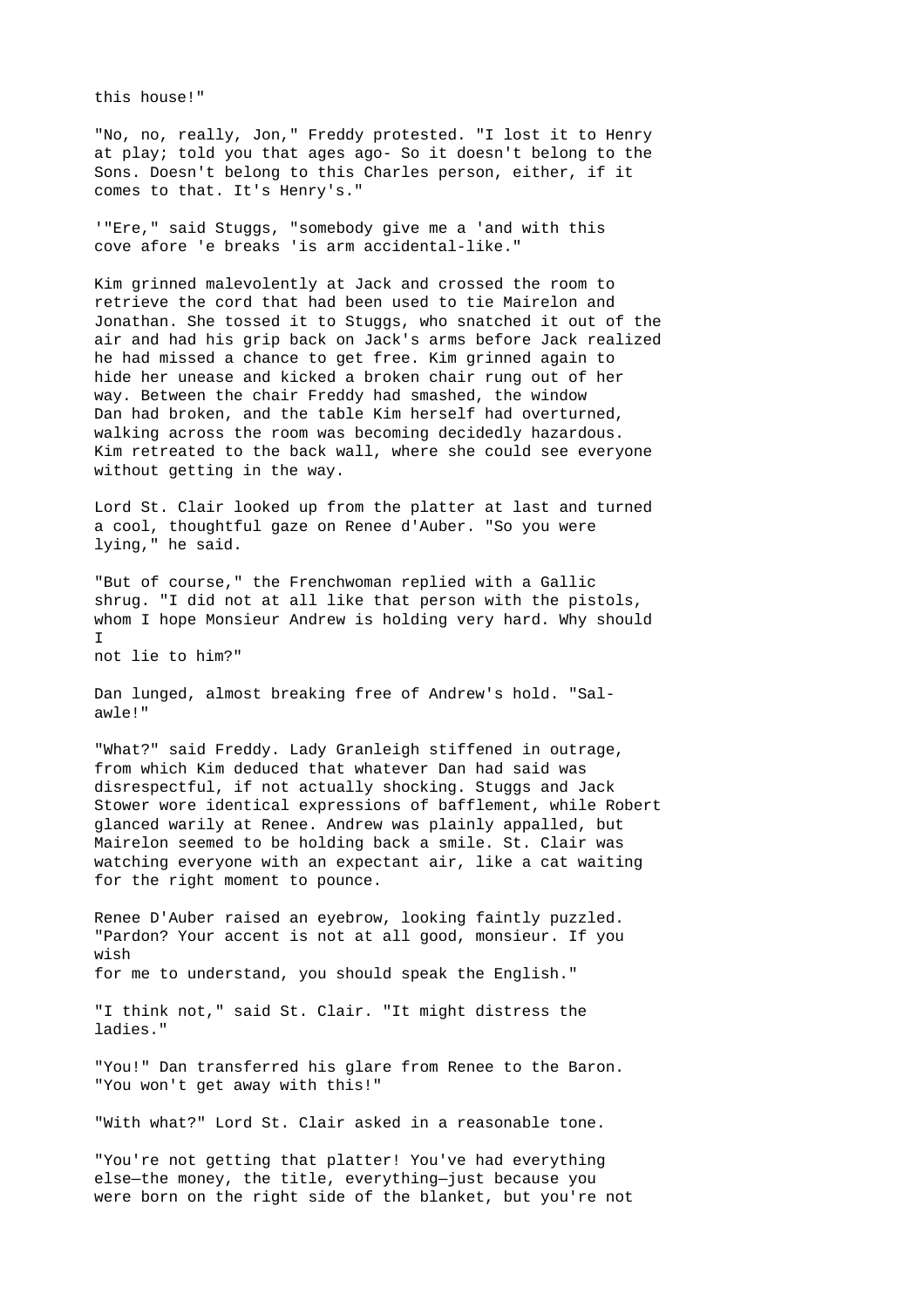this house!"

"No, no, really, Jon," Freddy protested. "I lost it to Henry at play; told you that ages ago- So it doesn't belong to the Sons. Doesn't belong to this Charles person, either, if it comes to that. It's Henry's."

'"Ere," said Stuggs, "somebody give me a 'and with this cove afore 'e breaks 'is arm accidental-like."

Kim grinned malevolently at Jack and crossed the room to retrieve the cord that had been used to tie Mairelon and Jonathan. She tossed it to Stuggs, who snatched it out of the air and had his grip back on Jack's arms before Jack realized he had missed a chance to get free. Kim grinned again to hide her unease and kicked a broken chair rung out of her way. Between the chair Freddy had smashed, the window Dan had broken, and the table Kim herself had overturned, walking across the room was becoming decidedly hazardous. Kim retreated to the back wall, where she could see everyone without getting in the way.

Lord St. Clair looked up from the platter at last and turned a cool, thoughtful gaze on Renee d'Auber. "So you were lying," he said.

"But of course," the Frenchwoman replied with a Gallic shrug. "I did not at all like that person with the pistols, whom I hope Monsieur Andrew is holding very hard. Why should I not lie to him?"

Dan lunged, almost breaking free of Andrew's hold. "Sal-awle!"

"What?" said Freddy. Lady Granleigh stiffened in outrage, from which Kim deduced that whatever Dan had said was disrespectful, if not actually shocking. Stuggs and Jack Stower wore identical expressions of bafflement, while Robert glanced warily at Renee. Andrew was plainly appalled, but Mairelon seemed to be holding back a smile. St. Clair was watching everyone with an expectant air, like a cat waiting for the right moment to pounce.

Renee D'Auber raised an eyebrow, looking faintly puzzled. "Pardon? Your accent is not at all good, monsieur. If you wish for me to understand, you should speak the English."

"I think not," said St. Clair. "It might distress the ladies."

"You!" Dan transferred his glare from Renee to the Baron. "You won't get away with this!"

"With what?" Lord St. Clair asked in a reasonable tone.

"You're not getting that platter! You've had everything else—the money, the title, everything—just because you were born on the right side of the blanket, but you're not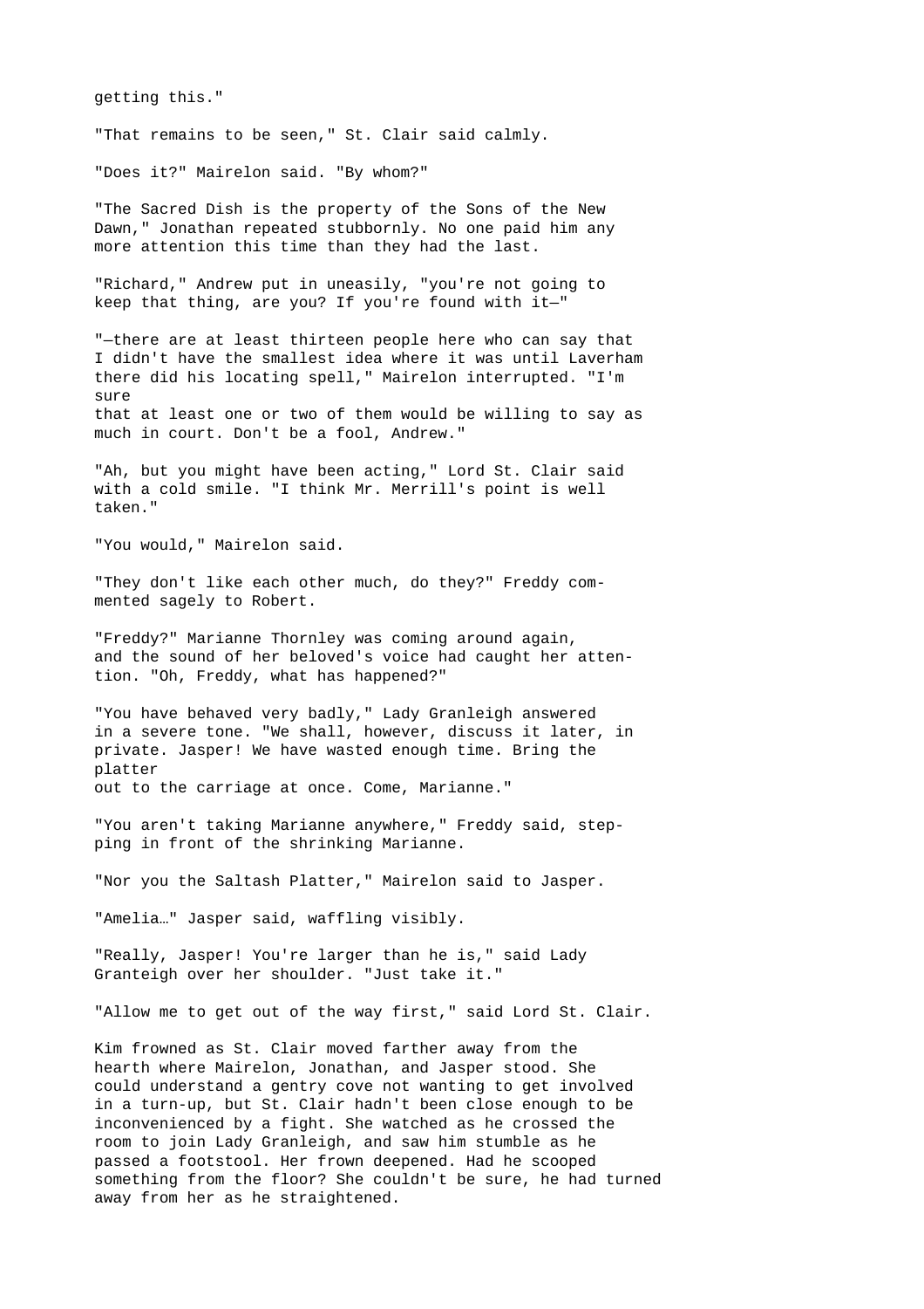getting this."

"That remains to be seen," St. Clair said calmly.

"Does it?" Mairelon said. "By whom?"

"The Sacred Dish is the property of the Sons of the New Dawn," Jonathan repeated stubbornly. No one paid him any more attention this time than they had the last.

"Richard," Andrew put in uneasily, "you're not going to keep that thing, are you? If you're found with it—"

"—there are at least thirteen people here who can say that I didn't have the smallest idea where it was until Laverham there did his locating spell," Mairelon interrupted. "I'm sure that at least one or two of them would be willing to say as much in court. Don't be a fool, Andrew."

"Ah, but you might have been acting," Lord St. Clair said with a cold smile. "I think Mr. Merrill's point is well taken."

"You would," Mairelon said.

"They don't like each other much, do they?" Freddy commented sagely to Robert.

"Freddy?" Marianne Thornley was coming around again, and the sound of her beloved's voice had caught her attention. "Oh, Freddy, what has happened?"

"You have behaved very badly," Lady Granleigh answered in a severe tone. "We shall, however, discuss it later, in private. Jasper! We have wasted enough time. Bring the platter out to the carriage at once. Come, Marianne."

"You aren't taking Marianne anywhere," Freddy said, stepping in front of the shrinking Marianne.

"Nor you the Saltash Platter," Mairelon said to Jasper.

"Amelia…" Jasper said, waffling visibly.

"Really, Jasper! You're larger than he is," said Lady Granteigh over her shoulder. "Just take it."

"Allow me to get out of the way first," said Lord St. Clair.

Kim frowned as St. Clair moved farther away from the hearth where Mairelon, Jonathan, and Jasper stood. She could understand a gentry cove not wanting to get involved in a turn-up, but St. Clair hadn't been close enough to be inconvenienced by a fight. She watched as he crossed the room to join Lady Granleigh, and saw him stumble as he passed a footstool. Her frown deepened. Had he scooped something from the floor? She couldn't be sure, he had turned away from her as he straightened.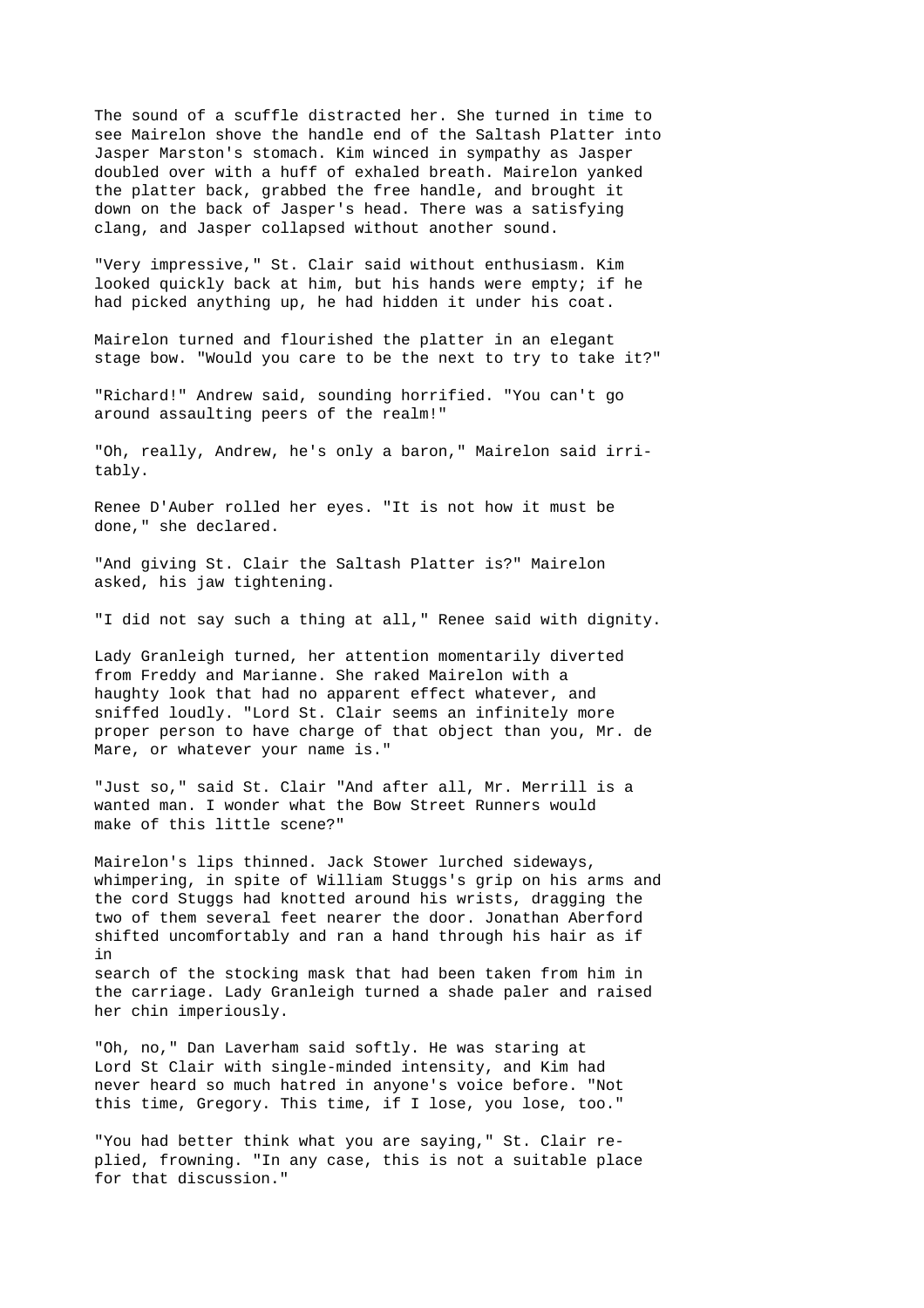The sound of a scuffle distracted her. She turned in time to see Mairelon shove the handle end of the Saltash Platter into Jasper Marston's stomach. Kim winced in sympathy as Jasper doubled over with a huff of exhaled breath. Mairelon yanked the platter back, grabbed the free handle, and brought it down on the back of Jasper's head. There was a satisfying clang, and Jasper collapsed without another sound.

"Very impressive," St. Clair said without enthusiasm. Kim looked quickly back at him, but his hands were empty; if he had picked anything up, he had hidden it under his coat.

Mairelon turned and flourished the platter in an elegant stage bow. "Would you care to be the next to try to take it?"

"Richard!" Andrew said, sounding horrified. "You can't go around assaulting peers of the realm!"

"Oh, really, Andrew, he's only a baron," Mairelon said irritably.

Renee D'Auber rolled her eyes. "It is not how it must be done," she declared.

"And giving St. Clair the Saltash Platter is?" Mairelon asked, his jaw tightening.

"I did not say such a thing at all," Renee said with dignity.

Lady Granleigh turned, her attention momentarily diverted from Freddy and Marianne. She raked Mairelon with a haughty look that had no apparent effect whatever, and sniffed loudly. "Lord St. Clair seems an infinitely more proper person to have charge of that object than you, Mr. de Mare, or whatever your name is."

"Just so," said St. Clair "And after all, Mr. Merrill is a wanted man. I wonder what the Bow Street Runners would make of this little scene?"

Mairelon's lips thinned. Jack Stower lurched sideways, whimpering, in spite of William Stuggs's grip on his arms and the cord Stuggs had knotted around his wrists, dragging the two of them several feet nearer the door. Jonathan Aberford shifted uncomfortably and ran a hand through his hair as if in search of the stocking mask that had been taken from him in the carriage. Lady Granleigh turned a shade paler and raised her chin imperiously.

"Oh, no," Dan Laverham said softly. He was staring at Lord St Clair with single-minded intensity, and Kim had never heard so much hatred in anyone's voice before. "Not this time, Gregory. This time, if I lose, you lose, too."

"You had better think what you are saying," St. Clair replied, frowning. "In any case, this is not a suitable place for that discussion."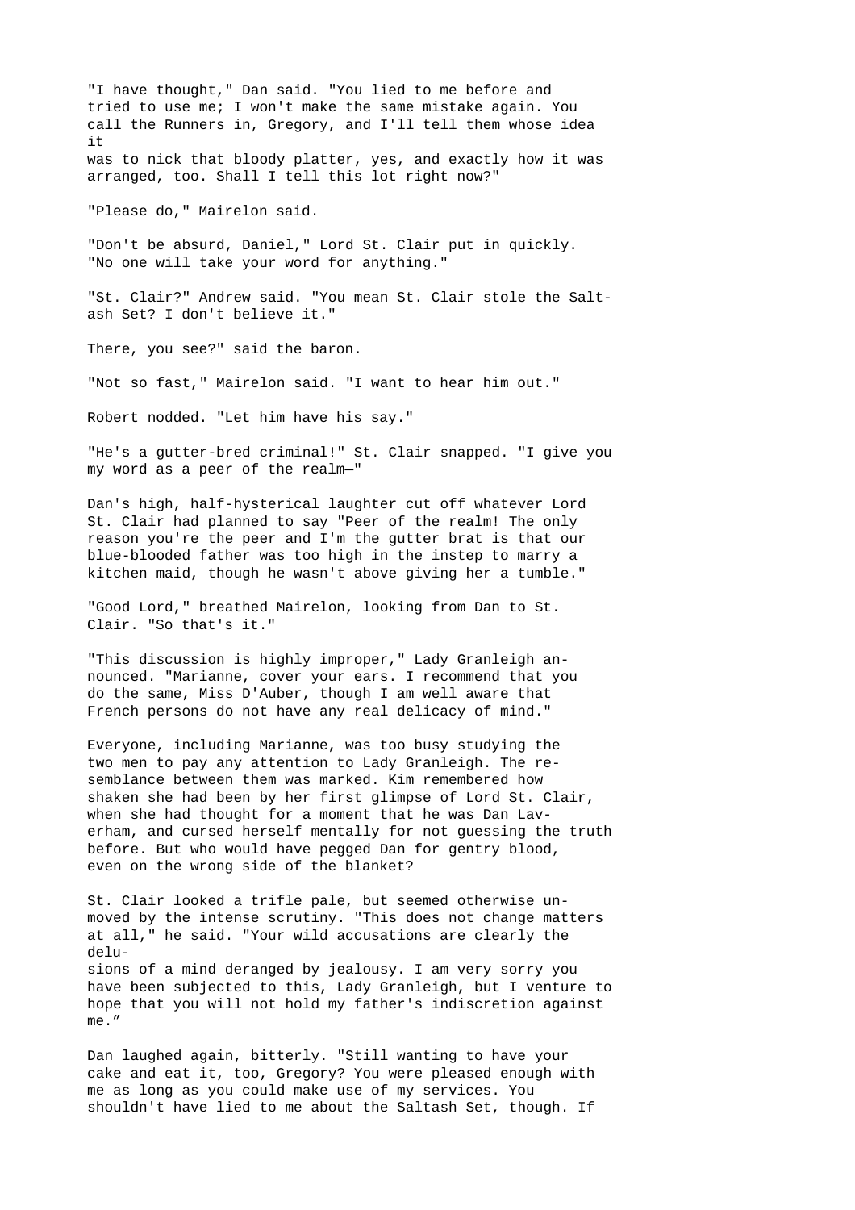"I have thought," Dan said. "You lied to me before and tried to use me; I won't make the same mistake again. You call the Runners in, Gregory, and I'll tell them whose idea it was to nick that bloody platter, yes, and exactly how it was arranged, too. Shall I tell this lot right now?"

"Please do," Mairelon said.

"Don't be absurd, Daniel," Lord St. Clair put in quickly. "No one will take your word for anything."

"St. Clair?" Andrew said. "You mean St. Clair stole the Saltash Set? I don't believe it."

There, you see?" said the baron.

"Not so fast," Mairelon said. "I want to hear him out."

Robert nodded. "Let him have his say."

"He's a gutter-bred criminal!" St. Clair snapped. "I give you my word as a peer of the realm—"

Dan's high, half-hysterical laughter cut off whatever Lord St. Clair had planned to say "Peer of the realm! The only reason you're the peer and I'm the gutter brat is that our blue-blooded father was too high in the instep to marry a kitchen maid, though he wasn't above giving her a tumble."

"Good Lord," breathed Mairelon, looking from Dan to St. Clair. "So that's it."

"This discussion is highly improper," Lady Granleigh announced. "Marianne, cover your ears. I recommend that you do the same, Miss D'Auber, though I am well aware that French persons do not have any real delicacy of mind."

Everyone, including Marianne, was too busy studying the two men to pay any attention to Lady Granleigh. The resemblance between them was marked. Kim remembered how shaken she had been by her first glimpse of Lord St. Clair, when she had thought for a moment that he was Dan Laverham, and cursed herself mentally for not guessing the truth before. But who would have pegged Dan for gentry blood, even on the wrong side of the blanket?

St. Clair looked a trifle pale, but seemed otherwise unmoved by the intense scrutiny. "This does not change matters at all," he said. "Your wild accusations are clearly the delusions of a mind deranged by jealousy. I am very sorry you have been subjected to this, Lady Granleigh, but I venture to hope that you will not hold my father's indiscretion against me."

Dan laughed again, bitterly. "Still wanting to have your cake and eat it, too, Gregory? You were pleased enough with me as long as you could make use of my services. You shouldn't have lied to me about the Saltash Set, though. If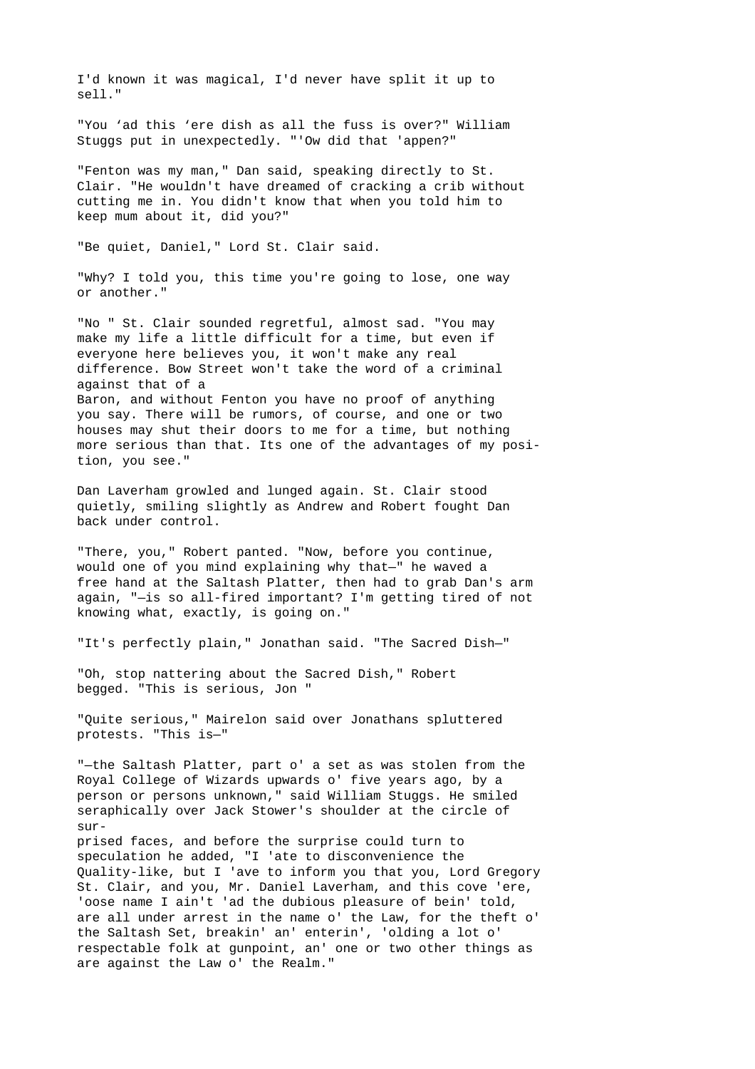I'd known it was magical, I'd never have split it up to sell."

"You ‘ad this ‘ere dish as all the fuss is over?" William Stuggs put in unexpectedly. "'Ow did that 'appen?"

"Fenton was my man," Dan said, speaking directly to St. Clair. "He wouldn't have dreamed of cracking a crib without cutting me in. You didn't know that when you told him to keep mum about it, did you?"

"Be quiet, Daniel," Lord St. Clair said.

"Why? I told you, this time you're going to lose, one way or another."

"No " St. Clair sounded regretful, almost sad. "You may make my life a little difficult for a time, but even if everyone here believes you, it won't make any real difference. Bow Street won't take the word of a criminal against that of a Baron, and without Fenton you have no proof of anything you say. There will be rumors, of course, and one or two houses may shut their doors to me for a time, but nothing more serious than that. Its one of the advantages of my position, you see."

Dan Laverham growled and lunged again. St. Clair stood quietly, smiling slightly as Andrew and Robert fought Dan back under control.

"There, you," Robert panted. "Now, before you continue, would one of you mind explaining why that—" he waved a free hand at the Saltash Platter, then had to grab Dan's arm again, "—is so all-fired important? I'm getting tired of not knowing what, exactly, is going on."

"It's perfectly plain," Jonathan said. "The Sacred Dish—"

"Oh, stop nattering about the Sacred Dish," Robert begged. "This is serious, Jon "

"Quite serious," Mairelon said over Jonathans spluttered protests. "This is—"

"—the Saltash Platter, part o' a set as was stolen from the Royal College of Wizards upwards o' five years ago, by a person or persons unknown," said William Stuggs. He smiled seraphically over Jack Stower's shoulder at the circle of surprised faces, and before the surprise could turn to speculation he added, "I 'ate to disconvenience the Quality-like, but I 'ave to inform you that you, Lord Gregory St. Clair, and you, Mr. Daniel Laverham, and this cove 'ere, 'oose name I ain't 'ad the dubious pleasure of bein' told, are all under arrest in the name o' the Law, for the theft o' the Saltash Set, breakin' an' enterin', 'olding a lot o' respectable folk at gunpoint, an' one or two other things as are against the Law o' the Realm."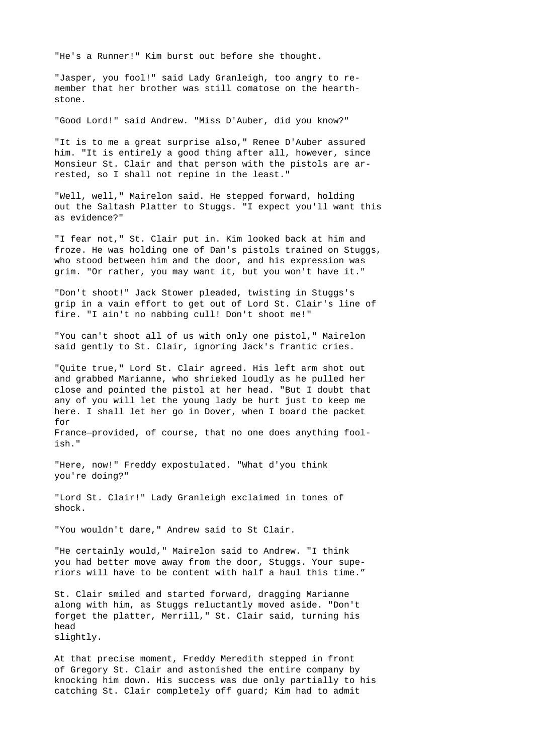"He's a Runner!" Kim burst out before she thought.

"Jasper, you fool!" said Lady Granleigh, too angry to remember that her brother was still comatose on the hearthstone.

"Good Lord!" said Andrew. "Miss D'Auber, did you know?"

"It is to me a great surprise also," Renee D'Auber assured him. "It is entirely a good thing after all, however, since Monsieur St. Clair and that person with the pistols are arrested, so I shall not repine in the least."

"Well, well," Mairelon said. He stepped forward, holding out the Saltash Platter to Stuggs. "I expect you'll want this as evidence?"

"I fear not," St. Clair put in. Kim looked back at him and froze. He was holding one of Dan's pistols trained on Stuggs, who stood between him and the door, and his expression was grim. "Or rather, you may want it, but you won't have it."

"Don't shoot!" Jack Stower pleaded, twisting in Stuggs's grip in a vain effort to get out of Lord St. Clair's line of fire. "I ain't no nabbing cull! Don't shoot me!"

"You can't shoot all of us with only one pistol," Mairelon said gently to St. Clair, ignoring Jack's frantic cries.

"Quite true," Lord St. Clair agreed. His left arm shot out and grabbed Marianne, who shrieked loudly as he pulled her close and pointed the pistol at her head. "But I doubt that any of you will let the young lady be hurt just to keep me here. I shall let her go in Dover, when I board the packet for France—provided, of course, that no one does anything foolish."

"Here, now!" Freddy expostulated. "What d'you think you're doing?"

"Lord St. Clair!" Lady Granleigh exclaimed in tones of shock.

"You wouldn't dare," Andrew said to St Clair.

"He certainly would," Mairelon said to Andrew. "I think you had better move away from the door, Stuggs. Your superiors will have to be content with half a haul this time."

St. Clair smiled and started forward, dragging Marianne along with him, as Stuggs reluctantly moved aside. "Don't forget the platter, Merrill," St. Clair said, turning his head slightly.

At that precise moment, Freddy Meredith stepped in front of Gregory St. Clair and astonished the entire company by knocking him down. His success was due only partially to his catching St. Clair completely off guard; Kim had to admit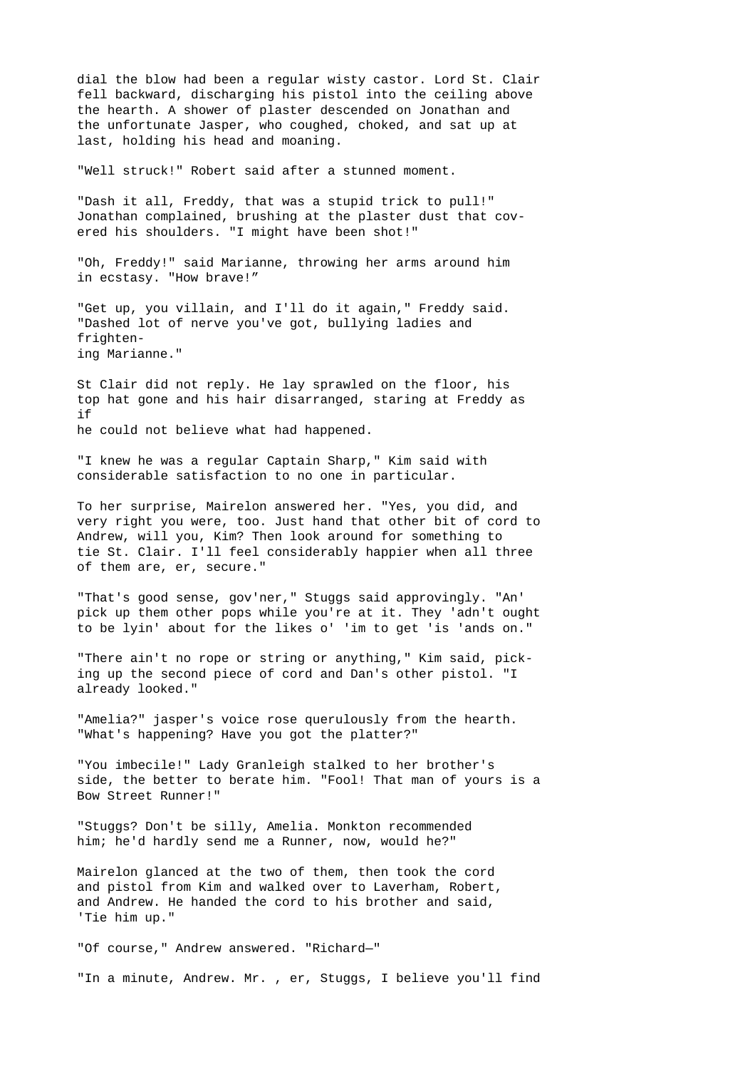dial the blow had been a regular wisty castor. Lord St. Clair fell backward, discharging his pistol into the ceiling above the hearth. A shower of plaster descended on Jonathan and the unfortunate Jasper, who coughed, choked, and sat up at last, holding his head and moaning.

"Well struck!" Robert said after a stunned moment.

"Dash it all, Freddy, that was a stupid trick to pull!" Jonathan complained, brushing at the plaster dust that covered his shoulders. "I might have been shot!"

"Oh, Freddy!" said Marianne, throwing her arms around him in ecstasy. "How brave!"

"Get up, you villain, and I'll do it again," Freddy said. "Dashed lot of nerve you've got, bullying ladies and frightening Marianne."

St Clair did not reply. He lay sprawled on the floor, his top hat gone and his hair disarranged, staring at Freddy as if he could not believe what had happened.

"I knew he was a regular Captain Sharp," Kim said with considerable satisfaction to no one in particular.

To her surprise, Mairelon answered her. "Yes, you did, and very right you were, too. Just hand that other bit of cord to Andrew, will you, Kim? Then look around for something to tie St. Clair. I'll feel considerably happier when all three of them are, er, secure."

"That's good sense, gov'ner," Stuggs said approvingly. "An' pick up them other pops while you're at it. They 'adn't ought to be lyin' about for the likes o' 'im to get 'is 'ands on."

"There ain't no rope or string or anything," Kim said, picking up the second piece of cord and Dan's other pistol. "I already looked."

"Amelia?" jasper's voice rose querulously from the hearth. "What's happening? Have you got the platter?"

"You imbecile!" Lady Granleigh stalked to her brother's side, the better to berate him. "Fool! That man of yours is a Bow Street Runner!"

"Stuggs? Don't be silly, Amelia. Monkton recommended him; he'd hardly send me a Runner, now, would he?"

Mairelon glanced at the two of them, then took the cord and pistol from Kim and walked over to Laverham, Robert, and Andrew. He handed the cord to his brother and said, 'Tie him up."

"Of course," Andrew answered. "Richard—"

"In a minute, Andrew. Mr. , er, Stuggs, I believe you'll find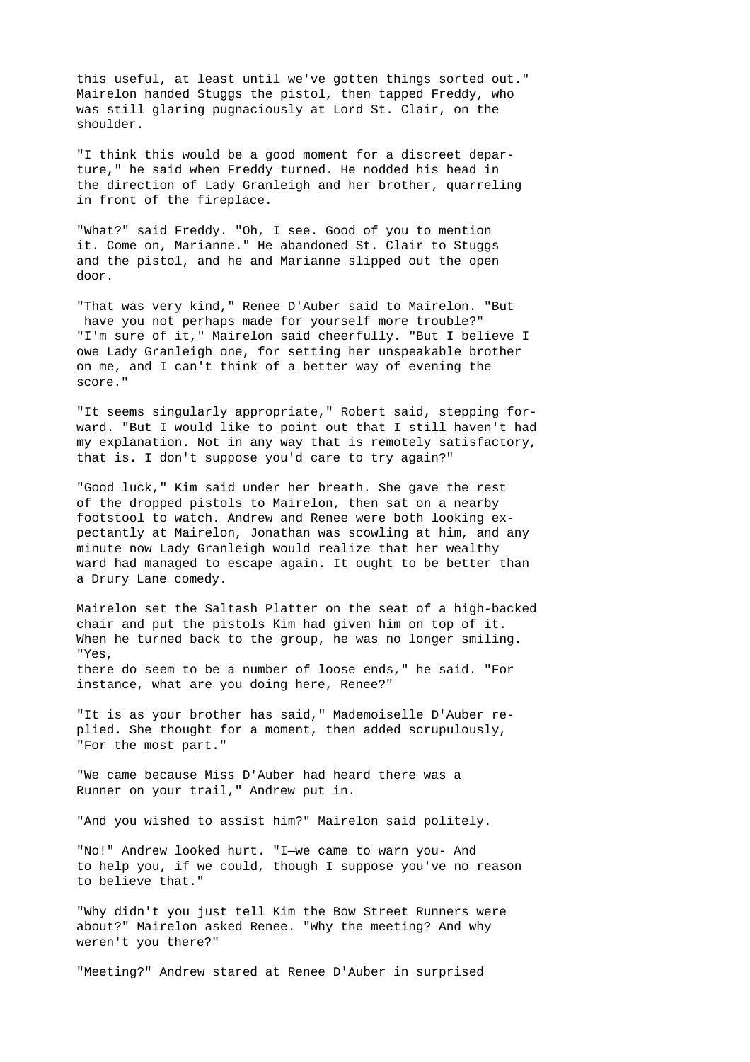this useful, at least until we've gotten things sorted out." Mairelon handed Stuggs the pistol, then tapped Freddy, who was still glaring pugnaciously at Lord St. Clair, on the shoulder.

"I think this would be a good moment for a discreet departure," he said when Freddy turned. He nodded his head in the direction of Lady Granleigh and her brother, quarreling in front of the fireplace.

"What?" said Freddy. "Oh, I see. Good of you to mention it. Come on, Marianne." He abandoned St. Clair to Stuggs and the pistol, and he and Marianne slipped out the open door.

"That was very kind," Renee D'Auber said to Mairelon. "But have you not perhaps made for yourself more trouble?"

"I'm sure of it," Mairelon said cheerfully. "But I believe I owe Lady Granleigh one, for setting her unspeakable brother on me, and I can't think of a better way of evening the score."

"It seems singularly appropriate," Robert said, stepping forward. "But I would like to point out that I still haven't had my explanation. Not in any way that is remotely satisfactory, that is. I don't suppose you'd care to try again?"

"Good luck," Kim said under her breath. She gave the rest of the dropped pistols to Mairelon, then sat on a nearby footstool to watch. Andrew and Renee were both looking expectantly at Mairelon, Jonathan was scowling at him, and any minute now Lady Granleigh would realize that her wealthy ward had managed to escape again. It ought to be better than a Drury Lane comedy.

Mairelon set the Saltash Platter on the seat of a high-backed chair and put the pistols Kim had given him on top of it. When he turned back to the group, he was no longer smiling. "Yes, there do seem to be a number of loose ends," he said. "For instance, what are you doing here, Renee?"

"It is as your brother has said," Mademoiselle D'Auber replied. She thought for a moment, then added scrupulously, "For the most part."

"We came because Miss D'Auber had heard there was a Runner on your trail," Andrew put in.

"And you wished to assist him?" Mairelon said politely.

"No!" Andrew looked hurt. "I—we came to warn you- And to help you, if we could, though I suppose you've no reason to believe that."

"Why didn't you just tell Kim the Bow Street Runners were about?" Mairelon asked Renee. "Why the meeting? And why weren't you there?"

"Meeting?" Andrew stared at Renee D'Auber in surprised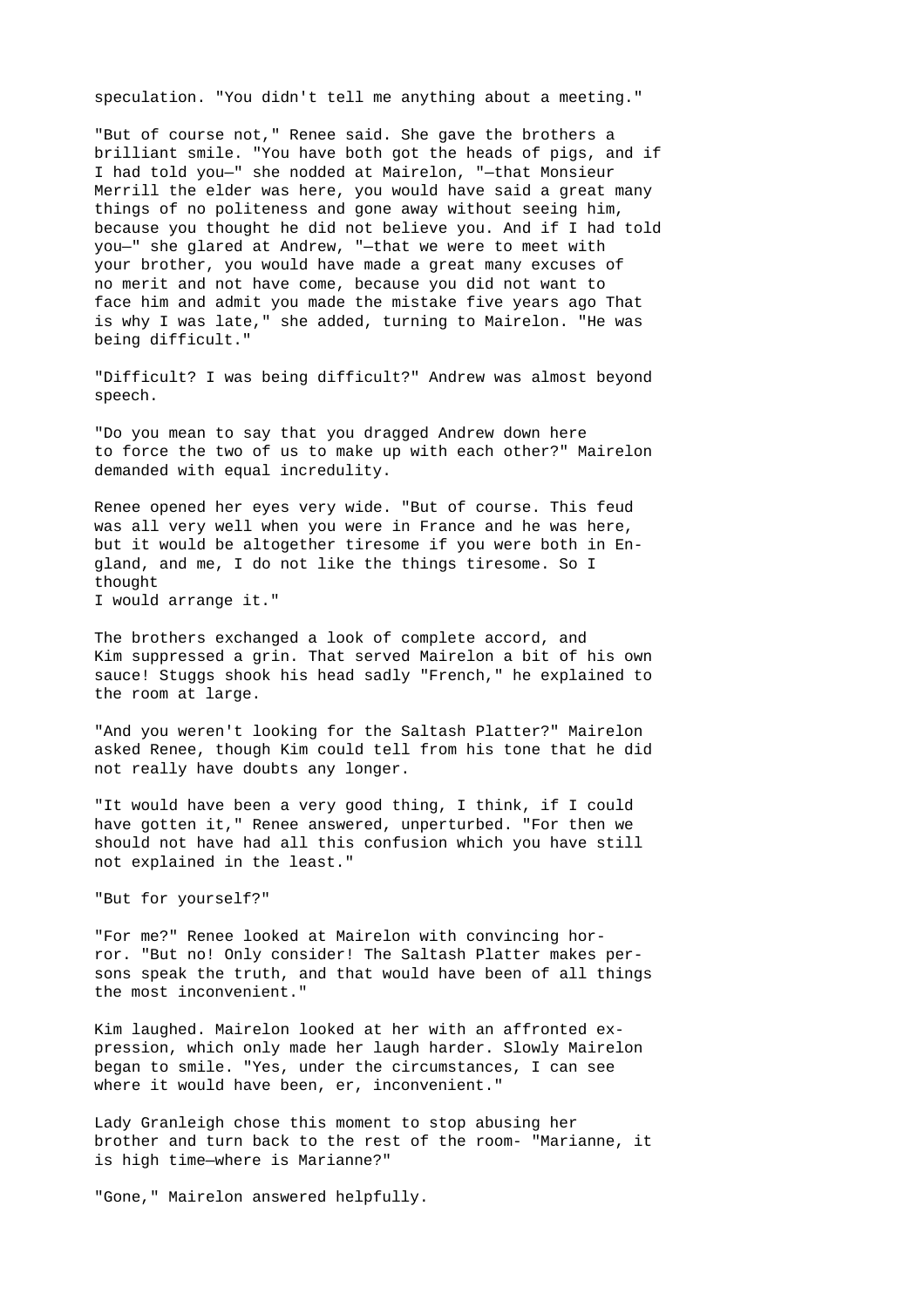speculation. "You didn't tell me anything about a meeting."

"But of course not," Renee said. She gave the brothers a brilliant smile. "You have both got the heads of pigs, and if I had told you—" she nodded at Mairelon, "—that Monsieur Merrill the elder was here, you would have said a great many things of no politeness and gone away without seeing him, because you thought he did not believe you. And if I had told you—" she glared at Andrew, "—that we were to meet with your brother, you would have made a great many excuses of no merit and not have come, because you did not want to face him and admit you made the mistake five years ago That is why I was late," she added, turning to Mairelon. "He was being difficult."

"Difficult? I was being difficult?" Andrew was almost beyond speech.

"Do you mean to say that you dragged Andrew down here to force the two of us to make up with each other?" Mairelon demanded with equal incredulity.

Renee opened her eyes very wide. "But of course. This feud was all very well when you were in France and he was here, but it would be altogether tiresome if you were both in England, and me, I do not like the things tiresome. So I thought I would arrange it."

The brothers exchanged a look of complete accord, and Kim suppressed a grin. That served Mairelon a bit of his own sauce! Stuggs shook his head sadly "French," he explained to the room at large.

"And you weren't looking for the Saltash Platter?" Mairelon asked Renee, though Kim could tell from his tone that he did not really have doubts any longer.

"It would have been a very good thing, I think, if I could have gotten it," Renee answered, unperturbed. "For then we should not have had all this confusion which you have still not explained in the least."

"But for yourself?"

"For me?" Renee looked at Mairelon with convincing horror. "But no! Only consider! The Saltash Platter makes persons speak the truth, and that would have been of all things the most inconvenient."

Kim laughed. Mairelon looked at her with an affronted expression, which only made her laugh harder. Slowly Mairelon began to smile. "Yes, under the circumstances, I can see where it would have been, er, inconvenient."

Lady Granleigh chose this moment to stop abusing her brother and turn back to the rest of the room- "Marianne, it is high time—where is Marianne?"

"Gone," Mairelon answered helpfully.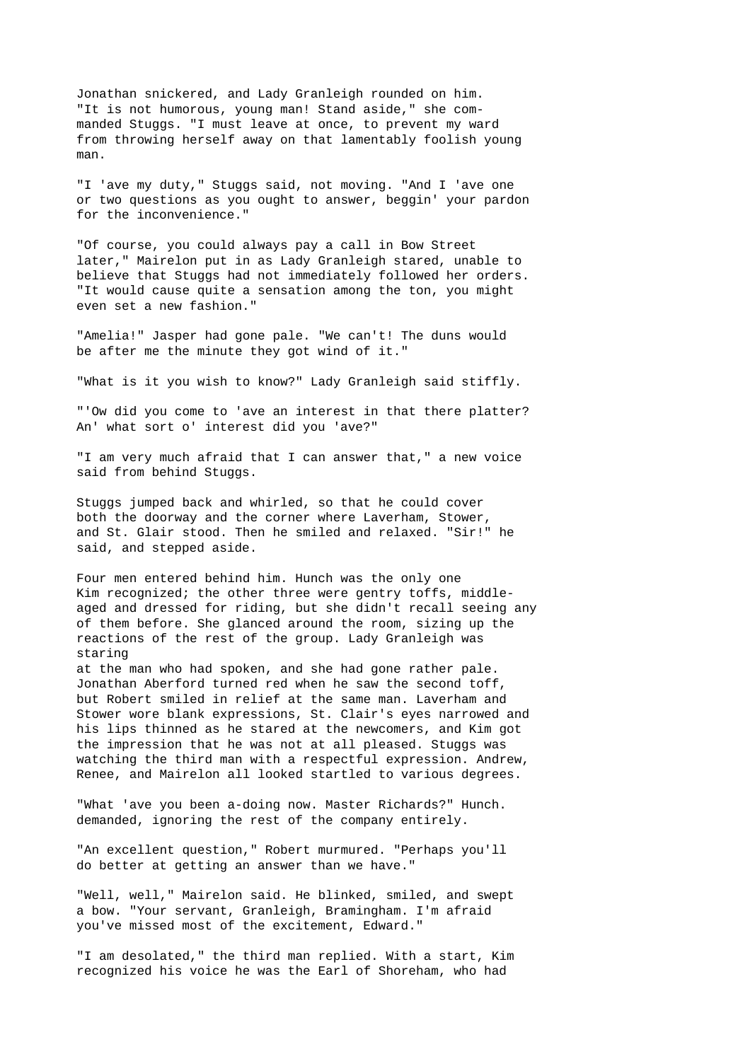Jonathan snickered, and Lady Granleigh rounded on him. "It is not humorous, young man! Stand aside," she commanded Stuggs. "I must leave at once, to prevent my ward from throwing herself away on that lamentably foolish young man.

"I 'ave my duty," Stuggs said, not moving. "And I 'ave one or two questions as you ought to answer, beggin' your pardon for the inconvenience."

"Of course, you could always pay a call in Bow Street later," Mairelon put in as Lady Granleigh stared, unable to believe that Stuggs had not immediately followed her orders. "It would cause quite a sensation among the ton, you might even set a new fashion."

"Amelia!" Jasper had gone pale. "We can't! The duns would be after me the minute they got wind of it."

"What is it you wish to know?" Lady Granleigh said stiffly.

"'Ow did you come to 'ave an interest in that there platter? An' what sort o' interest did you 'ave?"

"I am very much afraid that I can answer that," a new voice said from behind Stuggs.

Stuggs jumped back and whirled, so that he could cover both the doorway and the corner where Laverham, Stower, and St. Glair stood. Then he smiled and relaxed. "Sir!" he said, and stepped aside.

Four men entered behind him. Hunch was the only one Kim recognized; the other three were gentry toffs, middle-aged and dressed for riding, but she didn't recall seeing any of them before. She glanced around the room, sizing up the reactions of the rest of the group. Lady Granleigh was staring at the man who had spoken, and she had gone rather pale. Jonathan Aberford turned red when he saw the second toff, but Robert smiled in relief at the same man. Laverham and Stower wore blank expressions, St. Clair's eyes narrowed and his lips thinned as he stared at the newcomers, and Kim got the impression that he was not at all pleased. Stuggs was watching the third man with a respectful expression. Andrew, Renee, and Mairelon all looked startled to various degrees.

"What 'ave you been a-doing now. Master Richards?" Hunch. demanded, ignoring the rest of the company entirely.

"An excellent question," Robert murmured. "Perhaps you'll do better at getting an answer than we have."

"Well, well," Mairelon said. He blinked, smiled, and swept a bow. "Your servant, Granleigh, Bramingham. I'm afraid you've missed most of the excitement, Edward."

"I am desolated," the third man replied. With a start, Kim recognized his voice he was the Earl of Shoreham, who had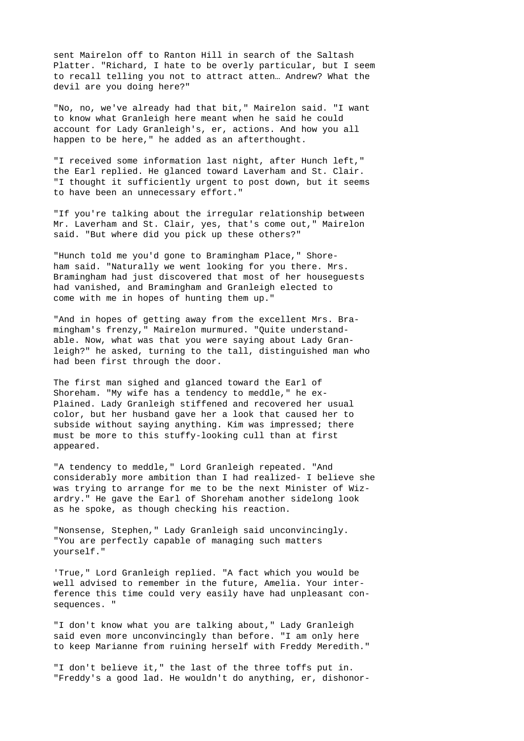sent Mairelon off to Ranton Hill in search of the Saltash Platter. "Richard, I hate to be overly particular, but I seem to recall telling you not to attract atten… Andrew? What the devil are you doing here?"

"No, no, we've already had that bit," Mairelon said. "I want to know what Granleigh here meant when he said he could account for Lady Granleigh's, er, actions. And how you all happen to be here," he added as an afterthought.

"I received some information last night, after Hunch left," the Earl replied. He glanced toward Laverham and St. Clair. "I thought it sufficiently urgent to post down, but it seems to have been an unnecessary effort."

"If you're talking about the irregular relationship between Mr. Laverham and St. Clair, yes, that's come out," Mairelon said. "But where did you pick up these others?"

"Hunch told me you'd gone to Bramingham Place," Shoreham said. "Naturally we went looking for you there. Mrs. Bramingham had just discovered that most of her houseguests had vanished, and Bramingham and Granleigh elected to come with me in hopes of hunting them up."

"And in hopes of getting away from the excellent Mrs. Bramingham's frenzy," Mairelon murmured. "Quite understandable. Now, what was that you were saying about Lady Granleigh?" he asked, turning to the tall, distinguished man who had been first through the door.

The first man sighed and glanced toward the Earl of Shoreham. "My wife has a tendency to meddle," he explained. Lady Granleigh stiffened and recovered her usual color, but her husband gave her a look that caused her to subside without saying anything. Kim was impressed; there must be more to this stuffy-looking cull than at first appeared.

"A tendency to meddle," Lord Granleigh repeated. "And considerably more ambition than I had realized- I believe she was trying to arrange for me to be the next Minister of Wizardry." He gave the Earl of Shoreham another sidelong look as he spoke, as though checking his reaction.

"Nonsense, Stephen," Lady Granleigh said unconvincingly. "You are perfectly capable of managing such matters yourself."

'True," Lord Granleigh replied. "A fact which you would be well advised to remember in the future, Amelia. Your interference this time could very easily have had unpleasant consequences. "

"I don't know what you are talking about," Lady Granleigh said even more unconvincingly than before. "I am only here to keep Marianne from ruining herself with Freddy Meredith."

"I don't believe it," the last of the three toffs put in. "Freddy's a good lad. He wouldn't do anything, er, dishonor-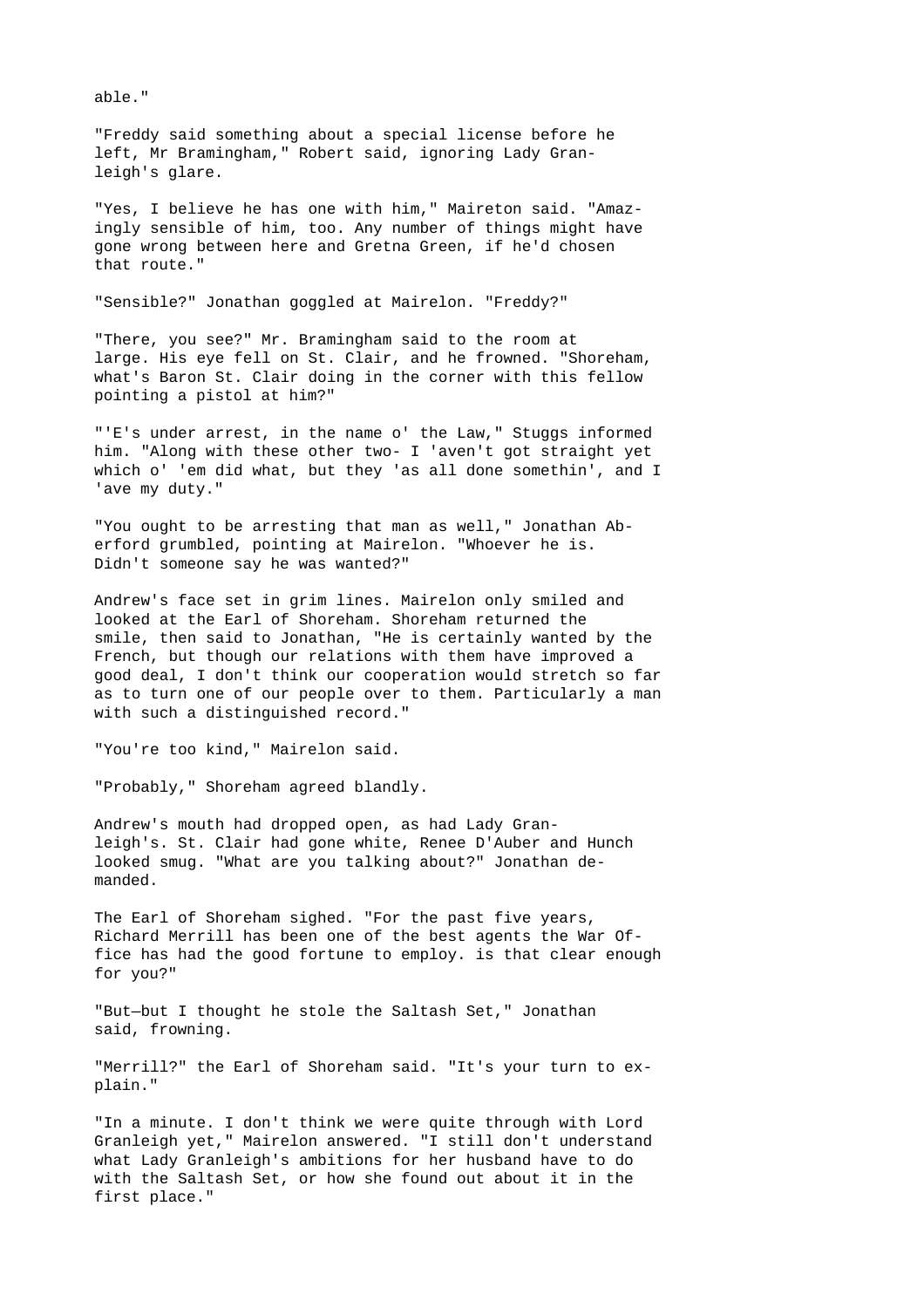able."

"Freddy said something about a special license before he left, Mr Bramingham," Robert said, ignoring Lady Granleigh's glare.

"Yes, I believe he has one with him," Maireton said. "Amazingly sensible of him, too. Any number of things might have gone wrong between here and Gretna Green, if he'd chosen that route."

"Sensible?" Jonathan goggled at Mairelon. "Freddy?"

"There, you see?" Mr. Bramingham said to the room at large. His eye fell on St. Clair, and he frowned. "Shoreham, what's Baron St. Clair doing in the corner with this fellow pointing a pistol at him?"

"'E's under arrest, in the name o' the Law," Stuggs informed him. "Along with these other two- I 'aven't got straight yet which o' 'em did what, but they 'as all done somethin', and I 'ave my duty."

"You ought to be arresting that man as well," Jonathan Aberford grumbled, pointing at Mairelon. "Whoever he is. Didn't someone say he was wanted?"

Andrew's face set in grim lines. Mairelon only smiled and looked at the Earl of Shoreham. Shoreham returned the smile, then said to Jonathan, "He is certainly wanted by the French, but though our relations with them have improved a good deal, I don't think our cooperation would stretch so far as to turn one of our people over to them. Particularly a man with such a distinguished record."

"You're too kind," Mairelon said.

"Probably," Shoreham agreed blandly.

Andrew's mouth had dropped open, as had Lady Granleigh's. St. Clair had gone white, Renee D'Auber and Hunch looked smug. "What are you talking about?" Jonathan demanded.

The Earl of Shoreham sighed. "For the past five years, Richard Merrill has been one of the best agents the War Office has had the good fortune to employ. is that clear enough for you?"

"But—but I thought he stole the Saltash Set," Jonathan said, frowning.

"Merrill?" the Earl of Shoreham said. "It's your turn to explain."

"In a minute. I don't think we were quite through with Lord Granleigh yet," Mairelon answered. "I still don't understand what Lady Granleigh's ambitions for her husband have to do with the Saltash Set, or how she found out about it in the first place."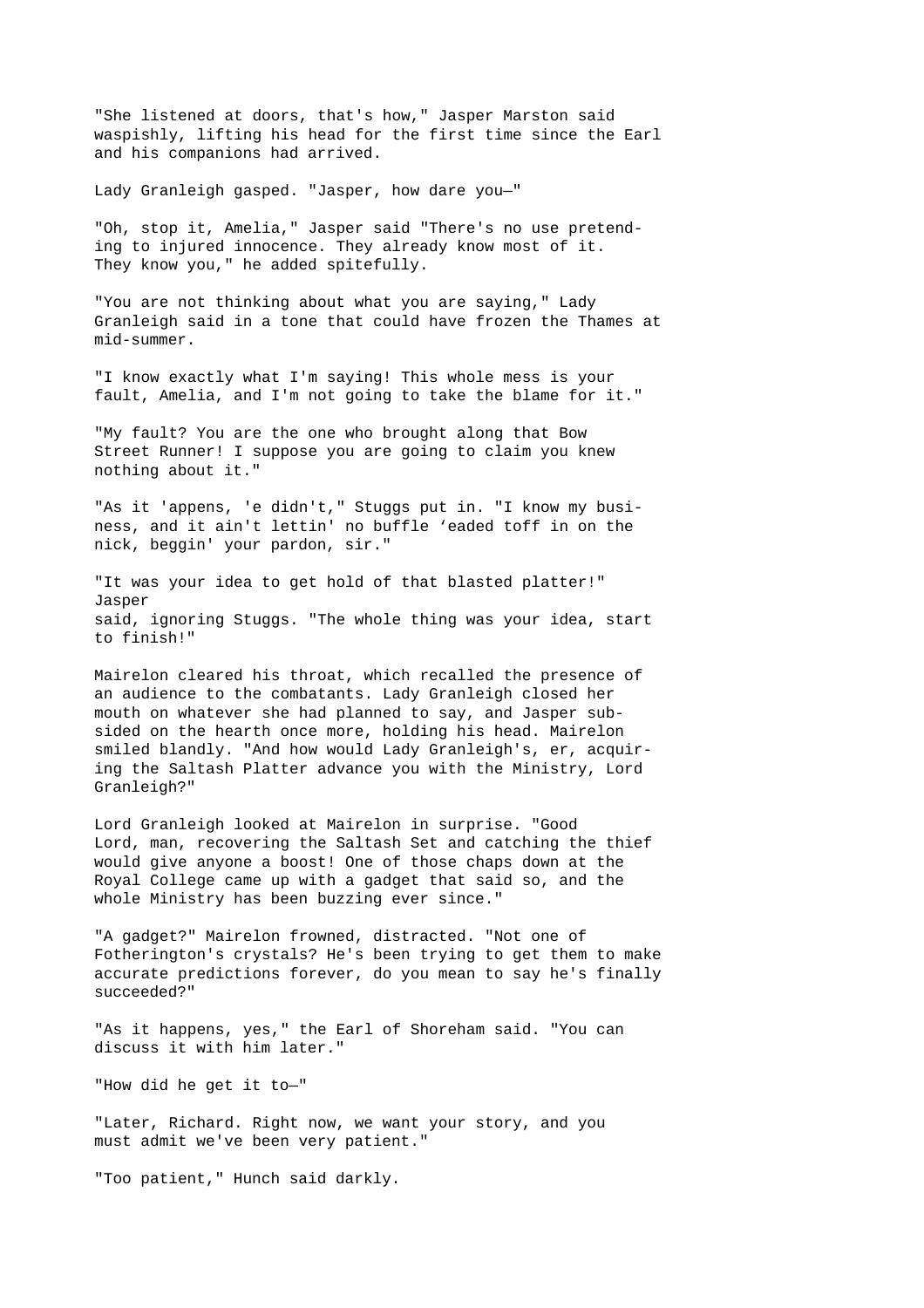"She listened at doors, that's how," Jasper Marston said waspishly, lifting his head for the first time since the Earl and his companions had arrived.

Lady Granleigh gasped. "Jasper, how dare you—"

"Oh, stop it, Amelia," Jasper said "There's no use pretending to injured innocence. They already know most of it. They know you," he added spitefully.

"You are not thinking about what you are saying," Lady Granleigh said in a tone that could have frozen the Thames at mid-summer.

"I know exactly what I'm saying! This whole mess is your fault, Amelia, and I'm not going to take the blame for it."

"My fault? You are the one who brought along that Bow Street Runner! I suppose you are going to claim you knew nothing about it."

"As it 'appens, 'e didn't," Stuggs put in. "I know my business, and it ain't lettin' no buffle 'eaded toff in on the nick, beggin' your pardon, sir."

"It was your idea to get hold of that blasted platter!" Jasper said, ignoring Stuggs. "The whole thing was your idea, start to finish!"

Mairelon cleared his throat, which recalled the presence of an audience to the combatants. Lady Granleigh closed her mouth on whatever she had planned to say, and Jasper subsided on the hearth once more, holding his head. Mairelon smiled blandly. "And how would Lady Granleigh's, er, acquiring the Saltash Platter advance you with the Ministry, Lord Granleigh?"

Lord Granleigh looked at Mairelon in surprise. "Good Lord, man, recovering the Saltash Set and catching the thief would give anyone a boost! One of those chaps down at the Royal College came up with a gadget that said so, and the whole Ministry has been buzzing ever since."

"A gadget?" Mairelon frowned, distracted. "Not one of Fotherington's crystals? He's been trying to get them to make accurate predictions forever, do you mean to say he's finally succeeded?"

"As it happens, yes," the Earl of Shoreham said. "You can discuss it with him later."

"How did he get it to—"

"Later, Richard. Right now, we want your story, and you must admit we've been very patient."

"Too patient," Hunch said darkly.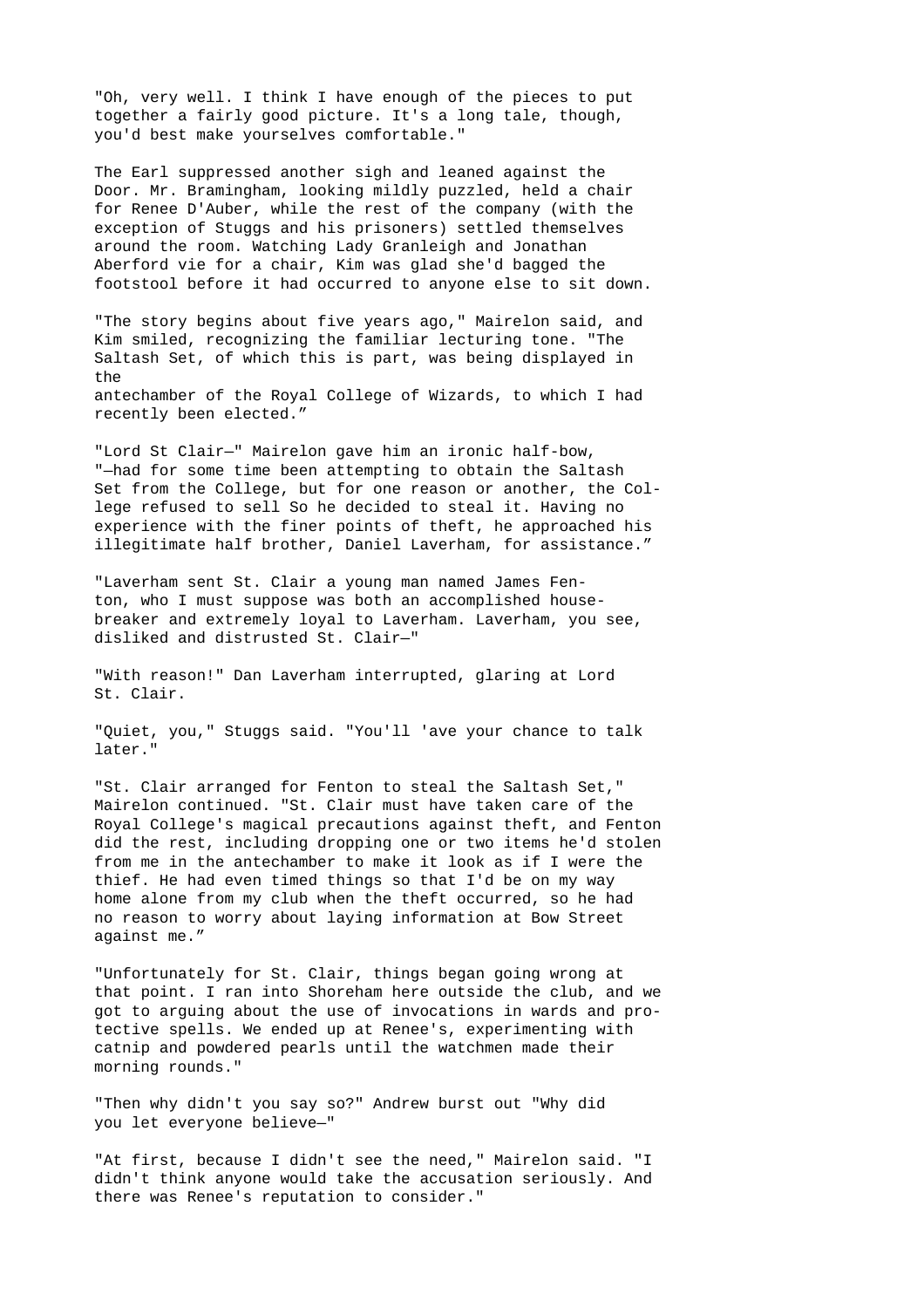"Oh, very well. I think I have enough of the pieces to put together a fairly good picture. It's a long tale, though, you'd best make yourselves comfortable."

The Earl suppressed another sigh and leaned against the Door. Mr. Bramingham, looking mildly puzzled, held a chair for Renee D'Auber, while the rest of the company (with the exception of Stuggs and his prisoners) settled themselves around the room. Watching Lady Granleigh and Jonathan Aberford vie for a chair, Kim was glad she'd bagged the footstool before it had occurred to anyone else to sit down.

"The story begins about five years ago," Mairelon said, and Kim smiled, recognizing the familiar lecturing tone. "The Saltash Set, of which this is part, was being displayed in the antechamber of the Royal College of Wizards, to which I had recently been elected."

"Lord St Clair—" Mairelon gave him an ironic half-bow, "—had for some time been attempting to obtain the Saltash Set from the College, but for one reason or another, the College refused to sell So he decided to steal it. Having no experience with the finer points of theft, he approached his illegitimate half brother, Daniel Laverham, for assistance."

"Laverham sent St. Clair a young man named James Fenton, who I must suppose was both an accomplished housebreaker and extremely loyal to Laverham. Laverham, you see, disliked and distrusted St. Clair—"

"With reason!" Dan Laverham interrupted, glaring at Lord St. Clair.

"Quiet, you," Stuggs said. "You'll 'ave your chance to talk later."

"St. Clair arranged for Fenton to steal the Saltash Set," Mairelon continued. "St. Clair must have taken care of the Royal College's magical precautions against theft, and Fenton did the rest, including dropping one or two items he'd stolen from me in the antechamber to make it look as if I were the thief. He had even timed things so that I'd be on my way home alone from my club when the theft occurred, so he had no reason to worry about laying information at Bow Street against me."

"Unfortunately for St. Clair, things began going wrong at that point. I ran into Shoreham here outside the club, and we got to arguing about the use of invocations in wards and protective spells. We ended up at Renee's, experimenting with catnip and powdered pearls until the watchmen made their morning rounds."

"Then why didn't you say so?" Andrew burst out "Why did you let everyone believe—"

"At first, because I didn't see the need," Mairelon said. "I didn't think anyone would take the accusation seriously. And there was Renee's reputation to consider."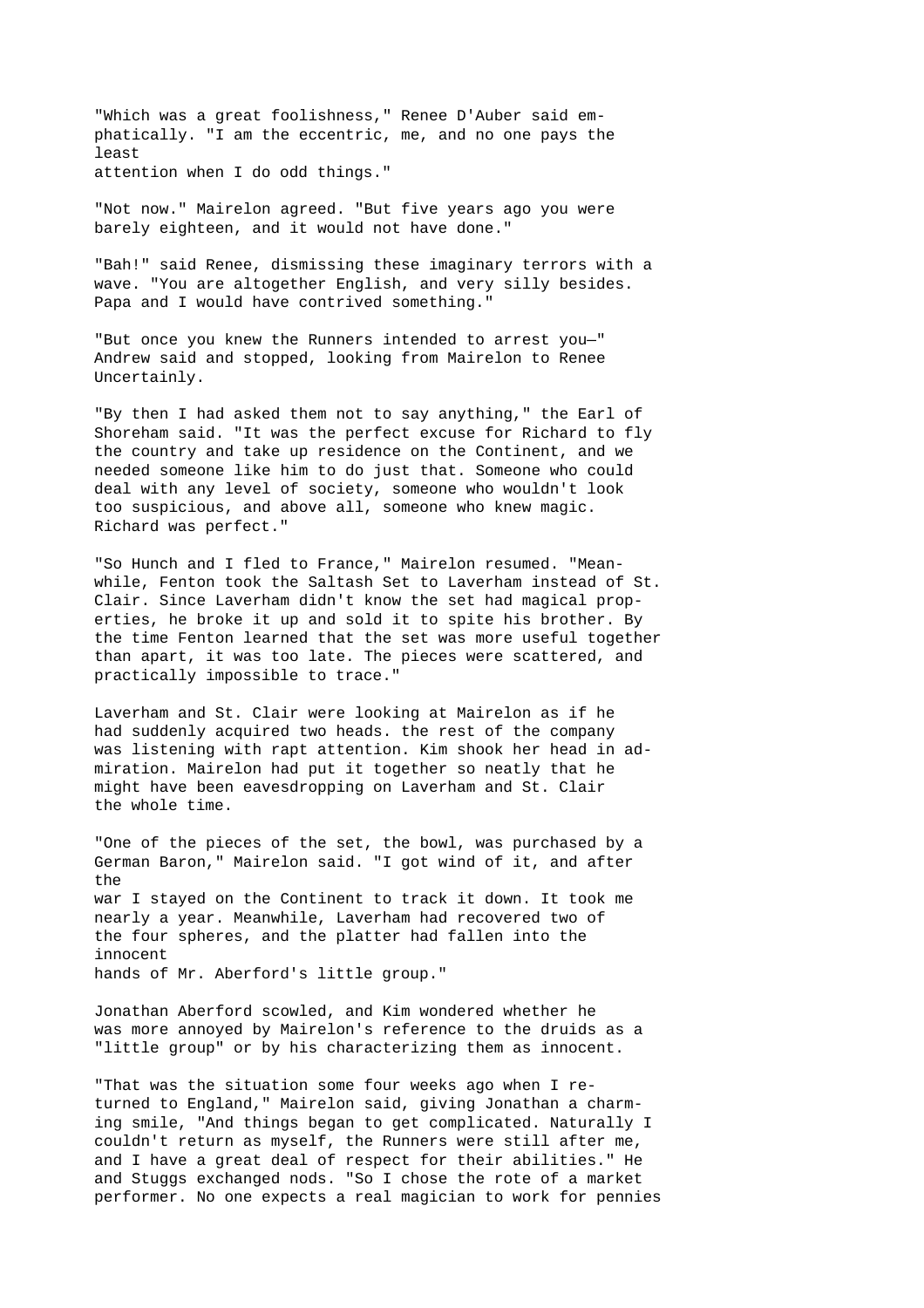"Which was a great foolishness," Renee D'Auber said emphatically. "I am the eccentric, me, and no one pays the least attention when I do odd things."

"Not now." Mairelon agreed. "But five years ago you were barely eighteen, and it would not have done."

"Bah!" said Renee, dismissing these imaginary terrors with a wave. "You are altogether English, and very silly besides. Papa and I would have contrived something."

"But once you knew the Runners intended to arrest you—" Andrew said and stopped, looking from Mairelon to Renee Uncertainly.

"By then I had asked them not to say anything," the Earl of Shoreham said. "It was the perfect excuse for Richard to fly the country and take up residence on the Continent, and we needed someone like him to do just that. Someone who could deal with any level of society, someone who wouldn't look too suspicious, and above all, someone who knew magic. Richard was perfect."

"So Hunch and I fled to France," Mairelon resumed. "Meanwhile, Fenton took the Saltash Set to Laverham instead of St. Clair. Since Laverham didn't know the set had magical properties, he broke it up and sold it to spite his brother. By the time Fenton learned that the set was more useful together than apart, it was too late. The pieces were scattered, and practically impossible to trace."

Laverham and St. Clair were looking at Mairelon as if he had suddenly acquired two heads. the rest of the company was listening with rapt attention. Kim shook her head in admiration. Mairelon had put it together so neatly that he might have been eavesdropping on Laverham and St. Clair the whole time.

"One of the pieces of the set, the bowl, was purchased by a German Baron," Mairelon said. "I got wind of it, and after the war I stayed on the Continent to track it down. It took me nearly a year. Meanwhile, Laverham had recovered two of the four spheres, and the platter had fallen into the innocent hands of Mr. Aberford's little group."

Jonathan Aberford scowled, and Kim wondered whether he was more annoyed by Mairelon's reference to the druids as a "little group" or by his characterizing them as innocent.

"That was the situation some four weeks ago when I returned to England," Mairelon said, giving Jonathan a charming smile, "And things began to get complicated. Naturally I couldn't return as myself, the Runners were still after me, and I have a great deal of respect for their abilities." He and Stuggs exchanged nods. "So I chose the rote of a market performer. No one expects a real magician to work for pennies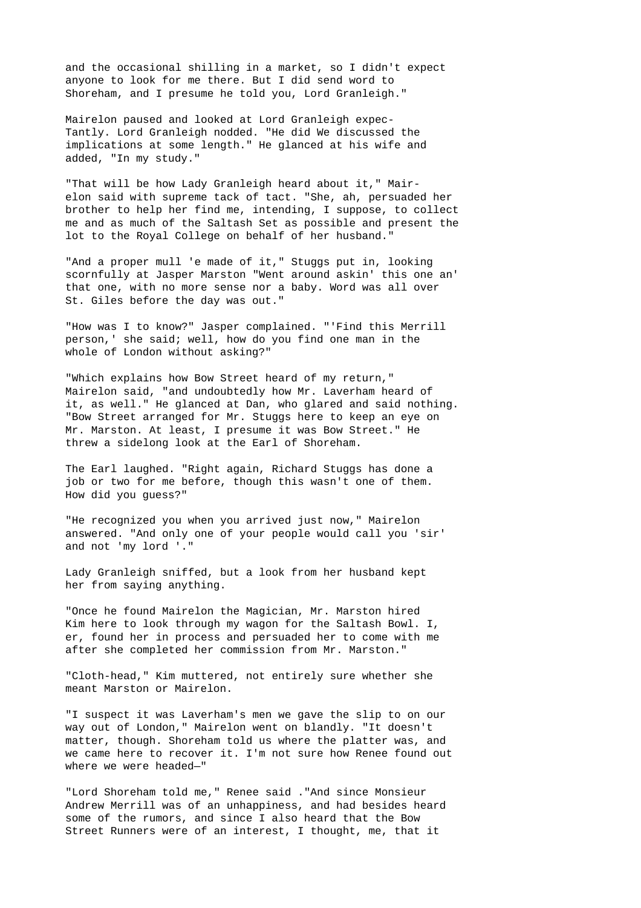and the occasional shilling in a market, so I didn't expect anyone to look for me there. But I did send word to Shoreham, and I presume he told you, Lord Granleigh."

Mairelon paused and looked at Lord Granleigh expec-Tantly. Lord Granleigh nodded. "He did We discussed the implications at some length." He glanced at his wife and added, "In my study."

"That will be how Lady Granleigh heard about it," Mairelon said with supreme tack of tact. "She, ah, persuaded her brother to help her find me, intending, I suppose, to collect me and as much of the Saltash Set as possible and present the lot to the Royal College on behalf of her husband."

"And a proper mull 'e made of it," Stuggs put in, looking scornfully at Jasper Marston "Went around askin' this one an' that one, with no more sense nor a baby. Word was all over St. Giles before the day was out."

"How was I to know?" Jasper complained. "'Find this Merrill person,' she said; well, how do you find one man in the whole of London without asking?"

"Which explains how Bow Street heard of my return," Mairelon said, "and undoubtedly how Mr. Laverham heard of it, as well." He glanced at Dan, who glared and said nothing. "Bow Street arranged for Mr. Stuggs here to keep an eye on Mr. Marston. At least, I presume it was Bow Street." He threw a sidelong look at the Earl of Shoreham.

The Earl laughed. "Right again, Richard Stuggs has done a job or two for me before, though this wasn't one of them. How did you guess?"

"He recognized you when you arrived just now," Mairelon answered. "And only one of your people would call you 'sir' and not 'my lord '."

Lady Granleigh sniffed, but a look from her husband kept her from saying anything.

"Once he found Mairelon the Magician, Mr. Marston hired Kim here to look through my wagon for the Saltash Bowl. I, er, found her in process and persuaded her to come with me after she completed her commission from Mr. Marston."

"Cloth-head," Kim muttered, not entirely sure whether she meant Marston or Mairelon.

"I suspect it was Laverham's men we gave the slip to on our way out of London," Mairelon went on blandly. "It doesn't matter, though. Shoreham told us where the platter was, and we came here to recover it. I'm not sure how Renee found out where we were headed—"

"Lord Shoreham told me," Renee said ."And since Monsieur Andrew Merrill was of an unhappiness, and had besides heard some of the rumors, and since I also heard that the Bow Street Runners were of an interest, I thought, me, that it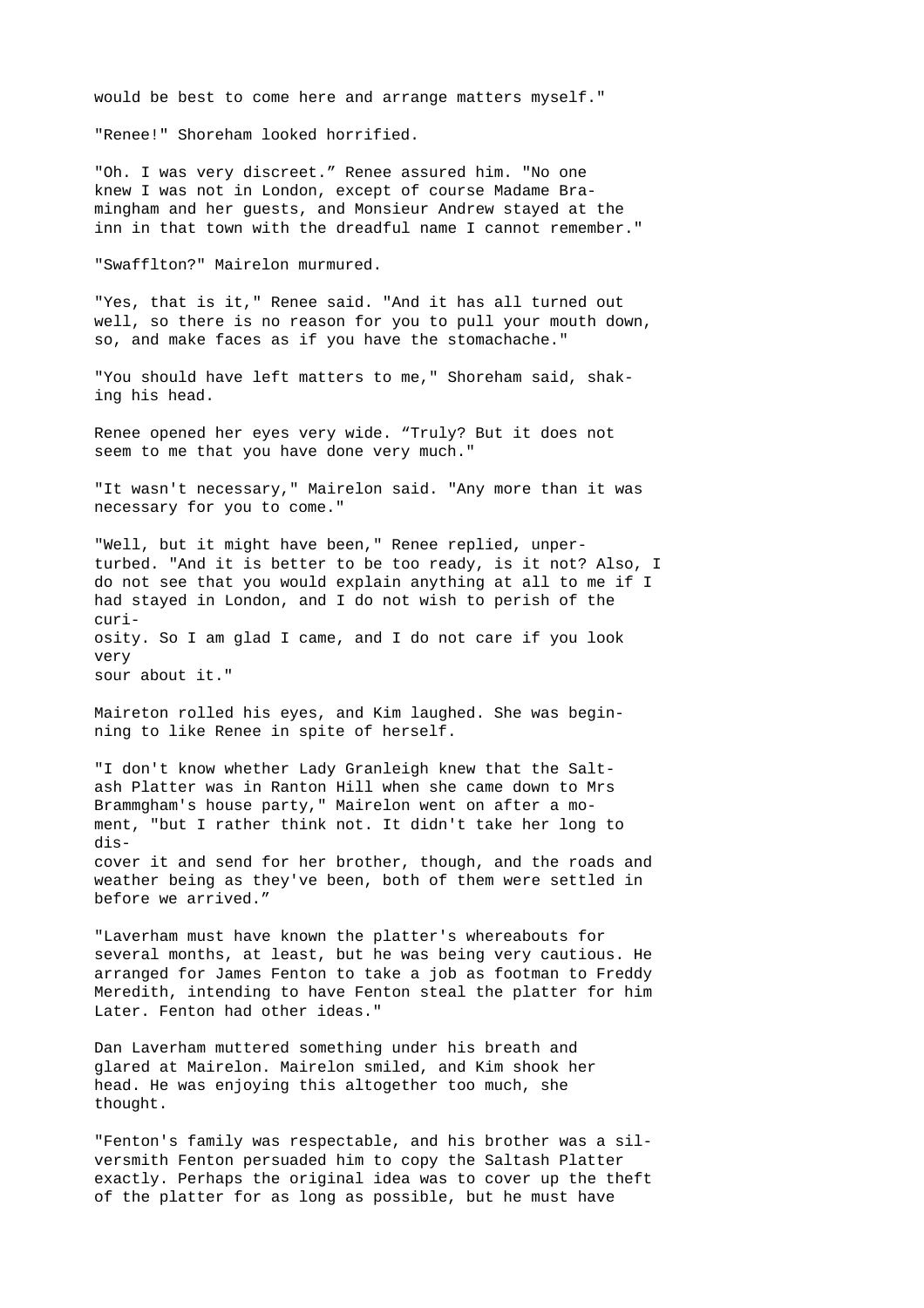would be best to come here and arrange matters myself."

"Renee!" Shoreham looked horrified.

"Oh. I was very discreet." Renee assured him. "No one knew I was not in London, except of course Madame Bramingham and her guests, and Monsieur Andrew stayed at the inn in that town with the dreadful name I cannot remember."

"Swafflton?" Mairelon murmured.

"Yes, that is it," Renee said. "And it has all turned out well, so there is no reason for you to pull your mouth down, so, and make faces as if you have the stomachache."

"You should have left matters to me," Shoreham said, shaking his head.

Renee opened her eyes very wide. "Truly? But it does not seem to me that you have done very much."

"It wasn't necessary," Mairelon said. "Any more than it was necessary for you to come."

"Well, but it might have been," Renee replied, unperturbed. "And it is better to be too ready, is it not? Also, I do not see that you would explain anything at all to me if I had stayed in London, and I do not wish to perish of the curiosity. So I am glad I came, and I do not care if you look very sour about it."

Maireton rolled his eyes, and Kim laughed. She was beginning to like Renee in spite of herself.

"I don't know whether Lady Granleigh knew that the Saltash Platter was in Ranton Hill when she came down to Mrs Brammgham's house party," Mairelon went on after a moment, "but I rather think not. It didn't take her long to discover it and send for her brother, though, and the roads and weather being as they've been, both of them were settled in before we arrived."

"Laverham must have known the platter's whereabouts for several months, at least, but he was being very cautious. He arranged for James Fenton to take a job as footman to Freddy Meredith, intending to have Fenton steal the platter for him Later. Fenton had other ideas."

Dan Laverham muttered something under his breath and glared at Mairelon. Mairelon smiled, and Kim shook her head. He was enjoying this altogether too much, she thought.

"Fenton's family was respectable, and his brother was a silversmith Fenton persuaded him to copy the Saltash Platter exactly. Perhaps the original idea was to cover up the theft of the platter for as long as possible, but he must have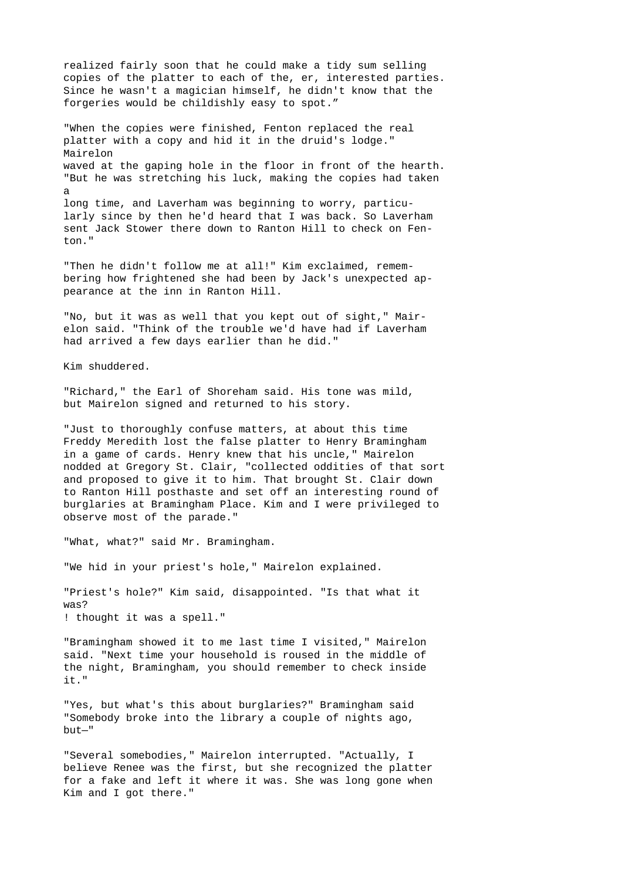realized fairly soon that he could make a tidy sum selling copies of the platter to each of the, er, interested parties. Since he wasn't a magician himself, he didn't know that the forgeries would be childishly easy to spot."

"When the copies were finished, Fenton replaced the real platter with a copy and hid it in the druid's lodge." Mairelon waved at the gaping hole in the floor in front of the hearth. "But he was stretching his luck, making the copies had taken a long time, and Laverham was beginning to worry, particularly since by then he'd heard that I was back. So Laverham sent Jack Stower there down to Ranton Hill to check on Fenton."

"Then he didn't follow me at all!" Kim exclaimed, remembering how frightened she had been by Jack's unexpected appearance at the inn in Ranton Hill.

"No, but it was as well that you kept out of sight," Mairelon said. "Think of the trouble we'd have had if Laverham had arrived a few days earlier than he did."

Kim shuddered.

"Richard," the Earl of Shoreham said. His tone was mild, but Mairelon signed and returned to his story.

"Just to thoroughly confuse matters, at about this time Freddy Meredith lost the false platter to Henry Bramingham in a game of cards. Henry knew that his uncle," Mairelon nodded at Gregory St. Clair, "collected oddities of that sort and proposed to give it to him. That brought St. Clair down to Ranton Hill posthaste and set off an interesting round of burglaries at Bramingham Place. Kim and I were privileged to observe most of the parade."

"What, what?" said Mr. Bramingham.

"We hid in your priest's hole," Mairelon explained.

"Priest's hole?" Kim said, disappointed. "Is that what it was? ! thought it was a spell."

"Bramingham showed it to me last time I visited," Mairelon said. "Next time your household is roused in the middle of the night, Bramingham, you should remember to check inside it."

"Yes, but what's this about burglaries?" Bramingham said "Somebody broke into the library a couple of nights ago, but—"

"Several somebodies," Mairelon interrupted. "Actually, I believe Renee was the first, but she recognized the platter for a fake and left it where it was. She was long gone when Kim and I got there."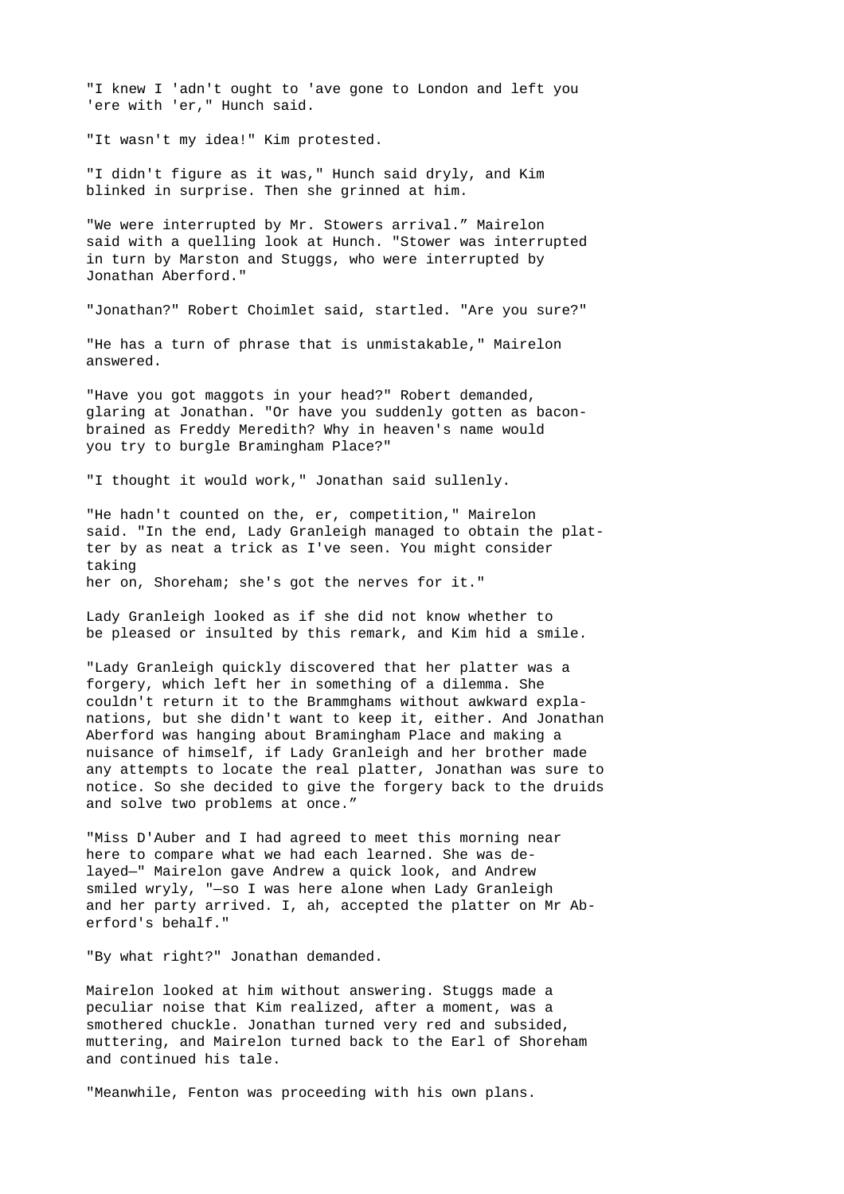"I knew I 'adn't ought to 'ave gone to London and left you 'ere with 'er," Hunch said.

"It wasn't my idea!" Kim protested.

"I didn't figure as it was," Hunch said dryly, and Kim blinked in surprise. Then she grinned at him.

"We were interrupted by Mr. Stowers arrival." Mairelon said with a quelling look at Hunch. "Stower was interrupted in turn by Marston and Stuggs, who were interrupted by Jonathan Aberford."

"Jonathan?" Robert Choimlet said, startled. "Are you sure?"

"He has a turn of phrase that is unmistakable," Mairelon answered.

"Have you got maggots in your head?" Robert demanded, glaring at Jonathan. "Or have you suddenly gotten as bacon-brained as Freddy Meredith? Why in heaven's name would you try to burgle Bramingham Place?"

"I thought it would work," Jonathan said sullenly.

"He hadn't counted on the, er, competition," Mairelon said. "In the end, Lady Granleigh managed to obtain the platter by as neat a trick as I've seen. You might consider taking her on, Shoreham; she's got the nerves for it."

Lady Granleigh looked as if she did not know whether to be pleased or insulted by this remark, and Kim hid a smile.

"Lady Granleigh quickly discovered that her platter was a forgery, which left her in something of a dilemma. She couldn't return it to the Brammghams without awkward explanations, but she didn't want to keep it, either. And Jonathan Aberford was hanging about Bramingham Place and making a nuisance of himself, if Lady Granleigh and her brother made any attempts to locate the real platter, Jonathan was sure to notice. So she decided to give the forgery back to the druids and solve two problems at once."

"Miss D'Auber and I had agreed to meet this morning near here to compare what we had each learned. She was delayed—" Mairelon gave Andrew a quick look, and Andrew smiled wryly, "—so I was here alone when Lady Granleigh and her party arrived. I, ah, accepted the platter on Mr Aberford's behalf."

"By what right?" Jonathan demanded.

Mairelon looked at him without answering. Stuggs made a peculiar noise that Kim realized, after a moment, was a smothered chuckle. Jonathan turned very red and subsided, muttering, and Mairelon turned back to the Earl of Shoreham and continued his tale.

"Meanwhile, Fenton was proceeding with his own plans.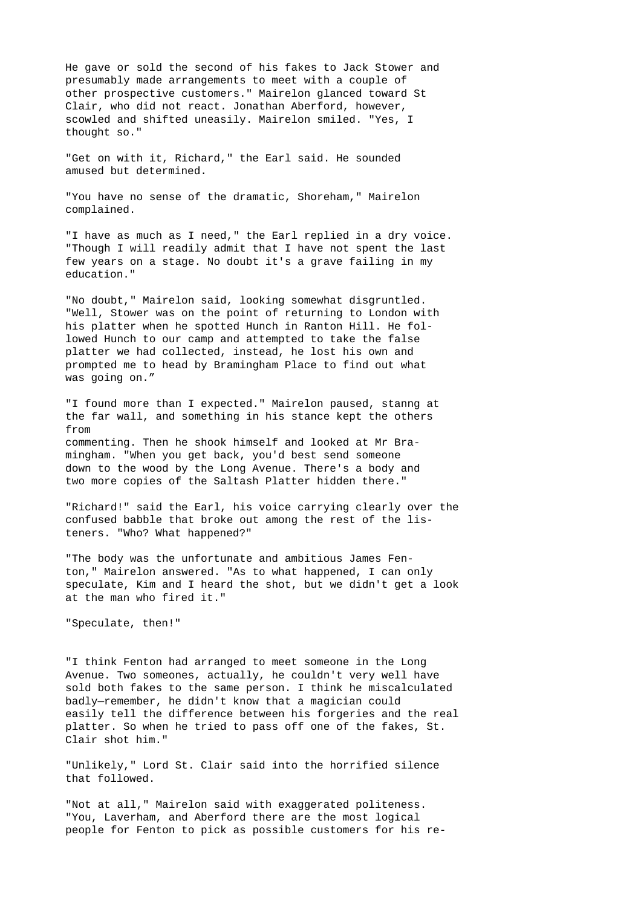He gave or sold the second of his fakes to Jack Stower and presumably made arrangements to meet with a couple of other prospective customers." Mairelon glanced toward St Clair, who did not react. Jonathan Aberford, however, scowled and shifted uneasily. Mairelon smiled. "Yes, I thought so."

"Get on with it, Richard," the Earl said. He sounded amused but determined.

"You have no sense of the dramatic, Shoreham," Mairelon complained.

"I have as much as I need," the Earl replied in a dry voice. "Though I will readily admit that I have not spent the last few years on a stage. No doubt it's a grave failing in my education."

"No doubt," Mairelon said, looking somewhat disgruntled. "Well, Stower was on the point of returning to London with his platter when he spotted Hunch in Ranton Hill. He followed Hunch to our camp and attempted to take the false platter we had collected, instead, he lost his own and prompted me to head by Bramingham Place to find out what was going on."

"I found more than I expected." Mairelon paused, stanng at the far wall, and something in his stance kept the others from commenting. Then he shook himself and looked at Mr Bramingham. "When you get back, you'd best send someone down to the wood by the Long Avenue. There's a body and two more copies of the Saltash Platter hidden there."

"Richard!" said the Earl, his voice carrying clearly over the confused babble that broke out among the rest of the listeners. "Who? What happened?"

"The body was the unfortunate and ambitious James Fenton," Mairelon answered. "As to what happened, I can only speculate, Kim and I heard the shot, but we didn't get a look at the man who fired it."

"Speculate, then!"

"I think Fenton had arranged to meet someone in the Long Avenue. Two someones, actually, he couldn't very well have sold both fakes to the same person. I think he miscalculated badly—remember, he didn't know that a magician could easily tell the difference between his forgeries and the real platter. So when he tried to pass off one of the fakes, St. Clair shot him."

"Unlikely," Lord St. Clair said into the horrified silence that followed.

"Not at all," Mairelon said with exaggerated politeness. "You, Laverham, and Aberford there are the most logical people for Fenton to pick as possible customers for his re-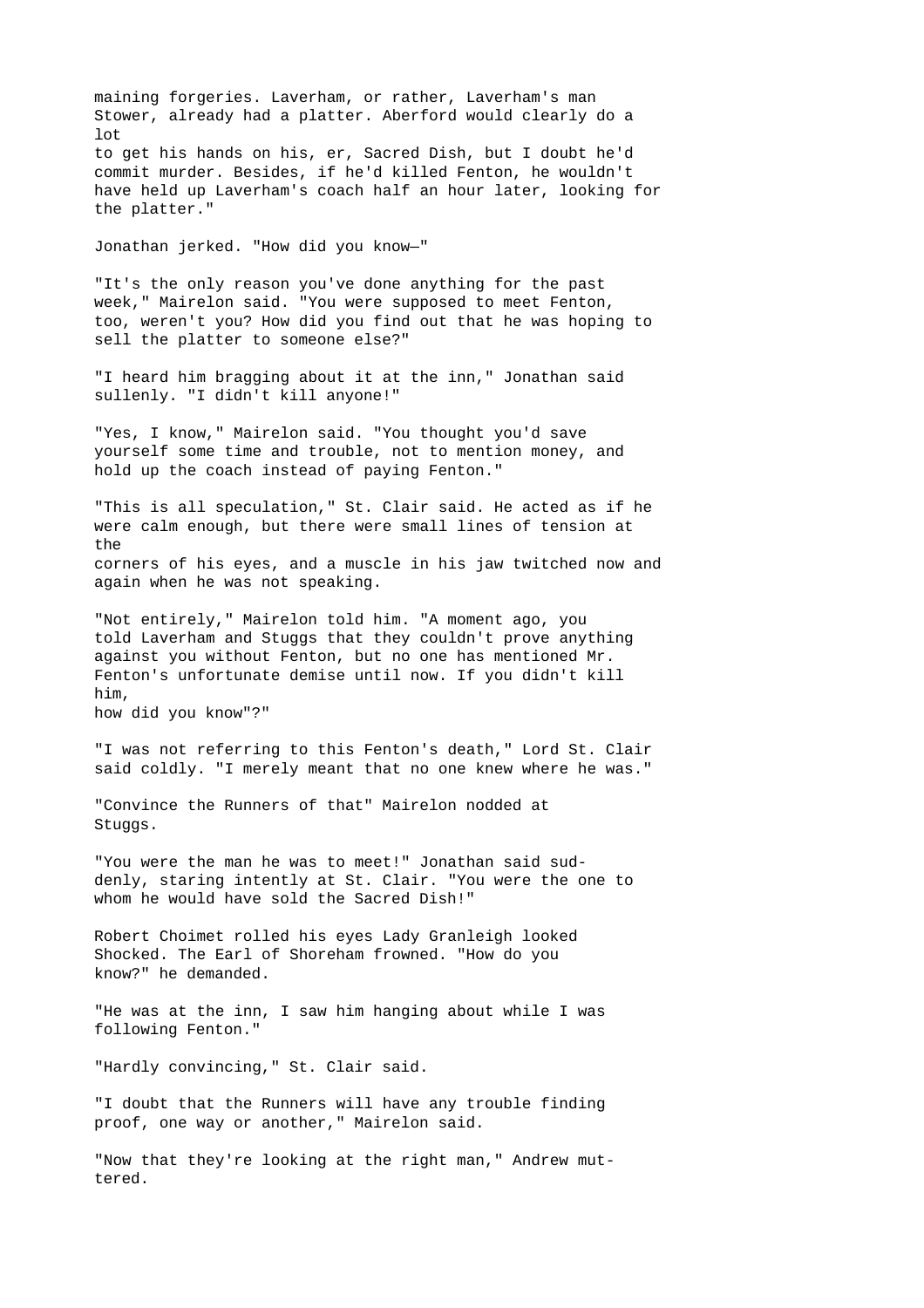maining forgeries. Laverham, or rather, Laverham's man Stower, already had a platter. Aberford would clearly do a lot to get his hands on his, er, Sacred Dish, but I doubt he'd commit murder. Besides, if he'd killed Fenton, he wouldn't have held up Laverham's coach half an hour later, looking for the platter."

Jonathan jerked. "How did you know—"

"It's the only reason you've done anything for the past week," Mairelon said. "You were supposed to meet Fenton, too, weren't you? How did you find out that he was hoping to sell the platter to someone else?"

"I heard him bragging about it at the inn," Jonathan said sullenly. "I didn't kill anyone!"

"Yes, I know," Mairelon said. "You thought you'd save yourself some time and trouble, not to mention money, and hold up the coach instead of paying Fenton."

"This is all speculation," St. Clair said. He acted as if he were calm enough, but there were small lines of tension at the corners of his eyes, and a muscle in his jaw twitched now and again when he was not speaking.

"Not entirely," Mairelon told him. "A moment ago, you told Laverham and Stuggs that they couldn't prove anything against you without Fenton, but no one has mentioned Mr. Fenton's unfortunate demise until now. If you didn't kill him, how did you know"?"

"I was not referring to this Fenton's death," Lord St. Clair said coldly. "I merely meant that no one knew where he was."

"Convince the Runners of that" Mairelon nodded at Stuggs.

"You were the man he was to meet!" Jonathan said suddenly, staring intently at St. Clair. "You were the one to whom he would have sold the Sacred Dish!"

Robert Choimet rolled his eyes Lady Granleigh looked Shocked. The Earl of Shoreham frowned. "How do you know?" he demanded.

"He was at the inn, I saw him hanging about while I was following Fenton."

"Hardly convincing," St. Clair said.

"I doubt that the Runners will have any trouble finding proof, one way or another," Mairelon said.

"Now that they're looking at the right man," Andrew muttered.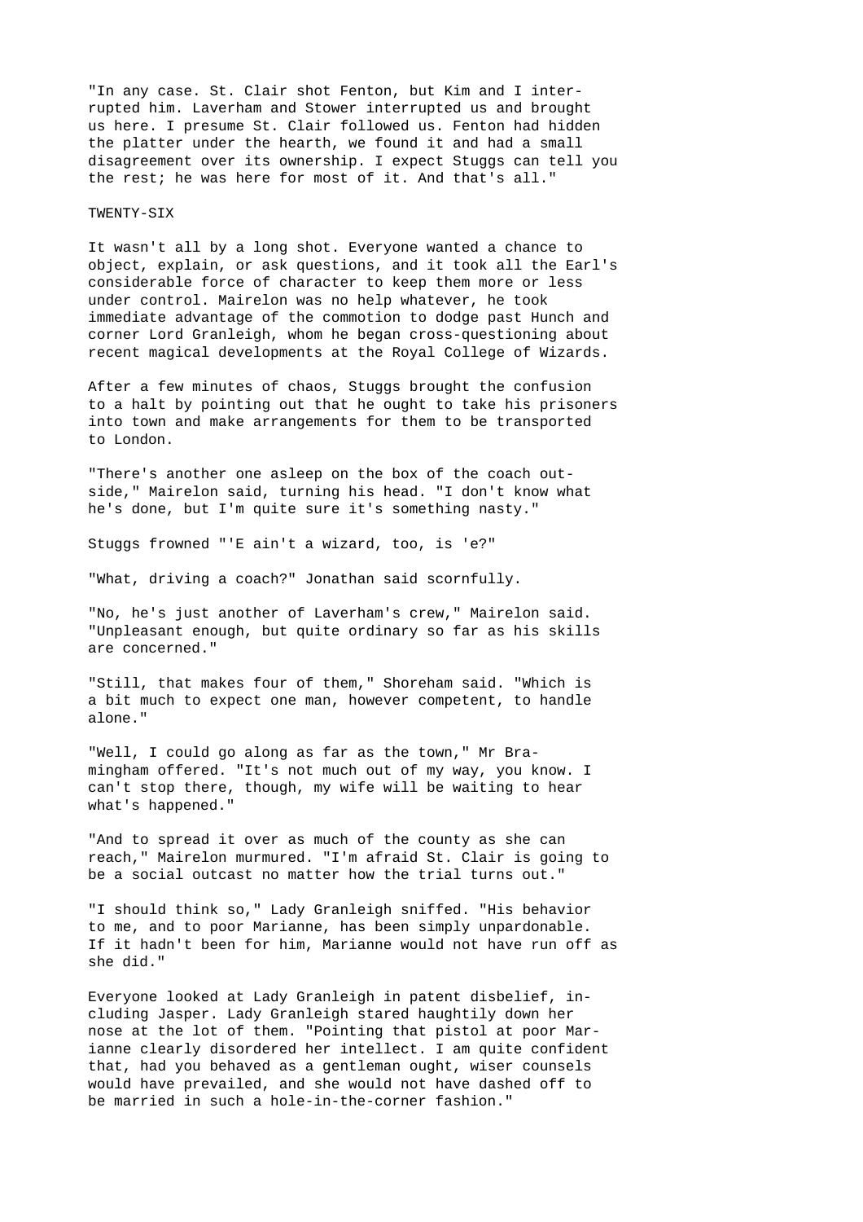"In any case. St. Clair shot Fenton, but Kim and I interrupted him. Laverham and Stower interrupted us and brought us here. I presume St. Clair followed us. Fenton had hidden the platter under the hearth, we found it and had a small disagreement over its ownership. I expect Stuggs can tell you the rest; he was here for most of it. And that's all."

## TWENTY-SIX

It wasn't all by a long shot. Everyone wanted a chance to object, explain, or ask questions, and it took all the Earl's considerable force of character to keep them more or less under control. Mairelon was no help whatever, he took immediate advantage of the commotion to dodge past Hunch and corner Lord Granleigh, whom he began cross-questioning about recent magical developments at the Royal College of Wizards.

After a few minutes of chaos, Stuggs brought the confusion to a halt by pointing out that he ought to take his prisoners into town and make arrangements for them to be transported to London.

"There's another one asleep on the box of the coach outside," Mairelon said, turning his head. "I don't know what he's done, but I'm quite sure it's something nasty."

Stuggs frowned "'E ain't a wizard, too, is 'e?"

"What, driving a coach?" Jonathan said scornfully.

"No, he's just another of Laverham's crew," Mairelon said. "Unpleasant enough, but quite ordinary so far as his skills are concerned."

"Still, that makes four of them," Shoreham said. "Which is a bit much to expect one man, however competent, to handle alone."

"Well, I could go along as far as the town," Mr Bramingham offered. "It's not much out of my way, you know. I can't stop there, though, my wife will be waiting to hear what's happened."

"And to spread it over as much of the county as she can reach," Mairelon murmured. "I'm afraid St. Clair is going to be a social outcast no matter how the trial turns out."

"I should think so," Lady Granleigh sniffed. "His behavior to me, and to poor Marianne, has been simply unpardonable. If it hadn't been for him, Marianne would not have run off as she did."

Everyone looked at Lady Granleigh in patent disbelief, including Jasper. Lady Granleigh stared haughtily down her nose at the lot of them. "Pointing that pistol at poor Marianne clearly disordered her intellect. I am quite confident that, had you behaved as a gentleman ought, wiser counsels would have prevailed, and she would not have dashed off to be married in such a hole-in-the-corner fashion."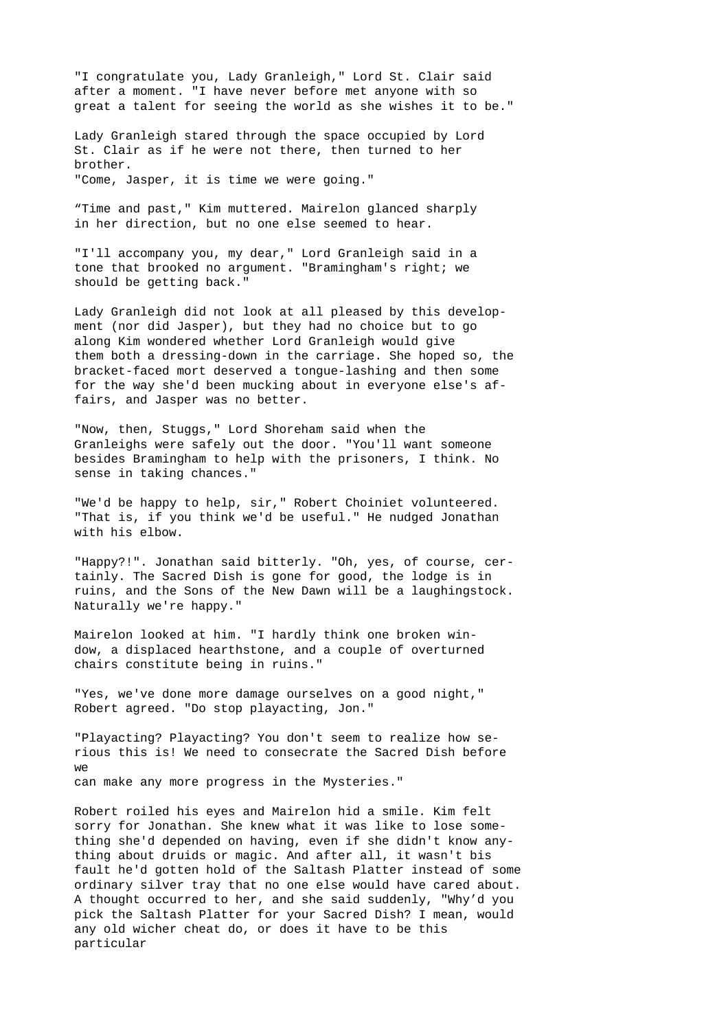"I congratulate you, Lady Granleigh," Lord St. Clair said after a moment. "I have never before met anyone with so great a talent for seeing the world as she wishes it to be."

Lady Granleigh stared through the space occupied by Lord St. Clair as if he were not there, then turned to her brother.
"Come, Jasper, it is time we were going."

"Time and past," Kim muttered. Mairelon glanced sharply in her direction, but no one else seemed to hear.

"I'll accompany you, my dear," Lord Granleigh said in a tone that brooked no argument. "Bramingham's right; we should be getting back."

Lady Granleigh did not look at all pleased by this development (nor did Jasper), but they had no choice but to go along Kim wondered whether Lord Granleigh would give them both a dressing-down in the carriage. She hoped so, the bracket-faced mort deserved a tongue-lashing and then some for the way she'd been mucking about in everyone else's affairs, and Jasper was no better.

"Now, then, Stuggs," Lord Shoreham said when the Granleighs were safely out the door. "You'll want someone besides Bramingham to help with the prisoners, I think. No sense in taking chances."

"We'd be happy to help, sir," Robert Choiniet volunteered. "That is, if you think we'd be useful." He nudged Jonathan with his elbow.

"Happy?!". Jonathan said bitterly. "Oh, yes, of course, certainly. The Sacred Dish is gone for good, the lodge is in ruins, and the Sons of the New Dawn will be a laughingstock. Naturally we're happy."

Mairelon looked at him. "I hardly think one broken window, a displaced hearthstone, and a couple of overturned chairs constitute being in ruins."

"Yes, we've done more damage ourselves on a good night," Robert agreed. "Do stop playacting, Jon."

"Playacting? Playacting? You don't seem to realize how serious this is! We need to consecrate the Sacred Dish before we
can make any more progress in the Mysteries."

Robert roiled his eyes and Mairelon hid a smile. Kim felt sorry for Jonathan. She knew what it was like to lose something she'd depended on having, even if she didn't know anything about druids or magic. And after all, it wasn't bis fault he'd gotten hold of the Saltash Platter instead of some ordinary silver tray that no one else would have cared about. A thought occurred to her, and she said suddenly, "Why'd you pick the Saltash Platter for your Sacred Dish? I mean, would any old wicher cheat do, or does it have to be this particular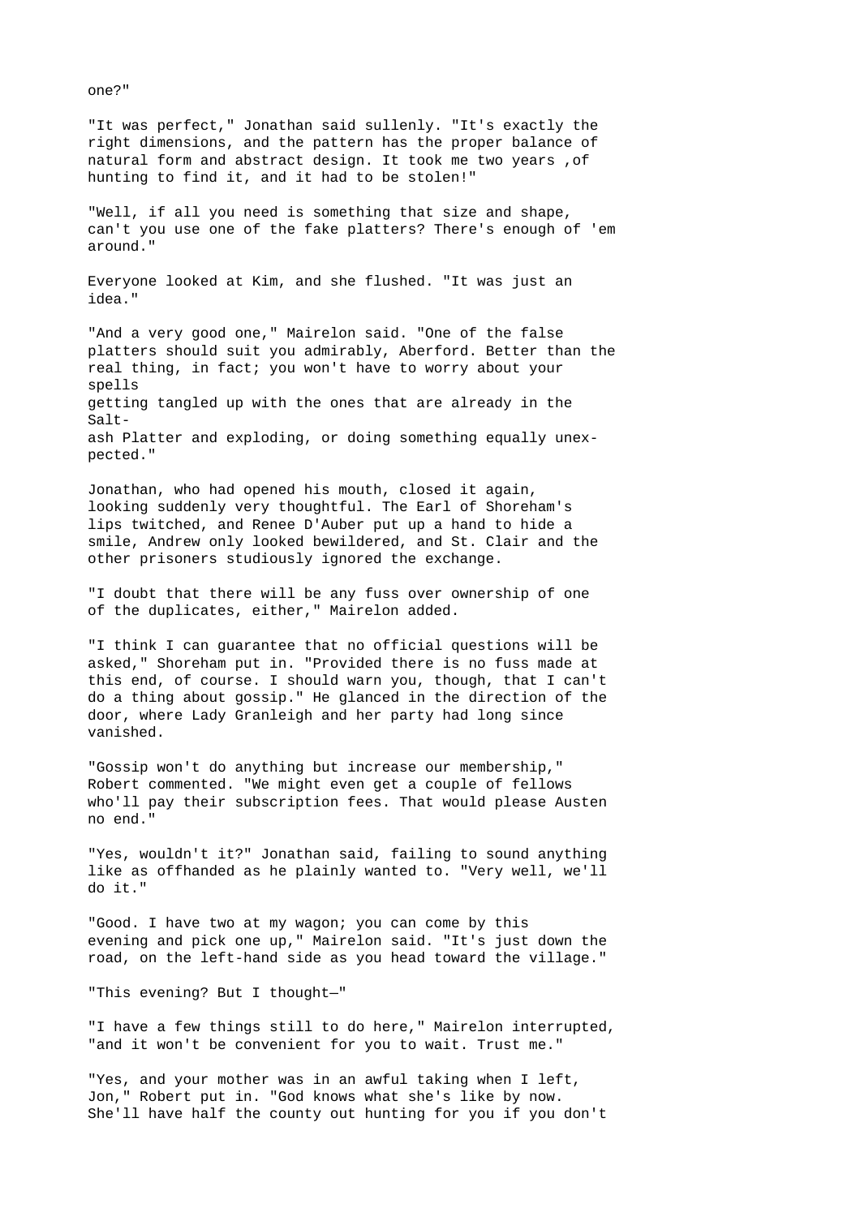one?"

"It was perfect," Jonathan said sullenly. "It's exactly the right dimensions, and the pattern has the proper balance of natural form and abstract design. It took me two years ,of hunting to find it, and it had to be stolen!"

"Well, if all you need is something that size and shape, can't you use one of the fake platters? There's enough of 'em around."

Everyone looked at Kim, and she flushed. "It was just an idea."

"And a very good one," Mairelon said. "One of the false platters should suit you admirably, Aberford. Better than the real thing, in fact; you won't have to worry about your spells getting tangled up with the ones that are already in the Saltash Platter and exploding, or doing something equally unexpected."

Jonathan, who had opened his mouth, closed it again, looking suddenly very thoughtful. The Earl of Shoreham's lips twitched, and Renee D'Auber put up a hand to hide a smile, Andrew only looked bewildered, and St. Clair and the other prisoners studiously ignored the exchange.

"I doubt that there will be any fuss over ownership of one of the duplicates, either," Mairelon added.

"I think I can guarantee that no official questions will be asked," Shoreham put in. "Provided there is no fuss made at this end, of course. I should warn you, though, that I can't do a thing about gossip." He glanced in the direction of the door, where Lady Granleigh and her party had long since vanished.

"Gossip won't do anything but increase our membership," Robert commented. "We might even get a couple of fellows who'll pay their subscription fees. That would please Austen no end."

"Yes, wouldn't it?" Jonathan said, failing to sound anything like as offhanded as he plainly wanted to. "Very well, we'll do it."

"Good. I have two at my wagon; you can come by this evening and pick one up," Mairelon said. "It's just down the road, on the left-hand side as you head toward the village."

"This evening? But I thought—"

"I have a few things still to do here," Mairelon interrupted, "and it won't be convenient for you to wait. Trust me."

"Yes, and your mother was in an awful taking when I left, Jon," Robert put in. "God knows what she's like by now. She'll have half the county out hunting for you if you don't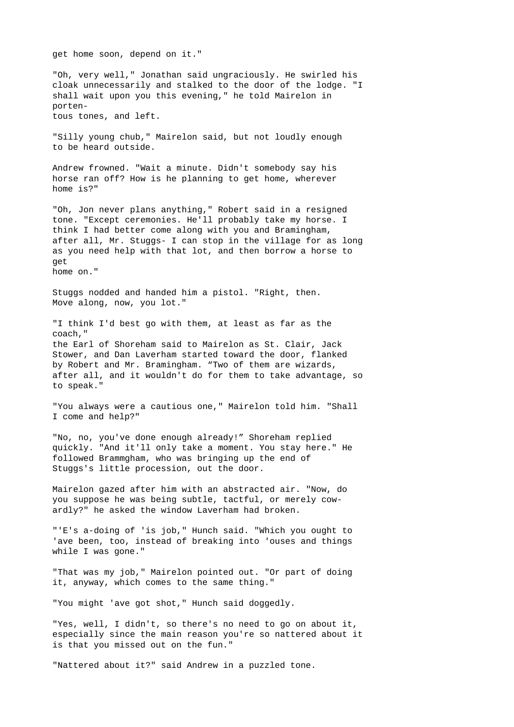get home soon, depend on it."

"Oh, very well," Jonathan said ungraciously. He swirled his cloak unnecessarily and stalked to the door of the lodge. "I shall wait upon you this evening," he told Mairelon in portentous tones, and left.

"Silly young chub," Mairelon said, but not loudly enough to be heard outside.

Andrew frowned. "Wait a minute. Didn't somebody say his horse ran off? How is he planning to get home, wherever home is?"

"Oh, Jon never plans anything," Robert said in a resigned tone. "Except ceremonies. He'll probably take my horse. I think I had better come along with you and Bramingham, after all, Mr. Stuggs- I can stop in the village for as long as you need help with that lot, and then borrow a horse to get home on."

Stuggs nodded and handed him a pistol. "Right, then. Move along, now, you lot."

"I think I'd best go with them, at least as far as the coach," the Earl of Shoreham said to Mairelon as St. Clair, Jack Stower, and Dan Laverham started toward the door, flanked by Robert and Mr. Bramingham. "Two of them are wizards, after all, and it wouldn't do for them to take advantage, so to speak."

"You always were a cautious one," Mairelon told him. "Shall I come and help?"

"No, no, you've done enough already!" Shoreham replied quickly. "And it'll only take a moment. You stay here." He followed Brammgham, who was bringing up the end of Stuggs's little procession, out the door.

Mairelon gazed after him with an abstracted air. "Now, do you suppose he was being subtle, tactful, or merely cowardly?" he asked the window Laverham had broken.

"'E's a-doing of 'is job," Hunch said. "Which you ought to 'ave been, too, instead of breaking into 'ouses and things while I was gone."

"That was my job," Mairelon pointed out. "Or part of doing it, anyway, which comes to the same thing."

"You might 'ave got shot," Hunch said doggedly.

"Yes, well, I didn't, so there's no need to go on about it, especially since the main reason you're so nattered about it is that you missed out on the fun."

"Nattered about it?" said Andrew in a puzzled tone.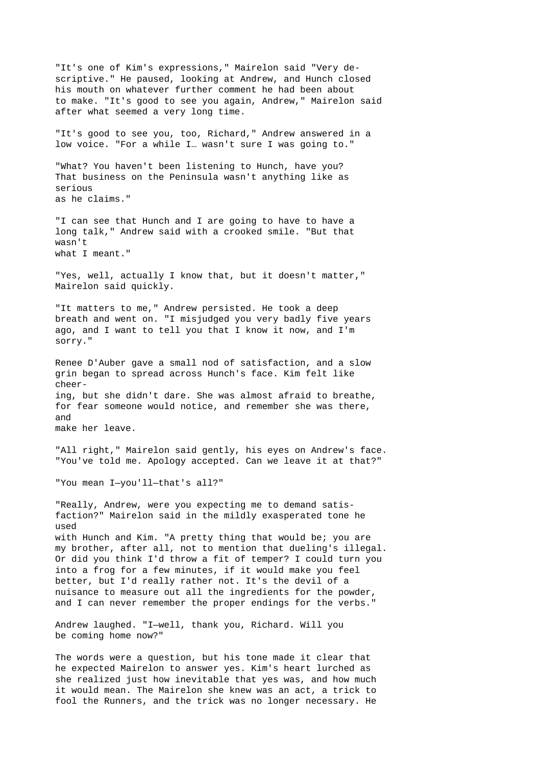"It's one of Kim's expressions," Mairelon said "Very descriptive." He paused, looking at Andrew, and Hunch closed his mouth on whatever further comment he had been about to make. "It's good to see you again, Andrew," Mairelon said after what seemed a very long time.

"It's good to see you, too, Richard," Andrew answered in a low voice. "For a while I… wasn't sure I was going to."

"What? You haven't been listening to Hunch, have you? That business on the Peninsula wasn't anything like as serious as he claims."

"I can see that Hunch and I are going to have to have a long talk," Andrew said with a crooked smile. "But that wasn't what I meant."

"Yes, well, actually I know that, but it doesn't matter," Mairelon said quickly.

"It matters to me," Andrew persisted. He took a deep breath and went on. "I misjudged you very badly five years ago, and I want to tell you that I know it now, and I'm sorry."

Renee D'Auber gave a small nod of satisfaction, and a slow grin began to spread across Hunch's face. Kim felt like cheering, but she didn't dare. She was almost afraid to breathe, for fear someone would notice, and remember she was there, and make her leave.

"All right," Mairelon said gently, his eyes on Andrew's face. "You've told me. Apology accepted. Can we leave it at that?"

"You mean I—you'll—that's all?"

"Really, Andrew, were you expecting me to demand satisfaction?" Mairelon said in the mildly exasperated tone he used with Hunch and Kim. "A pretty thing that would be; you are my brother, after all, not to mention that dueling's illegal. Or did you think I'd throw a fit of temper? I could turn you into a frog for a few minutes, if it would make you feel better, but I'd really rather not. It's the devil of a nuisance to measure out all the ingredients for the powder, and I can never remember the proper endings for the verbs."

Andrew laughed. "I—well, thank you, Richard. Will you be coming home now?"

The words were a question, but his tone made it clear that he expected Mairelon to answer yes. Kim's heart lurched as she realized just how inevitable that yes was, and how much it would mean. The Mairelon she knew was an act, a trick to fool the Runners, and the trick was no longer necessary. He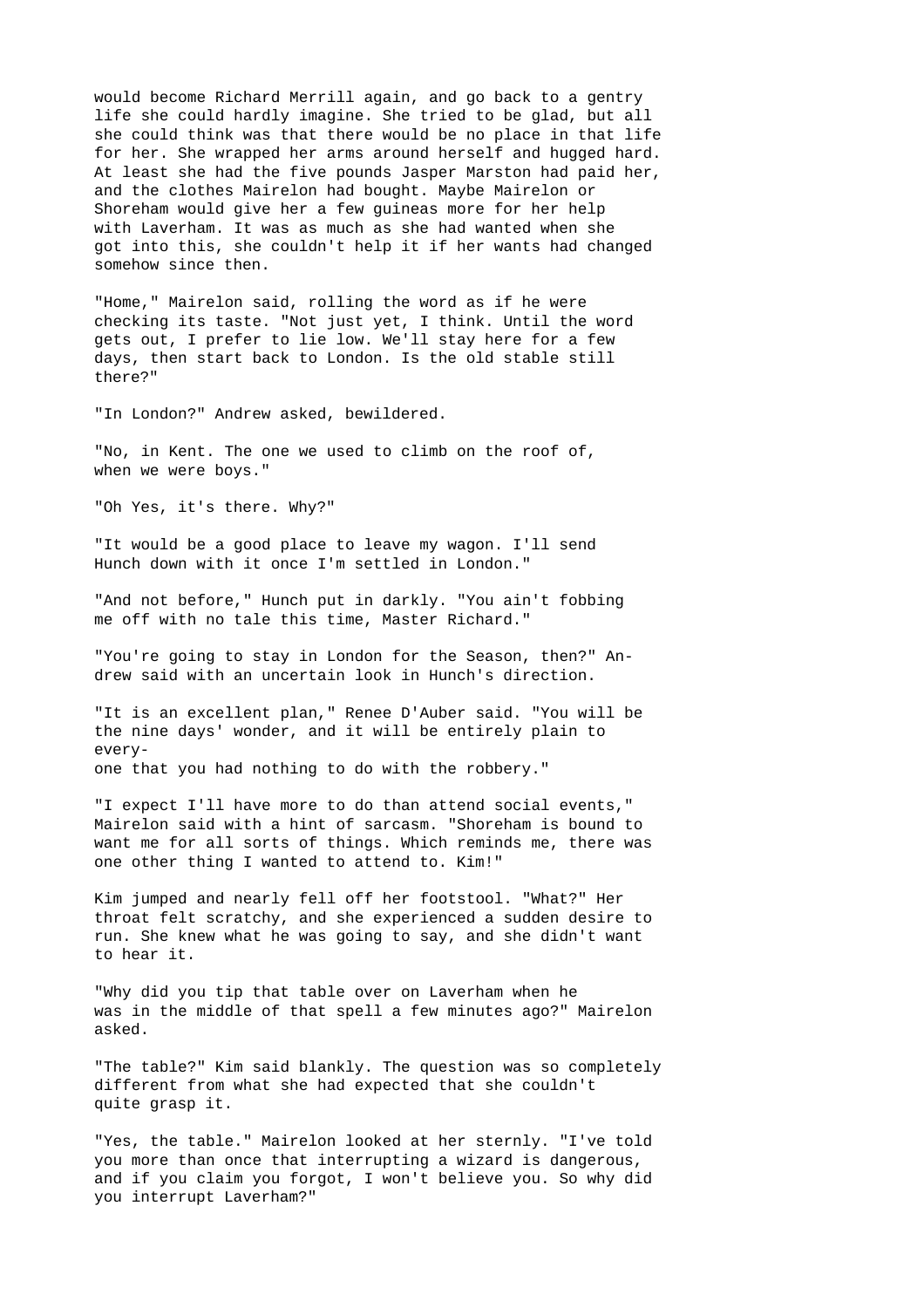would become Richard Merrill again, and go back to a gentry life she could hardly imagine. She tried to be glad, but all she could think was that there would be no place in that life for her. She wrapped her arms around herself and hugged hard. At least she had the five pounds Jasper Marston had paid her, and the clothes Mairelon had bought. Maybe Mairelon or Shoreham would give her a few guineas more for her help with Laverham. It was as much as she had wanted when she got into this, she couldn't help it if her wants had changed somehow since then.

"Home," Mairelon said, rolling the word as if he were checking its taste. "Not just yet, I think. Until the word gets out, I prefer to lie low. We'll stay here for a few days, then start back to London. Is the old stable still there?"

"In London?" Andrew asked, bewildered.

"No, in Kent. The one we used to climb on the roof of, when we were boys."

"Oh Yes, it's there. Why?"

"It would be a good place to leave my wagon. I'll send Hunch down with it once I'm settled in London."

"And not before," Hunch put in darkly. "You ain't fobbing me off with no tale this time, Master Richard."

"You're going to stay in London for the Season, then?" Andrew said with an uncertain look in Hunch's direction.

"It is an excellent plan," Renee D'Auber said. "You will be the nine days' wonder, and it will be entirely plain to everyone that you had nothing to do with the robbery."

"I expect I'll have more to do than attend social events," Mairelon said with a hint of sarcasm. "Shoreham is bound to want me for all sorts of things. Which reminds me, there was one other thing I wanted to attend to. Kim!"

Kim jumped and nearly fell off her footstool. "What?" Her throat felt scratchy, and she experienced a sudden desire to run. She knew what he was going to say, and she didn't want to hear it.

"Why did you tip that table over on Laverham when he was in the middle of that spell a few minutes ago?" Mairelon asked.

"The table?" Kim said blankly. The question was so completely different from what she had expected that she couldn't quite grasp it.

"Yes, the table." Mairelon looked at her sternly. "I've told you more than once that interrupting a wizard is dangerous, and if you claim you forgot, I won't believe you. So why did you interrupt Laverham?"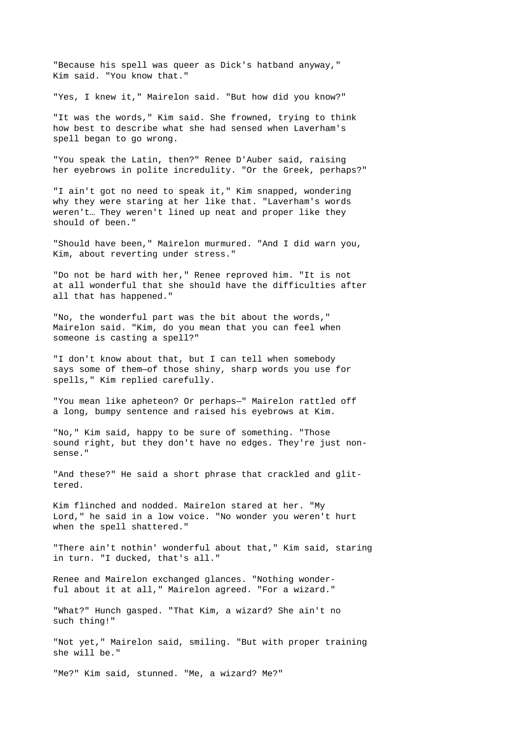"Because his spell was queer as Dick's hatband anyway," Kim said. "You know that."

"Yes, I knew it," Mairelon said. "But how did you know?"

"It was the words," Kim said. She frowned, trying to think how best to describe what she had sensed when Laverham's spell began to go wrong.

"You speak the Latin, then?" Renee D'Auber said, raising her eyebrows in polite incredulity. "Or the Greek, perhaps?"

"I ain't got no need to speak it," Kim snapped, wondering why they were staring at her like that. "Laverham's words weren't… They weren't lined up neat and proper like they should of been."

"Should have been," Mairelon murmured. "And I did warn you, Kim, about reverting under stress."

"Do not be hard with her," Renee reproved him. "It is not at all wonderful that she should have the difficulties after all that has happened."

"No, the wonderful part was the bit about the words," Mairelon said. "Kim, do you mean that you can feel when someone is casting a spell?"

"I don't know about that, but I can tell when somebody says some of them—of those shiny, sharp words you use for spells," Kim replied carefully.

"You mean like apheteon? Or perhaps—" Mairelon rattled off a long, bumpy sentence and raised his eyebrows at Kim.

"No," Kim said, happy to be sure of something. "Those sound right, but they don't have no edges. They're just nonsense."

"And these?" He said a short phrase that crackled and glittered.

Kim flinched and nodded. Mairelon stared at her. "My Lord," he said in a low voice. "No wonder you weren't hurt when the spell shattered."

"There ain't nothin' wonderful about that," Kim said, staring in turn. "I ducked, that's all."

Renee and Mairelon exchanged glances. "Nothing wonderful about it at all," Mairelon agreed. "For a wizard."

"What?" Hunch gasped. "That Kim, a wizard? She ain't no such thing!"

"Not yet," Mairelon said, smiling. "But with proper training she will be."

"Me?" Kim said, stunned. "Me, a wizard? Me?"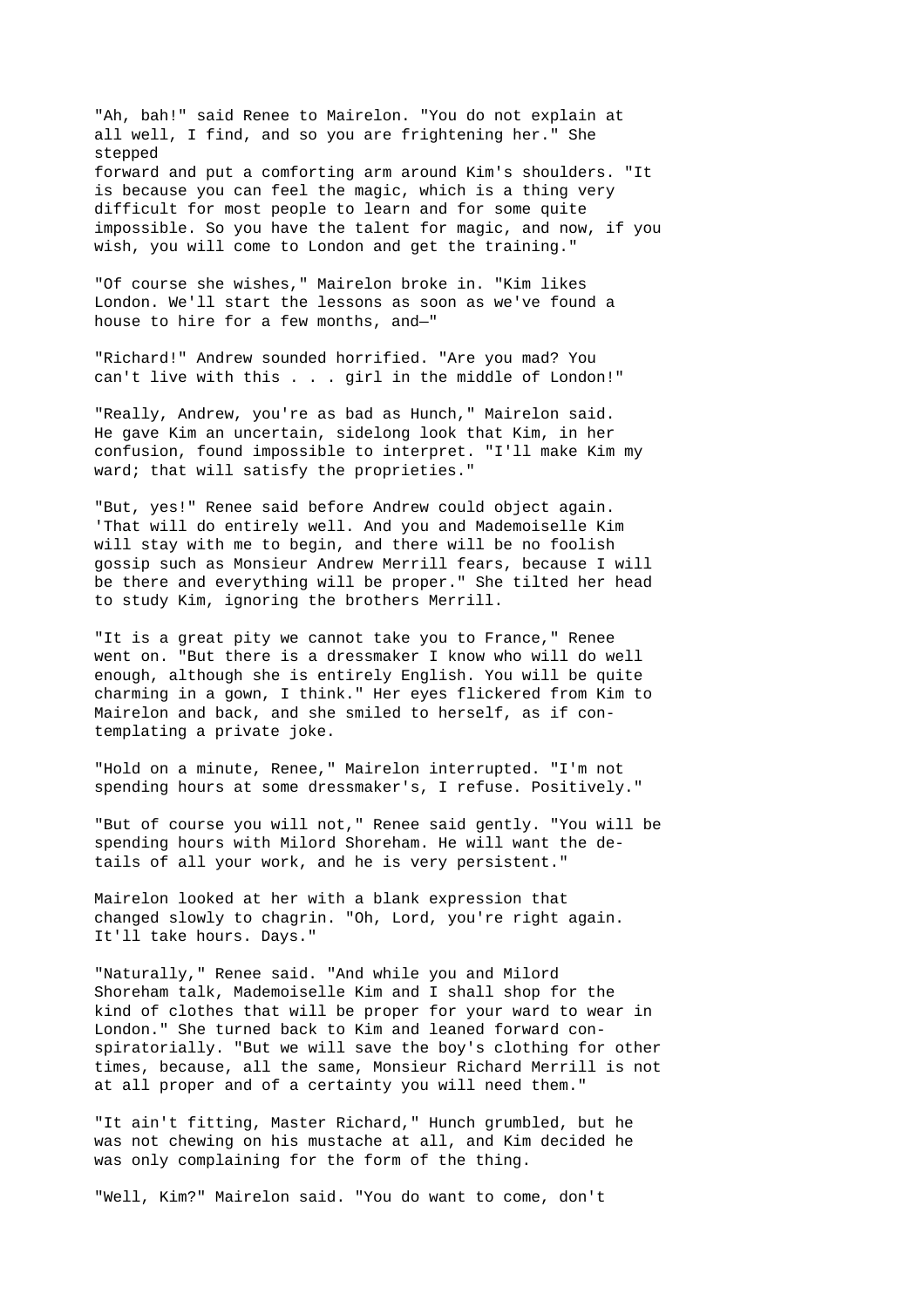"Ah, bah!" said Renee to Mairelon. "You do not explain at all well, I find, and so you are frightening her." She stepped forward and put a comforting arm around Kim's shoulders. "It is because you can feel the magic, which is a thing very difficult for most people to learn and for some quite impossible. So you have the talent for magic, and now, if you wish, you will come to London and get the training."

"Of course she wishes," Mairelon broke in. "Kim likes London. We'll start the lessons as soon as we've found a house to hire for a few months, and—"

"Richard!" Andrew sounded horrified. "Are you mad? You can't live with this . . . girl in the middle of London!"

"Really, Andrew, you're as bad as Hunch," Mairelon said. He gave Kim an uncertain, sidelong look that Kim, in her confusion, found impossible to interpret. "I'll make Kim my ward; that will satisfy the proprieties."

"But, yes!" Renee said before Andrew could object again. 'That will do entirely well. And you and Mademoiselle Kim will stay with me to begin, and there will be no foolish gossip such as Monsieur Andrew Merrill fears, because I will be there and everything will be proper." She tilted her head to study Kim, ignoring the brothers Merrill.

"It is a great pity we cannot take you to France," Renee went on. "But there is a dressmaker I know who will do well enough, although she is entirely English. You will be quite charming in a gown, I think." Her eyes flickered from Kim to Mairelon and back, and she smiled to herself, as if contemplating a private joke.

"Hold on a minute, Renee," Mairelon interrupted. "I'm not spending hours at some dressmaker's, I refuse. Positively."

"But of course you will not," Renee said gently. "You will be spending hours with Milord Shoreham. He will want the details of all your work, and he is very persistent."

Mairelon looked at her with a blank expression that changed slowly to chagrin. "Oh, Lord, you're right again. It'll take hours. Days."

"Naturally," Renee said. "And while you and Milord Shoreham talk, Mademoiselle Kim and I shall shop for the kind of clothes that will be proper for your ward to wear in London." She turned back to Kim and leaned forward conspiratorially. "But we will save the boy's clothing for other times, because, all the same, Monsieur Richard Merrill is not at all proper and of a certainty you will need them."

"It ain't fitting, Master Richard," Hunch grumbled, but he was not chewing on his mustache at all, and Kim decided he was only complaining for the form of the thing.

"Well, Kim?" Mairelon said. "You do want to come, don't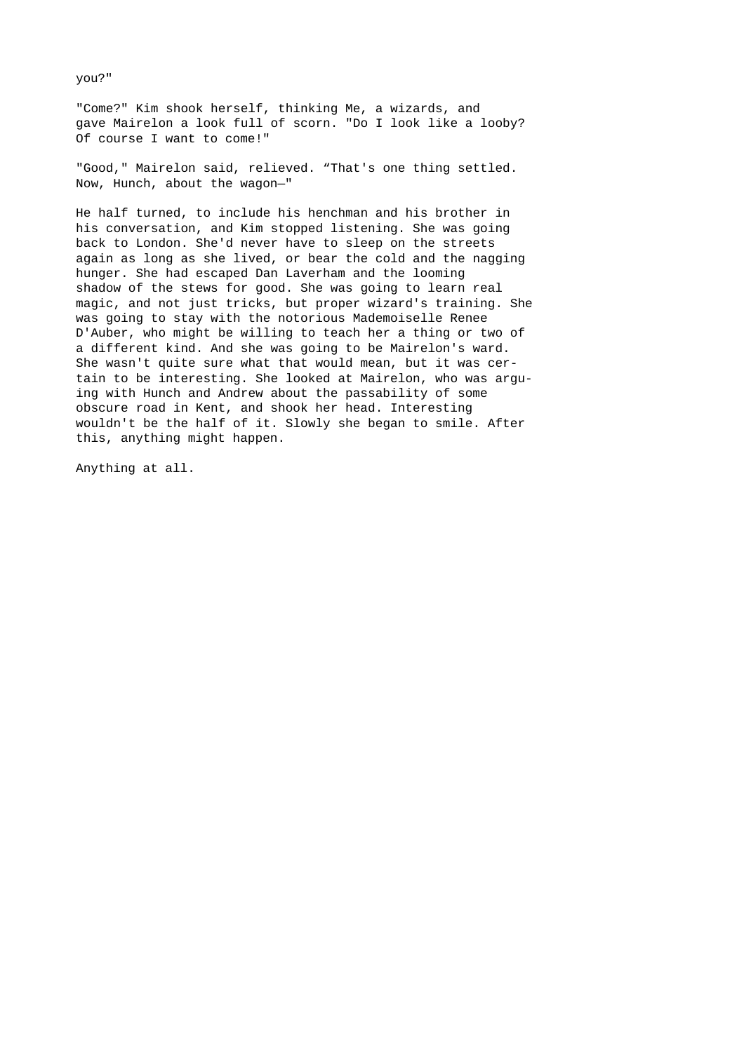you?"

"Come?" Kim shook herself, thinking Me, a wizards, and gave Mairelon a look full of scorn. "Do I look like a looby? Of course I want to come!"

"Good," Mairelon said, relieved. “That's one thing settled. Now, Hunch, about the wagon—"

He half turned, to include his henchman and his brother in his conversation, and Kim stopped listening. She was going back to London. She'd never have to sleep on the streets again as long as she lived, or bear the cold and the nagging hunger. She had escaped Dan Laverham and the looming shadow of the stews for good. She was going to learn real magic, and not just tricks, but proper wizard's training. She was going to stay with the notorious Mademoiselle Renee D'Auber, who might be willing to teach her a thing or two of a different kind. And she was going to be Mairelon's ward. She wasn't quite sure what that would mean, but it was certain to be interesting. She looked at Mairelon, who was arguing with Hunch and Andrew about the passability of some obscure road in Kent, and shook her head. Interesting wouldn't be the half of it. Slowly she began to smile. After this, anything might happen.

Anything at all.